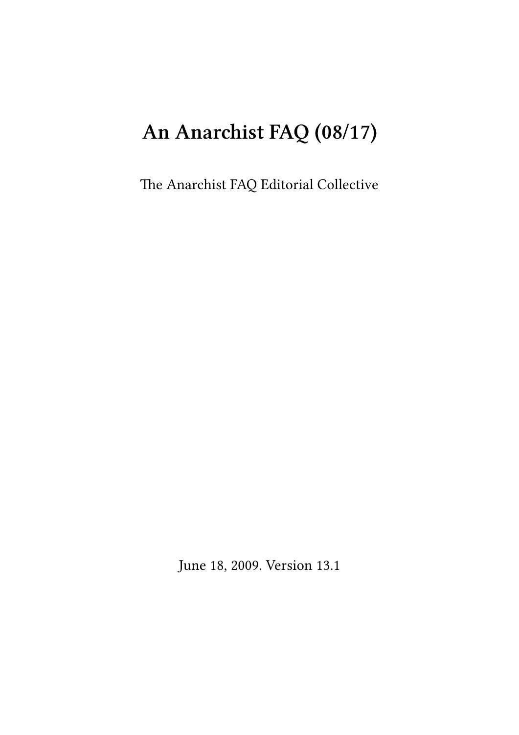# An Anarchist FAQ (08/17)

The Anarchist FAQ Editorial Collective

June 18, 2009. Version 13.1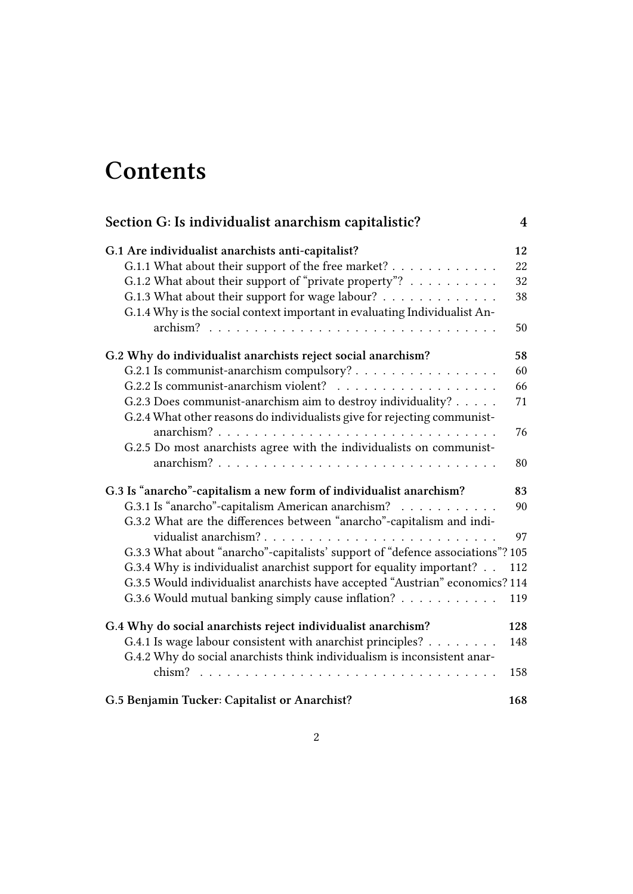# Contents

**Section G: Is individualist anarchism capitalistic?** 4

**G.1 Are individualist anarchists anti-capitalist?** 12
- G.1.1 What about their support of the free market? 22
- G.1.2 What about their support of "private property"? 32
- G.1.3 What about their support for wage labour? 38
- G.1.4 Why is the social context important in evaluating Individualist Anarchism? 50

**G.2 Why do individualist anarchists reject social anarchism?** 58
- G.2.1 Is communist-anarchism compulsory? 60
- G.2.2 Is communist-anarchism violent? 66
- G.2.3 Does communist-anarchism aim to destroy individuality? 71
- G.2.4 What other reasons do individualists give for rejecting communist-anarchism? 76
- G.2.5 Do most anarchists agree with the individualists on communist-anarchism? 80

**G.3 Is "anarcho"-capitalism a new form of individualist anarchism?** 83
- G.3.1 Is "anarcho"-capitalism American anarchism? 90
- G.3.2 What are the differences between "anarcho"-capitalism and individualist anarchism? 97
- G.3.3 What about "anarcho"-capitalists' support of "defence associations"? 105
- G.3.4 Why is individualist anarchist support for equality important? 112
- G.3.5 Would individualist anarchists have accepted "Austrian" economics? 114
- G.3.6 Would mutual banking simply cause inflation? 119

**G.4 Why do social anarchists reject individualist anarchism?** 128
- G.4.1 Is wage labour consistent with anarchist principles? 148
- G.4.2 Why do social anarchists think individualism is inconsistent anarchism? 158

**G.5 Benjamin Tucker: Capitalist or Anarchist?** 168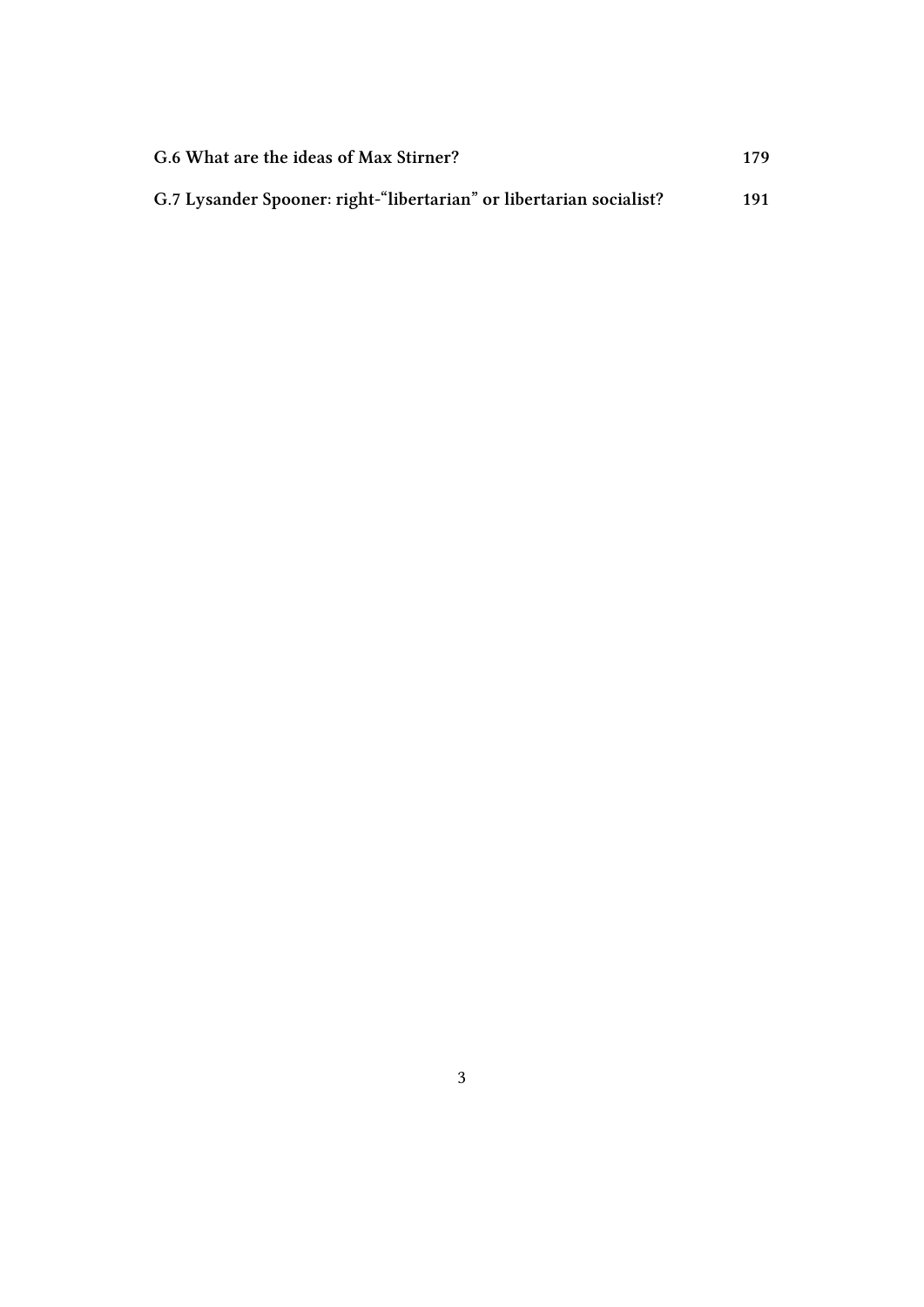**G.6 What are the ideas of Max Stirner?** 179

**G.7 Lysander Spooner: right-"libertarian" or libertarian socialist?** 191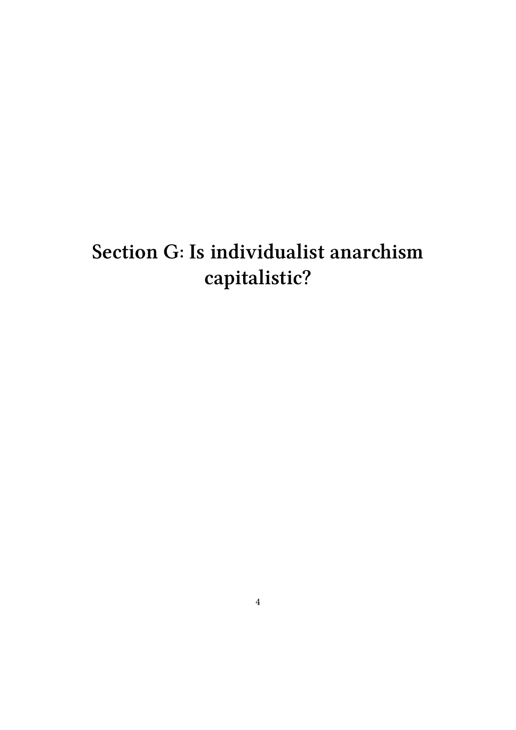# Section G: Is individualist anarchism capitalistic?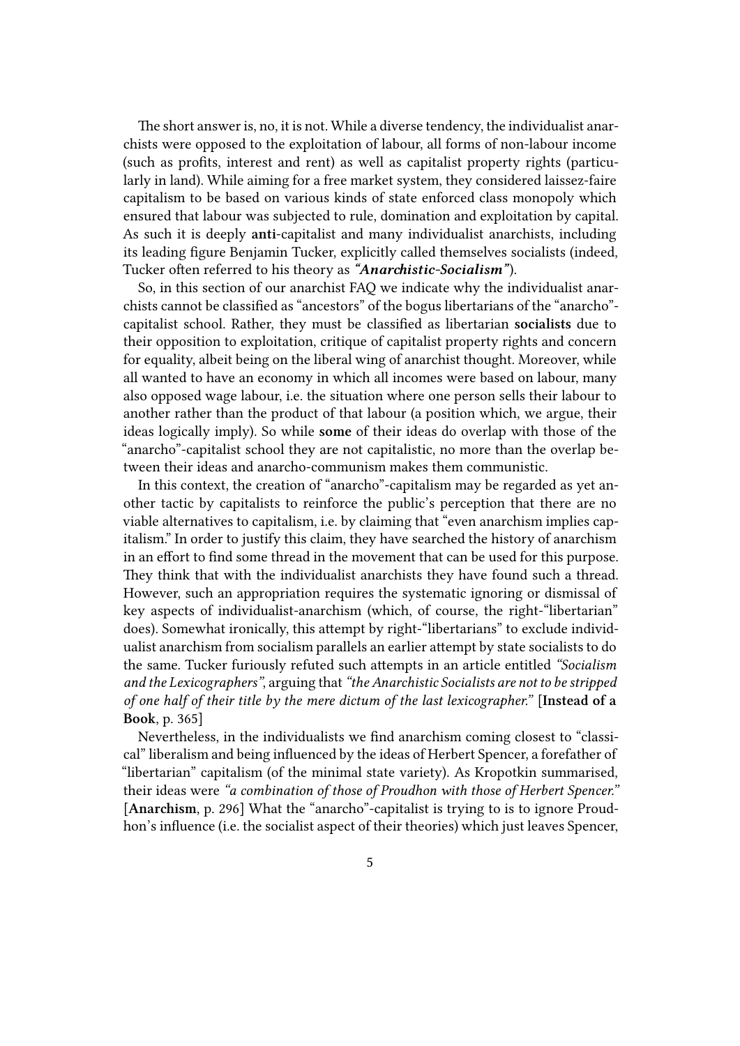The short answer is, no, it is not. While a diverse tendency, the individualist anarchists were opposed to the exploitation of labour, all forms of non-labour income (such as profits, interest and rent) as well as capitalist property rights (particularly in land). While aiming for a free market system, they considered laissez-faire capitalism to be based on various kinds of state enforced class monopoly which ensured that labour was subjected to rule, domination and exploitation by capital. As such it is deeply **anti**-capitalist and many individualist anarchists, including its leading figure Benjamin Tucker, explicitly called themselves socialists (indeed, Tucker often referred to his theory as ***"Anarchistic-Socialism"***).

So, in this section of our anarchist FAQ we indicate why the individualist anarchists cannot be classified as "ancestors" of the bogus libertarians of the "anarcho"-capitalist school. Rather, they must be classified as libertarian **socialists** due to their opposition to exploitation, critique of capitalist property rights and concern for equality, albeit being on the liberal wing of anarchist thought. Moreover, while all wanted to have an economy in which all incomes were based on labour, many also opposed wage labour, i.e. the situation where one person sells their labour to another rather than the product of that labour (a position which, we argue, their ideas logically imply). So while **some** of their ideas do overlap with those of the "anarcho"-capitalist school they are not capitalistic, no more than the overlap between their ideas and anarcho-communism makes them communistic.

In this context, the creation of "anarcho"-capitalism may be regarded as yet another tactic by capitalists to reinforce the public's perception that there are no viable alternatives to capitalism, i.e. by claiming that "even anarchism implies capitalism." In order to justify this claim, they have searched the history of anarchism in an effort to find some thread in the movement that can be used for this purpose. They think that with the individualist anarchists they have found such a thread. However, such an appropriation requires the systematic ignoring or dismissal of key aspects of individualist-anarchism (which, of course, the right-"libertarian" does). Somewhat ironically, this attempt by right-"libertarians" to exclude individualist anarchism from socialism parallels an earlier attempt by state socialists to do the same. Tucker furiously refuted such attempts in an article entitled *"Socialism and the Lexicographers"*, arguing that *"the Anarchistic Socialists are not to be stripped of one half of their title by the mere dictum of the last lexicographer."* [**Instead of a Book**, p. 365]

Nevertheless, in the individualists we find anarchism coming closest to "classical" liberalism and being influenced by the ideas of Herbert Spencer, a forefather of "libertarian" capitalism (of the minimal state variety). As Kropotkin summarised, their ideas were *"a combination of those of Proudhon with those of Herbert Spencer."* [**Anarchism**, p. 296] What the "anarcho"-capitalist is trying to is to ignore Proudhon's influence (i.e. the socialist aspect of their theories) which just leaves Spencer,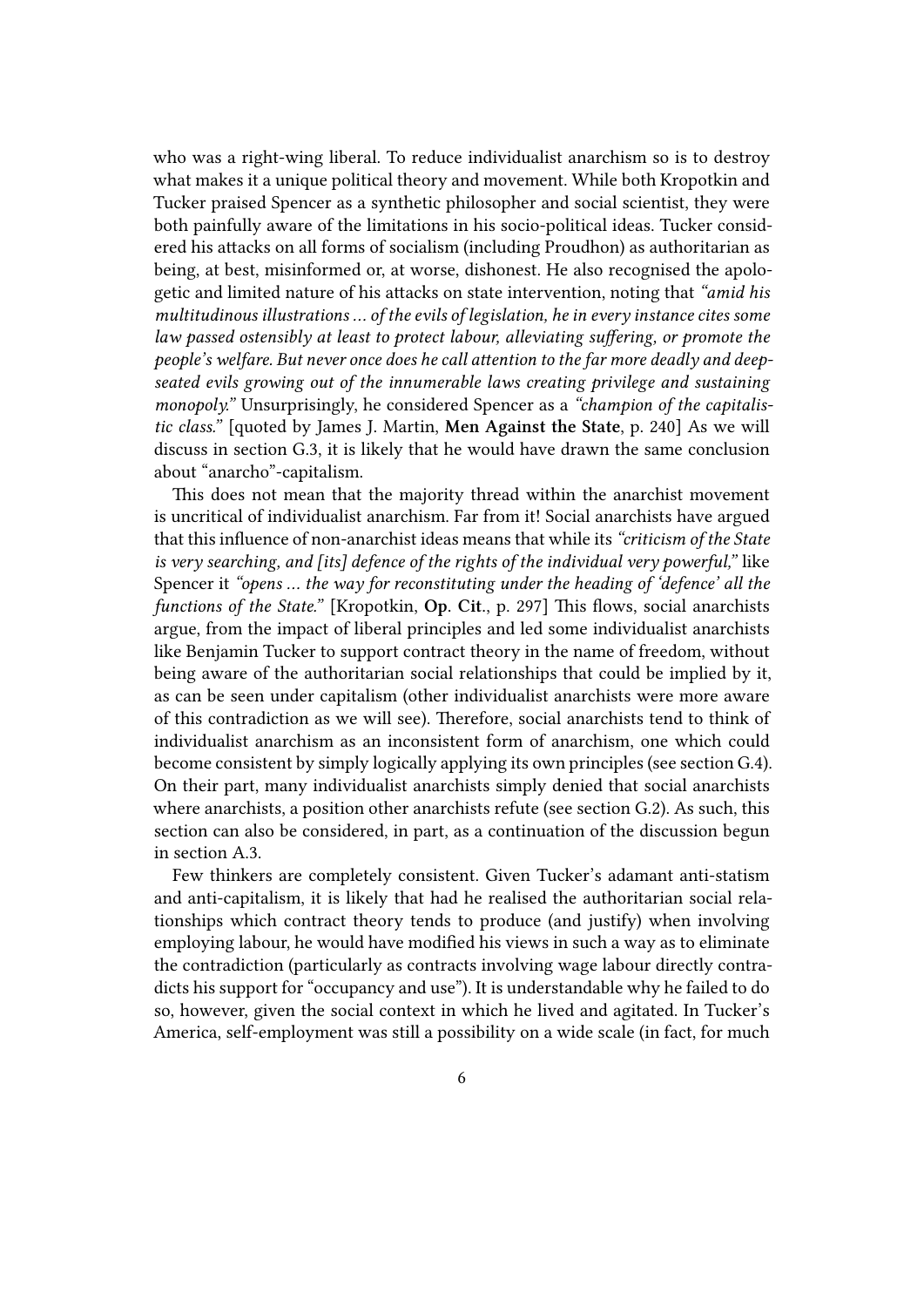who was a right-wing liberal. To reduce individualist anarchism so is to destroy what makes it a unique political theory and movement. While both Kropotkin and Tucker praised Spencer as a synthetic philosopher and social scientist, they were both painfully aware of the limitations in his socio-political ideas. Tucker considered his attacks on all forms of socialism (including Proudhon) as authoritarian as being, at best, misinformed or, at worse, dishonest. He also recognised the apologetic and limited nature of his attacks on state intervention, noting that *"amid his multitudinous illustrations … of the evils of legislation, he in every instance cites some law passed ostensibly at least to protect labour, alleviating suffering, or promote the people's welfare. But never once does he call attention to the far more deadly and deep-seated evils growing out of the innumerable laws creating privilege and sustaining monopoly."* Unsurprisingly, he considered Spencer as a *"champion of the capitalistic class."* [quoted by James J. Martin, **Men Against the State**, p. 240] As we will discuss in section G.3, it is likely that he would have drawn the same conclusion about "anarcho"-capitalism.

This does not mean that the majority thread within the anarchist movement is uncritical of individualist anarchism. Far from it! Social anarchists have argued that this influence of non-anarchist ideas means that while its *"criticism of the State is very searching, and [its] defence of the rights of the individual very powerful,"* like Spencer it *"opens … the way for reconstituting under the heading of 'defence' all the functions of the State."* [Kropotkin, **Op. Cit.**, p. 297] This flows, social anarchists argue, from the impact of liberal principles and led some individualist anarchists like Benjamin Tucker to support contract theory in the name of freedom, without being aware of the authoritarian social relationships that could be implied by it, as can be seen under capitalism (other individualist anarchists were more aware of this contradiction as we will see). Therefore, social anarchists tend to think of individualist anarchism as an inconsistent form of anarchism, one which could become consistent by simply logically applying its own principles (see section G.4). On their part, many individualist anarchists simply denied that social anarchists where anarchists, a position other anarchists refute (see section G.2). As such, this section can also be considered, in part, as a continuation of the discussion begun in section A.3.

Few thinkers are completely consistent. Given Tucker's adamant anti-statism and anti-capitalism, it is likely that had he realised the authoritarian social relationships which contract theory tends to produce (and justify) when involving employing labour, he would have modified his views in such a way as to eliminate the contradiction (particularly as contracts involving wage labour directly contradicts his support for "occupancy and use"). It is understandable why he failed to do so, however, given the social context in which he lived and agitated. In Tucker's America, self-employment was still a possibility on a wide scale (in fact, for much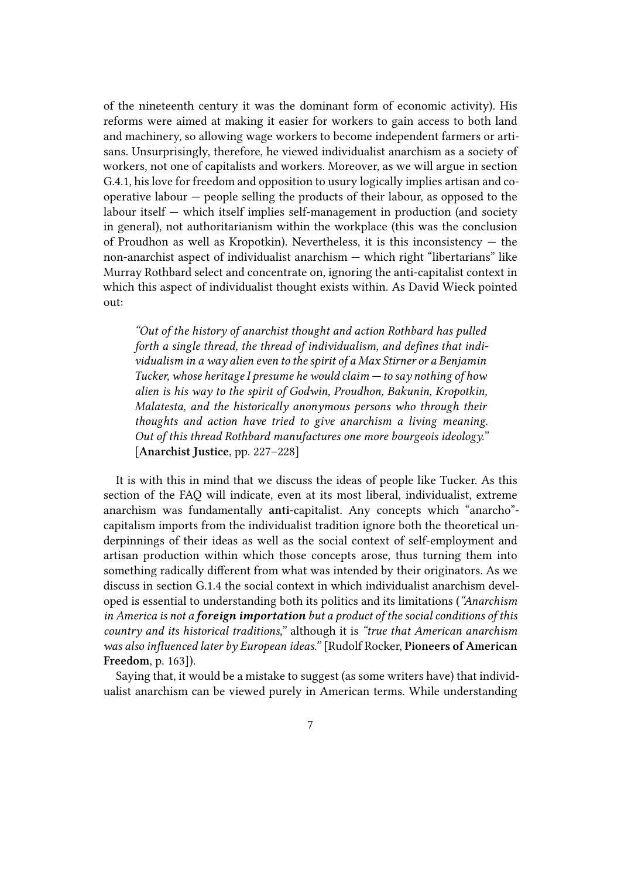of the nineteenth century it was the dominant form of economic activity). His reforms were aimed at making it easier for workers to gain access to both land and machinery, so allowing wage workers to become independent farmers or artisans. Unsurprisingly, therefore, he viewed individualist anarchism as a society of workers, not one of capitalists and workers. Moreover, as we will argue in section G.4.1, his love for freedom and opposition to usury logically implies artisan and co-operative labour — people selling the products of their labour, as opposed to the labour itself — which itself implies self-management in production (and society in general), not authoritarianism within the workplace (this was the conclusion of Proudhon as well as Kropotkin). Nevertheless, it is this inconsistency — the non-anarchist aspect of individualist anarchism — which right "libertarians" like Murray Rothbard select and concentrate on, ignoring the anti-capitalist context in which this aspect of individualist thought exists within. As David Wieck pointed out:

> *"Out of the history of anarchist thought and action Rothbard has pulled forth a single thread, the thread of individualism, and defines that individualism in a way alien even to the spirit of a Max Stirner or a Benjamin Tucker, whose heritage I presume he would claim — to say nothing of how alien is his way to the spirit of Godwin, Proudhon, Bakunin, Kropotkin, Malatesta, and the historically anonymous persons who through their thoughts and action have tried to give anarchism a living meaning. Out of this thread Rothbard manufactures one more bourgeois ideology."* [**Anarchist Justice**, pp. 227–228]

It is with this in mind that we discuss the ideas of people like Tucker. As this section of the FAQ will indicate, even at its most liberal, individualist, extreme anarchism was fundamentally **anti**-capitalist. Any concepts which "anarcho"-capitalism imports from the individualist tradition ignore both the theoretical underpinnings of their ideas as well as the social context of self-employment and artisan production within which those concepts arose, thus turning them into something radically different from what was intended by their originators. As we discuss in section G.1.4 the social context in which individualist anarchism developed is essential to understanding both its politics and its limitations (*"Anarchism in America is not a **foreign importation** but a product of the social conditions of this country and its historical traditions,"* although it is *"true that American anarchism was also influenced later by European ideas."* [Rudolf Rocker, **Pioneers of American Freedom**, p. 163]).

Saying that, it would be a mistake to suggest (as some writers have) that individualist anarchism can be viewed purely in American terms. While understanding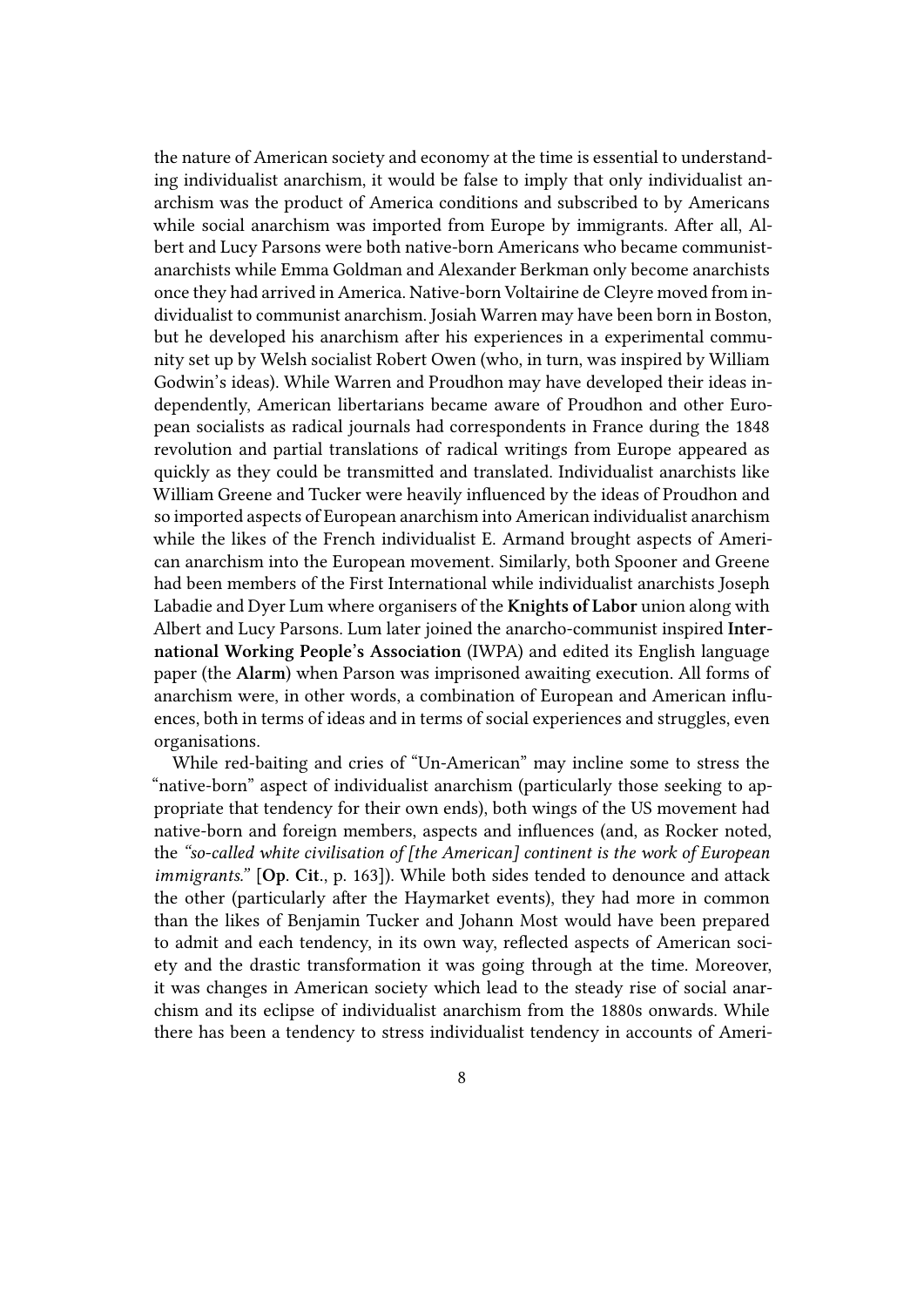the nature of American society and economy at the time is essential to understanding individualist anarchism, it would be false to imply that only individualist anarchism was the product of America conditions and subscribed to by Americans while social anarchism was imported from Europe by immigrants. After all, Albert and Lucy Parsons were both native-born Americans who became communist-anarchists while Emma Goldman and Alexander Berkman only become anarchists once they had arrived in America. Native-born Voltairine de Cleyre moved from individualist to communist anarchism. Josiah Warren may have been born in Boston, but he developed his anarchism after his experiences in a experimental community set up by Welsh socialist Robert Owen (who, in turn, was inspired by William Godwin's ideas). While Warren and Proudhon may have developed their ideas independently, American libertarians became aware of Proudhon and other European socialists as radical journals had correspondents in France during the 1848 revolution and partial translations of radical writings from Europe appeared as quickly as they could be transmitted and translated. Individualist anarchists like William Greene and Tucker were heavily influenced by the ideas of Proudhon and so imported aspects of European anarchism into American individualist anarchism while the likes of the French individualist E. Armand brought aspects of American anarchism into the European movement. Similarly, both Spooner and Greene had been members of the First International while individualist anarchists Joseph Labadie and Dyer Lum where organisers of the **Knights of Labor** union along with Albert and Lucy Parsons. Lum later joined the anarcho-communist inspired **International Working People's Association** (IWPA) and edited its English language paper (the **Alarm**) when Parson was imprisoned awaiting execution. All forms of anarchism were, in other words, a combination of European and American influences, both in terms of ideas and in terms of social experiences and struggles, even organisations.

While red-baiting and cries of "Un-American" may incline some to stress the "native-born" aspect of individualist anarchism (particularly those seeking to appropriate that tendency for their own ends), both wings of the US movement had native-born and foreign members, aspects and influences (and, as Rocker noted, the *"so-called white civilisation of [the American] continent is the work of European immigrants."* [**Op. Cit.**, p. 163]). While both sides tended to denounce and attack the other (particularly after the Haymarket events), they had more in common than the likes of Benjamin Tucker and Johann Most would have been prepared to admit and each tendency, in its own way, reflected aspects of American society and the drastic transformation it was going through at the time. Moreover, it was changes in American society which lead to the steady rise of social anarchism and its eclipse of individualist anarchism from the 1880s onwards. While there has been a tendency to stress individualist tendency in accounts of Ameri-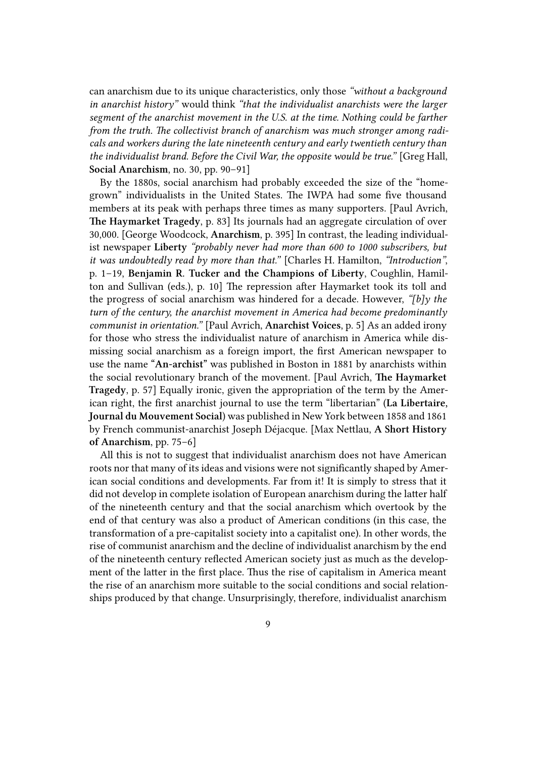can anarchism due to its unique characteristics, only those *"without a background in anarchist history"* would think *"that the individualist anarchists were the larger segment of the anarchist movement in the U.S. at the time. Nothing could be farther from the truth. The collectivist branch of anarchism was much stronger among radicals and workers during the late nineteenth century and early twentieth century than the individualist brand. Before the Civil War, the opposite would be true."* [Greg Hall, **Social Anarchism**, no. 30, pp. 90–91]

By the 1880s, social anarchism had probably exceeded the size of the "home-grown" individualists in the United States. The IWPA had some five thousand members at its peak with perhaps three times as many supporters. [Paul Avrich, **The Haymarket Tragedy**, p. 83] Its journals had an aggregate circulation of over 30,000. [George Woodcock, **Anarchism**, p. 395] In contrast, the leading individualist newspaper **Liberty** *"probably never had more than 600 to 1000 subscribers, but it was undoubtedly read by more than that."* [Charles H. Hamilton, *"Introduction"*, p. 1–19, **Benjamin R. Tucker and the Champions of Liberty**, Coughlin, Hamilton and Sullivan (eds.), p. 10] The repression after Haymarket took its toll and the progress of social anarchism was hindered for a decade. However, *"[b]y the turn of the century, the anarchist movement in America had become predominantly communist in orientation."* [Paul Avrich, **Anarchist Voices**, p. 5] As an added irony for those who stress the individualist nature of anarchism in America while dismissing social anarchism as a foreign import, the first American newspaper to use the name **"An-archist"** was published in Boston in 1881 by anarchists within the social revolutionary branch of the movement. [Paul Avrich, **The Haymarket Tragedy**, p. 57] Equally ironic, given the appropriation of the term by the American right, the first anarchist journal to use the term "libertarian" (**La Libertaire, Journal du Mouvement Social**) was published in New York between 1858 and 1861 by French communist-anarchist Joseph Déjacque. [Max Nettlau, **A Short History of Anarchism**, pp. 75–6]

All this is not to suggest that individualist anarchism does not have American roots nor that many of its ideas and visions were not significantly shaped by American social conditions and developments. Far from it! It is simply to stress that it did not develop in complete isolation of European anarchism during the latter half of the nineteenth century and that the social anarchism which overtook by the end of that century was also a product of American conditions (in this case, the transformation of a pre-capitalist society into a capitalist one). In other words, the rise of communist anarchism and the decline of individualist anarchism by the end of the nineteenth century reflected American society just as much as the development of the latter in the first place. Thus the rise of capitalism in America meant the rise of an anarchism more suitable to the social conditions and social relationships produced by that change. Unsurprisingly, therefore, individualist anarchism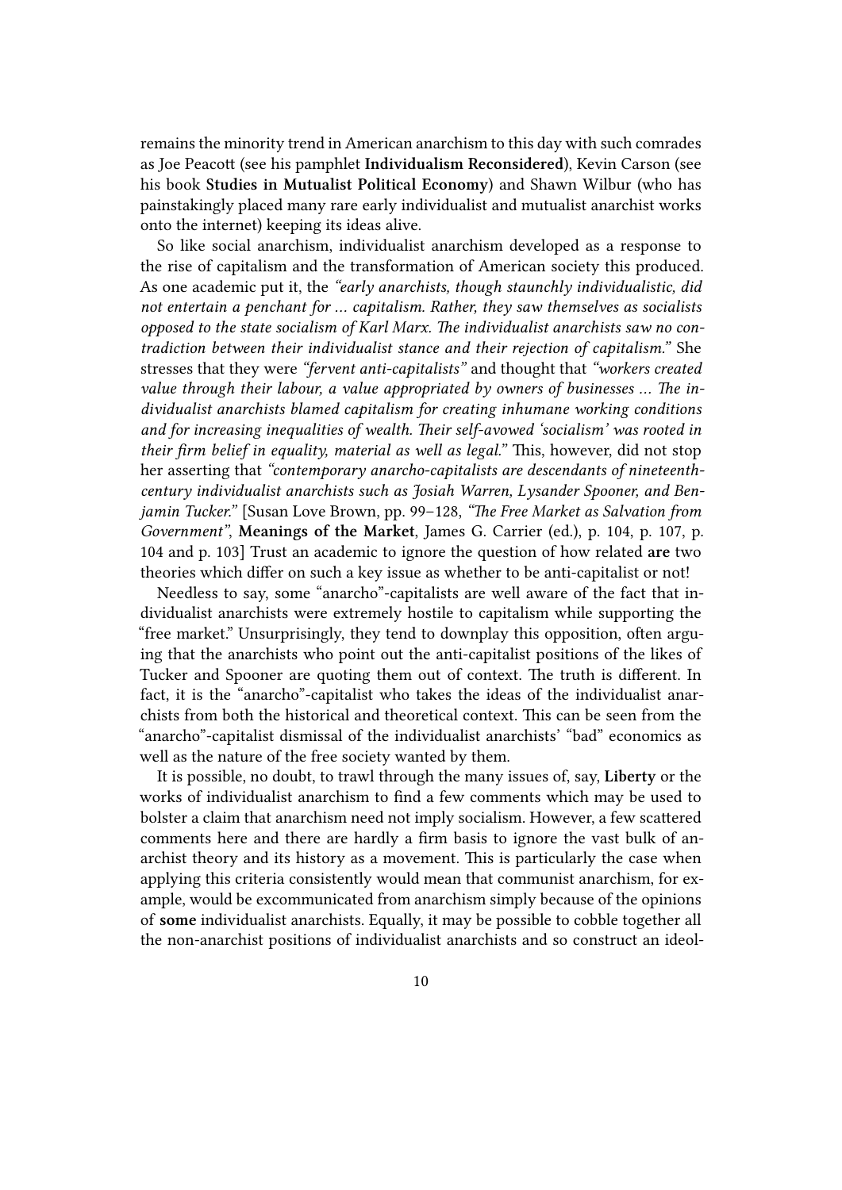remains the minority trend in American anarchism to this day with such comrades as Joe Peacott (see his pamphlet **Individualism Reconsidered**), Kevin Carson (see his book **Studies in Mutualist Political Economy**) and Shawn Wilbur (who has painstakingly placed many rare early individualist and mutualist anarchist works onto the internet) keeping its ideas alive.

So like social anarchism, individualist anarchism developed as a response to the rise of capitalism and the transformation of American society this produced. As one academic put it, the *"early anarchists, though staunchly individualistic, did not entertain a penchant for … capitalism. Rather, they saw themselves as socialists opposed to the state socialism of Karl Marx. The individualist anarchists saw no contradiction between their individualist stance and their rejection of capitalism."* She stresses that they were *"fervent anti-capitalists"* and thought that *"workers created value through their labour, a value appropriated by owners of businesses … The individualist anarchists blamed capitalism for creating inhumane working conditions and for increasing inequalities of wealth. Their self-avowed 'socialism' was rooted in their firm belief in equality, material as well as legal."* This, however, did not stop her asserting that *"contemporary anarcho-capitalists are descendants of nineteenth-century individualist anarchists such as Josiah Warren, Lysander Spooner, and Benjamin Tucker."* [Susan Love Brown, pp. 99–128, *"The Free Market as Salvation from Government"*, **Meanings of the Market**, James G. Carrier (ed.), p. 104, p. 107, p. 104 and p. 103] Trust an academic to ignore the question of how related **are** two theories which differ on such a key issue as whether to be anti-capitalist or not!

Needless to say, some "anarcho"-capitalists are well aware of the fact that individualist anarchists were extremely hostile to capitalism while supporting the "free market." Unsurprisingly, they tend to downplay this opposition, often arguing that the anarchists who point out the anti-capitalist positions of the likes of Tucker and Spooner are quoting them out of context. The truth is different. In fact, it is the "anarcho"-capitalist who takes the ideas of the individualist anarchists from both the historical and theoretical context. This can be seen from the "anarcho"-capitalist dismissal of the individualist anarchists' "bad" economics as well as the nature of the free society wanted by them.

It is possible, no doubt, to trawl through the many issues of, say, **Liberty** or the works of individualist anarchism to find a few comments which may be used to bolster a claim that anarchism need not imply socialism. However, a few scattered comments here and there are hardly a firm basis to ignore the vast bulk of anarchist theory and its history as a movement. This is particularly the case when applying this criteria consistently would mean that communist anarchism, for example, would be excommunicated from anarchism simply because of the opinions of **some** individualist anarchists. Equally, it may be possible to cobble together all the non-anarchist positions of individualist anarchists and so construct an ideol-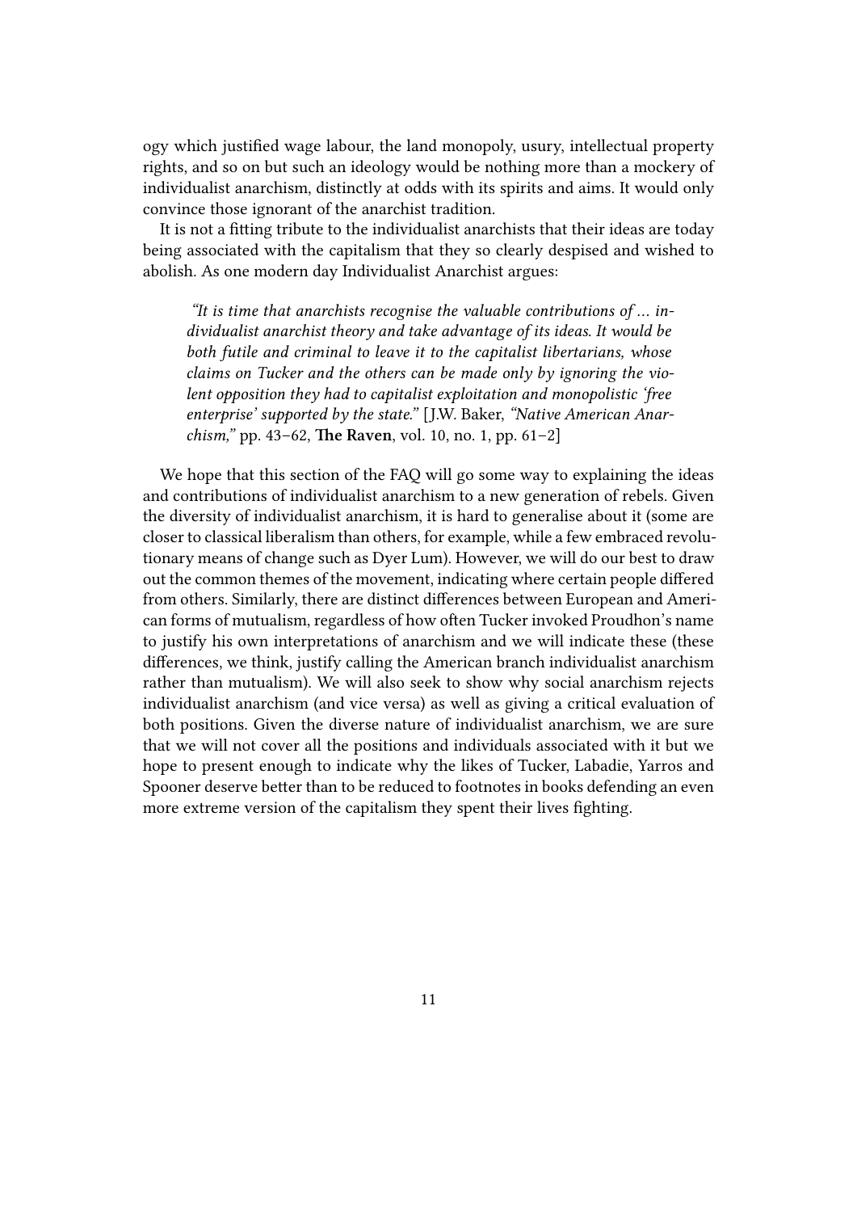ogy which justified wage labour, the land monopoly, usury, intellectual property rights, and so on but such an ideology would be nothing more than a mockery of individualist anarchism, distinctly at odds with its spirits and aims. It would only convince those ignorant of the anarchist tradition.

It is not a fitting tribute to the individualist anarchists that their ideas are today being associated with the capitalism that they so clearly despised and wished to abolish. As one modern day Individualist Anarchist argues:

> *"It is time that anarchists recognise the valuable contributions of … individualist anarchist theory and take advantage of its ideas. It would be both futile and criminal to leave it to the capitalist libertarians, whose claims on Tucker and the others can be made only by ignoring the violent opposition they had to capitalist exploitation and monopolistic 'free enterprise' supported by the state."* [J.W. Baker, *"Native American Anarchism,"* pp. 43–62, **The Raven**, vol. 10, no. 1, pp. 61–2]

We hope that this section of the FAQ will go some way to explaining the ideas and contributions of individualist anarchism to a new generation of rebels. Given the diversity of individualist anarchism, it is hard to generalise about it (some are closer to classical liberalism than others, for example, while a few embraced revolutionary means of change such as Dyer Lum). However, we will do our best to draw out the common themes of the movement, indicating where certain people differed from others. Similarly, there are distinct differences between European and American forms of mutualism, regardless of how often Tucker invoked Proudhon's name to justify his own interpretations of anarchism and we will indicate these (these differences, we think, justify calling the American branch individualist anarchism rather than mutualism). We will also seek to show why social anarchism rejects individualist anarchism (and vice versa) as well as giving a critical evaluation of both positions. Given the diverse nature of individualist anarchism, we are sure that we will not cover all the positions and individuals associated with it but we hope to present enough to indicate why the likes of Tucker, Labadie, Yarros and Spooner deserve better than to be reduced to footnotes in books defending an even more extreme version of the capitalism they spent their lives fighting.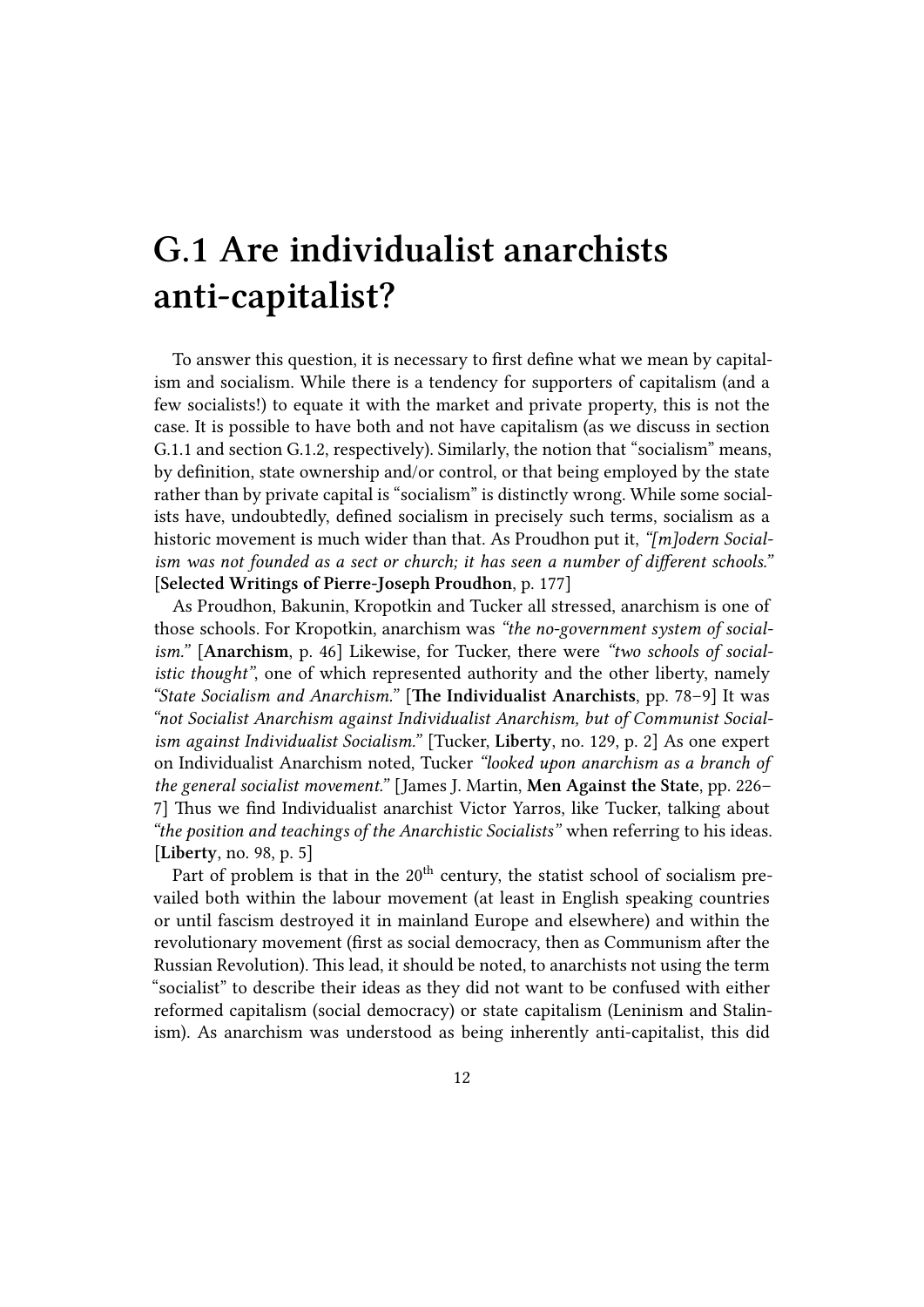# G.1 Are individualist anarchists anti-capitalist?

To answer this question, it is necessary to first define what we mean by capitalism and socialism. While there is a tendency for supporters of capitalism (and a few socialists!) to equate it with the market and private property, this is not the case. It is possible to have both and not have capitalism (as we discuss in section G.1.1 and section G.1.2, respectively). Similarly, the notion that "socialism" means, by definition, state ownership and/or control, or that being employed by the state rather than by private capital is "socialism" is distinctly wrong. While some socialists have, undoubtedly, defined socialism in precisely such terms, socialism as a historic movement is much wider than that. As Proudhon put it, *"[m]odern Socialism was not founded as a sect or church; it has seen a number of different schools."* [**Selected Writings of Pierre-Joseph Proudhon**, p. 177]

As Proudhon, Bakunin, Kropotkin and Tucker all stressed, anarchism is one of those schools. For Kropotkin, anarchism was *"the no-government system of socialism."* [**Anarchism**, p. 46] Likewise, for Tucker, there were *"two schools of socialistic thought"*, one of which represented authority and the other liberty, namely *"State Socialism and Anarchism."* [**The Individualist Anarchists**, pp. 78–9] It was *"not Socialist Anarchism against Individualist Anarchism, but of Communist Socialism against Individualist Socialism."* [Tucker, **Liberty**, no. 129, p. 2] As one expert on Individualist Anarchism noted, Tucker *"looked upon anarchism as a branch of the general socialist movement."* [James J. Martin, **Men Against the State**, pp. 226–7] Thus we find Individualist anarchist Victor Yarros, like Tucker, talking about *"the position and teachings of the Anarchistic Socialists"* when referring to his ideas. [**Liberty**, no. 98, p. 5]

Part of problem is that in the 20th century, the statist school of socialism prevailed both within the labour movement (at least in English speaking countries or until fascism destroyed it in mainland Europe and elsewhere) and within the revolutionary movement (first as social democracy, then as Communism after the Russian Revolution). This lead, it should be noted, to anarchists not using the term "socialist" to describe their ideas as they did not want to be confused with either reformed capitalism (social democracy) or state capitalism (Leninism and Stalinism). As anarchism was understood as being inherently anti-capitalist, this did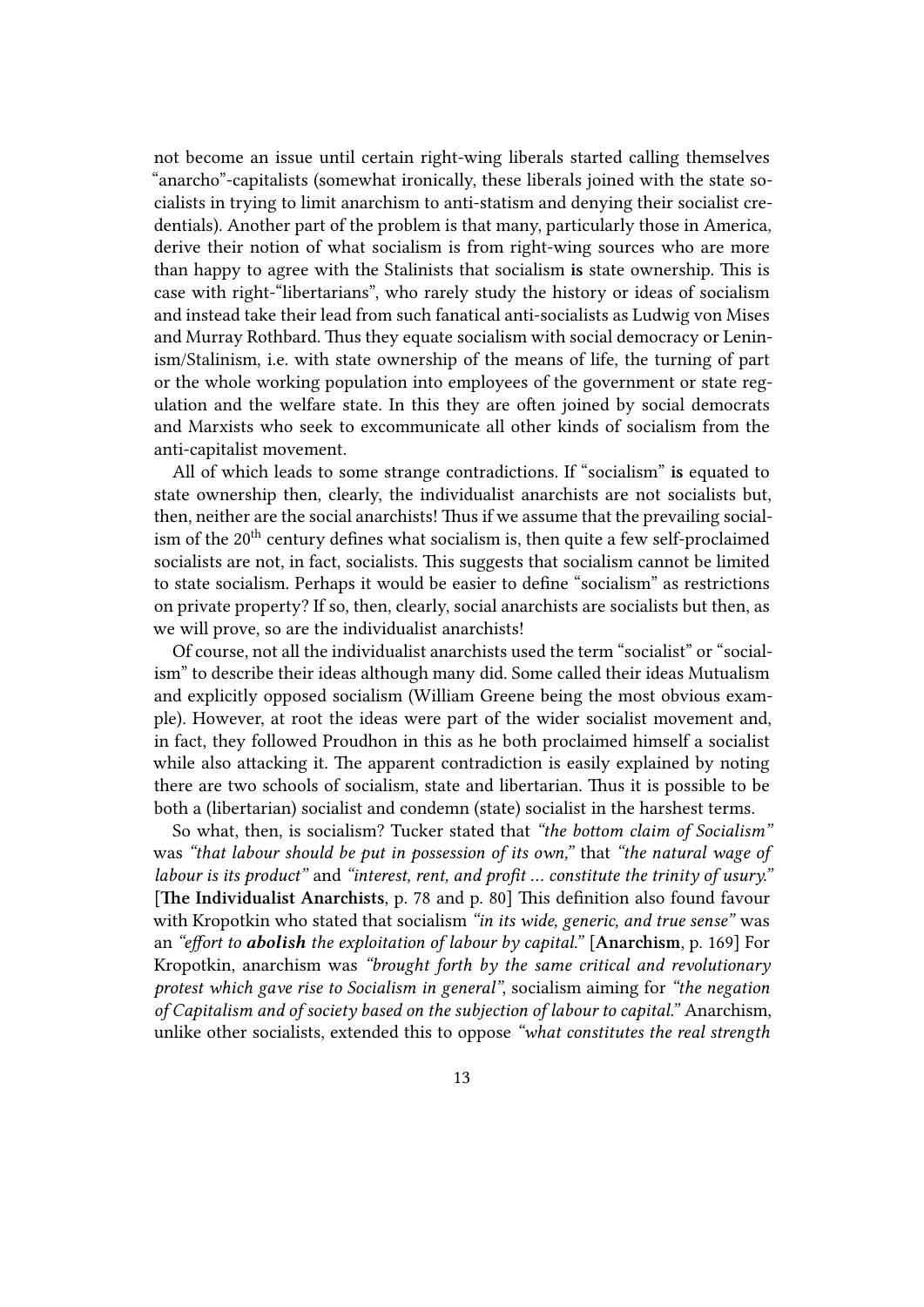not become an issue until certain right-wing liberals started calling themselves "anarcho"-capitalists (somewhat ironically, these liberals joined with the state socialists in trying to limit anarchism to anti-statism and denying their socialist credentials). Another part of the problem is that many, particularly those in America, derive their notion of what socialism is from right-wing sources who are more than happy to agree with the Stalinists that socialism **is** state ownership. This is case with right-"libertarians", who rarely study the history or ideas of socialism and instead take their lead from such fanatical anti-socialists as Ludwig von Mises and Murray Rothbard. Thus they equate socialism with social democracy or Leninism/Stalinism, i.e. with state ownership of the means of life, the turning of part or the whole working population into employees of the government or state regulation and the welfare state. In this they are often joined by social democrats and Marxists who seek to excommunicate all other kinds of socialism from the anti-capitalist movement.

All of which leads to some strange contradictions. If "socialism" **is** equated to state ownership then, clearly, the individualist anarchists are not socialists but, then, neither are the social anarchists! Thus if we assume that the prevailing socialism of the 20th century defines what socialism is, then quite a few self-proclaimed socialists are not, in fact, socialists. This suggests that socialism cannot be limited to state socialism. Perhaps it would be easier to define "socialism" as restrictions on private property? If so, then, clearly, social anarchists are socialists but then, as we will prove, so are the individualist anarchists!

Of course, not all the individualist anarchists used the term "socialist" or "socialism" to describe their ideas although many did. Some called their ideas Mutualism and explicitly opposed socialism (William Greene being the most obvious example). However, at root the ideas were part of the wider socialist movement and, in fact, they followed Proudhon in this as he both proclaimed himself a socialist while also attacking it. The apparent contradiction is easily explained by noting there are two schools of socialism, state and libertarian. Thus it is possible to be both a (libertarian) socialist and condemn (state) socialist in the harshest terms.

So what, then, is socialism? Tucker stated that *"the bottom claim of Socialism"* was *"that labour should be put in possession of its own,"* that *"the natural wage of labour is its product"* and *"interest, rent, and profit … constitute the trinity of usury."* [**The Individualist Anarchists**, p. 78 and p. 80] This definition also found favour with Kropotkin who stated that socialism *"in its wide, generic, and true sense"* was an *"effort to **abolish** the exploitation of labour by capital."* [**Anarchism**, p. 169] For Kropotkin, anarchism was *"brought forth by the same critical and revolutionary protest which gave rise to Socialism in general"*, socialism aiming for *"the negation of Capitalism and of society based on the subjection of labour to capital."* Anarchism, unlike other socialists, extended this to oppose *"what constitutes the real strength*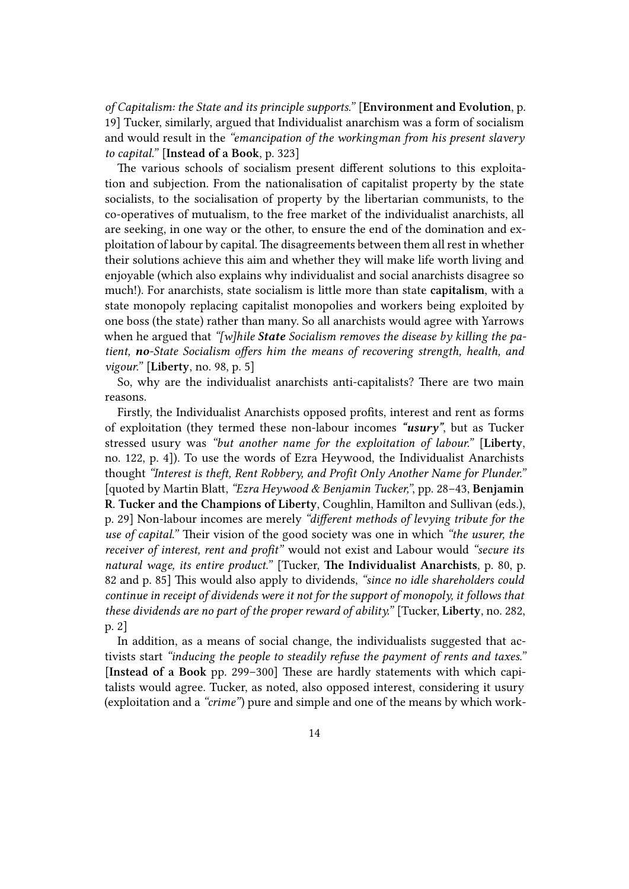*of Capitalism: the State and its principle supports."* [**Environment and Evolution**, p. 19] Tucker, similarly, argued that Individualist anarchism was a form of socialism and would result in the *"emancipation of the workingman from his present slavery to capital."* [**Instead of a Book**, p. 323]

The various schools of socialism present different solutions to this exploitation and subjection. From the nationalisation of capitalist property by the state socialists, to the socialisation of property by the libertarian communists, to the co-operatives of mutualism, to the free market of the individualist anarchists, all are seeking, in one way or the other, to ensure the end of the domination and exploitation of labour by capital. The disagreements between them all rest in whether their solutions achieve this aim and whether they will make life worth living and enjoyable (which also explains why individualist and social anarchists disagree so much!). For anarchists, state socialism is little more than state **capitalism**, with a state monopoly replacing capitalist monopolies and workers being exploited by one boss (the state) rather than many. So all anarchists would agree with Yarrows when he argued that *"[w]hile **State** Socialism removes the disease by killing the patient, **no**-State Socialism offers him the means of recovering strength, health, and vigour."* [**Liberty**, no. 98, p. 5]

So, why are the individualist anarchists anti-capitalists? There are two main reasons.

Firstly, the Individualist Anarchists opposed profits, interest and rent as forms of exploitation (they termed these non-labour incomes ***"usury"***, but as Tucker stressed usury was *"but another name for the exploitation of labour."* [**Liberty**, no. 122, p. 4]). To use the words of Ezra Heywood, the Individualist Anarchists thought *"Interest is theft, Rent Robbery, and Profit Only Another Name for Plunder."* [quoted by Martin Blatt, *"Ezra Heywood & Benjamin Tucker,"*, pp. 28–43, **Benjamin R. Tucker and the Champions of Liberty**, Coughlin, Hamilton and Sullivan (eds.), p. 29] Non-labour incomes are merely *"different methods of levying tribute for the use of capital."* Their vision of the good society was one in which *"the usurer, the receiver of interest, rent and profit"* would not exist and Labour would *"secure its natural wage, its entire product."* [Tucker, **The Individualist Anarchists**, p. 80, p. 82 and p. 85] This would also apply to dividends, *"since no idle shareholders could continue in receipt of dividends were it not for the support of monopoly, it follows that these dividends are no part of the proper reward of ability."* [Tucker, **Liberty**, no. 282, p. 2]

In addition, as a means of social change, the individualists suggested that activists start *"inducing the people to steadily refuse the payment of rents and taxes."* [**Instead of a Book** pp. 299–300] These are hardly statements with which capitalists would agree. Tucker, as noted, also opposed interest, considering it usury (exploitation and a *"crime"*) pure and simple and one of the means by which work-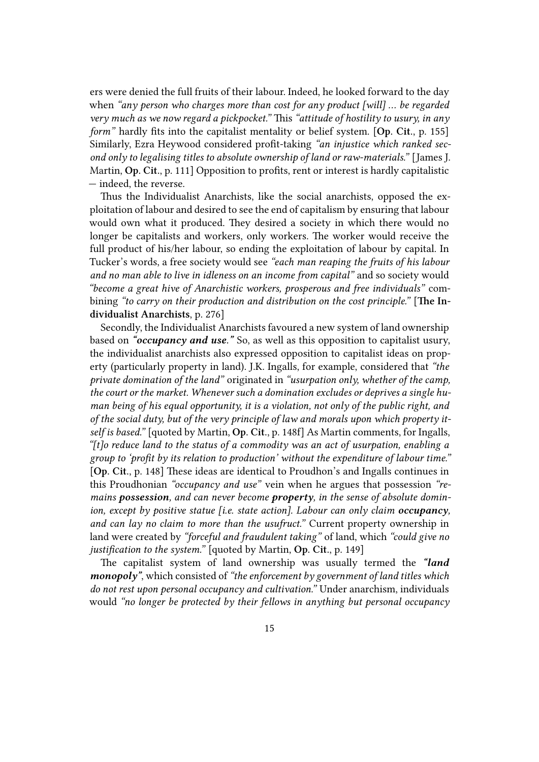ers were denied the full fruits of their labour. Indeed, he looked forward to the day when *"any person who charges more than cost for any product [will] … be regarded very much as we now regard a pickpocket."* This *"attitude of hostility to usury, in any form"* hardly fits into the capitalist mentality or belief system. [**Op. Cit.**, p. 155] Similarly, Ezra Heywood considered profit-taking *"an injustice which ranked second only to legalising titles to absolute ownership of land or raw-materials."* [James J. Martin, **Op. Cit.**, p. 111] Opposition to profits, rent or interest is hardly capitalistic — indeed, the reverse.

Thus the Individualist Anarchists, like the social anarchists, opposed the exploitation of labour and desired to see the end of capitalism by ensuring that labour would own what it produced. They desired a society in which there would no longer be capitalists and workers, only workers. The worker would receive the full product of his/her labour, so ending the exploitation of labour by capital. In Tucker's words, a free society would see *"each man reaping the fruits of his labour and no man able to live in idleness on an income from capital"* and so society would *"become a great hive of Anarchistic workers, prosperous and free individuals"* combining *"to carry on their production and distribution on the cost principle."* [**The Individualist Anarchists**, p. 276]

Secondly, the Individualist Anarchists favoured a new system of land ownership based on ***"occupancy and use."*** So, as well as this opposition to capitalist usury, the individualist anarchists also expressed opposition to capitalist ideas on property (particularly property in land). J.K. Ingalls, for example, considered that *"the private domination of the land"* originated in *"usurpation only, whether of the camp, the court or the market. Whenever such a domination excludes or deprives a single human being of his equal opportunity, it is a violation, not only of the public right, and of the social duty, but of the very principle of law and morals upon which property itself is based."* [quoted by Martin, **Op. Cit.**, p. 148f] As Martin comments, for Ingalls, *"[t]o reduce land to the status of a commodity was an act of usurpation, enabling a group to 'profit by its relation to production' without the expenditure of labour time."* [**Op. Cit.**, p. 148] These ideas are identical to Proudhon's and Ingalls continues in this Proudhonian *"occupancy and use"* vein when he argues that possession *"remains **possession**, and can never become **property**, in the sense of absolute dominion, except by positive statue [i.e. state action]. Labour can only claim **occupancy**, and can lay no claim to more than the usufruct."* Current property ownership in land were created by *"forceful and fraudulent taking"* of land, which *"could give no justification to the system."* [quoted by Martin, **Op. Cit.**, p. 149]

The capitalist system of land ownership was usually termed the ***"land monopoly"***, which consisted of *"the enforcement by government of land titles which do not rest upon personal occupancy and cultivation."* Under anarchism, individuals would *"no longer be protected by their fellows in anything but personal occupancy*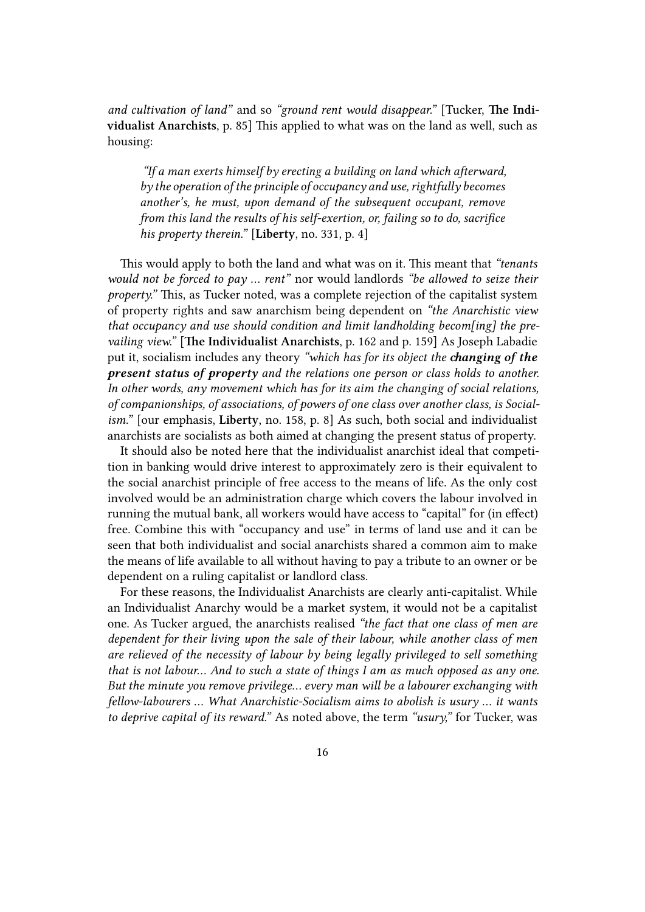*and cultivation of land"* and so *"ground rent would disappear."* [Tucker, **The Individualist Anarchists**, p. 85] This applied to what was on the land as well, such as housing:

> *"If a man exerts himself by erecting a building on land which afterward, by the operation of the principle of occupancy and use, rightfully becomes another's, he must, upon demand of the subsequent occupant, remove from this land the results of his self-exertion, or, failing so to do, sacrifice his property therein."* [**Liberty**, no. 331, p. 4]

This would apply to both the land and what was on it. This meant that *"tenants would not be forced to pay ... rent"* nor would landlords *"be allowed to seize their property."* This, as Tucker noted, was a complete rejection of the capitalist system of property rights and saw anarchism being dependent on *"the Anarchistic view that occupancy and use should condition and limit landholding becom[ing] the prevailing view."* [**The Individualist Anarchists**, p. 162 and p. 159] As Joseph Labadie put it, socialism includes any theory *"which has for its object the* ***changing of the present status of property*** *and the relations one person or class holds to another. In other words, any movement which has for its aim the changing of social relations, of companionships, of associations, of powers of one class over another class, is Socialism."* [our emphasis, **Liberty**, no. 158, p. 8] As such, both social and individualist anarchists are socialists as both aimed at changing the present status of property.

It should also be noted here that the individualist anarchist ideal that competition in banking would drive interest to approximately zero is their equivalent to the social anarchist principle of free access to the means of life. As the only cost involved would be an administration charge which covers the labour involved in running the mutual bank, all workers would have access to "capital" for (in effect) free. Combine this with "occupancy and use" in terms of land use and it can be seen that both individualist and social anarchists shared a common aim to make the means of life available to all without having to pay a tribute to an owner or be dependent on a ruling capitalist or landlord class.

For these reasons, the Individualist Anarchists are clearly anti-capitalist. While an Individualist Anarchy would be a market system, it would not be a capitalist one. As Tucker argued, the anarchists realised *"the fact that one class of men are dependent for their living upon the sale of their labour, while another class of men are relieved of the necessity of labour by being legally privileged to sell something that is not labour... And to such a state of things I am as much opposed as any one. But the minute you remove privilege... every man will be a labourer exchanging with fellow-labourers ... What Anarchistic-Socialism aims to abolish is usury ... it wants to deprive capital of its reward."* As noted above, the term *"usury,"* for Tucker, was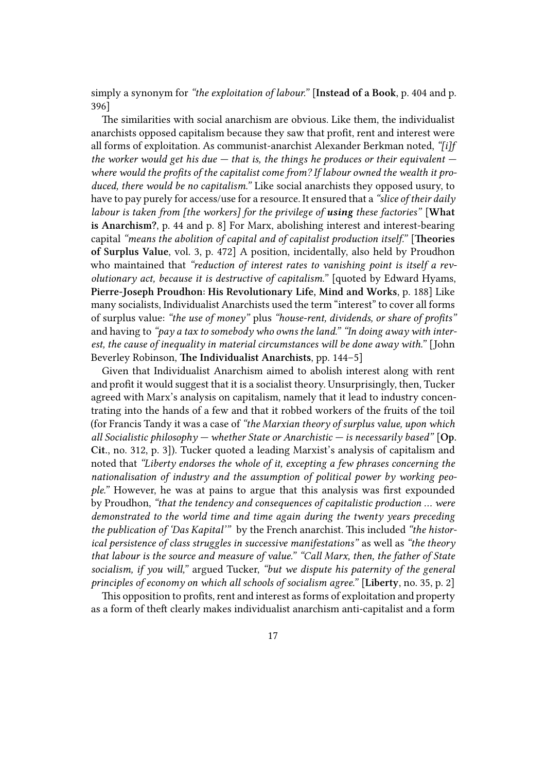simply a synonym for *"the exploitation of labour."* [**Instead of a Book**, p. 404 and p. 396]

The similarities with social anarchism are obvious. Like them, the individualist anarchists opposed capitalism because they saw that profit, rent and interest were all forms of exploitation. As communist-anarchist Alexander Berkman noted, *"[i]f the worker would get his due — that is, the things he produces or their equivalent — where would the profits of the capitalist come from? If labour owned the wealth it produced, there would be no capitalism."* Like social anarchists they opposed usury, to have to pay purely for access/use for a resource. It ensured that a *"slice of their daily labour is taken from [the workers] for the privilege of **using** these factories"* [**What is Anarchism?**, p. 44 and p. 8] For Marx, abolishing interest and interest-bearing capital *"means the abolition of capital and of capitalist production itself."* [**Theories of Surplus Value**, vol. 3, p. 472] A position, incidentally, also held by Proudhon who maintained that *"reduction of interest rates to vanishing point is itself a revolutionary act, because it is destructive of capitalism."* [quoted by Edward Hyams, **Pierre-Joseph Proudhon: His Revolutionary Life, Mind and Works**, p. 188] Like many socialists, Individualist Anarchists used the term "interest" to cover all forms of surplus value: *"the use of money"* plus *"house-rent, dividends, or share of profits"* and having to *"pay a tax to somebody who owns the land." "In doing away with interest, the cause of inequality in material circumstances will be done away with."* [John Beverley Robinson, **The Individualist Anarchists**, pp. 144–5]

Given that Individualist Anarchism aimed to abolish interest along with rent and profit it would suggest that it is a socialist theory. Unsurprisingly, then, Tucker agreed with Marx's analysis on capitalism, namely that it lead to industry concentrating into the hands of a few and that it robbed workers of the fruits of the toil (for Francis Tandy it was a case of *"the Marxian theory of surplus value, upon which all Socialistic philosophy — whether State or Anarchistic — is necessarily based"* [**Op. Cit.**, no. 312, p. 3]). Tucker quoted a leading Marxist's analysis of capitalism and noted that *"Liberty endorses the whole of it, excepting a few phrases concerning the nationalisation of industry and the assumption of political power by working people."* However, he was at pains to argue that this analysis was first expounded by Proudhon, *"that the tendency and consequences of capitalistic production … were demonstrated to the world time and time again during the twenty years preceding the publication of 'Das Kapital'"* by the French anarchist. This included *"the historical persistence of class struggles in successive manifestations"* as well as *"the theory that labour is the source and measure of value." "Call Marx, then, the father of State socialism, if you will,"* argued Tucker, *"but we dispute his paternity of the general principles of economy on which all schools of socialism agree."* [**Liberty**, no. 35, p. 2]

This opposition to profits, rent and interest as forms of exploitation and property as a form of theft clearly makes individualist anarchism anti-capitalist and a form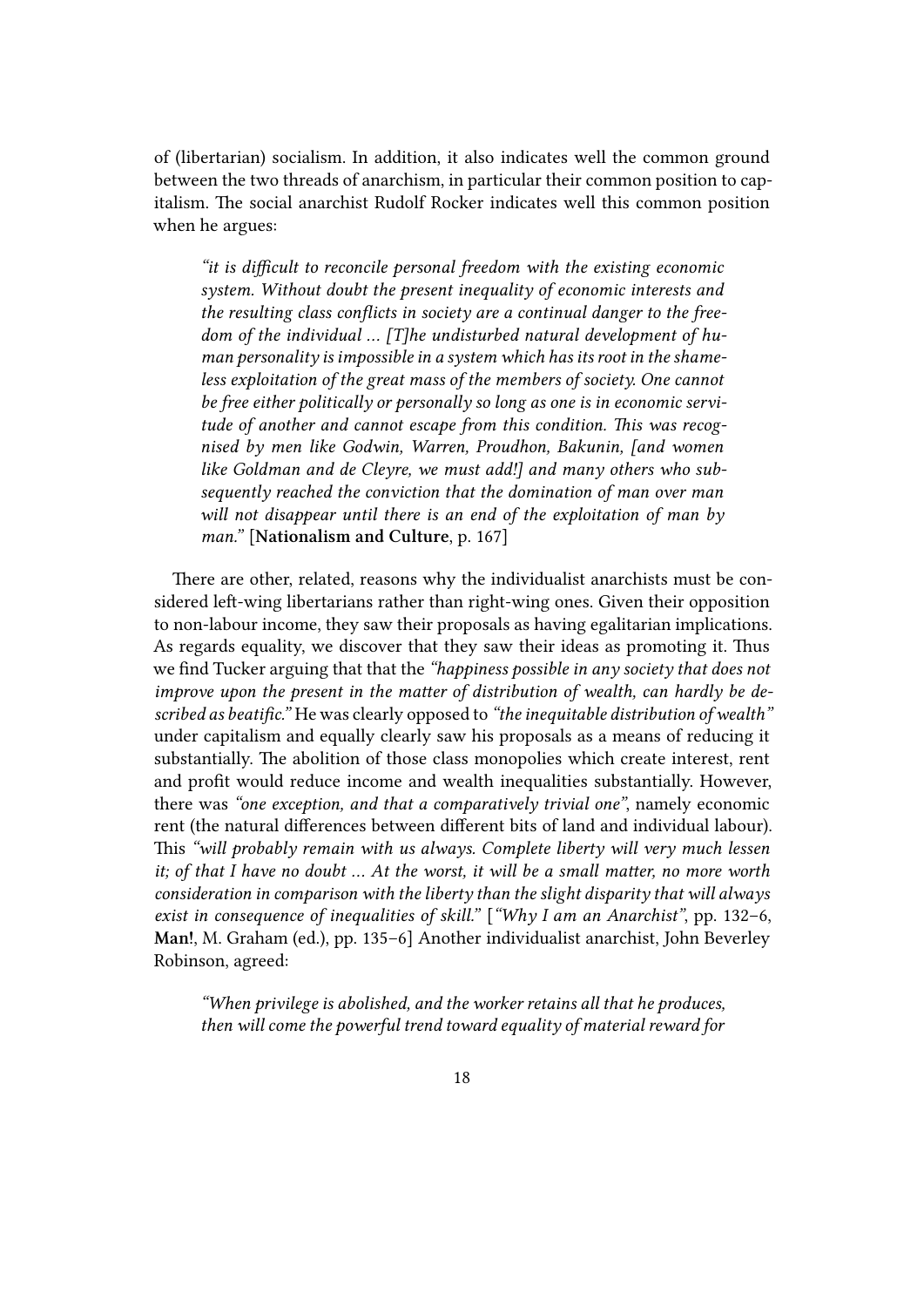of (libertarian) socialism. In addition, it also indicates well the common ground between the two threads of anarchism, in particular their common position to capitalism. The social anarchist Rudolf Rocker indicates well this common position when he argues:

> *"it is difficult to reconcile personal freedom with the existing economic system. Without doubt the present inequality of economic interests and the resulting class conflicts in society are a continual danger to the freedom of the individual … [T]he undisturbed natural development of human personality is impossible in a system which has its root in the shameless exploitation of the great mass of the members of society. One cannot be free either politically or personally so long as one is in economic servitude of another and cannot escape from this condition. This was recognised by men like Godwin, Warren, Proudhon, Bakunin, [and women like Goldman and de Cleyre, we must add!] and many others who subsequently reached the conviction that the domination of man over man will not disappear until there is an end of the exploitation of man by man."* [**Nationalism and Culture**, p. 167]

There are other, related, reasons why the individualist anarchists must be considered left-wing libertarians rather than right-wing ones. Given their opposition to non-labour income, they saw their proposals as having egalitarian implications. As regards equality, we discover that they saw their ideas as promoting it. Thus we find Tucker arguing that that the *"happiness possible in any society that does not improve upon the present in the matter of distribution of wealth, can hardly be described as beatific."* He was clearly opposed to *"the inequitable distribution of wealth"* under capitalism and equally clearly saw his proposals as a means of reducing it substantially. The abolition of those class monopolies which create interest, rent and profit would reduce income and wealth inequalities substantially. However, there was *"one exception, and that a comparatively trivial one"*, namely economic rent (the natural differences between different bits of land and individual labour). This *"will probably remain with us always. Complete liberty will very much lessen it; of that I have no doubt … At the worst, it will be a small matter, no more worth consideration in comparison with the liberty than the slight disparity that will always exist in consequence of inequalities of skill."* [*"Why I am an Anarchist"*, pp. 132–6, **Man!**, M. Graham (ed.), pp. 135–6] Another individualist anarchist, John Beverley Robinson, agreed:

> *"When privilege is abolished, and the worker retains all that he produces, then will come the powerful trend toward equality of material reward for*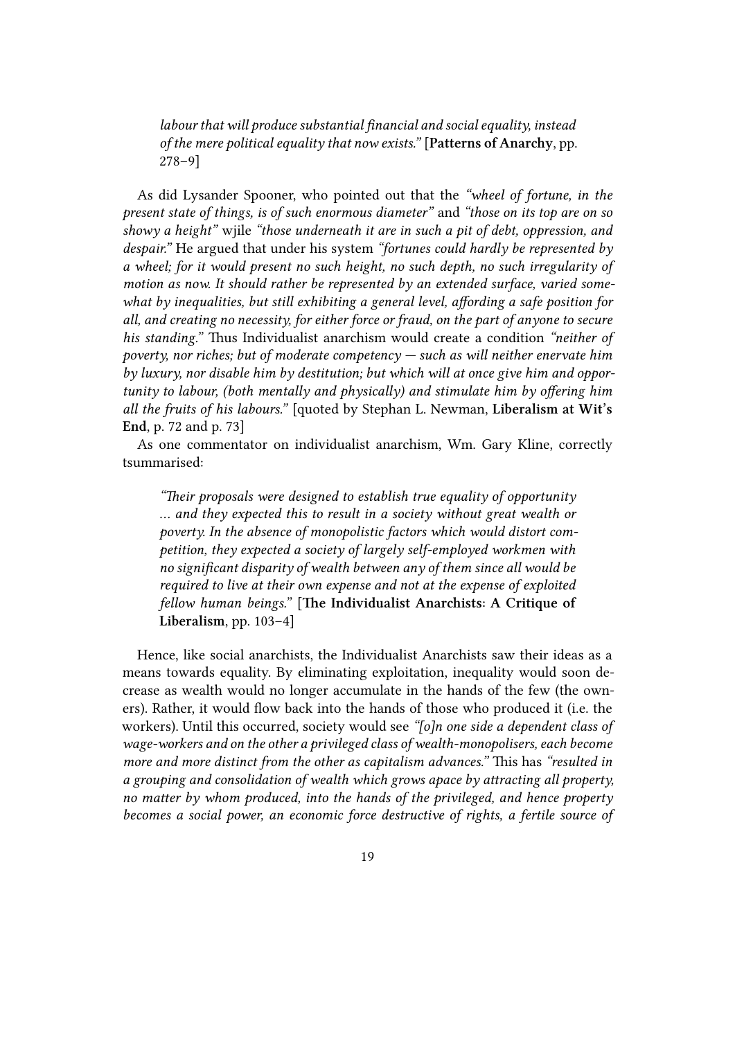> *labour that will produce substantial financial and social equality, instead of the mere political equality that now exists."* [**Patterns of Anarchy**, pp. 278–9]

As did Lysander Spooner, who pointed out that the *"wheel of fortune, in the present state of things, is of such enormous diameter"* and *"those on its top are on so showy a height"* wjile *"those underneath it are in such a pit of debt, oppression, and despair."* He argued that under his system *"fortunes could hardly be represented by a wheel; for it would present no such height, no such depth, no such irregularity of motion as now. It should rather be represented by an extended surface, varied somewhat by inequalities, but still exhibiting a general level, affording a safe position for all, and creating no necessity, for either force or fraud, on the part of anyone to secure his standing."* Thus Individualist anarchism would create a condition *"neither of poverty, nor riches; but of moderate competency — such as will neither enervate him by luxury, nor disable him by destitution; but which will at once give him and opportunity to labour, (both mentally and physically) and stimulate him by offering him all the fruits of his labours."* [quoted by Stephan L. Newman, **Liberalism at Wit's End**, p. 72 and p. 73]

As one commentator on individualist anarchism, Wm. Gary Kline, correctly tsummarised:

> *"Their proposals were designed to establish true equality of opportunity … and they expected this to result in a society without great wealth or poverty. In the absence of monopolistic factors which would distort competition, they expected a society of largely self-employed workmen with no significant disparity of wealth between any of them since all would be required to live at their own expense and not at the expense of exploited fellow human beings."* [**The Individualist Anarchists: A Critique of Liberalism**, pp. 103–4]

Hence, like social anarchists, the Individualist Anarchists saw their ideas as a means towards equality. By eliminating exploitation, inequality would soon decrease as wealth would no longer accumulate in the hands of the few (the owners). Rather, it would flow back into the hands of those who produced it (i.e. the workers). Until this occurred, society would see *"[o]n one side a dependent class of wage-workers and on the other a privileged class of wealth-monopolisers, each become more and more distinct from the other as capitalism advances."* This has *"resulted in a grouping and consolidation of wealth which grows apace by attracting all property, no matter by whom produced, into the hands of the privileged, and hence property becomes a social power, an economic force destructive of rights, a fertile source of*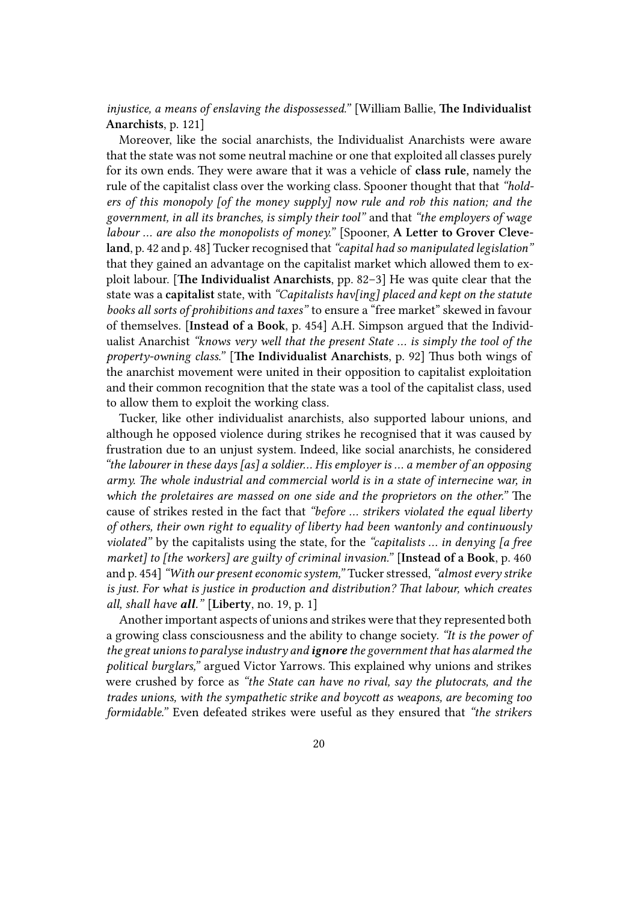*injustice, a means of enslaving the dispossessed."* [William Ballie, **The Individualist Anarchists**, p. 121]

Moreover, like the social anarchists, the Individualist Anarchists were aware that the state was not some neutral machine or one that exploited all classes purely for its own ends. They were aware that it was a vehicle of **class rule**, namely the rule of the capitalist class over the working class. Spooner thought that that *"holders of this monopoly [of the money supply] now rule and rob this nation; and the government, in all its branches, is simply their tool"* and that *"the employers of wage labour ... are also the monopolists of money."* [Spooner, **A Letter to Grover Cleveland**, p. 42 and p. 48] Tucker recognised that *"capital had so manipulated legislation"* that they gained an advantage on the capitalist market which allowed them to exploit labour. [**The Individualist Anarchists**, pp. 82–3] He was quite clear that the state was a **capitalist** state, with *"Capitalists hav[ing] placed and kept on the statute books all sorts of prohibitions and taxes"* to ensure a "free market" skewed in favour of themselves. [**Instead of a Book**, p. 454] A.H. Simpson argued that the Individualist Anarchist *"knows very well that the present State ... is simply the tool of the property-owning class."* [**The Individualist Anarchists**, p. 92] Thus both wings of the anarchist movement were united in their opposition to capitalist exploitation and their common recognition that the state was a tool of the capitalist class, used to allow them to exploit the working class.

Tucker, like other individualist anarchists, also supported labour unions, and although he opposed violence during strikes he recognised that it was caused by frustration due to an unjust system. Indeed, like social anarchists, he considered *"the labourer in these days [as] a soldier... His employer is ... a member of an opposing army. The whole industrial and commercial world is in a state of internecine war, in which the proletaires are massed on one side and the proprietors on the other."* The cause of strikes rested in the fact that *"before ... strikers violated the equal liberty of others, their own right to equality of liberty had been wantonly and continuously violated"* by the capitalists using the state, for the *"capitalists ... in denying [a free market] to [the workers] are guilty of criminal invasion."* [**Instead of a Book**, p. 460 and p. 454] *"With our present economic system,"* Tucker stressed, *"almost every strike is just. For what is justice in production and distribution? That labour, which creates all, shall have **all**."* [**Liberty**, no. 19, p. 1]

Another important aspects of unions and strikes were that they represented both a growing class consciousness and the ability to change society. *"It is the power of the great unions to paralyse industry and **ignore** the government that has alarmed the political burglars,"* argued Victor Yarrows. This explained why unions and strikes were crushed by force as *"the State can have no rival, say the plutocrats, and the trades unions, with the sympathetic strike and boycott as weapons, are becoming too formidable."* Even defeated strikes were useful as they ensured that *"the strikers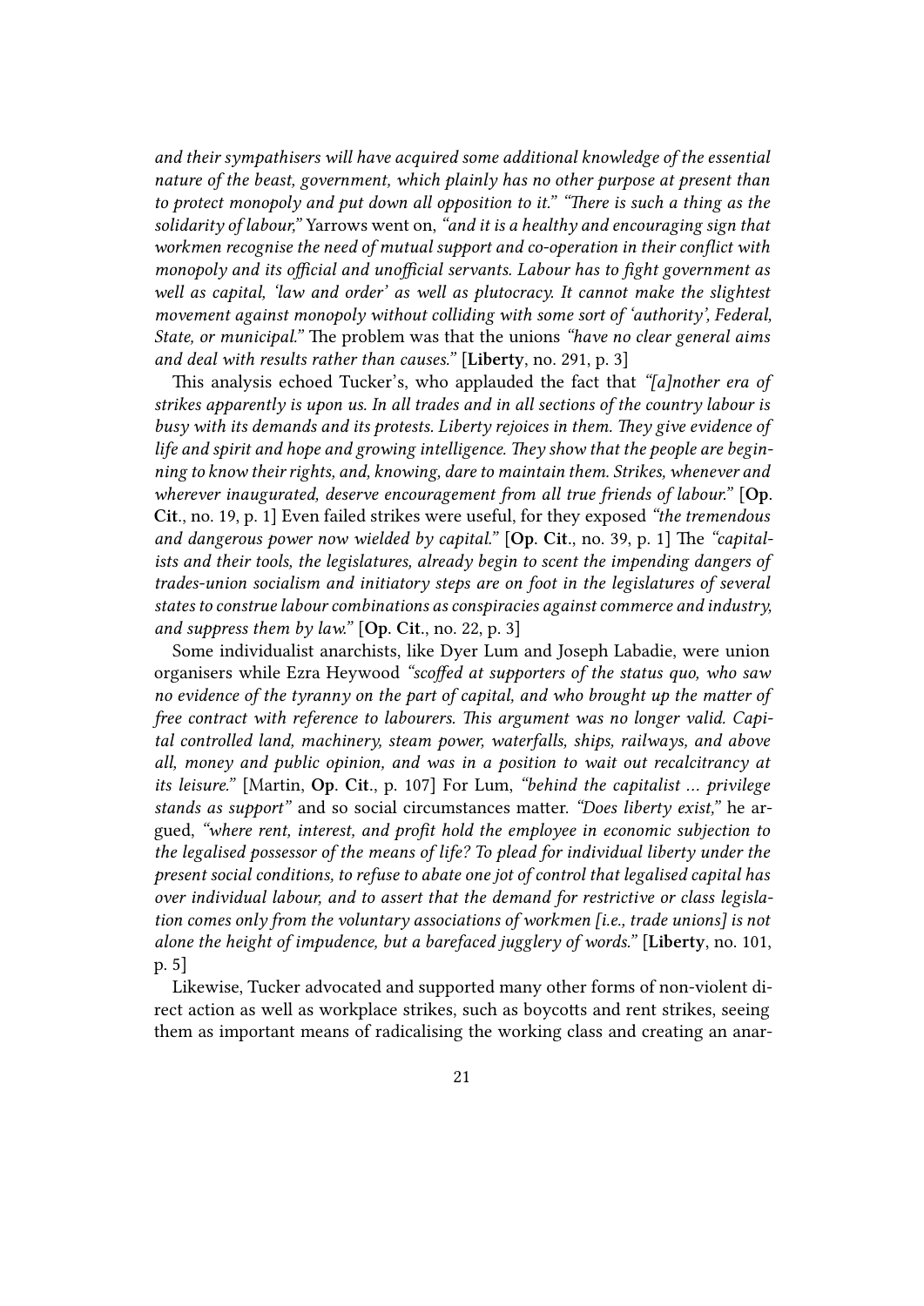*and their sympathisers will have acquired some additional knowledge of the essential nature of the beast, government, which plainly has no other purpose at present than to protect monopoly and put down all opposition to it." "There is such a thing as the solidarity of labour,"* Yarrows went on, *"and it is a healthy and encouraging sign that workmen recognise the need of mutual support and co-operation in their conflict with monopoly and its official and unofficial servants. Labour has to fight government as well as capital, 'law and order' as well as plutocracy. It cannot make the slightest movement against monopoly without colliding with some sort of 'authority', Federal, State, or municipal."* The problem was that the unions *"have no clear general aims and deal with results rather than causes."* [**Liberty**, no. 291, p. 3]

This analysis echoed Tucker's, who applauded the fact that *"[a]nother era of strikes apparently is upon us. In all trades and in all sections of the country labour is busy with its demands and its protests. Liberty rejoices in them. They give evidence of life and spirit and hope and growing intelligence. They show that the people are beginning to know their rights, and, knowing, dare to maintain them. Strikes, whenever and wherever inaugurated, deserve encouragement from all true friends of labour."* [**Op. Cit.**, no. 19, p. 1] Even failed strikes were useful, for they exposed *"the tremendous and dangerous power now wielded by capital."* [**Op. Cit.**, no. 39, p. 1] The *"capitalists and their tools, the legislatures, already begin to scent the impending dangers of trades-union socialism and initiatory steps are on foot in the legislatures of several states to construe labour combinations as conspiracies against commerce and industry, and suppress them by law."* [**Op. Cit.**, no. 22, p. 3]

Some individualist anarchists, like Dyer Lum and Joseph Labadie, were union organisers while Ezra Heywood *"scoffed at supporters of the status quo, who saw no evidence of the tyranny on the part of capital, and who brought up the matter of free contract with reference to labourers. This argument was no longer valid. Capital controlled land, machinery, steam power, waterfalls, ships, railways, and above all, money and public opinion, and was in a position to wait out recalcitrancy at its leisure."* [Martin, **Op. Cit.**, p. 107] For Lum, *"behind the capitalist ... privilege stands as support"* and so social circumstances matter. *"Does liberty exist,"* he argued, *"where rent, interest, and profit hold the employee in economic subjection to the legalised possessor of the means of life? To plead for individual liberty under the present social conditions, to refuse to abate one jot of control that legalised capital has over individual labour, and to assert that the demand for restrictive or class legislation comes only from the voluntary associations of workmen [i.e., trade unions] is not alone the height of impudence, but a barefaced jugglery of words."* [**Liberty**, no. 101, p. 5]

Likewise, Tucker advocated and supported many other forms of non-violent direct action as well as workplace strikes, such as boycotts and rent strikes, seeing them as important means of radicalising the working class and creating an anar-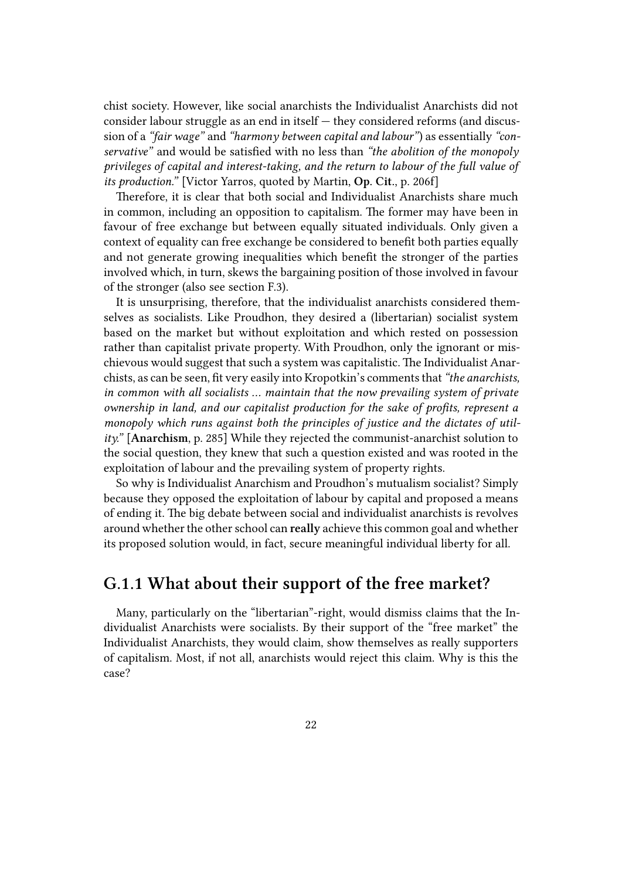chist society. However, like social anarchists the Individualist Anarchists did not consider labour struggle as an end in itself — they considered reforms (and discussion of a *"fair wage"* and *"harmony between capital and labour"*) as essentially *"conservative"* and would be satisfied with no less than *"the abolition of the monopoly privileges of capital and interest-taking, and the return to labour of the full value of its production."* [Victor Yarros, quoted by Martin, **Op. Cit.**, p. 206f]

Therefore, it is clear that both social and Individualist Anarchists share much in common, including an opposition to capitalism. The former may have been in favour of free exchange but between equally situated individuals. Only given a context of equality can free exchange be considered to benefit both parties equally and not generate growing inequalities which benefit the stronger of the parties involved which, in turn, skews the bargaining position of those involved in favour of the stronger (also see section F.3).

It is unsurprising, therefore, that the individualist anarchists considered themselves as socialists. Like Proudhon, they desired a (libertarian) socialist system based on the market but without exploitation and which rested on possession rather than capitalist private property. With Proudhon, only the ignorant or mischievous would suggest that such a system was capitalistic. The Individualist Anarchists, as can be seen, fit very easily into Kropotkin's comments that *"the anarchists, in common with all socialists ... maintain that the now prevailing system of private ownership in land, and our capitalist production for the sake of profits, represent a monopoly which runs against both the principles of justice and the dictates of utility."* [**Anarchism**, p. 285] While they rejected the communist-anarchist solution to the social question, they knew that such a question existed and was rooted in the exploitation of labour and the prevailing system of property rights.

So why is Individualist Anarchism and Proudhon's mutualism socialist? Simply because they opposed the exploitation of labour by capital and proposed a means of ending it. The big debate between social and individualist anarchists is revolves around whether the other school can **really** achieve this common goal and whether its proposed solution would, in fact, secure meaningful individual liberty for all.

## G.1.1 What about their support of the free market?

Many, particularly on the "libertarian"-right, would dismiss claims that the Individualist Anarchists were socialists. By their support of the "free market" the Individualist Anarchists, they would claim, show themselves as really supporters of capitalism. Most, if not all, anarchists would reject this claim. Why is this the case?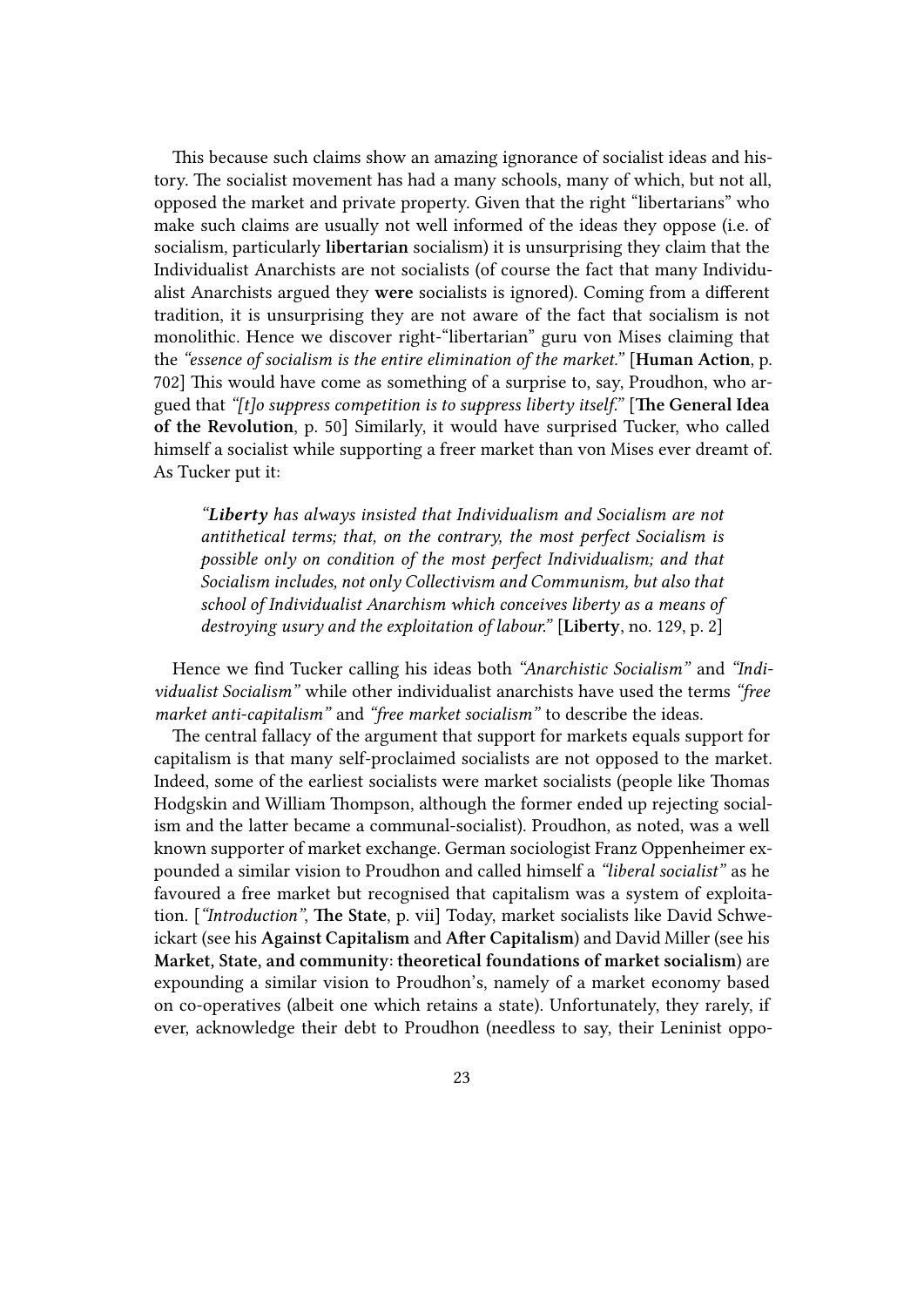This because such claims show an amazing ignorance of socialist ideas and history. The socialist movement has had a many schools, many of which, but not all, opposed the market and private property. Given that the right "libertarians" who make such claims are usually not well informed of the ideas they oppose (i.e. of socialism, particularly **libertarian** socialism) it is unsurprising they claim that the Individualist Anarchists are not socialists (of course the fact that many Individualist Anarchists argued they **were** socialists is ignored). Coming from a different tradition, it is unsurprising they are not aware of the fact that socialism is not monolithic. Hence we discover right-"libertarian" guru von Mises claiming that the *"essence of socialism is the entire elimination of the market."* [**Human Action**, p. 702] This would have come as something of a surprise to, say, Proudhon, who argued that *"[t]o suppress competition is to suppress liberty itself."* [**The General Idea of the Revolution**, p. 50] Similarly, it would have surprised Tucker, who called himself a socialist while supporting a freer market than von Mises ever dreamt of. As Tucker put it:

> *"**Liberty** has always insisted that Individualism and Socialism are not antithetical terms; that, on the contrary, the most perfect Socialism is possible only on condition of the most perfect Individualism; and that Socialism includes, not only Collectivism and Communism, but also that school of Individualist Anarchism which conceives liberty as a means of destroying usury and the exploitation of labour."* [**Liberty**, no. 129, p. 2]

Hence we find Tucker calling his ideas both *"Anarchistic Socialism"* and *"Individualist Socialism"* while other individualist anarchists have used the terms *"free market anti-capitalism"* and *"free market socialism"* to describe the ideas.

The central fallacy of the argument that support for markets equals support for capitalism is that many self-proclaimed socialists are not opposed to the market. Indeed, some of the earliest socialists were market socialists (people like Thomas Hodgskin and William Thompson, although the former ended up rejecting socialism and the latter became a communal-socialist). Proudhon, as noted, was a well known supporter of market exchange. German sociologist Franz Oppenheimer expounded a similar vision to Proudhon and called himself a *"liberal socialist"* as he favoured a free market but recognised that capitalism was a system of exploitation. [*"Introduction"*, **The State**, p. vii] Today, market socialists like David Schweickart (see his **Against Capitalism** and **After Capitalism**) and David Miller (see his **Market, State, and community: theoretical foundations of market socialism**) are expounding a similar vision to Proudhon's, namely of a market economy based on co-operatives (albeit one which retains a state). Unfortunately, they rarely, if ever, acknowledge their debt to Proudhon (needless to say, their Leninist oppo-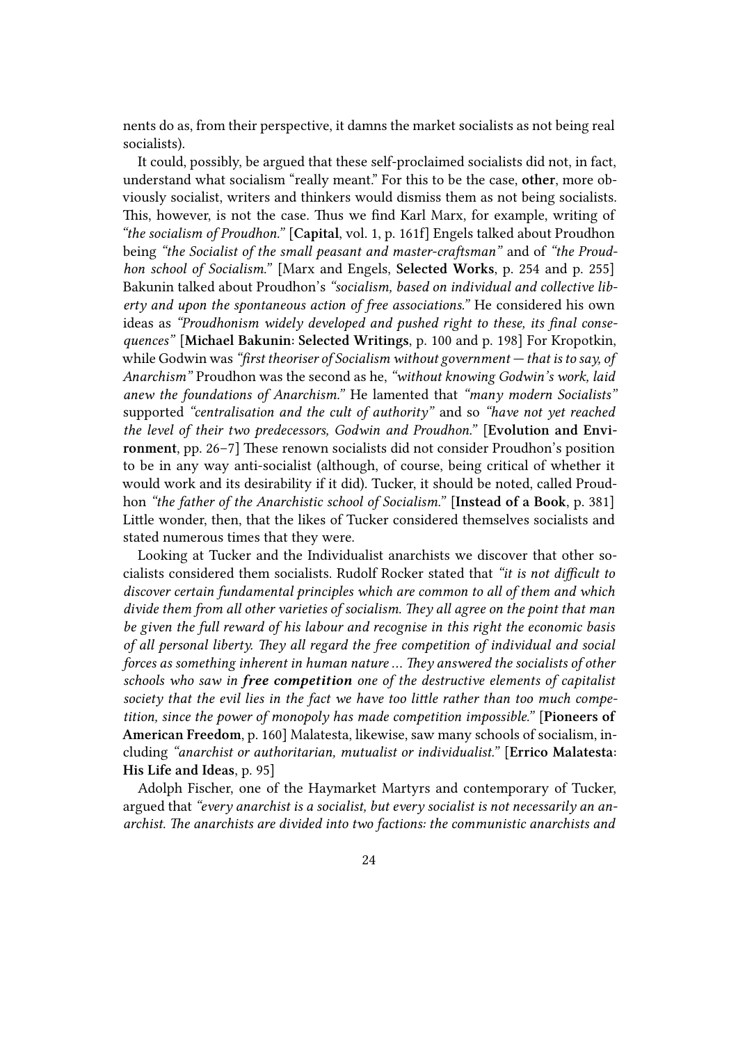nents do as, from their perspective, it damns the market socialists as not being real socialists).

It could, possibly, be argued that these self-proclaimed socialists did not, in fact, understand what socialism "really meant." For this to be the case, **other**, more obviously socialist, writers and thinkers would dismiss them as not being socialists. This, however, is not the case. Thus we find Karl Marx, for example, writing of *"the socialism of Proudhon."* [**Capital**, vol. 1, p. 161f] Engels talked about Proudhon being *"the Socialist of the small peasant and master-craftsman"* and of *"the Proudhon school of Socialism."* [Marx and Engels, **Selected Works**, p. 254 and p. 255] Bakunin talked about Proudhon's *"socialism, based on individual and collective liberty and upon the spontaneous action of free associations."* He considered his own ideas as *"Proudhonism widely developed and pushed right to these, its final consequences"* [**Michael Bakunin: Selected Writings**, p. 100 and p. 198] For Kropotkin, while Godwin was *"first theoriser of Socialism without government — that is to say, of Anarchism"* Proudhon was the second as he, *"without knowing Godwin's work, laid anew the foundations of Anarchism."* He lamented that *"many modern Socialists"* supported *"centralisation and the cult of authority"* and so *"have not yet reached the level of their two predecessors, Godwin and Proudhon."* [**Evolution and Environment**, pp. 26–7] These renown socialists did not consider Proudhon's position to be in any way anti-socialist (although, of course, being critical of whether it would work and its desirability if it did). Tucker, it should be noted, called Proudhon *"the father of the Anarchistic school of Socialism."* [**Instead of a Book**, p. 381] Little wonder, then, that the likes of Tucker considered themselves socialists and stated numerous times that they were.

Looking at Tucker and the Individualist anarchists we discover that other socialists considered them socialists. Rudolf Rocker stated that *"it is not difficult to discover certain fundamental principles which are common to all of them and which divide them from all other varieties of socialism. They all agree on the point that man be given the full reward of his labour and recognise in this right the economic basis of all personal liberty. They all regard the free competition of individual and social forces as something inherent in human nature … They answered the socialists of other schools who saw in **free competition** one of the destructive elements of capitalist society that the evil lies in the fact we have too little rather than too much competition, since the power of monopoly has made competition impossible."* [**Pioneers of American Freedom**, p. 160] Malatesta, likewise, saw many schools of socialism, including *"anarchist or authoritarian, mutualist or individualist."* [**Errico Malatesta: His Life and Ideas**, p. 95]

Adolph Fischer, one of the Haymarket Martyrs and contemporary of Tucker, argued that *"every anarchist is a socialist, but every socialist is not necessarily an anarchist. The anarchists are divided into two factions: the communistic anarchists and*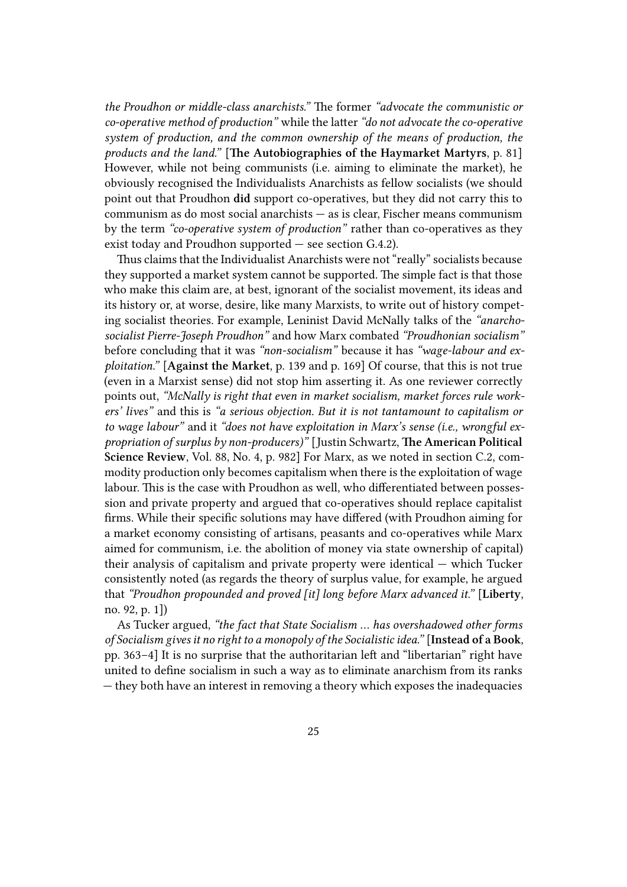*the Proudhon or middle-class anarchists."* The former *"advocate the communistic or co-operative method of production"* while the latter *"do not advocate the co-operative system of production, and the common ownership of the means of production, the products and the land."* [**The Autobiographies of the Haymarket Martyrs**, p. 81] However, while not being communists (i.e. aiming to eliminate the market), he obviously recognised the Individualists Anarchists as fellow socialists (we should point out that Proudhon **did** support co-operatives, but they did not carry this to communism as do most social anarchists — as is clear, Fischer means communism by the term *"co-operative system of production"* rather than co-operatives as they exist today and Proudhon supported — see section G.4.2).

Thus claims that the Individualist Anarchists were not "really" socialists because they supported a market system cannot be supported. The simple fact is that those who make this claim are, at best, ignorant of the socialist movement, its ideas and its history or, at worse, desire, like many Marxists, to write out of history competing socialist theories. For example, Leninist David McNally talks of the *"anarcho-socialist Pierre-Joseph Proudhon"* and how Marx combated *"Proudhonian socialism"* before concluding that it was *"non-socialism"* because it has *"wage-labour and exploitation."* [**Against the Market**, p. 139 and p. 169] Of course, that this is not true (even in a Marxist sense) did not stop him asserting it. As one reviewer correctly points out, *"McNally is right that even in market socialism, market forces rule workers' lives"* and this is *"a serious objection. But it is not tantamount to capitalism or to wage labour"* and it *"does not have exploitation in Marx's sense (i.e., wrongful expropriation of surplus by non-producers)"* [Justin Schwartz, **The American Political Science Review**, Vol. 88, No. 4, p. 982] For Marx, as we noted in section C.2, commodity production only becomes capitalism when there is the exploitation of wage labour. This is the case with Proudhon as well, who differentiated between possession and private property and argued that co-operatives should replace capitalist firms. While their specific solutions may have differed (with Proudhon aiming for a market economy consisting of artisans, peasants and co-operatives while Marx aimed for communism, i.e. the abolition of money via state ownership of capital) their analysis of capitalism and private property were identical — which Tucker consistently noted (as regards the theory of surplus value, for example, he argued that *"Proudhon propounded and proved [it] long before Marx advanced it."* [**Liberty**, no. 92, p. 1])

As Tucker argued, *"the fact that State Socialism … has overshadowed other forms of Socialism gives it no right to a monopoly of the Socialistic idea."* [**Instead of a Book**, pp. 363–4] It is no surprise that the authoritarian left and "libertarian" right have united to define socialism in such a way as to eliminate anarchism from its ranks — they both have an interest in removing a theory which exposes the inadequacies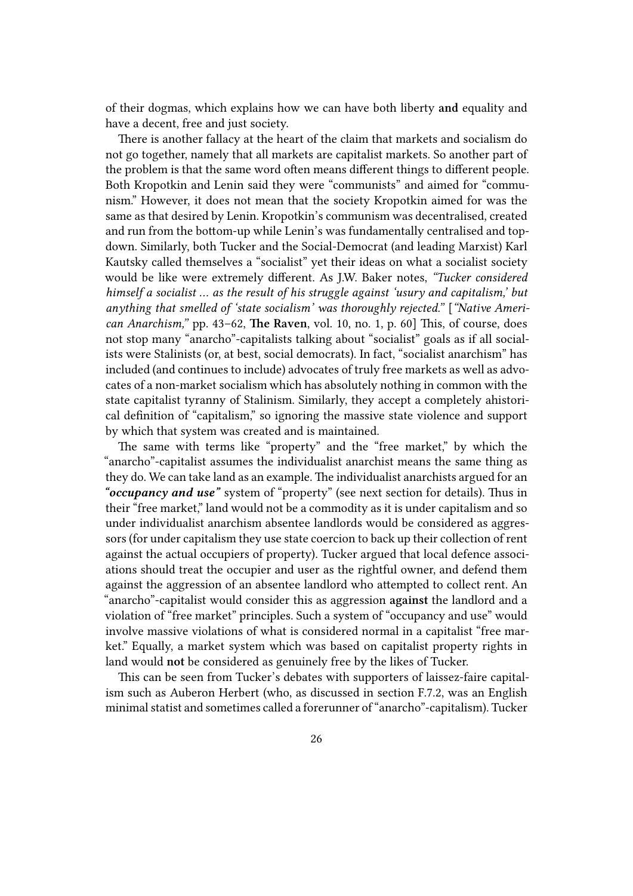of their dogmas, which explains how we can have both liberty **and** equality and have a decent, free and just society.

There is another fallacy at the heart of the claim that markets and socialism do not go together, namely that all markets are capitalist markets. So another part of the problem is that the same word often means different things to different people. Both Kropotkin and Lenin said they were "communists" and aimed for "communism." However, it does not mean that the society Kropotkin aimed for was the same as that desired by Lenin. Kropotkin's communism was decentralised, created and run from the bottom-up while Lenin's was fundamentally centralised and top-down. Similarly, both Tucker and the Social-Democrat (and leading Marxist) Karl Kautsky called themselves a "socialist" yet their ideas on what a socialist society would be like were extremely different. As J.W. Baker notes, *"Tucker considered himself a socialist … as the result of his struggle against 'usury and capitalism,' but anything that smelled of 'state socialism' was thoroughly rejected."* [*"Native American Anarchism,"* pp. 43–62, **The Raven**, vol. 10, no. 1, p. 60] This, of course, does not stop many "anarcho"-capitalists talking about "socialist" goals as if all socialists were Stalinists (or, at best, social democrats). In fact, "socialist anarchism" has included (and continues to include) advocates of truly free markets as well as advocates of a non-market socialism which has absolutely nothing in common with the state capitalist tyranny of Stalinism. Similarly, they accept a completely ahistorical definition of "capitalism," so ignoring the massive state violence and support by which that system was created and is maintained.

The same with terms like "property" and the "free market," by which the "anarcho"-capitalist assumes the individualist anarchist means the same thing as they do. We can take land as an example. The individualist anarchists argued for an ***"occupancy and use"*** system of "property" (see next section for details). Thus in their "free market," land would not be a commodity as it is under capitalism and so under individualist anarchism absentee landlords would be considered as aggressors (for under capitalism they use state coercion to back up their collection of rent against the actual occupiers of property). Tucker argued that local defence associations should treat the occupier and user as the rightful owner, and defend them against the aggression of an absentee landlord who attempted to collect rent. An "anarcho"-capitalist would consider this as aggression **against** the landlord and a violation of "free market" principles. Such a system of "occupancy and use" would involve massive violations of what is considered normal in a capitalist "free market." Equally, a market system which was based on capitalist property rights in land would **not** be considered as genuinely free by the likes of Tucker.

This can be seen from Tucker's debates with supporters of laissez-faire capitalism such as Auberon Herbert (who, as discussed in section F.7.2, was an English minimal statist and sometimes called a forerunner of "anarcho"-capitalism). Tucker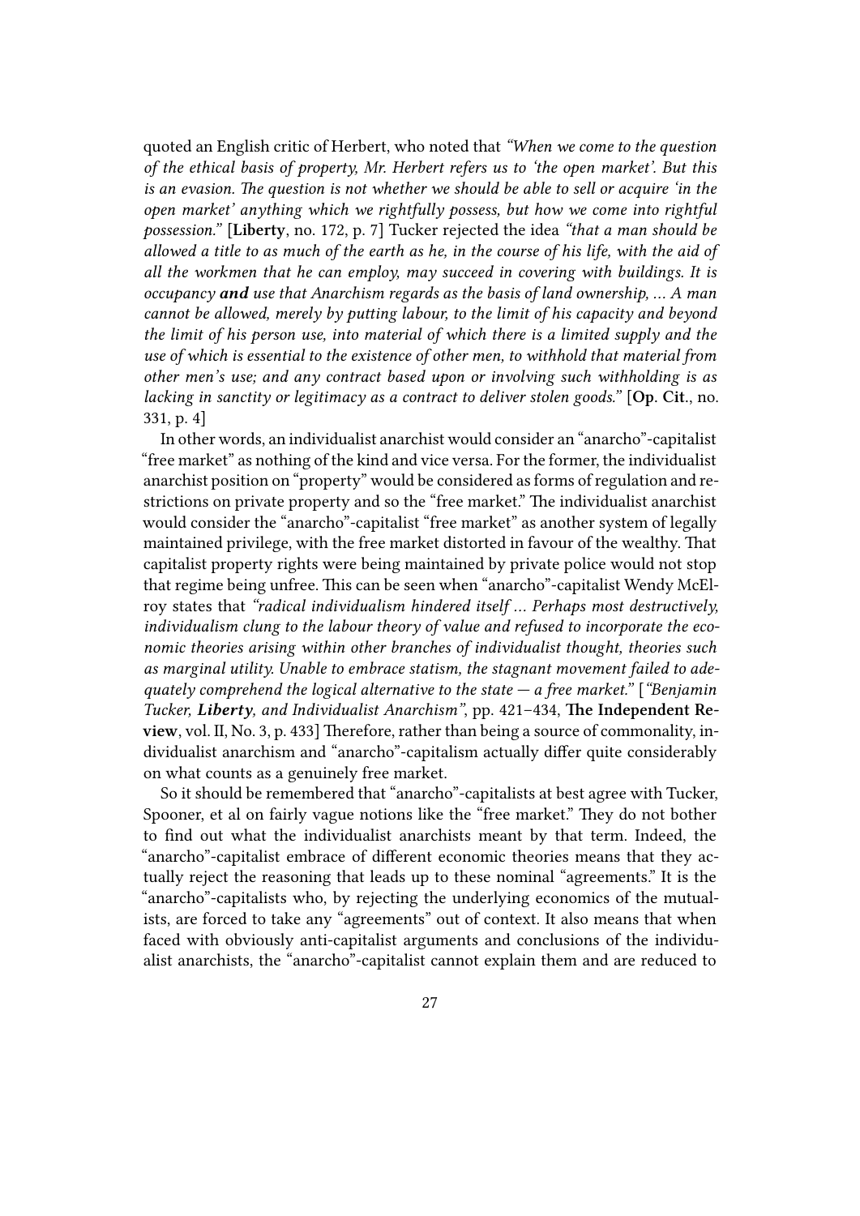quoted an English critic of Herbert, who noted that *"When we come to the question of the ethical basis of property, Mr. Herbert refers us to 'the open market'. But this is an evasion. The question is not whether we should be able to sell or acquire 'in the open market' anything which we rightfully possess, but how we come into rightful possession."* [**Liberty**, no. 172, p. 7] Tucker rejected the idea *"that a man should be allowed a title to as much of the earth as he, in the course of his life, with the aid of all the workmen that he can employ, may succeed in covering with buildings. It is occupancy **and** use that Anarchism regards as the basis of land ownership, ... A man cannot be allowed, merely by putting labour, to the limit of his capacity and beyond the limit of his person use, into material of which there is a limited supply and the use of which is essential to the existence of other men, to withhold that material from other men's use; and any contract based upon or involving such withholding is as lacking in sanctity or legitimacy as a contract to deliver stolen goods."* [**Op. Cit.**, no. 331, p. 4]

In other words, an individualist anarchist would consider an "anarcho"-capitalist "free market" as nothing of the kind and vice versa. For the former, the individualist anarchist position on "property" would be considered as forms of regulation and restrictions on private property and so the "free market." The individualist anarchist would consider the "anarcho"-capitalist "free market" as another system of legally maintained privilege, with the free market distorted in favour of the wealthy. That capitalist property rights were being maintained by private police would not stop that regime being unfree. This can be seen when "anarcho"-capitalist Wendy McElroy states that *"radical individualism hindered itself ... Perhaps most destructively, individualism clung to the labour theory of value and refused to incorporate the economic theories arising within other branches of individualist thought, theories such as marginal utility. Unable to embrace statism, the stagnant movement failed to adequately comprehend the logical alternative to the state — a free market."* [*"Benjamin Tucker, **Liberty**, and Individualist Anarchism"*, pp. 421–434, **The Independent Review**, vol. II, No. 3, p. 433] Therefore, rather than being a source of commonality, individualist anarchism and "anarcho"-capitalism actually differ quite considerably on what counts as a genuinely free market.

So it should be remembered that "anarcho"-capitalists at best agree with Tucker, Spooner, et al on fairly vague notions like the "free market." They do not bother to find out what the individualist anarchists meant by that term. Indeed, the "anarcho"-capitalist embrace of different economic theories means that they actually reject the reasoning that leads up to these nominal "agreements." It is the "anarcho"-capitalists who, by rejecting the underlying economics of the mutualists, are forced to take any "agreements" out of context. It also means that when faced with obviously anti-capitalist arguments and conclusions of the individualist anarchists, the "anarcho"-capitalist cannot explain them and are reduced to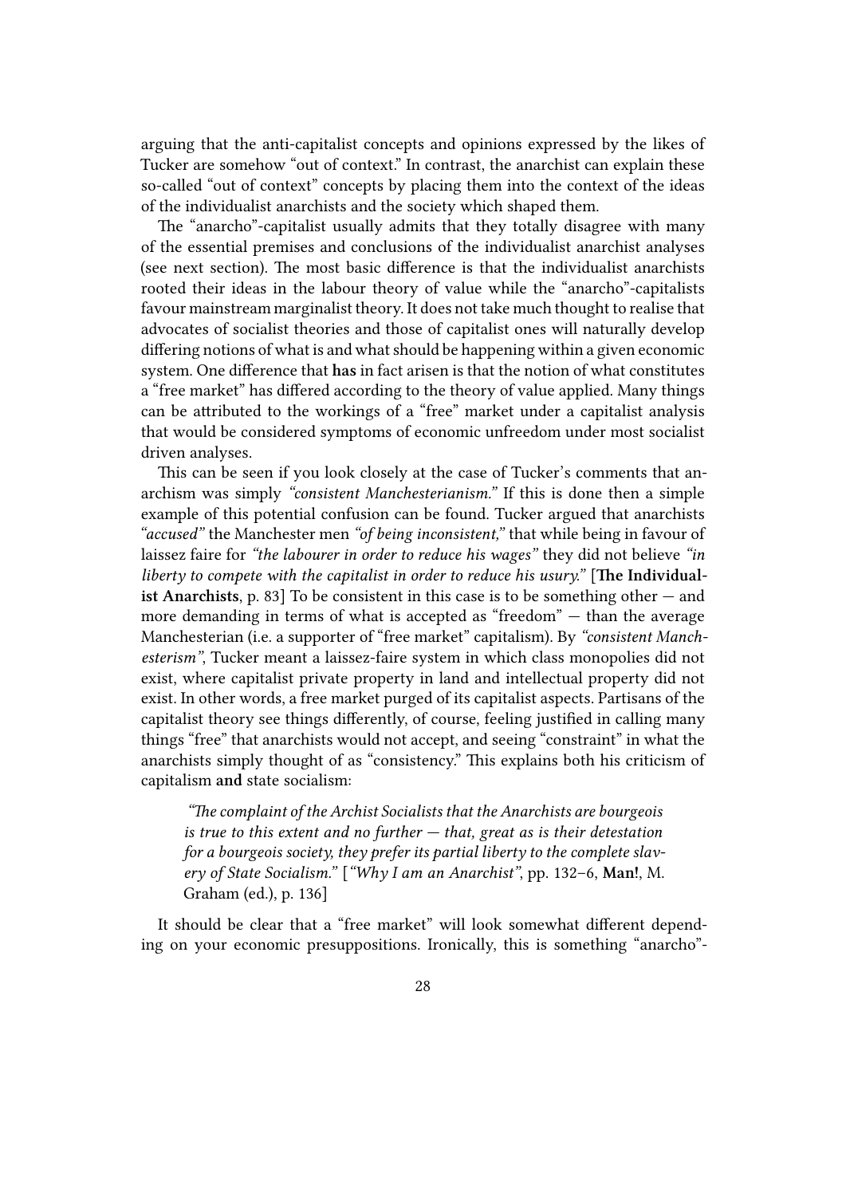arguing that the anti-capitalist concepts and opinions expressed by the likes of Tucker are somehow "out of context." In contrast, the anarchist can explain these so-called "out of context" concepts by placing them into the context of the ideas of the individualist anarchists and the society which shaped them.

The "anarcho"-capitalist usually admits that they totally disagree with many of the essential premises and conclusions of the individualist anarchist analyses (see next section). The most basic difference is that the individualist anarchists rooted their ideas in the labour theory of value while the "anarcho"-capitalists favour mainstream marginalist theory. It does not take much thought to realise that advocates of socialist theories and those of capitalist ones will naturally develop differing notions of what is and what should be happening within a given economic system. One difference that **has** in fact arisen is that the notion of what constitutes a "free market" has differed according to the theory of value applied. Many things can be attributed to the workings of a "free" market under a capitalist analysis that would be considered symptoms of economic unfreedom under most socialist driven analyses.

This can be seen if you look closely at the case of Tucker's comments that anarchism was simply *"consistent Manchesterianism."* If this is done then a simple example of this potential confusion can be found. Tucker argued that anarchists *"accused"* the Manchester men *"of being inconsistent,"* that while being in favour of laissez faire for *"the labourer in order to reduce his wages"* they did not believe *"in liberty to compete with the capitalist in order to reduce his usury."* [**The Individualist Anarchists**, p. 83] To be consistent in this case is to be something other — and more demanding in terms of what is accepted as "freedom" — than the average Manchesterian (i.e. a supporter of "free market" capitalism). By *"consistent Manchesterism"*, Tucker meant a laissez-faire system in which class monopolies did not exist, where capitalist private property in land and intellectual property did not exist. In other words, a free market purged of its capitalist aspects. Partisans of the capitalist theory see things differently, of course, feeling justified in calling many things "free" that anarchists would not accept, and seeing "constraint" in what the anarchists simply thought of as "consistency." This explains both his criticism of capitalism **and** state socialism:

> *"The complaint of the Archist Socialists that the Anarchists are bourgeois is true to this extent and no further — that, great as is their detestation for a bourgeois society, they prefer its partial liberty to the complete slavery of State Socialism."* [*"Why I am an Anarchist"*, pp. 132–6, **Man!**, M. Graham (ed.), p. 136]

It should be clear that a "free market" will look somewhat different depending on your economic presuppositions. Ironically, this is something "anarcho"-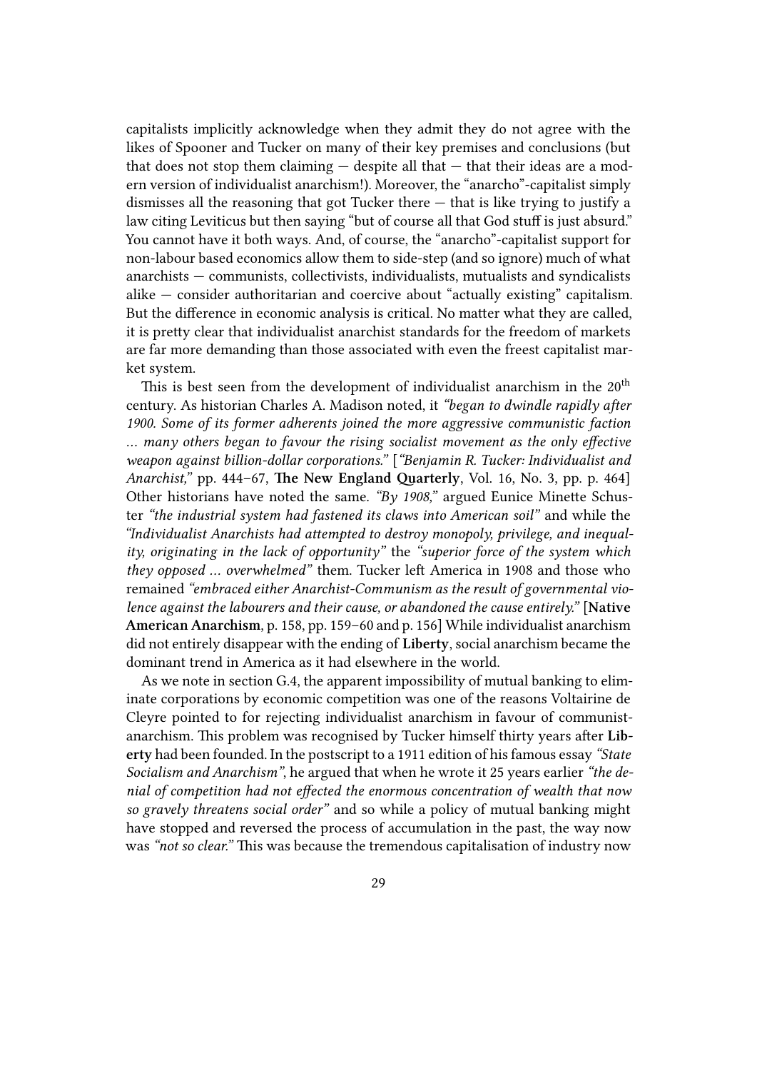capitalists implicitly acknowledge when they admit they do not agree with the likes of Spooner and Tucker on many of their key premises and conclusions (but that does not stop them claiming — despite all that — that their ideas are a modern version of individualist anarchism!). Moreover, the "anarcho"-capitalist simply dismisses all the reasoning that got Tucker there — that is like trying to justify a law citing Leviticus but then saying "but of course all that God stuff is just absurd." You cannot have it both ways. And, of course, the "anarcho"-capitalist support for non-labour based economics allow them to side-step (and so ignore) much of what anarchists — communists, collectivists, individualists, mutualists and syndicalists alike — consider authoritarian and coercive about "actually existing" capitalism. But the difference in economic analysis is critical. No matter what they are called, it is pretty clear that individualist anarchist standards for the freedom of markets are far more demanding than those associated with even the freest capitalist market system.

This is best seen from the development of individualist anarchism in the 20th century. As historian Charles A. Madison noted, it *"began to dwindle rapidly after 1900. Some of its former adherents joined the more aggressive communistic faction … many others began to favour the rising socialist movement as the only effective weapon against billion-dollar corporations."* [*"Benjamin R. Tucker: Individualist and Anarchist,"* pp. 444–67, **The New England Quarterly**, Vol. 16, No. 3, pp. p. 464] Other historians have noted the same. *"By 1908,"* argued Eunice Minette Schuster *"the industrial system had fastened its claws into American soil"* and while the *"Individualist Anarchists had attempted to destroy monopoly, privilege, and inequality, originating in the lack of opportunity"* the *"superior force of the system which they opposed … overwhelmed"* them. Tucker left America in 1908 and those who remained *"embraced either Anarchist-Communism as the result of governmental violence against the labourers and their cause, or abandoned the cause entirely."* [**Native American Anarchism**, p. 158, pp. 159–60 and p. 156] While individualist anarchism did not entirely disappear with the ending of **Liberty**, social anarchism became the dominant trend in America as it had elsewhere in the world.

As we note in section G.4, the apparent impossibility of mutual banking to eliminate corporations by economic competition was one of the reasons Voltairine de Cleyre pointed to for rejecting individualist anarchism in favour of communist-anarchism. This problem was recognised by Tucker himself thirty years after **Liberty** had been founded. In the postscript to a 1911 edition of his famous essay *"State Socialism and Anarchism"*, he argued that when he wrote it 25 years earlier *"the denial of competition had not effected the enormous concentration of wealth that now so gravely threatens social order"* and so while a policy of mutual banking might have stopped and reversed the process of accumulation in the past, the way now was *"not so clear."* This was because the tremendous capitalisation of industry now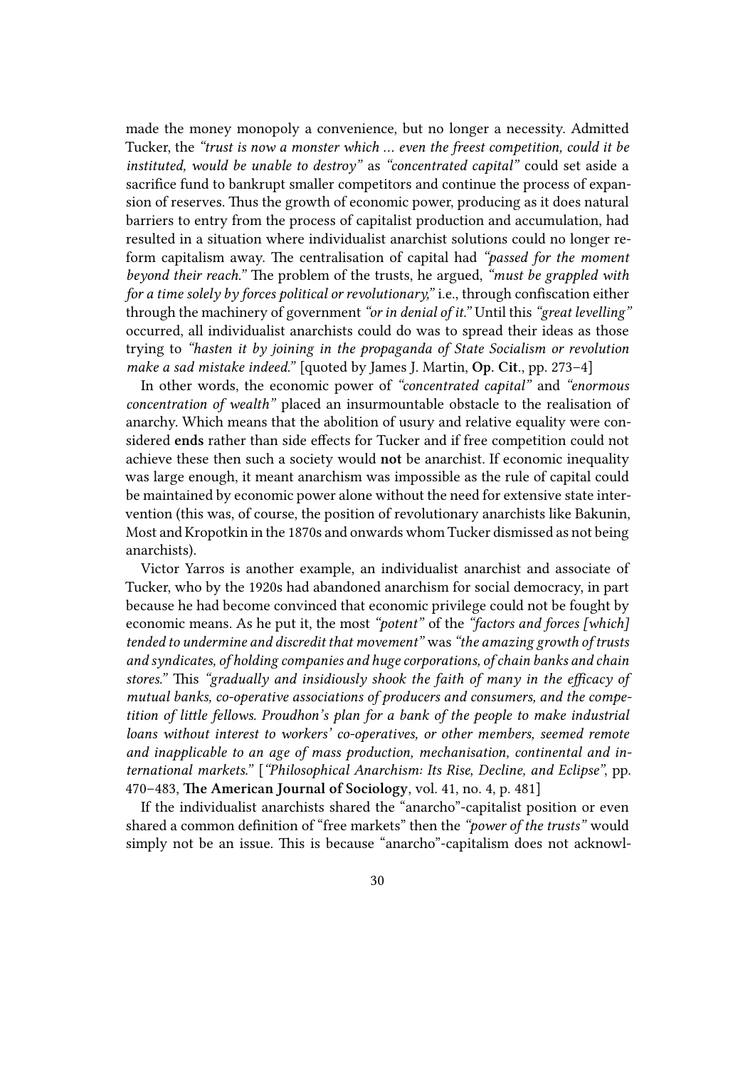made the money monopoly a convenience, but no longer a necessity. Admitted Tucker, the *"trust is now a monster which … even the freest competition, could it be instituted, would be unable to destroy"* as *"concentrated capital"* could set aside a sacrifice fund to bankrupt smaller competitors and continue the process of expansion of reserves. Thus the growth of economic power, producing as it does natural barriers to entry from the process of capitalist production and accumulation, had resulted in a situation where individualist anarchist solutions could no longer reform capitalism away. The centralisation of capital had *"passed for the moment beyond their reach."* The problem of the trusts, he argued, *"must be grappled with for a time solely by forces political or revolutionary,"* i.e., through confiscation either through the machinery of government *"or in denial of it."* Until this *"great levelling"* occurred, all individualist anarchists could do was to spread their ideas as those trying to *"hasten it by joining in the propaganda of State Socialism or revolution make a sad mistake indeed."* [quoted by James J. Martin, **Op. Cit.**, pp. 273–4]

In other words, the economic power of *"concentrated capital"* and *"enormous concentration of wealth"* placed an insurmountable obstacle to the realisation of anarchy. Which means that the abolition of usury and relative equality were considered **ends** rather than side effects for Tucker and if free competition could not achieve these then such a society would **not** be anarchist. If economic inequality was large enough, it meant anarchism was impossible as the rule of capital could be maintained by economic power alone without the need for extensive state intervention (this was, of course, the position of revolutionary anarchists like Bakunin, Most and Kropotkin in the 1870s and onwards whom Tucker dismissed as not being anarchists).

Victor Yarros is another example, an individualist anarchist and associate of Tucker, who by the 1920s had abandoned anarchism for social democracy, in part because he had become convinced that economic privilege could not be fought by economic means. As he put it, the most *"potent"* of the *"factors and forces [which] tended to undermine and discredit that movement"* was *"the amazing growth of trusts and syndicates, of holding companies and huge corporations, of chain banks and chain stores."* This *"gradually and insidiously shook the faith of many in the efficacy of mutual banks, co-operative associations of producers and consumers, and the competition of little fellows. Proudhon's plan for a bank of the people to make industrial loans without interest to workers' co-operatives, or other members, seemed remote and inapplicable to an age of mass production, mechanisation, continental and international markets."* [*"Philosophical Anarchism: Its Rise, Decline, and Eclipse"*, pp. 470–483, **The American Journal of Sociology**, vol. 41, no. 4, p. 481]

If the individualist anarchists shared the "anarcho"-capitalist position or even shared a common definition of "free markets" then the *"power of the trusts"* would simply not be an issue. This is because "anarcho"-capitalism does not acknowl-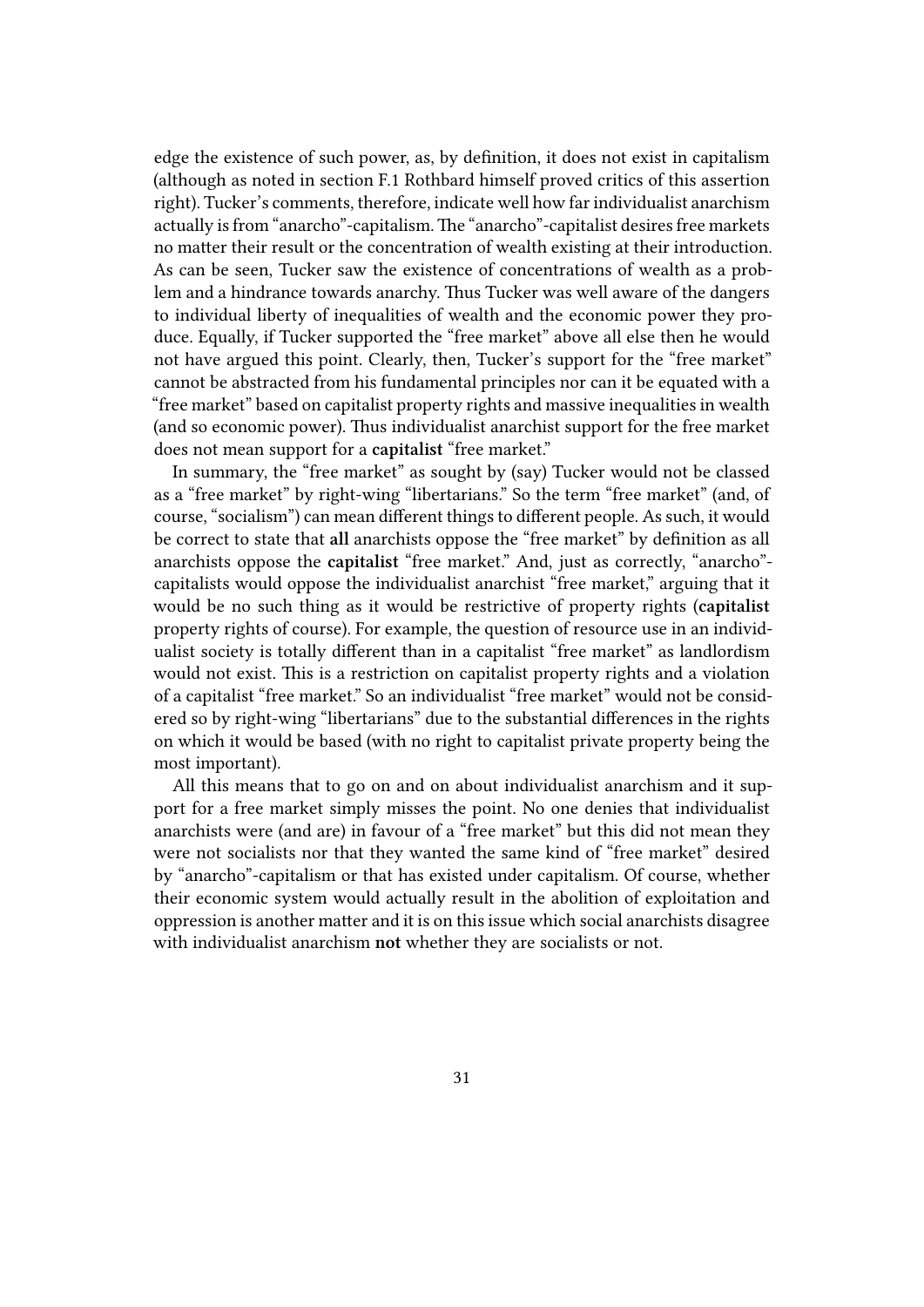edge the existence of such power, as, by definition, it does not exist in capitalism (although as noted in section F.1 Rothbard himself proved critics of this assertion right). Tucker's comments, therefore, indicate well how far individualist anarchism actually is from "anarcho"-capitalism. The "anarcho"-capitalist desires free markets no matter their result or the concentration of wealth existing at their introduction. As can be seen, Tucker saw the existence of concentrations of wealth as a problem and a hindrance towards anarchy. Thus Tucker was well aware of the dangers to individual liberty of inequalities of wealth and the economic power they produce. Equally, if Tucker supported the "free market" above all else then he would not have argued this point. Clearly, then, Tucker's support for the "free market" cannot be abstracted from his fundamental principles nor can it be equated with a "free market" based on capitalist property rights and massive inequalities in wealth (and so economic power). Thus individualist anarchist support for the free market does not mean support for a **capitalist** "free market."

In summary, the "free market" as sought by (say) Tucker would not be classed as a "free market" by right-wing "libertarians." So the term "free market" (and, of course, "socialism") can mean different things to different people. As such, it would be correct to state that **all** anarchists oppose the "free market" by definition as all anarchists oppose the **capitalist** "free market." And, just as correctly, "anarcho"-capitalists would oppose the individualist anarchist "free market," arguing that it would be no such thing as it would be restrictive of property rights (**capitalist** property rights of course). For example, the question of resource use in an individualist society is totally different than in a capitalist "free market" as landlordism would not exist. This is a restriction on capitalist property rights and a violation of a capitalist "free market." So an individualist "free market" would not be considered so by right-wing "libertarians" due to the substantial differences in the rights on which it would be based (with no right to capitalist private property being the most important).

All this means that to go on and on about individualist anarchism and it support for a free market simply misses the point. No one denies that individualist anarchists were (and are) in favour of a "free market" but this did not mean they were not socialists nor that they wanted the same kind of "free market" desired by "anarcho"-capitalism or that has existed under capitalism. Of course, whether their economic system would actually result in the abolition of exploitation and oppression is another matter and it is on this issue which social anarchists disagree with individualist anarchism **not** whether they are socialists or not.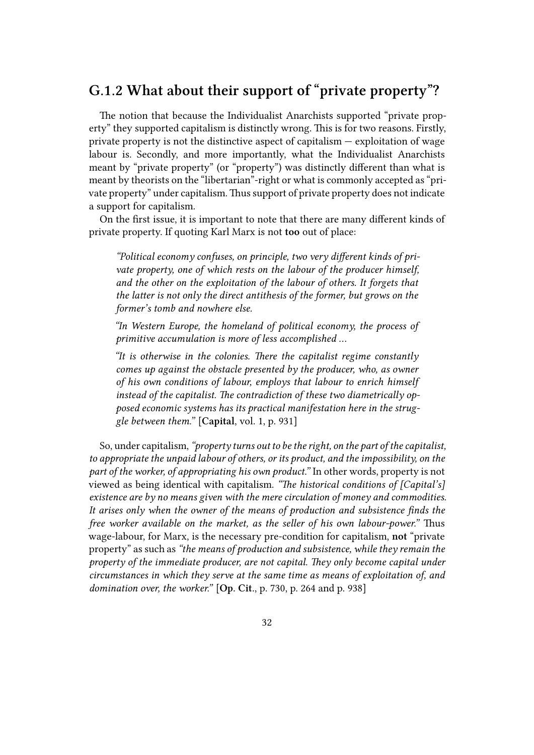## G.1.2 What about their support of "private property"?

The notion that because the Individualist Anarchists supported "private property" they supported capitalism is distinctly wrong. This is for two reasons. Firstly, private property is not the distinctive aspect of capitalism — exploitation of wage labour is. Secondly, and more importantly, what the Individualist Anarchists meant by "private property" (or "property") was distinctly different than what is meant by theorists on the "libertarian"-right or what is commonly accepted as "private property" under capitalism. Thus support of private property does not indicate a support for capitalism.

On the first issue, it is important to note that there are many different kinds of private property. If quoting Karl Marx is not **too** out of place:

> *"Political economy confuses, on principle, two very different kinds of private property, one of which rests on the labour of the producer himself, and the other on the exploitation of the labour of others. It forgets that the latter is not only the direct antithesis of the former, but grows on the former's tomb and nowhere else.*
>
> *"In Western Europe, the homeland of political economy, the process of primitive accumulation is more of less accomplished …*
>
> *"It is otherwise in the colonies. There the capitalist regime constantly comes up against the obstacle presented by the producer, who, as owner of his own conditions of labour, employs that labour to enrich himself instead of the capitalist. The contradiction of these two diametrically opposed economic systems has its practical manifestation here in the struggle between them."* [**Capital**, vol. 1, p. 931]

So, under capitalism, *"property turns out to be the right, on the part of the capitalist, to appropriate the unpaid labour of others, or its product, and the impossibility, on the part of the worker, of appropriating his own product."* In other words, property is not viewed as being identical with capitalism. *"The historical conditions of [Capital's] existence are by no means given with the mere circulation of money and commodities. It arises only when the owner of the means of production and subsistence finds the free worker available on the market, as the seller of his own labour-power."* Thus wage-labour, for Marx, is the necessary pre-condition for capitalism, **not** "private property" as such as *"the means of production and subsistence, while they remain the property of the immediate producer, are not capital. They only become capital under circumstances in which they serve at the same time as means of exploitation of, and domination over, the worker."* [**Op. Cit.**, p. 730, p. 264 and p. 938]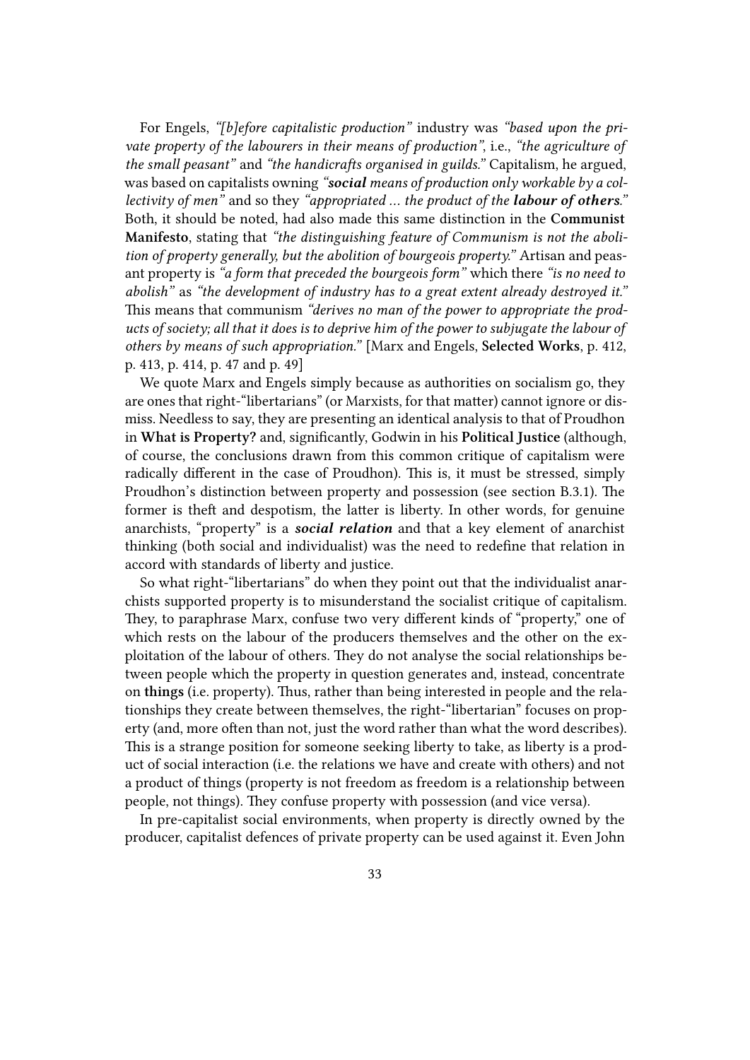For Engels, *"[b]efore capitalistic production"* industry was *"based upon the private property of the labourers in their means of production"*, i.e., *"the agriculture of the small peasant"* and *"the handicrafts organised in guilds."* Capitalism, he argued, was based on capitalists owning *"**social** means of production only workable by a collectivity of men"* and so they *"appropriated … the product of the **labour of others**."* Both, it should be noted, had also made this same distinction in the **Communist Manifesto**, stating that *"the distinguishing feature of Communism is not the abolition of property generally, but the abolition of bourgeois property."* Artisan and peasant property is *"a form that preceded the bourgeois form"* which there *"is no need to abolish"* as *"the development of industry has to a great extent already destroyed it."* This means that communism *"derives no man of the power to appropriate the products of society; all that it does is to deprive him of the power to subjugate the labour of others by means of such appropriation."* [Marx and Engels, **Selected Works**, p. 412, p. 413, p. 414, p. 47 and p. 49]

We quote Marx and Engels simply because as authorities on socialism go, they are ones that right-"libertarians" (or Marxists, for that matter) cannot ignore or dismiss. Needless to say, they are presenting an identical analysis to that of Proudhon in **What is Property?** and, significantly, Godwin in his **Political Justice** (although, of course, the conclusions drawn from this common critique of capitalism were radically different in the case of Proudhon). This is, it must be stressed, simply Proudhon's distinction between property and possession (see section B.3.1). The former is theft and despotism, the latter is liberty. In other words, for genuine anarchists, "property" is a ***social relation*** and that a key element of anarchist thinking (both social and individualist) was the need to redefine that relation in accord with standards of liberty and justice.

So what right-"libertarians" do when they point out that the individualist anarchists supported property is to misunderstand the socialist critique of capitalism. They, to paraphrase Marx, confuse two very different kinds of "property," one of which rests on the labour of the producers themselves and the other on the exploitation of the labour of others. They do not analyse the social relationships between people which the property in question generates and, instead, concentrate on **things** (i.e. property). Thus, rather than being interested in people and the relationships they create between themselves, the right-"libertarian" focuses on property (and, more often than not, just the word rather than what the word describes). This is a strange position for someone seeking liberty to take, as liberty is a product of social interaction (i.e. the relations we have and create with others) and not a product of things (property is not freedom as freedom is a relationship between people, not things). They confuse property with possession (and vice versa).

In pre-capitalist social environments, when property is directly owned by the producer, capitalist defences of private property can be used against it. Even John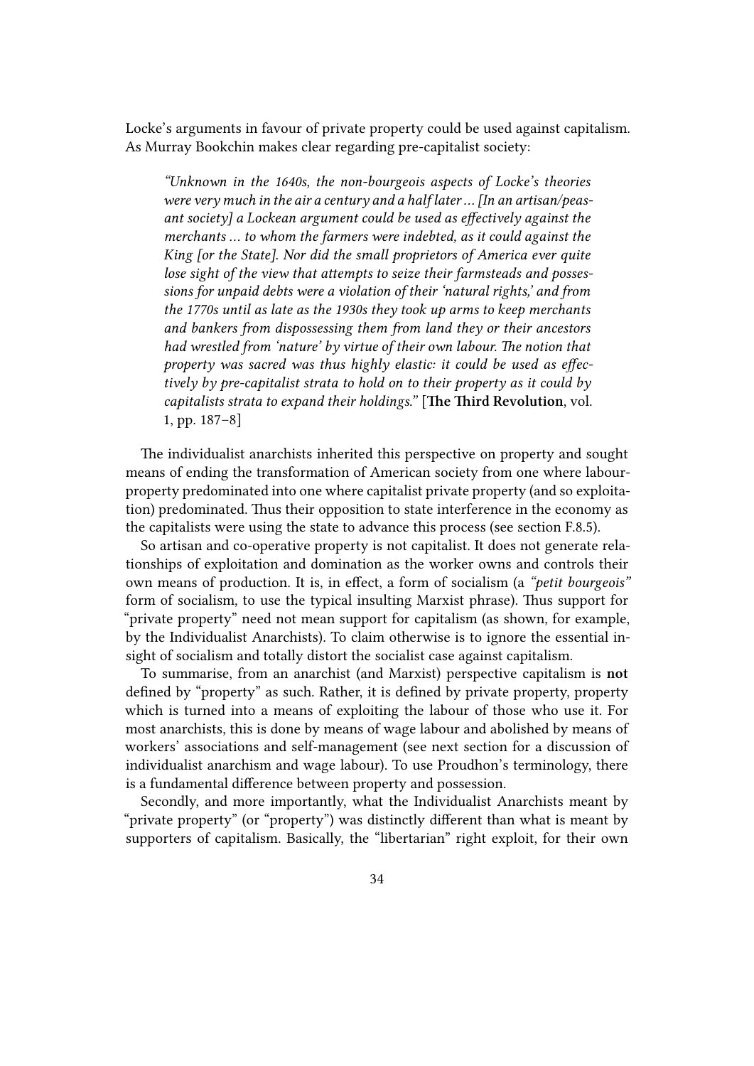Locke's arguments in favour of private property could be used against capitalism. As Murray Bookchin makes clear regarding pre-capitalist society:

> *"Unknown in the 1640s, the non-bourgeois aspects of Locke's theories were very much in the air a century and a half later … [In an artisan/peasant society] a Lockean argument could be used as effectively against the merchants … to whom the farmers were indebted, as it could against the King [or the State]. Nor did the small proprietors of America ever quite lose sight of the view that attempts to seize their farmsteads and possessions for unpaid debts were a violation of their 'natural rights,' and from the 1770s until as late as the 1930s they took up arms to keep merchants and bankers from dispossessing them from land they or their ancestors had wrestled from 'nature' by virtue of their own labour. The notion that property was sacred was thus highly elastic: it could be used as effectively by pre-capitalist strata to hold on to their property as it could by capitalists strata to expand their holdings."* [**The Third Revolution**, vol. 1, pp. 187–8]

The individualist anarchists inherited this perspective on property and sought means of ending the transformation of American society from one where labour-property predominated into one where capitalist private property (and so exploitation) predominated. Thus their opposition to state interference in the economy as the capitalists were using the state to advance this process (see section F.8.5).

So artisan and co-operative property is not capitalist. It does not generate relationships of exploitation and domination as the worker owns and controls their own means of production. It is, in effect, a form of socialism (a *"petit bourgeois"* form of socialism, to use the typical insulting Marxist phrase). Thus support for "private property" need not mean support for capitalism (as shown, for example, by the Individualist Anarchists). To claim otherwise is to ignore the essential insight of socialism and totally distort the socialist case against capitalism.

To summarise, from an anarchist (and Marxist) perspective capitalism is **not** defined by "property" as such. Rather, it is defined by private property, property which is turned into a means of exploiting the labour of those who use it. For most anarchists, this is done by means of wage labour and abolished by means of workers' associations and self-management (see next section for a discussion of individualist anarchism and wage labour). To use Proudhon's terminology, there is a fundamental difference between property and possession.

Secondly, and more importantly, what the Individualist Anarchists meant by "private property" (or "property") was distinctly different than what is meant by supporters of capitalism. Basically, the "libertarian" right exploit, for their own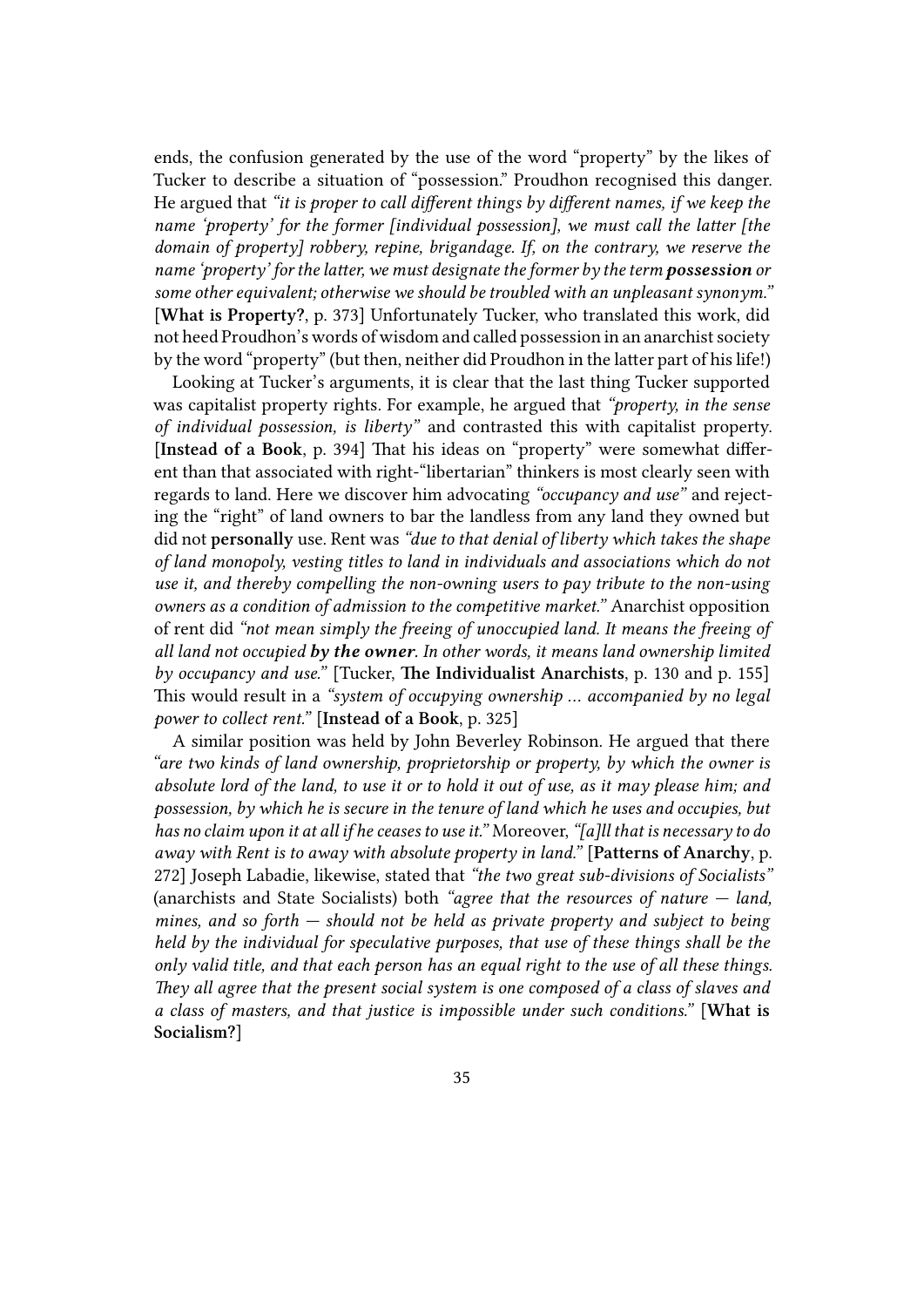ends, the confusion generated by the use of the word "property" by the likes of Tucker to describe a situation of "possession." Proudhon recognised this danger. He argued that *"it is proper to call different things by different names, if we keep the name 'property' for the former [individual possession], we must call the latter [the domain of property] robbery, repine, brigandage. If, on the contrary, we reserve the name 'property' for the latter, we must designate the former by the term **possession** or some other equivalent; otherwise we should be troubled with an unpleasant synonym."* [**What is Property?**, p. 373] Unfortunately Tucker, who translated this work, did not heed Proudhon's words of wisdom and called possession in an anarchist society by the word "property" (but then, neither did Proudhon in the latter part of his life!)

Looking at Tucker's arguments, it is clear that the last thing Tucker supported was capitalist property rights. For example, he argued that *"property, in the sense of individual possession, is liberty"* and contrasted this with capitalist property. [**Instead of a Book**, p. 394] That his ideas on "property" were somewhat different than that associated with right-"libertarian" thinkers is most clearly seen with regards to land. Here we discover him advocating *"occupancy and use"* and rejecting the "right" of land owners to bar the landless from any land they owned but did not **personally** use. Rent was *"due to that denial of liberty which takes the shape of land monopoly, vesting titles to land in individuals and associations which do not use it, and thereby compelling the non-owning users to pay tribute to the non-using owners as a condition of admission to the competitive market."* Anarchist opposition of rent did *"not mean simply the freeing of unoccupied land. It means the freeing of all land not occupied **by the owner**. In other words, it means land ownership limited by occupancy and use."* [Tucker, **The Individualist Anarchists**, p. 130 and p. 155] This would result in a *"system of occupying ownership … accompanied by no legal power to collect rent."* [**Instead of a Book**, p. 325]

A similar position was held by John Beverley Robinson. He argued that there *"are two kinds of land ownership, proprietorship or property, by which the owner is absolute lord of the land, to use it or to hold it out of use, as it may please him; and possession, by which he is secure in the tenure of land which he uses and occupies, but has no claim upon it at all if he ceases to use it."* Moreover, *"[a]ll that is necessary to do away with Rent is to away with absolute property in land."* [**Patterns of Anarchy**, p. 272] Joseph Labadie, likewise, stated that *"the two great sub-divisions of Socialists"* (anarchists and State Socialists) both *"agree that the resources of nature — land, mines, and so forth — should not be held as private property and subject to being held by the individual for speculative purposes, that use of these things shall be the only valid title, and that each person has an equal right to the use of all these things. They all agree that the present social system is one composed of a class of slaves and a class of masters, and that justice is impossible under such conditions."* [**What is Socialism?**]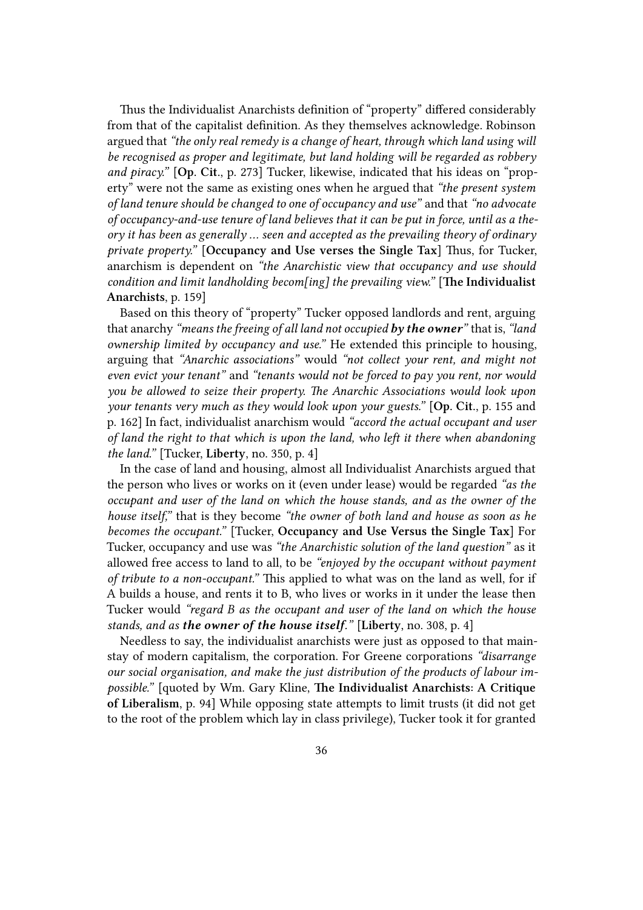Thus the Individualist Anarchists definition of "property" differed considerably from that of the capitalist definition. As they themselves acknowledge. Robinson argued that *"the only real remedy is a change of heart, through which land using will be recognised as proper and legitimate, but land holding will be regarded as robbery and piracy."* [**Op. Cit.**, p. 273] Tucker, likewise, indicated that his ideas on "property" were not the same as existing ones when he argued that *"the present system of land tenure should be changed to one of occupancy and use"* and that *"no advocate of occupancy-and-use tenure of land believes that it can be put in force, until as a theory it has been as generally … seen and accepted as the prevailing theory of ordinary private property."* [**Occupancy and Use verses the Single Tax**] Thus, for Tucker, anarchism is dependent on *"the Anarchistic view that occupancy and use should condition and limit landholding becom[ing] the prevailing view."* [**The Individualist Anarchists**, p. 159]

Based on this theory of "property" Tucker opposed landlords and rent, arguing that anarchy *"means the freeing of all land not occupied **by the owner**"* that is, *"land ownership limited by occupancy and use."* He extended this principle to housing, arguing that *"Anarchic associations"* would *"not collect your rent, and might not even evict your tenant"* and *"tenants would not be forced to pay you rent, nor would you be allowed to seize their property. The Anarchic Associations would look upon your tenants very much as they would look upon your guests."* [**Op. Cit.**, p. 155 and p. 162] In fact, individualist anarchism would *"accord the actual occupant and user of land the right to that which is upon the land, who left it there when abandoning the land."* [Tucker, **Liberty**, no. 350, p. 4]

In the case of land and housing, almost all Individualist Anarchists argued that the person who lives or works on it (even under lease) would be regarded *"as the occupant and user of the land on which the house stands, and as the owner of the house itself,"* that is they become *"the owner of both land and house as soon as he becomes the occupant."* [Tucker, **Occupancy and Use Versus the Single Tax**] For Tucker, occupancy and use was *"the Anarchistic solution of the land question"* as it allowed free access to land to all, to be *"enjoyed by the occupant without payment of tribute to a non-occupant."* This applied to what was on the land as well, for if A builds a house, and rents it to B, who lives or works in it under the lease then Tucker would *"regard B as the occupant and user of the land on which the house stands, and as **the owner of the house itself**."* [**Liberty**, no. 308, p. 4]

Needless to say, the individualist anarchists were just as opposed to that mainstay of modern capitalism, the corporation. For Greene corporations *"disarrange our social organisation, and make the just distribution of the products of labour impossible."* [quoted by Wm. Gary Kline, **The Individualist Anarchists: A Critique of Liberalism**, p. 94] While opposing state attempts to limit trusts (it did not get to the root of the problem which lay in class privilege), Tucker took it for granted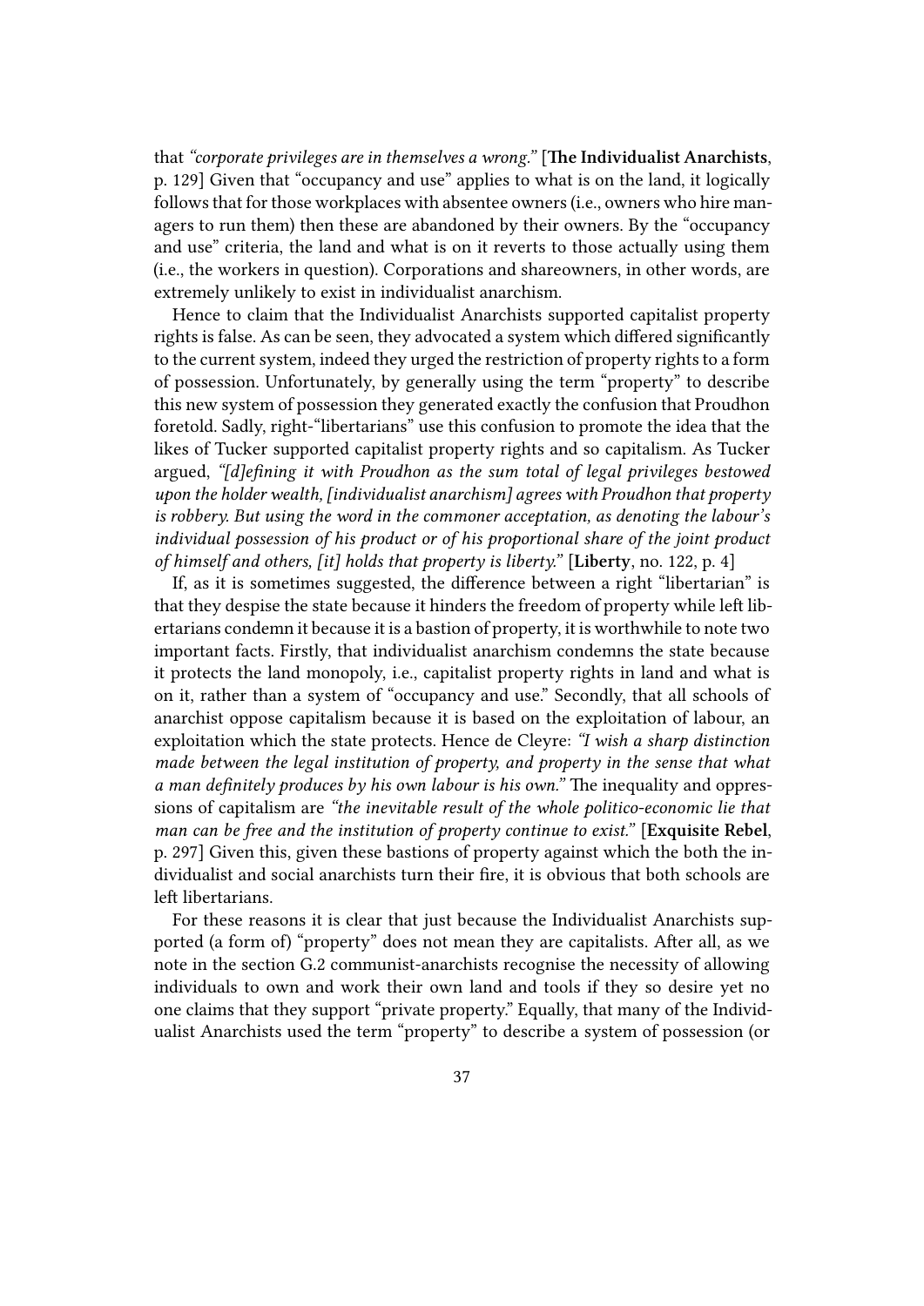that *"corporate privileges are in themselves a wrong."* [**The Individualist Anarchists**, p. 129] Given that "occupancy and use" applies to what is on the land, it logically follows that for those workplaces with absentee owners (i.e., owners who hire managers to run them) then these are abandoned by their owners. By the "occupancy and use" criteria, the land and what is on it reverts to those actually using them (i.e., the workers in question). Corporations and shareowners, in other words, are extremely unlikely to exist in individualist anarchism.

Hence to claim that the Individualist Anarchists supported capitalist property rights is false. As can be seen, they advocated a system which differed significantly to the current system, indeed they urged the restriction of property rights to a form of possession. Unfortunately, by generally using the term "property" to describe this new system of possession they generated exactly the confusion that Proudhon foretold. Sadly, right-"libertarians" use this confusion to promote the idea that the likes of Tucker supported capitalist property rights and so capitalism. As Tucker argued, *"[d]efining it with Proudhon as the sum total of legal privileges bestowed upon the holder wealth, [individualist anarchism] agrees with Proudhon that property is robbery. But using the word in the commoner acceptation, as denoting the labour's individual possession of his product or of his proportional share of the joint product of himself and others, [it] holds that property is liberty."* [**Liberty**, no. 122, p. 4]

If, as it is sometimes suggested, the difference between a right "libertarian" is that they despise the state because it hinders the freedom of property while left libertarians condemn it because it is a bastion of property, it is worthwhile to note two important facts. Firstly, that individualist anarchism condemns the state because it protects the land monopoly, i.e., capitalist property rights in land and what is on it, rather than a system of "occupancy and use." Secondly, that all schools of anarchist oppose capitalism because it is based on the exploitation of labour, an exploitation which the state protects. Hence de Cleyre: *"I wish a sharp distinction made between the legal institution of property, and property in the sense that what a man definitely produces by his own labour is his own."* The inequality and oppressions of capitalism are *"the inevitable result of the whole politico-economic lie that man can be free and the institution of property continue to exist."* [**Exquisite Rebel**, p. 297] Given this, given these bastions of property against which the both the individualist and social anarchists turn their fire, it is obvious that both schools are left libertarians.

For these reasons it is clear that just because the Individualist Anarchists supported (a form of) "property" does not mean they are capitalists. After all, as we note in the section G.2 communist-anarchists recognise the necessity of allowing individuals to own and work their own land and tools if they so desire yet no one claims that they support "private property." Equally, that many of the Individualist Anarchists used the term "property" to describe a system of possession (or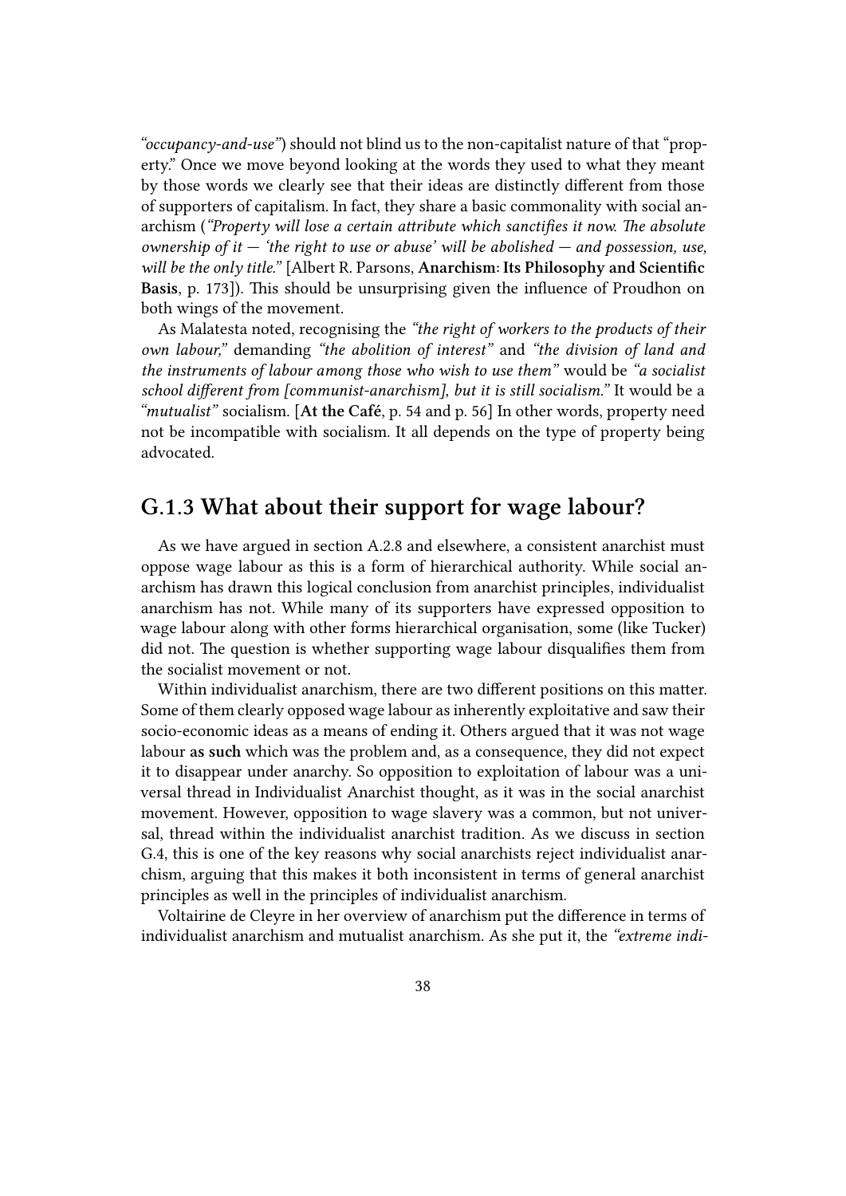*"occupancy-and-use"*) should not blind us to the non-capitalist nature of that "property." Once we move beyond looking at the words they used to what they meant by those words we clearly see that their ideas are distinctly different from those of supporters of capitalism. In fact, they share a basic commonality with social anarchism (*"Property will lose a certain attribute which sanctifies it now. The absolute ownership of it — 'the right to use or abuse' will be abolished — and possession, use, will be the only title."* [Albert R. Parsons, **Anarchism: Its Philosophy and Scientific Basis**, p. 173]). This should be unsurprising given the influence of Proudhon on both wings of the movement.

As Malatesta noted, recognising the *"the right of workers to the products of their own labour,"* demanding *"the abolition of interest"* and *"the division of land and the instruments of labour among those who wish to use them"* would be *"a socialist school different from [communist-anarchism], but it is still socialism."* It would be a *"mutualist"* socialism. [**At the Café**, p. 54 and p. 56] In other words, property need not be incompatible with socialism. It all depends on the type of property being advocated.

## G.1.3 What about their support for wage labour?

As we have argued in section A.2.8 and elsewhere, a consistent anarchist must oppose wage labour as this is a form of hierarchical authority. While social anarchism has drawn this logical conclusion from anarchist principles, individualist anarchism has not. While many of its supporters have expressed opposition to wage labour along with other forms hierarchical organisation, some (like Tucker) did not. The question is whether supporting wage labour disqualifies them from the socialist movement or not.

Within individualist anarchism, there are two different positions on this matter. Some of them clearly opposed wage labour as inherently exploitative and saw their socio-economic ideas as a means of ending it. Others argued that it was not wage labour **as such** which was the problem and, as a consequence, they did not expect it to disappear under anarchy. So opposition to exploitation of labour was a universal thread in Individualist Anarchist thought, as it was in the social anarchist movement. However, opposition to wage slavery was a common, but not universal, thread within the individualist anarchist tradition. As we discuss in section G.4, this is one of the key reasons why social anarchists reject individualist anarchism, arguing that this makes it both inconsistent in terms of general anarchist principles as well in the principles of individualist anarchism.

Voltairine de Cleyre in her overview of anarchism put the difference in terms of individualist anarchism and mutualist anarchism. As she put it, the *"extreme indi-*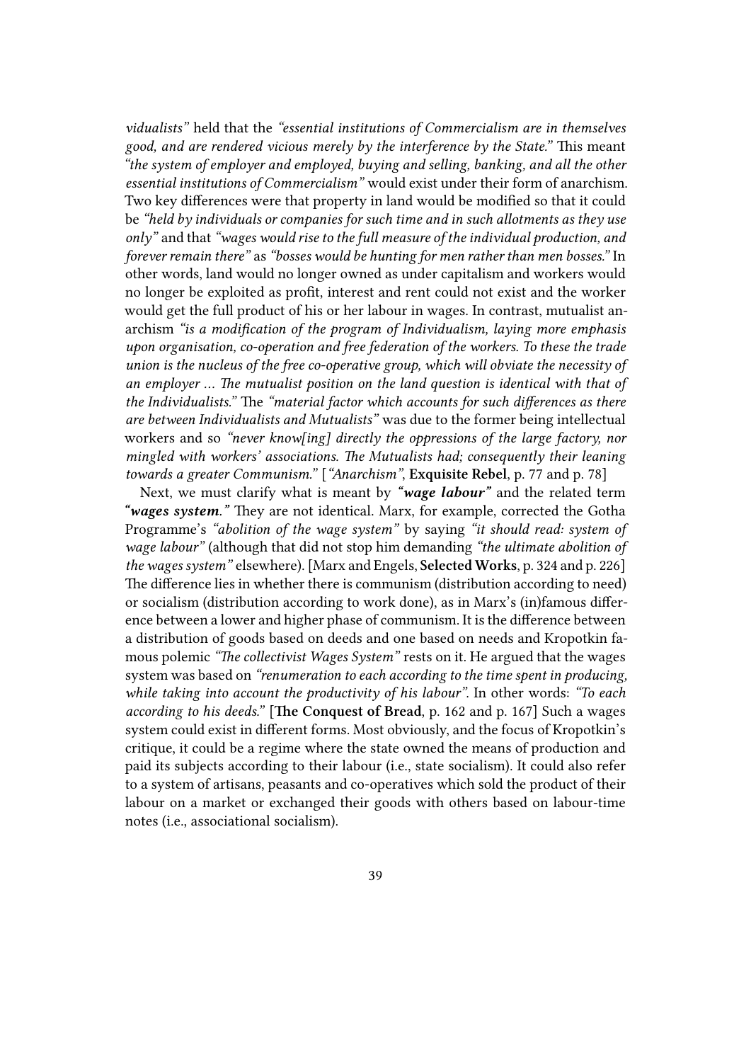*vidualists"* held that the *"essential institutions of Commercialism are in themselves good, and are rendered vicious merely by the interference by the State."* This meant *"the system of employer and employed, buying and selling, banking, and all the other essential institutions of Commercialism"* would exist under their form of anarchism. Two key differences were that property in land would be modified so that it could be *"held by individuals or companies for such time and in such allotments as they use only"* and that *"wages would rise to the full measure of the individual production, and forever remain there"* as *"bosses would be hunting for men rather than men bosses."* In other words, land would no longer owned as under capitalism and workers would no longer be exploited as profit, interest and rent could not exist and the worker would get the full product of his or her labour in wages. In contrast, mutualist anarchism *"is a modification of the program of Individualism, laying more emphasis upon organisation, co-operation and free federation of the workers. To these the trade union is the nucleus of the free co-operative group, which will obviate the necessity of an employer … The mutualist position on the land question is identical with that of the Individualists."* The *"material factor which accounts for such differences as there are between Individualists and Mutualists"* was due to the former being intellectual workers and so *"never know[ing] directly the oppressions of the large factory, nor mingled with workers' associations. The Mutualists had; consequently their leaning towards a greater Communism."* [*"Anarchism"*, **Exquisite Rebel**, p. 77 and p. 78]

Next, we must clarify what is meant by ***"wage labour"*** and the related term ***"wages system."*** They are not identical. Marx, for example, corrected the Gotha Programme's *"abolition of the wage system"* by saying *"it should read: system of wage labour"* (although that did not stop him demanding *"the ultimate abolition of the wages system"* elsewhere). [Marx and Engels, **Selected Works**, p. 324 and p. 226] The difference lies in whether there is communism (distribution according to need) or socialism (distribution according to work done), as in Marx's (in)famous difference between a lower and higher phase of communism. It is the difference between a distribution of goods based on deeds and one based on needs and Kropotkin famous polemic *"The collectivist Wages System"* rests on it. He argued that the wages system was based on *"renumeration to each according to the time spent in producing, while taking into account the productivity of his labour"*. In other words: *"To each according to his deeds."* [**The Conquest of Bread**, p. 162 and p. 167] Such a wages system could exist in different forms. Most obviously, and the focus of Kropotkin's critique, it could be a regime where the state owned the means of production and paid its subjects according to their labour (i.e., state socialism). It could also refer to a system of artisans, peasants and co-operatives which sold the product of their labour on a market or exchanged their goods with others based on labour-time notes (i.e., associational socialism).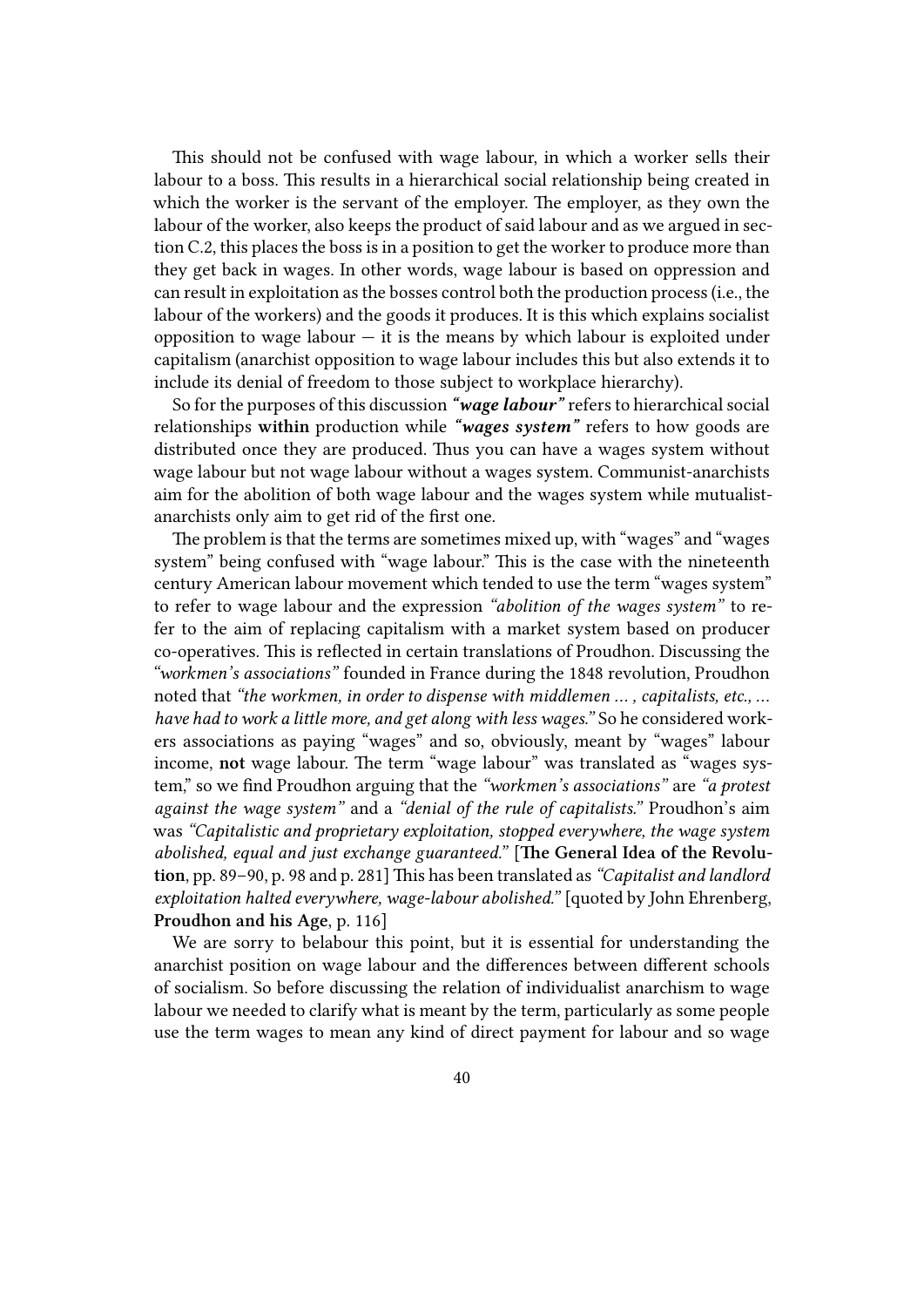This should not be confused with wage labour, in which a worker sells their labour to a boss. This results in a hierarchical social relationship being created in which the worker is the servant of the employer. The employer, as they own the labour of the worker, also keeps the product of said labour and as we argued in section C.2, this places the boss is in a position to get the worker to produce more than they get back in wages. In other words, wage labour is based on oppression and can result in exploitation as the bosses control both the production process (i.e., the labour of the workers) and the goods it produces. It is this which explains socialist opposition to wage labour — it is the means by which labour is exploited under capitalism (anarchist opposition to wage labour includes this but also extends it to include its denial of freedom to those subject to workplace hierarchy).

So for the purposes of this discussion ***"wage labour"*** refers to hierarchical social relationships **within** production while ***"wages system"*** refers to how goods are distributed once they are produced. Thus you can have a wages system without wage labour but not wage labour without a wages system. Communist-anarchists aim for the abolition of both wage labour and the wages system while mutualist-anarchists only aim to get rid of the first one.

The problem is that the terms are sometimes mixed up, with "wages" and "wages system" being confused with "wage labour." This is the case with the nineteenth century American labour movement which tended to use the term "wages system" to refer to wage labour and the expression *"abolition of the wages system"* to refer to the aim of replacing capitalism with a market system based on producer co-operatives. This is reflected in certain translations of Proudhon. Discussing the *"workmen's associations"* founded in France during the 1848 revolution, Proudhon noted that *"the workmen, in order to dispense with middlemen … , capitalists, etc., … have had to work a little more, and get along with less wages."* So he considered workers associations as paying "wages" and so, obviously, meant by "wages" labour income, **not** wage labour. The term "wage labour" was translated as "wages system," so we find Proudhon arguing that the *"workmen's associations"* are *"a protest against the wage system"* and a *"denial of the rule of capitalists."* Proudhon's aim was *"Capitalistic and proprietary exploitation, stopped everywhere, the wage system abolished, equal and just exchange guaranteed."* [**The General Idea of the Revolution**, pp. 89–90, p. 98 and p. 281] This has been translated as *"Capitalist and landlord exploitation halted everywhere, wage-labour abolished."* [quoted by John Ehrenberg, **Proudhon and his Age**, p. 116]

We are sorry to belabour this point, but it is essential for understanding the anarchist position on wage labour and the differences between different schools of socialism. So before discussing the relation of individualist anarchism to wage labour we needed to clarify what is meant by the term, particularly as some people use the term wages to mean any kind of direct payment for labour and so wage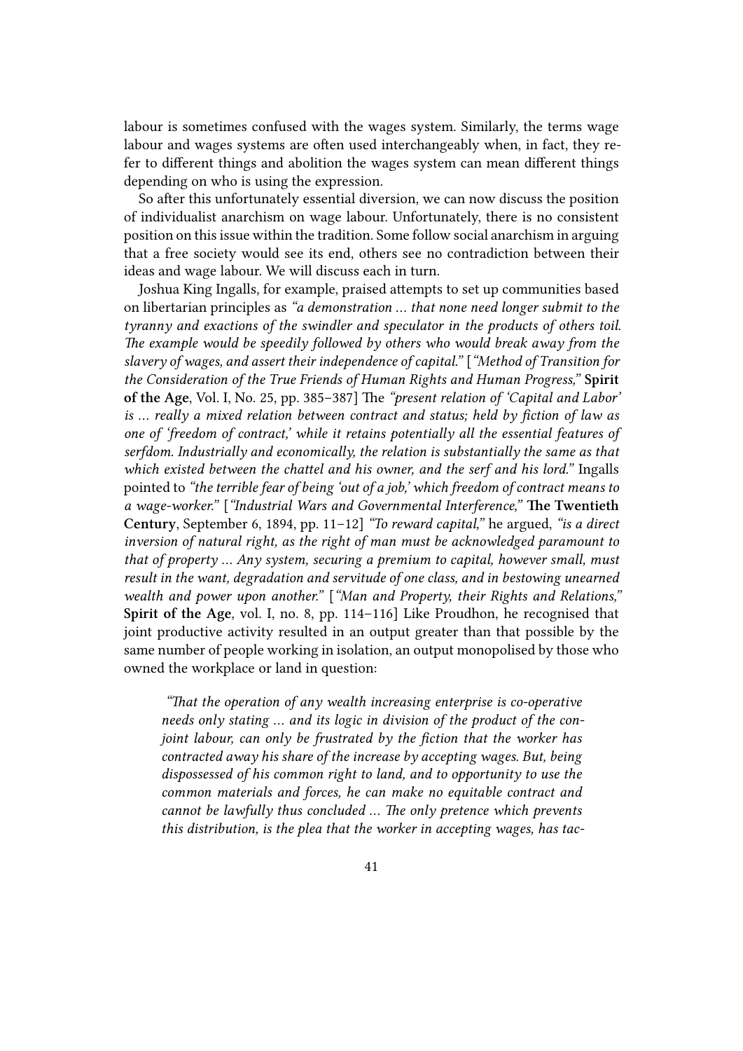labour is sometimes confused with the wages system. Similarly, the terms wage labour and wages systems are often used interchangeably when, in fact, they refer to different things and abolition the wages system can mean different things depending on who is using the expression.

So after this unfortunately essential diversion, we can now discuss the position of individualist anarchism on wage labour. Unfortunately, there is no consistent position on this issue within the tradition. Some follow social anarchism in arguing that a free society would see its end, others see no contradiction between their ideas and wage labour. We will discuss each in turn.

Joshua King Ingalls, for example, praised attempts to set up communities based on libertarian principles as *"a demonstration … that none need longer submit to the tyranny and exactions of the swindler and speculator in the products of others toil. The example would be speedily followed by others who would break away from the slavery of wages, and assert their independence of capital."* [*"Method of Transition for the Consideration of the True Friends of Human Rights and Human Progress,"* **Spirit of the Age**, Vol. I, No. 25, pp. 385–387] The *"present relation of 'Capital and Labor' is … really a mixed relation between contract and status; held by fiction of law as one of 'freedom of contract,' while it retains potentially all the essential features of serfdom. Industrially and economically, the relation is substantially the same as that which existed between the chattel and his owner, and the serf and his lord."* Ingalls pointed to *"the terrible fear of being 'out of a job,' which freedom of contract means to a wage-worker."* [*"Industrial Wars and Governmental Interference,"* **The Twentieth Century**, September 6, 1894, pp. 11–12] *"To reward capital,"* he argued, *"is a direct inversion of natural right, as the right of man must be acknowledged paramount to that of property … Any system, securing a premium to capital, however small, must result in the want, degradation and servitude of one class, and in bestowing unearned wealth and power upon another."* [*"Man and Property, their Rights and Relations,"* **Spirit of the Age**, vol. I, no. 8, pp. 114–116] Like Proudhon, he recognised that joint productive activity resulted in an output greater than that possible by the same number of people working in isolation, an output monopolised by those who owned the workplace or land in question:

> *"That the operation of any wealth increasing enterprise is co-operative needs only stating … and its logic in division of the product of the conjoint labour, can only be frustrated by the fiction that the worker has contracted away his share of the increase by accepting wages. But, being dispossessed of his common right to land, and to opportunity to use the common materials and forces, he can make no equitable contract and cannot be lawfully thus concluded … The only pretence which prevents this distribution, is the plea that the worker in accepting wages, has tac-*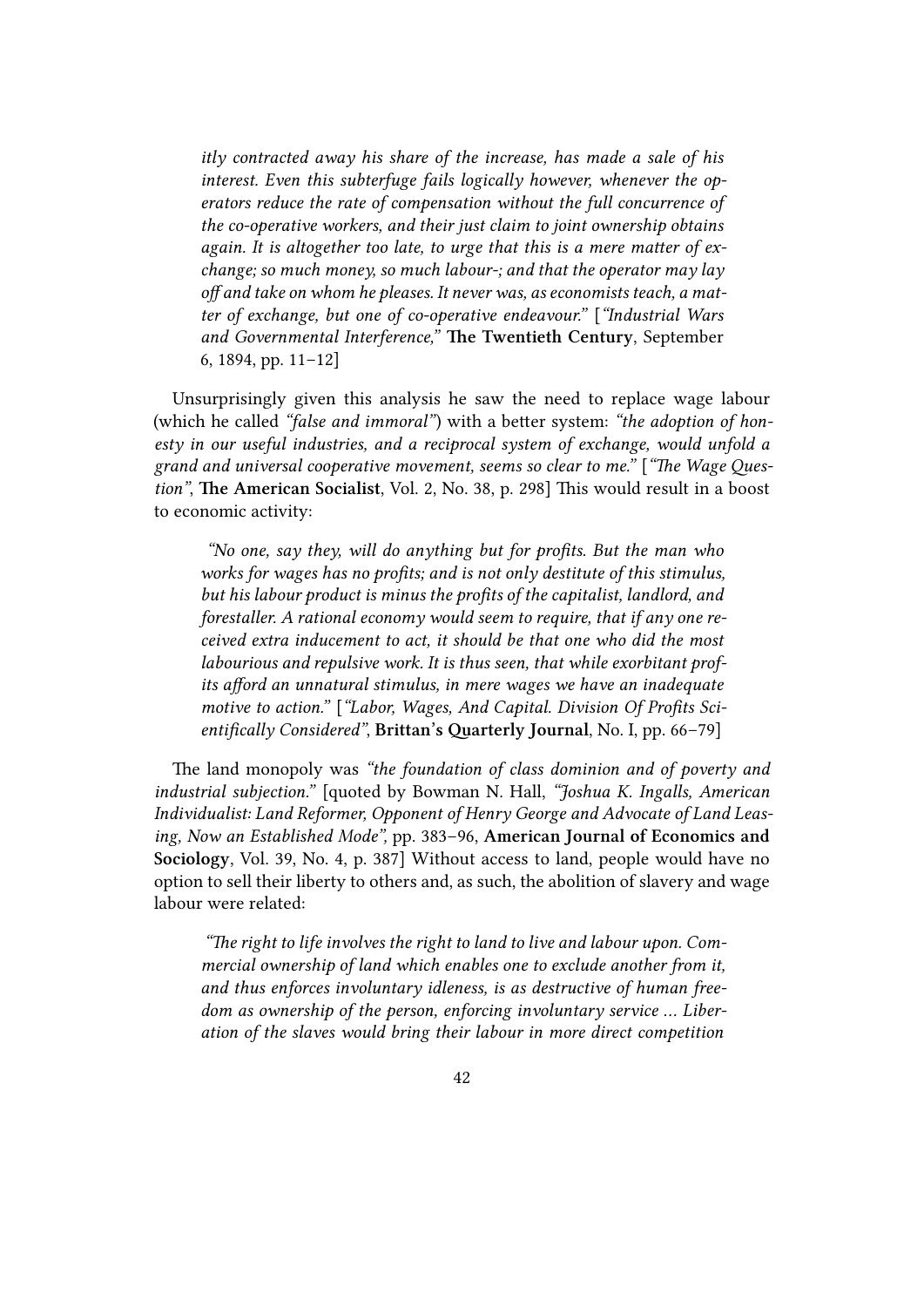> *itly contracted away his share of the increase, has made a sale of his interest. Even this subterfuge fails logically however, whenever the operators reduce the rate of compensation without the full concurrence of the co-operative workers, and their just claim to joint ownership obtains again. It is altogether too late, to urge that this is a mere matter of exchange; so much money, so much labour-; and that the operator may lay off and take on whom he pleases. It never was, as economists teach, a matter of exchange, but one of co-operative endeavour."* [*"Industrial Wars and Governmental Interference,"* **The Twentieth Century**, September 6, 1894, pp. 11–12]

Unsurprisingly given this analysis he saw the need to replace wage labour (which he called *"false and immoral"*) with a better system: *"the adoption of honesty in our useful industries, and a reciprocal system of exchange, would unfold a grand and universal cooperative movement, seems so clear to me."* [*"The Wage Question"*, **The American Socialist**, Vol. 2, No. 38, p. 298] This would result in a boost to economic activity:

> *"No one, say they, will do anything but for profits. But the man who works for wages has no profits; and is not only destitute of this stimulus, but his labour product is minus the profits of the capitalist, landlord, and forestaller. A rational economy would seem to require, that if any one received extra inducement to act, it should be that one who did the most labourious and repulsive work. It is thus seen, that while exorbitant profits afford an unnatural stimulus, in mere wages we have an inadequate motive to action."* [*"Labor, Wages, And Capital. Division Of Profits Scientifically Considered"*, **Brittan's Quarterly Journal**, No. I, pp. 66–79]

The land monopoly was *"the foundation of class dominion and of poverty and industrial subjection."* [quoted by Bowman N. Hall, *"Joshua K. Ingalls, American Individualist: Land Reformer, Opponent of Henry George and Advocate of Land Leasing, Now an Established Mode"*, pp. 383–96, **American Journal of Economics and Sociology**, Vol. 39, No. 4, p. 387] Without access to land, people would have no option to sell their liberty to others and, as such, the abolition of slavery and wage labour were related:

> *"The right to life involves the right to land to live and labour upon. Commercial ownership of land which enables one to exclude another from it, and thus enforces involuntary idleness, is as destructive of human freedom as ownership of the person, enforcing involuntary service … Liberation of the slaves would bring their labour in more direct competition*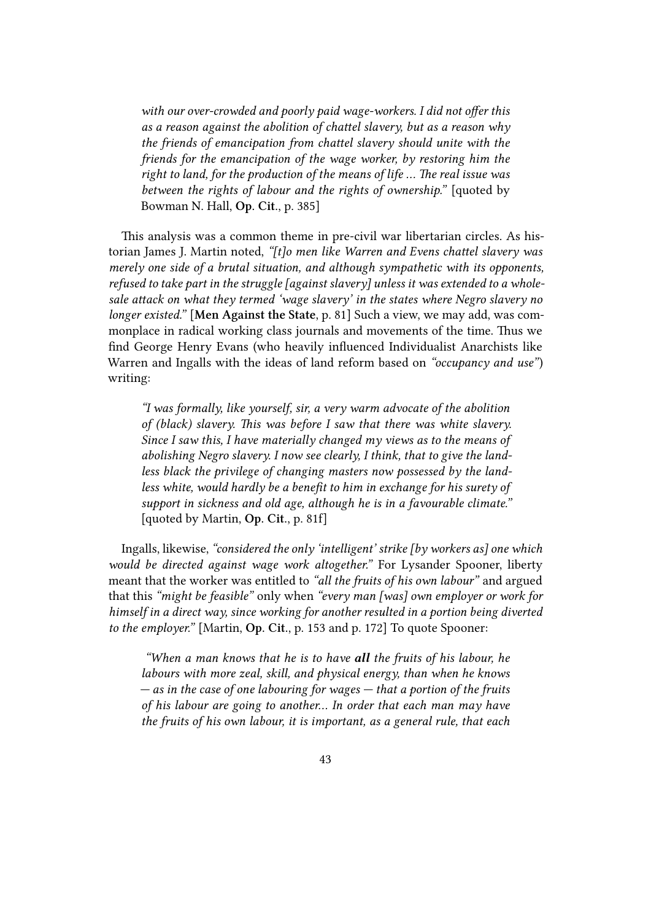> *with our over-crowded and poorly paid wage-workers. I did not offer this as a reason against the abolition of chattel slavery, but as a reason why the friends of emancipation from chattel slavery should unite with the friends for the emancipation of the wage worker, by restoring him the right to land, for the production of the means of life ... The real issue was between the rights of labour and the rights of ownership."* [quoted by Bowman N. Hall, **Op. Cit.**, p. 385]

This analysis was a common theme in pre-civil war libertarian circles. As historian James J. Martin noted, *"[t]o men like Warren and Evens chattel slavery was merely one side of a brutal situation, and although sympathetic with its opponents, refused to take part in the struggle [against slavery] unless it was extended to a wholesale attack on what they termed 'wage slavery' in the states where Negro slavery no longer existed."* [**Men Against the State**, p. 81] Such a view, we may add, was commonplace in radical working class journals and movements of the time. Thus we find George Henry Evans (who heavily influenced Individualist Anarchists like Warren and Ingalls with the ideas of land reform based on *"occupancy and use"*) writing:

> *"I was formally, like yourself, sir, a very warm advocate of the abolition of (black) slavery. This was before I saw that there was white slavery. Since I saw this, I have materially changed my views as to the means of abolishing Negro slavery. I now see clearly, I think, that to give the landless black the privilege of changing masters now possessed by the landless white, would hardly be a benefit to him in exchange for his surety of support in sickness and old age, although he is in a favourable climate."* [quoted by Martin, **Op. Cit.**, p. 81f]

Ingalls, likewise, *"considered the only 'intelligent' strike [by workers as] one which would be directed against wage work altogether."* For Lysander Spooner, liberty meant that the worker was entitled to *"all the fruits of his own labour"* and argued that this *"might be feasible"* only when *"every man [was] own employer or work for himself in a direct way, since working for another resulted in a portion being diverted to the employer."* [Martin, **Op. Cit.**, p. 153 and p. 172] To quote Spooner:

> *"When a man knows that he is to have* ***all*** *the fruits of his labour, he labours with more zeal, skill, and physical energy, than when he knows — as in the case of one labouring for wages — that a portion of the fruits of his labour are going to another... In order that each man may have the fruits of his own labour, it is important, as a general rule, that each*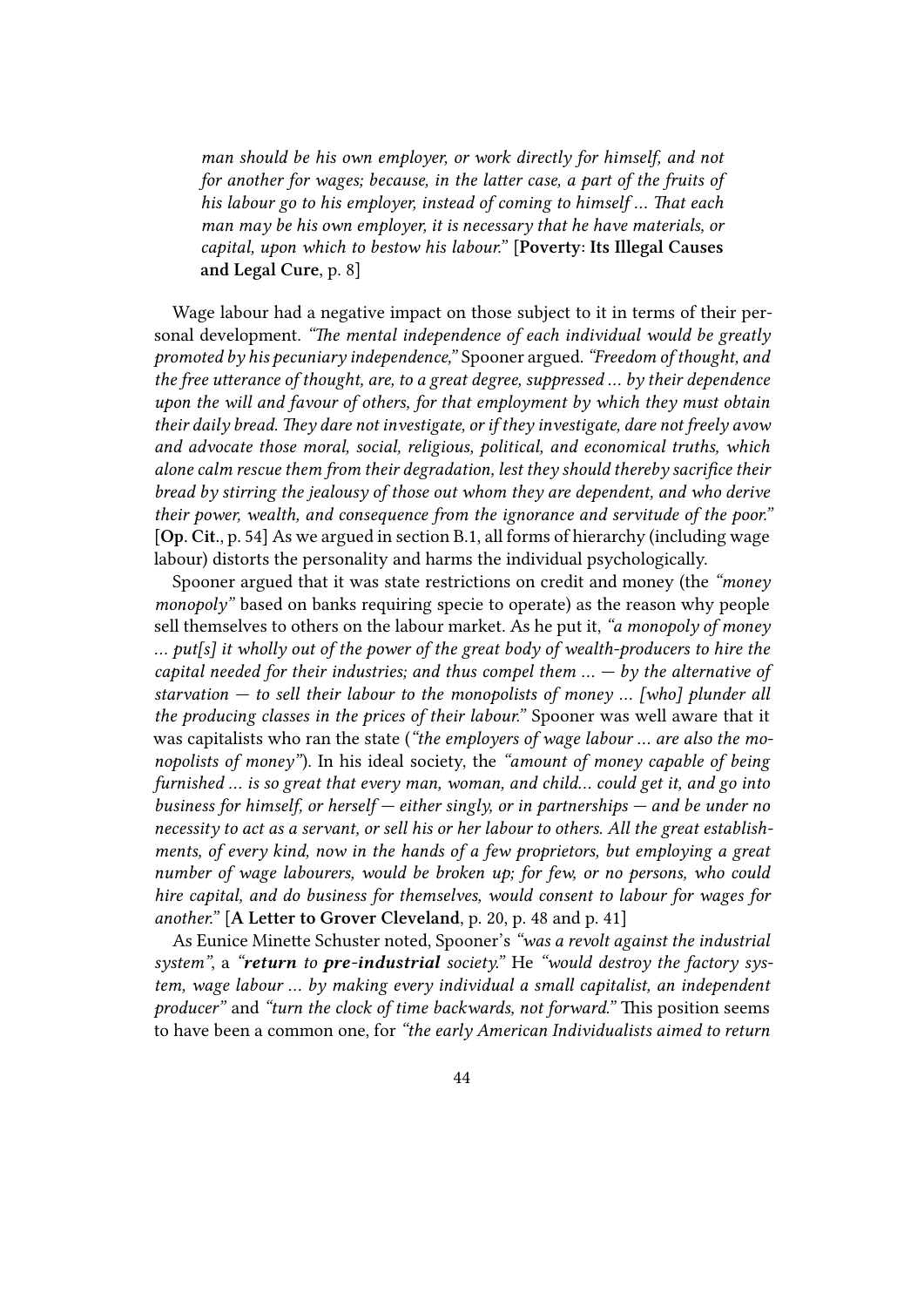> *man should be his own employer, or work directly for himself, and not for another for wages; because, in the latter case, a part of the fruits of his labour go to his employer, instead of coming to himself … That each man may be his own employer, it is necessary that he have materials, or capital, upon which to bestow his labour."* [**Poverty: Its Illegal Causes and Legal Cure**, p. 8]

Wage labour had a negative impact on those subject to it in terms of their personal development. *"The mental independence of each individual would be greatly promoted by his pecuniary independence,"* Spooner argued. *"Freedom of thought, and the free utterance of thought, are, to a great degree, suppressed … by their dependence upon the will and favour of others, for that employment by which they must obtain their daily bread. They dare not investigate, or if they investigate, dare not freely avow and advocate those moral, social, religious, political, and economical truths, which alone calm rescue them from their degradation, lest they should thereby sacrifice their bread by stirring the jealousy of those out whom they are dependent, and who derive their power, wealth, and consequence from the ignorance and servitude of the poor."* [**Op. Cit.**, p. 54] As we argued in section B.1, all forms of hierarchy (including wage labour) distorts the personality and harms the individual psychologically.

Spooner argued that it was state restrictions on credit and money (the *"money monopoly"* based on banks requiring specie to operate) as the reason why people sell themselves to others on the labour market. As he put it, *"a monopoly of money … put[s] it wholly out of the power of the great body of wealth-producers to hire the capital needed for their industries; and thus compel them … — by the alternative of starvation — to sell their labour to the monopolists of money … [who] plunder all the producing classes in the prices of their labour."* Spooner was well aware that it was capitalists who ran the state (*"the employers of wage labour … are also the monopolists of money"*). In his ideal society, the *"amount of money capable of being furnished … is so great that every man, woman, and child… could get it, and go into business for himself, or herself — either singly, or in partnerships — and be under no necessity to act as a servant, or sell his or her labour to others. All the great establishments, of every kind, now in the hands of a few proprietors, but employing a great number of wage labourers, would be broken up; for few, or no persons, who could hire capital, and do business for themselves, would consent to labour for wages for another."* [**A Letter to Grover Cleveland**, p. 20, p. 48 and p. 41]

As Eunice Minette Schuster noted, Spooner's *"was a revolt against the industrial system"*, a *"**return** to **pre-industrial** society."* He *"would destroy the factory system, wage labour … by making every individual a small capitalist, an independent producer"* and *"turn the clock of time backwards, not forward."* This position seems to have been a common one, for *"the early American Individualists aimed to return*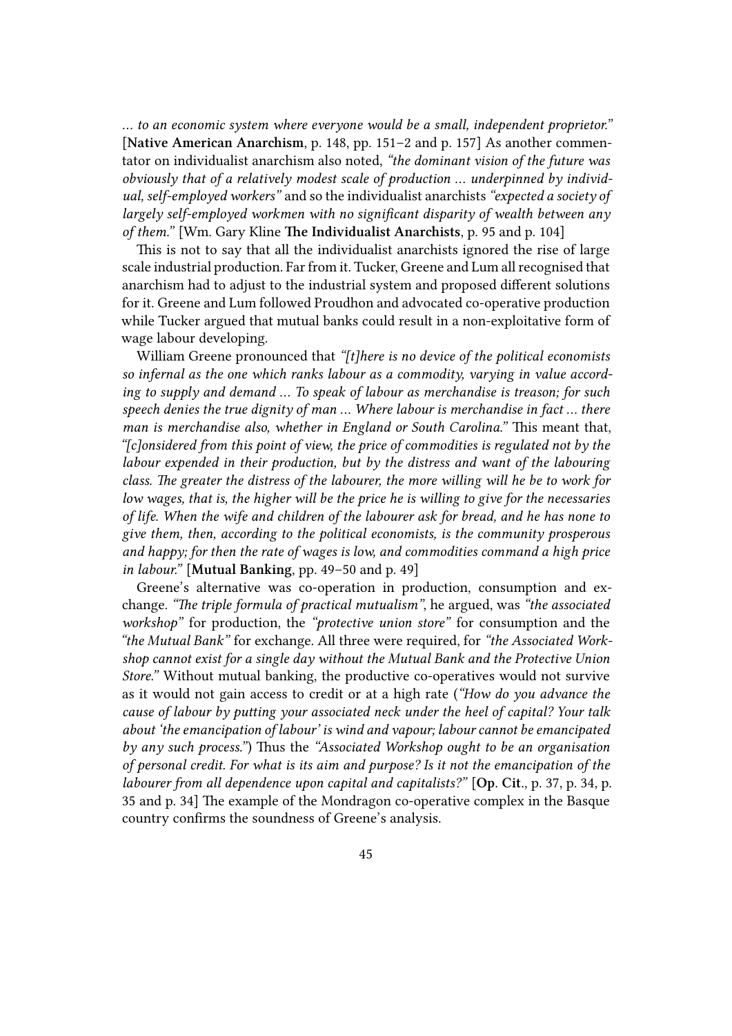*... to an economic system where everyone would be a small, independent proprietor."* [**Native American Anarchism**, p. 148, pp. 151–2 and p. 157] As another commentator on individualist anarchism also noted, *"the dominant vision of the future was obviously that of a relatively modest scale of production ... underpinned by individual, self-employed workers"* and so the individualist anarchists *"expected a society of largely self-employed workmen with no significant disparity of wealth between any of them."* [Wm. Gary Kline **The Individualist Anarchists**, p. 95 and p. 104]

This is not to say that all the individualist anarchists ignored the rise of large scale industrial production. Far from it. Tucker, Greene and Lum all recognised that anarchism had to adjust to the industrial system and proposed different solutions for it. Greene and Lum followed Proudhon and advocated co-operative production while Tucker argued that mutual banks could result in a non-exploitative form of wage labour developing.

William Greene pronounced that *"[t]here is no device of the political economists so infernal as the one which ranks labour as a commodity, varying in value according to supply and demand ... To speak of labour as merchandise is treason; for such speech denies the true dignity of man ... Where labour is merchandise in fact ... there man is merchandise also, whether in England or South Carolina."* This meant that, *"[c]onsidered from this point of view, the price of commodities is regulated not by the labour expended in their production, but by the distress and want of the labouring class. The greater the distress of the labourer, the more willing will he be to work for low wages, that is, the higher will be the price he is willing to give for the necessaries of life. When the wife and children of the labourer ask for bread, and he has none to give them, then, according to the political economists, is the community prosperous and happy; for then the rate of wages is low, and commodities command a high price in labour."* [**Mutual Banking**, pp. 49–50 and p. 49]

Greene's alternative was co-operation in production, consumption and exchange. *"The triple formula of practical mutualism"*, he argued, was *"the associated workshop"* for production, the *"protective union store"* for consumption and the *"the Mutual Bank"* for exchange. All three were required, for *"the Associated Workshop cannot exist for a single day without the Mutual Bank and the Protective Union Store."* Without mutual banking, the productive co-operatives would not survive as it would not gain access to credit or at a high rate (*"How do you advance the cause of labour by putting your associated neck under the heel of capital? Your talk about 'the emancipation of labour' is wind and vapour; labour cannot be emancipated by any such process."*) Thus the *"Associated Workshop ought to be an organisation of personal credit. For what is its aim and purpose? Is it not the emancipation of the labourer from all dependence upon capital and capitalists?"* [**Op. Cit.**, p. 37, p. 34, p. 35 and p. 34] The example of the Mondragon co-operative complex in the Basque country confirms the soundness of Greene's analysis.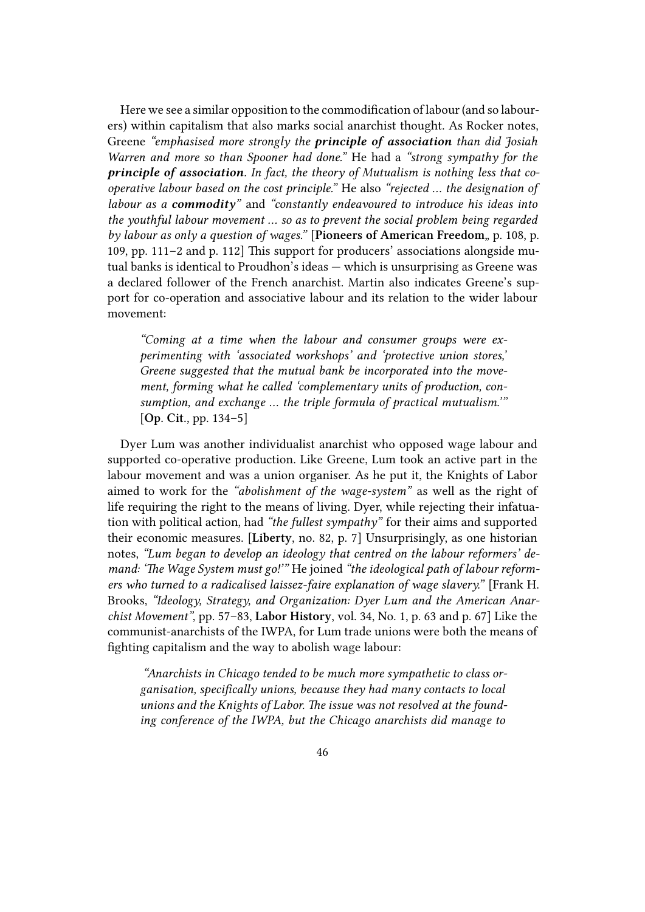Here we see a similar opposition to the commodification of labour (and so labourers) within capitalism that also marks social anarchist thought. As Rocker notes, Greene *"emphasised more strongly the **principle of association** than did Josiah Warren and more so than Spooner had done."* He had a *"strong sympathy for the **principle of association**. In fact, the theory of Mutualism is nothing less that co-operative labour based on the cost principle."* He also *"rejected … the designation of labour as a **commodity**"* and *"constantly endeavoured to introduce his ideas into the youthful labour movement … so as to prevent the social problem being regarded by labour as only a question of wages."* [**Pioneers of American Freedom**,, p. 108, p. 109, pp. 111–2 and p. 112] This support for producers' associations alongside mutual banks is identical to Proudhon's ideas — which is unsurprising as Greene was a declared follower of the French anarchist. Martin also indicates Greene's support for co-operation and associative labour and its relation to the wider labour movement:

> *"Coming at a time when the labour and consumer groups were experimenting with 'associated workshops' and 'protective union stores,' Greene suggested that the mutual bank be incorporated into the movement, forming what he called 'complementary units of production, consumption, and exchange … the triple formula of practical mutualism.'"* [**Op. Cit.**, pp. 134–5]

Dyer Lum was another individualist anarchist who opposed wage labour and supported co-operative production. Like Greene, Lum took an active part in the labour movement and was a union organiser. As he put it, the Knights of Labor aimed to work for the *"abolishment of the wage-system"* as well as the right of life requiring the right to the means of living. Dyer, while rejecting their infatuation with political action, had *"the fullest sympathy"* for their aims and supported their economic measures. [**Liberty**, no. 82, p. 7] Unsurprisingly, as one historian notes, *"Lum began to develop an ideology that centred on the labour reformers' demand: 'The Wage System must go!'"* He joined *"the ideological path of labour reformers who turned to a radicalised laissez-faire explanation of wage slavery."* [Frank H. Brooks, *"Ideology, Strategy, and Organization: Dyer Lum and the American Anarchist Movement"*, pp. 57–83, **Labor History**, vol. 34, No. 1, p. 63 and p. 67] Like the communist-anarchists of the IWPA, for Lum trade unions were both the means of fighting capitalism and the way to abolish wage labour:

> *"Anarchists in Chicago tended to be much more sympathetic to class organisation, specifically unions, because they had many contacts to local unions and the Knights of Labor. The issue was not resolved at the founding conference of the IWPA, but the Chicago anarchists did manage to*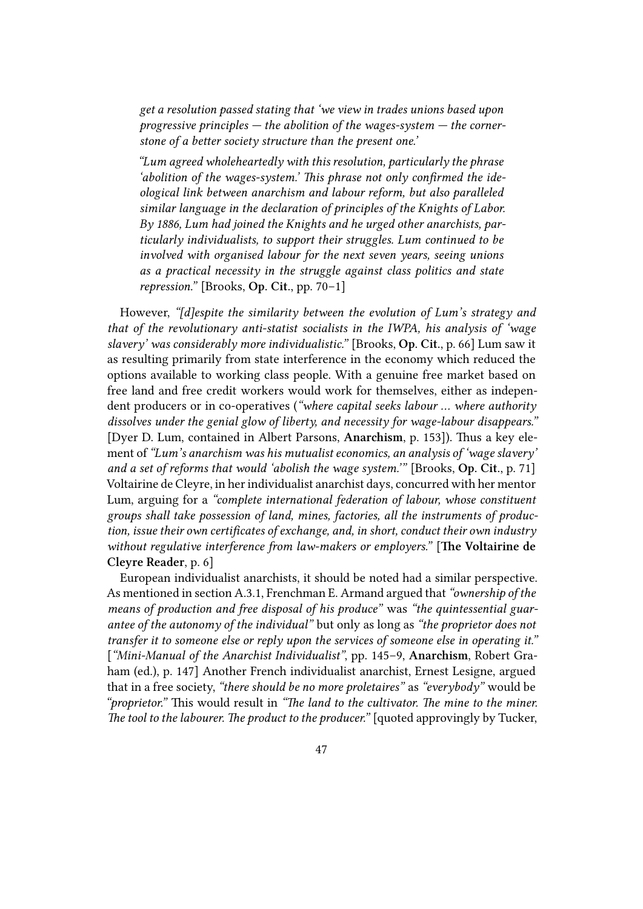*get a resolution passed stating that 'we view in trades unions based upon progressive principles — the abolition of the wages-system — the cornerstone of a better society structure than the present one.'*

*"Lum agreed wholeheartedly with this resolution, particularly the phrase 'abolition of the wages-system.' This phrase not only confirmed the ideological link between anarchism and labour reform, but also paralleled similar language in the declaration of principles of the Knights of Labor. By 1886, Lum had joined the Knights and he urged other anarchists, particularly individualists, to support their struggles. Lum continued to be involved with organised labour for the next seven years, seeing unions as a practical necessity in the struggle against class politics and state repression."* [Brooks, **Op. Cit.**, pp. 70–1]

However, *"[d]espite the similarity between the evolution of Lum's strategy and that of the revolutionary anti-statist socialists in the IWPA, his analysis of 'wage slavery' was considerably more individualistic."* [Brooks, **Op. Cit.**, p. 66] Lum saw it as resulting primarily from state interference in the economy which reduced the options available to working class people. With a genuine free market based on free land and free credit workers would work for themselves, either as independent producers or in co-operatives (*"where capital seeks labour ... where authority dissolves under the genial glow of liberty, and necessity for wage-labour disappears."* [Dyer D. Lum, contained in Albert Parsons, **Anarchism**, p. 153]). Thus a key element of *"Lum's anarchism was his mutualist economics, an analysis of 'wage slavery' and a set of reforms that would 'abolish the wage system.'"* [Brooks, **Op. Cit.**, p. 71] Voltairine de Cleyre, in her individualist anarchist days, concurred with her mentor Lum, arguing for a *"complete international federation of labour, whose constituent groups shall take possession of land, mines, factories, all the instruments of production, issue their own certificates of exchange, and, in short, conduct their own industry without regulative interference from law-makers or employers."* [**The Voltairine de Cleyre Reader**, p. 6]

European individualist anarchists, it should be noted had a similar perspective. As mentioned in section A.3.1, Frenchman E. Armand argued that *"ownership of the means of production and free disposal of his produce"* was *"the quintessential guarantee of the autonomy of the individual"* but only as long as *"the proprietor does not transfer it to someone else or reply upon the services of someone else in operating it."* [*"Mini-Manual of the Anarchist Individualist"*, pp. 145–9, **Anarchism**, Robert Graham (ed.), p. 147] Another French individualist anarchist, Ernest Lesigne, argued that in a free society, *"there should be no more proletaires"* as *"everybody"* would be *"proprietor."* This would result in *"The land to the cultivator. The mine to the miner. The tool to the labourer. The product to the producer."* [quoted approvingly by Tucker,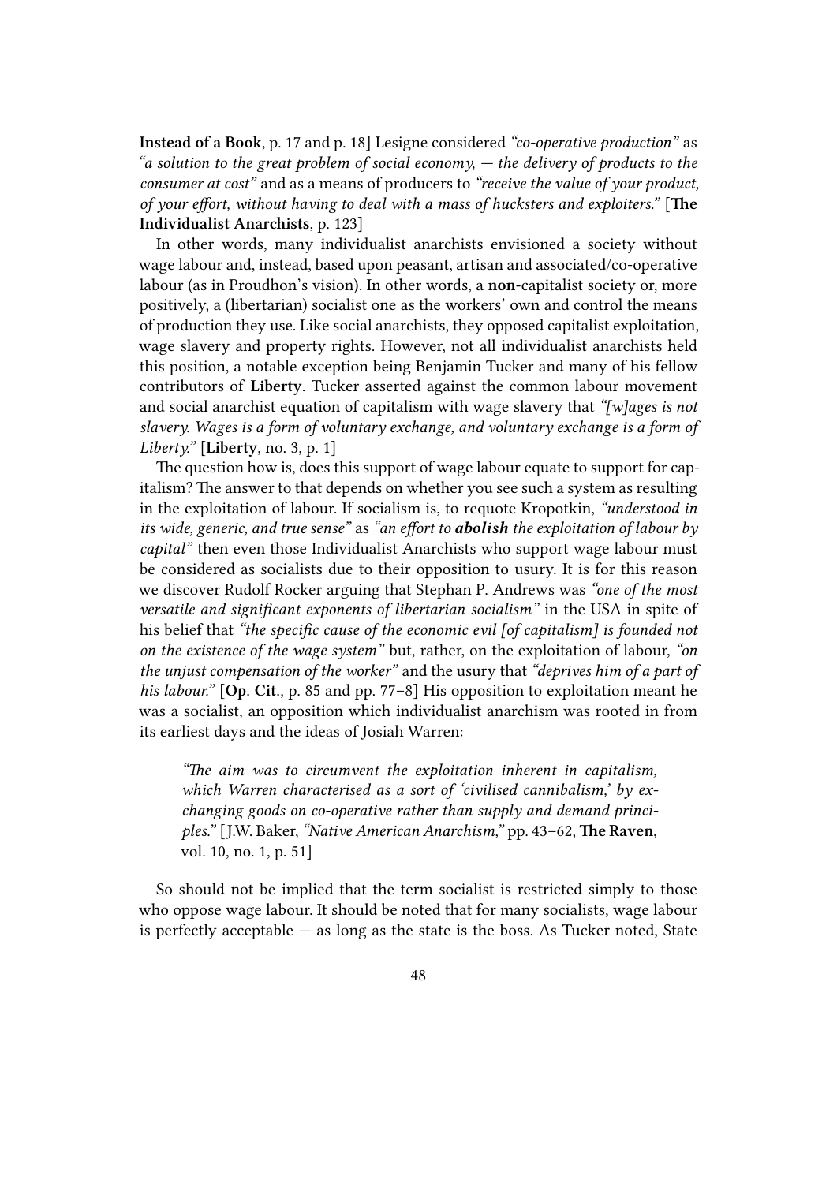**Instead of a Book**, p. 17 and p. 18] Lesigne considered *"co-operative production"* as *"a solution to the great problem of social economy, — the delivery of products to the consumer at cost"* and as a means of producers to *"receive the value of your product, of your effort, without having to deal with a mass of hucksters and exploiters."* [**The Individualist Anarchists**, p. 123]

In other words, many individualist anarchists envisioned a society without wage labour and, instead, based upon peasant, artisan and associated/co-operative labour (as in Proudhon's vision). In other words, a **non**-capitalist society or, more positively, a (libertarian) socialist one as the workers' own and control the means of production they use. Like social anarchists, they opposed capitalist exploitation, wage slavery and property rights. However, not all individualist anarchists held this position, a notable exception being Benjamin Tucker and many of his fellow contributors of **Liberty**. Tucker asserted against the common labour movement and social anarchist equation of capitalism with wage slavery that *"[w]ages is not slavery. Wages is a form of voluntary exchange, and voluntary exchange is a form of Liberty."* [**Liberty**, no. 3, p. 1]

The question how is, does this support of wage labour equate to support for capitalism? The answer to that depends on whether you see such a system as resulting in the exploitation of labour. If socialism is, to requote Kropotkin, *"understood in its wide, generic, and true sense"* as *"an effort to **abolish** the exploitation of labour by capital"* then even those Individualist Anarchists who support wage labour must be considered as socialists due to their opposition to usury. It is for this reason we discover Rudolf Rocker arguing that Stephan P. Andrews was *"one of the most versatile and significant exponents of libertarian socialism"* in the USA in spite of his belief that *"the specific cause of the economic evil [of capitalism] is founded not on the existence of the wage system"* but, rather, on the exploitation of labour, *"on the unjust compensation of the worker"* and the usury that *"deprives him of a part of his labour."* [**Op. Cit.**, p. 85 and pp. 77–8] His opposition to exploitation meant he was a socialist, an opposition which individualist anarchism was rooted in from its earliest days and the ideas of Josiah Warren:

> *"The aim was to circumvent the exploitation inherent in capitalism, which Warren characterised as a sort of 'civilised cannibalism,' by exchanging goods on co-operative rather than supply and demand principles."* [J.W. Baker, *"Native American Anarchism,"* pp. 43–62, **The Raven**, vol. 10, no. 1, p. 51]

So should not be implied that the term socialist is restricted simply to those who oppose wage labour. It should be noted that for many socialists, wage labour is perfectly acceptable — as long as the state is the boss. As Tucker noted, State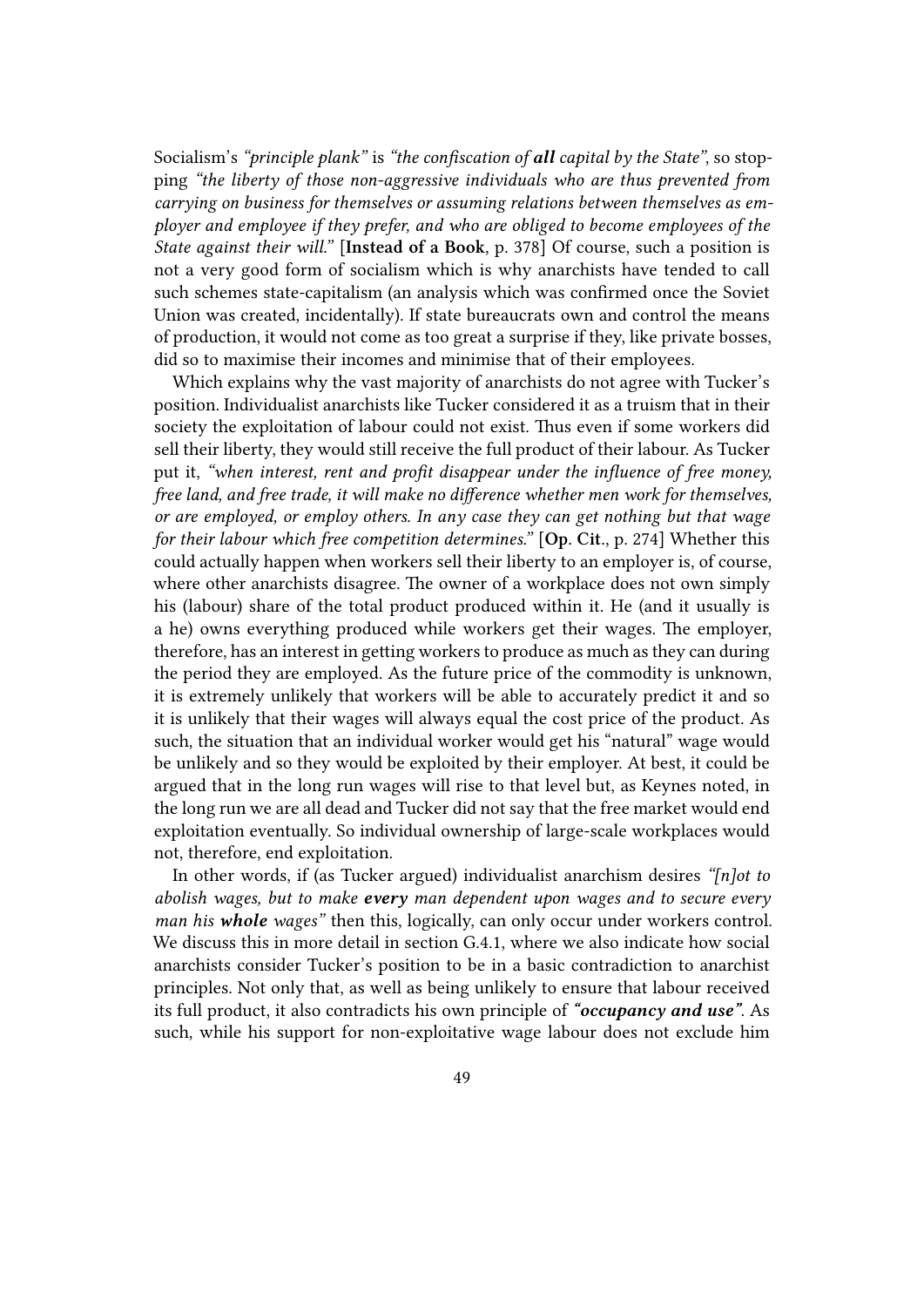Socialism's *"principle plank"* is *"the confiscation of **all** capital by the State"*, so stopping *"the liberty of those non-aggressive individuals who are thus prevented from carrying on business for themselves or assuming relations between themselves as employer and employee if they prefer, and who are obliged to become employees of the State against their will."* [**Instead of a Book**, p. 378] Of course, such a position is not a very good form of socialism which is why anarchists have tended to call such schemes state-capitalism (an analysis which was confirmed once the Soviet Union was created, incidentally). If state bureaucrats own and control the means of production, it would not come as too great a surprise if they, like private bosses, did so to maximise their incomes and minimise that of their employees.

Which explains why the vast majority of anarchists do not agree with Tucker's position. Individualist anarchists like Tucker considered it as a truism that in their society the exploitation of labour could not exist. Thus even if some workers did sell their liberty, they would still receive the full product of their labour. As Tucker put it, *"when interest, rent and profit disappear under the influence of free money, free land, and free trade, it will make no difference whether men work for themselves, or are employed, or employ others. In any case they can get nothing but that wage for their labour which free competition determines."* [**Op. Cit.**, p. 274] Whether this could actually happen when workers sell their liberty to an employer is, of course, where other anarchists disagree. The owner of a workplace does not own simply his (labour) share of the total product produced within it. He (and it usually is a he) owns everything produced while workers get their wages. The employer, therefore, has an interest in getting workers to produce as much as they can during the period they are employed. As the future price of the commodity is unknown, it is extremely unlikely that workers will be able to accurately predict it and so it is unlikely that their wages will always equal the cost price of the product. As such, the situation that an individual worker would get his "natural" wage would be unlikely and so they would be exploited by their employer. At best, it could be argued that in the long run wages will rise to that level but, as Keynes noted, in the long run we are all dead and Tucker did not say that the free market would end exploitation eventually. So individual ownership of large-scale workplaces would not, therefore, end exploitation.

In other words, if (as Tucker argued) individualist anarchism desires *"[n]ot to abolish wages, but to make **every** man dependent upon wages and to secure every man his **whole** wages"* then this, logically, can only occur under workers control. We discuss this in more detail in section G.4.1, where we also indicate how social anarchists consider Tucker's position to be in a basic contradiction to anarchist principles. Not only that, as well as being unlikely to ensure that labour received its full product, it also contradicts his own principle of ***"occupancy and use"***. As such, while his support for non-exploitative wage labour does not exclude him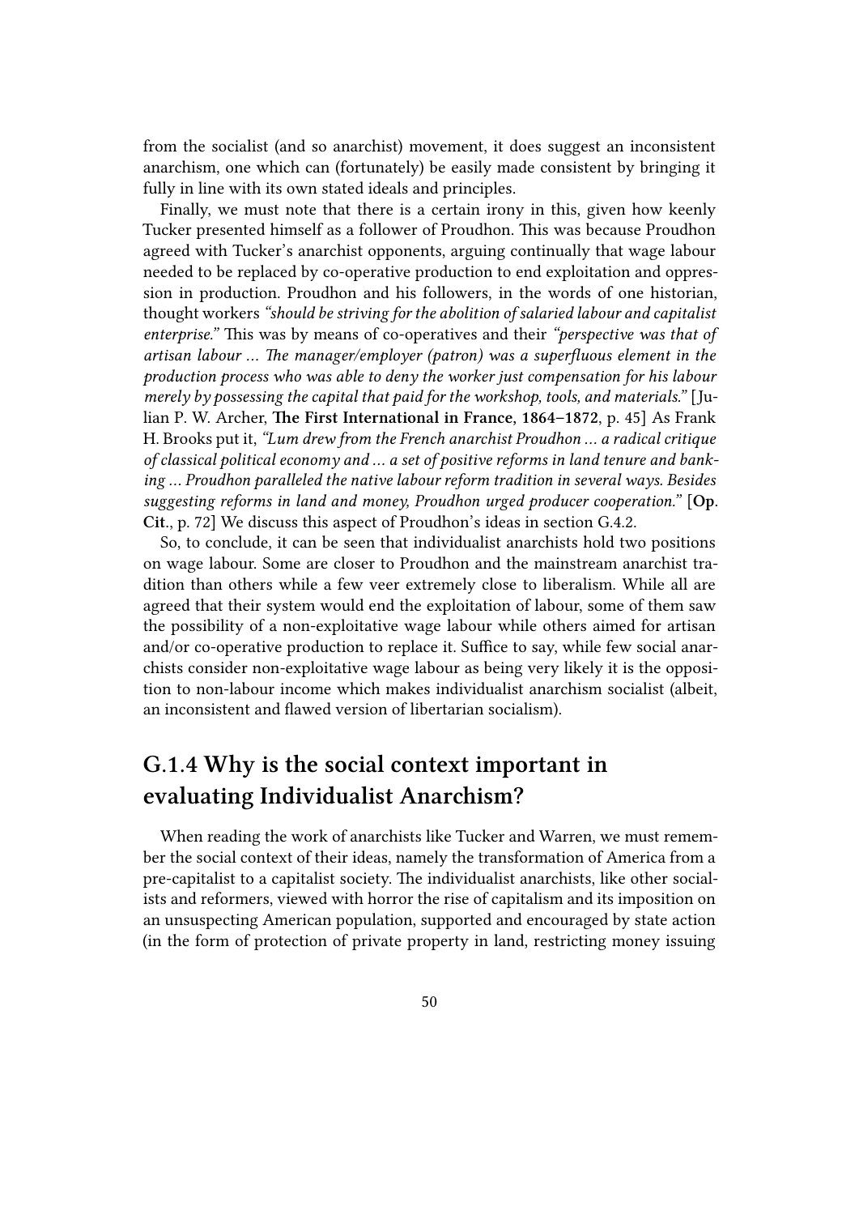from the socialist (and so anarchist) movement, it does suggest an inconsistent anarchism, one which can (fortunately) be easily made consistent by bringing it fully in line with its own stated ideals and principles.

Finally, we must note that there is a certain irony in this, given how keenly Tucker presented himself as a follower of Proudhon. This was because Proudhon agreed with Tucker's anarchist opponents, arguing continually that wage labour needed to be replaced by co-operative production to end exploitation and oppression in production. Proudhon and his followers, in the words of one historian, thought workers *"should be striving for the abolition of salaried labour and capitalist enterprise."* This was by means of co-operatives and their *"perspective was that of artisan labour … The manager/employer (patron) was a superfluous element in the production process who was able to deny the worker just compensation for his labour merely by possessing the capital that paid for the workshop, tools, and materials."* [Julian P. W. Archer, **The First International in France, 1864–1872**, p. 45] As Frank H. Brooks put it, *"Lum drew from the French anarchist Proudhon … a radical critique of classical political economy and … a set of positive reforms in land tenure and banking … Proudhon paralleled the native labour reform tradition in several ways. Besides suggesting reforms in land and money, Proudhon urged producer cooperation."* [**Op. Cit.**, p. 72] We discuss this aspect of Proudhon's ideas in section G.4.2.

So, to conclude, it can be seen that individualist anarchists hold two positions on wage labour. Some are closer to Proudhon and the mainstream anarchist tradition than others while a few veer extremely close to liberalism. While all are agreed that their system would end the exploitation of labour, some of them saw the possibility of a non-exploitative wage labour while others aimed for artisan and/or co-operative production to replace it. Suffice to say, while few social anarchists consider non-exploitative wage labour as being very likely it is the opposition to non-labour income which makes individualist anarchism socialist (albeit, an inconsistent and flawed version of libertarian socialism).

## G.1.4 Why is the social context important in evaluating Individualist Anarchism?

When reading the work of anarchists like Tucker and Warren, we must remember the social context of their ideas, namely the transformation of America from a pre-capitalist to a capitalist society. The individualist anarchists, like other socialists and reformers, viewed with horror the rise of capitalism and its imposition on an unsuspecting American population, supported and encouraged by state action (in the form of protection of private property in land, restricting money issuing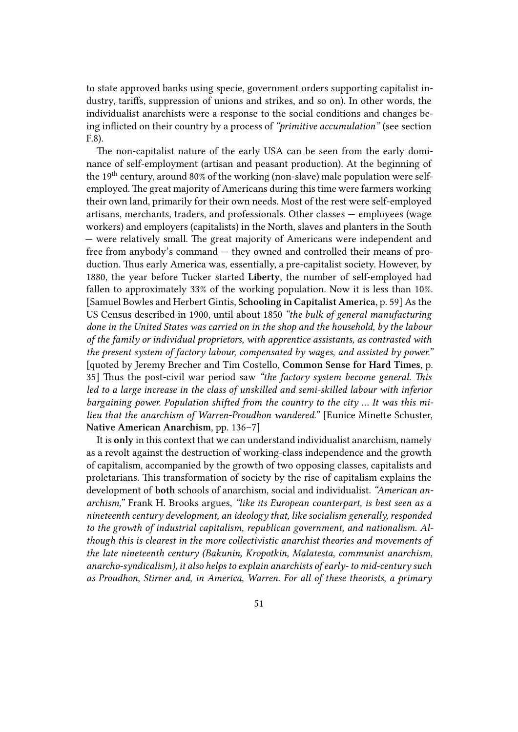to state approved banks using specie, government orders supporting capitalist industry, tariffs, suppression of unions and strikes, and so on). In other words, the individualist anarchists were a response to the social conditions and changes being inflicted on their country by a process of *"primitive accumulation"* (see section F.8).

The non-capitalist nature of the early USA can be seen from the early dominance of self-employment (artisan and peasant production). At the beginning of the 19th century, around 80% of the working (non-slave) male population were self-employed. The great majority of Americans during this time were farmers working their own land, primarily for their own needs. Most of the rest were self-employed artisans, merchants, traders, and professionals. Other classes — employees (wage workers) and employers (capitalists) in the North, slaves and planters in the South — were relatively small. The great majority of Americans were independent and free from anybody's command — they owned and controlled their means of production. Thus early America was, essentially, a pre-capitalist society. However, by 1880, the year before Tucker started **Liberty**, the number of self-employed had fallen to approximately 33% of the working population. Now it is less than 10%. [Samuel Bowles and Herbert Gintis, **Schooling in Capitalist America**, p. 59] As the US Census described in 1900, until about 1850 *"the bulk of general manufacturing done in the United States was carried on in the shop and the household, by the labour of the family or individual proprietors, with apprentice assistants, as contrasted with the present system of factory labour, compensated by wages, and assisted by power."* [quoted by Jeremy Brecher and Tim Costello, **Common Sense for Hard Times**, p. 35] Thus the post-civil war period saw *"the factory system become general. This led to a large increase in the class of unskilled and semi-skilled labour with inferior bargaining power. Population shifted from the country to the city … It was this milieu that the anarchism of Warren-Proudhon wandered."* [Eunice Minette Schuster, **Native American Anarchism**, pp. 136–7]

It is **only** in this context that we can understand individualist anarchism, namely as a revolt against the destruction of working-class independence and the growth of capitalism, accompanied by the growth of two opposing classes, capitalists and proletarians. This transformation of society by the rise of capitalism explains the development of **both** schools of anarchism, social and individualist. *"American anarchism,"* Frank H. Brooks argues, *"like its European counterpart, is best seen as a nineteenth century development, an ideology that, like socialism generally, responded to the growth of industrial capitalism, republican government, and nationalism. Although this is clearest in the more collectivistic anarchist theories and movements of the late nineteenth century (Bakunin, Kropotkin, Malatesta, communist anarchism, anarcho-syndicalism), it also helps to explain anarchists of early- to mid-century such as Proudhon, Stirner and, in America, Warren. For all of these theorists, a primary*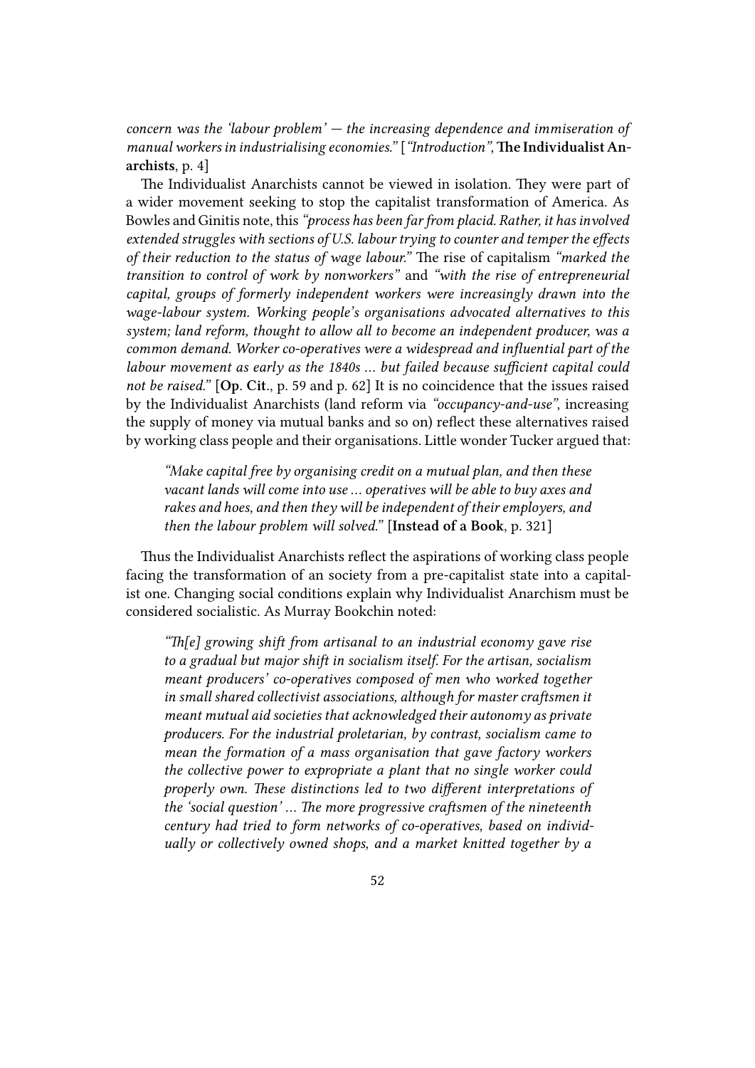*concern was the 'labour problem' — the increasing dependence and immiseration of manual workers in industrialising economies."* [*"Introduction"*, **The Individualist Anarchists**, p. 4]

The Individualist Anarchists cannot be viewed in isolation. They were part of a wider movement seeking to stop the capitalist transformation of America. As Bowles and Ginitis note, this *"process has been far from placid. Rather, it has involved extended struggles with sections of U.S. labour trying to counter and temper the effects of their reduction to the status of wage labour."* The rise of capitalism *"marked the transition to control of work by nonworkers"* and *"with the rise of entrepreneurial capital, groups of formerly independent workers were increasingly drawn into the wage-labour system. Working people's organisations advocated alternatives to this system; land reform, thought to allow all to become an independent producer, was a common demand. Worker co-operatives were a widespread and influential part of the labour movement as early as the 1840s … but failed because sufficient capital could not be raised."* [**Op. Cit.**, p. 59 and p. 62] It is no coincidence that the issues raised by the Individualist Anarchists (land reform via *"occupancy-and-use"*, increasing the supply of money via mutual banks and so on) reflect these alternatives raised by working class people and their organisations. Little wonder Tucker argued that:

> *"Make capital free by organising credit on a mutual plan, and then these vacant lands will come into use … operatives will be able to buy axes and rakes and hoes, and then they will be independent of their employers, and then the labour problem will solved."* [**Instead of a Book**, p. 321]

Thus the Individualist Anarchists reflect the aspirations of working class people facing the transformation of an society from a pre-capitalist state into a capitalist one. Changing social conditions explain why Individualist Anarchism must be considered socialistic. As Murray Bookchin noted:

> *"Th[e] growing shift from artisanal to an industrial economy gave rise to a gradual but major shift in socialism itself. For the artisan, socialism meant producers' co-operatives composed of men who worked together in small shared collectivist associations, although for master craftsmen it meant mutual aid societies that acknowledged their autonomy as private producers. For the industrial proletarian, by contrast, socialism came to mean the formation of a mass organisation that gave factory workers the collective power to expropriate a plant that no single worker could properly own. These distinctions led to two different interpretations of the 'social question' … The more progressive craftsmen of the nineteenth century had tried to form networks of co-operatives, based on individually or collectively owned shops, and a market knitted together by a*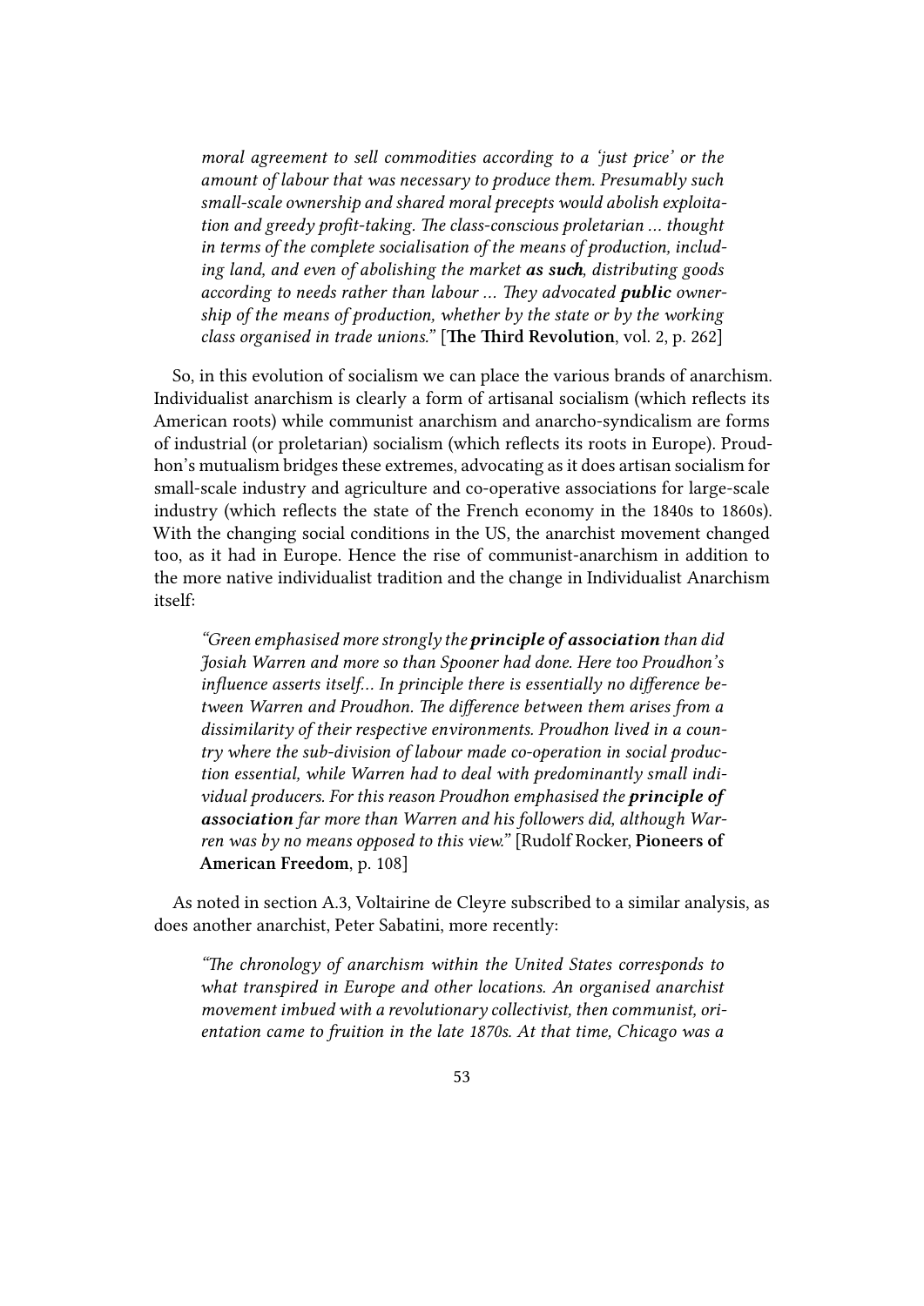> *moral agreement to sell commodities according to a 'just price' or the amount of labour that was necessary to produce them. Presumably such small-scale ownership and shared moral precepts would abolish exploitation and greedy profit-taking. The class-conscious proletarian … thought in terms of the complete socialisation of the means of production, including land, and even of abolishing the market* ***as such****, distributing goods according to needs rather than labour … They advocated* ***public*** *ownership of the means of production, whether by the state or by the working class organised in trade unions."* [**The Third Revolution**, vol. 2, p. 262]

So, in this evolution of socialism we can place the various brands of anarchism. Individualist anarchism is clearly a form of artisanal socialism (which reflects its American roots) while communist anarchism and anarcho-syndicalism are forms of industrial (or proletarian) socialism (which reflects its roots in Europe). Proudhon's mutualism bridges these extremes, advocating as it does artisan socialism for small-scale industry and agriculture and co-operative associations for large-scale industry (which reflects the state of the French economy in the 1840s to 1860s). With the changing social conditions in the US, the anarchist movement changed too, as it had in Europe. Hence the rise of communist-anarchism in addition to the more native individualist tradition and the change in Individualist Anarchism itself:

> *"Green emphasised more strongly the* ***principle of association*** *than did Josiah Warren and more so than Spooner had done. Here too Proudhon's influence asserts itself… In principle there is essentially no difference between Warren and Proudhon. The difference between them arises from a dissimilarity of their respective environments. Proudhon lived in a country where the sub-division of labour made co-operation in social production essential, while Warren had to deal with predominantly small individual producers. For this reason Proudhon emphasised the* ***principle of association*** *far more than Warren and his followers did, although Warren was by no means opposed to this view."* [Rudolf Rocker, **Pioneers of American Freedom**, p. 108]

As noted in section A.3, Voltairine de Cleyre subscribed to a similar analysis, as does another anarchist, Peter Sabatini, more recently:

> *"The chronology of anarchism within the United States corresponds to what transpired in Europe and other locations. An organised anarchist movement imbued with a revolutionary collectivist, then communist, orientation came to fruition in the late 1870s. At that time, Chicago was a*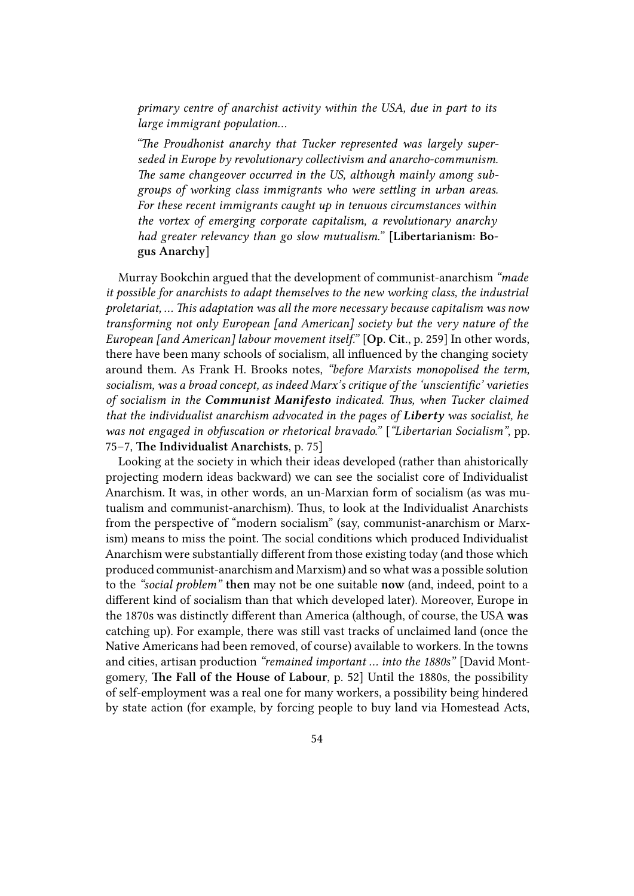*primary centre of anarchist activity within the USA, due in part to its large immigrant population…*

*"The Proudhonist anarchy that Tucker represented was largely superseded in Europe by revolutionary collectivism and anarcho-communism. The same changeover occurred in the US, although mainly among subgroups of working class immigrants who were settling in urban areas. For these recent immigrants caught up in tenuous circumstances within the vortex of emerging corporate capitalism, a revolutionary anarchy had greater relevancy than go slow mutualism."* [**Libertarianism: Bogus Anarchy**]

Murray Bookchin argued that the development of communist-anarchism *"made it possible for anarchists to adapt themselves to the new working class, the industrial proletariat, … This adaptation was all the more necessary because capitalism was now transforming not only European [and American] society but the very nature of the European [and American] labour movement itself."* [**Op. Cit.**, p. 259] In other words, there have been many schools of socialism, all influenced by the changing society around them. As Frank H. Brooks notes, *"before Marxists monopolised the term, socialism, was a broad concept, as indeed Marx's critique of the 'unscientific' varieties of socialism in the **Communist Manifesto** indicated. Thus, when Tucker claimed that the individualist anarchism advocated in the pages of **Liberty** was socialist, he was not engaged in obfuscation or rhetorical bravado."* [*"Libertarian Socialism"*, pp. 75–7, **The Individualist Anarchists**, p. 75]

Looking at the society in which their ideas developed (rather than ahistorically projecting modern ideas backward) we can see the socialist core of Individualist Anarchism. It was, in other words, an un-Marxian form of socialism (as was mutualism and communist-anarchism). Thus, to look at the Individualist Anarchists from the perspective of "modern socialism" (say, communist-anarchism or Marxism) means to miss the point. The social conditions which produced Individualist Anarchism were substantially different from those existing today (and those which produced communist-anarchism and Marxism) and so what was a possible solution to the *"social problem"* **then** may not be one suitable **now** (and, indeed, point to a different kind of socialism than that which developed later). Moreover, Europe in the 1870s was distinctly different than America (although, of course, the USA **was** catching up). For example, there was still vast tracks of unclaimed land (once the Native Americans had been removed, of course) available to workers. In the towns and cities, artisan production *"remained important … into the 1880s"* [David Montgomery, **The Fall of the House of Labour**, p. 52] Until the 1880s, the possibility of self-employment was a real one for many workers, a possibility being hindered by state action (for example, by forcing people to buy land via Homestead Acts,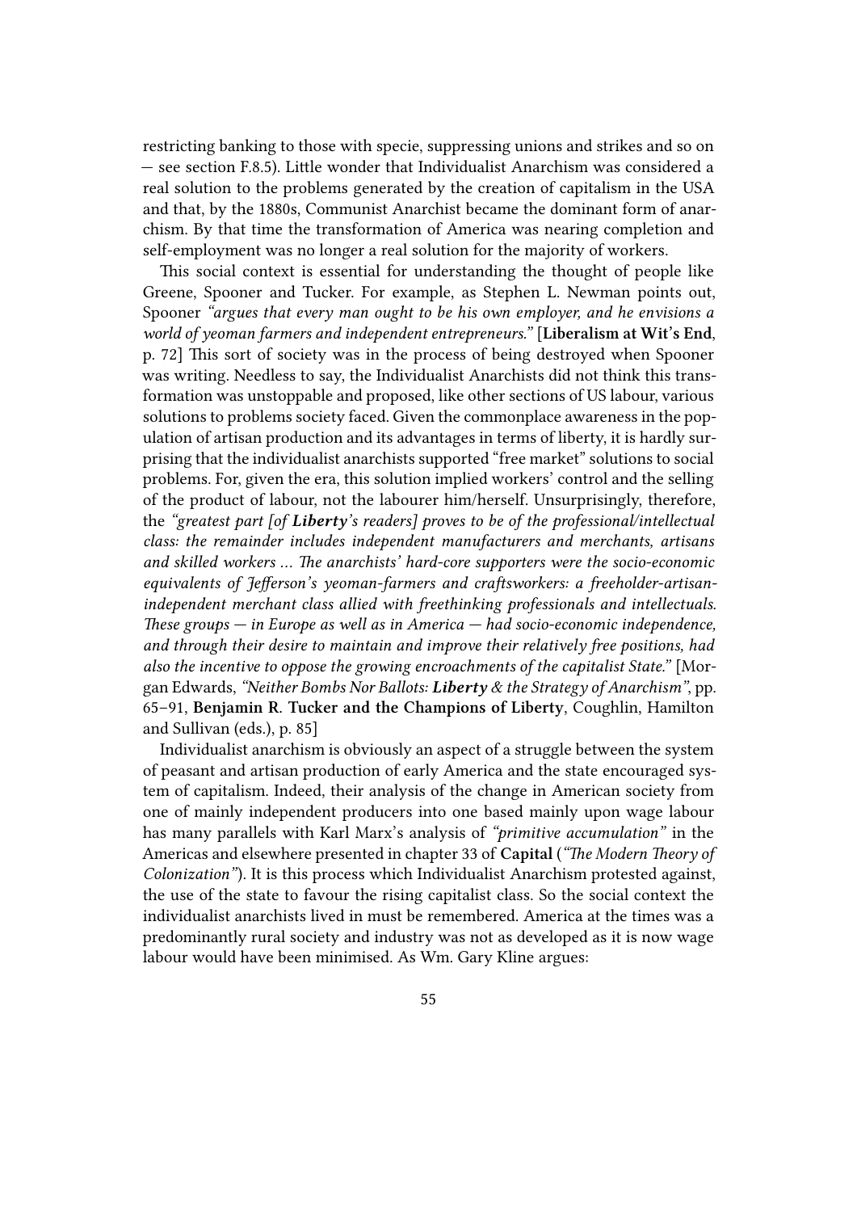restricting banking to those with specie, suppressing unions and strikes and so on — see section F.8.5). Little wonder that Individualist Anarchism was considered a real solution to the problems generated by the creation of capitalism in the USA and that, by the 1880s, Communist Anarchist became the dominant form of anarchism. By that time the transformation of America was nearing completion and self-employment was no longer a real solution for the majority of workers.

This social context is essential for understanding the thought of people like Greene, Spooner and Tucker. For example, as Stephen L. Newman points out, Spooner *"argues that every man ought to be his own employer, and he envisions a world of yeoman farmers and independent entrepreneurs."* [**Liberalism at Wit's End**, p. 72] This sort of society was in the process of being destroyed when Spooner was writing. Needless to say, the Individualist Anarchists did not think this transformation was unstoppable and proposed, like other sections of US labour, various solutions to problems society faced. Given the commonplace awareness in the population of artisan production and its advantages in terms of liberty, it is hardly surprising that the individualist anarchists supported "free market" solutions to social problems. For, given the era, this solution implied workers' control and the selling of the product of labour, not the labourer him/herself. Unsurprisingly, therefore, the *"greatest part [of **Liberty**'s readers] proves to be of the professional/intellectual class: the remainder includes independent manufacturers and merchants, artisans and skilled workers … The anarchists' hard-core supporters were the socio-economic equivalents of Jefferson's yeoman-farmers and craftsworkers: a freeholder-artisan-independent merchant class allied with freethinking professionals and intellectuals. These groups — in Europe as well as in America — had socio-economic independence, and through their desire to maintain and improve their relatively free positions, had also the incentive to oppose the growing encroachments of the capitalist State."* [Morgan Edwards, *"Neither Bombs Nor Ballots: **Liberty** & the Strategy of Anarchism"*, pp. 65–91, **Benjamin R. Tucker and the Champions of Liberty**, Coughlin, Hamilton and Sullivan (eds.), p. 85]

Individualist anarchism is obviously an aspect of a struggle between the system of peasant and artisan production of early America and the state encouraged system of capitalism. Indeed, their analysis of the change in American society from one of mainly independent producers into one based mainly upon wage labour has many parallels with Karl Marx's analysis of *"primitive accumulation"* in the Americas and elsewhere presented in chapter 33 of **Capital** (*"The Modern Theory of Colonization"*). It is this process which Individualist Anarchism protested against, the use of the state to favour the rising capitalist class. So the social context the individualist anarchists lived in must be remembered. America at the times was a predominantly rural society and industry was not as developed as it is now wage labour would have been minimised. As Wm. Gary Kline argues: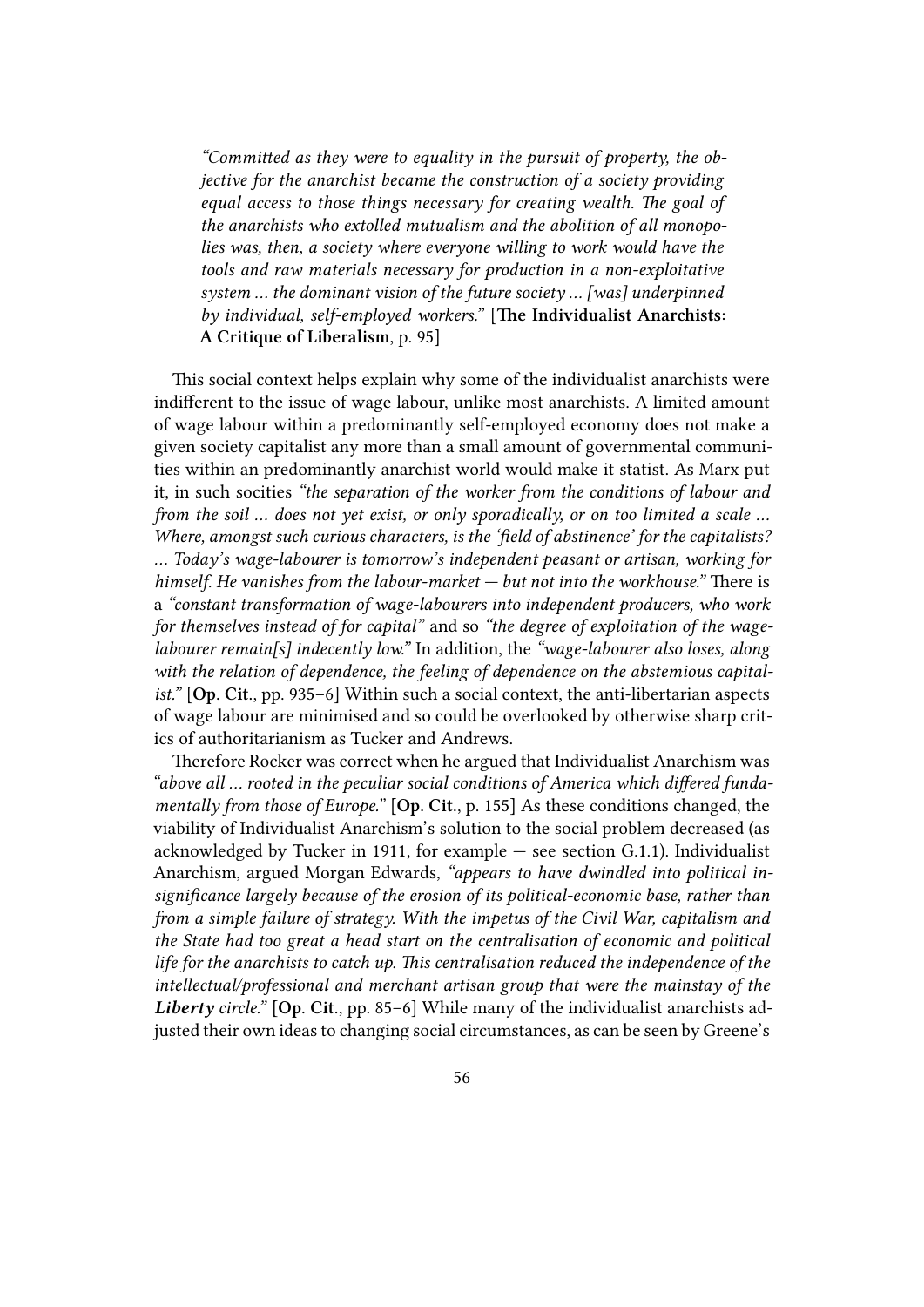> *"Committed as they were to equality in the pursuit of property, the objective for the anarchist became the construction of a society providing equal access to those things necessary for creating wealth. The goal of the anarchists who extolled mutualism and the abolition of all monopolies was, then, a society where everyone willing to work would have the tools and raw materials necessary for production in a non-exploitative system ... the dominant vision of the future society ... [was] underpinned by individual, self-employed workers."* [**The Individualist Anarchists: A Critique of Liberalism**, p. 95]

This social context helps explain why some of the individualist anarchists were indifferent to the issue of wage labour, unlike most anarchists. A limited amount of wage labour within a predominantly self-employed economy does not make a given society capitalist any more than a small amount of governmental communities within an predominantly anarchist world would make it statist. As Marx put it, in such socities *"the separation of the worker from the conditions of labour and from the soil ... does not yet exist, or only sporadically, or on too limited a scale ... Where, amongst such curious characters, is the 'field of abstinence' for the capitalists? ... Today's wage-labourer is tomorrow's independent peasant or artisan, working for himself. He vanishes from the labour-market — but not into the workhouse."* There is a *"constant transformation of wage-labourers into independent producers, who work for themselves instead of for capital"* and so *"the degree of exploitation of the wage-labourer remain[s] indecently low."* In addition, the *"wage-labourer also loses, along with the relation of dependence, the feeling of dependence on the abstemious capitalist."* [**Op. Cit.**, pp. 935–6] Within such a social context, the anti-libertarian aspects of wage labour are minimised and so could be overlooked by otherwise sharp critics of authoritarianism as Tucker and Andrews.

Therefore Rocker was correct when he argued that Individualist Anarchism was *"above all ... rooted in the peculiar social conditions of America which differed fundamentally from those of Europe."* [**Op. Cit.**, p. 155] As these conditions changed, the viability of Individualist Anarchism's solution to the social problem decreased (as acknowledged by Tucker in 1911, for example — see section G.1.1). Individualist Anarchism, argued Morgan Edwards, *"appears to have dwindled into political insignificance largely because of the erosion of its political-economic base, rather than from a simple failure of strategy. With the impetus of the Civil War, capitalism and the State had too great a head start on the centralisation of economic and political life for the anarchists to catch up. This centralisation reduced the independence of the intellectual/professional and merchant artisan group that were the mainstay of the **Liberty** circle."* [**Op. Cit.**, pp. 85–6] While many of the individualist anarchists adjusted their own ideas to changing social circumstances, as can be seen by Greene's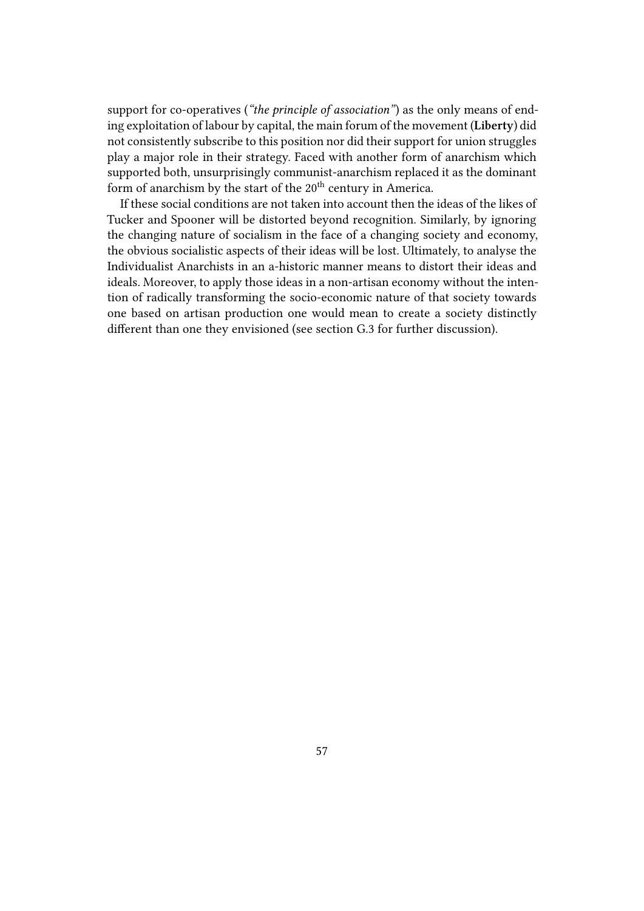support for co-operatives (*"the principle of association"*) as the only means of ending exploitation of labour by capital, the main forum of the movement (**Liberty**) did not consistently subscribe to this position nor did their support for union struggles play a major role in their strategy. Faced with another form of anarchism which supported both, unsurprisingly communist-anarchism replaced it as the dominant form of anarchism by the start of the 20th century in America.

If these social conditions are not taken into account then the ideas of the likes of Tucker and Spooner will be distorted beyond recognition. Similarly, by ignoring the changing nature of socialism in the face of a changing society and economy, the obvious socialistic aspects of their ideas will be lost. Ultimately, to analyse the Individualist Anarchists in an a-historic manner means to distort their ideas and ideals. Moreover, to apply those ideas in a non-artisan economy without the intention of radically transforming the socio-economic nature of that society towards one based on artisan production one would mean to create a society distinctly different than one they envisioned (see section G.3 for further discussion).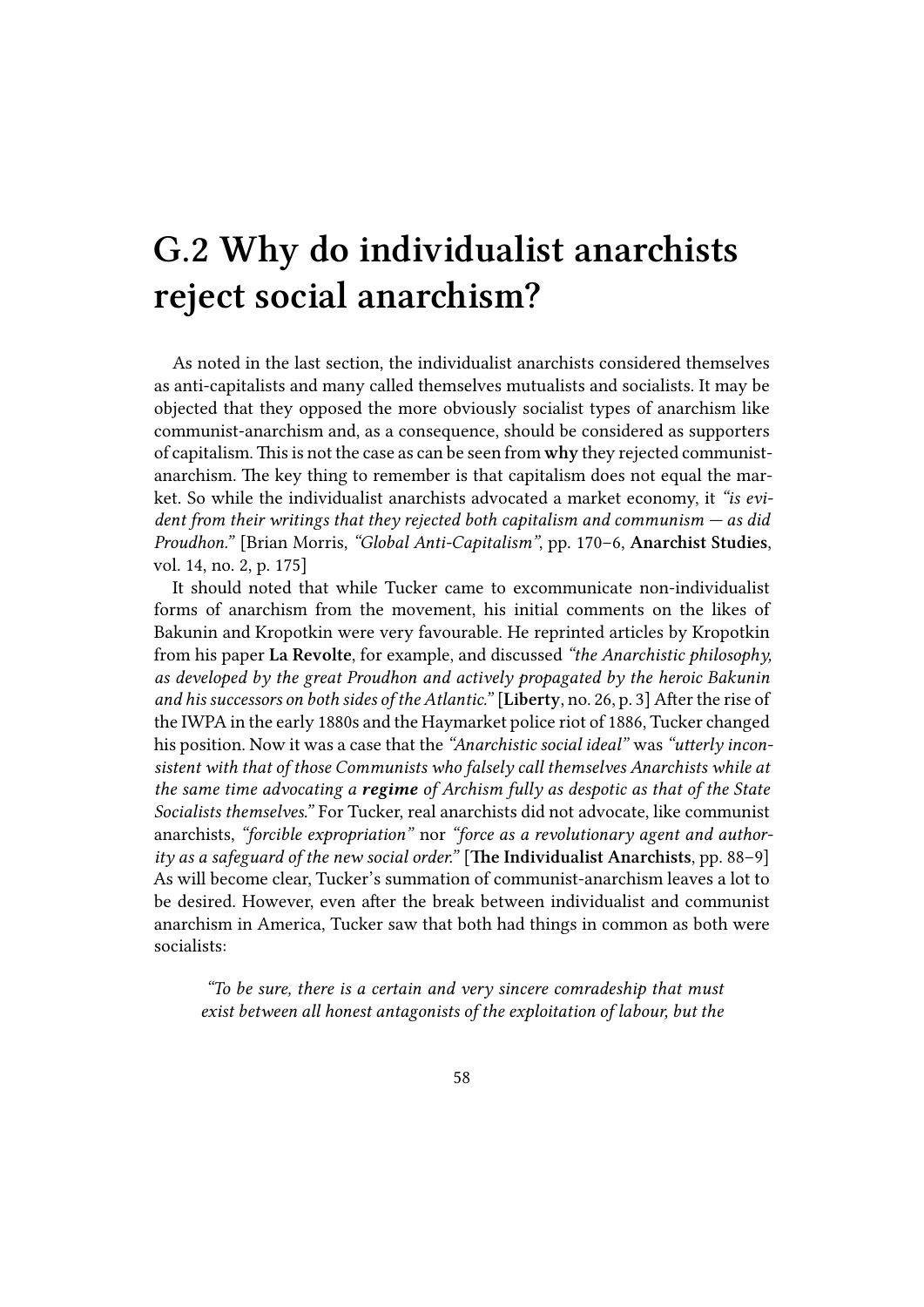# G.2 Why do individualist anarchists reject social anarchism?

As noted in the last section, the individualist anarchists considered themselves as anti-capitalists and many called themselves mutualists and socialists. It may be objected that they opposed the more obviously socialist types of anarchism like communist-anarchism and, as a consequence, should be considered as supporters of capitalism. This is not the case as can be seen from **why** they rejected communist-anarchism. The key thing to remember is that capitalism does not equal the market. So while the individualist anarchists advocated a market economy, it *"is evident from their writings that they rejected both capitalism and communism — as did Proudhon."* [Brian Morris, *"Global Anti-Capitalism"*, pp. 170–6, **Anarchist Studies**, vol. 14, no. 2, p. 175]

It should noted that while Tucker came to excommunicate non-individualist forms of anarchism from the movement, his initial comments on the likes of Bakunin and Kropotkin were very favourable. He reprinted articles by Kropotkin from his paper **La Revolte**, for example, and discussed *"the Anarchistic philosophy, as developed by the great Proudhon and actively propagated by the heroic Bakunin and his successors on both sides of the Atlantic."* [**Liberty**, no. 26, p. 3] After the rise of the IWPA in the early 1880s and the Haymarket police riot of 1886, Tucker changed his position. Now it was a case that the *"Anarchistic social ideal"* was *"utterly inconsistent with that of those Communists who falsely call themselves Anarchists while at the same time advocating a **regime** of Archism fully as despotic as that of the State Socialists themselves."* For Tucker, real anarchists did not advocate, like communist anarchists, *"forcible expropriation"* nor *"force as a revolutionary agent and authority as a safeguard of the new social order."* [**The Individualist Anarchists**, pp. 88–9] As will become clear, Tucker's summation of communist-anarchism leaves a lot to be desired. However, even after the break between individualist and communist anarchism in America, Tucker saw that both had things in common as both were socialists:

> *"To be sure, there is a certain and very sincere comradeship that must exist between all honest antagonists of the exploitation of labour, but the*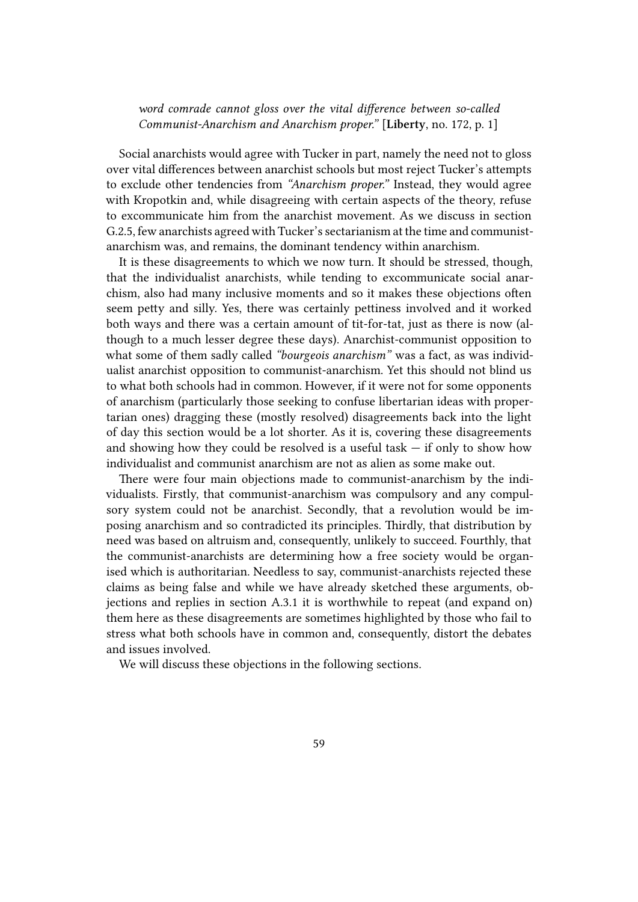*word comrade cannot gloss over the vital difference between so-called Communist-Anarchism and Anarchism proper."* [**Liberty**, no. 172, p. 1]

Social anarchists would agree with Tucker in part, namely the need not to gloss over vital differences between anarchist schools but most reject Tucker's attempts to exclude other tendencies from *"Anarchism proper."* Instead, they would agree with Kropotkin and, while disagreeing with certain aspects of the theory, refuse to excommunicate him from the anarchist movement. As we discuss in section G.2.5, few anarchists agreed with Tucker's sectarianism at the time and communist-anarchism was, and remains, the dominant tendency within anarchism.

It is these disagreements to which we now turn. It should be stressed, though, that the individualist anarchists, while tending to excommunicate social anarchism, also had many inclusive moments and so it makes these objections often seem petty and silly. Yes, there was certainly pettiness involved and it worked both ways and there was a certain amount of tit-for-tat, just as there is now (although to a much lesser degree these days). Anarchist-communist opposition to what some of them sadly called *"bourgeois anarchism"* was a fact, as was individualist anarchist opposition to communist-anarchism. Yet this should not blind us to what both schools had in common. However, if it were not for some opponents of anarchism (particularly those seeking to confuse libertarian ideas with propertarian ones) dragging these (mostly resolved) disagreements back into the light of day this section would be a lot shorter. As it is, covering these disagreements and showing how they could be resolved is a useful task — if only to show how individualist and communist anarchism are not as alien as some make out.

There were four main objections made to communist-anarchism by the individualists. Firstly, that communist-anarchism was compulsory and any compulsory system could not be anarchist. Secondly, that a revolution would be imposing anarchism and so contradicted its principles. Thirdly, that distribution by need was based on altruism and, consequently, unlikely to succeed. Fourthly, that the communist-anarchists are determining how a free society would be organised which is authoritarian. Needless to say, communist-anarchists rejected these claims as being false and while we have already sketched these arguments, objections and replies in section A.3.1 it is worthwhile to repeat (and expand on) them here as these disagreements are sometimes highlighted by those who fail to stress what both schools have in common and, consequently, distort the debates and issues involved.

We will discuss these objections in the following sections.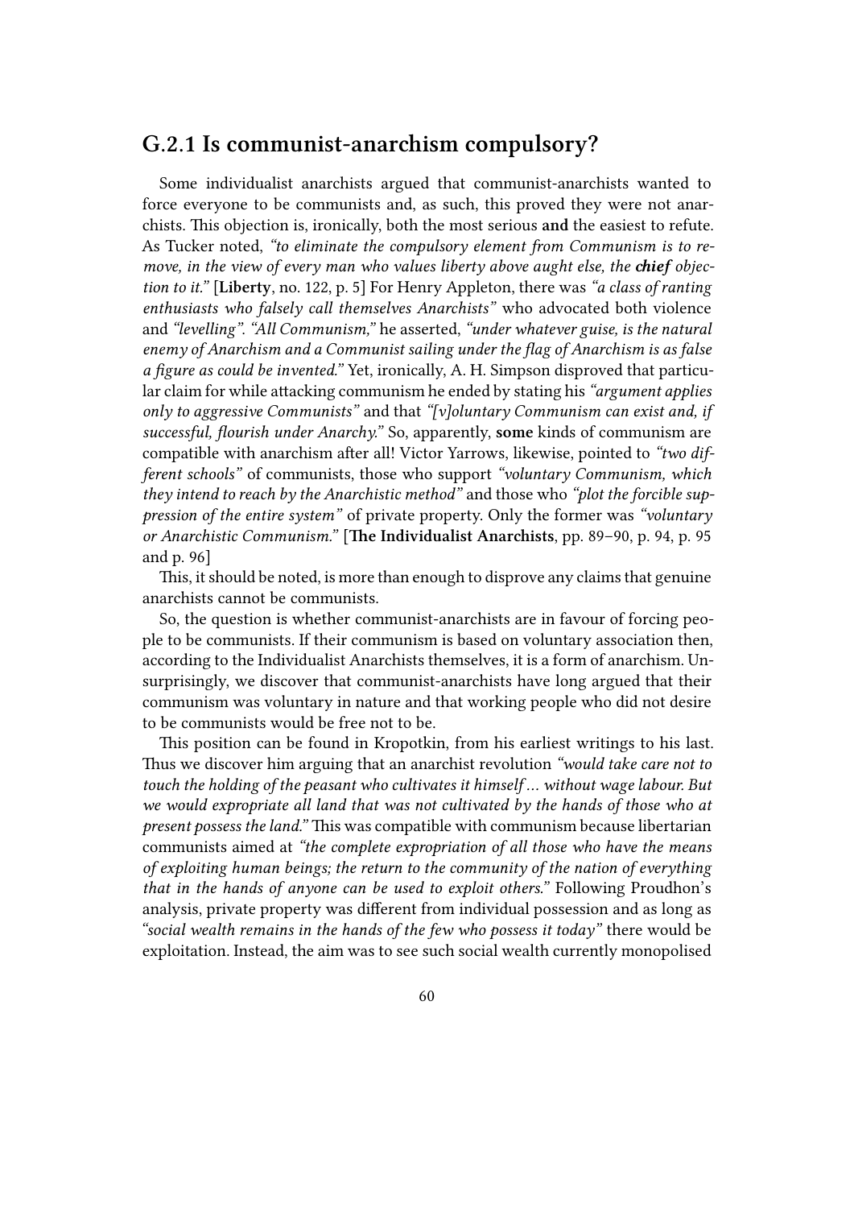## G.2.1 Is communist-anarchism compulsory?

Some individualist anarchists argued that communist-anarchists wanted to force everyone to be communists and, as such, this proved they were not anarchists. This objection is, ironically, both the most serious **and** the easiest to refute. As Tucker noted, *"to eliminate the compulsory element from Communism is to remove, in the view of every man who values liberty above aught else, the **chief** objection to it."* [**Liberty**, no. 122, p. 5] For Henry Appleton, there was *"a class of ranting enthusiasts who falsely call themselves Anarchists"* who advocated both violence and *"levelling"*. *"All Communism,"* he asserted, *"under whatever guise, is the natural enemy of Anarchism and a Communist sailing under the flag of Anarchism is as false a figure as could be invented."* Yet, ironically, A. H. Simpson disproved that particular claim for while attacking communism he ended by stating his *"argument applies only to aggressive Communists"* and that *"[v]oluntary Communism can exist and, if successful, flourish under Anarchy."* So, apparently, **some** kinds of communism are compatible with anarchism after all! Victor Yarrows, likewise, pointed to *"two different schools"* of communists, those who support *"voluntary Communism, which they intend to reach by the Anarchistic method"* and those who *"plot the forcible suppression of the entire system"* of private property. Only the former was *"voluntary or Anarchistic Communism."* [**The Individualist Anarchists**, pp. 89–90, p. 94, p. 95 and p. 96]

This, it should be noted, is more than enough to disprove any claims that genuine anarchists cannot be communists.

So, the question is whether communist-anarchists are in favour of forcing people to be communists. If their communism is based on voluntary association then, according to the Individualist Anarchists themselves, it is a form of anarchism. Unsurprisingly, we discover that communist-anarchists have long argued that their communism was voluntary in nature and that working people who did not desire to be communists would be free not to be.

This position can be found in Kropotkin, from his earliest writings to his last. Thus we discover him arguing that an anarchist revolution *"would take care not to touch the holding of the peasant who cultivates it himself … without wage labour. But we would expropriate all land that was not cultivated by the hands of those who at present possess the land."* This was compatible with communism because libertarian communists aimed at *"the complete expropriation of all those who have the means of exploiting human beings; the return to the community of the nation of everything that in the hands of anyone can be used to exploit others."* Following Proudhon's analysis, private property was different from individual possession and as long as *"social wealth remains in the hands of the few who possess it today"* there would be exploitation. Instead, the aim was to see such social wealth currently monopolised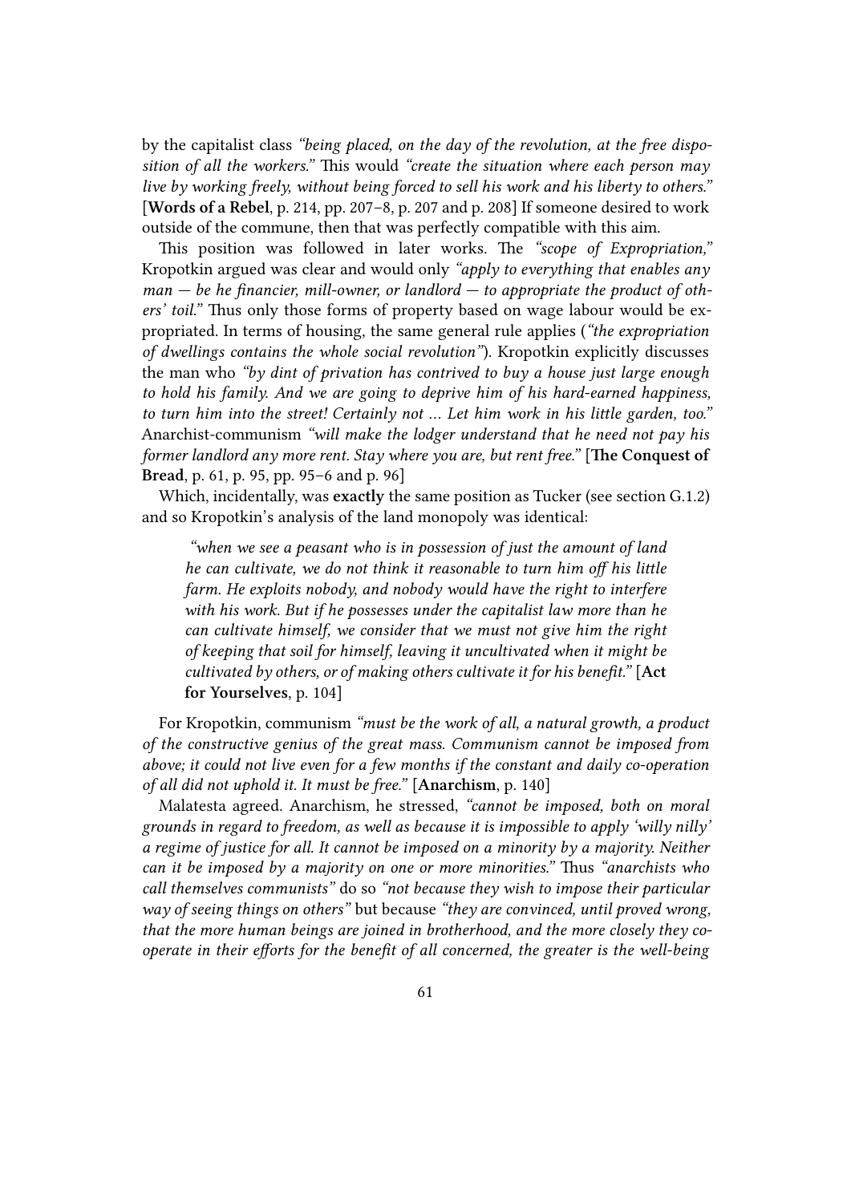by the capitalist class *"being placed, on the day of the revolution, at the free disposition of all the workers."* This would *"create the situation where each person may live by working freely, without being forced to sell his work and his liberty to others."* [**Words of a Rebel**, p. 214, pp. 207–8, p. 207 and p. 208] If someone desired to work outside of the commune, then that was perfectly compatible with this aim.

This position was followed in later works. The *"scope of Expropriation,"* Kropotkin argued was clear and would only *"apply to everything that enables any man — be he financier, mill-owner, or landlord — to appropriate the product of others' toil."* Thus only those forms of property based on wage labour would be expropriated. In terms of housing, the same general rule applies (*"the expropriation of dwellings contains the whole social revolution"*). Kropotkin explicitly discusses the man who *"by dint of privation has contrived to buy a house just large enough to hold his family. And we are going to deprive him of his hard-earned happiness, to turn him into the street! Certainly not … Let him work in his little garden, too."* Anarchist-communism *"will make the lodger understand that he need not pay his former landlord any more rent. Stay where you are, but rent free."* [**The Conquest of Bread**, p. 61, p. 95, pp. 95–6 and p. 96]

Which, incidentally, was **exactly** the same position as Tucker (see section G.1.2) and so Kropotkin's analysis of the land monopoly was identical:

> *"when we see a peasant who is in possession of just the amount of land he can cultivate, we do not think it reasonable to turn him off his little farm. He exploits nobody, and nobody would have the right to interfere with his work. But if he possesses under the capitalist law more than he can cultivate himself, we consider that we must not give him the right of keeping that soil for himself, leaving it uncultivated when it might be cultivated by others, or of making others cultivate it for his benefit."* [**Act for Yourselves**, p. 104]

For Kropotkin, communism *"must be the work of all, a natural growth, a product of the constructive genius of the great mass. Communism cannot be imposed from above; it could not live even for a few months if the constant and daily co-operation of all did not uphold it. It must be free."* [**Anarchism**, p. 140]

Malatesta agreed. Anarchism, he stressed, *"cannot be imposed, both on moral grounds in regard to freedom, as well as because it is impossible to apply 'willy nilly' a regime of justice for all. It cannot be imposed on a minority by a majority. Neither can it be imposed by a majority on one or more minorities."* Thus *"anarchists who call themselves communists"* do so *"not because they wish to impose their particular way of seeing things on others"* but because *"they are convinced, until proved wrong, that the more human beings are joined in brotherhood, and the more closely they co-operate in their efforts for the benefit of all concerned, the greater is the well-being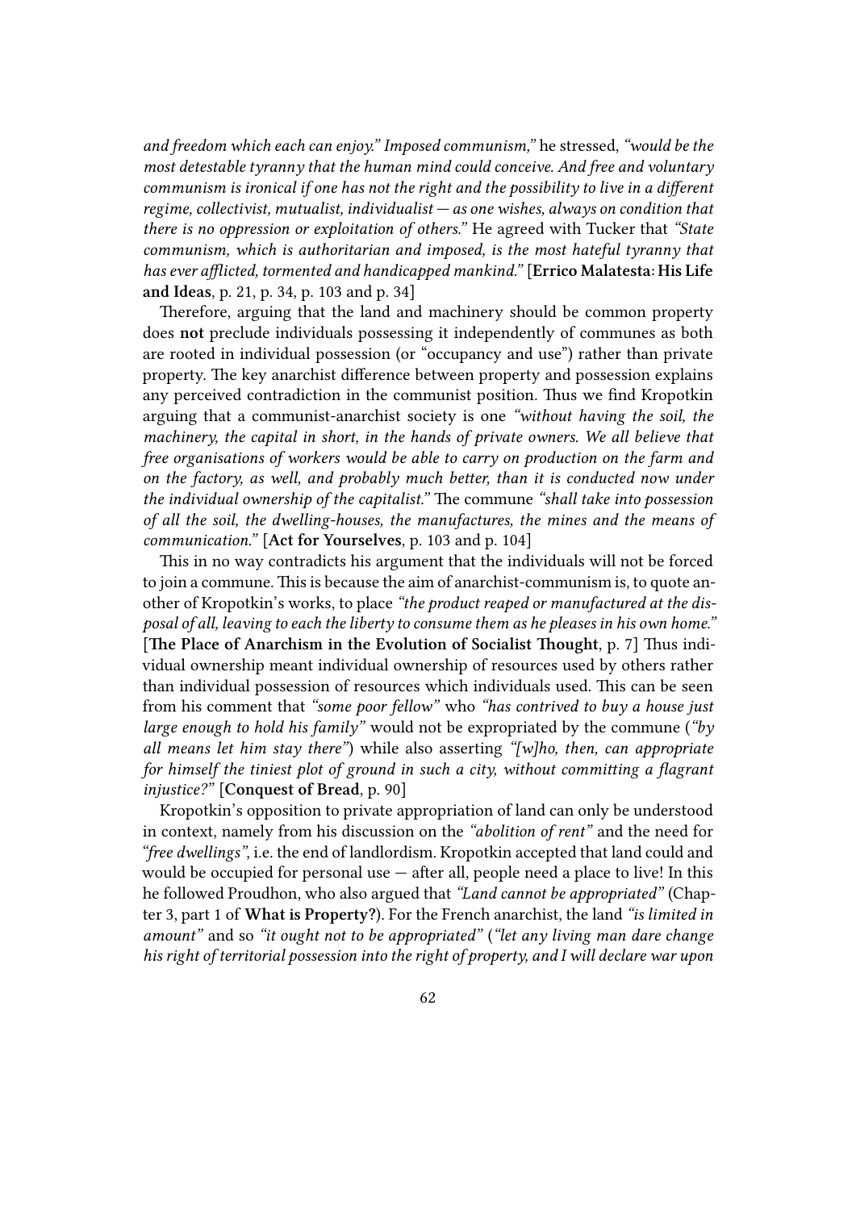*and freedom which each can enjoy." Imposed communism,"* he stressed, *"would be the most detestable tyranny that the human mind could conceive. And free and voluntary communism is ironical if one has not the right and the possibility to live in a different regime, collectivist, mutualist, individualist — as one wishes, always on condition that there is no oppression or exploitation of others."* He agreed with Tucker that *"State communism, which is authoritarian and imposed, is the most hateful tyranny that has ever afflicted, tormented and handicapped mankind."* [**Errico Malatesta: His Life and Ideas**, p. 21, p. 34, p. 103 and p. 34]

Therefore, arguing that the land and machinery should be common property does **not** preclude individuals possessing it independently of communes as both are rooted in individual possession (or "occupancy and use") rather than private property. The key anarchist difference between property and possession explains any perceived contradiction in the communist position. Thus we find Kropotkin arguing that a communist-anarchist society is one *"without having the soil, the machinery, the capital in short, in the hands of private owners. We all believe that free organisations of workers would be able to carry on production on the farm and on the factory, as well, and probably much better, than it is conducted now under the individual ownership of the capitalist."* The commune *"shall take into possession of all the soil, the dwelling-houses, the manufactures, the mines and the means of communication."* [**Act for Yourselves**, p. 103 and p. 104]

This in no way contradicts his argument that the individuals will not be forced to join a commune. This is because the aim of anarchist-communism is, to quote another of Kropotkin's works, to place *"the product reaped or manufactured at the disposal of all, leaving to each the liberty to consume them as he pleases in his own home."* [**The Place of Anarchism in the Evolution of Socialist Thought**, p. 7] Thus individual ownership meant individual ownership of resources used by others rather than individual possession of resources which individuals used. This can be seen from his comment that *"some poor fellow"* who *"has contrived to buy a house just large enough to hold his family"* would not be expropriated by the commune (*"by all means let him stay there"*) while also asserting *"[w]ho, then, can appropriate for himself the tiniest plot of ground in such a city, without committing a flagrant injustice?"* [**Conquest of Bread**, p. 90]

Kropotkin's opposition to private appropriation of land can only be understood in context, namely from his discussion on the *"abolition of rent"* and the need for *"free dwellings"*, i.e. the end of landlordism. Kropotkin accepted that land could and would be occupied for personal use — after all, people need a place to live! In this he followed Proudhon, who also argued that *"Land cannot be appropriated"* (Chapter 3, part 1 of **What is Property?**). For the French anarchist, the land *"is limited in amount"* and so *"it ought not to be appropriated"* (*"let any living man dare change his right of territorial possession into the right of property, and I will declare war upon*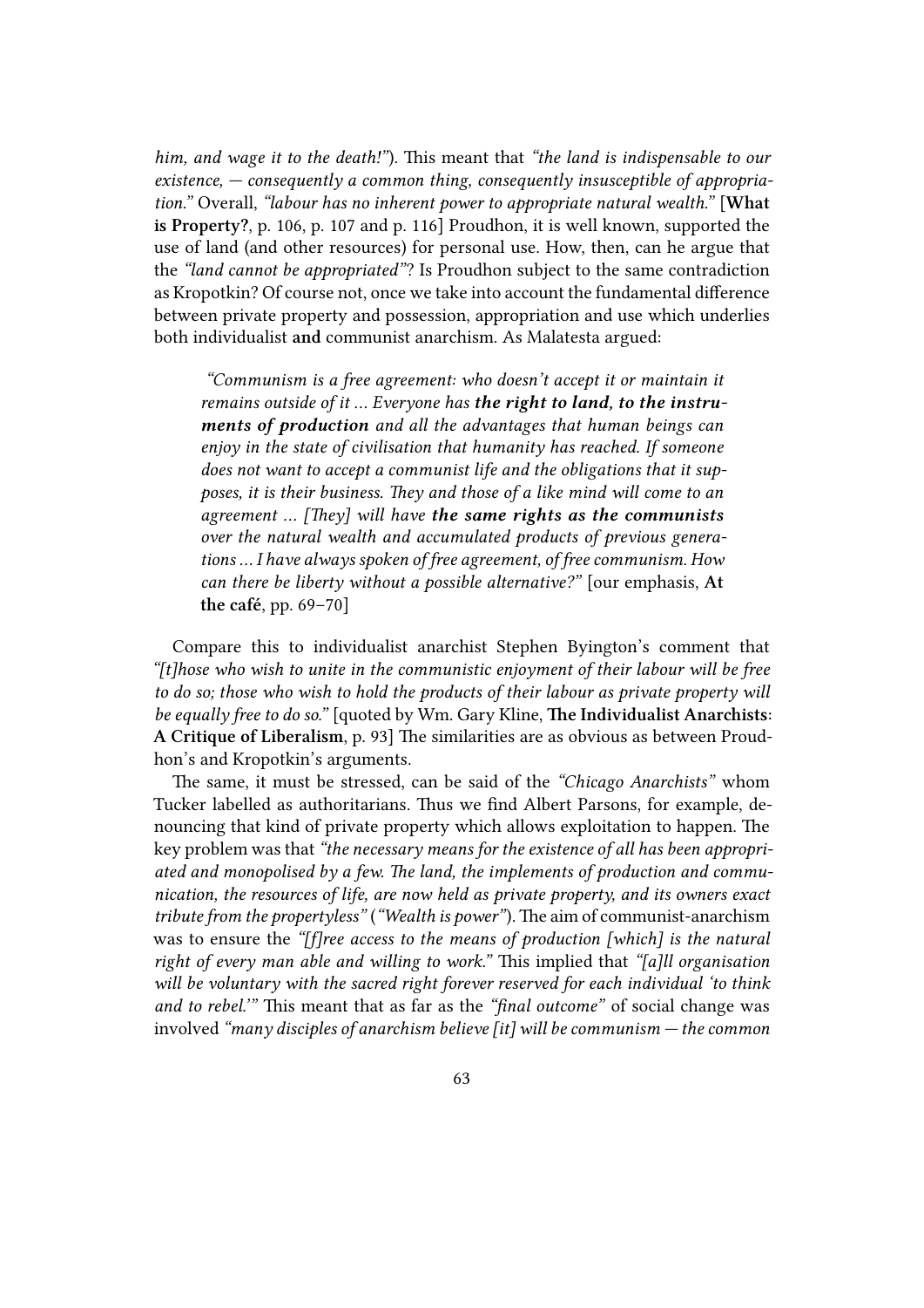*him, and wage it to the death!"*). This meant that *"the land is indispensable to our existence, — consequently a common thing, consequently insusceptible of appropriation."* Overall, *"labour has no inherent power to appropriate natural wealth."* [**What is Property?**, p. 106, p. 107 and p. 116] Proudhon, it is well known, supported the use of land (and other resources) for personal use. How, then, can he argue that the *"land cannot be appropriated"*? Is Proudhon subject to the same contradiction as Kropotkin? Of course not, once we take into account the fundamental difference between private property and possession, appropriation and use which underlies both individualist **and** communist anarchism. As Malatesta argued:

> *"Communism is a free agreement: who doesn't accept it or maintain it remains outside of it ... Everyone has **the right to land, to the instruments of production** and all the advantages that human beings can enjoy in the state of civilisation that humanity has reached. If someone does not want to accept a communist life and the obligations that it supposes, it is their business. They and those of a like mind will come to an agreement ... [They] will have **the same rights as the communists** over the natural wealth and accumulated products of previous generations ... I have always spoken of free agreement, of free communism. How can there be liberty without a possible alternative?"* [our emphasis, **At the café**, pp. 69–70]

Compare this to individualist anarchist Stephen Byington's comment that *"[t]hose who wish to unite in the communistic enjoyment of their labour will be free to do so; those who wish to hold the products of their labour as private property will be equally free to do so."* [quoted by Wm. Gary Kline, **The Individualist Anarchists: A Critique of Liberalism**, p. 93] The similarities are as obvious as between Proudhon's and Kropotkin's arguments.

The same, it must be stressed, can be said of the *"Chicago Anarchists"* whom Tucker labelled as authoritarians. Thus we find Albert Parsons, for example, denouncing that kind of private property which allows exploitation to happen. The key problem was that *"the necessary means for the existence of all has been appropriated and monopolised by a few. The land, the implements of production and communication, the resources of life, are now held as private property, and its owners exact tribute from the propertyless"* (*"Wealth is power"*). The aim of communist-anarchism was to ensure the *"[f]ree access to the means of production [which] is the natural right of every man able and willing to work."* This implied that *"[a]ll organisation will be voluntary with the sacred right forever reserved for each individual 'to think and to rebel.'"* This meant that as far as the *"final outcome"* of social change was involved *"many disciples of anarchism believe [it] will be communism — the common*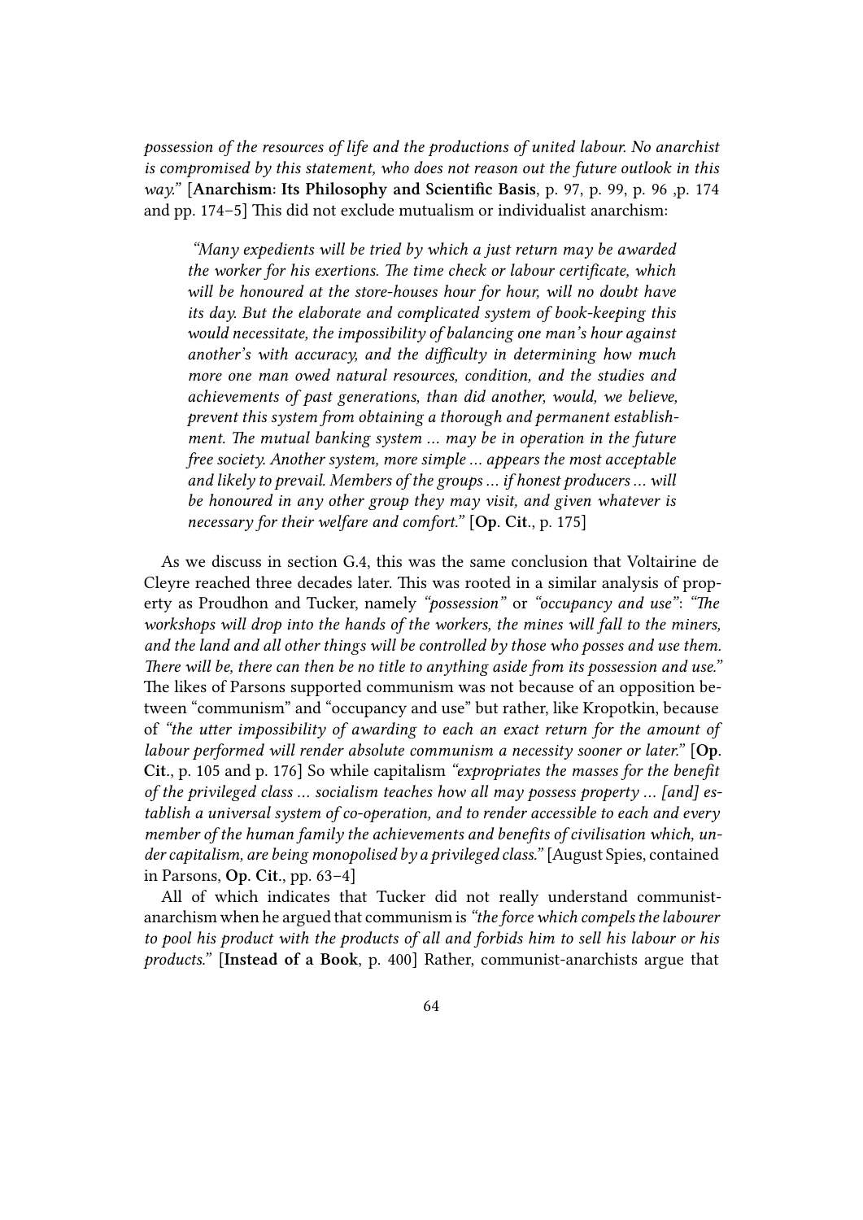*possession of the resources of life and the productions of united labour. No anarchist is compromised by this statement, who does not reason out the future outlook in this way."* [**Anarchism: Its Philosophy and Scientific Basis**, p. 97, p. 99, p. 96 ,p. 174 and pp. 174–5] This did not exclude mutualism or individualist anarchism:

> *"Many expedients will be tried by which a just return may be awarded the worker for his exertions. The time check or labour certificate, which will be honoured at the store-houses hour for hour, will no doubt have its day. But the elaborate and complicated system of book-keeping this would necessitate, the impossibility of balancing one man's hour against another's with accuracy, and the difficulty in determining how much more one man owed natural resources, condition, and the studies and achievements of past generations, than did another, would, we believe, prevent this system from obtaining a thorough and permanent establishment. The mutual banking system … may be in operation in the future free society. Another system, more simple … appears the most acceptable and likely to prevail. Members of the groups … if honest producers … will be honoured in any other group they may visit, and given whatever is necessary for their welfare and comfort."* [**Op. Cit**., p. 175]

As we discuss in section G.4, this was the same conclusion that Voltairine de Cleyre reached three decades later. This was rooted in a similar analysis of property as Proudhon and Tucker, namely *"possession"* or *"occupancy and use"*: *"The workshops will drop into the hands of the workers, the mines will fall to the miners, and the land and all other things will be controlled by those who posses and use them. There will be, there can then be no title to anything aside from its possession and use."* The likes of Parsons supported communism was not because of an opposition between "communism" and "occupancy and use" but rather, like Kropotkin, because of *"the utter impossibility of awarding to each an exact return for the amount of labour performed will render absolute communism a necessity sooner or later."* [**Op. Cit**., p. 105 and p. 176] So while capitalism *"expropriates the masses for the benefit of the privileged class … socialism teaches how all may possess property … [and] establish a universal system of co-operation, and to render accessible to each and every member of the human family the achievements and benefits of civilisation which, under capitalism, are being monopolised by a privileged class."* [August Spies, contained in Parsons, **Op. Cit**., pp. 63–4]

All of which indicates that Tucker did not really understand communist-anarchism when he argued that communism is *"the force which compels the labourer to pool his product with the products of all and forbids him to sell his labour or his products."* [**Instead of a Book**, p. 400] Rather, communist-anarchists argue that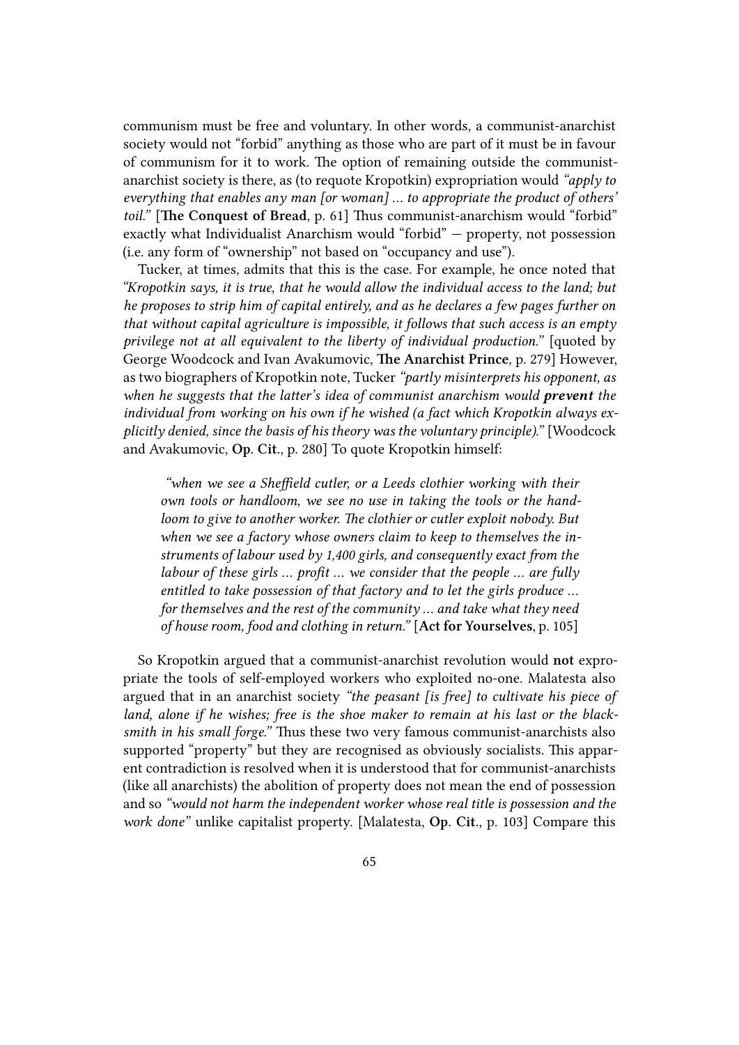communism must be free and voluntary. In other words, a communist-anarchist society would not "forbid" anything as those who are part of it must be in favour of communism for it to work. The option of remaining outside the communist-anarchist society is there, as (to requote Kropotkin) expropriation would *"apply to everything that enables any man [or woman] ... to appropriate the product of others' toil."* [**The Conquest of Bread**, p. 61] Thus communist-anarchism would "forbid" exactly what Individualist Anarchism would "forbid" — property, not possession (i.e. any form of "ownership" not based on "occupancy and use").

Tucker, at times, admits that this is the case. For example, he once noted that *"Kropotkin says, it is true, that he would allow the individual access to the land; but he proposes to strip him of capital entirely, and as he declares a few pages further on that without capital agriculture is impossible, it follows that such access is an empty privilege not at all equivalent to the liberty of individual production."* [quoted by George Woodcock and Ivan Avakumovic, **The Anarchist Prince**, p. 279] However, as two biographers of Kropotkin note, Tucker *"partly misinterprets his opponent, as when he suggests that the latter's idea of communist anarchism would **prevent** the individual from working on his own if he wished (a fact which Kropotkin always explicitly denied, since the basis of his theory was the voluntary principle)."* [Woodcock and Avakumovic, **Op. Cit.**, p. 280] To quote Kropotkin himself:

> *"when we see a Sheffield cutler, or a Leeds clothier working with their own tools or handloom, we see no use in taking the tools or the handloom to give to another worker. The clothier or cutler exploit nobody. But when we see a factory whose owners claim to keep to themselves the instruments of labour used by 1,400 girls, and consequently exact from the labour of these girls ... profit ... we consider that the people ... are fully entitled to take possession of that factory and to let the girls produce ... for themselves and the rest of the community ... and take what they need of house room, food and clothing in return."* [**Act for Yourselves**, p. 105]

So Kropotkin argued that a communist-anarchist revolution would **not** expropriate the tools of self-employed workers who exploited no-one. Malatesta also argued that in an anarchist society *"the peasant [is free] to cultivate his piece of land, alone if he wishes; free is the shoe maker to remain at his last or the blacksmith in his small forge."* Thus these two very famous communist-anarchists also supported "property" but they are recognised as obviously socialists. This apparent contradiction is resolved when it is understood that for communist-anarchists (like all anarchists) the abolition of property does not mean the end of possession and so *"would not harm the independent worker whose real title is possession and the work done"* unlike capitalist property. [Malatesta, **Op. Cit.**, p. 103] Compare this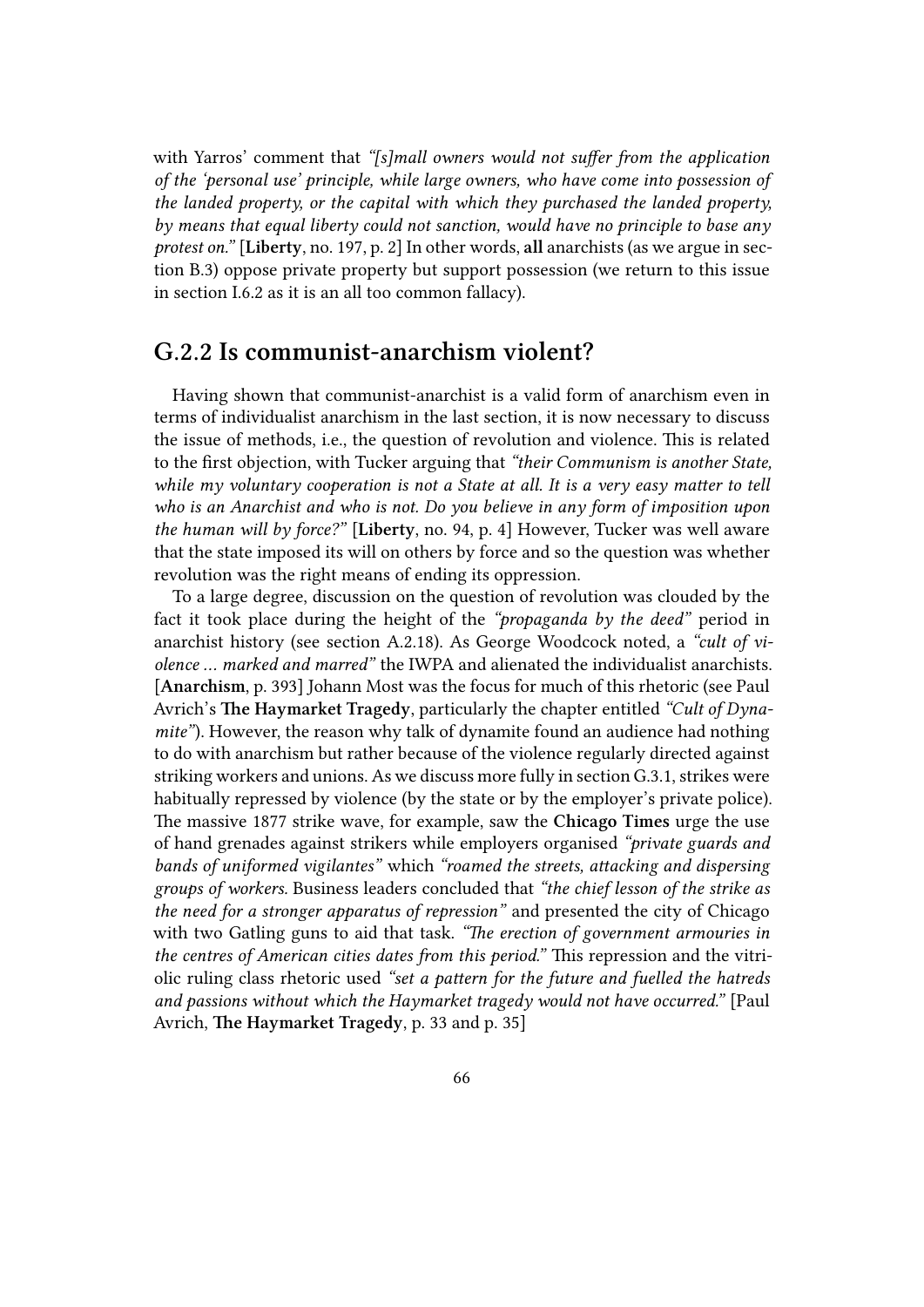with Yarros' comment that *"[s]mall owners would not suffer from the application of the 'personal use' principle, while large owners, who have come into possession of the landed property, or the capital with which they purchased the landed property, by means that equal liberty could not sanction, would have no principle to base any protest on."* [**Liberty**, no. 197, p. 2] In other words, **all** anarchists (as we argue in section B.3) oppose private property but support possession (we return to this issue in section I.6.2 as it is an all too common fallacy).

## G.2.2 Is communist-anarchism violent?

Having shown that communist-anarchist is a valid form of anarchism even in terms of individualist anarchism in the last section, it is now necessary to discuss the issue of methods, i.e., the question of revolution and violence. This is related to the first objection, with Tucker arguing that *"their Communism is another State, while my voluntary cooperation is not a State at all. It is a very easy matter to tell who is an Anarchist and who is not. Do you believe in any form of imposition upon the human will by force?"* [**Liberty**, no. 94, p. 4] However, Tucker was well aware that the state imposed its will on others by force and so the question was whether revolution was the right means of ending its oppression.

To a large degree, discussion on the question of revolution was clouded by the fact it took place during the height of the *"propaganda by the deed"* period in anarchist history (see section A.2.18). As George Woodcock noted, a *"cult of violence ... marked and marred"* the IWPA and alienated the individualist anarchists. [**Anarchism**, p. 393] Johann Most was the focus for much of this rhetoric (see Paul Avrich's **The Haymarket Tragedy**, particularly the chapter entitled *"Cult of Dynamite"*). However, the reason why talk of dynamite found an audience had nothing to do with anarchism but rather because of the violence regularly directed against striking workers and unions. As we discuss more fully in section G.3.1, strikes were habitually repressed by violence (by the state or by the employer's private police). The massive 1877 strike wave, for example, saw the **Chicago Times** urge the use of hand grenades against strikers while employers organised *"private guards and bands of uniformed vigilantes"* which *"roamed the streets, attacking and dispersing groups of workers.* Business leaders concluded that *"the chief lesson of the strike as the need for a stronger apparatus of repression"* and presented the city of Chicago with two Gatling guns to aid that task. *"The erection of government armouries in the centres of American cities dates from this period."* This repression and the vitriolic ruling class rhetoric used *"set a pattern for the future and fuelled the hatreds and passions without which the Haymarket tragedy would not have occurred."* [Paul Avrich, **The Haymarket Tragedy**, p. 33 and p. 35]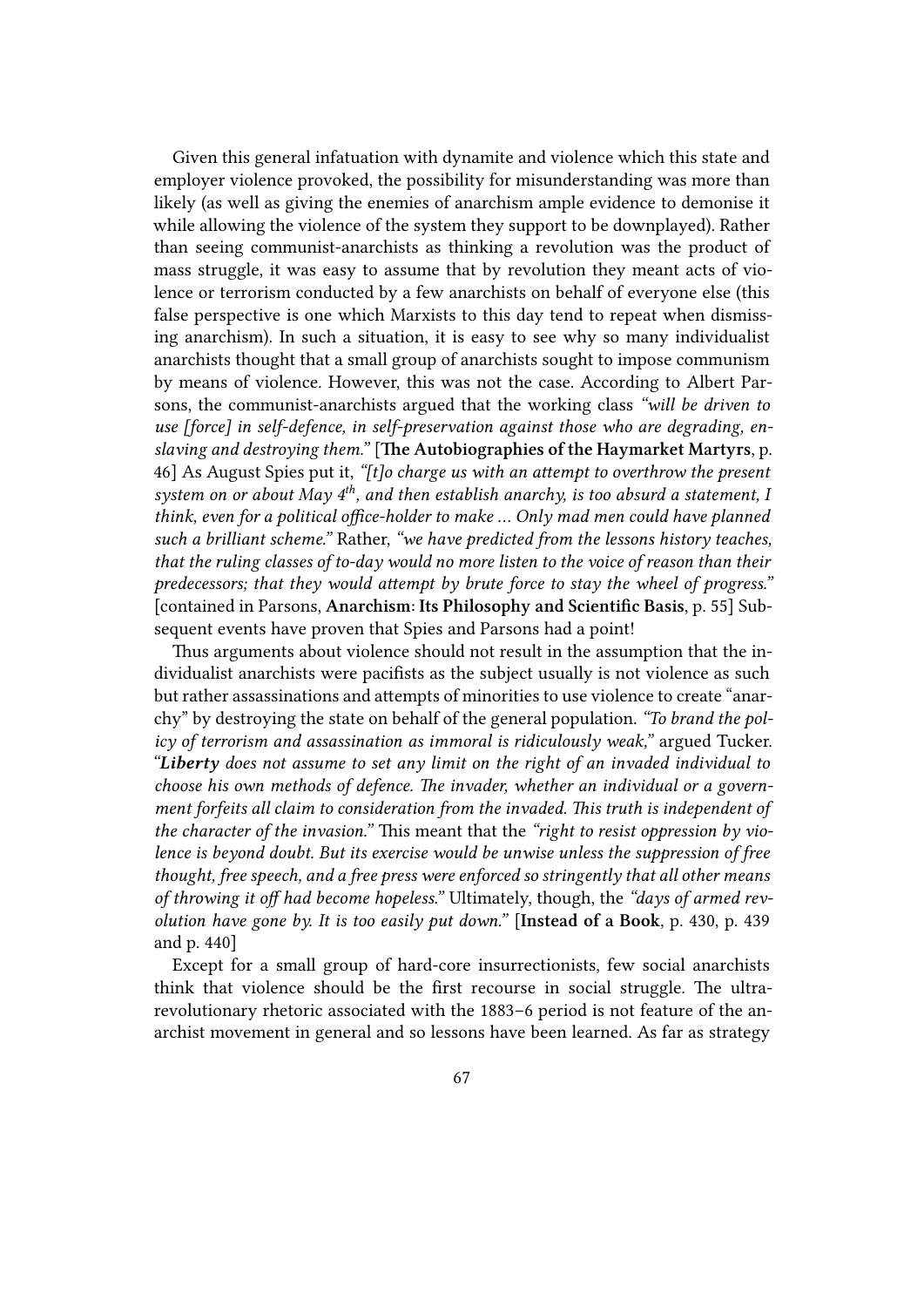Given this general infatuation with dynamite and violence which this state and employer violence provoked, the possibility for misunderstanding was more than likely (as well as giving the enemies of anarchism ample evidence to demonise it while allowing the violence of the system they support to be downplayed). Rather than seeing communist-anarchists as thinking a revolution was the product of mass struggle, it was easy to assume that by revolution they meant acts of violence or terrorism conducted by a few anarchists on behalf of everyone else (this false perspective is one which Marxists to this day tend to repeat when dismissing anarchism). In such a situation, it is easy to see why so many individualist anarchists thought that a small group of anarchists sought to impose communism by means of violence. However, this was not the case. According to Albert Parsons, the communist-anarchists argued that the working class *"will be driven to use [force] in self-defence, in self-preservation against those who are degrading, enslaving and destroying them."* [**The Autobiographies of the Haymarket Martyrs**, p. 46] As August Spies put it, *"[t]o charge us with an attempt to overthrow the present system on or about May 4th, and then establish anarchy, is too absurd a statement, I think, even for a political office-holder to make … Only mad men could have planned such a brilliant scheme."* Rather, *"we have predicted from the lessons history teaches, that the ruling classes of to-day would no more listen to the voice of reason than their predecessors; that they would attempt by brute force to stay the wheel of progress."* [contained in Parsons, **Anarchism: Its Philosophy and Scientific Basis**, p. 55] Subsequent events have proven that Spies and Parsons had a point!

Thus arguments about violence should not result in the assumption that the individualist anarchists were pacifists as the subject usually is not violence as such but rather assassinations and attempts of minorities to use violence to create "anarchy" by destroying the state on behalf of the general population. *"To brand the policy of terrorism and assassination as immoral is ridiculously weak,"* argued Tucker. *"**Liberty** does not assume to set any limit on the right of an invaded individual to choose his own methods of defence. The invader, whether an individual or a government forfeits all claim to consideration from the invaded. This truth is independent of the character of the invasion."* This meant that the *"right to resist oppression by violence is beyond doubt. But its exercise would be unwise unless the suppression of free thought, free speech, and a free press were enforced so stringently that all other means of throwing it off had become hopeless."* Ultimately, though, the *"days of armed revolution have gone by. It is too easily put down."* [**Instead of a Book**, p. 430, p. 439 and p. 440]

Except for a small group of hard-core insurrectionists, few social anarchists think that violence should be the first recourse in social struggle. The ultra-revolutionary rhetoric associated with the 1883–6 period is not feature of the anarchist movement in general and so lessons have been learned. As far as strategy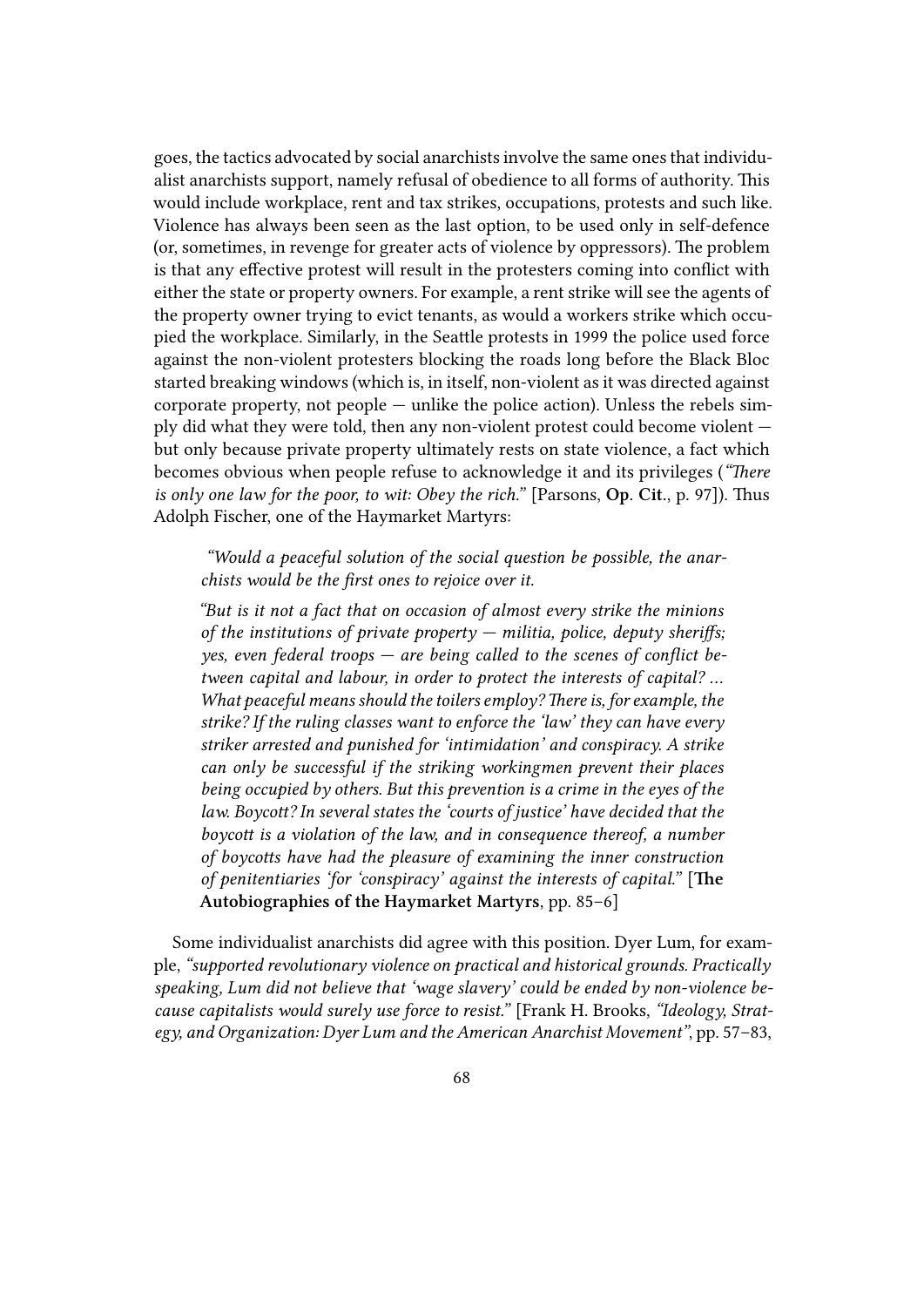goes, the tactics advocated by social anarchists involve the same ones that individualist anarchists support, namely refusal of obedience to all forms of authority. This would include workplace, rent and tax strikes, occupations, protests and such like. Violence has always been seen as the last option, to be used only in self-defence (or, sometimes, in revenge for greater acts of violence by oppressors). The problem is that any effective protest will result in the protesters coming into conflict with either the state or property owners. For example, a rent strike will see the agents of the property owner trying to evict tenants, as would a workers strike which occupied the workplace. Similarly, in the Seattle protests in 1999 the police used force against the non-violent protesters blocking the roads long before the Black Bloc started breaking windows (which is, in itself, non-violent as it was directed against corporate property, not people — unlike the police action). Unless the rebels simply did what they were told, then any non-violent protest could become violent — but only because private property ultimately rests on state violence, a fact which becomes obvious when people refuse to acknowledge it and its privileges (*"There is only one law for the poor, to wit: Obey the rich."* [Parsons, **Op. Cit.**, p. 97]). Thus Adolph Fischer, one of the Haymarket Martyrs:

> *"Would a peaceful solution of the social question be possible, the anarchists would be the first ones to rejoice over it.*
>
> *"But is it not a fact that on occasion of almost every strike the minions of the institutions of private property — militia, police, deputy sheriffs; yes, even federal troops — are being called to the scenes of conflict between capital and labour, in order to protect the interests of capital? … What peaceful means should the toilers employ? There is, for example, the strike? If the ruling classes want to enforce the 'law' they can have every striker arrested and punished for 'intimidation' and conspiracy. A strike can only be successful if the striking workingmen prevent their places being occupied by others. But this prevention is a crime in the eyes of the law. Boycott? In several states the 'courts of justice' have decided that the boycott is a violation of the law, and in consequence thereof, a number of boycotts have had the pleasure of examining the inner construction of penitentiaries 'for 'conspiracy' against the interests of capital."* [**The Autobiographies of the Haymarket Martyrs**, pp. 85–6]

Some individualist anarchists did agree with this position. Dyer Lum, for example, *"supported revolutionary violence on practical and historical grounds. Practically speaking, Lum did not believe that 'wage slavery' could be ended by non-violence because capitalists would surely use force to resist."* [Frank H. Brooks, *"Ideology, Strategy, and Organization: Dyer Lum and the American Anarchist Movement"*, pp. 57–83,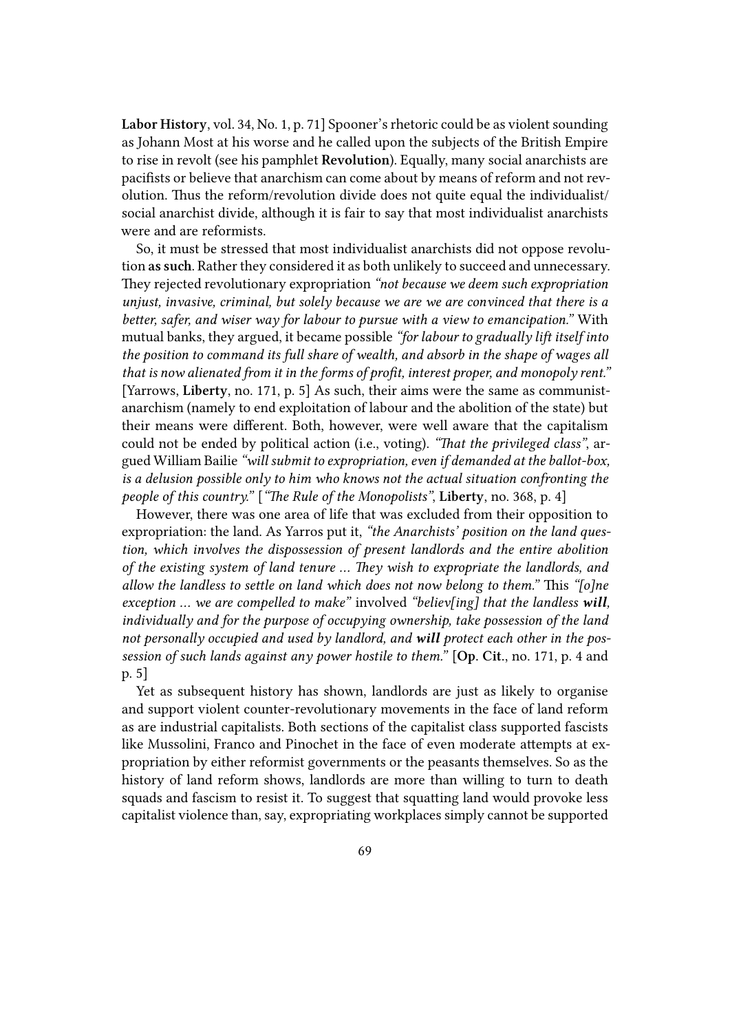**Labor History**, vol. 34, No. 1, p. 71] Spooner's rhetoric could be as violent sounding as Johann Most at his worse and he called upon the subjects of the British Empire to rise in revolt (see his pamphlet **Revolution**). Equally, many social anarchists are pacifists or believe that anarchism can come about by means of reform and not revolution. Thus the reform/revolution divide does not quite equal the individualist/social anarchist divide, although it is fair to say that most individualist anarchists were and are reformists.

So, it must be stressed that most individualist anarchists did not oppose revolution **as such**. Rather they considered it as both unlikely to succeed and unnecessary. They rejected revolutionary expropriation *"not because we deem such expropriation unjust, invasive, criminal, but solely because we are we are convinced that there is a better, safer, and wiser way for labour to pursue with a view to emancipation."* With mutual banks, they argued, it became possible *"for labour to gradually lift itself into the position to command its full share of wealth, and absorb in the shape of wages all that is now alienated from it in the forms of profit, interest proper, and monopoly rent."* [Yarrows, **Liberty**, no. 171, p. 5] As such, their aims were the same as communist-anarchism (namely to end exploitation of labour and the abolition of the state) but their means were different. Both, however, were well aware that the capitalism could not be ended by political action (i.e., voting). *"That the privileged class"*, argued William Bailie *"will submit to expropriation, even if demanded at the ballot-box, is a delusion possible only to him who knows not the actual situation confronting the people of this country."* [*"The Rule of the Monopolists"*, **Liberty**, no. 368, p. 4]

However, there was one area of life that was excluded from their opposition to expropriation: the land. As Yarros put it, *"the Anarchists' position on the land question, which involves the dispossession of present landlords and the entire abolition of the existing system of land tenure … They wish to expropriate the landlords, and allow the landless to settle on land which does not now belong to them."* This *"[o]ne exception … we are compelled to make"* involved *"believ[ing] that the landless **will**, individually and for the purpose of occupying ownership, take possession of the land not personally occupied and used by landlord, and **will** protect each other in the possession of such lands against any power hostile to them."* [**Op. Cit.**, no. 171, p. 4 and p. 5]

Yet as subsequent history has shown, landlords are just as likely to organise and support violent counter-revolutionary movements in the face of land reform as are industrial capitalists. Both sections of the capitalist class supported fascists like Mussolini, Franco and Pinochet in the face of even moderate attempts at expropriation by either reformist governments or the peasants themselves. So as the history of land reform shows, landlords are more than willing to turn to death squads and fascism to resist it. To suggest that squatting land would provoke less capitalist violence than, say, expropriating workplaces simply cannot be supported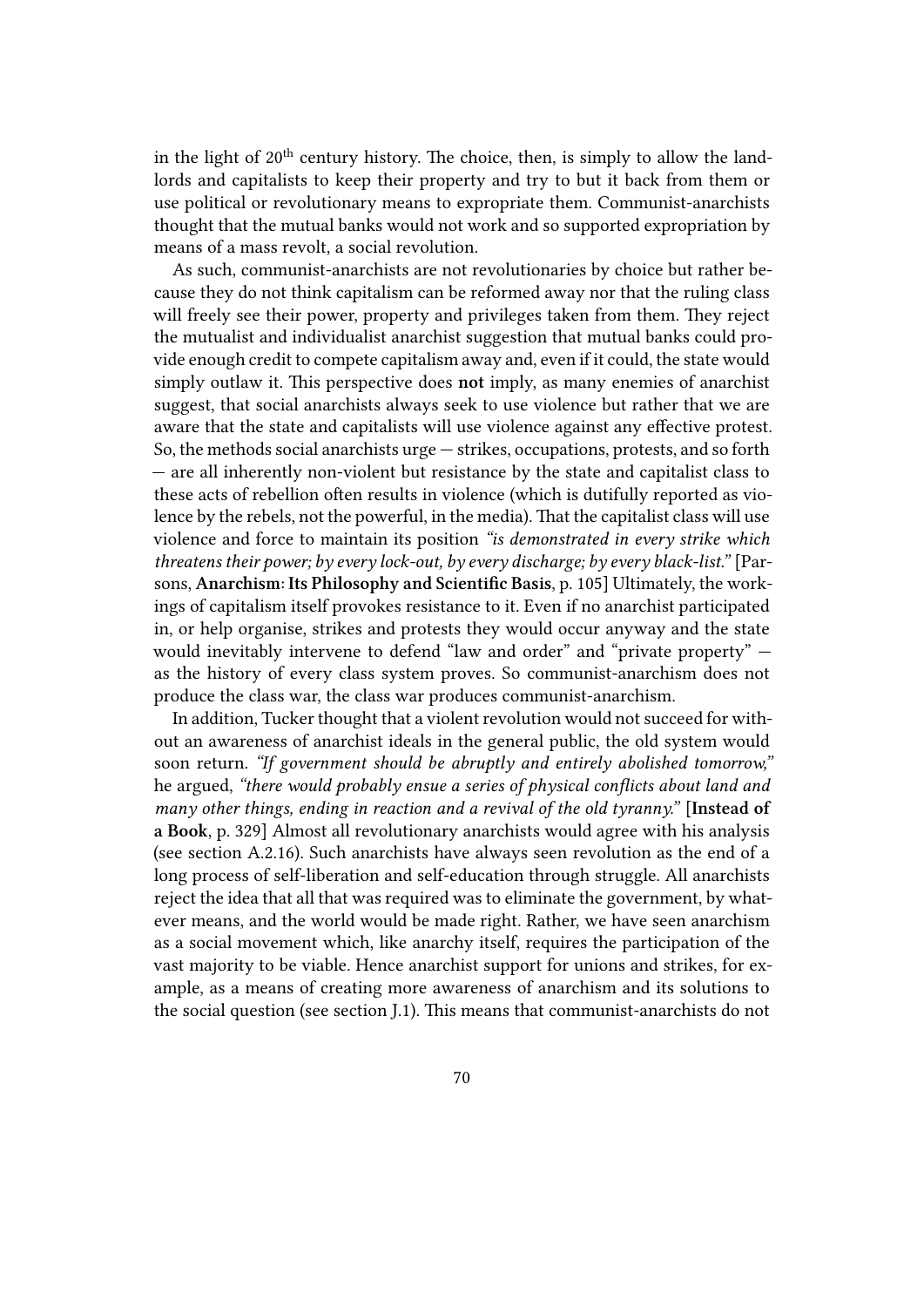in the light of 20th century history. The choice, then, is simply to allow the landlords and capitalists to keep their property and try to but it back from them or use political or revolutionary means to expropriate them. Communist-anarchists thought that the mutual banks would not work and so supported expropriation by means of a mass revolt, a social revolution.

As such, communist-anarchists are not revolutionaries by choice but rather because they do not think capitalism can be reformed away nor that the ruling class will freely see their power, property and privileges taken from them. They reject the mutualist and individualist anarchist suggestion that mutual banks could provide enough credit to compete capitalism away and, even if it could, the state would simply outlaw it. This perspective does **not** imply, as many enemies of anarchist suggest, that social anarchists always seek to use violence but rather that we are aware that the state and capitalists will use violence against any effective protest. So, the methods social anarchists urge — strikes, occupations, protests, and so forth — are all inherently non-violent but resistance by the state and capitalist class to these acts of rebellion often results in violence (which is dutifully reported as violence by the rebels, not the powerful, in the media). That the capitalist class will use violence and force to maintain its position *"is demonstrated in every strike which threatens their power; by every lock-out, by every discharge; by every black-list."* [Parsons, **Anarchism: Its Philosophy and Scientific Basis**, p. 105] Ultimately, the workings of capitalism itself provokes resistance to it. Even if no anarchist participated in, or help organise, strikes and protests they would occur anyway and the state would inevitably intervene to defend "law and order" and "private property" — as the history of every class system proves. So communist-anarchism does not produce the class war, the class war produces communist-anarchism.

In addition, Tucker thought that a violent revolution would not succeed for without an awareness of anarchist ideals in the general public, the old system would soon return. *"If government should be abruptly and entirely abolished tomorrow,"* he argued, *"there would probably ensue a series of physical conflicts about land and many other things, ending in reaction and a revival of the old tyranny."* [**Instead of a Book**, p. 329] Almost all revolutionary anarchists would agree with his analysis (see section A.2.16). Such anarchists have always seen revolution as the end of a long process of self-liberation and self-education through struggle. All anarchists reject the idea that all that was required was to eliminate the government, by whatever means, and the world would be made right. Rather, we have seen anarchism as a social movement which, like anarchy itself, requires the participation of the vast majority to be viable. Hence anarchist support for unions and strikes, for example, as a means of creating more awareness of anarchism and its solutions to the social question (see section J.1). This means that communist-anarchists do not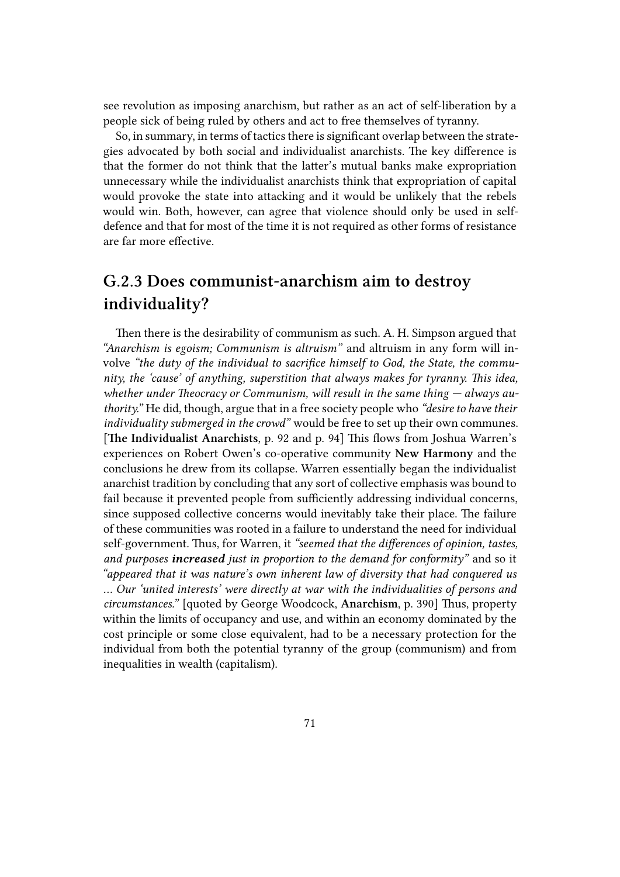see revolution as imposing anarchism, but rather as an act of self-liberation by a people sick of being ruled by others and act to free themselves of tyranny.

So, in summary, in terms of tactics there is significant overlap between the strategies advocated by both social and individualist anarchists. The key difference is that the former do not think that the latter's mutual banks make expropriation unnecessary while the individualist anarchists think that expropriation of capital would provoke the state into attacking and it would be unlikely that the rebels would win. Both, however, can agree that violence should only be used in self-defence and that for most of the time it is not required as other forms of resistance are far more effective.

## G.2.3 Does communist-anarchism aim to destroy individuality?

Then there is the desirability of communism as such. A. H. Simpson argued that *"Anarchism is egoism; Communism is altruism"* and altruism in any form will involve *"the duty of the individual to sacrifice himself to God, the State, the community, the 'cause' of anything, superstition that always makes for tyranny. This idea, whether under Theocracy or Communism, will result in the same thing — always authority."* He did, though, argue that in a free society people who *"desire to have their individuality submerged in the crowd"* would be free to set up their own communes. [**The Individualist Anarchists**, p. 92 and p. 94] This flows from Joshua Warren's experiences on Robert Owen's co-operative community **New Harmony** and the conclusions he drew from its collapse. Warren essentially began the individualist anarchist tradition by concluding that any sort of collective emphasis was bound to fail because it prevented people from sufficiently addressing individual concerns, since supposed collective concerns would inevitably take their place. The failure of these communities was rooted in a failure to understand the need for individual self-government. Thus, for Warren, it *"seemed that the differences of opinion, tastes, and purposes **increased** just in proportion to the demand for conformity"* and so it *"appeared that it was nature's own inherent law of diversity that had conquered us … Our 'united interests' were directly at war with the individualities of persons and circumstances."* [quoted by George Woodcock, **Anarchism**, p. 390] Thus, property within the limits of occupancy and use, and within an economy dominated by the cost principle or some close equivalent, had to be a necessary protection for the individual from both the potential tyranny of the group (communism) and from inequalities in wealth (capitalism).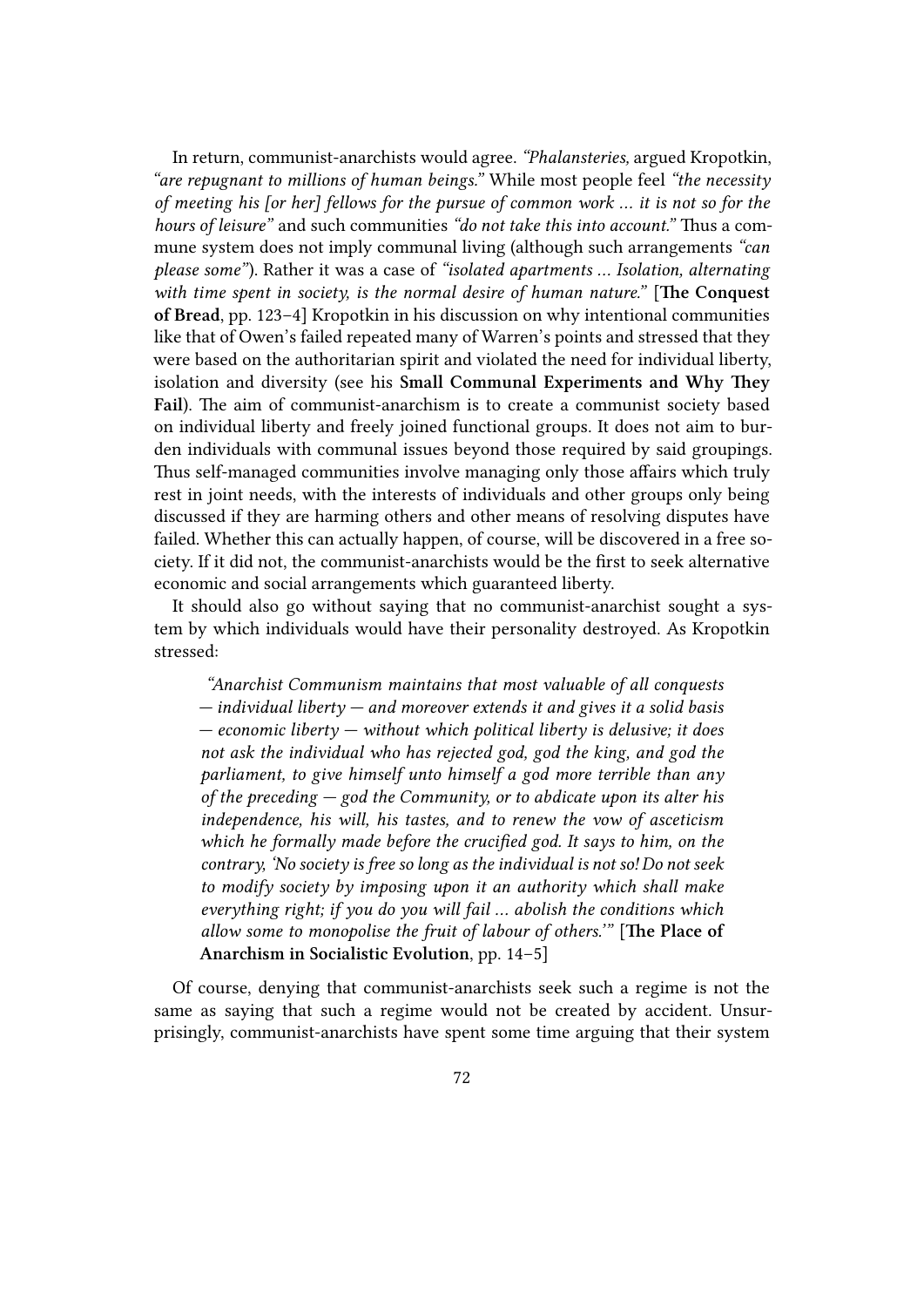In return, communist-anarchists would agree. *"Phalansteries,* argued Kropotkin, *"are repugnant to millions of human beings."* While most people feel *"the necessity of meeting his [or her] fellows for the pursue of common work ... it is not so for the hours of leisure"* and such communities *"do not take this into account."* Thus a commune system does not imply communal living (although such arrangements *"can please some"*). Rather it was a case of *"isolated apartments ... Isolation, alternating with time spent in society, is the normal desire of human nature."* [**The Conquest of Bread**, pp. 123–4] Kropotkin in his discussion on why intentional communities like that of Owen's failed repeated many of Warren's points and stressed that they were based on the authoritarian spirit and violated the need for individual liberty, isolation and diversity (see his **Small Communal Experiments and Why They Fail**). The aim of communist-anarchism is to create a communist society based on individual liberty and freely joined functional groups. It does not aim to burden individuals with communal issues beyond those required by said groupings. Thus self-managed communities involve managing only those affairs which truly rest in joint needs, with the interests of individuals and other groups only being discussed if they are harming others and other means of resolving disputes have failed. Whether this can actually happen, of course, will be discovered in a free society. If it did not, the communist-anarchists would be the first to seek alternative economic and social arrangements which guaranteed liberty.

It should also go without saying that no communist-anarchist sought a system by which individuals would have their personality destroyed. As Kropotkin stressed:

> *"Anarchist Communism maintains that most valuable of all conquests — individual liberty — and moreover extends it and gives it a solid basis — economic liberty — without which political liberty is delusive; it does not ask the individual who has rejected god, god the king, and god the parliament, to give himself unto himself a god more terrible than any of the preceding — god the Community, or to abdicate upon its alter his independence, his will, his tastes, and to renew the vow of asceticism which he formally made before the crucified god. It says to him, on the contrary, 'No society is free so long as the individual is not so! Do not seek to modify society by imposing upon it an authority which shall make everything right; if you do you will fail ... abolish the conditions which allow some to monopolise the fruit of labour of others.'"* [**The Place of Anarchism in Socialistic Evolution**, pp. 14–5]

Of course, denying that communist-anarchists seek such a regime is not the same as saying that such a regime would not be created by accident. Unsurprisingly, communist-anarchists have spent some time arguing that their system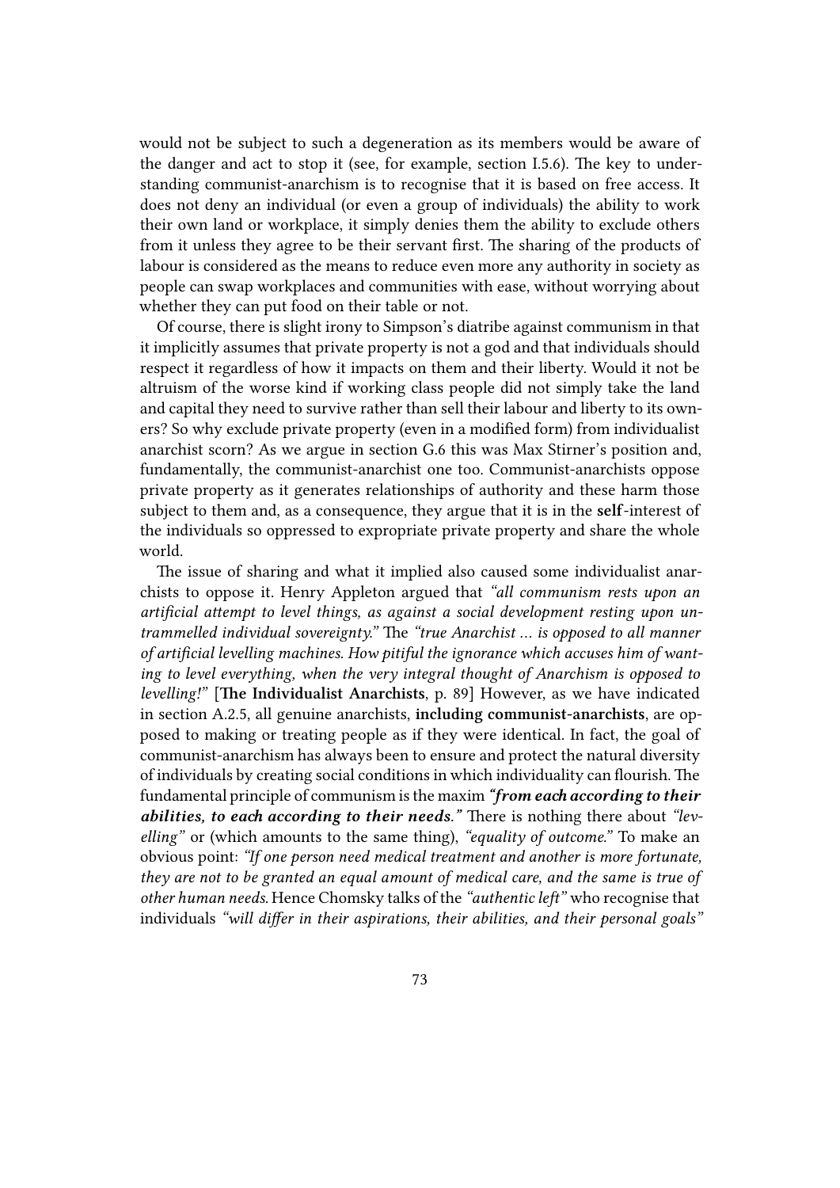would not be subject to such a degeneration as its members would be aware of the danger and act to stop it (see, for example, section I.5.6). The key to understanding communist-anarchism is to recognise that it is based on free access. It does not deny an individual (or even a group of individuals) the ability to work their own land or workplace, it simply denies them the ability to exclude others from it unless they agree to be their servant first. The sharing of the products of labour is considered as the means to reduce even more any authority in society as people can swap workplaces and communities with ease, without worrying about whether they can put food on their table or not.

Of course, there is slight irony to Simpson's diatribe against communism in that it implicitly assumes that private property is not a god and that individuals should respect it regardless of how it impacts on them and their liberty. Would it not be altruism of the worse kind if working class people did not simply take the land and capital they need to survive rather than sell their labour and liberty to its owners? So why exclude private property (even in a modified form) from individualist anarchist scorn? As we argue in section G.6 this was Max Stirner's position and, fundamentally, the communist-anarchist one too. Communist-anarchists oppose private property as it generates relationships of authority and these harm those subject to them and, as a consequence, they argue that it is in the **self**-interest of the individuals so oppressed to expropriate private property and share the whole world.

The issue of sharing and what it implied also caused some individualist anarchists to oppose it. Henry Appleton argued that *"all communism rests upon an artificial attempt to level things, as against a social development resting upon untrammelled individual sovereignty."* The *"true Anarchist ... is opposed to all manner of artificial levelling machines. How pitiful the ignorance which accuses him of wanting to level everything, when the very integral thought of Anarchism is opposed to levelling!"* [**The Individualist Anarchists**, p. 89] However, as we have indicated in section A.2.5, all genuine anarchists, **including communist-anarchists**, are opposed to making or treating people as if they were identical. In fact, the goal of communist-anarchism has always been to ensure and protect the natural diversity of individuals by creating social conditions in which individuality can flourish. The fundamental principle of communism is the maxim ***"from each according to their abilities, to each according to their needs."*** There is nothing there about *"levelling"* or (which amounts to the same thing), *"equality of outcome."* To make an obvious point: *"If one person need medical treatment and another is more fortunate, they are not to be granted an equal amount of medical care, and the same is true of other human needs.* Hence Chomsky talks of the *"authentic left"* who recognise that individuals *"will differ in their aspirations, their abilities, and their personal goals"*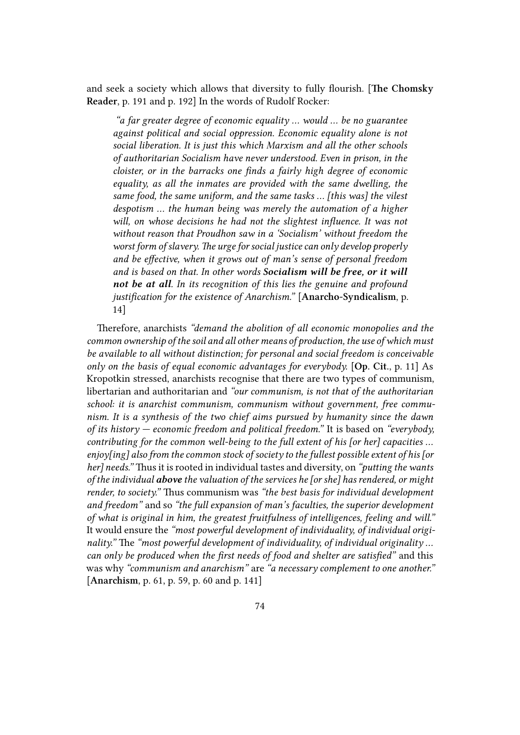and seek a society which allows that diversity to fully flourish. [**The Chomsky Reader**, p. 191 and p. 192] In the words of Rudolf Rocker:

> *"a far greater degree of economic equality ... would ... be no guarantee against political and social oppression. Economic equality alone is not social liberation. It is just this which Marxism and all the other schools of authoritarian Socialism have never understood. Even in prison, in the cloister, or in the barracks one finds a fairly high degree of economic equality, as all the inmates are provided with the same dwelling, the same food, the same uniform, and the same tasks ... [this was] the vilest despotism ... the human being was merely the automation of a higher will, on whose decisions he had not the slightest influence. It was not without reason that Proudhon saw in a 'Socialism' without freedom the worst form of slavery. The urge for social justice can only develop properly and be effective, when it grows out of man's sense of personal freedom and is based on that. In other words* ***Socialism will be free, or it will not be at all****. In its recognition of this lies the genuine and profound justification for the existence of Anarchism."* [**Anarcho-Syndicalism**, p. 14]

Therefore, anarchists *"demand the abolition of all economic monopolies and the common ownership of the soil and all other means of production, the use of which must be available to all without distinction; for personal and social freedom is conceivable only on the basis of equal economic advantages for everybody.* [**Op. Cit.**, p. 11] As Kropotkin stressed, anarchists recognise that there are two types of communism, libertarian and authoritarian and *"our communism, is not that of the authoritarian school: it is anarchist communism, communism without government, free communism. It is a synthesis of the two chief aims pursued by humanity since the dawn of its history — economic freedom and political freedom."* It is based on *"everybody, contributing for the common well-being to the full extent of his [or her] capacities ... enjoy[ing] also from the common stock of society to the fullest possible extent of his [or her] needs."* Thus it is rooted in individual tastes and diversity, on *"putting the wants of the individual* ***above*** *the valuation of the services he [or she] has rendered, or might render, to society."* Thus communism was *"the best basis for individual development and freedom"* and so *"the full expansion of man's faculties, the superior development of what is original in him, the greatest fruitfulness of intelligences, feeling and will."* It would ensure the *"most powerful development of individuality, of individual originality."* The *"most powerful development of individuality, of individual originality ... can only be produced when the first needs of food and shelter are satisfied"* and this was why *"communism and anarchism"* are *"a necessary complement to one another."* [**Anarchism**, p. 61, p. 59, p. 60 and p. 141]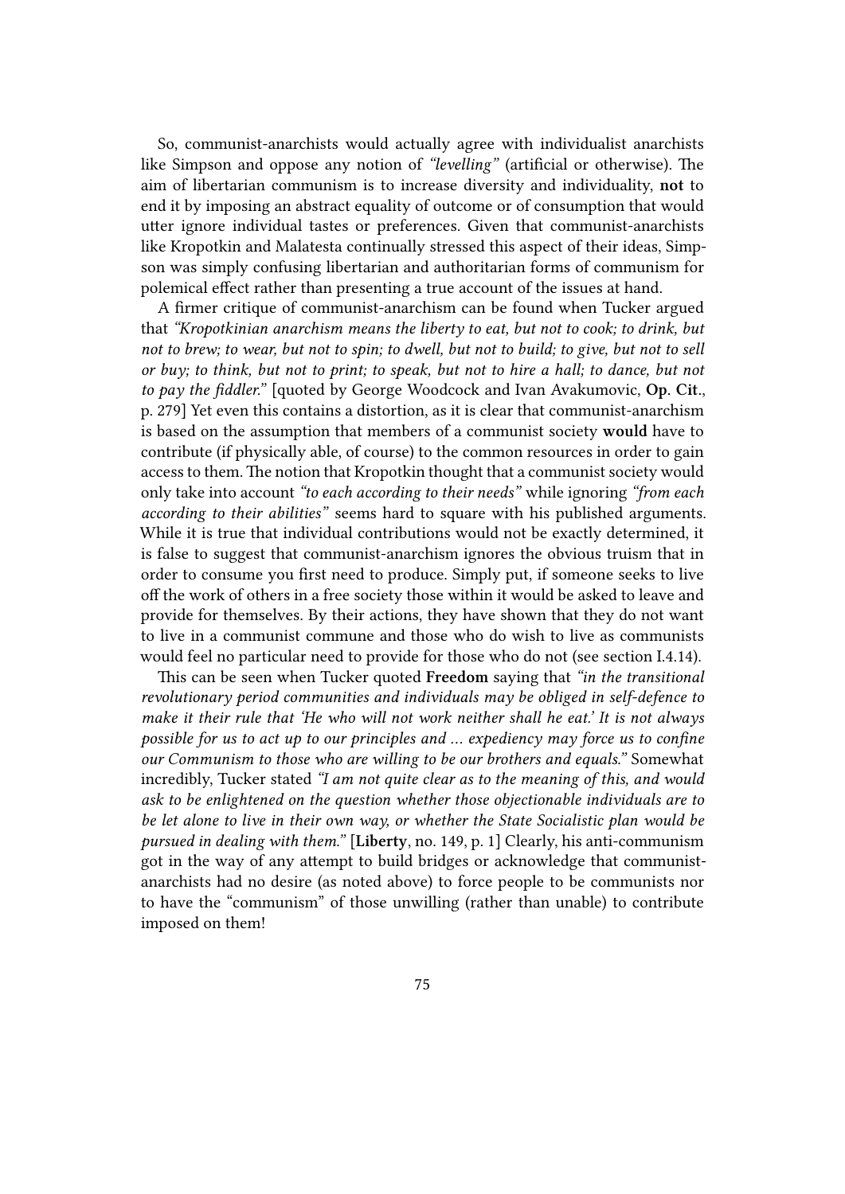So, communist-anarchists would actually agree with individualist anarchists like Simpson and oppose any notion of *"levelling"* (artificial or otherwise). The aim of libertarian communism is to increase diversity and individuality, **not** to end it by imposing an abstract equality of outcome or of consumption that would utter ignore individual tastes or preferences. Given that communist-anarchists like Kropotkin and Malatesta continually stressed this aspect of their ideas, Simpson was simply confusing libertarian and authoritarian forms of communism for polemical effect rather than presenting a true account of the issues at hand.

A firmer critique of communist-anarchism can be found when Tucker argued that *"Kropotkinian anarchism means the liberty to eat, but not to cook; to drink, but not to brew; to wear, but not to spin; to dwell, but not to build; to give, but not to sell or buy; to think, but not to print; to speak, but not to hire a hall; to dance, but not to pay the fiddler."* [quoted by George Woodcock and Ivan Avakumovic, **Op. Cit.**, p. 279] Yet even this contains a distortion, as it is clear that communist-anarchism is based on the assumption that members of a communist society **would** have to contribute (if physically able, of course) to the common resources in order to gain access to them. The notion that Kropotkin thought that a communist society would only take into account *"to each according to their needs"* while ignoring *"from each according to their abilities"* seems hard to square with his published arguments. While it is true that individual contributions would not be exactly determined, it is false to suggest that communist-anarchism ignores the obvious truism that in order to consume you first need to produce. Simply put, if someone seeks to live off the work of others in a free society those within it would be asked to leave and provide for themselves. By their actions, they have shown that they do not want to live in a communist commune and those who do wish to live as communists would feel no particular need to provide for those who do not (see section I.4.14).

This can be seen when Tucker quoted **Freedom** saying that *"in the transitional revolutionary period communities and individuals may be obliged in self-defence to make it their rule that 'He who will not work neither shall he eat.' It is not always possible for us to act up to our principles and ... expediency may force us to confine our Communism to those who are willing to be our brothers and equals."* Somewhat incredibly, Tucker stated *"I am not quite clear as to the meaning of this, and would ask to be enlightened on the question whether those objectionable individuals are to be let alone to live in their own way, or whether the State Socialistic plan would be pursued in dealing with them."* [**Liberty**, no. 149, p. 1] Clearly, his anti-communism got in the way of any attempt to build bridges or acknowledge that communist-anarchists had no desire (as noted above) to force people to be communists nor to have the "communism" of those unwilling (rather than unable) to contribute imposed on them!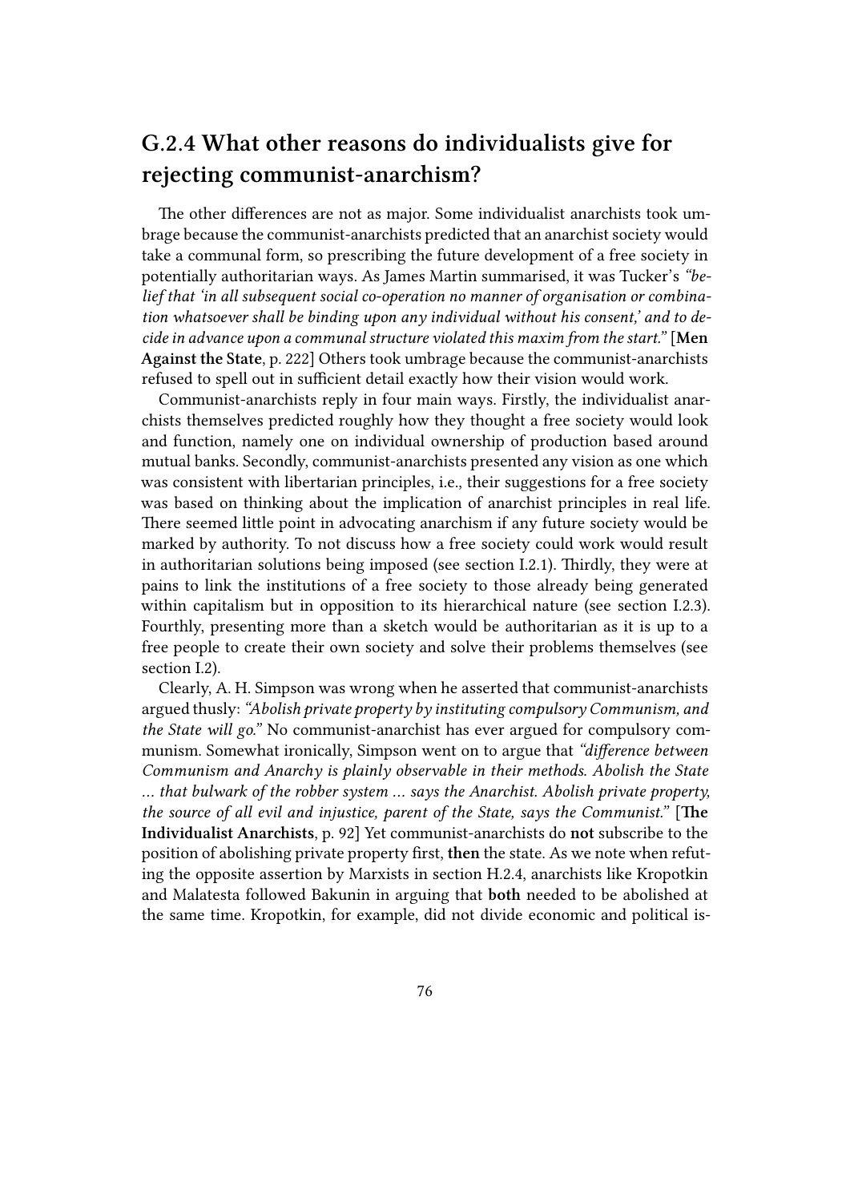## G.2.4 What other reasons do individualists give for rejecting communist-anarchism?

The other differences are not as major. Some individualist anarchists took umbrage because the communist-anarchists predicted that an anarchist society would take a communal form, so prescribing the future development of a free society in potentially authoritarian ways. As James Martin summarised, it was Tucker's *"belief that 'in all subsequent social co-operation no manner of organisation or combination whatsoever shall be binding upon any individual without his consent,' and to decide in advance upon a communal structure violated this maxim from the start."* [**Men Against the State**, p. 222] Others took umbrage because the communist-anarchists refused to spell out in sufficient detail exactly how their vision would work.

Communist-anarchists reply in four main ways. Firstly, the individualist anarchists themselves predicted roughly how they thought a free society would look and function, namely one on individual ownership of production based around mutual banks. Secondly, communist-anarchists presented any vision as one which was consistent with libertarian principles, i.e., their suggestions for a free society was based on thinking about the implication of anarchist principles in real life. There seemed little point in advocating anarchism if any future society would be marked by authority. To not discuss how a free society could work would result in authoritarian solutions being imposed (see section I.2.1). Thirdly, they were at pains to link the institutions of a free society to those already being generated within capitalism but in opposition to its hierarchical nature (see section I.2.3). Fourthly, presenting more than a sketch would be authoritarian as it is up to a free people to create their own society and solve their problems themselves (see section I.2).

Clearly, A. H. Simpson was wrong when he asserted that communist-anarchists argued thusly: *"Abolish private property by instituting compulsory Communism, and the State will go."* No communist-anarchist has ever argued for compulsory communism. Somewhat ironically, Simpson went on to argue that *"difference between Communism and Anarchy is plainly observable in their methods. Abolish the State … that bulwark of the robber system … says the Anarchist. Abolish private property, the source of all evil and injustice, parent of the State, says the Communist."* [**The Individualist Anarchists**, p. 92] Yet communist-anarchists do **not** subscribe to the position of abolishing private property first, **then** the state. As we note when refuting the opposite assertion by Marxists in section H.2.4, anarchists like Kropotkin and Malatesta followed Bakunin in arguing that **both** needed to be abolished at the same time. Kropotkin, for example, did not divide economic and political is-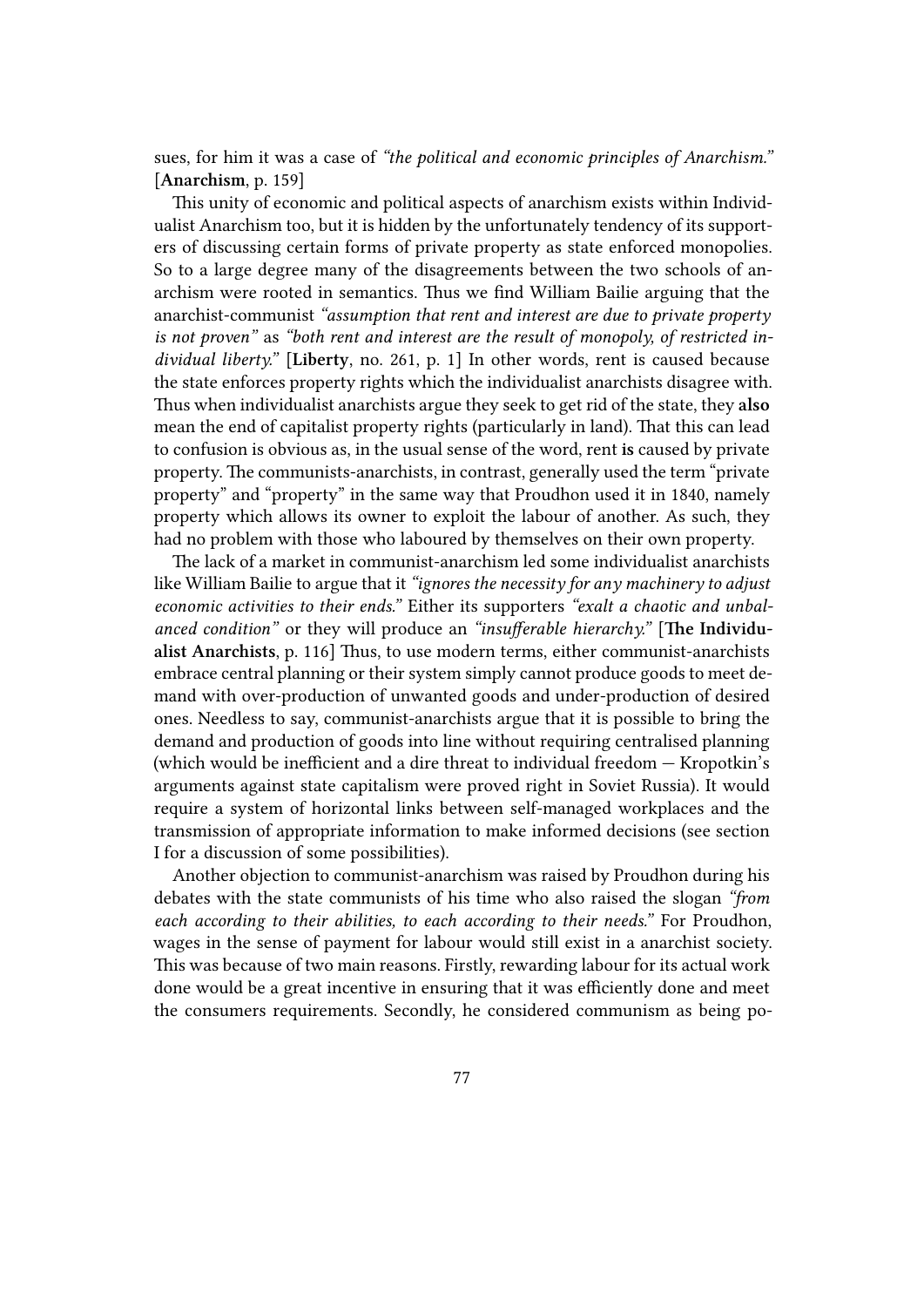sues, for him it was a case of *"the political and economic principles of Anarchism."* [**Anarchism**, p. 159]

This unity of economic and political aspects of anarchism exists within Individualist Anarchism too, but it is hidden by the unfortunately tendency of its supporters of discussing certain forms of private property as state enforced monopolies. So to a large degree many of the disagreements between the two schools of anarchism were rooted in semantics. Thus we find William Bailie arguing that the anarchist-communist *"assumption that rent and interest are due to private property is not proven"* as *"both rent and interest are the result of monopoly, of restricted individual liberty."* [**Liberty**, no. 261, p. 1] In other words, rent is caused because the state enforces property rights which the individualist anarchists disagree with. Thus when individualist anarchists argue they seek to get rid of the state, they **also** mean the end of capitalist property rights (particularly in land). That this can lead to confusion is obvious as, in the usual sense of the word, rent **is** caused by private property. The communists-anarchists, in contrast, generally used the term "private property" and "property" in the same way that Proudhon used it in 1840, namely property which allows its owner to exploit the labour of another. As such, they had no problem with those who laboured by themselves on their own property.

The lack of a market in communist-anarchism led some individualist anarchists like William Bailie to argue that it *"ignores the necessity for any machinery to adjust economic activities to their ends."* Either its supporters *"exalt a chaotic and unbalanced condition"* or they will produce an *"insufferable hierarchy."* [**The Individualist Anarchists**, p. 116] Thus, to use modern terms, either communist-anarchists embrace central planning or their system simply cannot produce goods to meet demand with over-production of unwanted goods and under-production of desired ones. Needless to say, communist-anarchists argue that it is possible to bring the demand and production of goods into line without requiring centralised planning (which would be inefficient and a dire threat to individual freedom — Kropotkin's arguments against state capitalism were proved right in Soviet Russia). It would require a system of horizontal links between self-managed workplaces and the transmission of appropriate information to make informed decisions (see section I for a discussion of some possibilities).

Another objection to communist-anarchism was raised by Proudhon during his debates with the state communists of his time who also raised the slogan *"from each according to their abilities, to each according to their needs."* For Proudhon, wages in the sense of payment for labour would still exist in a anarchist society. This was because of two main reasons. Firstly, rewarding labour for its actual work done would be a great incentive in ensuring that it was efficiently done and meet the consumers requirements. Secondly, he considered communism as being po-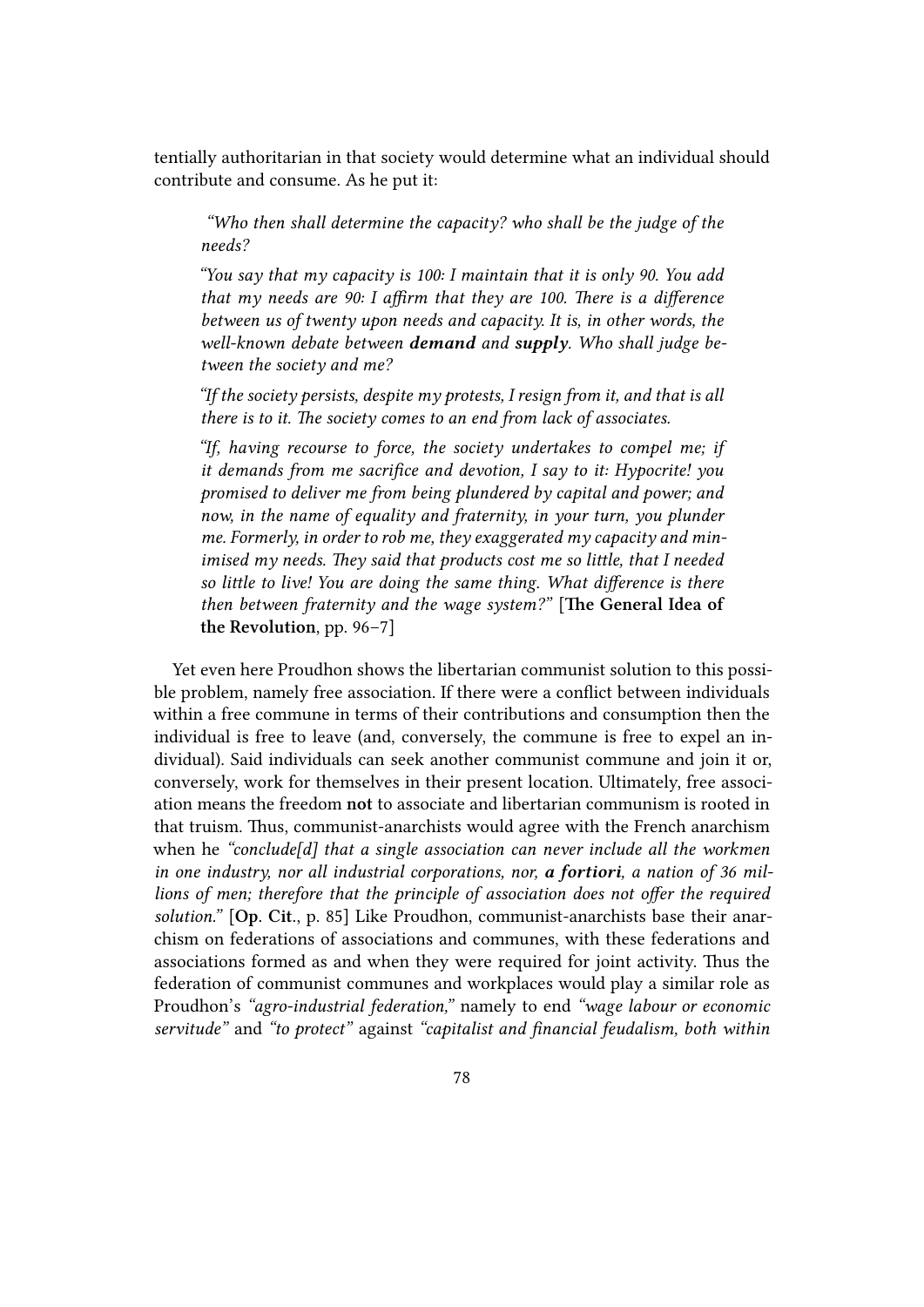tentially authoritarian in that society would determine what an individual should contribute and consume. As he put it:

> *"Who then shall determine the capacity? who shall be the judge of the needs?*
>
> *"You say that my capacity is 100: I maintain that it is only 90. You add that my needs are 90: I affirm that they are 100. There is a difference between us of twenty upon needs and capacity. It is, in other words, the well-known debate between **demand** and **supply**. Who shall judge between the society and me?*
>
> *"If the society persists, despite my protests, I resign from it, and that is all there is to it. The society comes to an end from lack of associates.*
>
> *"If, having recourse to force, the society undertakes to compel me; if it demands from me sacrifice and devotion, I say to it: Hypocrite! you promised to deliver me from being plundered by capital and power; and now, in the name of equality and fraternity, in your turn, you plunder me. Formerly, in order to rob me, they exaggerated my capacity and minimised my needs. They said that products cost me so little, that I needed so little to live! You are doing the same thing. What difference is there then between fraternity and the wage system?"* [**The General Idea of the Revolution**, pp. 96–7]

Yet even here Proudhon shows the libertarian communist solution to this possible problem, namely free association. If there were a conflict between individuals within a free commune in terms of their contributions and consumption then the individual is free to leave (and, conversely, the commune is free to expel an individual). Said individuals can seek another communist commune and join it or, conversely, work for themselves in their present location. Ultimately, free association means the freedom **not** to associate and libertarian communism is rooted in that truism. Thus, communist-anarchists would agree with the French anarchism when he *"conclude[d] that a single association can never include all the workmen in one industry, nor all industrial corporations, nor, **a fortiori**, a nation of 36 millions of men; therefore that the principle of association does not offer the required solution."* [**Op. Cit.**, p. 85] Like Proudhon, communist-anarchists base their anarchism on federations of associations and communes, with these federations and associations formed as and when they were required for joint activity. Thus the federation of communist communes and workplaces would play a similar role as Proudhon's *"agro-industrial federation,"* namely to end *"wage labour or economic servitude"* and *"to protect"* against *"capitalist and financial feudalism, both within*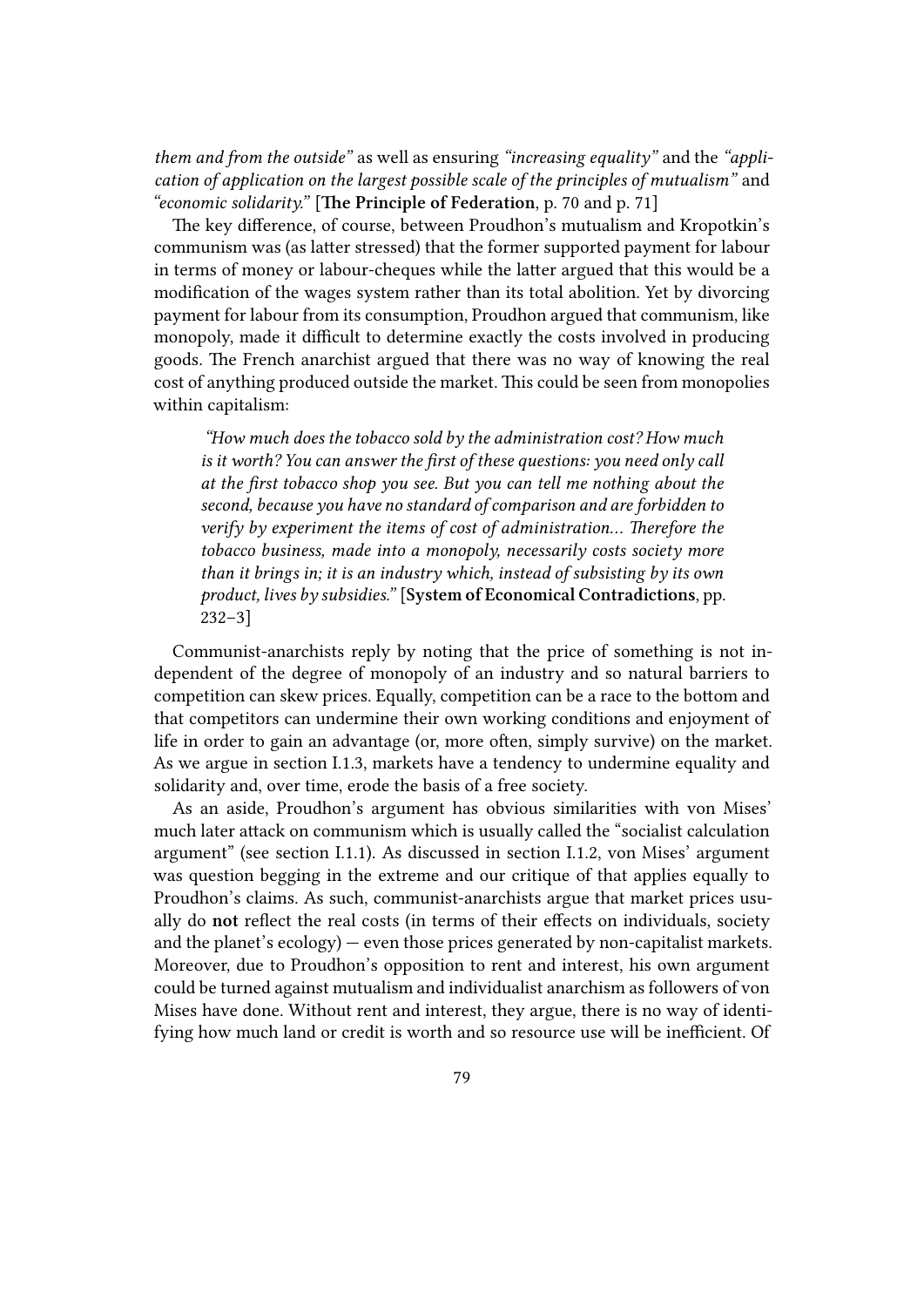*them and from the outside"* as well as ensuring *"increasing equality"* and the *"application of application on the largest possible scale of the principles of mutualism"* and *"economic solidarity."* [**The Principle of Federation**, p. 70 and p. 71]

The key difference, of course, between Proudhon's mutualism and Kropotkin's communism was (as latter stressed) that the former supported payment for labour in terms of money or labour-cheques while the latter argued that this would be a modification of the wages system rather than its total abolition. Yet by divorcing payment for labour from its consumption, Proudhon argued that communism, like monopoly, made it difficult to determine exactly the costs involved in producing goods. The French anarchist argued that there was no way of knowing the real cost of anything produced outside the market. This could be seen from monopolies within capitalism:

> *"How much does the tobacco sold by the administration cost? How much is it worth? You can answer the first of these questions: you need only call at the first tobacco shop you see. But you can tell me nothing about the second, because you have no standard of comparison and are forbidden to verify by experiment the items of cost of administration... Therefore the tobacco business, made into a monopoly, necessarily costs society more than it brings in; it is an industry which, instead of subsisting by its own product, lives by subsidies."* [**System of Economical Contradictions**, pp. 232–3]

Communist-anarchists reply by noting that the price of something is not independent of the degree of monopoly of an industry and so natural barriers to competition can skew prices. Equally, competition can be a race to the bottom and that competitors can undermine their own working conditions and enjoyment of life in order to gain an advantage (or, more often, simply survive) on the market. As we argue in section I.1.3, markets have a tendency to undermine equality and solidarity and, over time, erode the basis of a free society.

As an aside, Proudhon's argument has obvious similarities with von Mises' much later attack on communism which is usually called the "socialist calculation argument" (see section I.1.1). As discussed in section I.1.2, von Mises' argument was question begging in the extreme and our critique of that applies equally to Proudhon's claims. As such, communist-anarchists argue that market prices usually do **not** reflect the real costs (in terms of their effects on individuals, society and the planet's ecology) — even those prices generated by non-capitalist markets. Moreover, due to Proudhon's opposition to rent and interest, his own argument could be turned against mutualism and individualist anarchism as followers of von Mises have done. Without rent and interest, they argue, there is no way of identifying how much land or credit is worth and so resource use will be inefficient. Of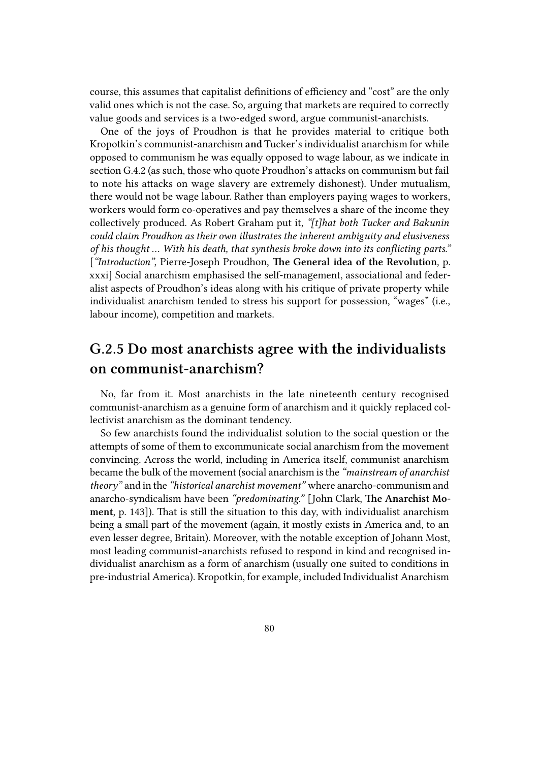course, this assumes that capitalist definitions of efficiency and "cost" are the only valid ones which is not the case. So, arguing that markets are required to correctly value goods and services is a two-edged sword, argue communist-anarchists.

One of the joys of Proudhon is that he provides material to critique both Kropotkin's communist-anarchism **and** Tucker's individualist anarchism for while opposed to communism he was equally opposed to wage labour, as we indicate in section G.4.2 (as such, those who quote Proudhon's attacks on communism but fail to note his attacks on wage slavery are extremely dishonest). Under mutualism, there would not be wage labour. Rather than employers paying wages to workers, workers would form co-operatives and pay themselves a share of the income they collectively produced. As Robert Graham put it, *"[t]hat both Tucker and Bakunin could claim Proudhon as their own illustrates the inherent ambiguity and elusiveness of his thought … With his death, that synthesis broke down into its conflicting parts."* [*"Introduction"*, Pierre-Joseph Proudhon, **The General idea of the Revolution**, p. xxxi] Social anarchism emphasised the self-management, associational and federalist aspects of Proudhon's ideas along with his critique of private property while individualist anarchism tended to stress his support for possession, "wages" (i.e., labour income), competition and markets.

## G.2.5 Do most anarchists agree with the individualists on communist-anarchism?

No, far from it. Most anarchists in the late nineteenth century recognised communist-anarchism as a genuine form of anarchism and it quickly replaced collectivist anarchism as the dominant tendency.

So few anarchists found the individualist solution to the social question or the attempts of some of them to excommunicate social anarchism from the movement convincing. Across the world, including in America itself, communist anarchism became the bulk of the movement (social anarchism is the *"mainstream of anarchist theory"* and in the *"historical anarchist movement"* where anarcho-communism and anarcho-syndicalism have been *"predominating."* [John Clark, **The Anarchist Moment**, p. 143]). That is still the situation to this day, with individualist anarchism being a small part of the movement (again, it mostly exists in America and, to an even lesser degree, Britain). Moreover, with the notable exception of Johann Most, most leading communist-anarchists refused to respond in kind and recognised individualist anarchism as a form of anarchism (usually one suited to conditions in pre-industrial America). Kropotkin, for example, included Individualist Anarchism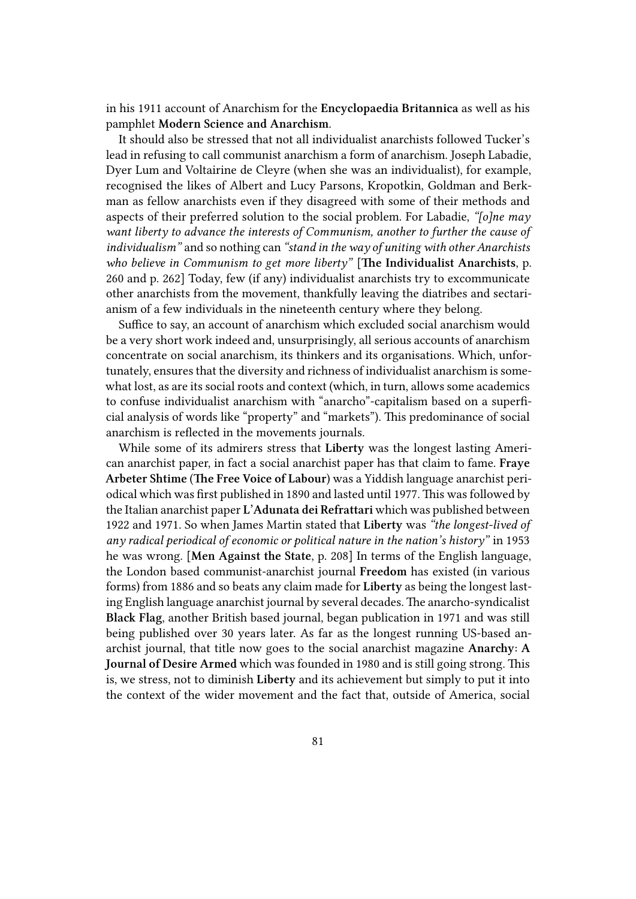in his 1911 account of Anarchism for the **Encyclopaedia Britannica** as well as his pamphlet **Modern Science and Anarchism**.

It should also be stressed that not all individualist anarchists followed Tucker's lead in refusing to call communist anarchism a form of anarchism. Joseph Labadie, Dyer Lum and Voltairine de Cleyre (when she was an individualist), for example, recognised the likes of Albert and Lucy Parsons, Kropotkin, Goldman and Berkman as fellow anarchists even if they disagreed with some of their methods and aspects of their preferred solution to the social problem. For Labadie, *"[o]ne may want liberty to advance the interests of Communism, another to further the cause of individualism"* and so nothing can *"stand in the way of uniting with other Anarchists who believe in Communism to get more liberty"* [**The Individualist Anarchists**, p. 260 and p. 262] Today, few (if any) individualist anarchists try to excommunicate other anarchists from the movement, thankfully leaving the diatribes and sectarianism of a few individuals in the nineteenth century where they belong.

Suffice to say, an account of anarchism which excluded social anarchism would be a very short work indeed and, unsurprisingly, all serious accounts of anarchism concentrate on social anarchism, its thinkers and its organisations. Which, unfortunately, ensures that the diversity and richness of individualist anarchism is somewhat lost, as are its social roots and context (which, in turn, allows some academics to confuse individualist anarchism with "anarcho"-capitalism based on a superficial analysis of words like "property" and "markets"). This predominance of social anarchism is reflected in the movements journals.

While some of its admirers stress that **Liberty** was the longest lasting American anarchist paper, in fact a social anarchist paper has that claim to fame. **Fraye Arbeter Shtime** (**The Free Voice of Labour**) was a Yiddish language anarchist periodical which was first published in 1890 and lasted until 1977. This was followed by the Italian anarchist paper **L'Adunata dei Refrattari** which was published between 1922 and 1971. So when James Martin stated that **Liberty** was *"the longest-lived of any radical periodical of economic or political nature in the nation's history"* in 1953 he was wrong. [**Men Against the State**, p. 208] In terms of the English language, the London based communist-anarchist journal **Freedom** has existed (in various forms) from 1886 and so beats any claim made for **Liberty** as being the longest lasting English language anarchist journal by several decades. The anarcho-syndicalist **Black Flag**, another British based journal, began publication in 1971 and was still being published over 30 years later. As far as the longest running US-based anarchist journal, that title now goes to the social anarchist magazine **Anarchy: A Journal of Desire Armed** which was founded in 1980 and is still going strong. This is, we stress, not to diminish **Liberty** and its achievement but simply to put it into the context of the wider movement and the fact that, outside of America, social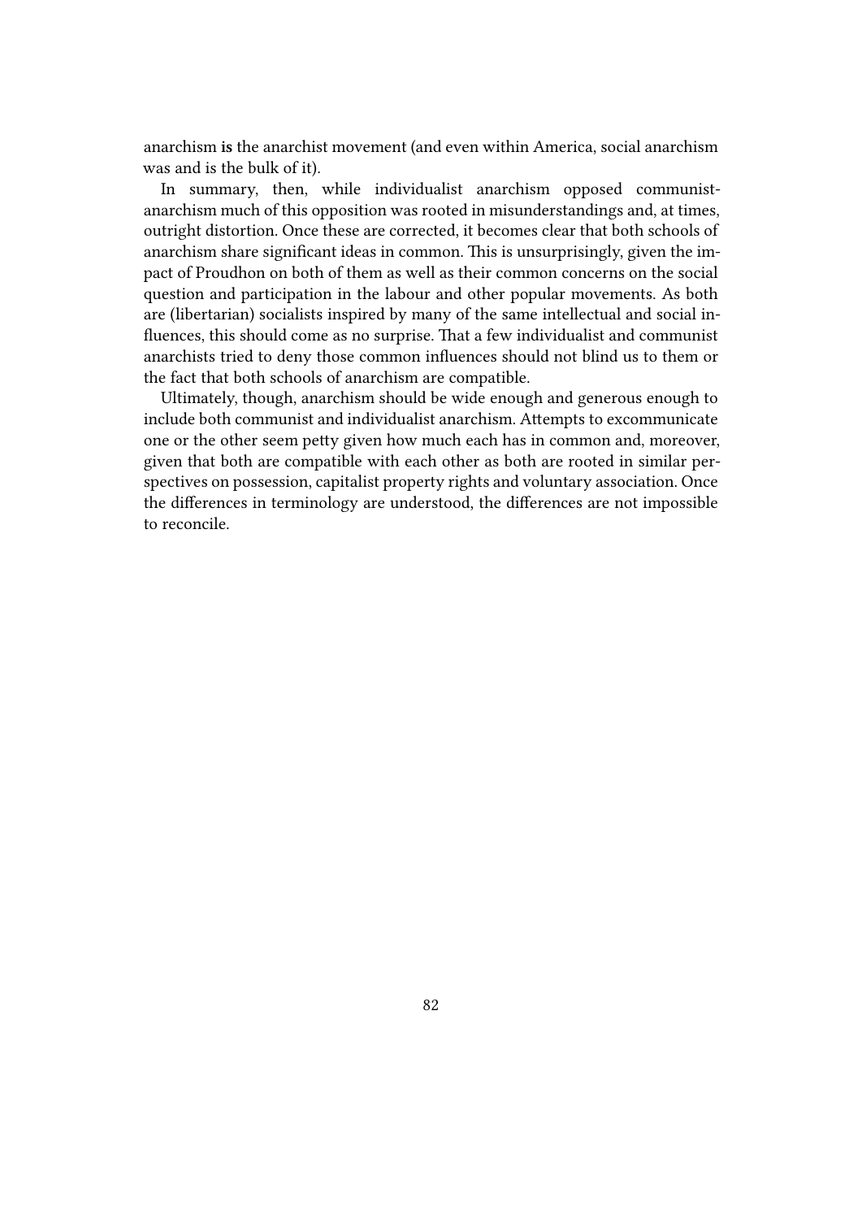anarchism **is** the anarchist movement (and even within America, social anarchism was and is the bulk of it).

In summary, then, while individualist anarchism opposed communist-anarchism much of this opposition was rooted in misunderstandings and, at times, outright distortion. Once these are corrected, it becomes clear that both schools of anarchism share significant ideas in common. This is unsurprisingly, given the impact of Proudhon on both of them as well as their common concerns on the social question and participation in the labour and other popular movements. As both are (libertarian) socialists inspired by many of the same intellectual and social influences, this should come as no surprise. That a few individualist and communist anarchists tried to deny those common influences should not blind us to them or the fact that both schools of anarchism are compatible.

Ultimately, though, anarchism should be wide enough and generous enough to include both communist and individualist anarchism. Attempts to excommunicate one or the other seem petty given how much each has in common and, moreover, given that both are compatible with each other as both are rooted in similar perspectives on possession, capitalist property rights and voluntary association. Once the differences in terminology are understood, the differences are not impossible to reconcile.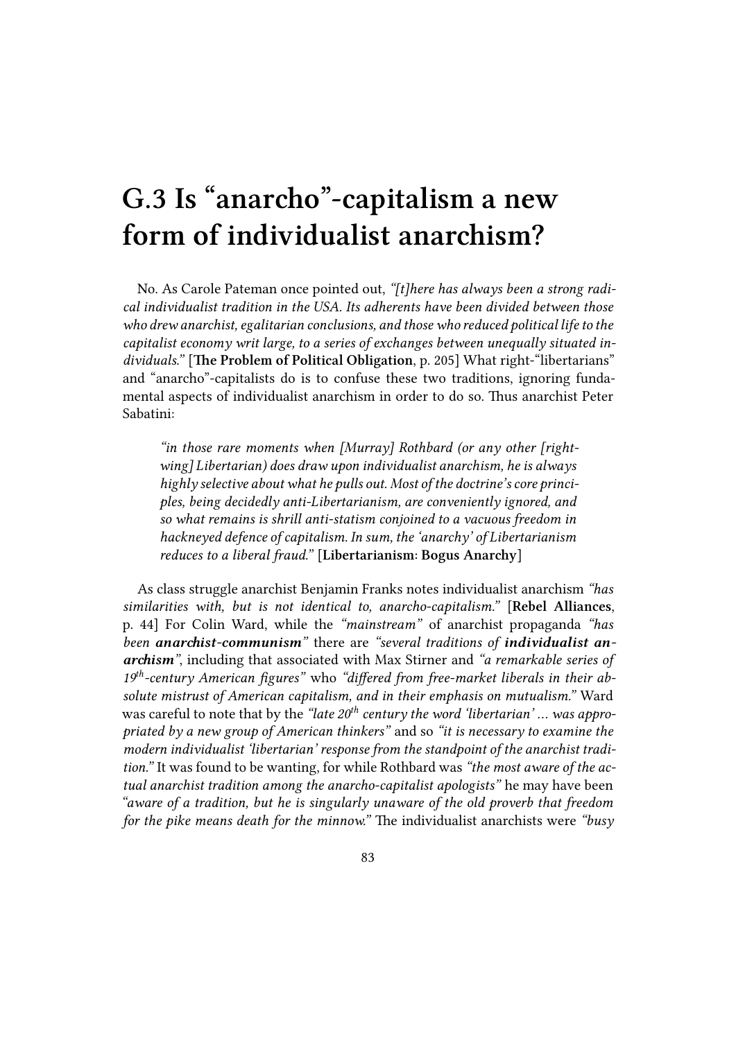# G.3 Is "anarcho"-capitalism a new form of individualist anarchism?

No. As Carole Pateman once pointed out, *"[t]here has always been a strong radical individualist tradition in the USA. Its adherents have been divided between those who drew anarchist, egalitarian conclusions, and those who reduced political life to the capitalist economy writ large, to a series of exchanges between unequally situated individuals."* [**The Problem of Political Obligation**, p. 205] What right-"libertarians" and "anarcho"-capitalists do is to confuse these two traditions, ignoring fundamental aspects of individualist anarchism in order to do so. Thus anarchist Peter Sabatini:

> *"in those rare moments when [Murray] Rothbard (or any other [right-wing] Libertarian) does draw upon individualist anarchism, he is always highly selective about what he pulls out. Most of the doctrine's core principles, being decidedly anti-Libertarianism, are conveniently ignored, and so what remains is shrill anti-statism conjoined to a vacuous freedom in hackneyed defence of capitalism. In sum, the 'anarchy' of Libertarianism reduces to a liberal fraud."* [**Libertarianism: Bogus Anarchy**]

As class struggle anarchist Benjamin Franks notes individualist anarchism *"has similarities with, but is not identical to, anarcho-capitalism."* [**Rebel Alliances**, p. 44] For Colin Ward, while the *"mainstream"* of anarchist propaganda *"has been **anarchist-communism**"* there are *"several traditions of **individualist anarchism**"*, including that associated with Max Stirner and *"a remarkable series of 19th-century American figures"* who *"differed from free-market liberals in their absolute mistrust of American capitalism, and in their emphasis on mutualism."* Ward was careful to note that by the *"late 20th century the word 'libertarian' … was appropriated by a new group of American thinkers"* and so *"it is necessary to examine the modern individualist 'libertarian' response from the standpoint of the anarchist tradition."* It was found to be wanting, for while Rothbard was *"the most aware of the actual anarchist tradition among the anarcho-capitalist apologists"* he may have been *"aware of a tradition, but he is singularly unaware of the old proverb that freedom for the pike means death for the minnow."* The individualist anarchists were *"busy*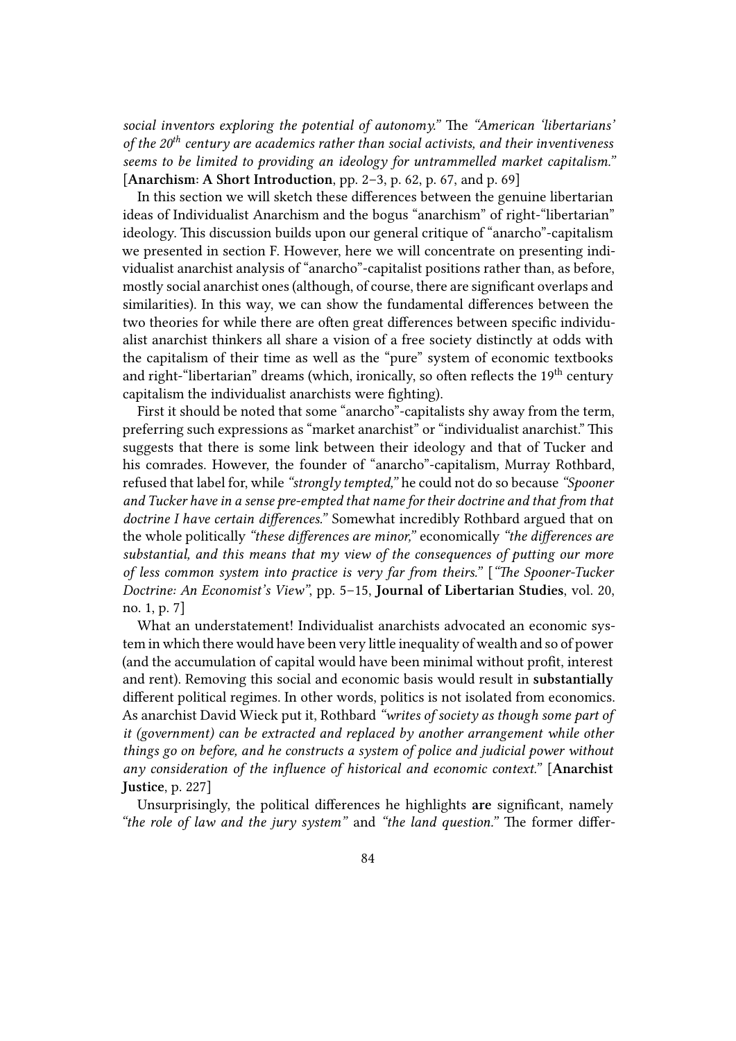*social inventors exploring the potential of autonomy."* The *"American 'libertarians' of the 20th century are academics rather than social activists, and their inventiveness seems to be limited to providing an ideology for untrammelled market capitalism."* [**Anarchism: A Short Introduction**, pp. 2–3, p. 62, p. 67, and p. 69]

In this section we will sketch these differences between the genuine libertarian ideas of Individualist Anarchism and the bogus "anarchism" of right-"libertarian" ideology. This discussion builds upon our general critique of "anarcho"-capitalism we presented in section F. However, here we will concentrate on presenting individualist anarchist analysis of "anarcho"-capitalist positions rather than, as before, mostly social anarchist ones (although, of course, there are significant overlaps and similarities). In this way, we can show the fundamental differences between the two theories for while there are often great differences between specific individualist anarchist thinkers all share a vision of a free society distinctly at odds with the capitalism of their time as well as the "pure" system of economic textbooks and right-"libertarian" dreams (which, ironically, so often reflects the 19th century capitalism the individualist anarchists were fighting).

First it should be noted that some "anarcho"-capitalists shy away from the term, preferring such expressions as "market anarchist" or "individualist anarchist." This suggests that there is some link between their ideology and that of Tucker and his comrades. However, the founder of "anarcho"-capitalism, Murray Rothbard, refused that label for, while *"strongly tempted,"* he could not do so because *"Spooner and Tucker have in a sense pre-empted that name for their doctrine and that from that doctrine I have certain differences."* Somewhat incredibly Rothbard argued that on the whole politically *"these differences are minor,"* economically *"the differences are substantial, and this means that my view of the consequences of putting our more of less common system into practice is very far from theirs."* [*"The Spooner-Tucker Doctrine: An Economist's View"*, pp. 5–15, **Journal of Libertarian Studies**, vol. 20, no. 1, p. 7]

What an understatement! Individualist anarchists advocated an economic system in which there would have been very little inequality of wealth and so of power (and the accumulation of capital would have been minimal without profit, interest and rent). Removing this social and economic basis would result in **substantially** different political regimes. In other words, politics is not isolated from economics. As anarchist David Wieck put it, Rothbard *"writes of society as though some part of it (government) can be extracted and replaced by another arrangement while other things go on before, and he constructs a system of police and judicial power without any consideration of the influence of historical and economic context."* [**Anarchist Justice**, p. 227]

Unsurprisingly, the political differences he highlights **are** significant, namely *"the role of law and the jury system"* and *"the land question."* The former differ-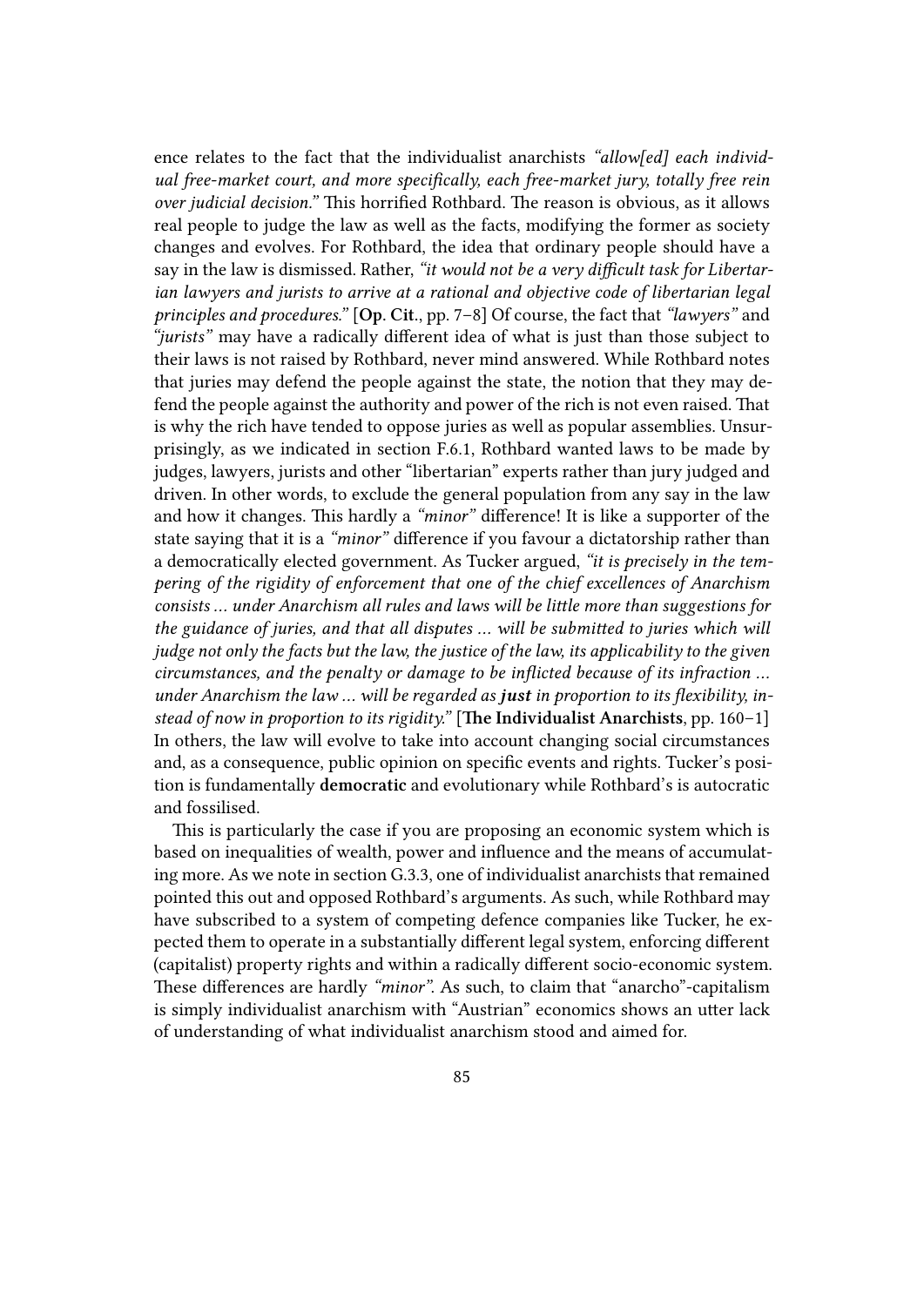ence relates to the fact that the individualist anarchists *"allow[ed] each individual free-market court, and more specifically, each free-market jury, totally free rein over judicial decision."* This horrified Rothbard. The reason is obvious, as it allows real people to judge the law as well as the facts, modifying the former as society changes and evolves. For Rothbard, the idea that ordinary people should have a say in the law is dismissed. Rather, *"it would not be a very difficult task for Libertarian lawyers and jurists to arrive at a rational and objective code of libertarian legal principles and procedures."* [**Op. Cit.**, pp. 7–8] Of course, the fact that *"lawyers"* and *"jurists"* may have a radically different idea of what is just than those subject to their laws is not raised by Rothbard, never mind answered. While Rothbard notes that juries may defend the people against the state, the notion that they may defend the people against the authority and power of the rich is not even raised. That is why the rich have tended to oppose juries as well as popular assemblies. Unsurprisingly, as we indicated in section F.6.1, Rothbard wanted laws to be made by judges, lawyers, jurists and other "libertarian" experts rather than jury judged and driven. In other words, to exclude the general population from any say in the law and how it changes. This hardly a *"minor"* difference! It is like a supporter of the state saying that it is a *"minor"* difference if you favour a dictatorship rather than a democratically elected government. As Tucker argued, *"it is precisely in the tempering of the rigidity of enforcement that one of the chief excellences of Anarchism consists … under Anarchism all rules and laws will be little more than suggestions for the guidance of juries, and that all disputes … will be submitted to juries which will judge not only the facts but the law, the justice of the law, its applicability to the given circumstances, and the penalty or damage to be inflicted because of its infraction … under Anarchism the law … will be regarded as **just** in proportion to its flexibility, instead of now in proportion to its rigidity."* [**The Individualist Anarchists**, pp. 160–1] In others, the law will evolve to take into account changing social circumstances and, as a consequence, public opinion on specific events and rights. Tucker's position is fundamentally **democratic** and evolutionary while Rothbard's is autocratic and fossilised.

This is particularly the case if you are proposing an economic system which is based on inequalities of wealth, power and influence and the means of accumulating more. As we note in section G.3.3, one of individualist anarchists that remained pointed this out and opposed Rothbard's arguments. As such, while Rothbard may have subscribed to a system of competing defence companies like Tucker, he expected them to operate in a substantially different legal system, enforcing different (capitalist) property rights and within a radically different socio-economic system. These differences are hardly *"minor"*. As such, to claim that "anarcho"-capitalism is simply individualist anarchism with "Austrian" economics shows an utter lack of understanding of what individualist anarchism stood and aimed for.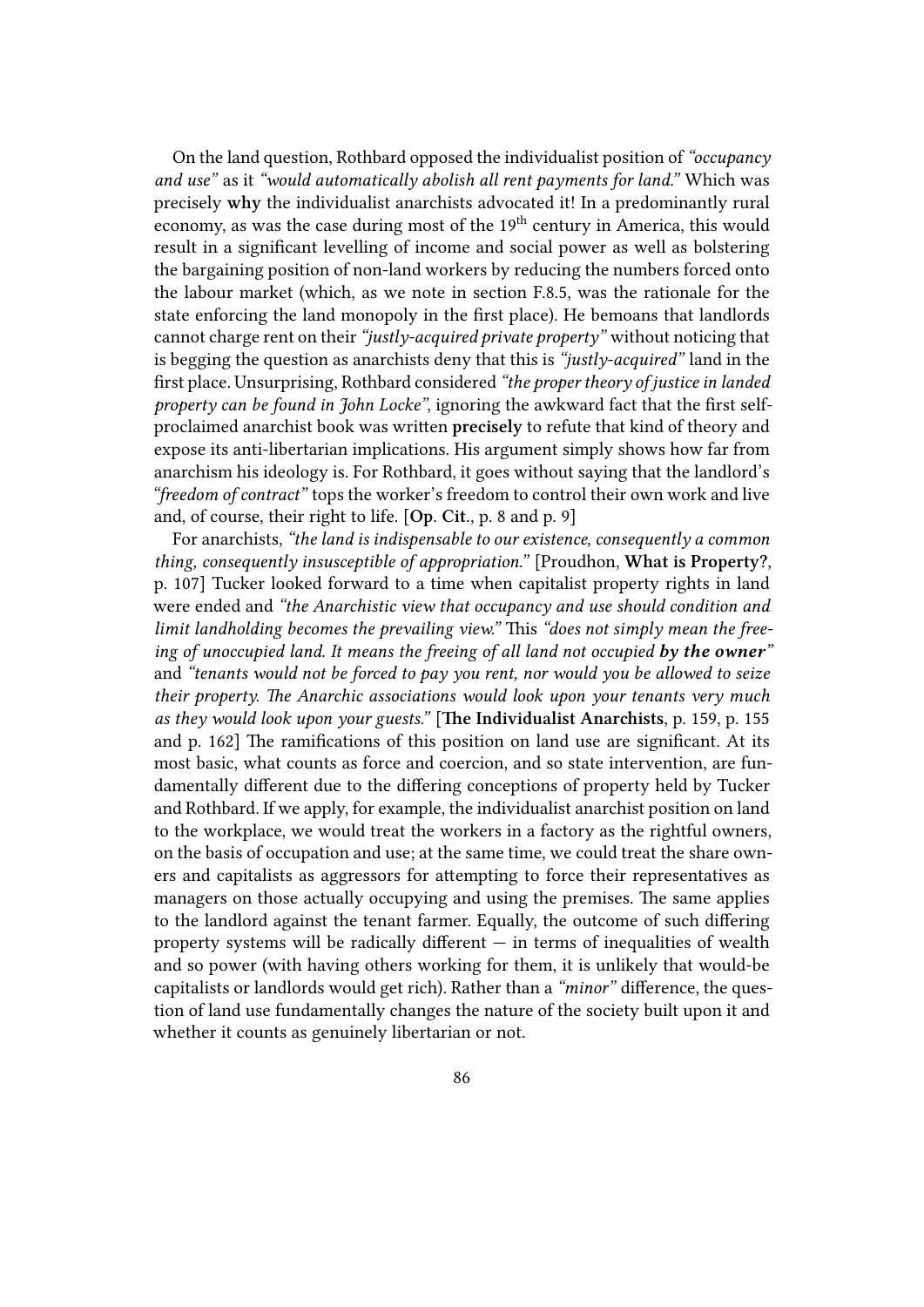On the land question, Rothbard opposed the individualist position of *"occupancy and use"* as it *"would automatically abolish all rent payments for land."* Which was precisely **why** the individualist anarchists advocated it! In a predominantly rural economy, as was the case during most of the 19th century in America, this would result in a significant levelling of income and social power as well as bolstering the bargaining position of non-land workers by reducing the numbers forced onto the labour market (which, as we note in section F.8.5, was the rationale for the state enforcing the land monopoly in the first place). He bemoans that landlords cannot charge rent on their *"justly-acquired private property"* without noticing that is begging the question as anarchists deny that this is *"justly-acquired"* land in the first place. Unsurprising, Rothbard considered *"the proper theory of justice in landed property can be found in John Locke"*, ignoring the awkward fact that the first self-proclaimed anarchist book was written **precisely** to refute that kind of theory and expose its anti-libertarian implications. His argument simply shows how far from anarchism his ideology is. For Rothbard, it goes without saying that the landlord's *"freedom of contract"* tops the worker's freedom to control their own work and live and, of course, their right to life. [**Op. Cit.**, p. 8 and p. 9]

For anarchists, *"the land is indispensable to our existence, consequently a common thing, consequently insusceptible of appropriation."* [Proudhon, **What is Property?**, p. 107] Tucker looked forward to a time when capitalist property rights in land were ended and *"the Anarchistic view that occupancy and use should condition and limit landholding becomes the prevailing view."* This *"does not simply mean the freeing of unoccupied land. It means the freeing of all land not occupied* ***by the owner****"* and *"tenants would not be forced to pay you rent, nor would you be allowed to seize their property. The Anarchic associations would look upon your tenants very much as they would look upon your guests."* [**The Individualist Anarchists**, p. 159, p. 155 and p. 162] The ramifications of this position on land use are significant. At its most basic, what counts as force and coercion, and so state intervention, are fundamentally different due to the differing conceptions of property held by Tucker and Rothbard. If we apply, for example, the individualist anarchist position on land to the workplace, we would treat the workers in a factory as the rightful owners, on the basis of occupation and use; at the same time, we could treat the share owners and capitalists as aggressors for attempting to force their representatives as managers on those actually occupying and using the premises. The same applies to the landlord against the tenant farmer. Equally, the outcome of such differing property systems will be radically different — in terms of inequalities of wealth and so power (with having others working for them, it is unlikely that would-be capitalists or landlords would get rich). Rather than a *"minor"* difference, the question of land use fundamentally changes the nature of the society built upon it and whether it counts as genuinely libertarian or not.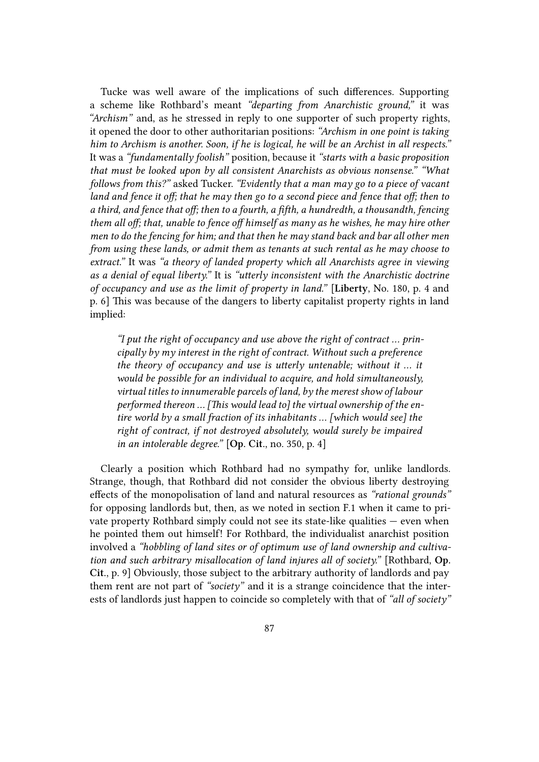Tucke was well aware of the implications of such differences. Supporting a scheme like Rothbard's meant *"departing from Anarchistic ground,"* it was *"Archism"* and, as he stressed in reply to one supporter of such property rights, it opened the door to other authoritarian positions: *"Archism in one point is taking him to Archism is another. Soon, if he is logical, he will be an Archist in all respects."* It was a *"fundamentally foolish"* position, because it *"starts with a basic proposition that must be looked upon by all consistent Anarchists as obvious nonsense." "What follows from this?"* asked Tucker. *"Evidently that a man may go to a piece of vacant land and fence it off; that he may then go to a second piece and fence that off; then to a third, and fence that off; then to a fourth, a fifth, a hundredth, a thousandth, fencing them all off; that, unable to fence off himself as many as he wishes, he may hire other men to do the fencing for him; and that then he may stand back and bar all other men from using these lands, or admit them as tenants at such rental as he may choose to extract."* It was *"a theory of landed property which all Anarchists agree in viewing as a denial of equal liberty."* It is *"utterly inconsistent with the Anarchistic doctrine of occupancy and use as the limit of property in land."* [**Liberty**, No. 180, p. 4 and p. 6] This was because of the dangers to liberty capitalist property rights in land implied:

> *"I put the right of occupancy and use above the right of contract ... principally by my interest in the right of contract. Without such a preference the theory of occupancy and use is utterly untenable; without it ... it would be possible for an individual to acquire, and hold simultaneously, virtual titles to innumerable parcels of land, by the merest show of labour performed thereon ... [This would lead to] the virtual ownership of the entire world by a small fraction of its inhabitants ... [which would see] the right of contract, if not destroyed absolutely, would surely be impaired in an intolerable degree."* [**Op. Cit.**, no. 350, p. 4]

Clearly a position which Rothbard had no sympathy for, unlike landlords. Strange, though, that Rothbard did not consider the obvious liberty destroying effects of the monopolisation of land and natural resources as *"rational grounds"* for opposing landlords but, then, as we noted in section F.1 when it came to private property Rothbard simply could not see its state-like qualities — even when he pointed them out himself! For Rothbard, the individualist anarchist position involved a *"hobbling of land sites or of optimum use of land ownership and cultivation and such arbitrary misallocation of land injures all of society."* [Rothbard, **Op. Cit.**, p. 9] Obviously, those subject to the arbitrary authority of landlords and pay them rent are not part of *"society"* and it is a strange coincidence that the interests of landlords just happen to coincide so completely with that of *"all of society"*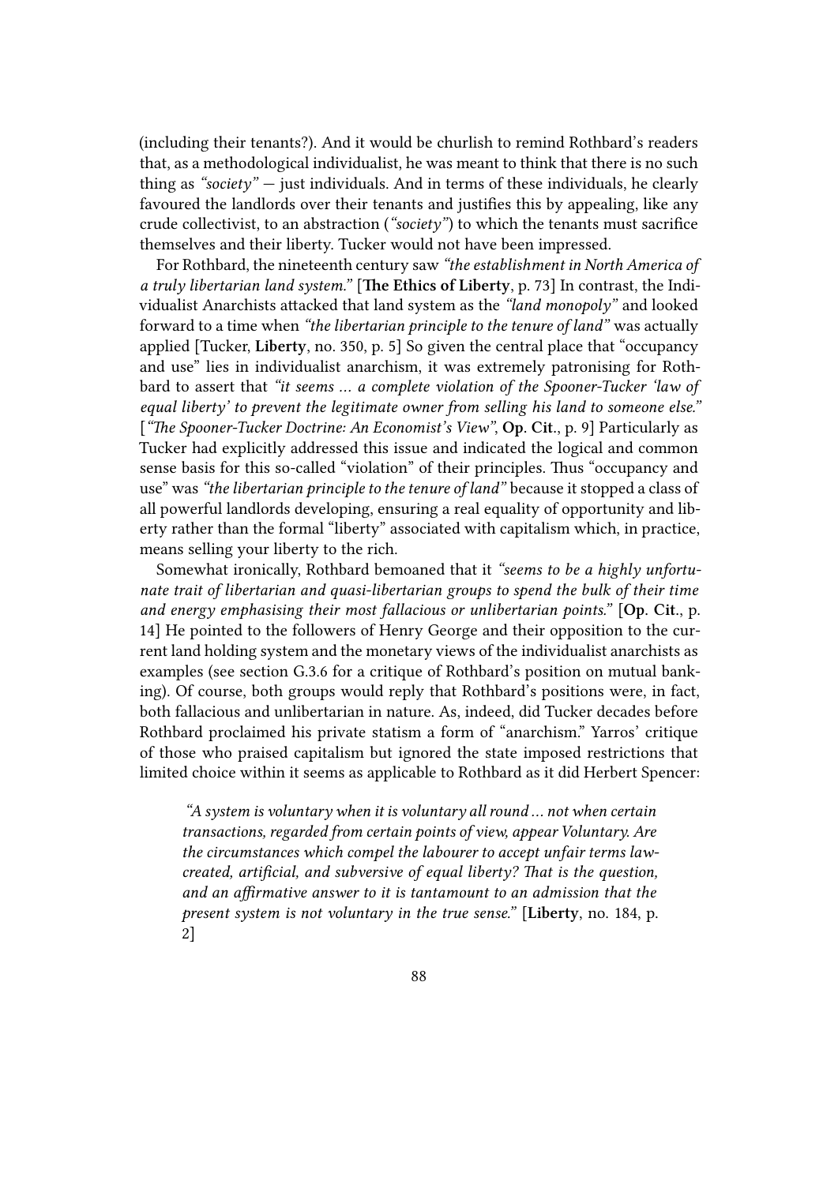(including their tenants?). And it would be churlish to remind Rothbard's readers that, as a methodological individualist, he was meant to think that there is no such thing as *"society"* — just individuals. And in terms of these individuals, he clearly favoured the landlords over their tenants and justifies this by appealing, like any crude collectivist, to an abstraction (*"society"*) to which the tenants must sacrifice themselves and their liberty. Tucker would not have been impressed.

For Rothbard, the nineteenth century saw *"the establishment in North America of a truly libertarian land system."* [**The Ethics of Liberty**, p. 73] In contrast, the Individualist Anarchists attacked that land system as the *"land monopoly"* and looked forward to a time when *"the libertarian principle to the tenure of land"* was actually applied [Tucker, **Liberty**, no. 350, p. 5] So given the central place that "occupancy and use" lies in individualist anarchism, it was extremely patronising for Rothbard to assert that *"it seems … a complete violation of the Spooner-Tucker 'law of equal liberty' to prevent the legitimate owner from selling his land to someone else."* [*"The Spooner-Tucker Doctrine: An Economist's View"*, **Op. Cit.**, p. 9] Particularly as Tucker had explicitly addressed this issue and indicated the logical and common sense basis for this so-called "violation" of their principles. Thus "occupancy and use" was *"the libertarian principle to the tenure of land"* because it stopped a class of all powerful landlords developing, ensuring a real equality of opportunity and liberty rather than the formal "liberty" associated with capitalism which, in practice, means selling your liberty to the rich.

Somewhat ironically, Rothbard bemoaned that it *"seems to be a highly unfortunate trait of libertarian and quasi-libertarian groups to spend the bulk of their time and energy emphasising their most fallacious or unlibertarian points."* [**Op. Cit.**, p. 14] He pointed to the followers of Henry George and their opposition to the current land holding system and the monetary views of the individualist anarchists as examples (see section G.3.6 for a critique of Rothbard's position on mutual banking). Of course, both groups would reply that Rothbard's positions were, in fact, both fallacious and unlibertarian in nature. As, indeed, did Tucker decades before Rothbard proclaimed his private statism a form of "anarchism." Yarros' critique of those who praised capitalism but ignored the state imposed restrictions that limited choice within it seems as applicable to Rothbard as it did Herbert Spencer:

> *"A system is voluntary when it is voluntary all round … not when certain transactions, regarded from certain points of view, appear Voluntary. Are the circumstances which compel the labourer to accept unfair terms law-created, artificial, and subversive of equal liberty? That is the question, and an affirmative answer to it is tantamount to an admission that the present system is not voluntary in the true sense."* [**Liberty**, no. 184, p. 2]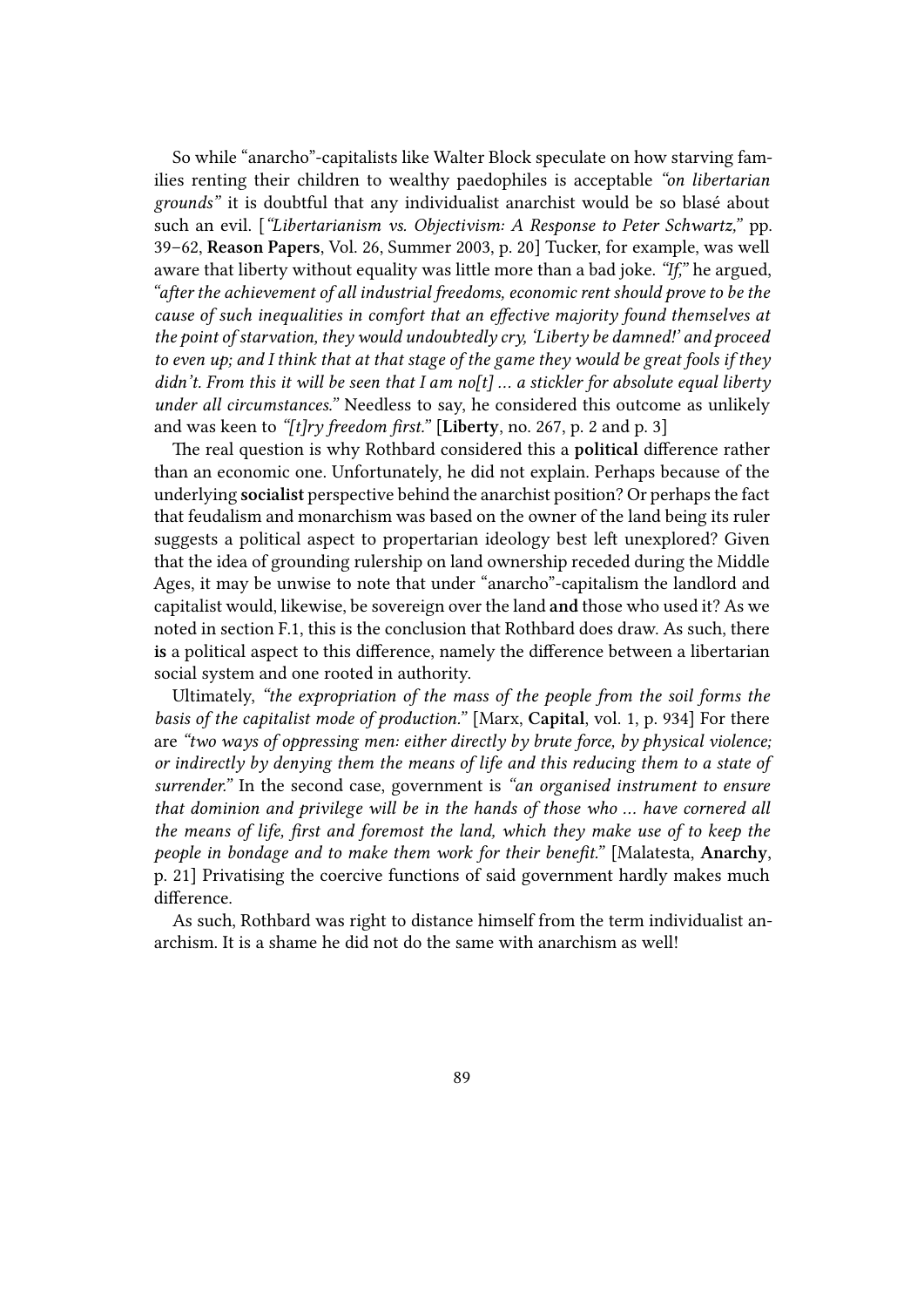So while "anarcho"-capitalists like Walter Block speculate on how starving families renting their children to wealthy paedophiles is acceptable *"on libertarian grounds"* it is doubtful that any individualist anarchist would be so blasé about such an evil. [*"Libertarianism vs. Objectivism: A Response to Peter Schwartz,"* pp. 39–62, **Reason Papers**, Vol. 26, Summer 2003, p. 20] Tucker, for example, was well aware that liberty without equality was little more than a bad joke. *"If,"* he argued, *"after the achievement of all industrial freedoms, economic rent should prove to be the cause of such inequalities in comfort that an effective majority found themselves at the point of starvation, they would undoubtedly cry, 'Liberty be damned!' and proceed to even up; and I think that at that stage of the game they would be great fools if they didn't. From this it will be seen that I am no[t] … a stickler for absolute equal liberty under all circumstances."* Needless to say, he considered this outcome as unlikely and was keen to *"[t]ry freedom first."* [**Liberty**, no. 267, p. 2 and p. 3]

The real question is why Rothbard considered this a **political** difference rather than an economic one. Unfortunately, he did not explain. Perhaps because of the underlying **socialist** perspective behind the anarchist position? Or perhaps the fact that feudalism and monarchism was based on the owner of the land being its ruler suggests a political aspect to propertarian ideology best left unexplored? Given that the idea of grounding rulership on land ownership receded during the Middle Ages, it may be unwise to note that under "anarcho"-capitalism the landlord and capitalist would, likewise, be sovereign over the land **and** those who used it? As we noted in section F.1, this is the conclusion that Rothbard does draw. As such, there **is** a political aspect to this difference, namely the difference between a libertarian social system and one rooted in authority.

Ultimately, *"the expropriation of the mass of the people from the soil forms the basis of the capitalist mode of production."* [Marx, **Capital**, vol. 1, p. 934] For there are *"two ways of oppressing men: either directly by brute force, by physical violence; or indirectly by denying them the means of life and this reducing them to a state of surrender."* In the second case, government is *"an organised instrument to ensure that dominion and privilege will be in the hands of those who … have cornered all the means of life, first and foremost the land, which they make use of to keep the people in bondage and to make them work for their benefit."* [Malatesta, **Anarchy**, p. 21] Privatising the coercive functions of said government hardly makes much difference.

As such, Rothbard was right to distance himself from the term individualist anarchism. It is a shame he did not do the same with anarchism as well!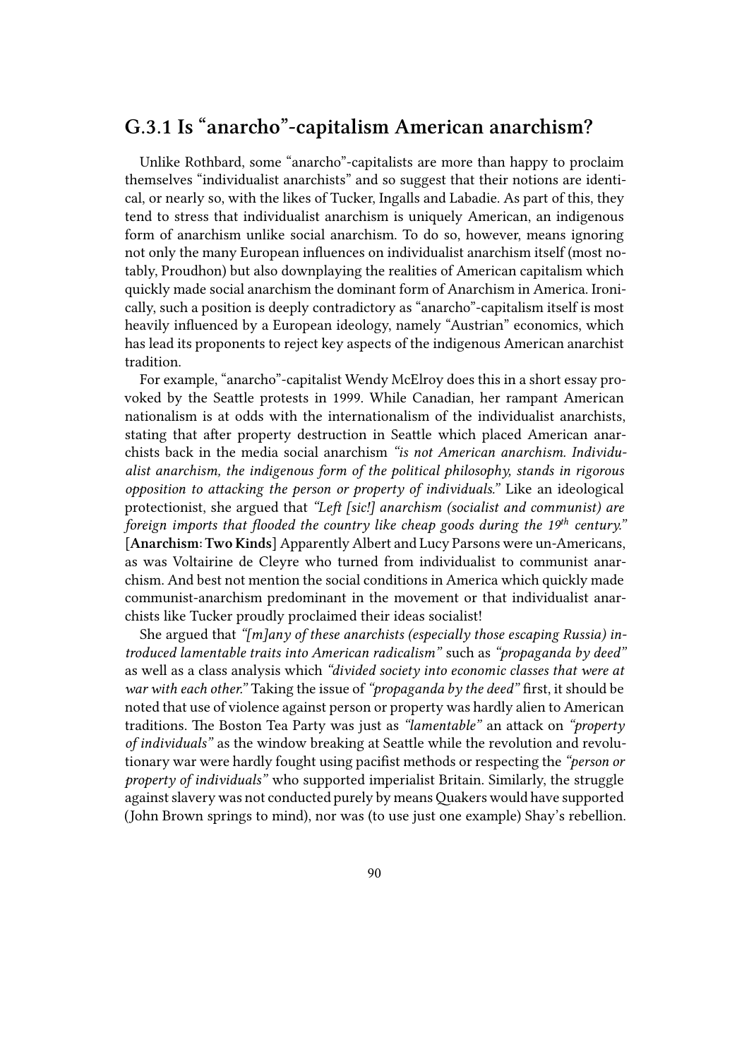## G.3.1 Is "anarcho"-capitalism American anarchism?

Unlike Rothbard, some "anarcho"-capitalists are more than happy to proclaim themselves "individualist anarchists" and so suggest that their notions are identical, or nearly so, with the likes of Tucker, Ingalls and Labadie. As part of this, they tend to stress that individualist anarchism is uniquely American, an indigenous form of anarchism unlike social anarchism. To do so, however, means ignoring not only the many European influences on individualist anarchism itself (most notably, Proudhon) but also downplaying the realities of American capitalism which quickly made social anarchism the dominant form of Anarchism in America. Ironically, such a position is deeply contradictory as "anarcho"-capitalism itself is most heavily influenced by a European ideology, namely "Austrian" economics, which has lead its proponents to reject key aspects of the indigenous American anarchist tradition.

For example, "anarcho"-capitalist Wendy McElroy does this in a short essay provoked by the Seattle protests in 1999. While Canadian, her rampant American nationalism is at odds with the internationalism of the individualist anarchists, stating that after property destruction in Seattle which placed American anarchists back in the media social anarchism *"is not American anarchism. Individualist anarchism, the indigenous form of the political philosophy, stands in rigorous opposition to attacking the person or property of individuals."* Like an ideological protectionist, she argued that *"Left [sic!] anarchism (socialist and communist) are foreign imports that flooded the country like cheap goods during the 19th century."* [**Anarchism: Two Kinds**] Apparently Albert and Lucy Parsons were un-Americans, as was Voltairine de Cleyre who turned from individualist to communist anarchism. And best not mention the social conditions in America which quickly made communist-anarchism predominant in the movement or that individualist anarchists like Tucker proudly proclaimed their ideas socialist!

She argued that *"[m]any of these anarchists (especially those escaping Russia) introduced lamentable traits into American radicalism"* such as *"propaganda by deed"* as well as a class analysis which *"divided society into economic classes that were at war with each other."* Taking the issue of *"propaganda by the deed"* first, it should be noted that use of violence against person or property was hardly alien to American traditions. The Boston Tea Party was just as *"lamentable"* an attack on *"property of individuals"* as the window breaking at Seattle while the revolution and revolutionary war were hardly fought using pacifist methods or respecting the *"person or property of individuals"* who supported imperialist Britain. Similarly, the struggle against slavery was not conducted purely by means Quakers would have supported (John Brown springs to mind), nor was (to use just one example) Shay's rebellion.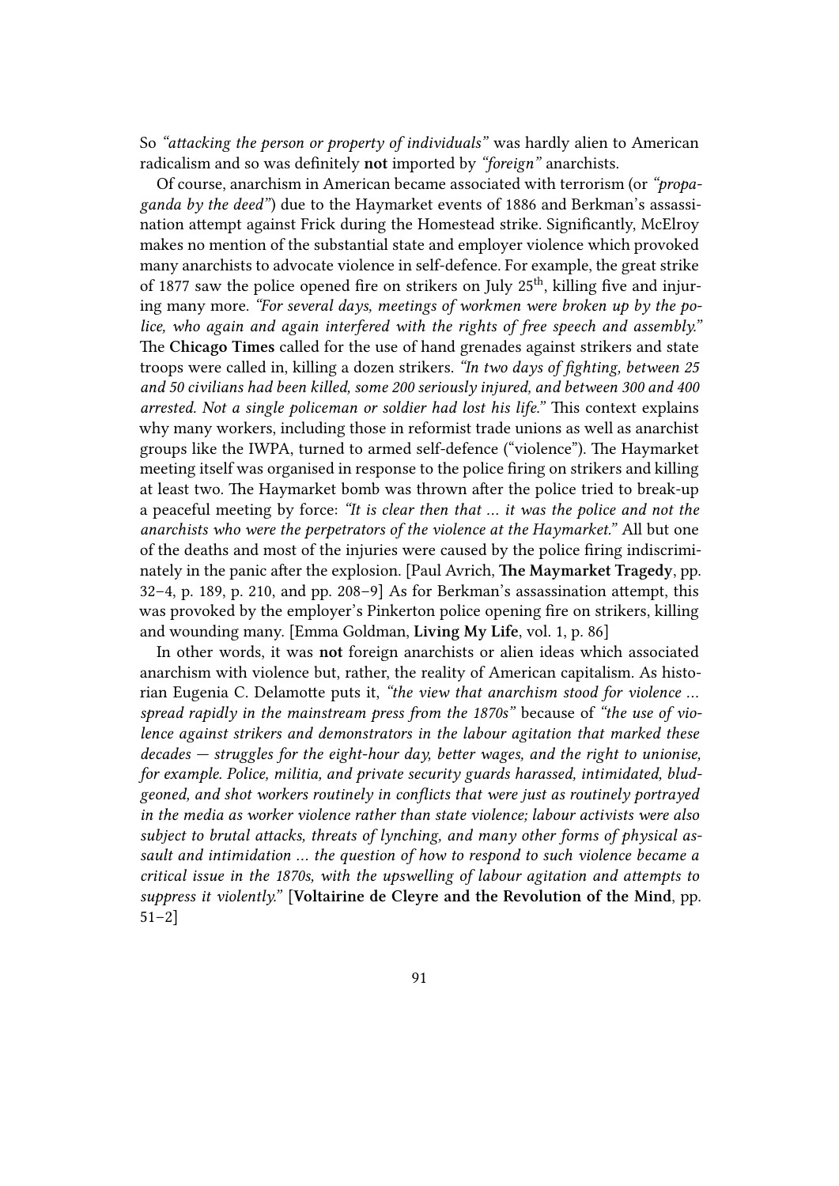So *"attacking the person or property of individuals"* was hardly alien to American radicalism and so was definitely **not** imported by *"foreign"* anarchists.

Of course, anarchism in American became associated with terrorism (or *"propaganda by the deed"*) due to the Haymarket events of 1886 and Berkman's assassination attempt against Frick during the Homestead strike. Significantly, McElroy makes no mention of the substantial state and employer violence which provoked many anarchists to advocate violence in self-defence. For example, the great strike of 1877 saw the police opened fire on strikers on July 25th, killing five and injuring many more. *"For several days, meetings of workmen were broken up by the police, who again and again interfered with the rights of free speech and assembly."* The **Chicago Times** called for the use of hand grenades against strikers and state troops were called in, killing a dozen strikers. *"In two days of fighting, between 25 and 50 civilians had been killed, some 200 seriously injured, and between 300 and 400 arrested. Not a single policeman or soldier had lost his life."* This context explains why many workers, including those in reformist trade unions as well as anarchist groups like the IWPA, turned to armed self-defence ("violence"). The Haymarket meeting itself was organised in response to the police firing on strikers and killing at least two. The Haymarket bomb was thrown after the police tried to break-up a peaceful meeting by force: *"It is clear then that … it was the police and not the anarchists who were the perpetrators of the violence at the Haymarket."* All but one of the deaths and most of the injuries were caused by the police firing indiscriminately in the panic after the explosion. [Paul Avrich, **The Maymarket Tragedy**, pp. 32–4, p. 189, p. 210, and pp. 208–9] As for Berkman's assassination attempt, this was provoked by the employer's Pinkerton police opening fire on strikers, killing and wounding many. [Emma Goldman, **Living My Life**, vol. 1, p. 86]

In other words, it was **not** foreign anarchists or alien ideas which associated anarchism with violence but, rather, the reality of American capitalism. As historian Eugenia C. Delamotte puts it, *"the view that anarchism stood for violence … spread rapidly in the mainstream press from the 1870s"* because of *"the use of violence against strikers and demonstrators in the labour agitation that marked these decades — struggles for the eight-hour day, better wages, and the right to unionise, for example. Police, militia, and private security guards harassed, intimidated, bludgeoned, and shot workers routinely in conflicts that were just as routinely portrayed in the media as worker violence rather than state violence; labour activists were also subject to brutal attacks, threats of lynching, and many other forms of physical assault and intimidation … the question of how to respond to such violence became a critical issue in the 1870s, with the upswelling of labour agitation and attempts to suppress it violently."* [**Voltairine de Cleyre and the Revolution of the Mind**, pp. 51–2]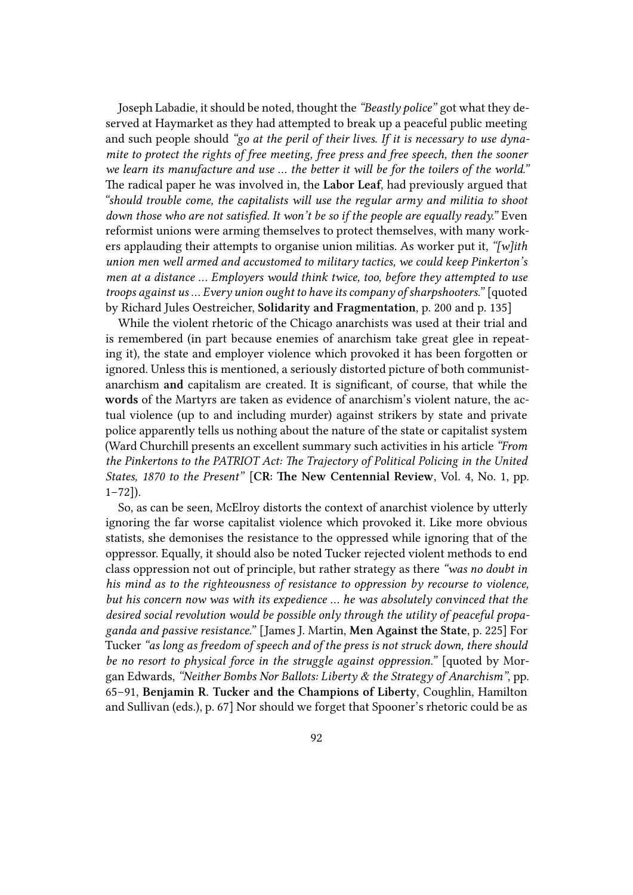Joseph Labadie, it should be noted, thought the *"Beastly police"* got what they deserved at Haymarket as they had attempted to break up a peaceful public meeting and such people should *"go at the peril of their lives. If it is necessary to use dynamite to protect the rights of free meeting, free press and free speech, then the sooner we learn its manufacture and use … the better it will be for the toilers of the world."* The radical paper he was involved in, the **Labor Leaf**, had previously argued that *"should trouble come, the capitalists will use the regular army and militia to shoot down those who are not satisfied. It won't be so if the people are equally ready."* Even reformist unions were arming themselves to protect themselves, with many workers applauding their attempts to organise union militias. As worker put it, *"[w]ith union men well armed and accustomed to military tactics, we could keep Pinkerton's men at a distance … Employers would think twice, too, before they attempted to use troops against us … Every union ought to have its company of sharpshooters."* [quoted by Richard Jules Oestreicher, **Solidarity and Fragmentation**, p. 200 and p. 135]

While the violent rhetoric of the Chicago anarchists was used at their trial and is remembered (in part because enemies of anarchism take great glee in repeating it), the state and employer violence which provoked it has been forgotten or ignored. Unless this is mentioned, a seriously distorted picture of both communist-anarchism **and** capitalism are created. It is significant, of course, that while the **words** of the Martyrs are taken as evidence of anarchism's violent nature, the actual violence (up to and including murder) against strikers by state and private police apparently tells us nothing about the nature of the state or capitalist system (Ward Churchill presents an excellent summary such activities in his article *"From the Pinkertons to the PATRIOT Act: The Trajectory of Political Policing in the United States, 1870 to the Present"* [**CR: The New Centennial Review**, Vol. 4, No. 1, pp. 1–72]).

So, as can be seen, McElroy distorts the context of anarchist violence by utterly ignoring the far worse capitalist violence which provoked it. Like more obvious statists, she demonises the resistance to the oppressed while ignoring that of the oppressor. Equally, it should also be noted Tucker rejected violent methods to end class oppression not out of principle, but rather strategy as there *"was no doubt in his mind as to the righteousness of resistance to oppression by recourse to violence, but his concern now was with its expedience … he was absolutely convinced that the desired social revolution would be possible only through the utility of peaceful propaganda and passive resistance."* [James J. Martin, **Men Against the State**, p. 225] For Tucker *"as long as freedom of speech and of the press is not struck down, there should be no resort to physical force in the struggle against oppression."* [quoted by Morgan Edwards, *"Neither Bombs Nor Ballots: Liberty & the Strategy of Anarchism"*, pp. 65–91, **Benjamin R. Tucker and the Champions of Liberty**, Coughlin, Hamilton and Sullivan (eds.), p. 67] Nor should we forget that Spooner's rhetoric could be as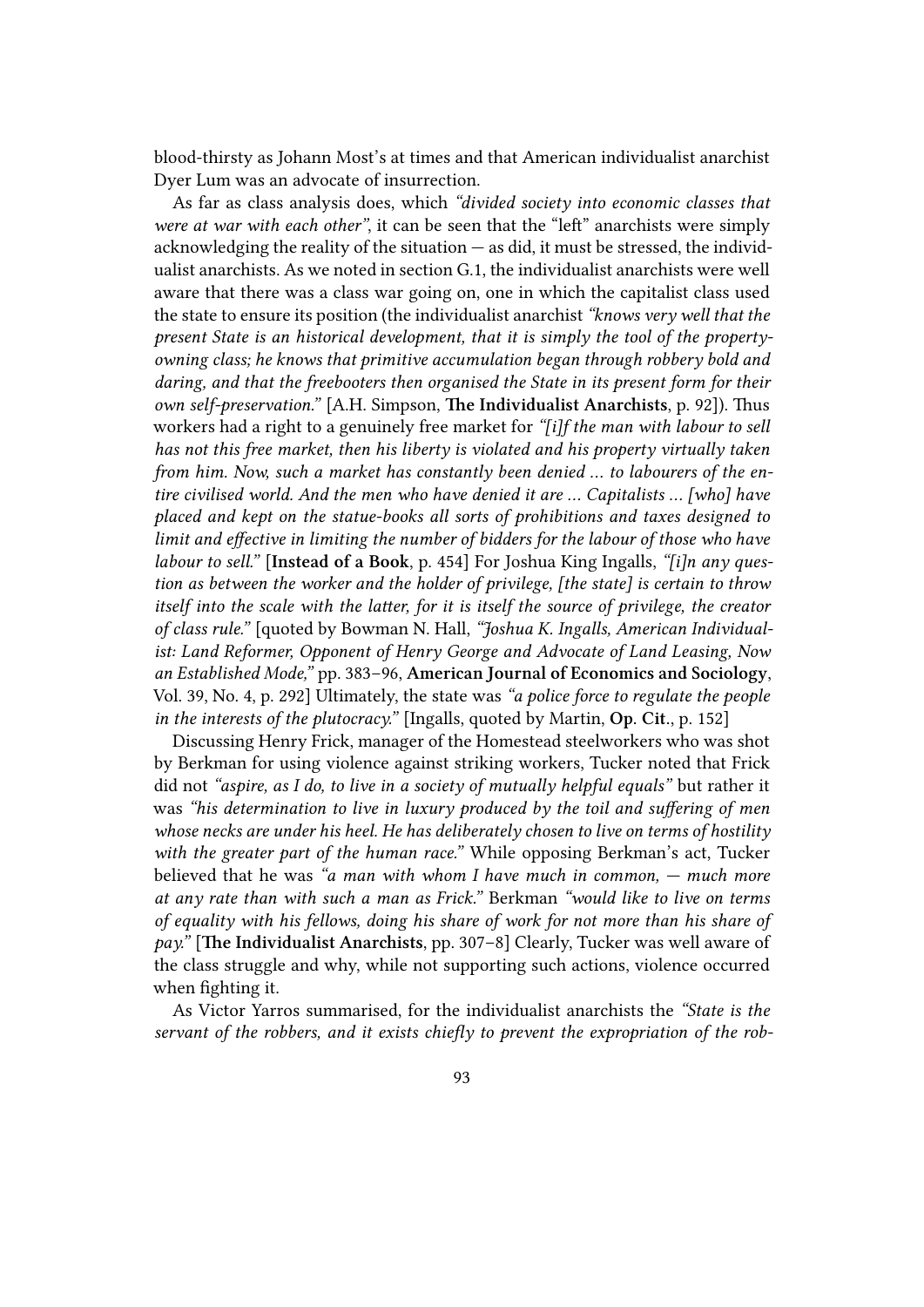blood-thirsty as Johann Most's at times and that American individualist anarchist Dyer Lum was an advocate of insurrection.

As far as class analysis does, which *"divided society into economic classes that were at war with each other"*, it can be seen that the "left" anarchists were simply acknowledging the reality of the situation — as did, it must be stressed, the individualist anarchists. As we noted in section G.1, the individualist anarchists were well aware that there was a class war going on, one in which the capitalist class used the state to ensure its position (the individualist anarchist *"knows very well that the present State is an historical development, that it is simply the tool of the property-owning class; he knows that primitive accumulation began through robbery bold and daring, and that the freebooters then organised the State in its present form for their own self-preservation."* [A.H. Simpson, **The Individualist Anarchists**, p. 92]). Thus workers had a right to a genuinely free market for *"[i]f the man with labour to sell has not this free market, then his liberty is violated and his property virtually taken from him. Now, such a market has constantly been denied ... to labourers of the entire civilised world. And the men who have denied it are ... Capitalists ... [who] have placed and kept on the statue-books all sorts of prohibitions and taxes designed to limit and effective in limiting the number of bidders for the labour of those who have labour to sell."* [**Instead of a Book**, p. 454] For Joshua King Ingalls, *"[i]n any question as between the worker and the holder of privilege, [the state] is certain to throw itself into the scale with the latter, for it is itself the source of privilege, the creator of class rule."* [quoted by Bowman N. Hall, *"Joshua K. Ingalls, American Individualist: Land Reformer, Opponent of Henry George and Advocate of Land Leasing, Now an Established Mode,"* pp. 383–96, **American Journal of Economics and Sociology**, Vol. 39, No. 4, p. 292] Ultimately, the state was *"a police force to regulate the people in the interests of the plutocracy."* [Ingalls, quoted by Martin, **Op. Cit.**, p. 152]

Discussing Henry Frick, manager of the Homestead steelworkers who was shot by Berkman for using violence against striking workers, Tucker noted that Frick did not *"aspire, as I do, to live in a society of mutually helpful equals"* but rather it was *"his determination to live in luxury produced by the toil and suffering of men whose necks are under his heel. He has deliberately chosen to live on terms of hostility with the greater part of the human race."* While opposing Berkman's act, Tucker believed that he was *"a man with whom I have much in common, — much more at any rate than with such a man as Frick."* Berkman *"would like to live on terms of equality with his fellows, doing his share of work for not more than his share of pay."* [**The Individualist Anarchists**, pp. 307–8] Clearly, Tucker was well aware of the class struggle and why, while not supporting such actions, violence occurred when fighting it.

As Victor Yarros summarised, for the individualist anarchists the *"State is the servant of the robbers, and it exists chiefly to prevent the expropriation of the rob-*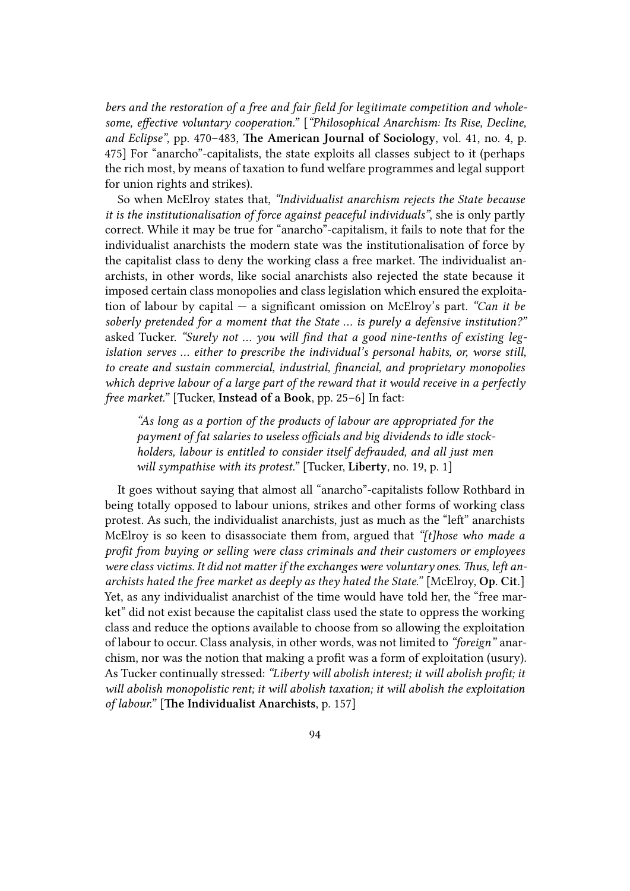*bers and the restoration of a free and fair field for legitimate competition and wholesome, effective voluntary cooperation."* [*"Philosophical Anarchism: Its Rise, Decline, and Eclipse"*, pp. 470–483, **The American Journal of Sociology**, vol. 41, no. 4, p. 475] For "anarcho"-capitalists, the state exploits all classes subject to it (perhaps the rich most, by means of taxation to fund welfare programmes and legal support for union rights and strikes).

So when McElroy states that, *"Individualist anarchism rejects the State because it is the institutionalisation of force against peaceful individuals"*, she is only partly correct. While it may be true for "anarcho"-capitalism, it fails to note that for the individualist anarchists the modern state was the institutionalisation of force by the capitalist class to deny the working class a free market. The individualist anarchists, in other words, like social anarchists also rejected the state because it imposed certain class monopolies and class legislation which ensured the exploitation of labour by capital — a significant omission on McElroy's part. *"Can it be soberly pretended for a moment that the State ... is purely a defensive institution?"* asked Tucker. *"Surely not ... you will find that a good nine-tenths of existing legislation serves ... either to prescribe the individual's personal habits, or, worse still, to create and sustain commercial, industrial, financial, and proprietary monopolies which deprive labour of a large part of the reward that it would receive in a perfectly free market."* [Tucker, **Instead of a Book**, pp. 25–6] In fact:

> *"As long as a portion of the products of labour are appropriated for the payment of fat salaries to useless officials and big dividends to idle stockholders, labour is entitled to consider itself defrauded, and all just men will sympathise with its protest."* [Tucker, **Liberty**, no. 19, p. 1]

It goes without saying that almost all "anarcho"-capitalists follow Rothbard in being totally opposed to labour unions, strikes and other forms of working class protest. As such, the individualist anarchists, just as much as the "left" anarchists McElroy is so keen to disassociate them from, argued that *"[t]hose who made a profit from buying or selling were class criminals and their customers or employees were class victims. It did not matter if the exchanges were voluntary ones. Thus, left anarchists hated the free market as deeply as they hated the State."* [McElroy, **Op. Cit.**] Yet, as any individualist anarchist of the time would have told her, the "free market" did not exist because the capitalist class used the state to oppress the working class and reduce the options available to choose from so allowing the exploitation of labour to occur. Class analysis, in other words, was not limited to *"foreign"* anarchism, nor was the notion that making a profit was a form of exploitation (usury). As Tucker continually stressed: *"Liberty will abolish interest; it will abolish profit; it will abolish monopolistic rent; it will abolish taxation; it will abolish the exploitation of labour."* [**The Individualist Anarchists**, p. 157]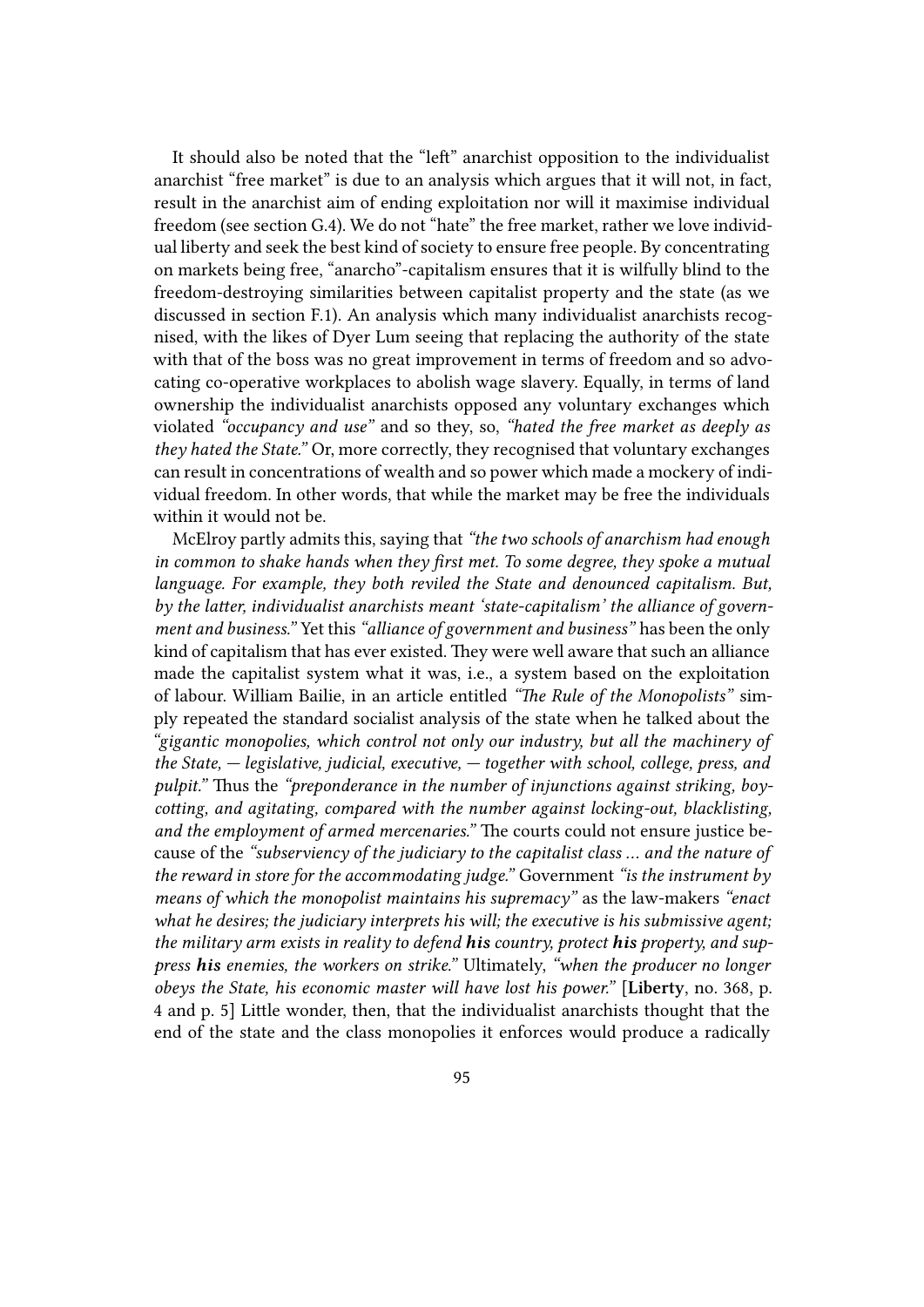It should also be noted that the "left" anarchist opposition to the individualist anarchist "free market" is due to an analysis which argues that it will not, in fact, result in the anarchist aim of ending exploitation nor will it maximise individual freedom (see section G.4). We do not "hate" the free market, rather we love individual liberty and seek the best kind of society to ensure free people. By concentrating on markets being free, "anarcho"-capitalism ensures that it is wilfully blind to the freedom-destroying similarities between capitalist property and the state (as we discussed in section F.1). An analysis which many individualist anarchists recognised, with the likes of Dyer Lum seeing that replacing the authority of the state with that of the boss was no great improvement in terms of freedom and so advocating co-operative workplaces to abolish wage slavery. Equally, in terms of land ownership the individualist anarchists opposed any voluntary exchanges which violated *"occupancy and use"* and so they, so, *"hated the free market as deeply as they hated the State."* Or, more correctly, they recognised that voluntary exchanges can result in concentrations of wealth and so power which made a mockery of individual freedom. In other words, that while the market may be free the individuals within it would not be.

McElroy partly admits this, saying that *"the two schools of anarchism had enough in common to shake hands when they first met. To some degree, they spoke a mutual language. For example, they both reviled the State and denounced capitalism. But, by the latter, individualist anarchists meant 'state-capitalism' the alliance of government and business."* Yet this *"alliance of government and business"* has been the only kind of capitalism that has ever existed. They were well aware that such an alliance made the capitalist system what it was, i.e., a system based on the exploitation of labour. William Bailie, in an article entitled *"The Rule of the Monopolists"* simply repeated the standard socialist analysis of the state when he talked about the *"gigantic monopolies, which control not only our industry, but all the machinery of the State, — legislative, judicial, executive, — together with school, college, press, and pulpit."* Thus the *"preponderance in the number of injunctions against striking, boycotting, and agitating, compared with the number against locking-out, blacklisting, and the employment of armed mercenaries."* The courts could not ensure justice because of the *"subserviency of the judiciary to the capitalist class ... and the nature of the reward in store for the accommodating judge."* Government *"is the instrument by means of which the monopolist maintains his supremacy"* as the law-makers *"enact what he desires; the judiciary interprets his will; the executive is his submissive agent; the military arm exists in reality to defend **his** country, protect **his** property, and suppress **his** enemies, the workers on strike."* Ultimately, *"when the producer no longer obeys the State, his economic master will have lost his power."* [**Liberty**, no. 368, p. 4 and p. 5] Little wonder, then, that the individualist anarchists thought that the end of the state and the class monopolies it enforces would produce a radically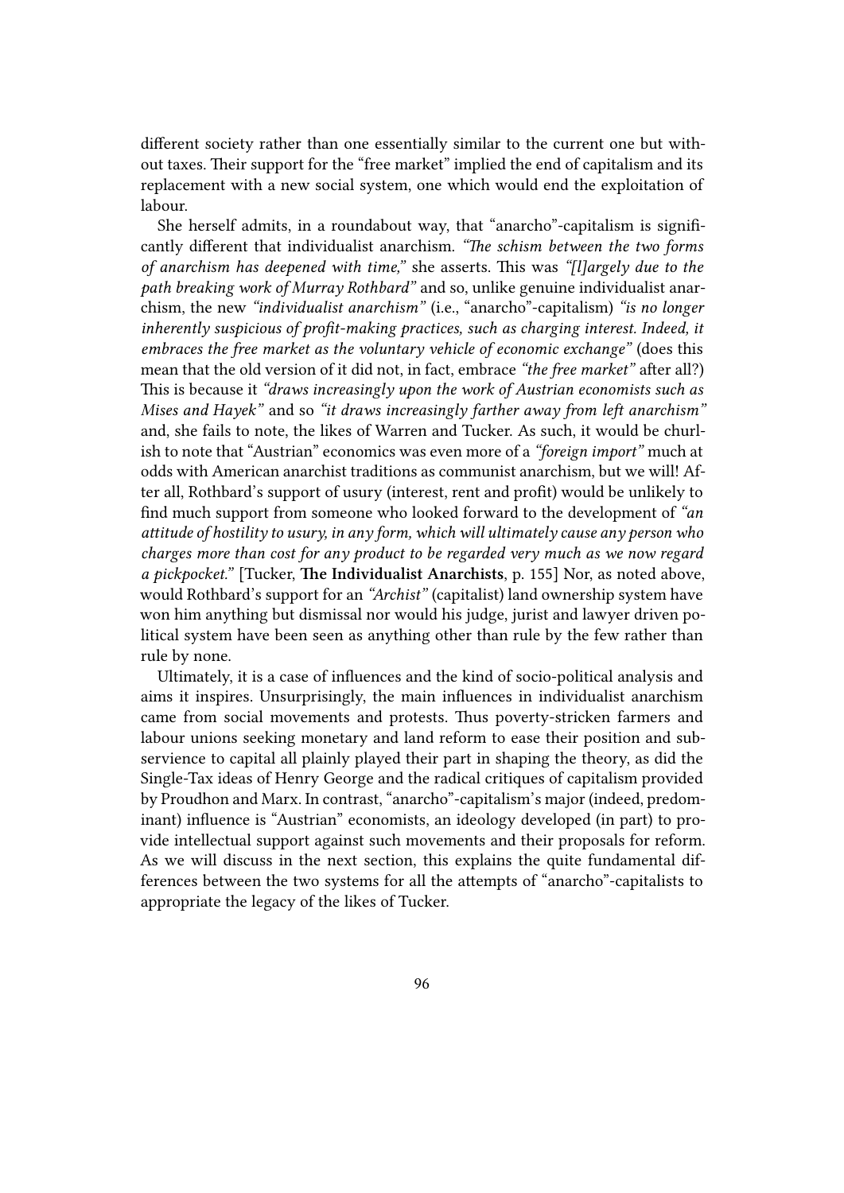different society rather than one essentially similar to the current one but without taxes. Their support for the "free market" implied the end of capitalism and its replacement with a new social system, one which would end the exploitation of labour.

She herself admits, in a roundabout way, that "anarcho"-capitalism is significantly different that individualist anarchism. *"The schism between the two forms of anarchism has deepened with time,"* she asserts. This was *"[l]argely due to the path breaking work of Murray Rothbard"* and so, unlike genuine individualist anarchism, the new *"individualist anarchism"* (i.e., "anarcho"-capitalism) *"is no longer inherently suspicious of profit-making practices, such as charging interest. Indeed, it embraces the free market as the voluntary vehicle of economic exchange"* (does this mean that the old version of it did not, in fact, embrace *"the free market"* after all?) This is because it *"draws increasingly upon the work of Austrian economists such as Mises and Hayek"* and so *"it draws increasingly farther away from left anarchism"* and, she fails to note, the likes of Warren and Tucker. As such, it would be churlish to note that "Austrian" economics was even more of a *"foreign import"* much at odds with American anarchist traditions as communist anarchism, but we will! After all, Rothbard's support of usury (interest, rent and profit) would be unlikely to find much support from someone who looked forward to the development of *"an attitude of hostility to usury, in any form, which will ultimately cause any person who charges more than cost for any product to be regarded very much as we now regard a pickpocket."* [Tucker, **The Individualist Anarchists**, p. 155] Nor, as noted above, would Rothbard's support for an *"Archist"* (capitalist) land ownership system have won him anything but dismissal nor would his judge, jurist and lawyer driven political system have been seen as anything other than rule by the few rather than rule by none.

Ultimately, it is a case of influences and the kind of socio-political analysis and aims it inspires. Unsurprisingly, the main influences in individualist anarchism came from social movements and protests. Thus poverty-stricken farmers and labour unions seeking monetary and land reform to ease their position and subservience to capital all plainly played their part in shaping the theory, as did the Single-Tax ideas of Henry George and the radical critiques of capitalism provided by Proudhon and Marx. In contrast, "anarcho"-capitalism's major (indeed, predominant) influence is "Austrian" economists, an ideology developed (in part) to provide intellectual support against such movements and their proposals for reform. As we will discuss in the next section, this explains the quite fundamental differences between the two systems for all the attempts of "anarcho"-capitalists to appropriate the legacy of the likes of Tucker.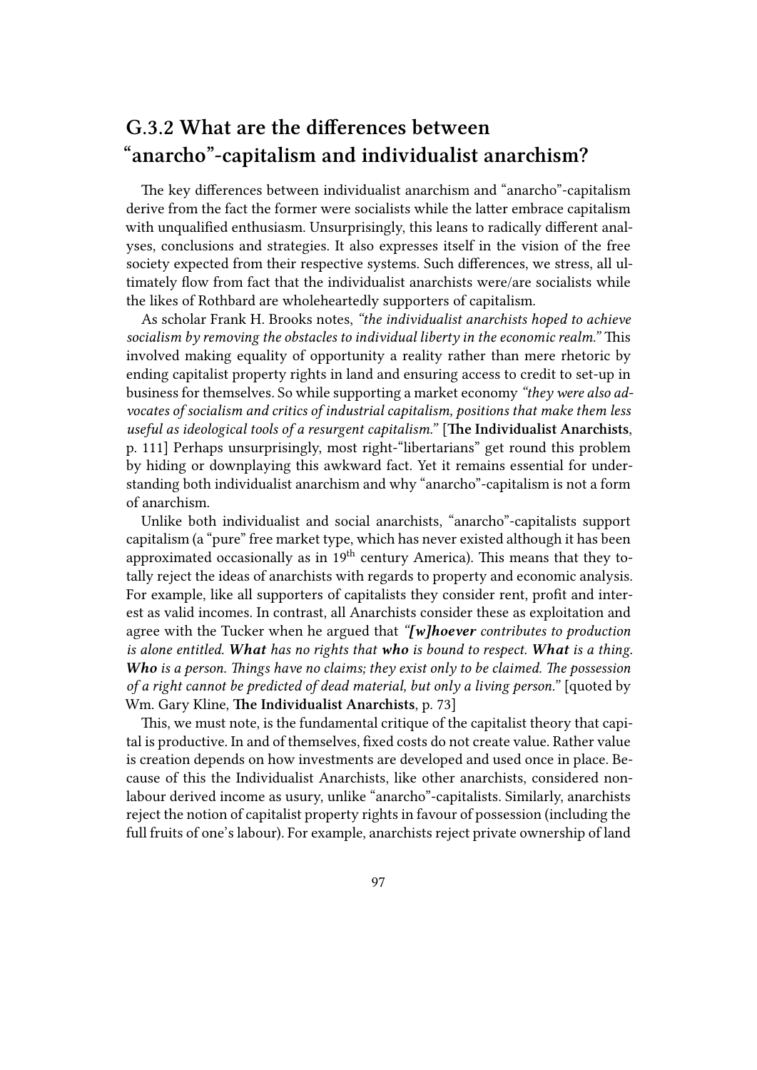## G.3.2 What are the differences between "anarcho"-capitalism and individualist anarchism?

The key differences between individualist anarchism and "anarcho"-capitalism derive from the fact the former were socialists while the latter embrace capitalism with unqualified enthusiasm. Unsurprisingly, this leans to radically different analyses, conclusions and strategies. It also expresses itself in the vision of the free society expected from their respective systems. Such differences, we stress, all ultimately flow from fact that the individualist anarchists were/are socialists while the likes of Rothbard are wholeheartedly supporters of capitalism.

As scholar Frank H. Brooks notes, *"the individualist anarchists hoped to achieve socialism by removing the obstacles to individual liberty in the economic realm."* This involved making equality of opportunity a reality rather than mere rhetoric by ending capitalist property rights in land and ensuring access to credit to set-up in business for themselves. So while supporting a market economy *"they were also advocates of socialism and critics of industrial capitalism, positions that make them less useful as ideological tools of a resurgent capitalism."* [**The Individualist Anarchists**, p. 111] Perhaps unsurprisingly, most right-"libertarians" get round this problem by hiding or downplaying this awkward fact. Yet it remains essential for understanding both individualist anarchism and why "anarcho"-capitalism is not a form of anarchism.

Unlike both individualist and social anarchists, "anarcho"-capitalists support capitalism (a "pure" free market type, which has never existed although it has been approximated occasionally as in 19th century America). This means that they totally reject the ideas of anarchists with regards to property and economic analysis. For example, like all supporters of capitalists they consider rent, profit and interest as valid incomes. In contrast, all Anarchists consider these as exploitation and agree with the Tucker when he argued that *"[w]hoever contributes to production is alone entitled. **What** has no rights that **who** is bound to respect. **What** is a thing. **Who** is a person. Things have no claims; they exist only to be claimed. The possession of a right cannot be predicted of dead material, but only a living person."* [quoted by Wm. Gary Kline, **The Individualist Anarchists**, p. 73]

This, we must note, is the fundamental critique of the capitalist theory that capital is productive. In and of themselves, fixed costs do not create value. Rather value is creation depends on how investments are developed and used once in place. Because of this the Individualist Anarchists, like other anarchists, considered non-labour derived income as usury, unlike "anarcho"-capitalists. Similarly, anarchists reject the notion of capitalist property rights in favour of possession (including the full fruits of one's labour). For example, anarchists reject private ownership of land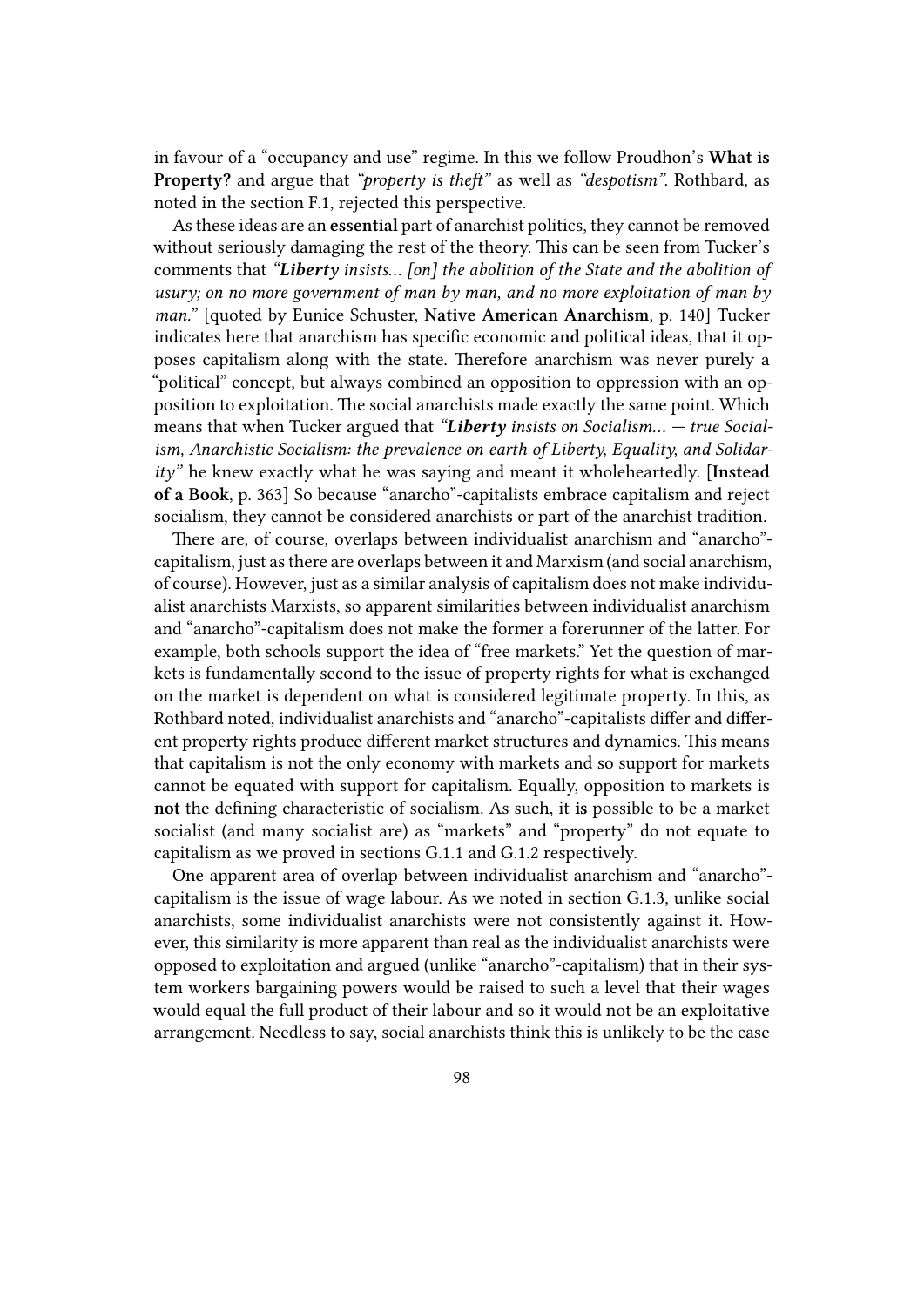in favour of a "occupancy and use" regime. In this we follow Proudhon's **What is Property?** and argue that *"property is theft"* as well as *"despotism"*. Rothbard, as noted in the section F.1, rejected this perspective.

As these ideas are an **essential** part of anarchist politics, they cannot be removed without seriously damaging the rest of the theory. This can be seen from Tucker's comments that *"**Liberty** insists… [on] the abolition of the State and the abolition of usury; on no more government of man by man, and no more exploitation of man by man."* [quoted by Eunice Schuster, **Native American Anarchism**, p. 140] Tucker indicates here that anarchism has specific economic **and** political ideas, that it opposes capitalism along with the state. Therefore anarchism was never purely a "political" concept, but always combined an opposition to oppression with an opposition to exploitation. The social anarchists made exactly the same point. Which means that when Tucker argued that *"**Liberty** insists on Socialism… — true Socialism, Anarchistic Socialism: the prevalence on earth of Liberty, Equality, and Solidarity"* he knew exactly what he was saying and meant it wholeheartedly. [**Instead of a Book**, p. 363] So because "anarcho"-capitalists embrace capitalism and reject socialism, they cannot be considered anarchists or part of the anarchist tradition.

There are, of course, overlaps between individualist anarchism and "anarcho"-capitalism, just as there are overlaps between it and Marxism (and social anarchism, of course). However, just as a similar analysis of capitalism does not make individualist anarchists Marxists, so apparent similarities between individualist anarchism and "anarcho"-capitalism does not make the former a forerunner of the latter. For example, both schools support the idea of "free markets." Yet the question of markets is fundamentally second to the issue of property rights for what is exchanged on the market is dependent on what is considered legitimate property. In this, as Rothbard noted, individualist anarchists and "anarcho"-capitalists differ and different property rights produce different market structures and dynamics. This means that capitalism is not the only economy with markets and so support for markets cannot be equated with support for capitalism. Equally, opposition to markets is **not** the defining characteristic of socialism. As such, it **is** possible to be a market socialist (and many socialist are) as "markets" and "property" do not equate to capitalism as we proved in sections G.1.1 and G.1.2 respectively.

One apparent area of overlap between individualist anarchism and "anarcho"-capitalism is the issue of wage labour. As we noted in section G.1.3, unlike social anarchists, some individualist anarchists were not consistently against it. However, this similarity is more apparent than real as the individualist anarchists were opposed to exploitation and argued (unlike "anarcho"-capitalism) that in their system workers bargaining powers would be raised to such a level that their wages would equal the full product of their labour and so it would not be an exploitative arrangement. Needless to say, social anarchists think this is unlikely to be the case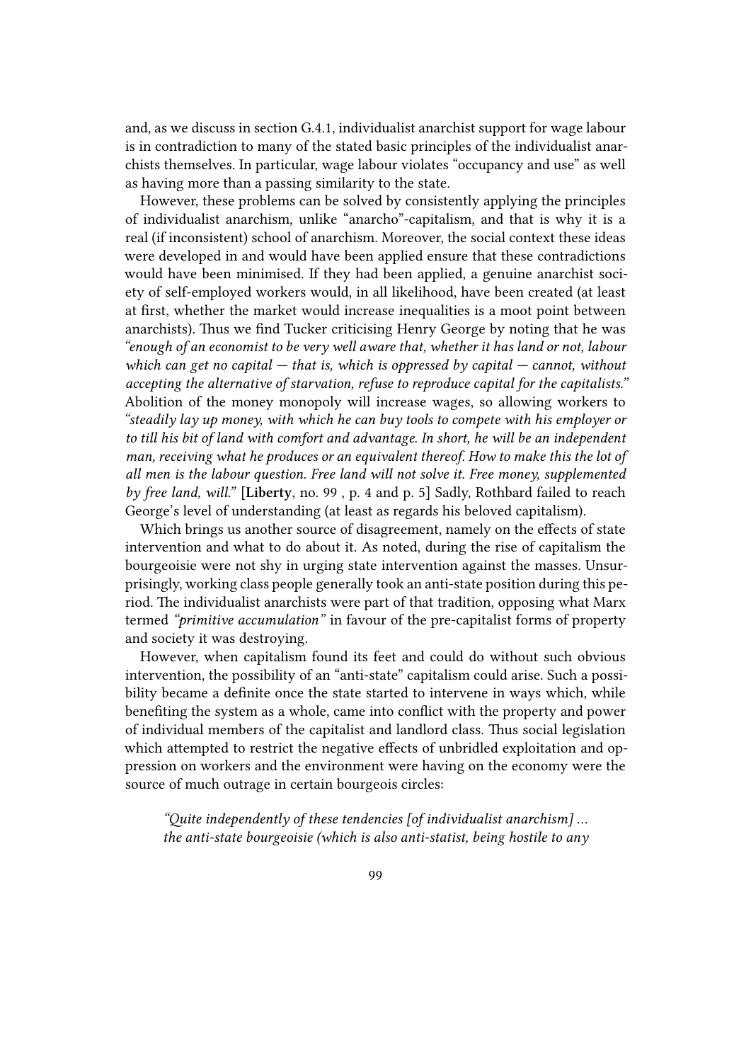and, as we discuss in section G.4.1, individualist anarchist support for wage labour is in contradiction to many of the stated basic principles of the individualist anarchists themselves. In particular, wage labour violates "occupancy and use" as well as having more than a passing similarity to the state.

However, these problems can be solved by consistently applying the principles of individualist anarchism, unlike "anarcho"-capitalism, and that is why it is a real (if inconsistent) school of anarchism. Moreover, the social context these ideas were developed in and would have been applied ensure that these contradictions would have been minimised. If they had been applied, a genuine anarchist society of self-employed workers would, in all likelihood, have been created (at least at first, whether the market would increase inequalities is a moot point between anarchists). Thus we find Tucker criticising Henry George by noting that he was *"enough of an economist to be very well aware that, whether it has land or not, labour which can get no capital — that is, which is oppressed by capital — cannot, without accepting the alternative of starvation, refuse to reproduce capital for the capitalists."* Abolition of the money monopoly will increase wages, so allowing workers to *"steadily lay up money, with which he can buy tools to compete with his employer or to till his bit of land with comfort and advantage. In short, he will be an independent man, receiving what he produces or an equivalent thereof. How to make this the lot of all men is the labour question. Free land will not solve it. Free money, supplemented by free land, will."* [**Liberty**, no. 99 , p. 4 and p. 5] Sadly, Rothbard failed to reach George's level of understanding (at least as regards his beloved capitalism).

Which brings us another source of disagreement, namely on the effects of state intervention and what to do about it. As noted, during the rise of capitalism the bourgeoisie were not shy in urging state intervention against the masses. Unsurprisingly, working class people generally took an anti-state position during this period. The individualist anarchists were part of that tradition, opposing what Marx termed *"primitive accumulation"* in favour of the pre-capitalist forms of property and society it was destroying.

However, when capitalism found its feet and could do without such obvious intervention, the possibility of an "anti-state" capitalism could arise. Such a possibility became a definite once the state started to intervene in ways which, while benefiting the system as a whole, came into conflict with the property and power of individual members of the capitalist and landlord class. Thus social legislation which attempted to restrict the negative effects of unbridled exploitation and oppression on workers and the environment were having on the economy were the source of much outrage in certain bourgeois circles:

> *"Quite independently of these tendencies [of individualist anarchism] … the anti-state bourgeoisie (which is also anti-statist, being hostile to any*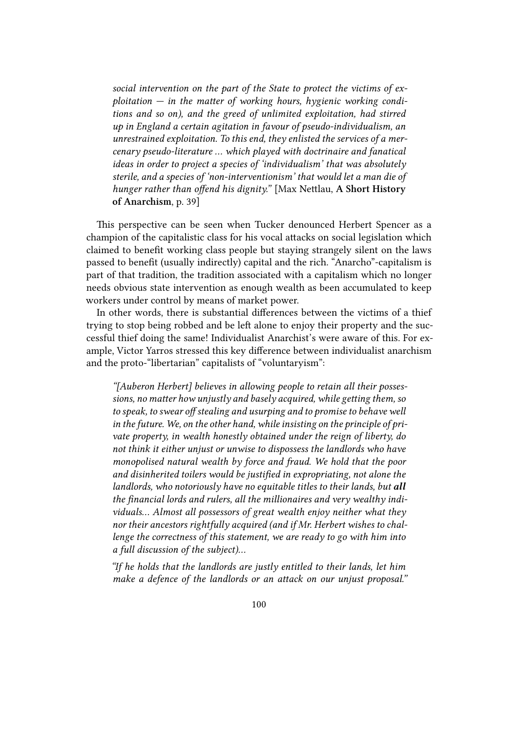> *social intervention on the part of the State to protect the victims of exploitation — in the matter of working hours, hygienic working conditions and so on), and the greed of unlimited exploitation, had stirred up in England a certain agitation in favour of pseudo-individualism, an unrestrained exploitation. To this end, they enlisted the services of a mercenary pseudo-literature … which played with doctrinaire and fanatical ideas in order to project a species of 'individualism' that was absolutely sterile, and a species of 'non-interventionism' that would let a man die of hunger rather than offend his dignity."* [Max Nettlau, **A Short History of Anarchism**, p. 39]

This perspective can be seen when Tucker denounced Herbert Spencer as a champion of the capitalistic class for his vocal attacks on social legislation which claimed to benefit working class people but staying strangely silent on the laws passed to benefit (usually indirectly) capital and the rich. "Anarcho"-capitalism is part of that tradition, the tradition associated with a capitalism which no longer needs obvious state intervention as enough wealth as been accumulated to keep workers under control by means of market power.

In other words, there is substantial differences between the victims of a thief trying to stop being robbed and be left alone to enjoy their property and the successful thief doing the same! Individualist Anarchist's were aware of this. For example, Victor Yarros stressed this key difference between individualist anarchism and the proto-"libertarian" capitalists of "voluntaryism":

> *"[Auberon Herbert] believes in allowing people to retain all their possessions, no matter how unjustly and basely acquired, while getting them, so to speak, to swear off stealing and usurping and to promise to behave well in the future. We, on the other hand, while insisting on the principle of private property, in wealth honestly obtained under the reign of liberty, do not think it either unjust or unwise to dispossess the landlords who have monopolised natural wealth by force and fraud. We hold that the poor and disinherited toilers would be justified in expropriating, not alone the landlords, who notoriously have no equitable titles to their lands, but* ***all*** *the financial lords and rulers, all the millionaires and very wealthy individuals… Almost all possessors of great wealth enjoy neither what they nor their ancestors rightfully acquired (and if Mr. Herbert wishes to challenge the correctness of this statement, we are ready to go with him into a full discussion of the subject)…*
>
> *"If he holds that the landlords are justly entitled to their lands, let him make a defence of the landlords or an attack on our unjust proposal."*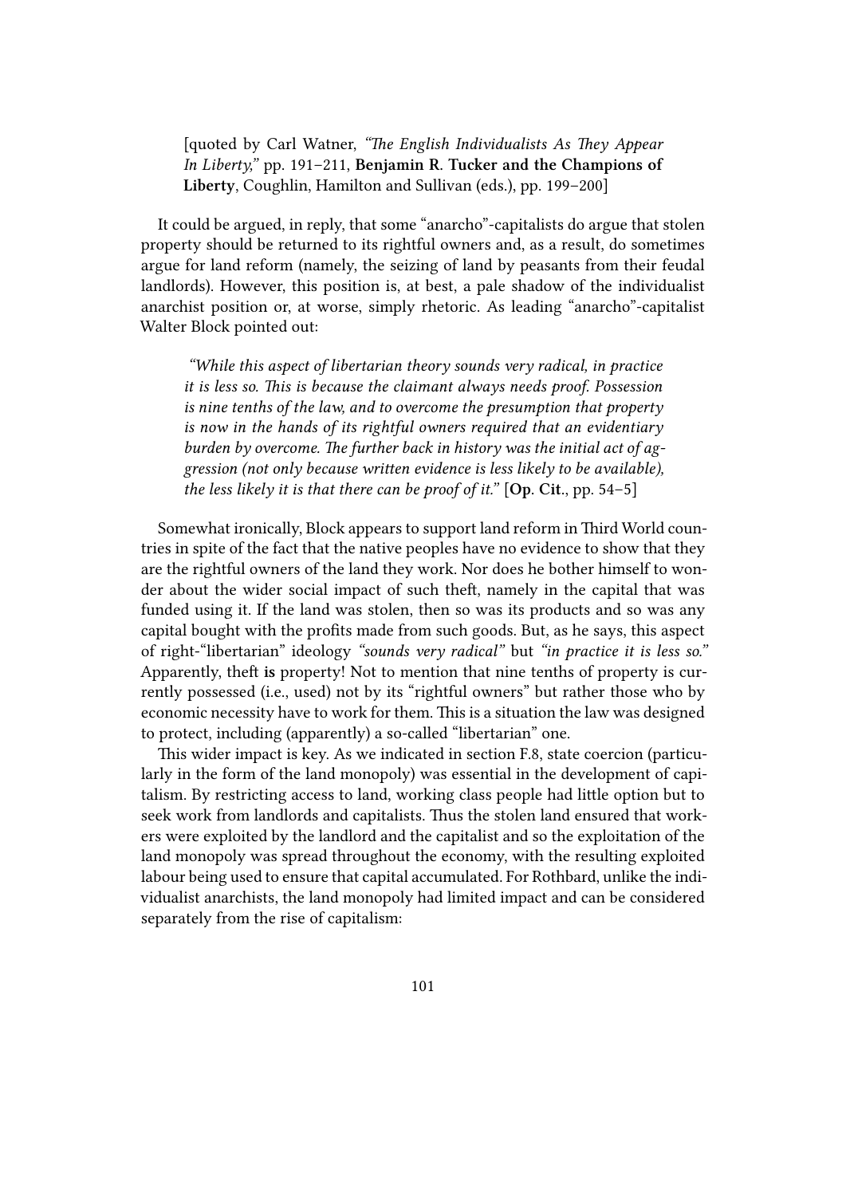[quoted by Carl Watner, *"The English Individualists As They Appear In Liberty,"* pp. 191–211, **Benjamin R. Tucker and the Champions of Liberty**, Coughlin, Hamilton and Sullivan (eds.), pp. 199–200]

It could be argued, in reply, that some "anarcho"-capitalists do argue that stolen property should be returned to its rightful owners and, as a result, do sometimes argue for land reform (namely, the seizing of land by peasants from their feudal landlords). However, this position is, at best, a pale shadow of the individualist anarchist position or, at worse, simply rhetoric. As leading "anarcho"-capitalist Walter Block pointed out:

> *"While this aspect of libertarian theory sounds very radical, in practice it is less so. This is because the claimant always needs proof. Possession is nine tenths of the law, and to overcome the presumption that property is now in the hands of its rightful owners required that an evidentiary burden by overcome. The further back in history was the initial act of aggression (not only because written evidence is less likely to be available), the less likely it is that there can be proof of it."* [**Op. Cit.**, pp. 54–5]

Somewhat ironically, Block appears to support land reform in Third World countries in spite of the fact that the native peoples have no evidence to show that they are the rightful owners of the land they work. Nor does he bother himself to wonder about the wider social impact of such theft, namely in the capital that was funded using it. If the land was stolen, then so was its products and so was any capital bought with the profits made from such goods. But, as he says, this aspect of right-"libertarian" ideology *"sounds very radical"* but *"in practice it is less so."* Apparently, theft **is** property! Not to mention that nine tenths of property is currently possessed (i.e., used) not by its "rightful owners" but rather those who by economic necessity have to work for them. This is a situation the law was designed to protect, including (apparently) a so-called "libertarian" one.

This wider impact is key. As we indicated in section F.8, state coercion (particularly in the form of the land monopoly) was essential in the development of capitalism. By restricting access to land, working class people had little option but to seek work from landlords and capitalists. Thus the stolen land ensured that workers were exploited by the landlord and the capitalist and so the exploitation of the land monopoly was spread throughout the economy, with the resulting exploited labour being used to ensure that capital accumulated. For Rothbard, unlike the individualist anarchists, the land monopoly had limited impact and can be considered separately from the rise of capitalism: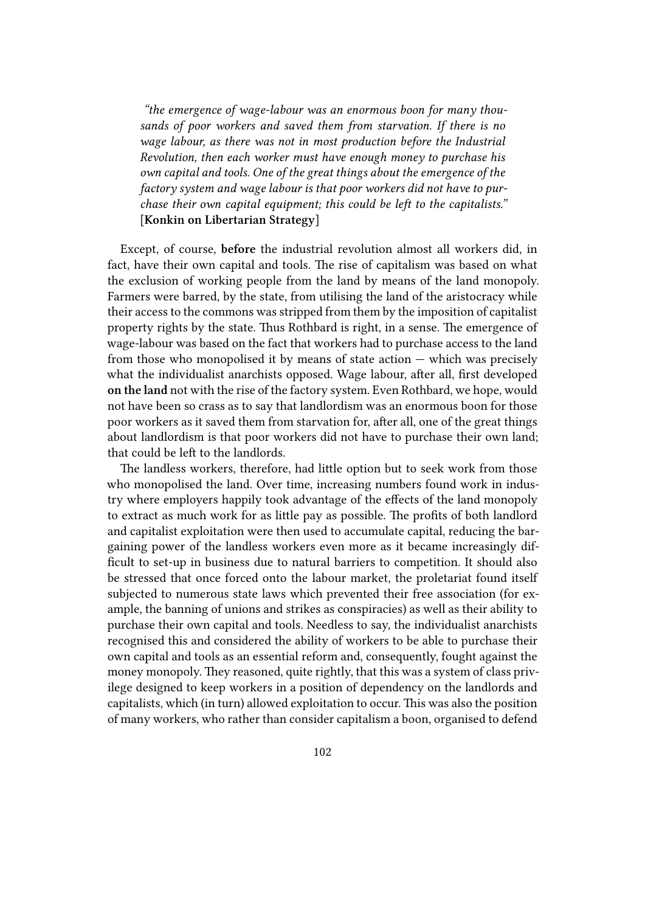> *"the emergence of wage-labour was an enormous boon for many thousands of poor workers and saved them from starvation. If there is no wage labour, as there was not in most production before the Industrial Revolution, then each worker must have enough money to purchase his own capital and tools. One of the great things about the emergence of the factory system and wage labour is that poor workers did not have to purchase their own capital equipment; this could be left to the capitalists."* [**Konkin on Libertarian Strategy**]

Except, of course, **before** the industrial revolution almost all workers did, in fact, have their own capital and tools. The rise of capitalism was based on what the exclusion of working people from the land by means of the land monopoly. Farmers were barred, by the state, from utilising the land of the aristocracy while their access to the commons was stripped from them by the imposition of capitalist property rights by the state. Thus Rothbard is right, in a sense. The emergence of wage-labour was based on the fact that workers had to purchase access to the land from those who monopolised it by means of state action — which was precisely what the individualist anarchists opposed. Wage labour, after all, first developed **on the land** not with the rise of the factory system. Even Rothbard, we hope, would not have been so crass as to say that landlordism was an enormous boon for those poor workers as it saved them from starvation for, after all, one of the great things about landlordism is that poor workers did not have to purchase their own land; that could be left to the landlords.

The landless workers, therefore, had little option but to seek work from those who monopolised the land. Over time, increasing numbers found work in industry where employers happily took advantage of the effects of the land monopoly to extract as much work for as little pay as possible. The profits of both landlord and capitalist exploitation were then used to accumulate capital, reducing the bargaining power of the landless workers even more as it became increasingly difficult to set-up in business due to natural barriers to competition. It should also be stressed that once forced onto the labour market, the proletariat found itself subjected to numerous state laws which prevented their free association (for example, the banning of unions and strikes as conspiracies) as well as their ability to purchase their own capital and tools. Needless to say, the individualist anarchists recognised this and considered the ability of workers to be able to purchase their own capital and tools as an essential reform and, consequently, fought against the money monopoly. They reasoned, quite rightly, that this was a system of class privilege designed to keep workers in a position of dependency on the landlords and capitalists, which (in turn) allowed exploitation to occur. This was also the position of many workers, who rather than consider capitalism a boon, organised to defend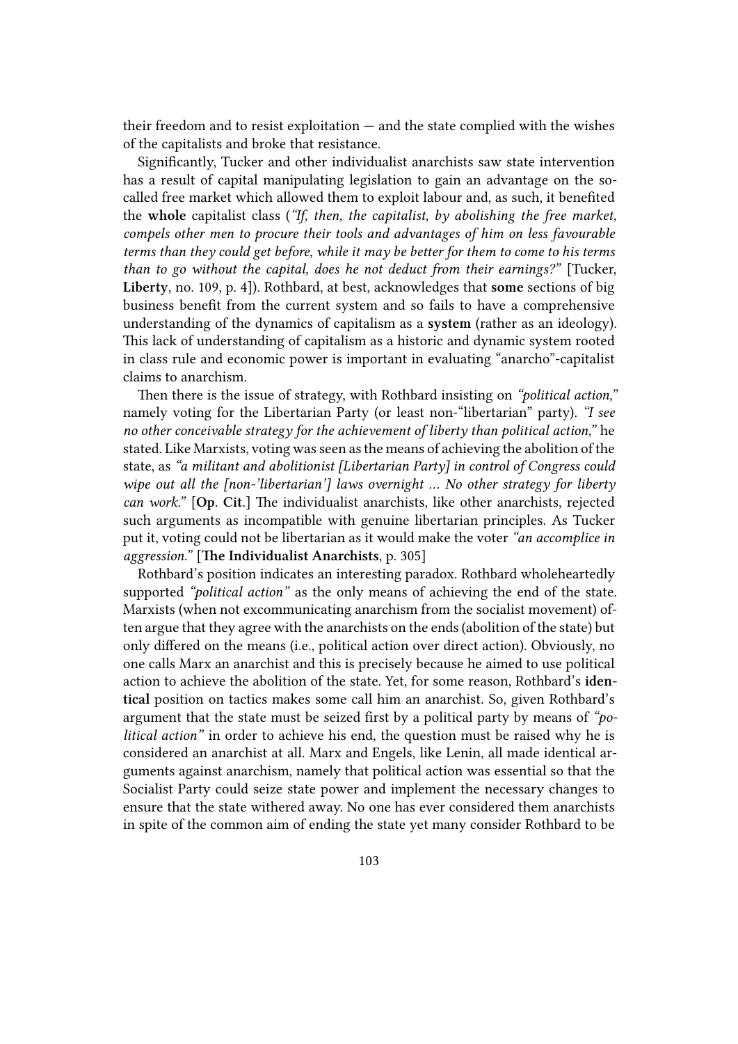their freedom and to resist exploitation — and the state complied with the wishes of the capitalists and broke that resistance.

Significantly, Tucker and other individualist anarchists saw state intervention has a result of capital manipulating legislation to gain an advantage on the so-called free market which allowed them to exploit labour and, as such, it benefited the **whole** capitalist class (*"If, then, the capitalist, by abolishing the free market, compels other men to procure their tools and advantages of him on less favourable terms than they could get before, while it may be better for them to come to his terms than to go without the capital, does he not deduct from their earnings?"* [Tucker, **Liberty**, no. 109, p. 4]). Rothbard, at best, acknowledges that **some** sections of big business benefit from the current system and so fails to have a comprehensive understanding of the dynamics of capitalism as a **system** (rather as an ideology). This lack of understanding of capitalism as a historic and dynamic system rooted in class rule and economic power is important in evaluating "anarcho"-capitalist claims to anarchism.

Then there is the issue of strategy, with Rothbard insisting on *"political action,"* namely voting for the Libertarian Party (or least non-"libertarian" party). *"I see no other conceivable strategy for the achievement of liberty than political action,"* he stated. Like Marxists, voting was seen as the means of achieving the abolition of the state, as *"a militant and abolitionist [Libertarian Party] in control of Congress could wipe out all the [non-'libertarian'] laws overnight … No other strategy for liberty can work."* [**Op. Cit.**] The individualist anarchists, like other anarchists, rejected such arguments as incompatible with genuine libertarian principles. As Tucker put it, voting could not be libertarian as it would make the voter *"an accomplice in aggression."* [**The Individualist Anarchists**, p. 305]

Rothbard's position indicates an interesting paradox. Rothbard wholeheartedly supported *"political action"* as the only means of achieving the end of the state. Marxists (when not excommunicating anarchism from the socialist movement) often argue that they agree with the anarchists on the ends (abolition of the state) but only differed on the means (i.e., political action over direct action). Obviously, no one calls Marx an anarchist and this is precisely because he aimed to use political action to achieve the abolition of the state. Yet, for some reason, Rothbard's **identical** position on tactics makes some call him an anarchist. So, given Rothbard's argument that the state must be seized first by a political party by means of *"political action"* in order to achieve his end, the question must be raised why he is considered an anarchist at all. Marx and Engels, like Lenin, all made identical arguments against anarchism, namely that political action was essential so that the Socialist Party could seize state power and implement the necessary changes to ensure that the state withered away. No one has ever considered them anarchists in spite of the common aim of ending the state yet many consider Rothbard to be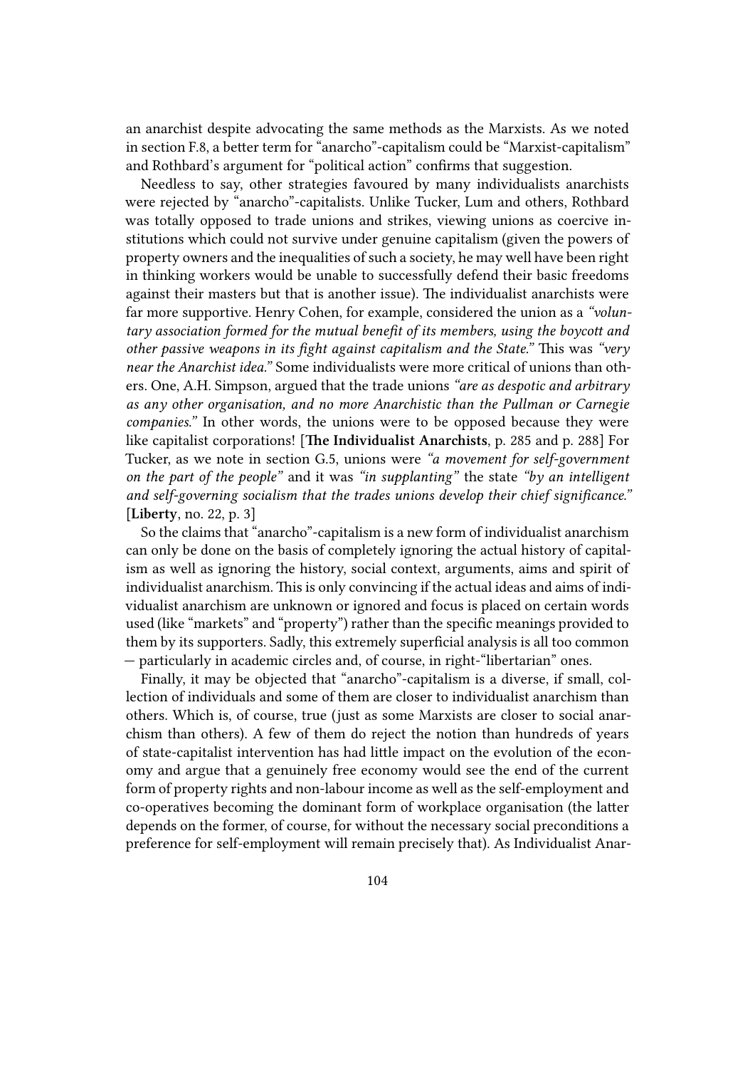an anarchist despite advocating the same methods as the Marxists. As we noted in section F.8, a better term for "anarcho"-capitalism could be "Marxist-capitalism" and Rothbard's argument for "political action" confirms that suggestion.

Needless to say, other strategies favoured by many individualists anarchists were rejected by "anarcho"-capitalists. Unlike Tucker, Lum and others, Rothbard was totally opposed to trade unions and strikes, viewing unions as coercive institutions which could not survive under genuine capitalism (given the powers of property owners and the inequalities of such a society, he may well have been right in thinking workers would be unable to successfully defend their basic freedoms against their masters but that is another issue). The individualist anarchists were far more supportive. Henry Cohen, for example, considered the union as a *"voluntary association formed for the mutual benefit of its members, using the boycott and other passive weapons in its fight against capitalism and the State."* This was *"very near the Anarchist idea."* Some individualists were more critical of unions than others. One, A.H. Simpson, argued that the trade unions *"are as despotic and arbitrary as any other organisation, and no more Anarchistic than the Pullman or Carnegie companies."* In other words, the unions were to be opposed because they were like capitalist corporations! [**The Individualist Anarchists**, p. 285 and p. 288] For Tucker, as we note in section G.5, unions were *"a movement for self-government on the part of the people"* and it was *"in supplanting"* the state *"by an intelligent and self-governing socialism that the trades unions develop their chief significance."* [**Liberty**, no. 22, p. 3]

So the claims that "anarcho"-capitalism is a new form of individualist anarchism can only be done on the basis of completely ignoring the actual history of capitalism as well as ignoring the history, social context, arguments, aims and spirit of individualist anarchism. This is only convincing if the actual ideas and aims of individualist anarchism are unknown or ignored and focus is placed on certain words used (like "markets" and "property") rather than the specific meanings provided to them by its supporters. Sadly, this extremely superficial analysis is all too common — particularly in academic circles and, of course, in right-"libertarian" ones.

Finally, it may be objected that "anarcho"-capitalism is a diverse, if small, collection of individuals and some of them are closer to individualist anarchism than others. Which is, of course, true (just as some Marxists are closer to social anarchism than others). A few of them do reject the notion than hundreds of years of state-capitalist intervention has had little impact on the evolution of the economy and argue that a genuinely free economy would see the end of the current form of property rights and non-labour income as well as the self-employment and co-operatives becoming the dominant form of workplace organisation (the latter depends on the former, of course, for without the necessary social preconditions a preference for self-employment will remain precisely that). As Individualist Anar-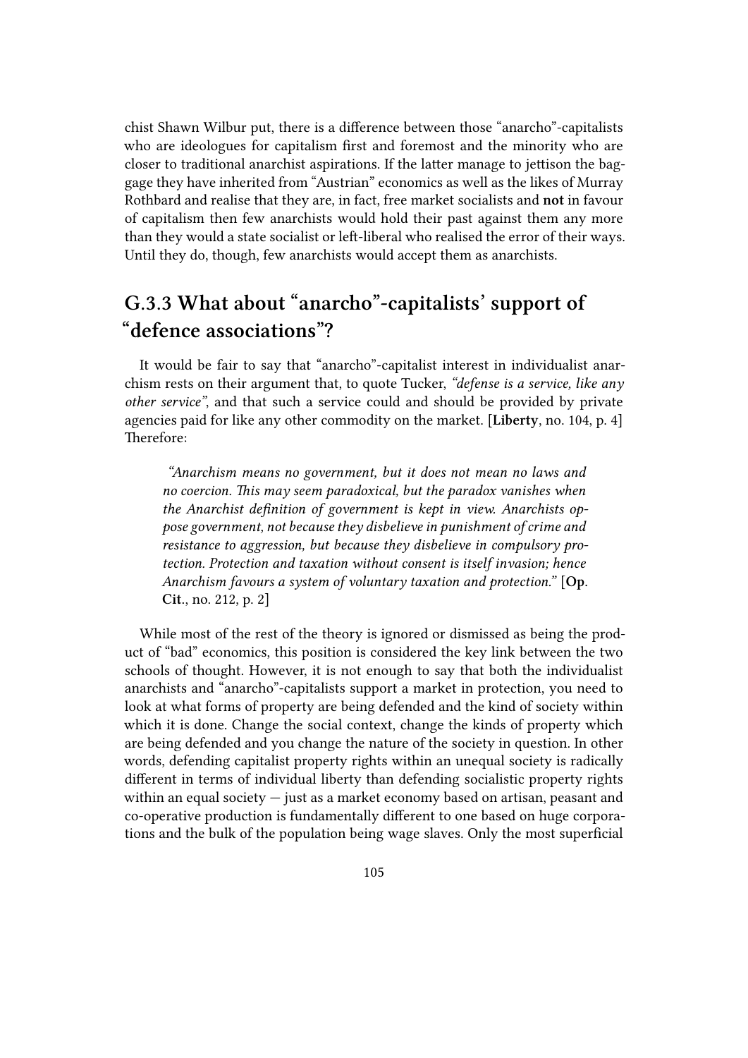chist Shawn Wilbur put, there is a difference between those "anarcho"-capitalists who are ideologues for capitalism first and foremost and the minority who are closer to traditional anarchist aspirations. If the latter manage to jettison the baggage they have inherited from "Austrian" economics as well as the likes of Murray Rothbard and realise that they are, in fact, free market socialists and **not** in favour of capitalism then few anarchists would hold their past against them any more than they would a state socialist or left-liberal who realised the error of their ways. Until they do, though, few anarchists would accept them as anarchists.

## G.3.3 What about "anarcho"-capitalists' support of "defence associations"?

It would be fair to say that "anarcho"-capitalist interest in individualist anarchism rests on their argument that, to quote Tucker, *"defense is a service, like any other service"*, and that such a service could and should be provided by private agencies paid for like any other commodity on the market. [**Liberty**, no. 104, p. 4] Therefore:

> *"Anarchism means no government, but it does not mean no laws and no coercion. This may seem paradoxical, but the paradox vanishes when the Anarchist definition of government is kept in view. Anarchists oppose government, not because they disbelieve in punishment of crime and resistance to aggression, but because they disbelieve in compulsory protection. Protection and taxation without consent is itself invasion; hence Anarchism favours a system of voluntary taxation and protection."* [**Op. Cit.**, no. 212, p. 2]

While most of the rest of the theory is ignored or dismissed as being the product of "bad" economics, this position is considered the key link between the two schools of thought. However, it is not enough to say that both the individualist anarchists and "anarcho"-capitalists support a market in protection, you need to look at what forms of property are being defended and the kind of society within which it is done. Change the social context, change the kinds of property which are being defended and you change the nature of the society in question. In other words, defending capitalist property rights within an unequal society is radically different in terms of individual liberty than defending socialistic property rights within an equal society — just as a market economy based on artisan, peasant and co-operative production is fundamentally different to one based on huge corporations and the bulk of the population being wage slaves. Only the most superficial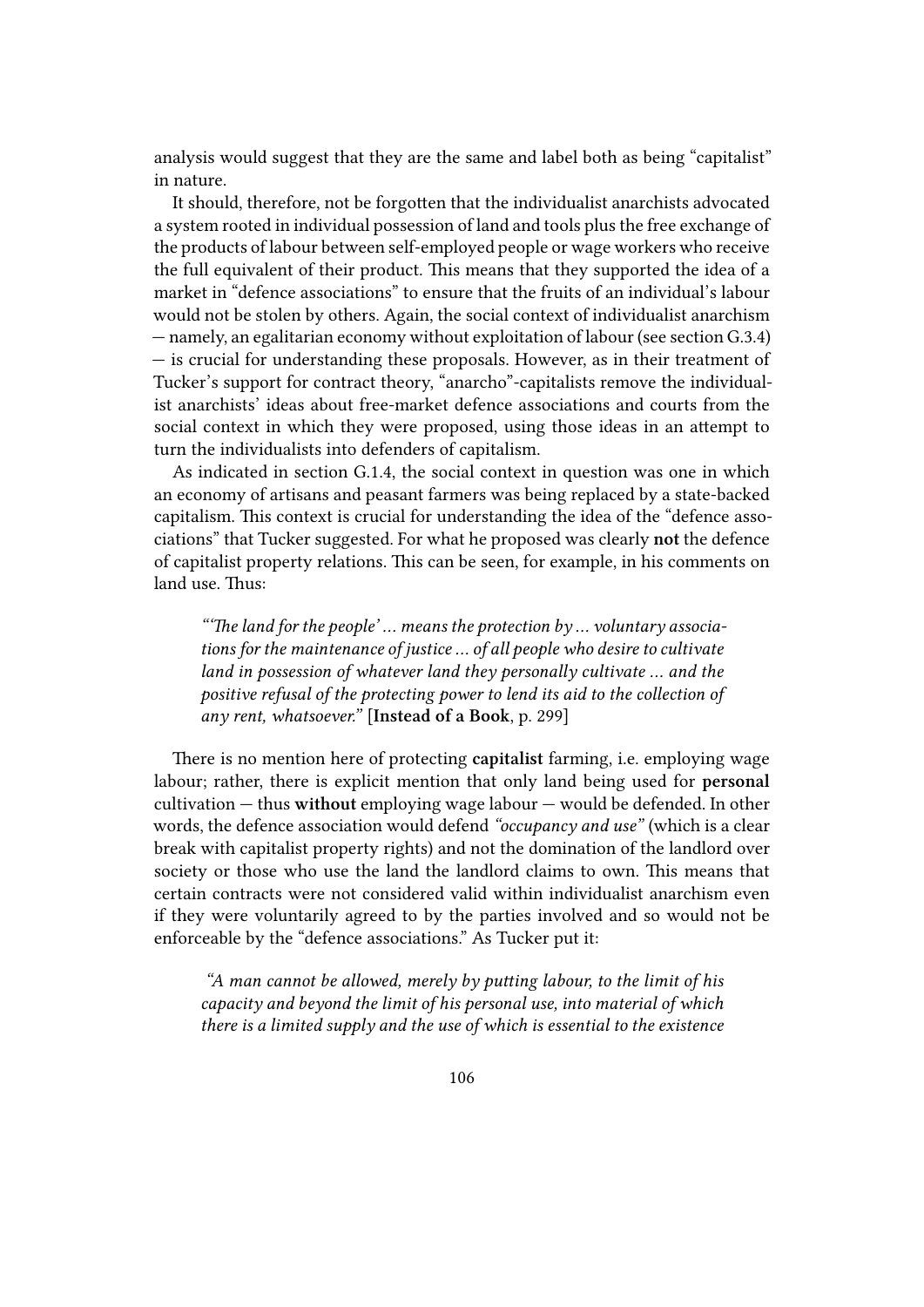analysis would suggest that they are the same and label both as being "capitalist" in nature.

It should, therefore, not be forgotten that the individualist anarchists advocated a system rooted in individual possession of land and tools plus the free exchange of the products of labour between self-employed people or wage workers who receive the full equivalent of their product. This means that they supported the idea of a market in "defence associations" to ensure that the fruits of an individual's labour would not be stolen by others. Again, the social context of individualist anarchism — namely, an egalitarian economy without exploitation of labour (see section G.3.4) — is crucial for understanding these proposals. However, as in their treatment of Tucker's support for contract theory, "anarcho"-capitalists remove the individualist anarchists' ideas about free-market defence associations and courts from the social context in which they were proposed, using those ideas in an attempt to turn the individualists into defenders of capitalism.

As indicated in section G.1.4, the social context in question was one in which an economy of artisans and peasant farmers was being replaced by a state-backed capitalism. This context is crucial for understanding the idea of the "defence associations" that Tucker suggested. For what he proposed was clearly **not** the defence of capitalist property relations. This can be seen, for example, in his comments on land use. Thus:

> *"'The land for the people' ... means the protection by ... voluntary associations for the maintenance of justice ... of all people who desire to cultivate land in possession of whatever land they personally cultivate ... and the positive refusal of the protecting power to lend its aid to the collection of any rent, whatsoever."* [**Instead of a Book**, p. 299]

There is no mention here of protecting **capitalist** farming, i.e. employing wage labour; rather, there is explicit mention that only land being used for **personal** cultivation — thus **without** employing wage labour — would be defended. In other words, the defence association would defend *"occupancy and use"* (which is a clear break with capitalist property rights) and not the domination of the landlord over society or those who use the land the landlord claims to own. This means that certain contracts were not considered valid within individualist anarchism even if they were voluntarily agreed to by the parties involved and so would not be enforceable by the "defence associations." As Tucker put it:

> *"A man cannot be allowed, merely by putting labour, to the limit of his capacity and beyond the limit of his personal use, into material of which there is a limited supply and the use of which is essential to the existence*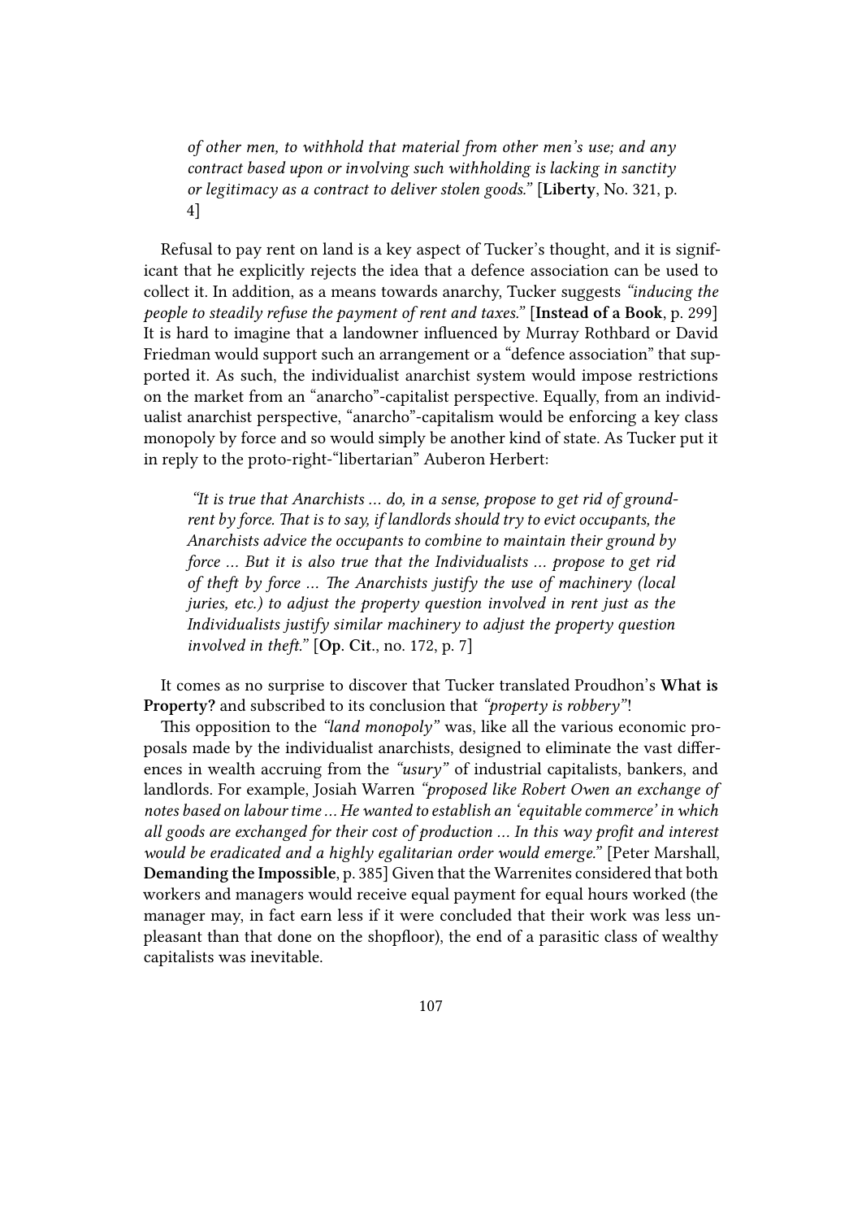> *of other men, to withhold that material from other men's use; and any contract based upon or involving such withholding is lacking in sanctity or legitimacy as a contract to deliver stolen goods."* [**Liberty**, No. 321, p. 4]

Refusal to pay rent on land is a key aspect of Tucker's thought, and it is significant that he explicitly rejects the idea that a defence association can be used to collect it. In addition, as a means towards anarchy, Tucker suggests *"inducing the people to steadily refuse the payment of rent and taxes."* [**Instead of a Book**, p. 299] It is hard to imagine that a landowner influenced by Murray Rothbard or David Friedman would support such an arrangement or a "defence association" that supported it. As such, the individualist anarchist system would impose restrictions on the market from an "anarcho"-capitalist perspective. Equally, from an individualist anarchist perspective, "anarcho"-capitalism would be enforcing a key class monopoly by force and so would simply be another kind of state. As Tucker put it in reply to the proto-right-"libertarian" Auberon Herbert:

> *"It is true that Anarchists … do, in a sense, propose to get rid of ground-rent by force. That is to say, if landlords should try to evict occupants, the Anarchists advice the occupants to combine to maintain their ground by force … But it is also true that the Individualists … propose to get rid of theft by force … The Anarchists justify the use of machinery (local juries, etc.) to adjust the property question involved in rent just as the Individualists justify similar machinery to adjust the property question involved in theft."* [**Op. Cit.**, no. 172, p. 7]

It comes as no surprise to discover that Tucker translated Proudhon's **What is Property?** and subscribed to its conclusion that *"property is robbery"*!

This opposition to the *"land monopoly"* was, like all the various economic proposals made by the individualist anarchists, designed to eliminate the vast differences in wealth accruing from the *"usury"* of industrial capitalists, bankers, and landlords. For example, Josiah Warren *"proposed like Robert Owen an exchange of notes based on labour time … He wanted to establish an 'equitable commerce' in which all goods are exchanged for their cost of production … In this way profit and interest would be eradicated and a highly egalitarian order would emerge."* [Peter Marshall, **Demanding the Impossible**, p. 385] Given that the Warrenites considered that both workers and managers would receive equal payment for equal hours worked (the manager may, in fact earn less if it were concluded that their work was less unpleasant than that done on the shopfloor), the end of a parasitic class of wealthy capitalists was inevitable.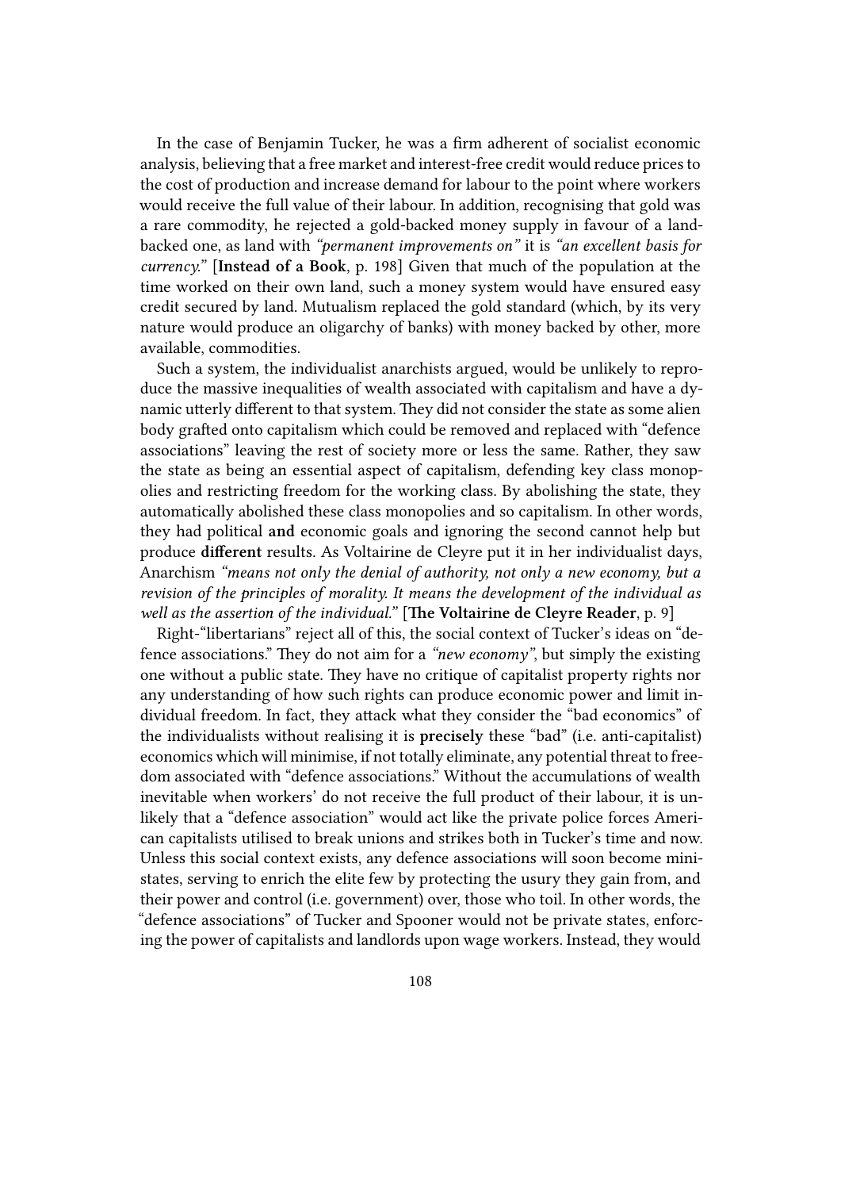In the case of Benjamin Tucker, he was a firm adherent of socialist economic analysis, believing that a free market and interest-free credit would reduce prices to the cost of production and increase demand for labour to the point where workers would receive the full value of their labour. In addition, recognising that gold was a rare commodity, he rejected a gold-backed money supply in favour of a land-backed one, as land with *"permanent improvements on"* it is *"an excellent basis for currency."* [**Instead of a Book**, p. 198] Given that much of the population at the time worked on their own land, such a money system would have ensured easy credit secured by land. Mutualism replaced the gold standard (which, by its very nature would produce an oligarchy of banks) with money backed by other, more available, commodities.

Such a system, the individualist anarchists argued, would be unlikely to reproduce the massive inequalities of wealth associated with capitalism and have a dynamic utterly different to that system. They did not consider the state as some alien body grafted onto capitalism which could be removed and replaced with "defence associations" leaving the rest of society more or less the same. Rather, they saw the state as being an essential aspect of capitalism, defending key class monopolies and restricting freedom for the working class. By abolishing the state, they automatically abolished these class monopolies and so capitalism. In other words, they had political **and** economic goals and ignoring the second cannot help but produce **different** results. As Voltairine de Cleyre put it in her individualist days, Anarchism *"means not only the denial of authority, not only a new economy, but a revision of the principles of morality. It means the development of the individual as well as the assertion of the individual."* [**The Voltairine de Cleyre Reader**, p. 9]

Right-"libertarians" reject all of this, the social context of Tucker's ideas on "defence associations." They do not aim for a *"new economy"*, but simply the existing one without a public state. They have no critique of capitalist property rights nor any understanding of how such rights can produce economic power and limit individual freedom. In fact, they attack what they consider the "bad economics" of the individualists without realising it is **precisely** these "bad" (i.e. anti-capitalist) economics which will minimise, if not totally eliminate, any potential threat to freedom associated with "defence associations." Without the accumulations of wealth inevitable when workers' do not receive the full product of their labour, it is unlikely that a "defence association" would act like the private police forces American capitalists utilised to break unions and strikes both in Tucker's time and now. Unless this social context exists, any defence associations will soon become mini-states, serving to enrich the elite few by protecting the usury they gain from, and their power and control (i.e. government) over, those who toil. In other words, the "defence associations" of Tucker and Spooner would not be private states, enforcing the power of capitalists and landlords upon wage workers. Instead, they would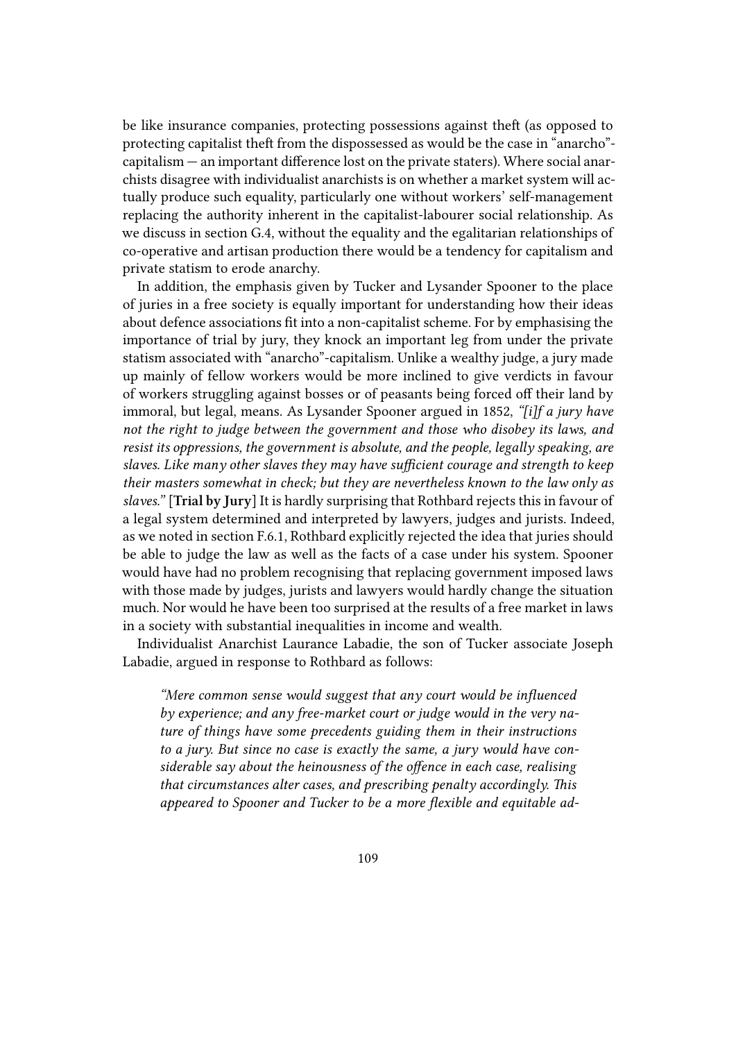be like insurance companies, protecting possessions against theft (as opposed to protecting capitalist theft from the dispossessed as would be the case in "anarcho"-capitalism — an important difference lost on the private staters). Where social anarchists disagree with individualist anarchists is on whether a market system will actually produce such equality, particularly one without workers' self-management replacing the authority inherent in the capitalist-labourer social relationship. As we discuss in section G.4, without the equality and the egalitarian relationships of co-operative and artisan production there would be a tendency for capitalism and private statism to erode anarchy.

In addition, the emphasis given by Tucker and Lysander Spooner to the place of juries in a free society is equally important for understanding how their ideas about defence associations fit into a non-capitalist scheme. For by emphasising the importance of trial by jury, they knock an important leg from under the private statism associated with "anarcho"-capitalism. Unlike a wealthy judge, a jury made up mainly of fellow workers would be more inclined to give verdicts in favour of workers struggling against bosses or of peasants being forced off their land by immoral, but legal, means. As Lysander Spooner argued in 1852, *"[i]f a jury have not the right to judge between the government and those who disobey its laws, and resist its oppressions, the government is absolute, and the people, legally speaking, are slaves. Like many other slaves they may have sufficient courage and strength to keep their masters somewhat in check; but they are nevertheless known to the law only as slaves."* [**Trial by Jury**] It is hardly surprising that Rothbard rejects this in favour of a legal system determined and interpreted by lawyers, judges and jurists. Indeed, as we noted in section F.6.1, Rothbard explicitly rejected the idea that juries should be able to judge the law as well as the facts of a case under his system. Spooner would have had no problem recognising that replacing government imposed laws with those made by judges, jurists and lawyers would hardly change the situation much. Nor would he have been too surprised at the results of a free market in laws in a society with substantial inequalities in income and wealth.

Individualist Anarchist Laurance Labadie, the son of Tucker associate Joseph Labadie, argued in response to Rothbard as follows:

> *"Mere common sense would suggest that any court would be influenced by experience; and any free-market court or judge would in the very nature of things have some precedents guiding them in their instructions to a jury. But since no case is exactly the same, a jury would have considerable say about the heinousness of the offence in each case, realising that circumstances alter cases, and prescribing penalty accordingly. This appeared to Spooner and Tucker to be a more flexible and equitable ad-*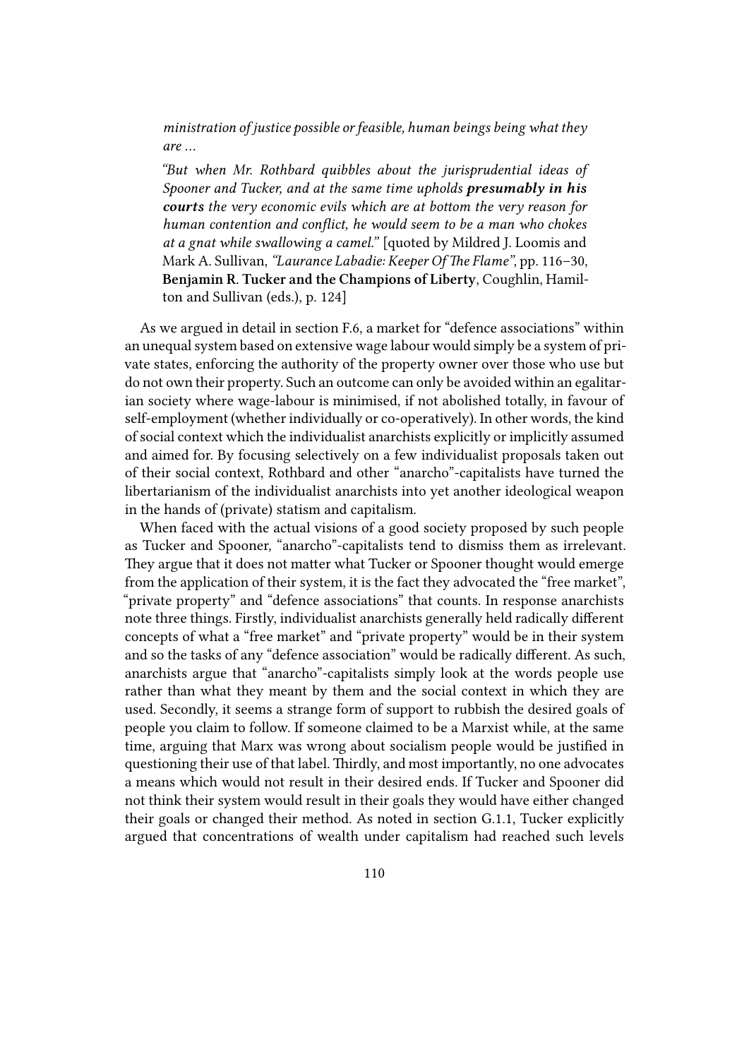*ministration of justice possible or feasible, human beings being what they are …*

*"But when Mr. Rothbard quibbles about the jurisprudential ideas of Spooner and Tucker, and at the same time upholds **presumably in his courts** the very economic evils which are at bottom the very reason for human contention and conflict, he would seem to be a man who chokes at a gnat while swallowing a camel."* [quoted by Mildred J. Loomis and Mark A. Sullivan, *"Laurance Labadie: Keeper Of The Flame"*, pp. 116–30, **Benjamin R. Tucker and the Champions of Liberty**, Coughlin, Hamilton and Sullivan (eds.), p. 124]

As we argued in detail in section F.6, a market for "defence associations" within an unequal system based on extensive wage labour would simply be a system of private states, enforcing the authority of the property owner over those who use but do not own their property. Such an outcome can only be avoided within an egalitarian society where wage-labour is minimised, if not abolished totally, in favour of self-employment (whether individually or co-operatively). In other words, the kind of social context which the individualist anarchists explicitly or implicitly assumed and aimed for. By focusing selectively on a few individualist proposals taken out of their social context, Rothbard and other "anarcho"-capitalists have turned the libertarianism of the individualist anarchists into yet another ideological weapon in the hands of (private) statism and capitalism.

When faced with the actual visions of a good society proposed by such people as Tucker and Spooner, "anarcho"-capitalists tend to dismiss them as irrelevant. They argue that it does not matter what Tucker or Spooner thought would emerge from the application of their system, it is the fact they advocated the "free market", "private property" and "defence associations" that counts. In response anarchists note three things. Firstly, individualist anarchists generally held radically different concepts of what a "free market" and "private property" would be in their system and so the tasks of any "defence association" would be radically different. As such, anarchists argue that "anarcho"-capitalists simply look at the words people use rather than what they meant by them and the social context in which they are used. Secondly, it seems a strange form of support to rubbish the desired goals of people you claim to follow. If someone claimed to be a Marxist while, at the same time, arguing that Marx was wrong about socialism people would be justified in questioning their use of that label. Thirdly, and most importantly, no one advocates a means which would not result in their desired ends. If Tucker and Spooner did not think their system would result in their goals they would have either changed their goals or changed their method. As noted in section G.1.1, Tucker explicitly argued that concentrations of wealth under capitalism had reached such levels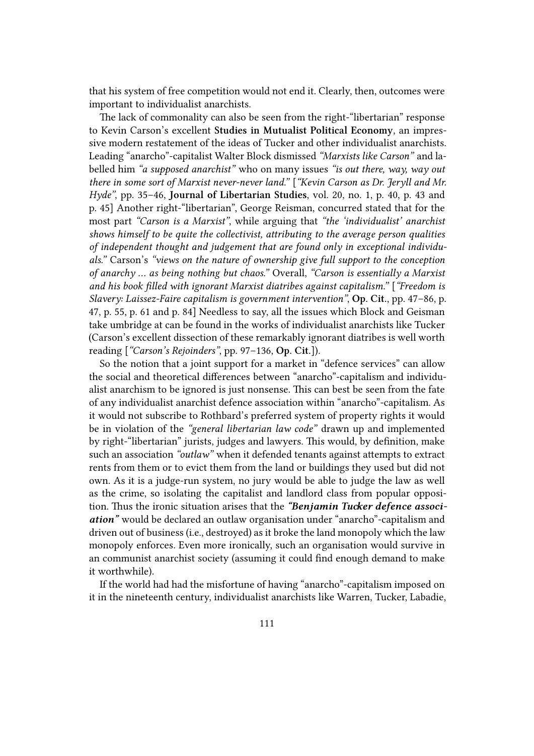that his system of free competition would not end it. Clearly, then, outcomes were important to individualist anarchists.

The lack of commonality can also be seen from the right-"libertarian" response to Kevin Carson's excellent **Studies in Mutualist Political Economy**, an impressive modern restatement of the ideas of Tucker and other individualist anarchists. Leading "anarcho"-capitalist Walter Block dismissed *"Marxists like Carson"* and labelled him *"a supposed anarchist"* who on many issues *"is out there, way, way out there in some sort of Marxist never-never land."* [*"Kevin Carson as Dr. Jeryll and Mr. Hyde"*, pp. 35–46, **Journal of Libertarian Studies**, vol. 20, no. 1, p. 40, p. 43 and p. 45] Another right-"libertarian", George Reisman, concurred stated that for the most part *"Carson is a Marxist"*, while arguing that *"the 'individualist' anarchist shows himself to be quite the collectivist, attributing to the average person qualities of independent thought and judgement that are found only in exceptional individuals."* Carson's *"views on the nature of ownership give full support to the conception of anarchy … as being nothing but chaos."* Overall, *"Carson is essentially a Marxist and his book filled with ignorant Marxist diatribes against capitalism."* [*"Freedom is Slavery: Laissez-Faire capitalism is government intervention"*, **Op. Cit.**, pp. 47–86, p. 47, p. 55, p. 61 and p. 84] Needless to say, all the issues which Block and Geisman take umbridge at can be found in the works of individualist anarchists like Tucker (Carson's excellent dissection of these remarkably ignorant diatribes is well worth reading [*"Carson's Rejoinders"*, pp. 97–136, **Op. Cit.**]).

So the notion that a joint support for a market in "defence services" can allow the social and theoretical differences between "anarcho"-capitalism and individualist anarchism to be ignored is just nonsense. This can best be seen from the fate of any individualist anarchist defence association within "anarcho"-capitalism. As it would not subscribe to Rothbard's preferred system of property rights it would be in violation of the *"general libertarian law code"* drawn up and implemented by right-"libertarian" jurists, judges and lawyers. This would, by definition, make such an association *"outlaw"* when it defended tenants against attempts to extract rents from them or to evict them from the land or buildings they used but did not own. As it is a judge-run system, no jury would be able to judge the law as well as the crime, so isolating the capitalist and landlord class from popular opposition. Thus the ironic situation arises that the ***"Benjamin Tucker defence association"*** would be declared an outlaw organisation under "anarcho"-capitalism and driven out of business (i.e., destroyed) as it broke the land monopoly which the law monopoly enforces. Even more ironically, such an organisation would survive in an communist anarchist society (assuming it could find enough demand to make it worthwhile).

If the world had had the misfortune of having "anarcho"-capitalism imposed on it in the nineteenth century, individualist anarchists like Warren, Tucker, Labadie,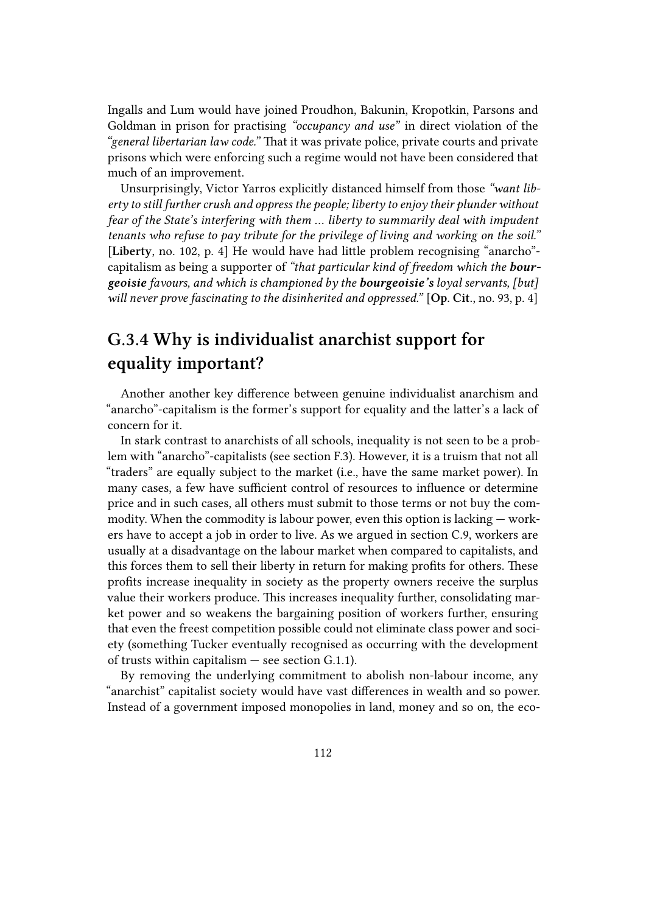Ingalls and Lum would have joined Proudhon, Bakunin, Kropotkin, Parsons and Goldman in prison for practising *"occupancy and use"* in direct violation of the *"general libertarian law code."* That it was private police, private courts and private prisons which were enforcing such a regime would not have been considered that much of an improvement.

Unsurprisingly, Victor Yarros explicitly distanced himself from those *"want liberty to still further crush and oppress the people; liberty to enjoy their plunder without fear of the State's interfering with them … liberty to summarily deal with impudent tenants who refuse to pay tribute for the privilege of living and working on the soil."* [**Liberty**, no. 102, p. 4] He would have had little problem recognising "anarcho"-capitalism as being a supporter of *"that particular kind of freedom which the **bourgeoisie** favours, and which is championed by the **bourgeoisie's** loyal servants, [but] will never prove fascinating to the disinherited and oppressed."* [**Op. Cit.**, no. 93, p. 4]

## G.3.4 Why is individualist anarchist support for equality important?

Another another key difference between genuine individualist anarchism and "anarcho"-capitalism is the former's support for equality and the latter's a lack of concern for it.

In stark contrast to anarchists of all schools, inequality is not seen to be a problem with "anarcho"-capitalists (see section F.3). However, it is a truism that not all "traders" are equally subject to the market (i.e., have the same market power). In many cases, a few have sufficient control of resources to influence or determine price and in such cases, all others must submit to those terms or not buy the commodity. When the commodity is labour power, even this option is lacking — workers have to accept a job in order to live. As we argued in section C.9, workers are usually at a disadvantage on the labour market when compared to capitalists, and this forces them to sell their liberty in return for making profits for others. These profits increase inequality in society as the property owners receive the surplus value their workers produce. This increases inequality further, consolidating market power and so weakens the bargaining position of workers further, ensuring that even the freest competition possible could not eliminate class power and society (something Tucker eventually recognised as occurring with the development of trusts within capitalism — see section G.1.1).

By removing the underlying commitment to abolish non-labour income, any "anarchist" capitalist society would have vast differences in wealth and so power. Instead of a government imposed monopolies in land, money and so on, the eco-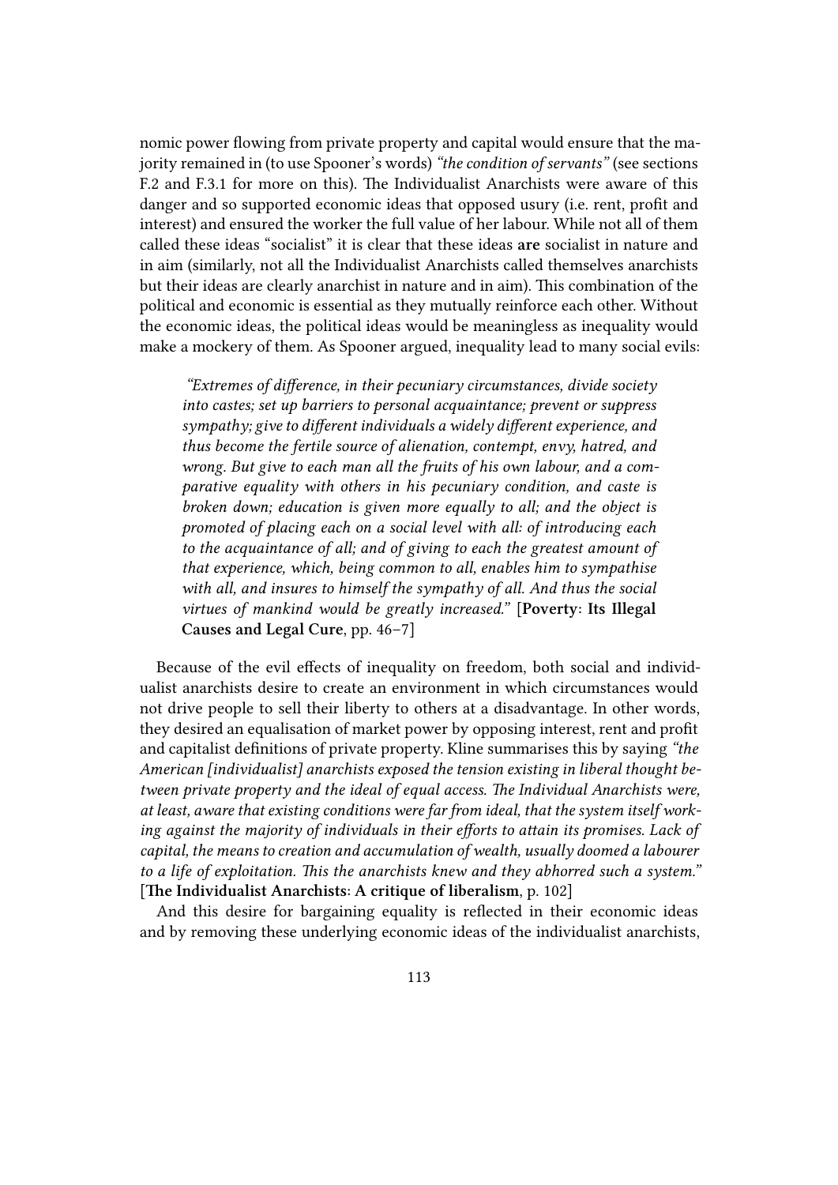nomic power flowing from private property and capital would ensure that the majority remained in (to use Spooner's words) *"the condition of servants"* (see sections F.2 and F.3.1 for more on this). The Individualist Anarchists were aware of this danger and so supported economic ideas that opposed usury (i.e. rent, profit and interest) and ensured the worker the full value of her labour. While not all of them called these ideas "socialist" it is clear that these ideas **are** socialist in nature and in aim (similarly, not all the Individualist Anarchists called themselves anarchists but their ideas are clearly anarchist in nature and in aim). This combination of the political and economic is essential as they mutually reinforce each other. Without the economic ideas, the political ideas would be meaningless as inequality would make a mockery of them. As Spooner argued, inequality lead to many social evils:

> *"Extremes of difference, in their pecuniary circumstances, divide society into castes; set up barriers to personal acquaintance; prevent or suppress sympathy; give to different individuals a widely different experience, and thus become the fertile source of alienation, contempt, envy, hatred, and wrong. But give to each man all the fruits of his own labour, and a comparative equality with others in his pecuniary condition, and caste is broken down; education is given more equally to all; and the object is promoted of placing each on a social level with all: of introducing each to the acquaintance of all; and of giving to each the greatest amount of that experience, which, being common to all, enables him to sympathise with all, and insures to himself the sympathy of all. And thus the social virtues of mankind would be greatly increased."* [**Poverty: Its Illegal Causes and Legal Cure**, pp. 46–7]

Because of the evil effects of inequality on freedom, both social and individualist anarchists desire to create an environment in which circumstances would not drive people to sell their liberty to others at a disadvantage. In other words, they desired an equalisation of market power by opposing interest, rent and profit and capitalist definitions of private property. Kline summarises this by saying *"the American [individualist] anarchists exposed the tension existing in liberal thought between private property and the ideal of equal access. The Individual Anarchists were, at least, aware that existing conditions were far from ideal, that the system itself working against the majority of individuals in their efforts to attain its promises. Lack of capital, the means to creation and accumulation of wealth, usually doomed a labourer to a life of exploitation. This the anarchists knew and they abhorred such a system."* [**The Individualist Anarchists: A critique of liberalism**, p. 102]

And this desire for bargaining equality is reflected in their economic ideas and by removing these underlying economic ideas of the individualist anarchists,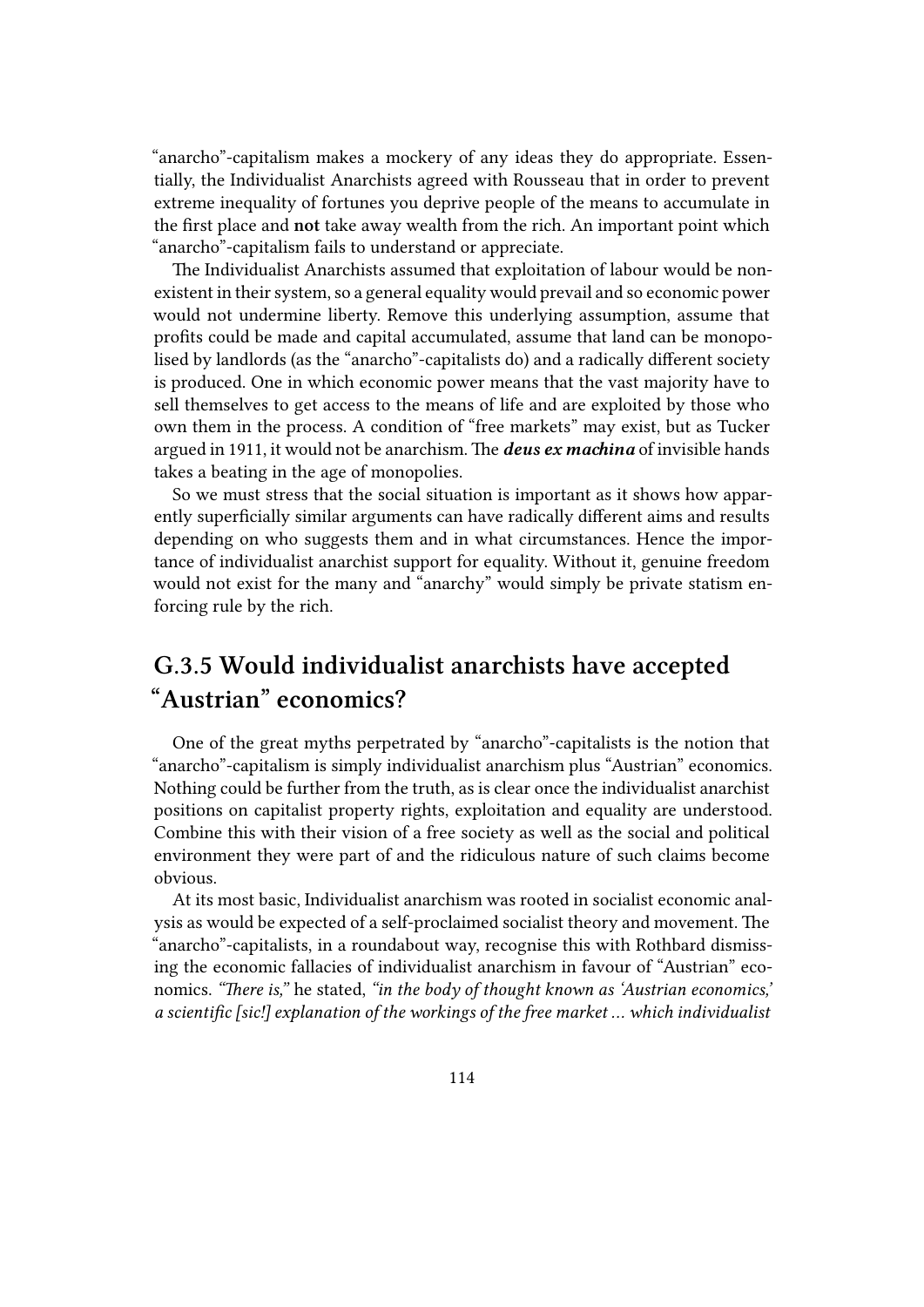"anarcho"-capitalism makes a mockery of any ideas they do appropriate. Essentially, the Individualist Anarchists agreed with Rousseau that in order to prevent extreme inequality of fortunes you deprive people of the means to accumulate in the first place and **not** take away wealth from the rich. An important point which "anarcho"-capitalism fails to understand or appreciate.

The Individualist Anarchists assumed that exploitation of labour would be non-existent in their system, so a general equality would prevail and so economic power would not undermine liberty. Remove this underlying assumption, assume that profits could be made and capital accumulated, assume that land can be monopolised by landlords (as the "anarcho"-capitalists do) and a radically different society is produced. One in which economic power means that the vast majority have to sell themselves to get access to the means of life and are exploited by those who own them in the process. A condition of "free markets" may exist, but as Tucker argued in 1911, it would not be anarchism. The ***deus ex machina*** of invisible hands takes a beating in the age of monopolies.

So we must stress that the social situation is important as it shows how apparently superficially similar arguments can have radically different aims and results depending on who suggests them and in what circumstances. Hence the importance of individualist anarchist support for equality. Without it, genuine freedom would not exist for the many and "anarchy" would simply be private statism enforcing rule by the rich.

## G.3.5 Would individualist anarchists have accepted "Austrian" economics?

One of the great myths perpetrated by "anarcho"-capitalists is the notion that "anarcho"-capitalism is simply individualist anarchism plus "Austrian" economics. Nothing could be further from the truth, as is clear once the individualist anarchist positions on capitalist property rights, exploitation and equality are understood. Combine this with their vision of a free society as well as the social and political environment they were part of and the ridiculous nature of such claims become obvious.

At its most basic, Individualist anarchism was rooted in socialist economic analysis as would be expected of a self-proclaimed socialist theory and movement. The "anarcho"-capitalists, in a roundabout way, recognise this with Rothbard dismissing the economic fallacies of individualist anarchism in favour of "Austrian" economics. *"There is,"* he stated, *"in the body of thought known as 'Austrian economics,' a scientific [sic!] explanation of the workings of the free market … which individualist*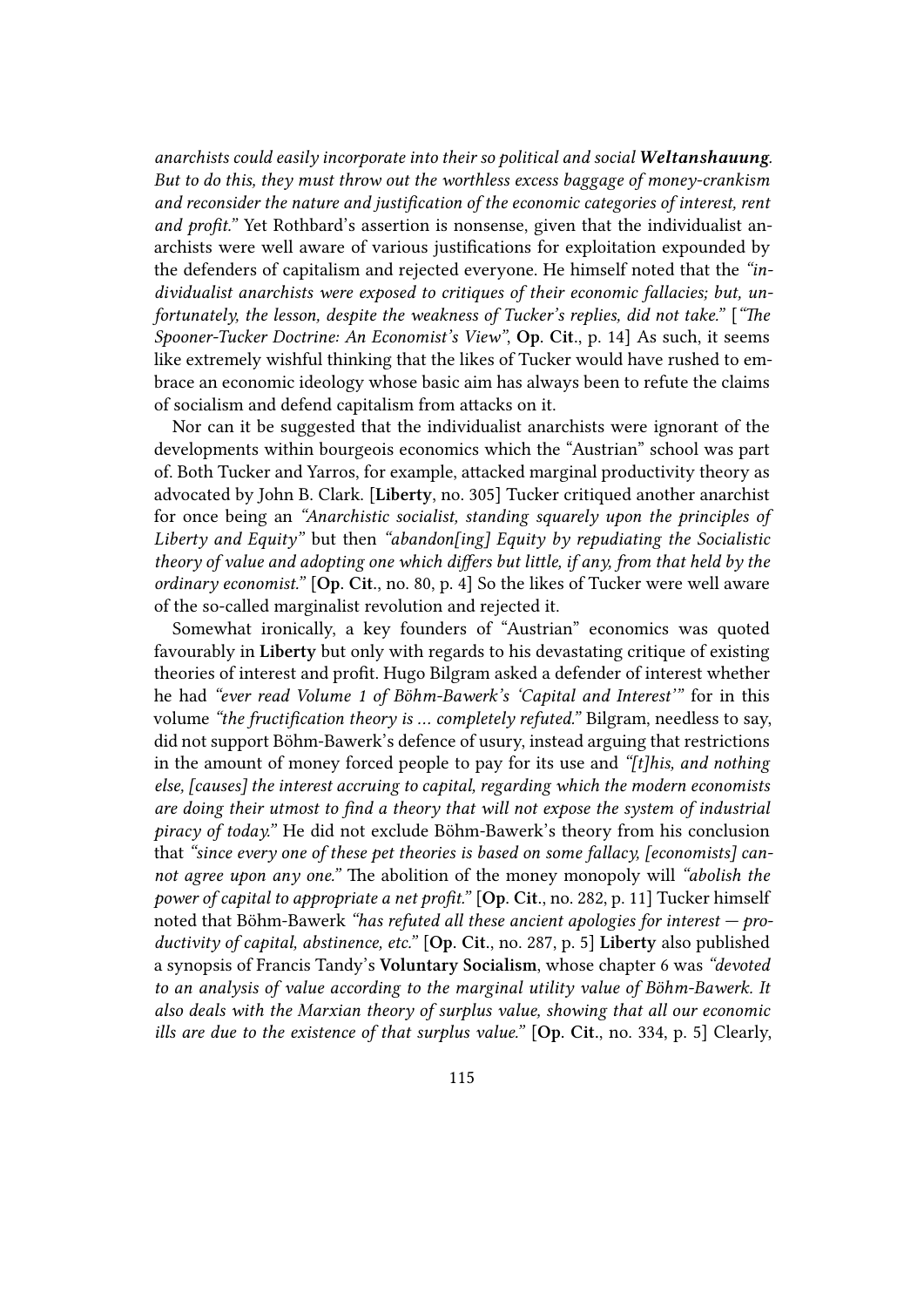*anarchists could easily incorporate into their so political and social **Weltanshauung**. But to do this, they must throw out the worthless excess baggage of money-crankism and reconsider the nature and justification of the economic categories of interest, rent and profit."* Yet Rothbard's assertion is nonsense, given that the individualist anarchists were well aware of various justifications for exploitation expounded by the defenders of capitalism and rejected everyone. He himself noted that the *"individualist anarchists were exposed to critiques of their economic fallacies; but, unfortunately, the lesson, despite the weakness of Tucker's replies, did not take."* [*"The Spooner-Tucker Doctrine: An Economist's View"*, **Op. Cit.**, p. 14] As such, it seems like extremely wishful thinking that the likes of Tucker would have rushed to embrace an economic ideology whose basic aim has always been to refute the claims of socialism and defend capitalism from attacks on it.

Nor can it be suggested that the individualist anarchists were ignorant of the developments within bourgeois economics which the "Austrian" school was part of. Both Tucker and Yarros, for example, attacked marginal productivity theory as advocated by John B. Clark. [**Liberty**, no. 305] Tucker critiqued another anarchist for once being an *"Anarchistic socialist, standing squarely upon the principles of Liberty and Equity"* but then *"abandon[ing] Equity by repudiating the Socialistic theory of value and adopting one which differs but little, if any, from that held by the ordinary economist."* [**Op. Cit.**, no. 80, p. 4] So the likes of Tucker were well aware of the so-called marginalist revolution and rejected it.

Somewhat ironically, a key founders of "Austrian" economics was quoted favourably in **Liberty** but only with regards to his devastating critique of existing theories of interest and profit. Hugo Bilgram asked a defender of interest whether he had *"ever read Volume 1 of Böhm-Bawerk's 'Capital and Interest'"* for in this volume *"the fructification theory is ... completely refuted."* Bilgram, needless to say, did not support Böhm-Bawerk's defence of usury, instead arguing that restrictions in the amount of money forced people to pay for its use and *"[t]his, and nothing else, [causes] the interest accruing to capital, regarding which the modern economists are doing their utmost to find a theory that will not expose the system of industrial piracy of today."* He did not exclude Böhm-Bawerk's theory from his conclusion that *"since every one of these pet theories is based on some fallacy, [economists] cannot agree upon any one."* The abolition of the money monopoly will *"abolish the power of capital to appropriate a net profit."* [**Op. Cit.**, no. 282, p. 11] Tucker himself noted that Böhm-Bawerk *"has refuted all these ancient apologies for interest — productivity of capital, abstinence, etc."* [**Op. Cit.**, no. 287, p. 5] **Liberty** also published a synopsis of Francis Tandy's **Voluntary Socialism**, whose chapter 6 was *"devoted to an analysis of value according to the marginal utility value of Böhm-Bawerk. It also deals with the Marxian theory of surplus value, showing that all our economic ills are due to the existence of that surplus value."* [**Op. Cit.**, no. 334, p. 5] Clearly,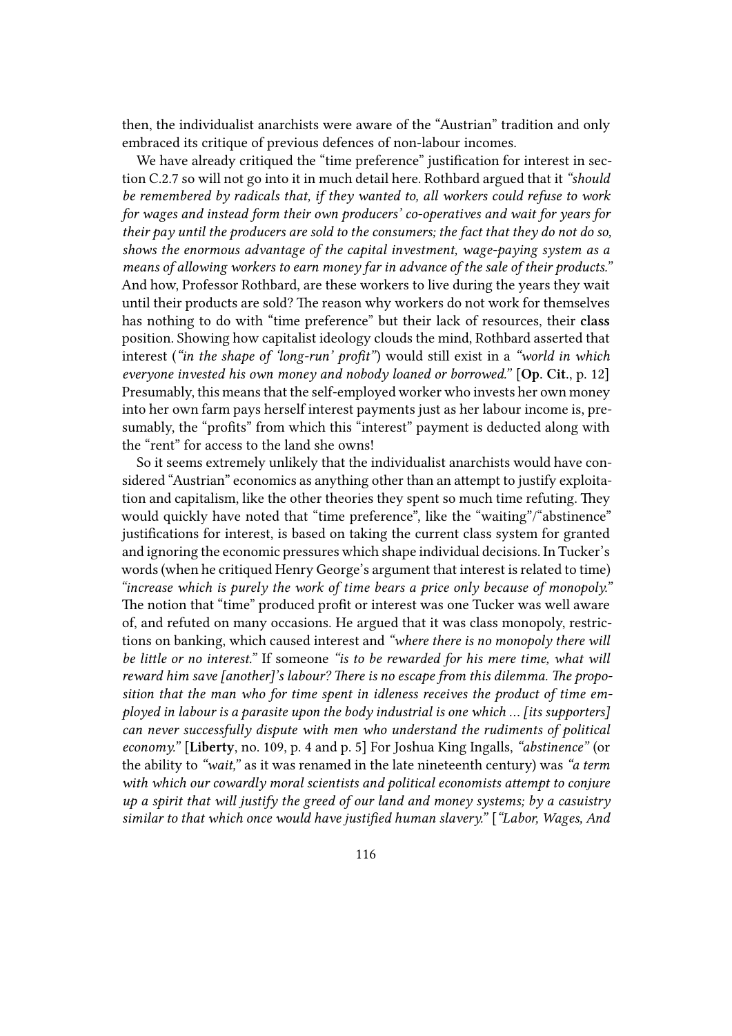then, the individualist anarchists were aware of the "Austrian" tradition and only embraced its critique of previous defences of non-labour incomes.

We have already critiqued the "time preference" justification for interest in section C.2.7 so will not go into it in much detail here. Rothbard argued that it *"should be remembered by radicals that, if they wanted to, all workers could refuse to work for wages and instead form their own producers' co-operatives and wait for years for their pay until the producers are sold to the consumers; the fact that they do not do so, shows the enormous advantage of the capital investment, wage-paying system as a means of allowing workers to earn money far in advance of the sale of their products."* And how, Professor Rothbard, are these workers to live during the years they wait until their products are sold? The reason why workers do not work for themselves has nothing to do with "time preference" but their lack of resources, their **class** position. Showing how capitalist ideology clouds the mind, Rothbard asserted that interest (*"in the shape of 'long-run' profit"*) would still exist in a *"world in which everyone invested his own money and nobody loaned or borrowed."* [**Op. Cit.**, p. 12] Presumably, this means that the self-employed worker who invests her own money into her own farm pays herself interest payments just as her labour income is, presumably, the "profits" from which this "interest" payment is deducted along with the "rent" for access to the land she owns!

So it seems extremely unlikely that the individualist anarchists would have considered "Austrian" economics as anything other than an attempt to justify exploitation and capitalism, like the other theories they spent so much time refuting. They would quickly have noted that "time preference", like the "waiting"/"abstinence" justifications for interest, is based on taking the current class system for granted and ignoring the economic pressures which shape individual decisions. In Tucker's words (when he critiqued Henry George's argument that interest is related to time) *"increase which is purely the work of time bears a price only because of monopoly."* The notion that "time" produced profit or interest was one Tucker was well aware of, and refuted on many occasions. He argued that it was class monopoly, restrictions on banking, which caused interest and *"where there is no monopoly there will be little or no interest."* If someone *"is to be rewarded for his mere time, what will reward him save [another]'s labour? There is no escape from this dilemma. The proposition that the man who for time spent in idleness receives the product of time employed in labour is a parasite upon the body industrial is one which … [its supporters] can never successfully dispute with men who understand the rudiments of political economy."* [**Liberty**, no. 109, p. 4 and p. 5] For Joshua King Ingalls, *"abstinence"* (or the ability to *"wait,"* as it was renamed in the late nineteenth century) was *"a term with which our cowardly moral scientists and political economists attempt to conjure up a spirit that will justify the greed of our land and money systems; by a casuistry similar to that which once would have justified human slavery."* [*"Labor, Wages, And*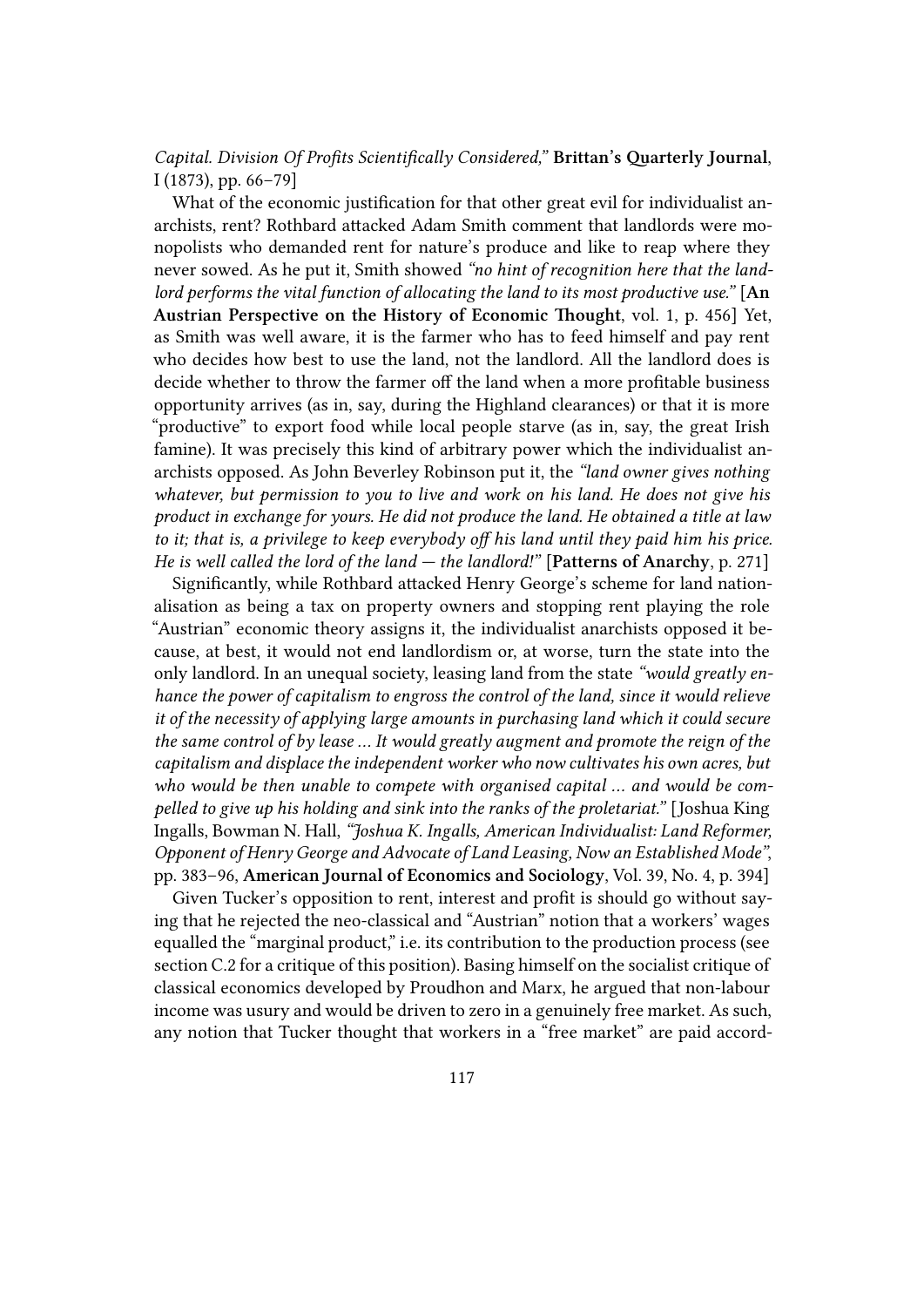*Capital. Division Of Profits Scientifically Considered,"* **Brittan's Quarterly Journal**, I (1873), pp. 66–79]

What of the economic justification for that other great evil for individualist anarchists, rent? Rothbard attacked Adam Smith comment that landlords were monopolists who demanded rent for nature's produce and like to reap where they never sowed. As he put it, Smith showed *"no hint of recognition here that the landlord performs the vital function of allocating the land to its most productive use."* [**An Austrian Perspective on the History of Economic Thought**, vol. 1, p. 456] Yet, as Smith was well aware, it is the farmer who has to feed himself and pay rent who decides how best to use the land, not the landlord. All the landlord does is decide whether to throw the farmer off the land when a more profitable business opportunity arrives (as in, say, during the Highland clearances) or that it is more "productive" to export food while local people starve (as in, say, the great Irish famine). It was precisely this kind of arbitrary power which the individualist anarchists opposed. As John Beverley Robinson put it, the *"land owner gives nothing whatever, but permission to you to live and work on his land. He does not give his product in exchange for yours. He did not produce the land. He obtained a title at law to it; that is, a privilege to keep everybody off his land until they paid him his price. He is well called the lord of the land — the landlord!"* [**Patterns of Anarchy**, p. 271]

Significantly, while Rothbard attacked Henry George's scheme for land nationalisation as being a tax on property owners and stopping rent playing the role "Austrian" economic theory assigns it, the individualist anarchists opposed it because, at best, it would not end landlordism or, at worse, turn the state into the only landlord. In an unequal society, leasing land from the state *"would greatly enhance the power of capitalism to engross the control of the land, since it would relieve it of the necessity of applying large amounts in purchasing land which it could secure the same control of by lease … It would greatly augment and promote the reign of the capitalism and displace the independent worker who now cultivates his own acres, but who would be then unable to compete with organised capital … and would be compelled to give up his holding and sink into the ranks of the proletariat."* [Joshua King Ingalls, Bowman N. Hall, *"Joshua K. Ingalls, American Individualist: Land Reformer, Opponent of Henry George and Advocate of Land Leasing, Now an Established Mode"*, pp. 383–96, **American Journal of Economics and Sociology**, Vol. 39, No. 4, p. 394]

Given Tucker's opposition to rent, interest and profit is should go without saying that he rejected the neo-classical and "Austrian" notion that a workers' wages equalled the "marginal product," i.e. its contribution to the production process (see section C.2 for a critique of this position). Basing himself on the socialist critique of classical economics developed by Proudhon and Marx, he argued that non-labour income was usury and would be driven to zero in a genuinely free market. As such, any notion that Tucker thought that workers in a "free market" are paid accord-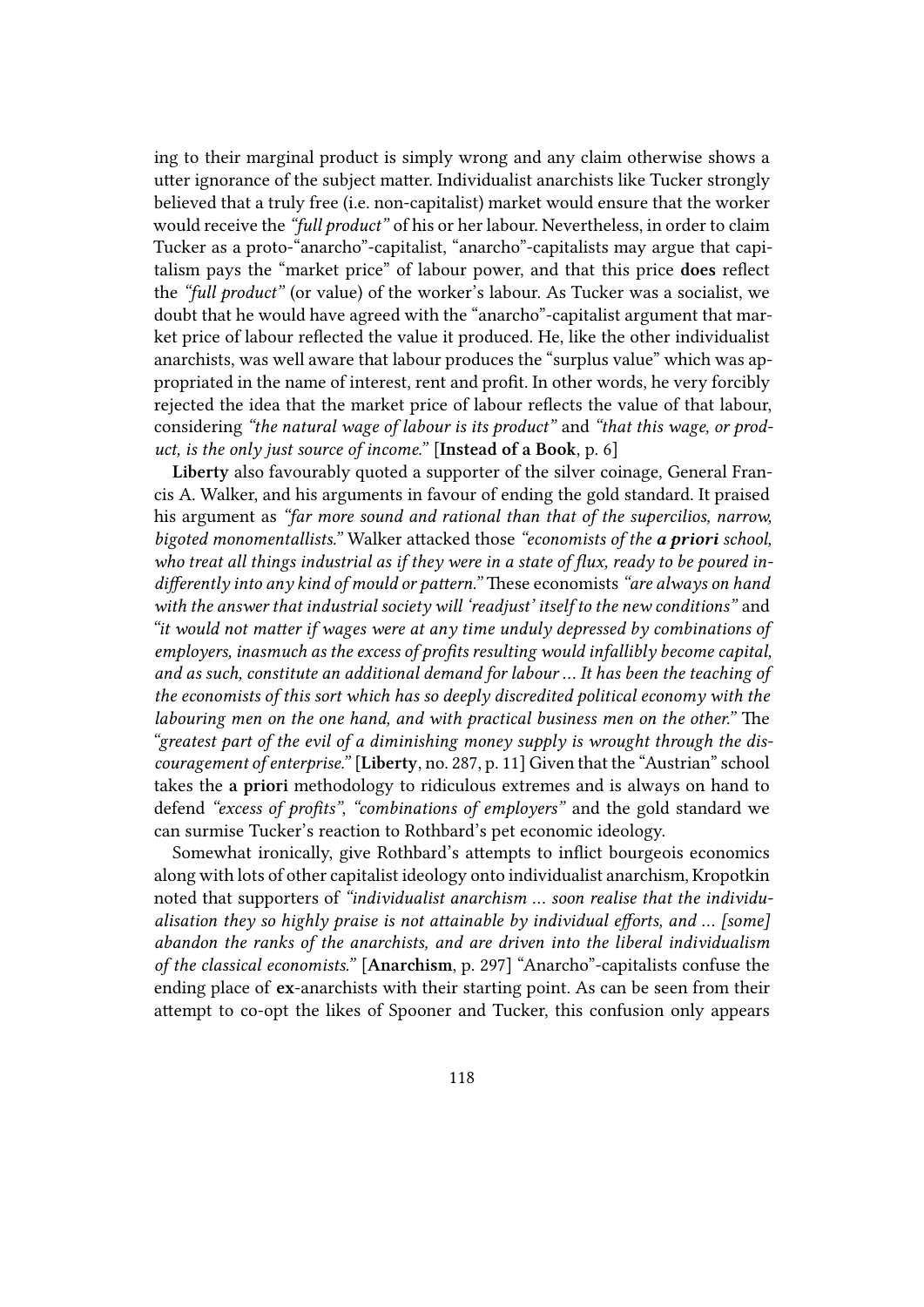ing to their marginal product is simply wrong and any claim otherwise shows a utter ignorance of the subject matter. Individualist anarchists like Tucker strongly believed that a truly free (i.e. non-capitalist) market would ensure that the worker would receive the *"full product"* of his or her labour. Nevertheless, in order to claim Tucker as a proto-"anarcho"-capitalist, "anarcho"-capitalists may argue that capitalism pays the "market price" of labour power, and that this price **does** reflect the *"full product"* (or value) of the worker's labour. As Tucker was a socialist, we doubt that he would have agreed with the "anarcho"-capitalist argument that market price of labour reflected the value it produced. He, like the other individualist anarchists, was well aware that labour produces the "surplus value" which was appropriated in the name of interest, rent and profit. In other words, he very forcibly rejected the idea that the market price of labour reflects the value of that labour, considering *"the natural wage of labour is its product"* and *"that this wage, or product, is the only just source of income."* [**Instead of a Book**, p. 6]

**Liberty** also favourably quoted a supporter of the silver coinage, General Francis A. Walker, and his arguments in favour of ending the gold standard. It praised his argument as *"far more sound and rational than that of the supercilios, narrow, bigoted monomentallists."* Walker attacked those *"economists of the* ***a priori*** *school, who treat all things industrial as if they were in a state of flux, ready to be poured indifferently into any kind of mould or pattern."* These economists *"are always on hand with the answer that industrial society will 'readjust' itself to the new conditions"* and *"it would not matter if wages were at any time unduly depressed by combinations of employers, inasmuch as the excess of profits resulting would infallibly become capital, and as such, constitute an additional demand for labour … It has been the teaching of the economists of this sort which has so deeply discredited political economy with the labouring men on the one hand, and with practical business men on the other."* The *"greatest part of the evil of a diminishing money supply is wrought through the discouragement of enterprise."* [**Liberty**, no. 287, p. 11] Given that the "Austrian" school takes the **a priori** methodology to ridiculous extremes and is always on hand to defend *"excess of profits"*, *"combinations of employers"* and the gold standard we can surmise Tucker's reaction to Rothbard's pet economic ideology.

Somewhat ironically, give Rothbard's attempts to inflict bourgeois economics along with lots of other capitalist ideology onto individualist anarchism, Kropotkin noted that supporters of *"individualist anarchism … soon realise that the individualisation they so highly praise is not attainable by individual efforts, and … [some] abandon the ranks of the anarchists, and are driven into the liberal individualism of the classical economists."* [**Anarchism**, p. 297] "Anarcho"-capitalists confuse the ending place of **ex**-anarchists with their starting point. As can be seen from their attempt to co-opt the likes of Spooner and Tucker, this confusion only appears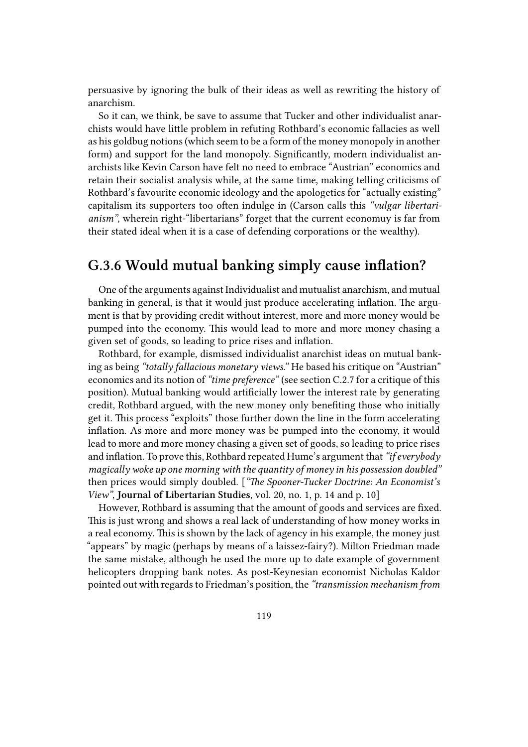persuasive by ignoring the bulk of their ideas as well as rewriting the history of anarchism.

So it can, we think, be save to assume that Tucker and other individualist anarchists would have little problem in refuting Rothbard's economic fallacies as well as his goldbug notions (which seem to be a form of the money monopoly in another form) and support for the land monopoly. Significantly, modern individualist anarchists like Kevin Carson have felt no need to embrace "Austrian" economics and retain their socialist analysis while, at the same time, making telling criticisms of Rothbard's favourite economic ideology and the apologetics for "actually existing" capitalism its supporters too often indulge in (Carson calls this *"vulgar libertarianism"*, wherein right-"libertarians" forget that the current economuy is far from their stated ideal when it is a case of defending corporations or the wealthy).

## G.3.6 Would mutual banking simply cause inflation?

One of the arguments against Individualist and mutualist anarchism, and mutual banking in general, is that it would just produce accelerating inflation. The argument is that by providing credit without interest, more and more money would be pumped into the economy. This would lead to more and more money chasing a given set of goods, so leading to price rises and inflation.

Rothbard, for example, dismissed individualist anarchist ideas on mutual banking as being *"totally fallacious monetary views."* He based his critique on "Austrian" economics and its notion of *"time preference"* (see section C.2.7 for a critique of this position). Mutual banking would artificially lower the interest rate by generating credit, Rothbard argued, with the new money only benefiting those who initially get it. This process "exploits" those further down the line in the form accelerating inflation. As more and more money was be pumped into the economy, it would lead to more and more money chasing a given set of goods, so leading to price rises and inflation. To prove this, Rothbard repeated Hume's argument that *"if everybody magically woke up one morning with the quantity of money in his possession doubled"* then prices would simply doubled. [*"The Spooner-Tucker Doctrine: An Economist's View"*, **Journal of Libertarian Studies**, vol. 20, no. 1, p. 14 and p. 10]

However, Rothbard is assuming that the amount of goods and services are fixed. This is just wrong and shows a real lack of understanding of how money works in a real economy. This is shown by the lack of agency in his example, the money just "appears" by magic (perhaps by means of a laissez-fairy?). Milton Friedman made the same mistake, although he used the more up to date example of government helicopters dropping bank notes. As post-Keynesian economist Nicholas Kaldor pointed out with regards to Friedman's position, the *"transmission mechanism from*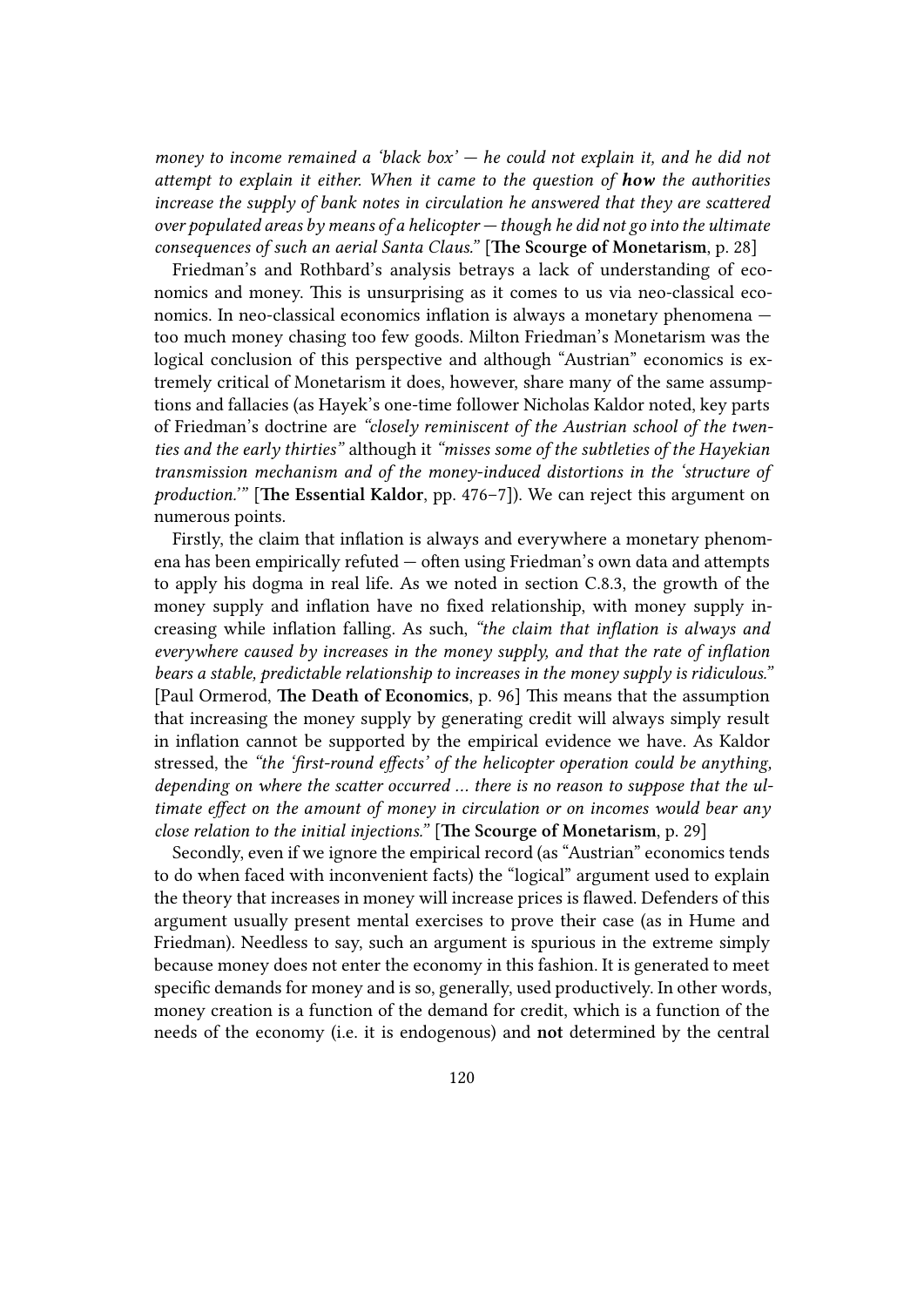*money to income remained a 'black box' — he could not explain it, and he did not attempt to explain it either. When it came to the question of* ***how*** *the authorities increase the supply of bank notes in circulation he answered that they are scattered over populated areas by means of a helicopter — though he did not go into the ultimate consequences of such an aerial Santa Claus."* [**The Scourge of Monetarism**, p. 28]

Friedman's and Rothbard's analysis betrays a lack of understanding of economics and money. This is unsurprising as it comes to us via neo-classical economics. In neo-classical economics inflation is always a monetary phenomena — too much money chasing too few goods. Milton Friedman's Monetarism was the logical conclusion of this perspective and although "Austrian" economics is extremely critical of Monetarism it does, however, share many of the same assumptions and fallacies (as Hayek's one-time follower Nicholas Kaldor noted, key parts of Friedman's doctrine are *"closely reminiscent of the Austrian school of the twenties and the early thirties"* although it *"misses some of the subtleties of the Hayekian transmission mechanism and of the money-induced distortions in the 'structure of production.'"* [**The Essential Kaldor**, pp. 476–7]). We can reject this argument on numerous points.

Firstly, the claim that inflation is always and everywhere a monetary phenomena has been empirically refuted — often using Friedman's own data and attempts to apply his dogma in real life. As we noted in section C.8.3, the growth of the money supply and inflation have no fixed relationship, with money supply increasing while inflation falling. As such, *"the claim that inflation is always and everywhere caused by increases in the money supply, and that the rate of inflation bears a stable, predictable relationship to increases in the money supply is ridiculous."* [Paul Ormerod, **The Death of Economics**, p. 96] This means that the assumption that increasing the money supply by generating credit will always simply result in inflation cannot be supported by the empirical evidence we have. As Kaldor stressed, the *"the 'first-round effects' of the helicopter operation could be anything, depending on where the scatter occurred … there is no reason to suppose that the ultimate effect on the amount of money in circulation or on incomes would bear any close relation to the initial injections."* [**The Scourge of Monetarism**, p. 29]

Secondly, even if we ignore the empirical record (as "Austrian" economics tends to do when faced with inconvenient facts) the "logical" argument used to explain the theory that increases in money will increase prices is flawed. Defenders of this argument usually present mental exercises to prove their case (as in Hume and Friedman). Needless to say, such an argument is spurious in the extreme simply because money does not enter the economy in this fashion. It is generated to meet specific demands for money and is so, generally, used productively. In other words, money creation is a function of the demand for credit, which is a function of the needs of the economy (i.e. it is endogenous) and **not** determined by the central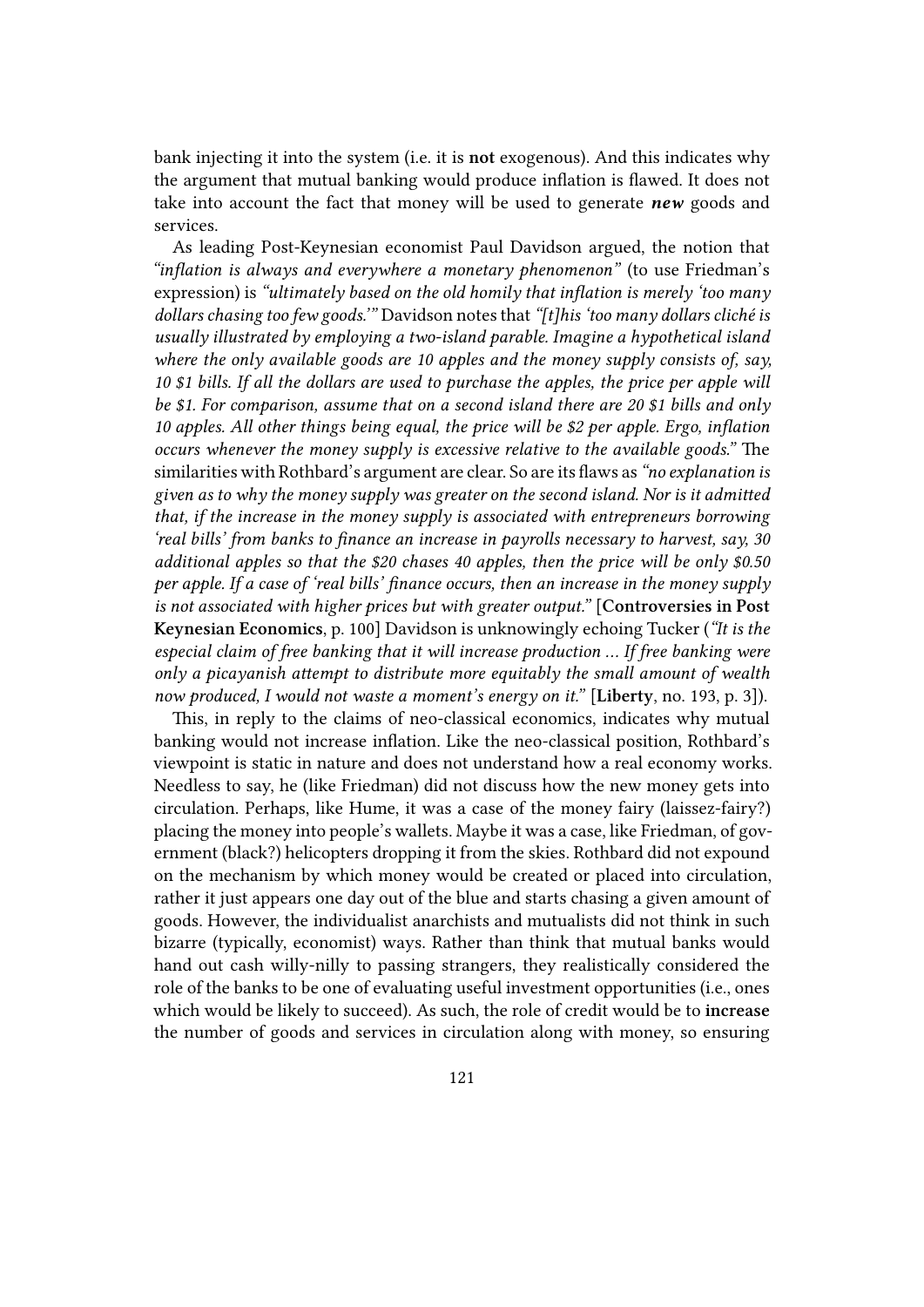bank injecting it into the system (i.e. it is **not** exogenous). And this indicates why the argument that mutual banking would produce inflation is flawed. It does not take into account the fact that money will be used to generate ***new*** goods and services.

As leading Post-Keynesian economist Paul Davidson argued, the notion that *"inflation is always and everywhere a monetary phenomenon"* (to use Friedman's expression) is *"ultimately based on the old homily that inflation is merely 'too many dollars chasing too few goods.'"* Davidson notes that *"[t]his 'too many dollars cliché is usually illustrated by employing a two-island parable. Imagine a hypothetical island where the only available goods are 10 apples and the money supply consists of, say, 10 $1 bills. If all the dollars are used to purchase the apples, the price per apple will be $1. For comparison, assume that on a second island there are 20 $1 bills and only 10 apples. All other things being equal, the price will be $2 per apple. Ergo, inflation occurs whenever the money supply is excessive relative to the available goods."* The similarities with Rothbard's argument are clear. So are its flaws as *"no explanation is given as to why the money supply was greater on the second island. Nor is it admitted that, if the increase in the money supply is associated with entrepreneurs borrowing 'real bills' from banks to finance an increase in payrolls necessary to harvest, say, 30 additional apples so that the $20 chases 40 apples, then the price will be only $0.50 per apple. If a case of 'real bills' finance occurs, then an increase in the money supply is not associated with higher prices but with greater output."* [**Controversies in Post Keynesian Economics**, p. 100] Davidson is unknowingly echoing Tucker (*"It is the especial claim of free banking that it will increase production … If free banking were only a picayanish attempt to distribute more equitably the small amount of wealth now produced, I would not waste a moment's energy on it."* [**Liberty**, no. 193, p. 3]).

This, in reply to the claims of neo-classical economics, indicates why mutual banking would not increase inflation. Like the neo-classical position, Rothbard's viewpoint is static in nature and does not understand how a real economy works. Needless to say, he (like Friedman) did not discuss how the new money gets into circulation. Perhaps, like Hume, it was a case of the money fairy (laissez-fairy?) placing the money into people's wallets. Maybe it was a case, like Friedman, of government (black?) helicopters dropping it from the skies. Rothbard did not expound on the mechanism by which money would be created or placed into circulation, rather it just appears one day out of the blue and starts chasing a given amount of goods. However, the individualist anarchists and mutualists did not think in such bizarre (typically, economist) ways. Rather than think that mutual banks would hand out cash willy-nilly to passing strangers, they realistically considered the role of the banks to be one of evaluating useful investment opportunities (i.e., ones which would be likely to succeed). As such, the role of credit would be to **increase** the number of goods and services in circulation along with money, so ensuring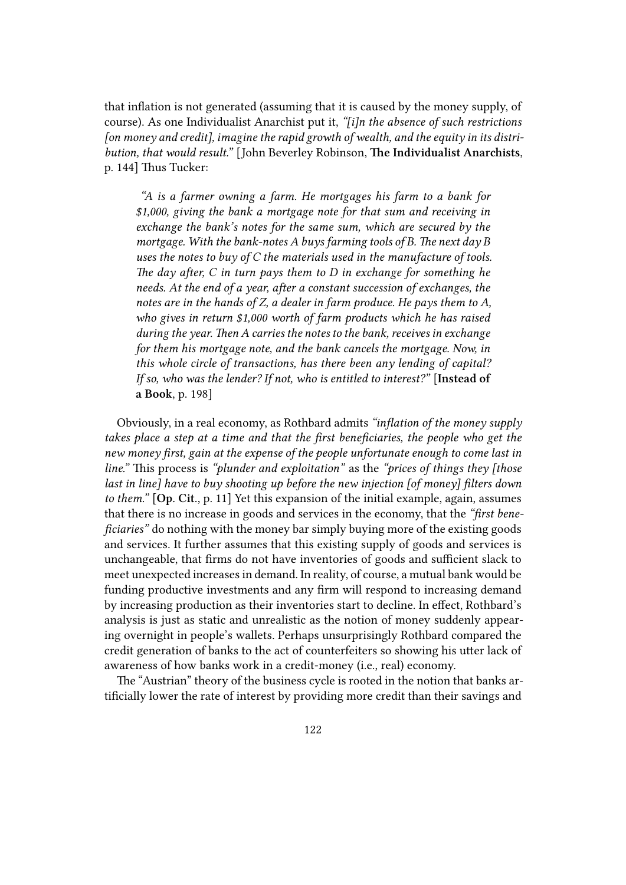that inflation is not generated (assuming that it is caused by the money supply, of course). As one Individualist Anarchist put it, *"[i]n the absence of such restrictions [on money and credit], imagine the rapid growth of wealth, and the equity in its distribution, that would result."* [John Beverley Robinson, **The Individualist Anarchists**, p. 144] Thus Tucker:

> *"A is a farmer owning a farm. He mortgages his farm to a bank for $1,000, giving the bank a mortgage note for that sum and receiving in exchange the bank's notes for the same sum, which are secured by the mortgage. With the bank-notes A buys farming tools of B. The next day B uses the notes to buy of C the materials used in the manufacture of tools. The day after, C in turn pays them to D in exchange for something he needs. At the end of a year, after a constant succession of exchanges, the notes are in the hands of Z, a dealer in farm produce. He pays them to A, who gives in return $1,000 worth of farm products which he has raised during the year. Then A carries the notes to the bank, receives in exchange for them his mortgage note, and the bank cancels the mortgage. Now, in this whole circle of transactions, has there been any lending of capital? If so, who was the lender? If not, who is entitled to interest?"* [**Instead of a Book**, p. 198]

Obviously, in a real economy, as Rothbard admits *"inflation of the money supply takes place a step at a time and that the first beneficiaries, the people who get the new money first, gain at the expense of the people unfortunate enough to come last in line."* This process is *"plunder and exploitation"* as the *"prices of things they [those last in line] have to buy shooting up before the new injection [of money] filters down to them."* [**Op. Cit.**, p. 11] Yet this expansion of the initial example, again, assumes that there is no increase in goods and services in the economy, that the *"first beneficiaries"* do nothing with the money bar simply buying more of the existing goods and services. It further assumes that this existing supply of goods and services is unchangeable, that firms do not have inventories of goods and sufficient slack to meet unexpected increases in demand. In reality, of course, a mutual bank would be funding productive investments and any firm will respond to increasing demand by increasing production as their inventories start to decline. In effect, Rothbard's analysis is just as static and unrealistic as the notion of money suddenly appearing overnight in people's wallets. Perhaps unsurprisingly Rothbard compared the credit generation of banks to the act of counterfeiters so showing his utter lack of awareness of how banks work in a credit-money (i.e., real) economy.

The "Austrian" theory of the business cycle is rooted in the notion that banks artificially lower the rate of interest by providing more credit than their savings and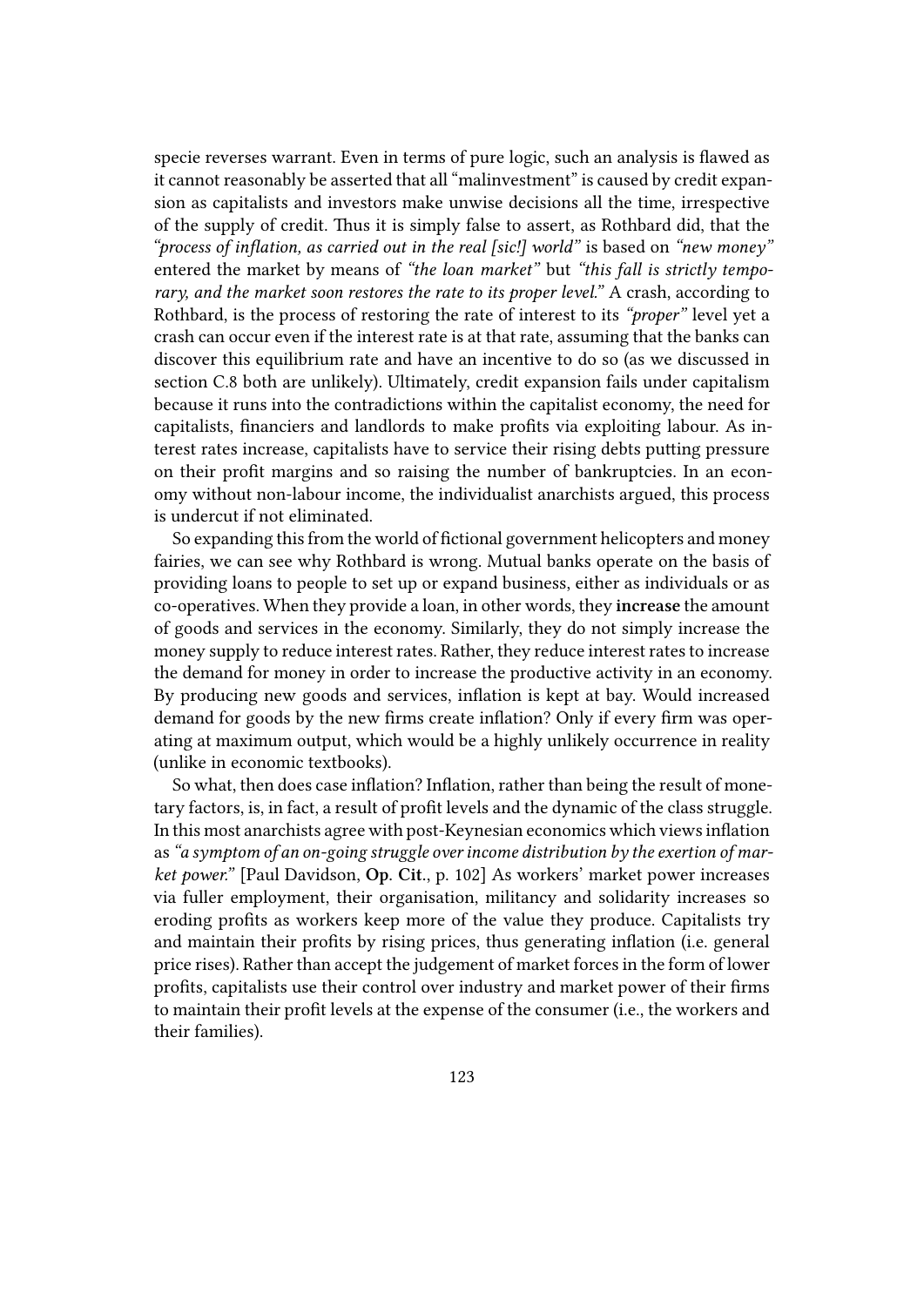specie reverses warrant. Even in terms of pure logic, such an analysis is flawed as it cannot reasonably be asserted that all "malinvestment" is caused by credit expansion as capitalists and investors make unwise decisions all the time, irrespective of the supply of credit. Thus it is simply false to assert, as Rothbard did, that the *"process of inflation, as carried out in the real [sic!] world"* is based on *"new money"* entered the market by means of *"the loan market"* but *"this fall is strictly temporary, and the market soon restores the rate to its proper level."* A crash, according to Rothbard, is the process of restoring the rate of interest to its *"proper"* level yet a crash can occur even if the interest rate is at that rate, assuming that the banks can discover this equilibrium rate and have an incentive to do so (as we discussed in section C.8 both are unlikely). Ultimately, credit expansion fails under capitalism because it runs into the contradictions within the capitalist economy, the need for capitalists, financiers and landlords to make profits via exploiting labour. As interest rates increase, capitalists have to service their rising debts putting pressure on their profit margins and so raising the number of bankruptcies. In an economy without non-labour income, the individualist anarchists argued, this process is undercut if not eliminated.

So expanding this from the world of fictional government helicopters and money fairies, we can see why Rothbard is wrong. Mutual banks operate on the basis of providing loans to people to set up or expand business, either as individuals or as co-operatives. When they provide a loan, in other words, they **increase** the amount of goods and services in the economy. Similarly, they do not simply increase the money supply to reduce interest rates. Rather, they reduce interest rates to increase the demand for money in order to increase the productive activity in an economy. By producing new goods and services, inflation is kept at bay. Would increased demand for goods by the new firms create inflation? Only if every firm was operating at maximum output, which would be a highly unlikely occurrence in reality (unlike in economic textbooks).

So what, then does case inflation? Inflation, rather than being the result of monetary factors, is, in fact, a result of profit levels and the dynamic of the class struggle. In this most anarchists agree with post-Keynesian economics which views inflation as *"a symptom of an on-going struggle over income distribution by the exertion of market power."* [Paul Davidson, **Op. Cit.**, p. 102] As workers' market power increases via fuller employment, their organisation, militancy and solidarity increases so eroding profits as workers keep more of the value they produce. Capitalists try and maintain their profits by rising prices, thus generating inflation (i.e. general price rises). Rather than accept the judgement of market forces in the form of lower profits, capitalists use their control over industry and market power of their firms to maintain their profit levels at the expense of the consumer (i.e., the workers and their families).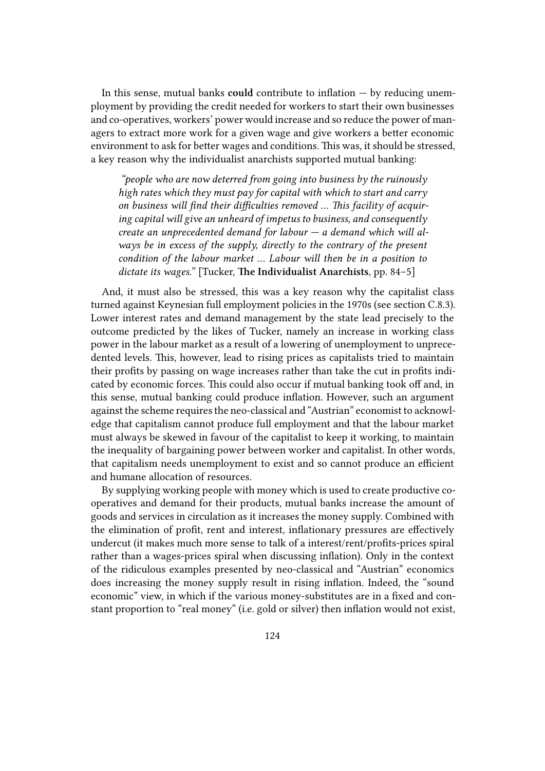In this sense, mutual banks **could** contribute to inflation — by reducing unemployment by providing the credit needed for workers to start their own businesses and co-operatives, workers' power would increase and so reduce the power of managers to extract more work for a given wage and give workers a better economic environment to ask for better wages and conditions. This was, it should be stressed, a key reason why the individualist anarchists supported mutual banking:

> *"people who are now deterred from going into business by the ruinously high rates which they must pay for capital with which to start and carry on business will find their difficulties removed ... This facility of acquiring capital will give an unheard of impetus to business, and consequently create an unprecedented demand for labour — a demand which will always be in excess of the supply, directly to the contrary of the present condition of the labour market ... Labour will then be in a position to dictate its wages."* [Tucker, **The Individualist Anarchists**, pp. 84–5]

And, it must also be stressed, this was a key reason why the capitalist class turned against Keynesian full employment policies in the 1970s (see section C.8.3). Lower interest rates and demand management by the state lead precisely to the outcome predicted by the likes of Tucker, namely an increase in working class power in the labour market as a result of a lowering of unemployment to unprecedented levels. This, however, lead to rising prices as capitalists tried to maintain their profits by passing on wage increases rather than take the cut in profits indicated by economic forces. This could also occur if mutual banking took off and, in this sense, mutual banking could produce inflation. However, such an argument against the scheme requires the neo-classical and "Austrian" economist to acknowledge that capitalism cannot produce full employment and that the labour market must always be skewed in favour of the capitalist to keep it working, to maintain the inequality of bargaining power between worker and capitalist. In other words, that capitalism needs unemployment to exist and so cannot produce an efficient and humane allocation of resources.

By supplying working people with money which is used to create productive co-operatives and demand for their products, mutual banks increase the amount of goods and services in circulation as it increases the money supply. Combined with the elimination of profit, rent and interest, inflationary pressures are effectively undercut (it makes much more sense to talk of a interest/rent/profits-prices spiral rather than a wages-prices spiral when discussing inflation). Only in the context of the ridiculous examples presented by neo-classical and "Austrian" economics does increasing the money supply result in rising inflation. Indeed, the "sound economic" view, in which if the various money-substitutes are in a fixed and constant proportion to "real money" (i.e. gold or silver) then inflation would not exist,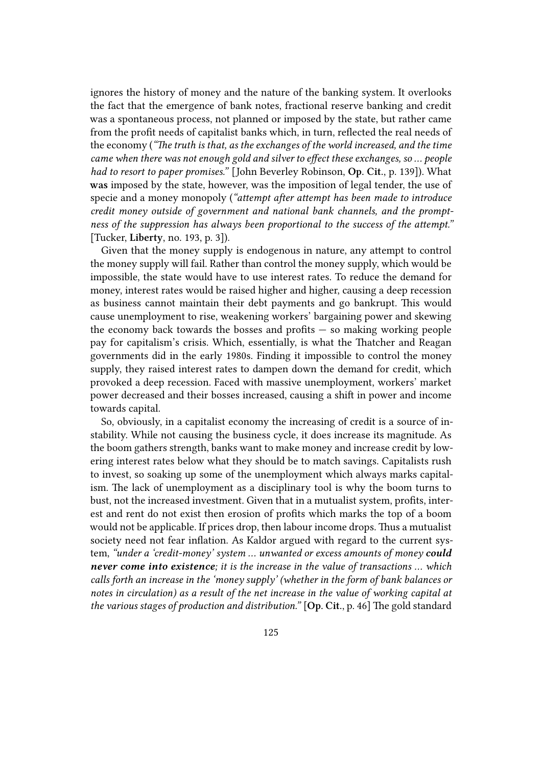ignores the history of money and the nature of the banking system. It overlooks the fact that the emergence of bank notes, fractional reserve banking and credit was a spontaneous process, not planned or imposed by the state, but rather came from the profit needs of capitalist banks which, in turn, reflected the real needs of the economy (*"The truth is that, as the exchanges of the world increased, and the time came when there was not enough gold and silver to effect these exchanges, so … people had to resort to paper promises."* [John Beverley Robinson, **Op. Cit.**, p. 139]). What **was** imposed by the state, however, was the imposition of legal tender, the use of specie and a money monopoly (*"attempt after attempt has been made to introduce credit money outside of government and national bank channels, and the promptness of the suppression has always been proportional to the success of the attempt."* [Tucker, **Liberty**, no. 193, p. 3]).

Given that the money supply is endogenous in nature, any attempt to control the money supply will fail. Rather than control the money supply, which would be impossible, the state would have to use interest rates. To reduce the demand for money, interest rates would be raised higher and higher, causing a deep recession as business cannot maintain their debt payments and go bankrupt. This would cause unemployment to rise, weakening workers' bargaining power and skewing the economy back towards the bosses and profits — so making working people pay for capitalism's crisis. Which, essentially, is what the Thatcher and Reagan governments did in the early 1980s. Finding it impossible to control the money supply, they raised interest rates to dampen down the demand for credit, which provoked a deep recession. Faced with massive unemployment, workers' market power decreased and their bosses increased, causing a shift in power and income towards capital.

So, obviously, in a capitalist economy the increasing of credit is a source of instability. While not causing the business cycle, it does increase its magnitude. As the boom gathers strength, banks want to make money and increase credit by lowering interest rates below what they should be to match savings. Capitalists rush to invest, so soaking up some of the unemployment which always marks capitalism. The lack of unemployment as a disciplinary tool is why the boom turns to bust, not the increased investment. Given that in a mutualist system, profits, interest and rent do not exist then erosion of profits which marks the top of a boom would not be applicable. If prices drop, then labour income drops. Thus a mutualist society need not fear inflation. As Kaldor argued with regard to the current system, *"under a 'credit-money' system … unwanted or excess amounts of money* ***could never come into existence****; it is the increase in the value of transactions … which calls forth an increase in the 'money supply' (whether in the form of bank balances or notes in circulation) as a result of the net increase in the value of working capital at the various stages of production and distribution."* [**Op. Cit.**, p. 46] The gold standard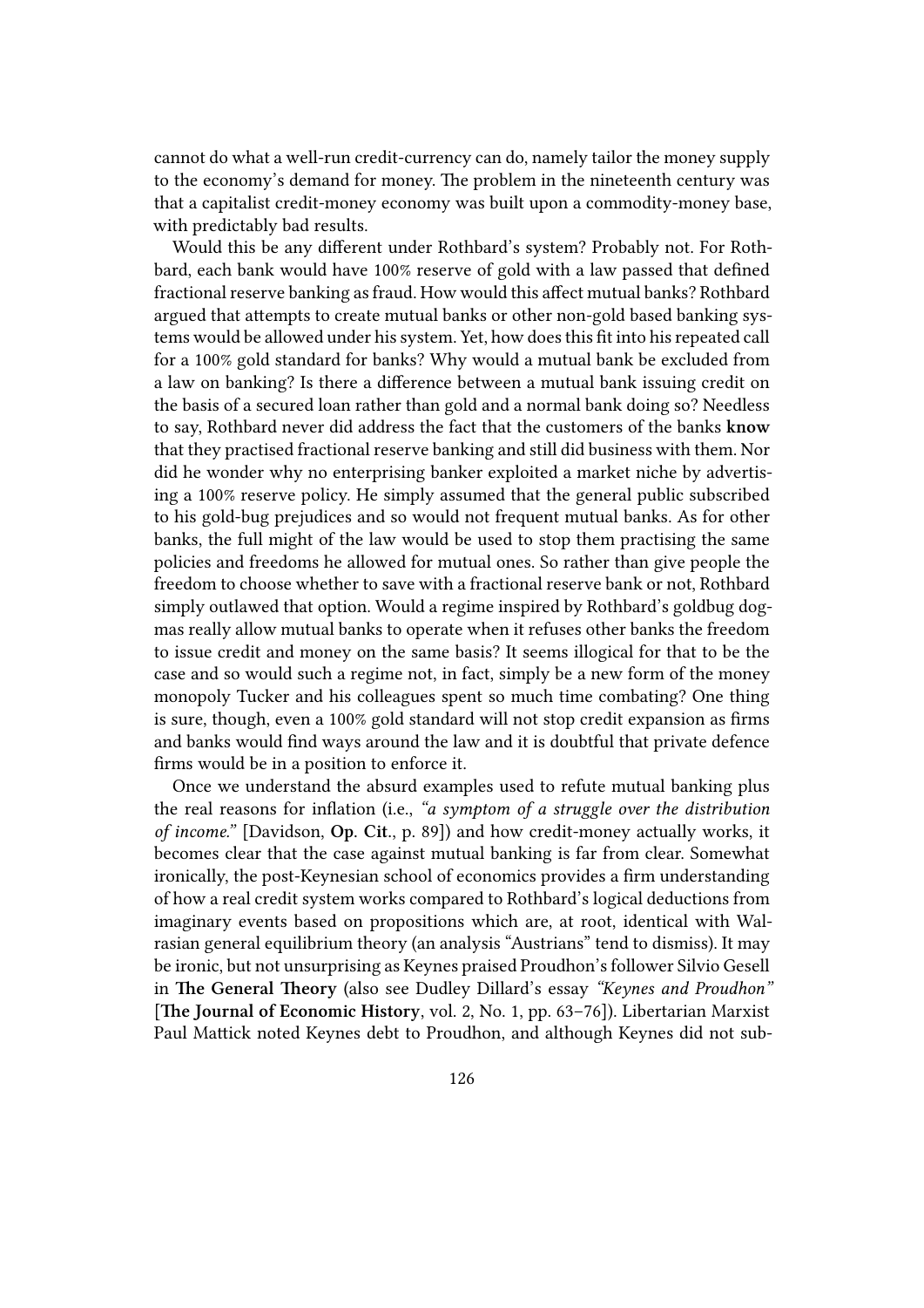cannot do what a well-run credit-currency can do, namely tailor the money supply to the economy's demand for money. The problem in the nineteenth century was that a capitalist credit-money economy was built upon a commodity-money base, with predictably bad results.

Would this be any different under Rothbard's system? Probably not. For Rothbard, each bank would have 100% reserve of gold with a law passed that defined fractional reserve banking as fraud. How would this affect mutual banks? Rothbard argued that attempts to create mutual banks or other non-gold based banking systems would be allowed under his system. Yet, how does this fit into his repeated call for a 100% gold standard for banks? Why would a mutual bank be excluded from a law on banking? Is there a difference between a mutual bank issuing credit on the basis of a secured loan rather than gold and a normal bank doing so? Needless to say, Rothbard never did address the fact that the customers of the banks **know** that they practised fractional reserve banking and still did business with them. Nor did he wonder why no enterprising banker exploited a market niche by advertising a 100% reserve policy. He simply assumed that the general public subscribed to his gold-bug prejudices and so would not frequent mutual banks. As for other banks, the full might of the law would be used to stop them practising the same policies and freedoms he allowed for mutual ones. So rather than give people the freedom to choose whether to save with a fractional reserve bank or not, Rothbard simply outlawed that option. Would a regime inspired by Rothbard's goldbug dogmas really allow mutual banks to operate when it refuses other banks the freedom to issue credit and money on the same basis? It seems illogical for that to be the case and so would such a regime not, in fact, simply be a new form of the money monopoly Tucker and his colleagues spent so much time combating? One thing is sure, though, even a 100% gold standard will not stop credit expansion as firms and banks would find ways around the law and it is doubtful that private defence firms would be in a position to enforce it.

Once we understand the absurd examples used to refute mutual banking plus the real reasons for inflation (i.e., *"a symptom of a struggle over the distribution of income."* [Davidson, **Op. Cit.**, p. 89]) and how credit-money actually works, it becomes clear that the case against mutual banking is far from clear. Somewhat ironically, the post-Keynesian school of economics provides a firm understanding of how a real credit system works compared to Rothbard's logical deductions from imaginary events based on propositions which are, at root, identical with Walrasian general equilibrium theory (an analysis "Austrians" tend to dismiss). It may be ironic, but not unsurprising as Keynes praised Proudhon's follower Silvio Gesell in **The General Theory** (also see Dudley Dillard's essay *"Keynes and Proudhon"* [**The Journal of Economic History**, vol. 2, No. 1, pp. 63–76]). Libertarian Marxist Paul Mattick noted Keynes debt to Proudhon, and although Keynes did not sub-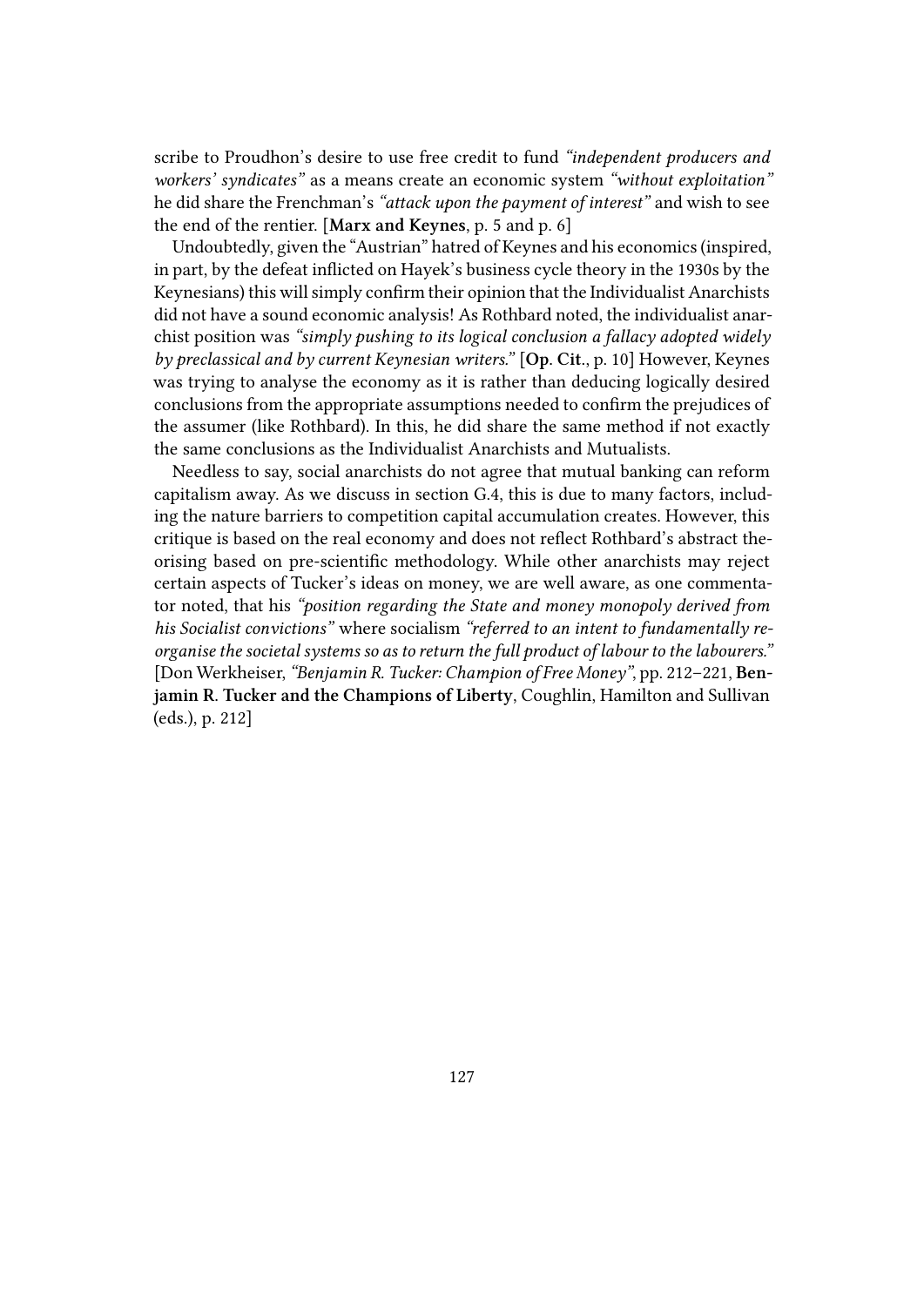scribe to Proudhon's desire to use free credit to fund *"independent producers and workers' syndicates"* as a means create an economic system *"without exploitation"* he did share the Frenchman's *"attack upon the payment of interest"* and wish to see the end of the rentier. [**Marx and Keynes**, p. 5 and p. 6]

Undoubtedly, given the "Austrian" hatred of Keynes and his economics (inspired, in part, by the defeat inflicted on Hayek's business cycle theory in the 1930s by the Keynesians) this will simply confirm their opinion that the Individualist Anarchists did not have a sound economic analysis! As Rothbard noted, the individualist anarchist position was *"simply pushing to its logical conclusion a fallacy adopted widely by preclassical and by current Keynesian writers."* [**Op. Cit.**, p. 10] However, Keynes was trying to analyse the economy as it is rather than deducing logically desired conclusions from the appropriate assumptions needed to confirm the prejudices of the assumer (like Rothbard). In this, he did share the same method if not exactly the same conclusions as the Individualist Anarchists and Mutualists.

Needless to say, social anarchists do not agree that mutual banking can reform capitalism away. As we discuss in section G.4, this is due to many factors, including the nature barriers to competition capital accumulation creates. However, this critique is based on the real economy and does not reflect Rothbard's abstract theorising based on pre-scientific methodology. While other anarchists may reject certain aspects of Tucker's ideas on money, we are well aware, as one commentator noted, that his *"position regarding the State and money monopoly derived from his Socialist convictions"* where socialism *"referred to an intent to fundamentally reorganise the societal systems so as to return the full product of labour to the labourers."* [Don Werkheiser, *"Benjamin R. Tucker: Champion of Free Money"*, pp. 212–221, **Benjamin R. Tucker and the Champions of Liberty**, Coughlin, Hamilton and Sullivan (eds.), p. 212]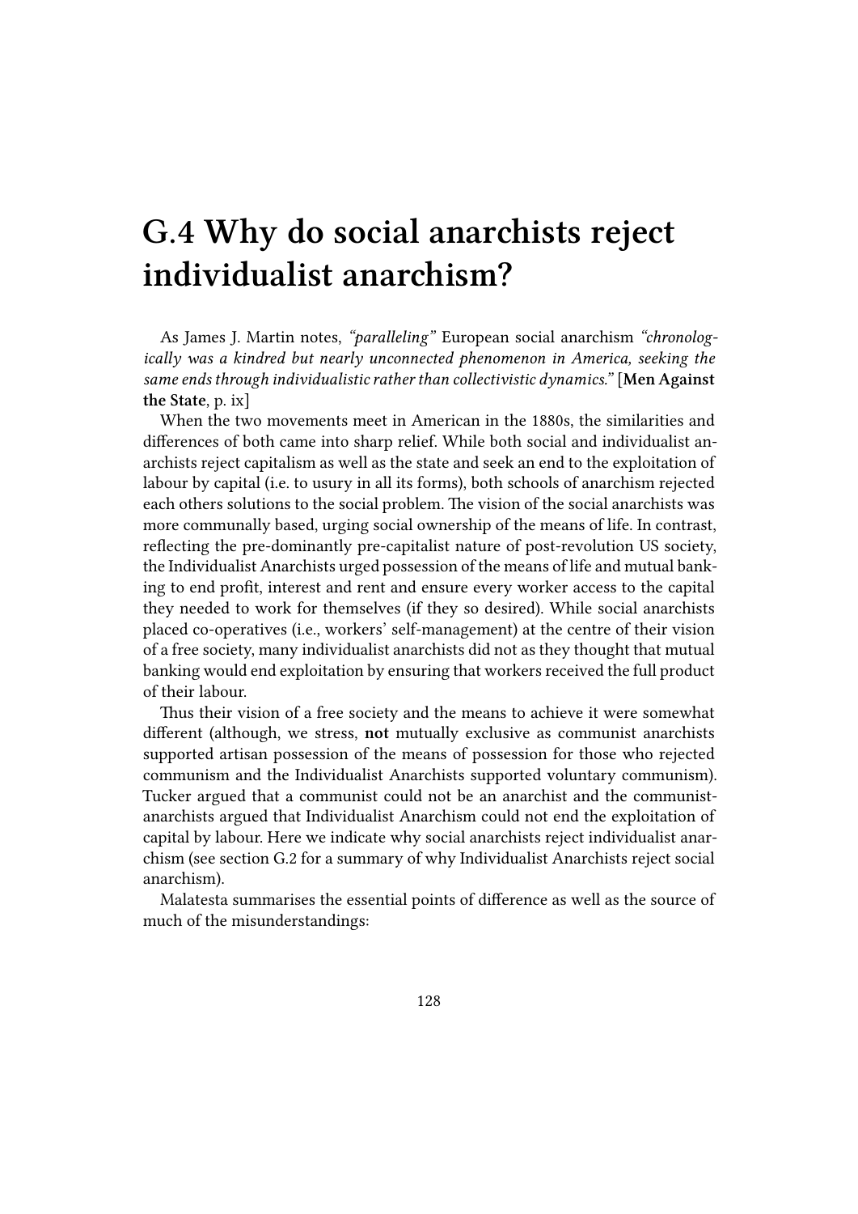# G.4 Why do social anarchists reject individualist anarchism?

As James J. Martin notes, *"paralleling"* European social anarchism *"chronologically was a kindred but nearly unconnected phenomenon in America, seeking the same ends through individualistic rather than collectivistic dynamics."* [**Men Against the State**, p. ix]

When the two movements meet in American in the 1880s, the similarities and differences of both came into sharp relief. While both social and individualist anarchists reject capitalism as well as the state and seek an end to the exploitation of labour by capital (i.e. to usury in all its forms), both schools of anarchism rejected each others solutions to the social problem. The vision of the social anarchists was more communally based, urging social ownership of the means of life. In contrast, reflecting the pre-dominantly pre-capitalist nature of post-revolution US society, the Individualist Anarchists urged possession of the means of life and mutual banking to end profit, interest and rent and ensure every worker access to the capital they needed to work for themselves (if they so desired). While social anarchists placed co-operatives (i.e., workers' self-management) at the centre of their vision of a free society, many individualist anarchists did not as they thought that mutual banking would end exploitation by ensuring that workers received the full product of their labour.

Thus their vision of a free society and the means to achieve it were somewhat different (although, we stress, **not** mutually exclusive as communist anarchists supported artisan possession of the means of possession for those who rejected communism and the Individualist Anarchists supported voluntary communism). Tucker argued that a communist could not be an anarchist and the communist-anarchists argued that Individualist Anarchism could not end the exploitation of capital by labour. Here we indicate why social anarchists reject individualist anarchism (see section G.2 for a summary of why Individualist Anarchists reject social anarchism).

Malatesta summarises the essential points of difference as well as the source of much of the misunderstandings: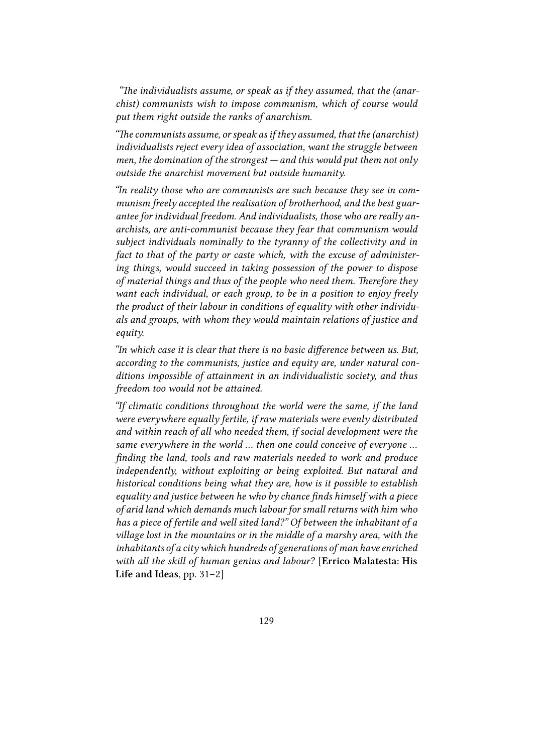*"The individualists assume, or speak as if they assumed, that the (anarchist) communists wish to impose communism, which of course would put them right outside the ranks of anarchism.*

*"The communists assume, or speak as if they assumed, that the (anarchist) individualists reject every idea of association, want the struggle between men, the domination of the strongest — and this would put them not only outside the anarchist movement but outside humanity.*

*"In reality those who are communists are such because they see in communism freely accepted the realisation of brotherhood, and the best guarantee for individual freedom. And individualists, those who are really anarchists, are anti-communist because they fear that communism would subject individuals nominally to the tyranny of the collectivity and in fact to that of the party or caste which, with the excuse of administering things, would succeed in taking possession of the power to dispose of material things and thus of the people who need them. Therefore they want each individual, or each group, to be in a position to enjoy freely the product of their labour in conditions of equality with other individuals and groups, with whom they would maintain relations of justice and equity.*

*"In which case it is clear that there is no basic difference between us. But, according to the communists, justice and equity are, under natural conditions impossible of attainment in an individualistic society, and thus freedom too would not be attained.*

*"If climatic conditions throughout the world were the same, if the land were everywhere equally fertile, if raw materials were evenly distributed and within reach of all who needed them, if social development were the same everywhere in the world … then one could conceive of everyone … finding the land, tools and raw materials needed to work and produce independently, without exploiting or being exploited. But natural and historical conditions being what they are, how is it possible to establish equality and justice between he who by chance finds himself with a piece of arid land which demands much labour for small returns with him who has a piece of fertile and well sited land?" Of between the inhabitant of a village lost in the mountains or in the middle of a marshy area, with the inhabitants of a city which hundreds of generations of man have enriched with all the skill of human genius and labour?* [**Errico Malatesta: His Life and Ideas**, pp. 31–2]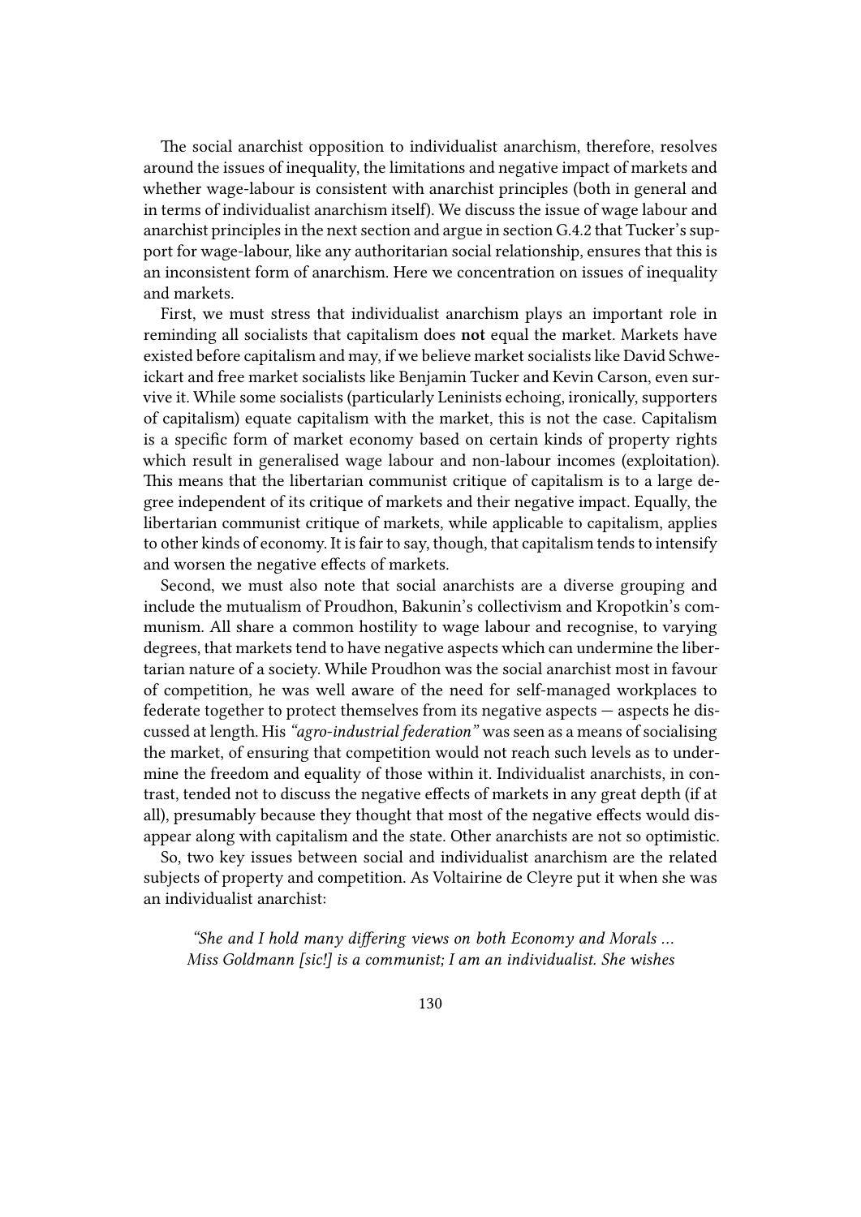The social anarchist opposition to individualist anarchism, therefore, resolves around the issues of inequality, the limitations and negative impact of markets and whether wage-labour is consistent with anarchist principles (both in general and in terms of individualist anarchism itself). We discuss the issue of wage labour and anarchist principles in the next section and argue in section G.4.2 that Tucker's support for wage-labour, like any authoritarian social relationship, ensures that this is an inconsistent form of anarchism. Here we concentration on issues of inequality and markets.

First, we must stress that individualist anarchism plays an important role in reminding all socialists that capitalism does **not** equal the market. Markets have existed before capitalism and may, if we believe market socialists like David Schweickart and free market socialists like Benjamin Tucker and Kevin Carson, even survive it. While some socialists (particularly Leninists echoing, ironically, supporters of capitalism) equate capitalism with the market, this is not the case. Capitalism is a specific form of market economy based on certain kinds of property rights which result in generalised wage labour and non-labour incomes (exploitation). This means that the libertarian communist critique of capitalism is to a large degree independent of its critique of markets and their negative impact. Equally, the libertarian communist critique of markets, while applicable to capitalism, applies to other kinds of economy. It is fair to say, though, that capitalism tends to intensify and worsen the negative effects of markets.

Second, we must also note that social anarchists are a diverse grouping and include the mutualism of Proudhon, Bakunin's collectivism and Kropotkin's communism. All share a common hostility to wage labour and recognise, to varying degrees, that markets tend to have negative aspects which can undermine the libertarian nature of a society. While Proudhon was the social anarchist most in favour of competition, he was well aware of the need for self-managed workplaces to federate together to protect themselves from its negative aspects — aspects he discussed at length. His *"agro-industrial federation"* was seen as a means of socialising the market, of ensuring that competition would not reach such levels as to undermine the freedom and equality of those within it. Individualist anarchists, in contrast, tended not to discuss the negative effects of markets in any great depth (if at all), presumably because they thought that most of the negative effects would disappear along with capitalism and the state. Other anarchists are not so optimistic.

So, two key issues between social and individualist anarchism are the related subjects of property and competition. As Voltairine de Cleyre put it when she was an individualist anarchist:

> *"She and I hold many differing views on both Economy and Morals … Miss Goldmann [sic!] is a communist; I am an individualist. She wishes*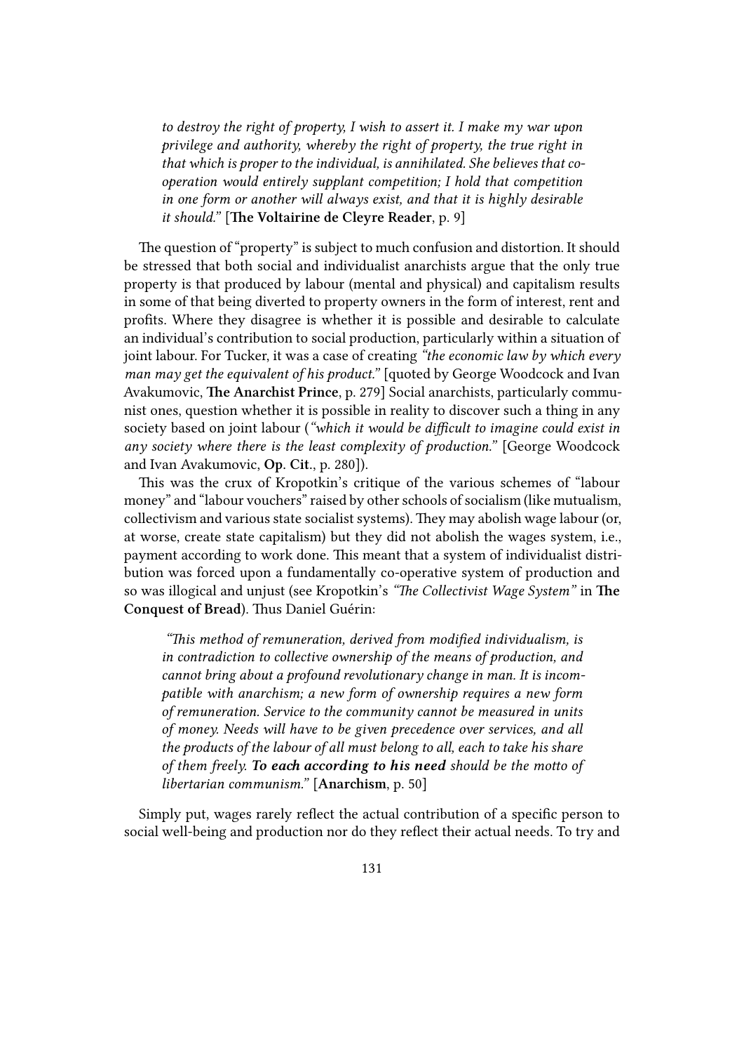> *to destroy the right of property, I wish to assert it. I make my war upon privilege and authority, whereby the right of property, the true right in that which is proper to the individual, is annihilated. She believes that co-operation would entirely supplant competition; I hold that competition in one form or another will always exist, and that it is highly desirable it should."* [**The Voltairine de Cleyre Reader**, p. 9]

The question of "property" is subject to much confusion and distortion. It should be stressed that both social and individualist anarchists argue that the only true property is that produced by labour (mental and physical) and capitalism results in some of that being diverted to property owners in the form of interest, rent and profits. Where they disagree is whether it is possible and desirable to calculate an individual's contribution to social production, particularly within a situation of joint labour. For Tucker, it was a case of creating *"the economic law by which every man may get the equivalent of his product."* [quoted by George Woodcock and Ivan Avakumovic, **The Anarchist Prince**, p. 279] Social anarchists, particularly communist ones, question whether it is possible in reality to discover such a thing in any society based on joint labour (*"which it would be difficult to imagine could exist in any society where there is the least complexity of production."* [George Woodcock and Ivan Avakumovic, **Op. Cit.**, p. 280]).

This was the crux of Kropotkin's critique of the various schemes of "labour money" and "labour vouchers" raised by other schools of socialism (like mutualism, collectivism and various state socialist systems). They may abolish wage labour (or, at worse, create state capitalism) but they did not abolish the wages system, i.e., payment according to work done. This meant that a system of individualist distribution was forced upon a fundamentally co-operative system of production and so was illogical and unjust (see Kropotkin's *"The Collectivist Wage System"* in **The Conquest of Bread**). Thus Daniel Guérin:

> *"This method of remuneration, derived from modified individualism, is in contradiction to collective ownership of the means of production, and cannot bring about a profound revolutionary change in man. It is incompatible with anarchism; a new form of ownership requires a new form of remuneration. Service to the community cannot be measured in units of money. Needs will have to be given precedence over services, and all the products of the labour of all must belong to all, each to take his share of them freely.* ***To each according to his need*** *should be the motto of libertarian communism."* [**Anarchism**, p. 50]

Simply put, wages rarely reflect the actual contribution of a specific person to social well-being and production nor do they reflect their actual needs. To try and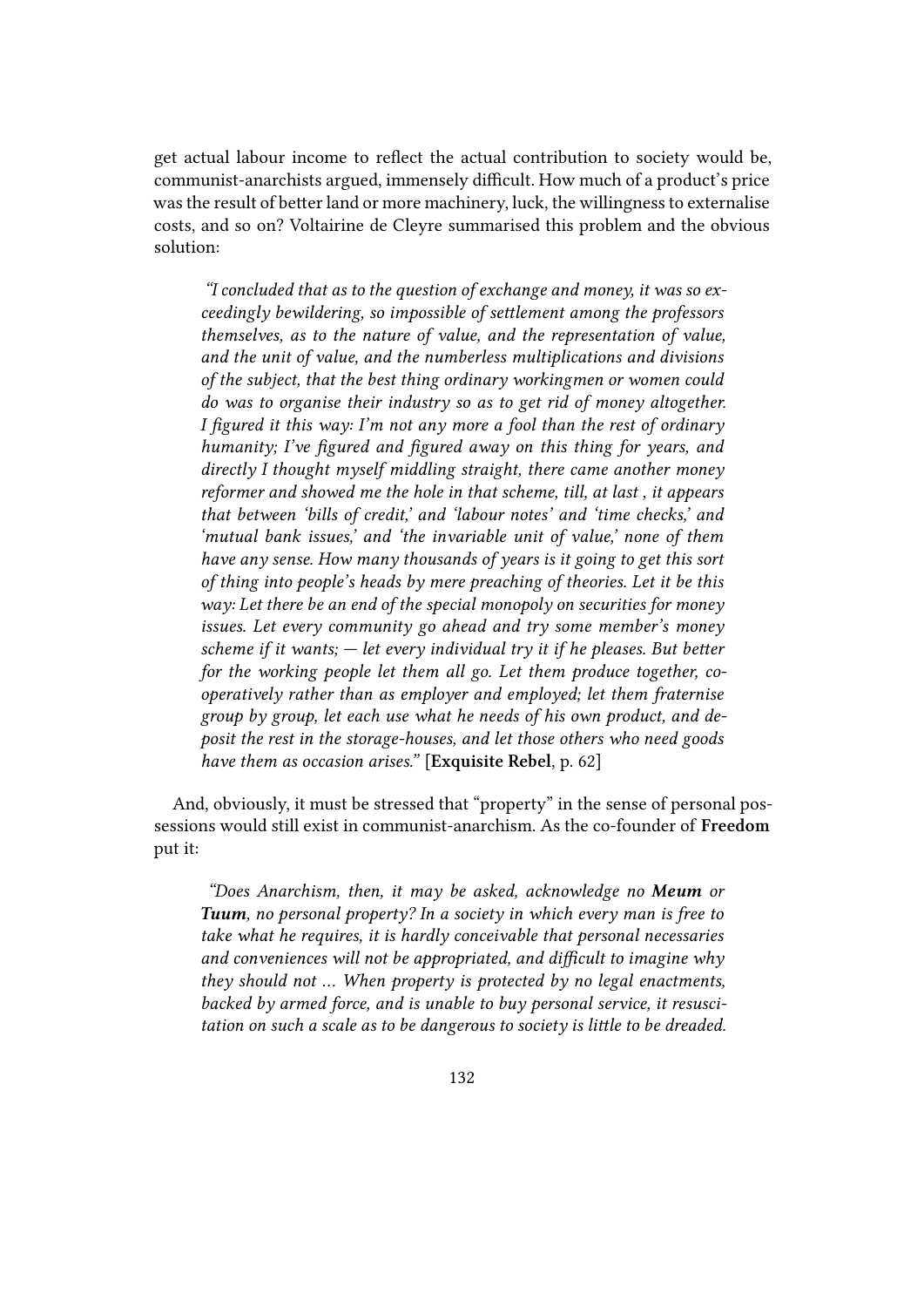get actual labour income to reflect the actual contribution to society would be, communist-anarchists argued, immensely difficult. How much of a product's price was the result of better land or more machinery, luck, the willingness to externalise costs, and so on? Voltairine de Cleyre summarised this problem and the obvious solution:

> *"I concluded that as to the question of exchange and money, it was so exceedingly bewildering, so impossible of settlement among the professors themselves, as to the nature of value, and the representation of value, and the unit of value, and the numberless multiplications and divisions of the subject, that the best thing ordinary workingmen or women could do was to organise their industry so as to get rid of money altogether. I figured it this way: I'm not any more a fool than the rest of ordinary humanity; I've figured and figured away on this thing for years, and directly I thought myself middling straight, there came another money reformer and showed me the hole in that scheme, till, at last , it appears that between 'bills of credit,' and 'labour notes' and 'time checks,' and 'mutual bank issues,' and 'the invariable unit of value,' none of them have any sense. How many thousands of years is it going to get this sort of thing into people's heads by mere preaching of theories. Let it be this way: Let there be an end of the special monopoly on securities for money issues. Let every community go ahead and try some member's money scheme if it wants; — let every individual try it if he pleases. But better for the working people let them all go. Let them produce together, co-operatively rather than as employer and employed; let them fraternise group by group, let each use what he needs of his own product, and deposit the rest in the storage-houses, and let those others who need goods have them as occasion arises."* [**Exquisite Rebel**, p. 62]

And, obviously, it must be stressed that "property" in the sense of personal possessions would still exist in communist-anarchism. As the co-founder of **Freedom** put it:

> *"Does Anarchism, then, it may be asked, acknowledge no **Meum** or **Tuum**, no personal property? In a society in which every man is free to take what he requires, it is hardly conceivable that personal necessaries and conveniences will not be appropriated, and difficult to imagine why they should not … When property is protected by no legal enactments, backed by armed force, and is unable to buy personal service, it resuscitation on such a scale as to be dangerous to society is little to be dreaded.*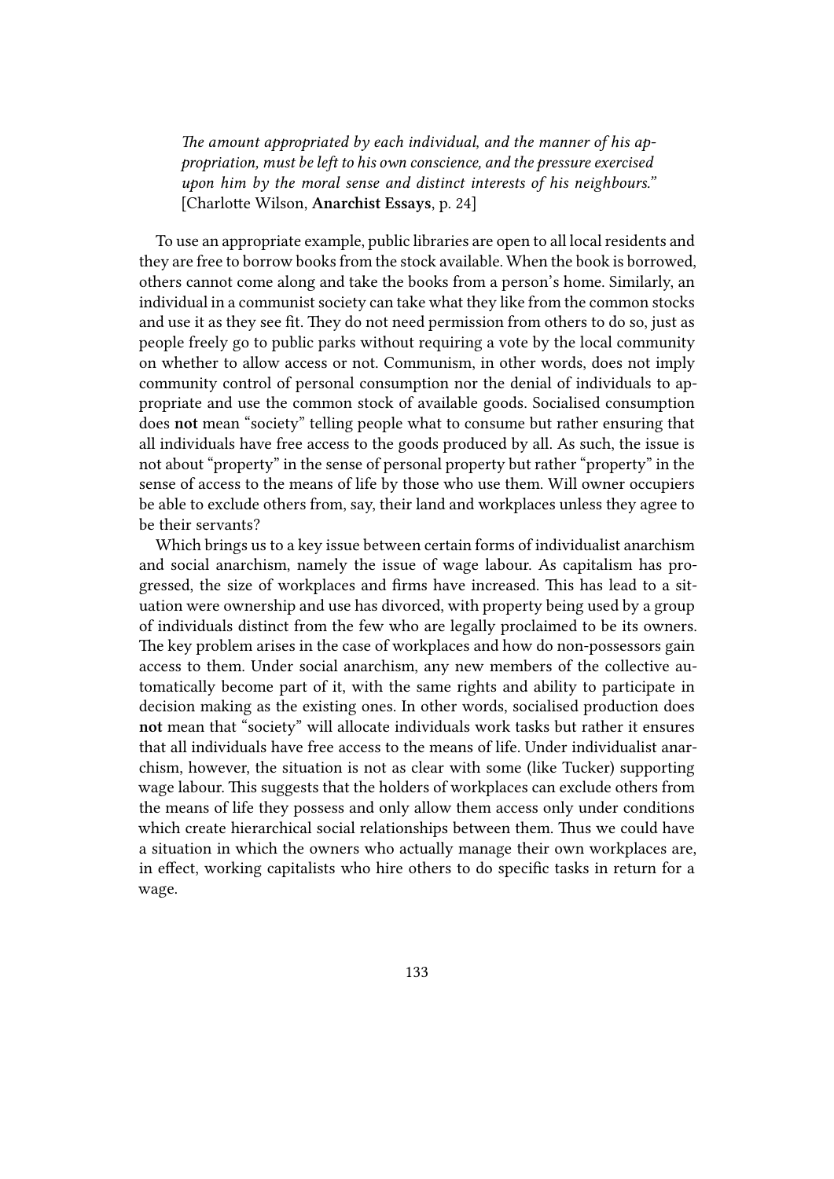*The amount appropriated by each individual, and the manner of his appropriation, must be left to his own conscience, and the pressure exercised upon him by the moral sense and distinct interests of his neighbours."* [Charlotte Wilson, **Anarchist Essays**, p. 24]

To use an appropriate example, public libraries are open to all local residents and they are free to borrow books from the stock available. When the book is borrowed, others cannot come along and take the books from a person's home. Similarly, an individual in a communist society can take what they like from the common stocks and use it as they see fit. They do not need permission from others to do so, just as people freely go to public parks without requiring a vote by the local community on whether to allow access or not. Communism, in other words, does not imply community control of personal consumption nor the denial of individuals to appropriate and use the common stock of available goods. Socialised consumption does **not** mean "society" telling people what to consume but rather ensuring that all individuals have free access to the goods produced by all. As such, the issue is not about "property" in the sense of personal property but rather "property" in the sense of access to the means of life by those who use them. Will owner occupiers be able to exclude others from, say, their land and workplaces unless they agree to be their servants?

Which brings us to a key issue between certain forms of individualist anarchism and social anarchism, namely the issue of wage labour. As capitalism has progressed, the size of workplaces and firms have increased. This has lead to a situation were ownership and use has divorced, with property being used by a group of individuals distinct from the few who are legally proclaimed to be its owners. The key problem arises in the case of workplaces and how do non-possessors gain access to them. Under social anarchism, any new members of the collective automatically become part of it, with the same rights and ability to participate in decision making as the existing ones. In other words, socialised production does **not** mean that "society" will allocate individuals work tasks but rather it ensures that all individuals have free access to the means of life. Under individualist anarchism, however, the situation is not as clear with some (like Tucker) supporting wage labour. This suggests that the holders of workplaces can exclude others from the means of life they possess and only allow them access only under conditions which create hierarchical social relationships between them. Thus we could have a situation in which the owners who actually manage their own workplaces are, in effect, working capitalists who hire others to do specific tasks in return for a wage.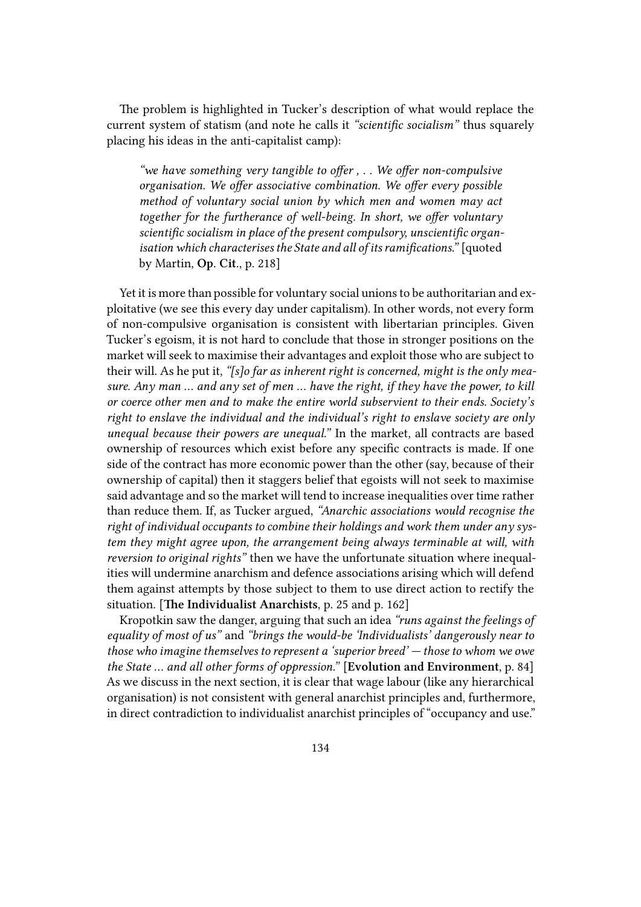The problem is highlighted in Tucker's description of what would replace the current system of statism (and note he calls it *"scientific socialism"* thus squarely placing his ideas in the anti-capitalist camp):

> *"we have something very tangible to offer , . . We offer non-compulsive organisation. We offer associative combination. We offer every possible method of voluntary social union by which men and women may act together for the furtherance of well-being. In short, we offer voluntary scientific socialism in place of the present compulsory, unscientific organisation which characterises the State and all of its ramifications."* [quoted by Martin, **Op. Cit.**, p. 218]

Yet it is more than possible for voluntary social unions to be authoritarian and exploitative (we see this every day under capitalism). In other words, not every form of non-compulsive organisation is consistent with libertarian principles. Given Tucker's egoism, it is not hard to conclude that those in stronger positions on the market will seek to maximise their advantages and exploit those who are subject to their will. As he put it, *"[s]o far as inherent right is concerned, might is the only measure. Any man ... and any set of men ... have the right, if they have the power, to kill or coerce other men and to make the entire world subservient to their ends. Society's right to enslave the individual and the individual's right to enslave society are only unequal because their powers are unequal."* In the market, all contracts are based ownership of resources which exist before any specific contracts is made. If one side of the contract has more economic power than the other (say, because of their ownership of capital) then it staggers belief that egoists will not seek to maximise said advantage and so the market will tend to increase inequalities over time rather than reduce them. If, as Tucker argued, *"Anarchic associations would recognise the right of individual occupants to combine their holdings and work them under any system they might agree upon, the arrangement being always terminable at will, with reversion to original rights"* then we have the unfortunate situation where inequalities will undermine anarchism and defence associations arising which will defend them against attempts by those subject to them to use direct action to rectify the situation. [**The Individualist Anarchists**, p. 25 and p. 162]

Kropotkin saw the danger, arguing that such an idea *"runs against the feelings of equality of most of us"* and *"brings the would-be 'Individualists' dangerously near to those who imagine themselves to represent a 'superior breed' — those to whom we owe the State ... and all other forms of oppression."* [**Evolution and Environment**, p. 84] As we discuss in the next section, it is clear that wage labour (like any hierarchical organisation) is not consistent with general anarchist principles and, furthermore, in direct contradiction to individualist anarchist principles of "occupancy and use."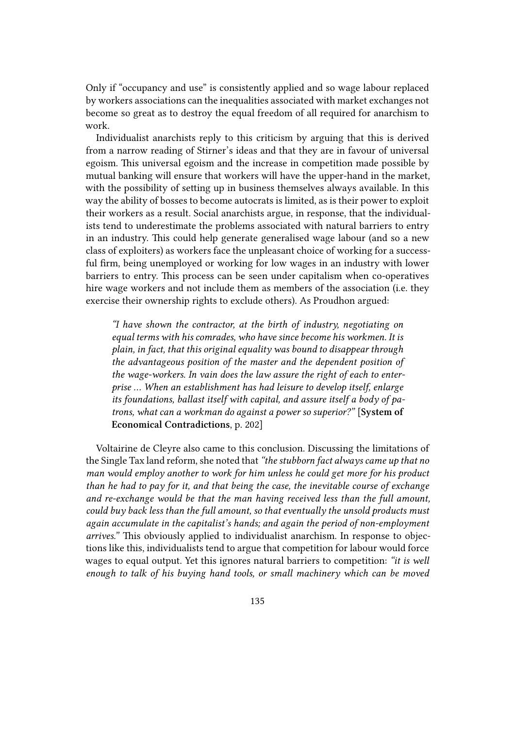Only if "occupancy and use" is consistently applied and so wage labour replaced by workers associations can the inequalities associated with market exchanges not become so great as to destroy the equal freedom of all required for anarchism to work.

Individualist anarchists reply to this criticism by arguing that this is derived from a narrow reading of Stirner's ideas and that they are in favour of universal egoism. This universal egoism and the increase in competition made possible by mutual banking will ensure that workers will have the upper-hand in the market, with the possibility of setting up in business themselves always available. In this way the ability of bosses to become autocrats is limited, as is their power to exploit their workers as a result. Social anarchists argue, in response, that the individualists tend to underestimate the problems associated with natural barriers to entry in an industry. This could help generate generalised wage labour (and so a new class of exploiters) as workers face the unpleasant choice of working for a successful firm, being unemployed or working for low wages in an industry with lower barriers to entry. This process can be seen under capitalism when co-operatives hire wage workers and not include them as members of the association (i.e. they exercise their ownership rights to exclude others). As Proudhon argued:

> *"I have shown the contractor, at the birth of industry, negotiating on equal terms with his comrades, who have since become his workmen. It is plain, in fact, that this original equality was bound to disappear through the advantageous position of the master and the dependent position of the wage-workers. In vain does the law assure the right of each to enterprise … When an establishment has had leisure to develop itself, enlarge its foundations, ballast itself with capital, and assure itself a body of patrons, what can a workman do against a power so superior?"* [**System of Economical Contradictions**, p. 202]

Voltairine de Cleyre also came to this conclusion. Discussing the limitations of the Single Tax land reform, she noted that *"the stubborn fact always came up that no man would employ another to work for him unless he could get more for his product than he had to pay for it, and that being the case, the inevitable course of exchange and re-exchange would be that the man having received less than the full amount, could buy back less than the full amount, so that eventually the unsold products must again accumulate in the capitalist's hands; and again the period of non-employment arrives."* This obviously applied to individualist anarchism. In response to objections like this, individualists tend to argue that competition for labour would force wages to equal output. Yet this ignores natural barriers to competition: *"it is well enough to talk of his buying hand tools, or small machinery which can be moved*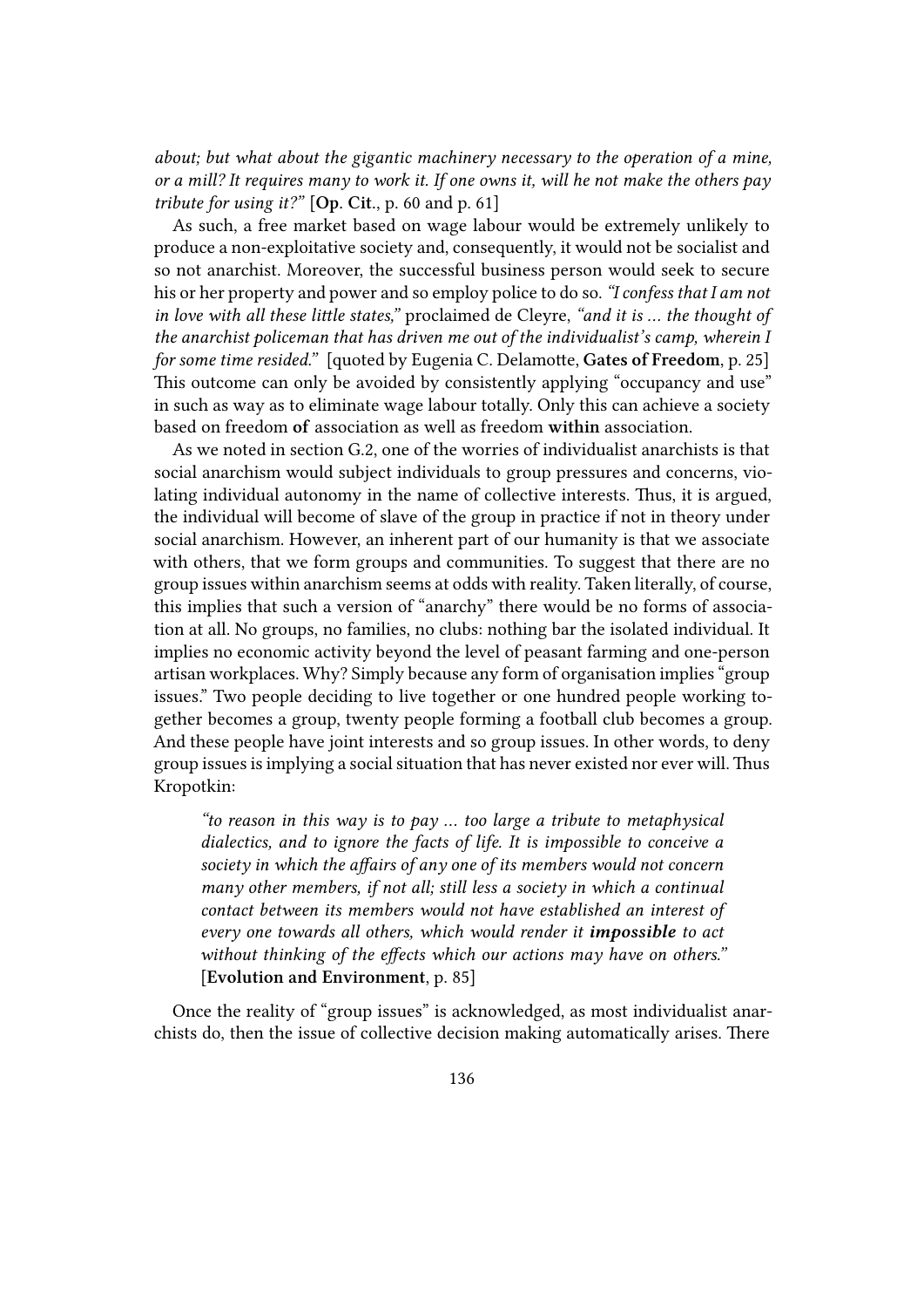*about; but what about the gigantic machinery necessary to the operation of a mine, or a mill? It requires many to work it. If one owns it, will he not make the others pay tribute for using it?"* [**Op. Cit.**, p. 60 and p. 61]

As such, a free market based on wage labour would be extremely unlikely to produce a non-exploitative society and, consequently, it would not be socialist and so not anarchist. Moreover, the successful business person would seek to secure his or her property and power and so employ police to do so. *"I confess that I am not in love with all these little states,"* proclaimed de Cleyre, *"and it is … the thought of the anarchist policeman that has driven me out of the individualist's camp, wherein I for some time resided."* [quoted by Eugenia C. Delamotte, **Gates of Freedom**, p. 25] This outcome can only be avoided by consistently applying "occupancy and use" in such as way as to eliminate wage labour totally. Only this can achieve a society based on freedom **of** association as well as freedom **within** association.

As we noted in section G.2, one of the worries of individualist anarchists is that social anarchism would subject individuals to group pressures and concerns, violating individual autonomy in the name of collective interests. Thus, it is argued, the individual will become of slave of the group in practice if not in theory under social anarchism. However, an inherent part of our humanity is that we associate with others, that we form groups and communities. To suggest that there are no group issues within anarchism seems at odds with reality. Taken literally, of course, this implies that such a version of "anarchy" there would be no forms of association at all. No groups, no families, no clubs: nothing bar the isolated individual. It implies no economic activity beyond the level of peasant farming and one-person artisan workplaces. Why? Simply because any form of organisation implies "group issues." Two people deciding to live together or one hundred people working together becomes a group, twenty people forming a football club becomes a group. And these people have joint interests and so group issues. In other words, to deny group issues is implying a social situation that has never existed nor ever will. Thus Kropotkin:

> *"to reason in this way is to pay … too large a tribute to metaphysical dialectics, and to ignore the facts of life. It is impossible to conceive a society in which the affairs of any one of its members would not concern many other members, if not all; still less a society in which a continual contact between its members would not have established an interest of every one towards all others, which would render it **impossible** to act without thinking of the effects which our actions may have on others."* [**Evolution and Environment**, p. 85]

Once the reality of "group issues" is acknowledged, as most individualist anarchists do, then the issue of collective decision making automatically arises. There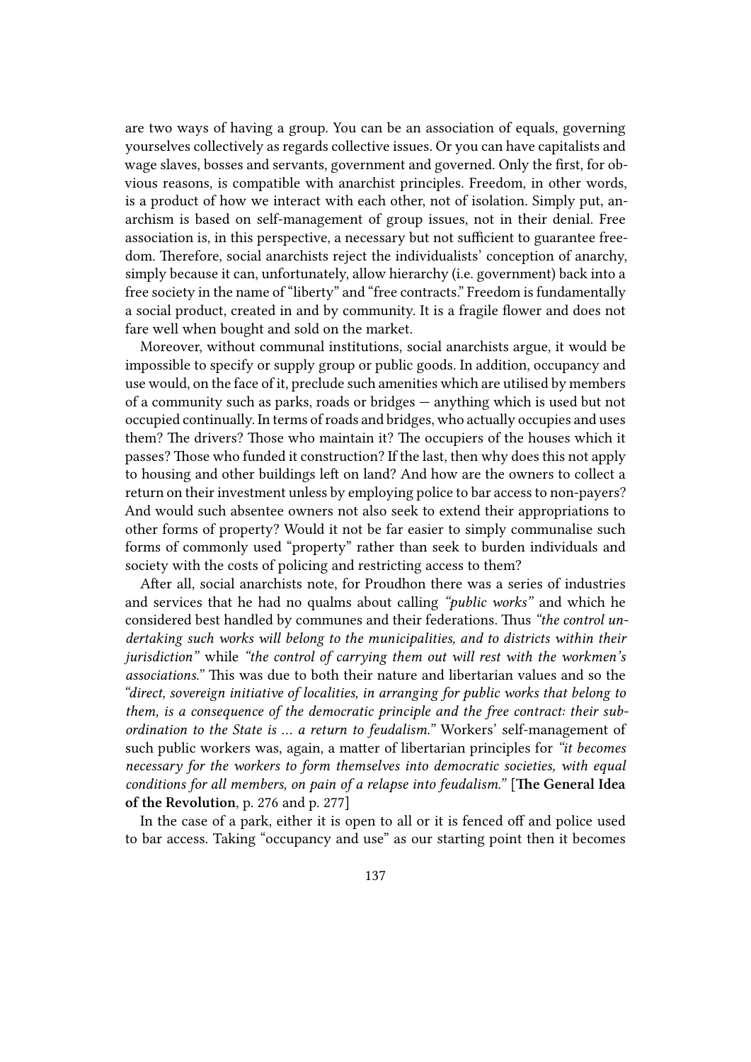are two ways of having a group. You can be an association of equals, governing yourselves collectively as regards collective issues. Or you can have capitalists and wage slaves, bosses and servants, government and governed. Only the first, for obvious reasons, is compatible with anarchist principles. Freedom, in other words, is a product of how we interact with each other, not of isolation. Simply put, anarchism is based on self-management of group issues, not in their denial. Free association is, in this perspective, a necessary but not sufficient to guarantee freedom. Therefore, social anarchists reject the individualists' conception of anarchy, simply because it can, unfortunately, allow hierarchy (i.e. government) back into a free society in the name of "liberty" and "free contracts." Freedom is fundamentally a social product, created in and by community. It is a fragile flower and does not fare well when bought and sold on the market.

Moreover, without communal institutions, social anarchists argue, it would be impossible to specify or supply group or public goods. In addition, occupancy and use would, on the face of it, preclude such amenities which are utilised by members of a community such as parks, roads or bridges — anything which is used but not occupied continually. In terms of roads and bridges, who actually occupies and uses them? The drivers? Those who maintain it? The occupiers of the houses which it passes? Those who funded it construction? If the last, then why does this not apply to housing and other buildings left on land? And how are the owners to collect a return on their investment unless by employing police to bar access to non-payers? And would such absentee owners not also seek to extend their appropriations to other forms of property? Would it not be far easier to simply communalise such forms of commonly used "property" rather than seek to burden individuals and society with the costs of policing and restricting access to them?

After all, social anarchists note, for Proudhon there was a series of industries and services that he had no qualms about calling *"public works"* and which he considered best handled by communes and their federations. Thus *"the control undertaking such works will belong to the municipalities, and to districts within their jurisdiction"* while *"the control of carrying them out will rest with the workmen's associations."* This was due to both their nature and libertarian values and so the *"direct, sovereign initiative of localities, in arranging for public works that belong to them, is a consequence of the democratic principle and the free contract: their subordination to the State is … a return to feudalism."* Workers' self-management of such public workers was, again, a matter of libertarian principles for *"it becomes necessary for the workers to form themselves into democratic societies, with equal conditions for all members, on pain of a relapse into feudalism."* [**The General Idea of the Revolution**, p. 276 and p. 277]

In the case of a park, either it is open to all or it is fenced off and police used to bar access. Taking "occupancy and use" as our starting point then it becomes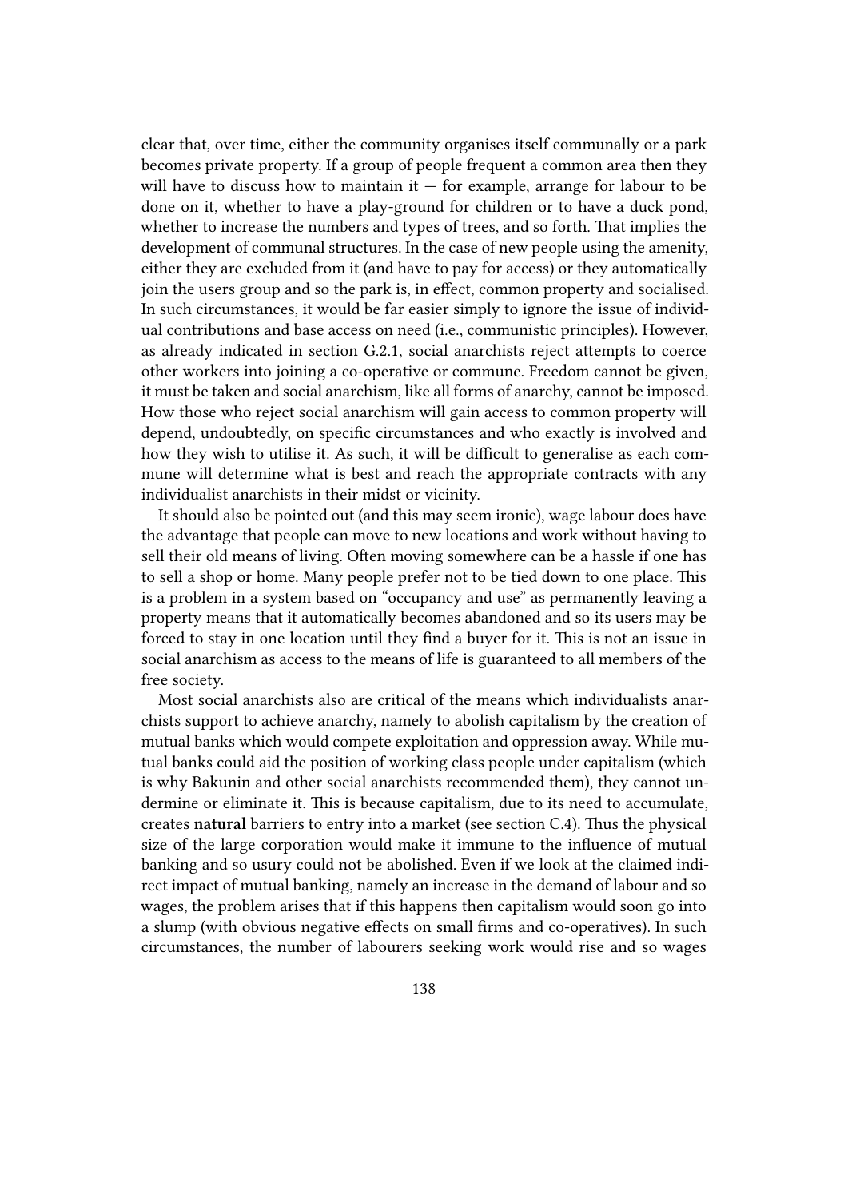clear that, over time, either the community organises itself communally or a park becomes private property. If a group of people frequent a common area then they will have to discuss how to maintain it — for example, arrange for labour to be done on it, whether to have a play-ground for children or to have a duck pond, whether to increase the numbers and types of trees, and so forth. That implies the development of communal structures. In the case of new people using the amenity, either they are excluded from it (and have to pay for access) or they automatically join the users group and so the park is, in effect, common property and socialised. In such circumstances, it would be far easier simply to ignore the issue of individual contributions and base access on need (i.e., communistic principles). However, as already indicated in section G.2.1, social anarchists reject attempts to coerce other workers into joining a co-operative or commune. Freedom cannot be given, it must be taken and social anarchism, like all forms of anarchy, cannot be imposed. How those who reject social anarchism will gain access to common property will depend, undoubtedly, on specific circumstances and who exactly is involved and how they wish to utilise it. As such, it will be difficult to generalise as each commune will determine what is best and reach the appropriate contracts with any individualist anarchists in their midst or vicinity.

It should also be pointed out (and this may seem ironic), wage labour does have the advantage that people can move to new locations and work without having to sell their old means of living. Often moving somewhere can be a hassle if one has to sell a shop or home. Many people prefer not to be tied down to one place. This is a problem in a system based on "occupancy and use" as permanently leaving a property means that it automatically becomes abandoned and so its users may be forced to stay in one location until they find a buyer for it. This is not an issue in social anarchism as access to the means of life is guaranteed to all members of the free society.

Most social anarchists also are critical of the means which individualists anarchists support to achieve anarchy, namely to abolish capitalism by the creation of mutual banks which would compete exploitation and oppression away. While mutual banks could aid the position of working class people under capitalism (which is why Bakunin and other social anarchists recommended them), they cannot undermine or eliminate it. This is because capitalism, due to its need to accumulate, creates **natural** barriers to entry into a market (see section C.4). Thus the physical size of the large corporation would make it immune to the influence of mutual banking and so usury could not be abolished. Even if we look at the claimed indirect impact of mutual banking, namely an increase in the demand of labour and so wages, the problem arises that if this happens then capitalism would soon go into a slump (with obvious negative effects on small firms and co-operatives). In such circumstances, the number of labourers seeking work would rise and so wages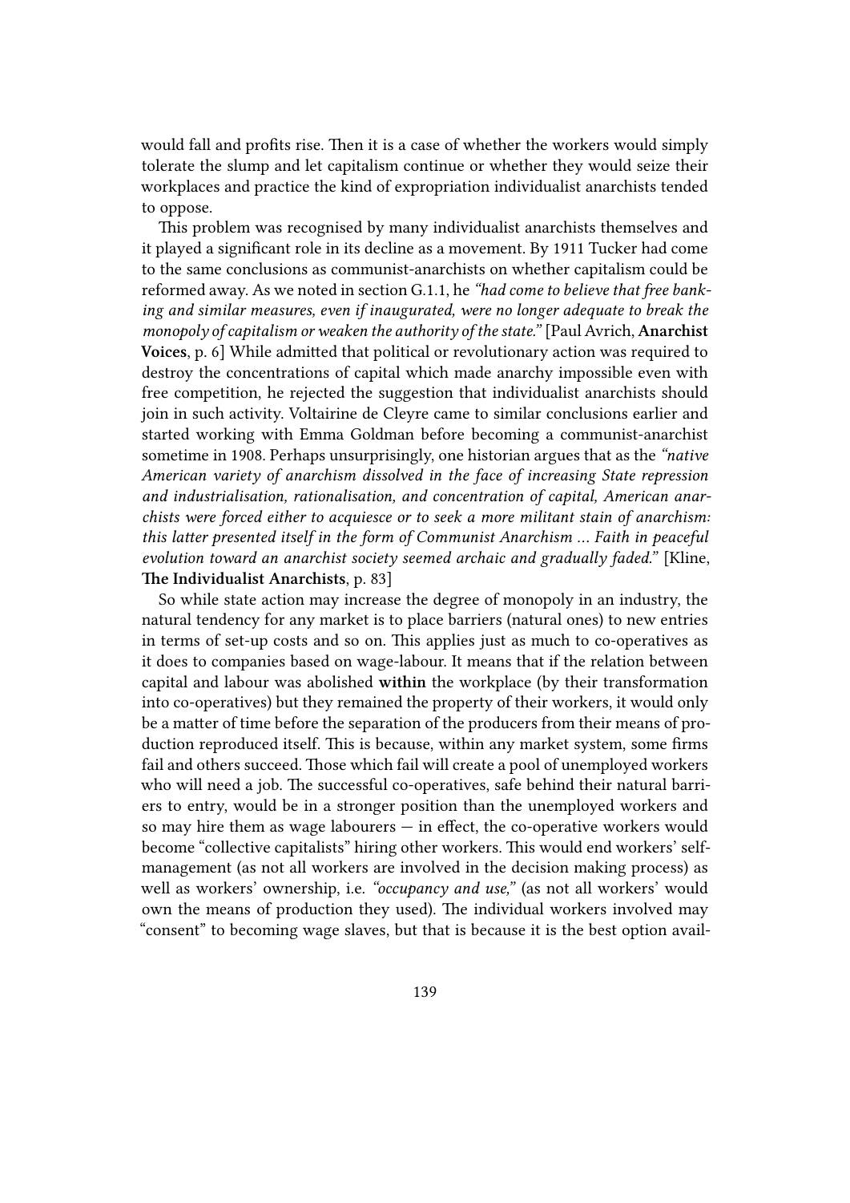would fall and profits rise. Then it is a case of whether the workers would simply tolerate the slump and let capitalism continue or whether they would seize their workplaces and practice the kind of expropriation individualist anarchists tended to oppose.

This problem was recognised by many individualist anarchists themselves and it played a significant role in its decline as a movement. By 1911 Tucker had come to the same conclusions as communist-anarchists on whether capitalism could be reformed away. As we noted in section G.1.1, he *"had come to believe that free banking and similar measures, even if inaugurated, were no longer adequate to break the monopoly of capitalism or weaken the authority of the state."* [Paul Avrich, **Anarchist Voices**, p. 6] While admitted that political or revolutionary action was required to destroy the concentrations of capital which made anarchy impossible even with free competition, he rejected the suggestion that individualist anarchists should join in such activity. Voltairine de Cleyre came to similar conclusions earlier and started working with Emma Goldman before becoming a communist-anarchist sometime in 1908. Perhaps unsurprisingly, one historian argues that as the *"native American variety of anarchism dissolved in the face of increasing State repression and industrialisation, rationalisation, and concentration of capital, American anarchists were forced either to acquiesce or to seek a more militant stain of anarchism: this latter presented itself in the form of Communist Anarchism … Faith in peaceful evolution toward an anarchist society seemed archaic and gradually faded."* [Kline, **The Individualist Anarchists**, p. 83]

So while state action may increase the degree of monopoly in an industry, the natural tendency for any market is to place barriers (natural ones) to new entries in terms of set-up costs and so on. This applies just as much to co-operatives as it does to companies based on wage-labour. It means that if the relation between capital and labour was abolished **within** the workplace (by their transformation into co-operatives) but they remained the property of their workers, it would only be a matter of time before the separation of the producers from their means of production reproduced itself. This is because, within any market system, some firms fail and others succeed. Those which fail will create a pool of unemployed workers who will need a job. The successful co-operatives, safe behind their natural barriers to entry, would be in a stronger position than the unemployed workers and so may hire them as wage labourers — in effect, the co-operative workers would become "collective capitalists" hiring other workers. This would end workers' self-management (as not all workers are involved in the decision making process) as well as workers' ownership, i.e. *"occupancy and use,"* (as not all workers' would own the means of production they used). The individual workers involved may "consent" to becoming wage slaves, but that is because it is the best option avail-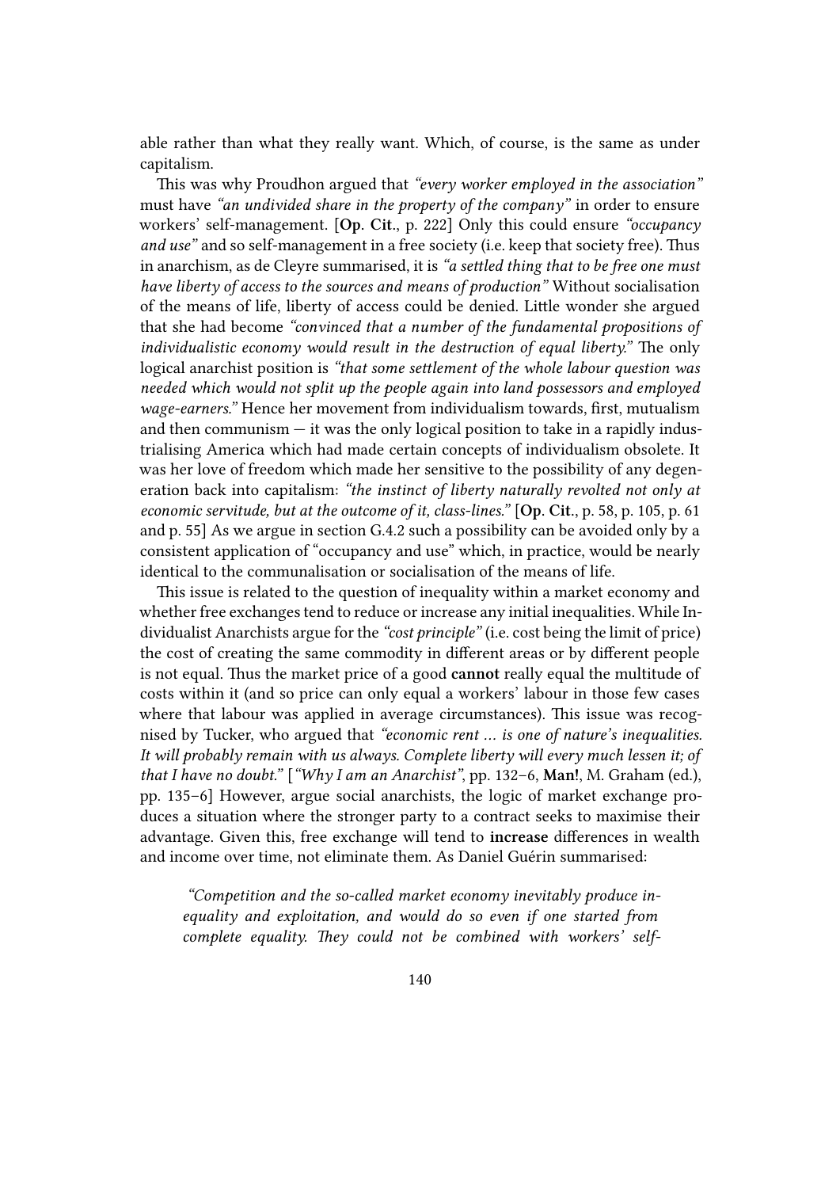able rather than what they really want. Which, of course, is the same as under capitalism.

This was why Proudhon argued that *"every worker employed in the association"* must have *"an undivided share in the property of the company"* in order to ensure workers' self-management. [**Op. Cit.**, p. 222] Only this could ensure *"occupancy and use"* and so self-management in a free society (i.e. keep that society free). Thus in anarchism, as de Cleyre summarised, it is *"a settled thing that to be free one must have liberty of access to the sources and means of production"* Without socialisation of the means of life, liberty of access could be denied. Little wonder she argued that she had become *"convinced that a number of the fundamental propositions of individualistic economy would result in the destruction of equal liberty."* The only logical anarchist position is *"that some settlement of the whole labour question was needed which would not split up the people again into land possessors and employed wage-earners."* Hence her movement from individualism towards, first, mutualism and then communism — it was the only logical position to take in a rapidly industrialising America which had made certain concepts of individualism obsolete. It was her love of freedom which made her sensitive to the possibility of any degeneration back into capitalism: *"the instinct of liberty naturally revolted not only at economic servitude, but at the outcome of it, class-lines."* [**Op. Cit.**, p. 58, p. 105, p. 61 and p. 55] As we argue in section G.4.2 such a possibility can be avoided only by a consistent application of "occupancy and use" which, in practice, would be nearly identical to the communalisation or socialisation of the means of life.

This issue is related to the question of inequality within a market economy and whether free exchanges tend to reduce or increase any initial inequalities. While Individualist Anarchists argue for the *"cost principle"* (i.e. cost being the limit of price) the cost of creating the same commodity in different areas or by different people is not equal. Thus the market price of a good **cannot** really equal the multitude of costs within it (and so price can only equal a workers' labour in those few cases where that labour was applied in average circumstances). This issue was recognised by Tucker, who argued that *"economic rent … is one of nature's inequalities. It will probably remain with us always. Complete liberty will every much lessen it; of that I have no doubt."* [*"Why I am an Anarchist"*, pp. 132–6, **Man!**, M. Graham (ed.), pp. 135–6] However, argue social anarchists, the logic of market exchange produces a situation where the stronger party to a contract seeks to maximise their advantage. Given this, free exchange will tend to **increase** differences in wealth and income over time, not eliminate them. As Daniel Guérin summarised:

> *"Competition and the so-called market economy inevitably produce inequality and exploitation, and would do so even if one started from complete equality. They could not be combined with workers' self-*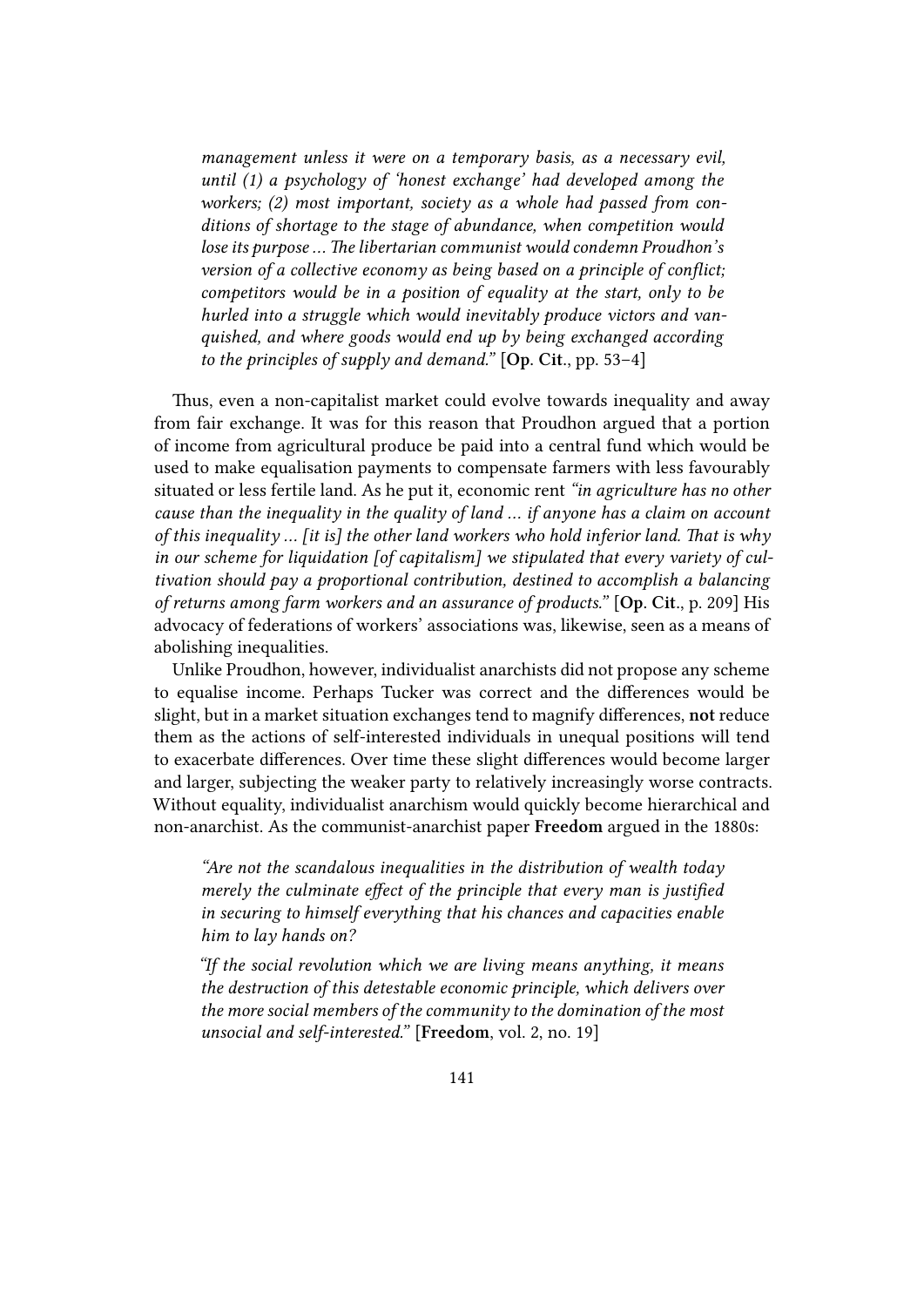> *management unless it were on a temporary basis, as a necessary evil, until (1) a psychology of 'honest exchange' had developed among the workers; (2) most important, society as a whole had passed from conditions of shortage to the stage of abundance, when competition would lose its purpose … The libertarian communist would condemn Proudhon's version of a collective economy as being based on a principle of conflict; competitors would be in a position of equality at the start, only to be hurled into a struggle which would inevitably produce victors and vanquished, and where goods would end up by being exchanged according to the principles of supply and demand."* [**Op. Cit.**, pp. 53–4]

Thus, even a non-capitalist market could evolve towards inequality and away from fair exchange. It was for this reason that Proudhon argued that a portion of income from agricultural produce be paid into a central fund which would be used to make equalisation payments to compensate farmers with less favourably situated or less fertile land. As he put it, economic rent *"in agriculture has no other cause than the inequality in the quality of land … if anyone has a claim on account of this inequality … [it is] the other land workers who hold inferior land. That is why in our scheme for liquidation [of capitalism] we stipulated that every variety of cultivation should pay a proportional contribution, destined to accomplish a balancing of returns among farm workers and an assurance of products."* [**Op. Cit.**, p. 209] His advocacy of federations of workers' associations was, likewise, seen as a means of abolishing inequalities.

Unlike Proudhon, however, individualist anarchists did not propose any scheme to equalise income. Perhaps Tucker was correct and the differences would be slight, but in a market situation exchanges tend to magnify differences, **not** reduce them as the actions of self-interested individuals in unequal positions will tend to exacerbate differences. Over time these slight differences would become larger and larger, subjecting the weaker party to relatively increasingly worse contracts. Without equality, individualist anarchism would quickly become hierarchical and non-anarchist. As the communist-anarchist paper **Freedom** argued in the 1880s:

> *"Are not the scandalous inequalities in the distribution of wealth today merely the culminate effect of the principle that every man is justified in securing to himself everything that his chances and capacities enable him to lay hands on?*
>
> *"If the social revolution which we are living means anything, it means the destruction of this detestable economic principle, which delivers over the more social members of the community to the domination of the most unsocial and self-interested."* [**Freedom**, vol. 2, no. 19]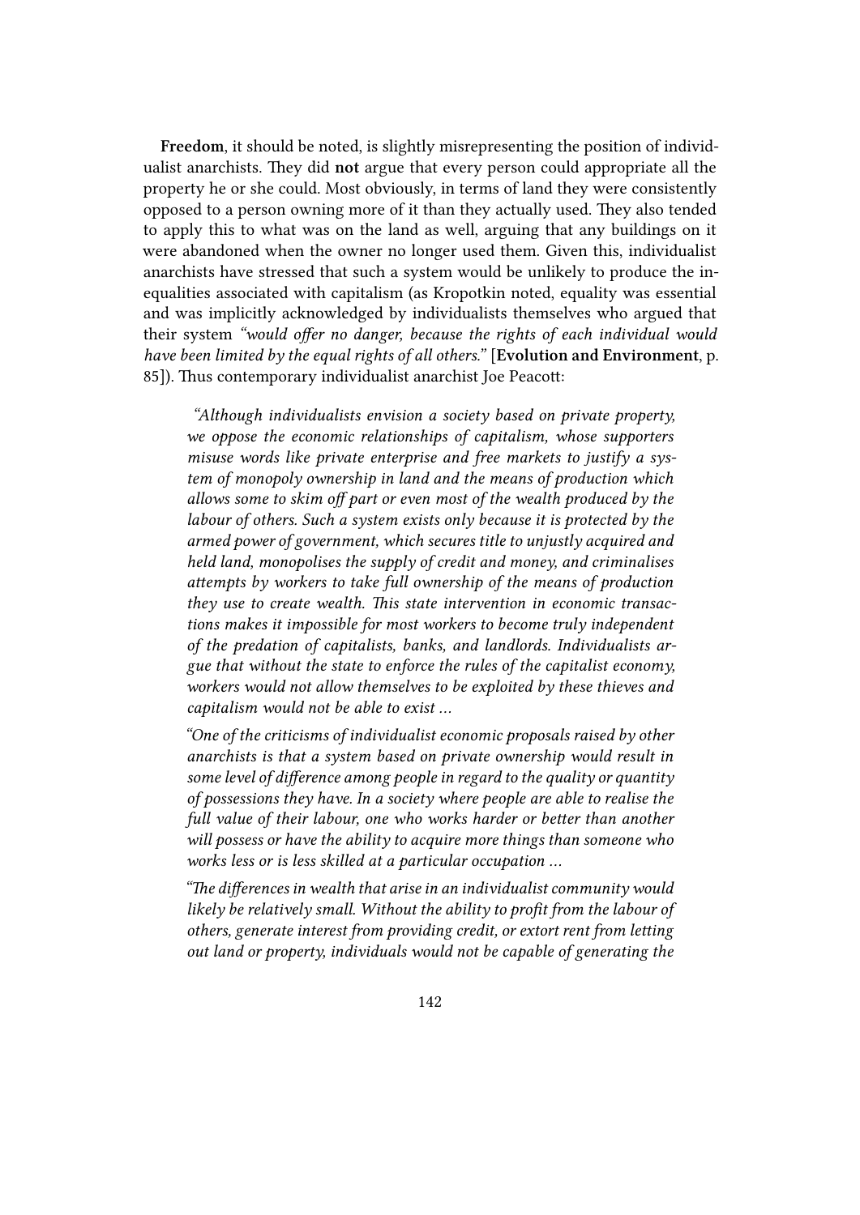**Freedom**, it should be noted, is slightly misrepresenting the position of individualist anarchists. They did **not** argue that every person could appropriate all the property he or she could. Most obviously, in terms of land they were consistently opposed to a person owning more of it than they actually used. They also tended to apply this to what was on the land as well, arguing that any buildings on it were abandoned when the owner no longer used them. Given this, individualist anarchists have stressed that such a system would be unlikely to produce the inequalities associated with capitalism (as Kropotkin noted, equality was essential and was implicitly acknowledged by individualists themselves who argued that their system *"would offer no danger, because the rights of each individual would have been limited by the equal rights of all others."* [**Evolution and Environment**, p. 85]). Thus contemporary individualist anarchist Joe Peacott:

> *"Although individualists envision a society based on private property, we oppose the economic relationships of capitalism, whose supporters misuse words like private enterprise and free markets to justify a system of monopoly ownership in land and the means of production which allows some to skim off part or even most of the wealth produced by the labour of others. Such a system exists only because it is protected by the armed power of government, which secures title to unjustly acquired and held land, monopolises the supply of credit and money, and criminalises attempts by workers to take full ownership of the means of production they use to create wealth. This state intervention in economic transactions makes it impossible for most workers to become truly independent of the predation of capitalists, banks, and landlords. Individualists argue that without the state to enforce the rules of the capitalist economy, workers would not allow themselves to be exploited by these thieves and capitalism would not be able to exist …*
>
> *"One of the criticisms of individualist economic proposals raised by other anarchists is that a system based on private ownership would result in some level of difference among people in regard to the quality or quantity of possessions they have. In a society where people are able to realise the full value of their labour, one who works harder or better than another will possess or have the ability to acquire more things than someone who works less or is less skilled at a particular occupation …*
>
> *"The differences in wealth that arise in an individualist community would likely be relatively small. Without the ability to profit from the labour of others, generate interest from providing credit, or extort rent from letting out land or property, individuals would not be capable of generating the*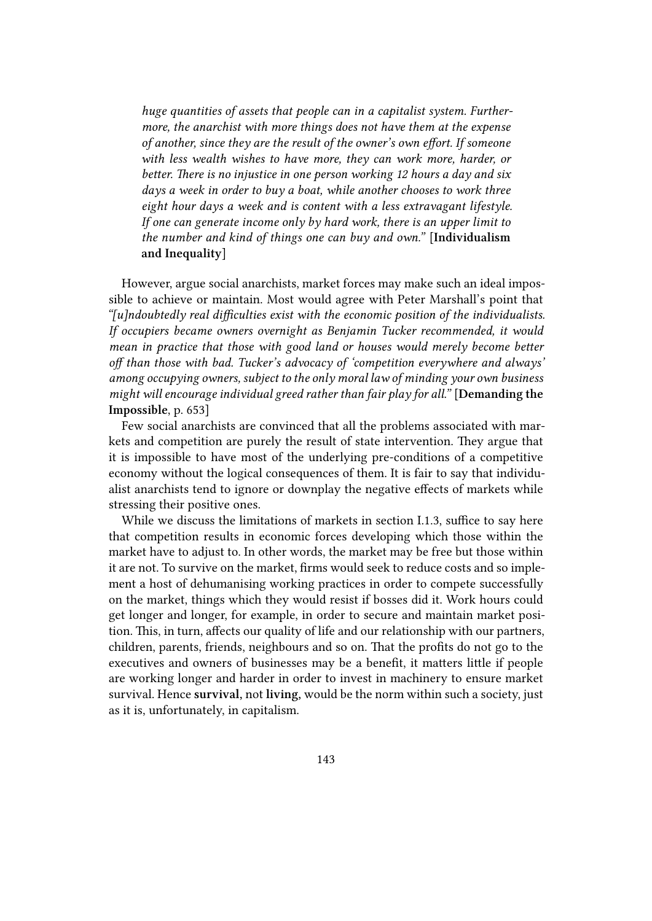> *huge quantities of assets that people can in a capitalist system. Furthermore, the anarchist with more things does not have them at the expense of another, since they are the result of the owner's own effort. If someone with less wealth wishes to have more, they can work more, harder, or better. There is no injustice in one person working 12 hours a day and six days a week in order to buy a boat, while another chooses to work three eight hour days a week and is content with a less extravagant lifestyle. If one can generate income only by hard work, there is an upper limit to the number and kind of things one can buy and own."* [**Individualism and Inequality**]

However, argue social anarchists, market forces may make such an ideal impossible to achieve or maintain. Most would agree with Peter Marshall's point that *"[u]ndoubtedly real difficulties exist with the economic position of the individualists. If occupiers became owners overnight as Benjamin Tucker recommended, it would mean in practice that those with good land or houses would merely become better off than those with bad. Tucker's advocacy of 'competition everywhere and always' among occupying owners, subject to the only moral law of minding your own business might will encourage individual greed rather than fair play for all."* [**Demanding the Impossible**, p. 653]

Few social anarchists are convinced that all the problems associated with markets and competition are purely the result of state intervention. They argue that it is impossible to have most of the underlying pre-conditions of a competitive economy without the logical consequences of them. It is fair to say that individualist anarchists tend to ignore or downplay the negative effects of markets while stressing their positive ones.

While we discuss the limitations of markets in section I.1.3, suffice to say here that competition results in economic forces developing which those within the market have to adjust to. In other words, the market may be free but those within it are not. To survive on the market, firms would seek to reduce costs and so implement a host of dehumanising working practices in order to compete successfully on the market, things which they would resist if bosses did it. Work hours could get longer and longer, for example, in order to secure and maintain market position. This, in turn, affects our quality of life and our relationship with our partners, children, parents, friends, neighbours and so on. That the profits do not go to the executives and owners of businesses may be a benefit, it matters little if people are working longer and harder in order to invest in machinery to ensure market survival. Hence **survival,** not **living,** would be the norm within such a society, just as it is, unfortunately, in capitalism.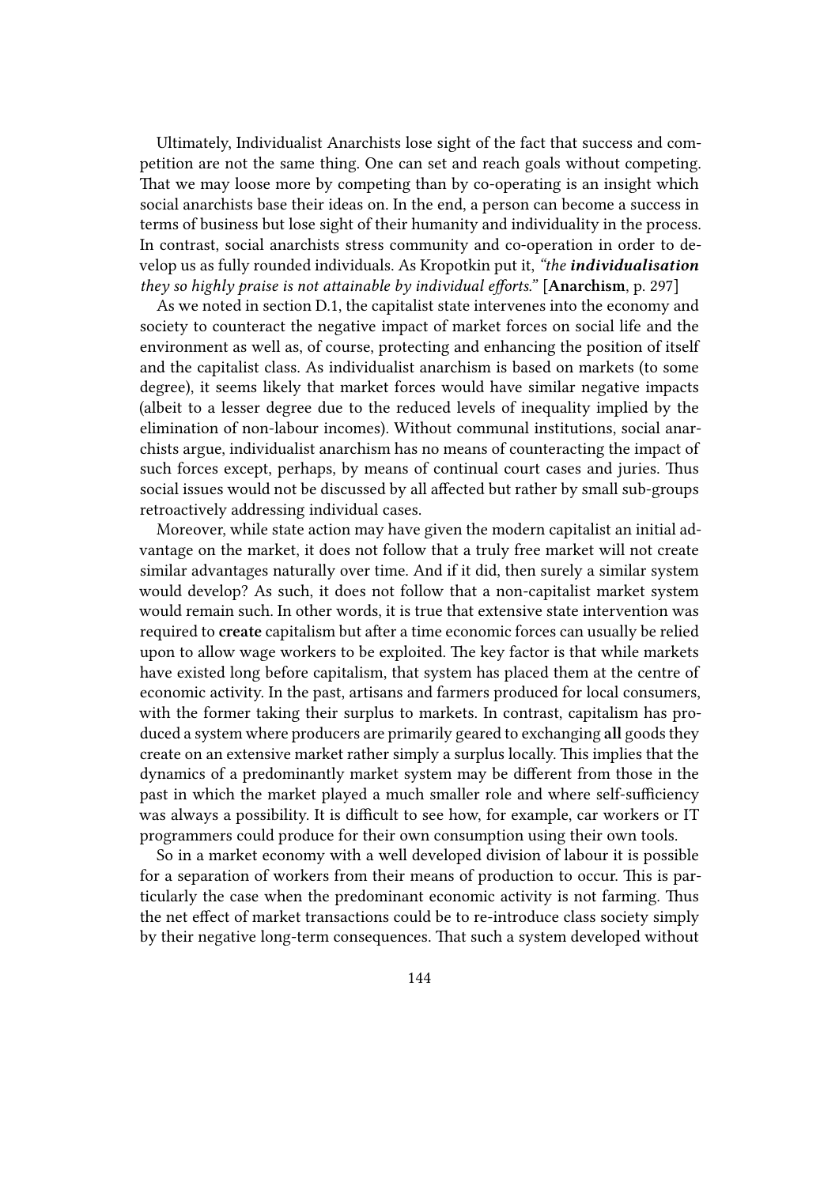Ultimately, Individualist Anarchists lose sight of the fact that success and competition are not the same thing. One can set and reach goals without competing. That we may loose more by competing than by co-operating is an insight which social anarchists base their ideas on. In the end, a person can become a success in terms of business but lose sight of their humanity and individuality in the process. In contrast, social anarchists stress community and co-operation in order to develop us as fully rounded individuals. As Kropotkin put it, *"the **individualisation** they so highly praise is not attainable by individual efforts."* [**Anarchism**, p. 297]

As we noted in section D.1, the capitalist state intervenes into the economy and society to counteract the negative impact of market forces on social life and the environment as well as, of course, protecting and enhancing the position of itself and the capitalist class. As individualist anarchism is based on markets (to some degree), it seems likely that market forces would have similar negative impacts (albeit to a lesser degree due to the reduced levels of inequality implied by the elimination of non-labour incomes). Without communal institutions, social anarchists argue, individualist anarchism has no means of counteracting the impact of such forces except, perhaps, by means of continual court cases and juries. Thus social issues would not be discussed by all affected but rather by small sub-groups retroactively addressing individual cases.

Moreover, while state action may have given the modern capitalist an initial advantage on the market, it does not follow that a truly free market will not create similar advantages naturally over time. And if it did, then surely a similar system would develop? As such, it does not follow that a non-capitalist market system would remain such. In other words, it is true that extensive state intervention was required to **create** capitalism but after a time economic forces can usually be relied upon to allow wage workers to be exploited. The key factor is that while markets have existed long before capitalism, that system has placed them at the centre of economic activity. In the past, artisans and farmers produced for local consumers, with the former taking their surplus to markets. In contrast, capitalism has produced a system where producers are primarily geared to exchanging **all** goods they create on an extensive market rather simply a surplus locally. This implies that the dynamics of a predominantly market system may be different from those in the past in which the market played a much smaller role and where self-sufficiency was always a possibility. It is difficult to see how, for example, car workers or IT programmers could produce for their own consumption using their own tools.

So in a market economy with a well developed division of labour it is possible for a separation of workers from their means of production to occur. This is particularly the case when the predominant economic activity is not farming. Thus the net effect of market transactions could be to re-introduce class society simply by their negative long-term consequences. That such a system developed without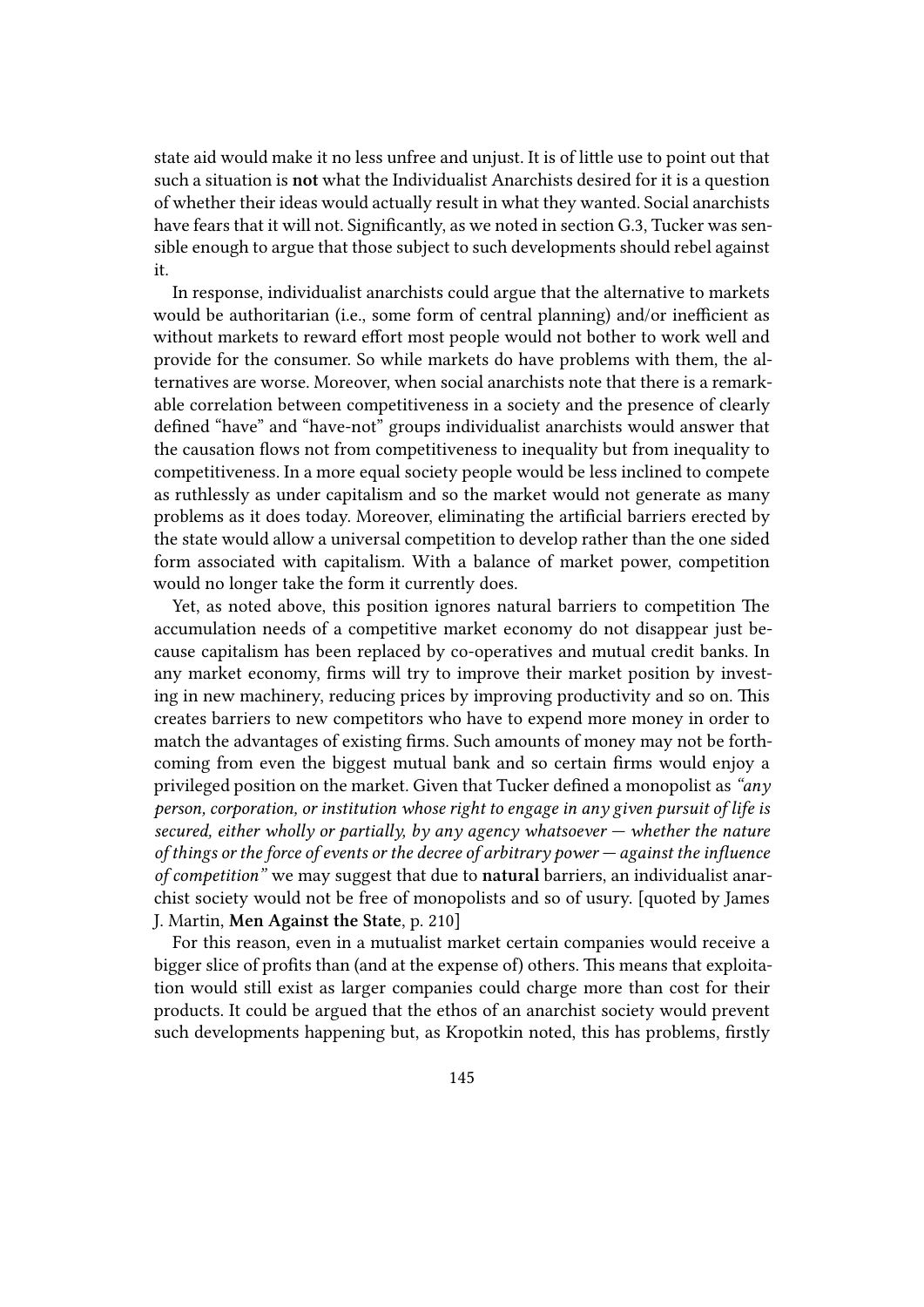state aid would make it no less unfree and unjust. It is of little use to point out that such a situation is **not** what the Individualist Anarchists desired for it is a question of whether their ideas would actually result in what they wanted. Social anarchists have fears that it will not. Significantly, as we noted in section G.3, Tucker was sensible enough to argue that those subject to such developments should rebel against it.

In response, individualist anarchists could argue that the alternative to markets would be authoritarian (i.e., some form of central planning) and/or inefficient as without markets to reward effort most people would not bother to work well and provide for the consumer. So while markets do have problems with them, the alternatives are worse. Moreover, when social anarchists note that there is a remarkable correlation between competitiveness in a society and the presence of clearly defined "have" and "have-not" groups individualist anarchists would answer that the causation flows not from competitiveness to inequality but from inequality to competitiveness. In a more equal society people would be less inclined to compete as ruthlessly as under capitalism and so the market would not generate as many problems as it does today. Moreover, eliminating the artificial barriers erected by the state would allow a universal competition to develop rather than the one sided form associated with capitalism. With a balance of market power, competition would no longer take the form it currently does.

Yet, as noted above, this position ignores natural barriers to competition The accumulation needs of a competitive market economy do not disappear just because capitalism has been replaced by co-operatives and mutual credit banks. In any market economy, firms will try to improve their market position by investing in new machinery, reducing prices by improving productivity and so on. This creates barriers to new competitors who have to expend more money in order to match the advantages of existing firms. Such amounts of money may not be forthcoming from even the biggest mutual bank and so certain firms would enjoy a privileged position on the market. Given that Tucker defined a monopolist as *"any person, corporation, or institution whose right to engage in any given pursuit of life is secured, either wholly or partially, by any agency whatsoever — whether the nature of things or the force of events or the decree of arbitrary power — against the influence of competition"* we may suggest that due to **natural** barriers, an individualist anarchist society would not be free of monopolists and so of usury. [quoted by James J. Martin, **Men Against the State**, p. 210]

For this reason, even in a mutualist market certain companies would receive a bigger slice of profits than (and at the expense of) others. This means that exploitation would still exist as larger companies could charge more than cost for their products. It could be argued that the ethos of an anarchist society would prevent such developments happening but, as Kropotkin noted, this has problems, firstly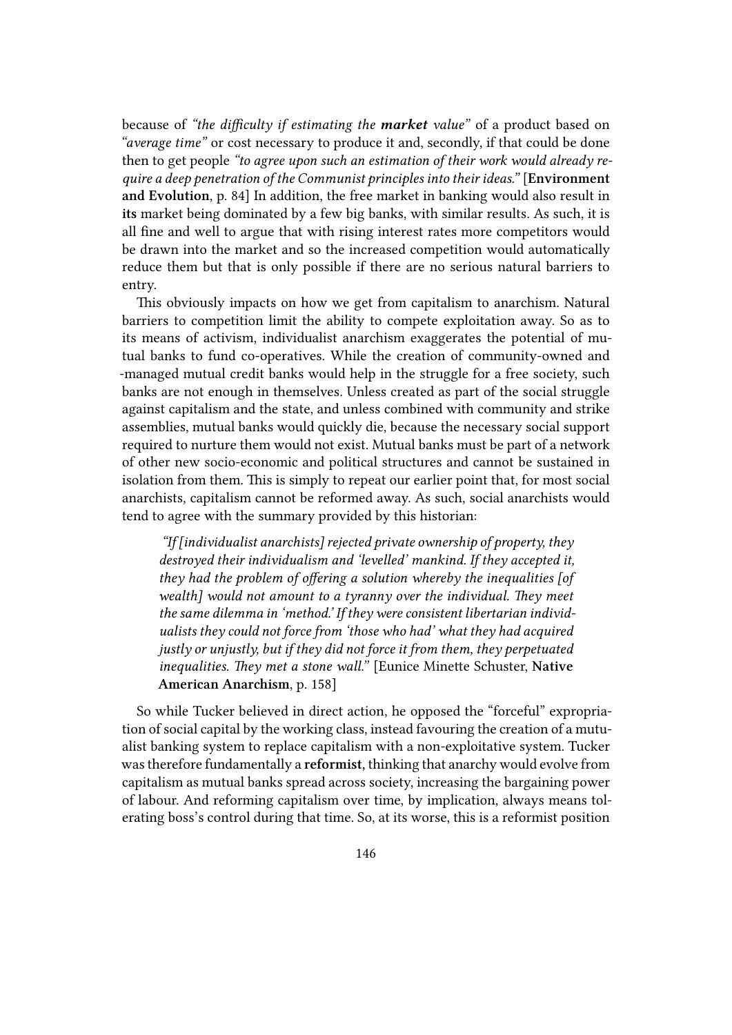because of *"the difficulty if estimating the **market** value"* of a product based on *"average time"* or cost necessary to produce it and, secondly, if that could be done then to get people *"to agree upon such an estimation of their work would already require a deep penetration of the Communist principles into their ideas."* [**Environment and Evolution**, p. 84] In addition, the free market in banking would also result in **its** market being dominated by a few big banks, with similar results. As such, it is all fine and well to argue that with rising interest rates more competitors would be drawn into the market and so the increased competition would automatically reduce them but that is only possible if there are no serious natural barriers to entry.

This obviously impacts on how we get from capitalism to anarchism. Natural barriers to competition limit the ability to compete exploitation away. So as to its means of activism, individualist anarchism exaggerates the potential of mutual banks to fund co-operatives. While the creation of community-owned and -managed mutual credit banks would help in the struggle for a free society, such banks are not enough in themselves. Unless created as part of the social struggle against capitalism and the state, and unless combined with community and strike assemblies, mutual banks would quickly die, because the necessary social support required to nurture them would not exist. Mutual banks must be part of a network of other new socio-economic and political structures and cannot be sustained in isolation from them. This is simply to repeat our earlier point that, for most social anarchists, capitalism cannot be reformed away. As such, social anarchists would tend to agree with the summary provided by this historian:

> *"If [individualist anarchists] rejected private ownership of property, they destroyed their individualism and 'levelled' mankind. If they accepted it, they had the problem of offering a solution whereby the inequalities [of wealth] would not amount to a tyranny over the individual. They meet the same dilemma in 'method.' If they were consistent libertarian individualists they could not force from 'those who had' what they had acquired justly or unjustly, but if they did not force it from them, they perpetuated inequalities. They met a stone wall."* [Eunice Minette Schuster, **Native American Anarchism**, p. 158]

So while Tucker believed in direct action, he opposed the "forceful" expropriation of social capital by the working class, instead favouring the creation of a mutualist banking system to replace capitalism with a non-exploitative system. Tucker was therefore fundamentally a **reformist**, thinking that anarchy would evolve from capitalism as mutual banks spread across society, increasing the bargaining power of labour. And reforming capitalism over time, by implication, always means tolerating boss's control during that time. So, at its worse, this is a reformist position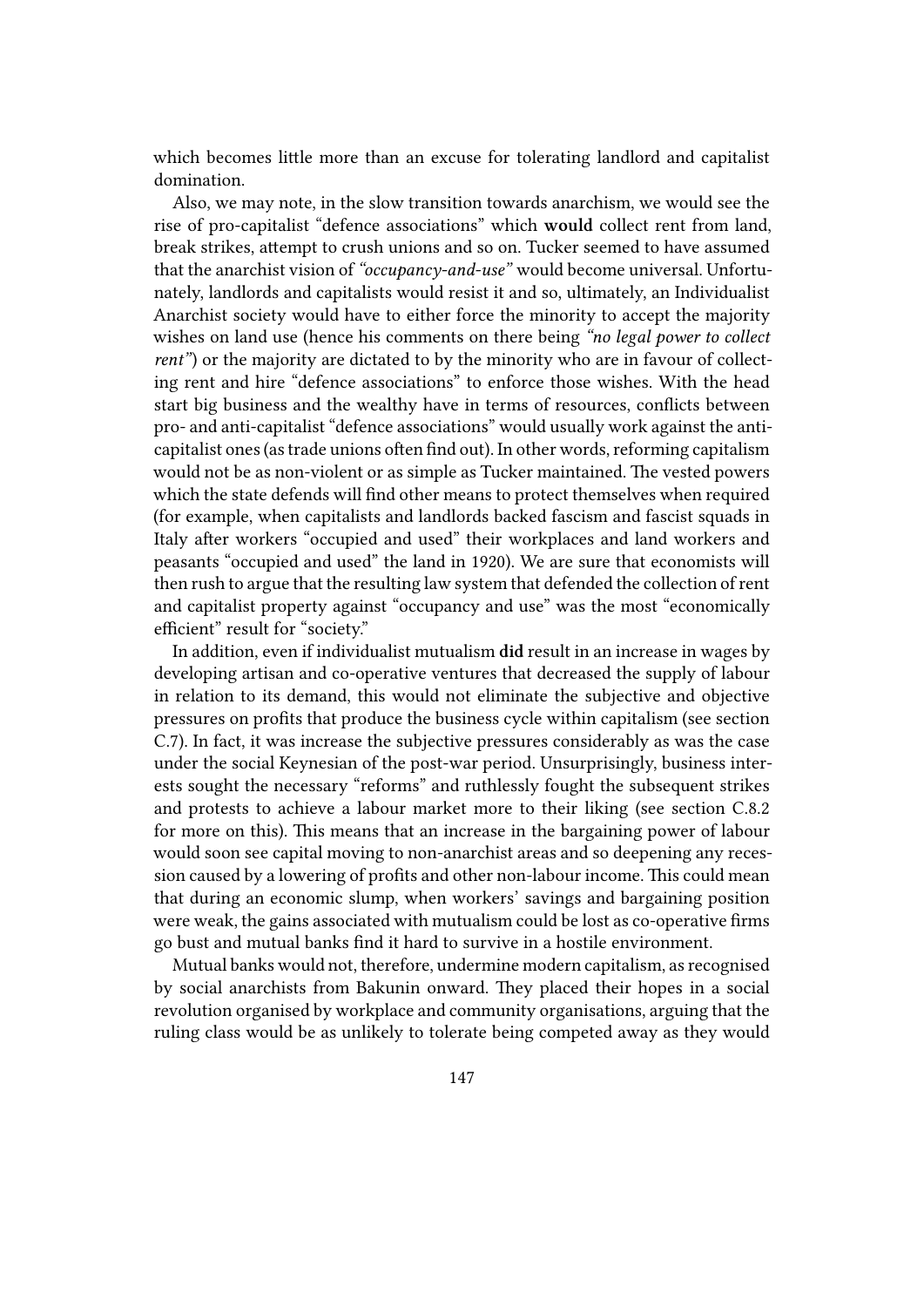which becomes little more than an excuse for tolerating landlord and capitalist domination.

Also, we may note, in the slow transition towards anarchism, we would see the rise of pro-capitalist "defence associations" which **would** collect rent from land, break strikes, attempt to crush unions and so on. Tucker seemed to have assumed that the anarchist vision of *"occupancy-and-use"* would become universal. Unfortunately, landlords and capitalists would resist it and so, ultimately, an Individualist Anarchist society would have to either force the minority to accept the majority wishes on land use (hence his comments on there being *"no legal power to collect rent"*) or the majority are dictated to by the minority who are in favour of collecting rent and hire "defence associations" to enforce those wishes. With the head start big business and the wealthy have in terms of resources, conflicts between pro- and anti-capitalist "defence associations" would usually work against the anti-capitalist ones (as trade unions often find out). In other words, reforming capitalism would not be as non-violent or as simple as Tucker maintained. The vested powers which the state defends will find other means to protect themselves when required (for example, when capitalists and landlords backed fascism and fascist squads in Italy after workers "occupied and used" their workplaces and land workers and peasants "occupied and used" the land in 1920). We are sure that economists will then rush to argue that the resulting law system that defended the collection of rent and capitalist property against "occupancy and use" was the most "economically efficient" result for "society."

In addition, even if individualist mutualism **did** result in an increase in wages by developing artisan and co-operative ventures that decreased the supply of labour in relation to its demand, this would not eliminate the subjective and objective pressures on profits that produce the business cycle within capitalism (see section C.7). In fact, it was increase the subjective pressures considerably as was the case under the social Keynesian of the post-war period. Unsurprisingly, business interests sought the necessary "reforms" and ruthlessly fought the subsequent strikes and protests to achieve a labour market more to their liking (see section C.8.2 for more on this). This means that an increase in the bargaining power of labour would soon see capital moving to non-anarchist areas and so deepening any recession caused by a lowering of profits and other non-labour income. This could mean that during an economic slump, when workers' savings and bargaining position were weak, the gains associated with mutualism could be lost as co-operative firms go bust and mutual banks find it hard to survive in a hostile environment.

Mutual banks would not, therefore, undermine modern capitalism, as recognised by social anarchists from Bakunin onward. They placed their hopes in a social revolution organised by workplace and community organisations, arguing that the ruling class would be as unlikely to tolerate being competed away as they would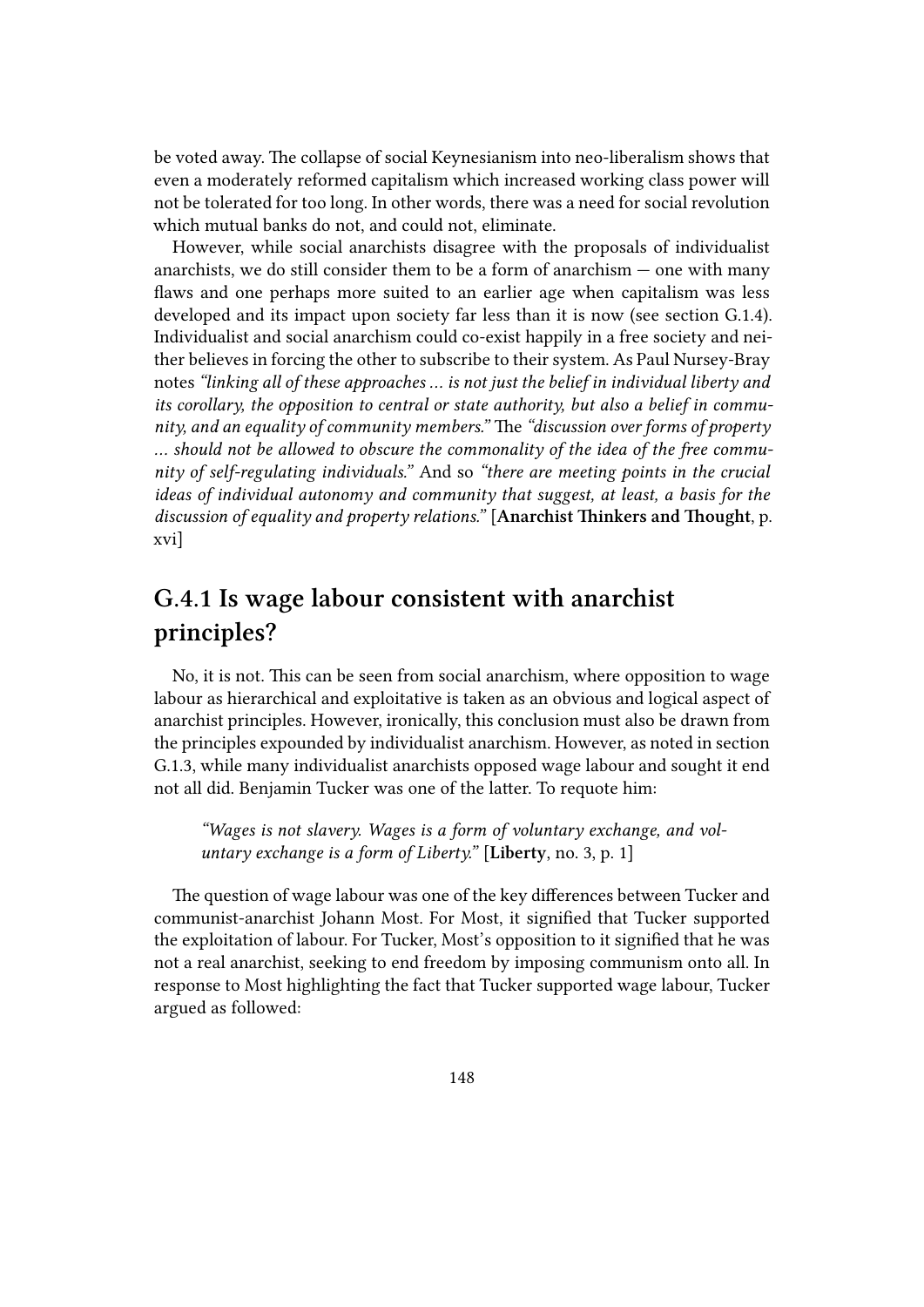be voted away. The collapse of social Keynesianism into neo-liberalism shows that even a moderately reformed capitalism which increased working class power will not be tolerated for too long. In other words, there was a need for social revolution which mutual banks do not, and could not, eliminate.

However, while social anarchists disagree with the proposals of individualist anarchists, we do still consider them to be a form of anarchism — one with many flaws and one perhaps more suited to an earlier age when capitalism was less developed and its impact upon society far less than it is now (see section G.1.4). Individualist and social anarchism could co-exist happily in a free society and neither believes in forcing the other to subscribe to their system. As Paul Nursey-Bray notes *"linking all of these approaches … is not just the belief in individual liberty and its corollary, the opposition to central or state authority, but also a belief in community, and an equality of community members."* The *"discussion over forms of property … should not be allowed to obscure the commonality of the idea of the free community of self-regulating individuals."* And so *"there are meeting points in the crucial ideas of individual autonomy and community that suggest, at least, a basis for the discussion of equality and property relations."* [**Anarchist Thinkers and Thought**, p. xvi]

## G.4.1 Is wage labour consistent with anarchist principles?

No, it is not. This can be seen from social anarchism, where opposition to wage labour as hierarchical and exploitative is taken as an obvious and logical aspect of anarchist principles. However, ironically, this conclusion must also be drawn from the principles expounded by individualist anarchism. However, as noted in section G.1.3, while many individualist anarchists opposed wage labour and sought it end not all did. Benjamin Tucker was one of the latter. To requote him:

> *"Wages is not slavery. Wages is a form of voluntary exchange, and voluntary exchange is a form of Liberty."* [**Liberty**, no. 3, p. 1]

The question of wage labour was one of the key differences between Tucker and communist-anarchist Johann Most. For Most, it signified that Tucker supported the exploitation of labour. For Tucker, Most's opposition to it signified that he was not a real anarchist, seeking to end freedom by imposing communism onto all. In response to Most highlighting the fact that Tucker supported wage labour, Tucker argued as followed: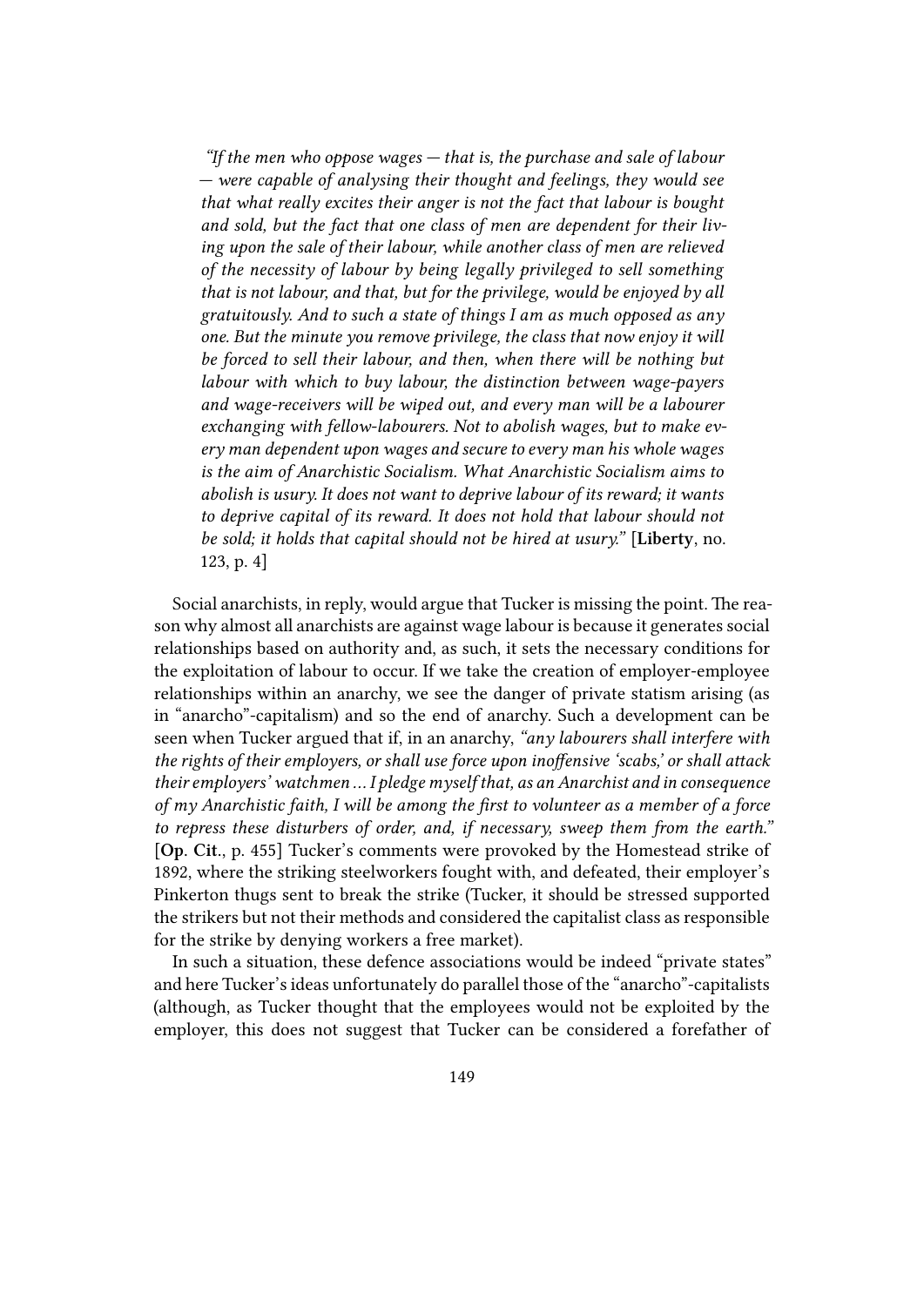> *"If the men who oppose wages — that is, the purchase and sale of labour — were capable of analysing their thought and feelings, they would see that what really excites their anger is not the fact that labour is bought and sold, but the fact that one class of men are dependent for their living upon the sale of their labour, while another class of men are relieved of the necessity of labour by being legally privileged to sell something that is not labour, and that, but for the privilege, would be enjoyed by all gratuitously. And to such a state of things I am as much opposed as any one. But the minute you remove privilege, the class that now enjoy it will be forced to sell their labour, and then, when there will be nothing but labour with which to buy labour, the distinction between wage-payers and wage-receivers will be wiped out, and every man will be a labourer exchanging with fellow-labourers. Not to abolish wages, but to make every man dependent upon wages and secure to every man his whole wages is the aim of Anarchistic Socialism. What Anarchistic Socialism aims to abolish is usury. It does not want to deprive labour of its reward; it wants to deprive capital of its reward. It does not hold that labour should not be sold; it holds that capital should not be hired at usury."* [**Liberty**, no. 123, p. 4]

Social anarchists, in reply, would argue that Tucker is missing the point. The reason why almost all anarchists are against wage labour is because it generates social relationships based on authority and, as such, it sets the necessary conditions for the exploitation of labour to occur. If we take the creation of employer-employee relationships within an anarchy, we see the danger of private statism arising (as in "anarcho"-capitalism) and so the end of anarchy. Such a development can be seen when Tucker argued that if, in an anarchy, *"any labourers shall interfere with the rights of their employers, or shall use force upon inoffensive 'scabs,' or shall attack their employers' watchmen … I pledge myself that, as an Anarchist and in consequence of my Anarchistic faith, I will be among the first to volunteer as a member of a force to repress these disturbers of order, and, if necessary, sweep them from the earth."* [**Op. Cit.**, p. 455] Tucker's comments were provoked by the Homestead strike of 1892, where the striking steelworkers fought with, and defeated, their employer's Pinkerton thugs sent to break the strike (Tucker, it should be stressed supported the strikers but not their methods and considered the capitalist class as responsible for the strike by denying workers a free market).

In such a situation, these defence associations would be indeed "private states" and here Tucker's ideas unfortunately do parallel those of the "anarcho"-capitalists (although, as Tucker thought that the employees would not be exploited by the employer, this does not suggest that Tucker can be considered a forefather of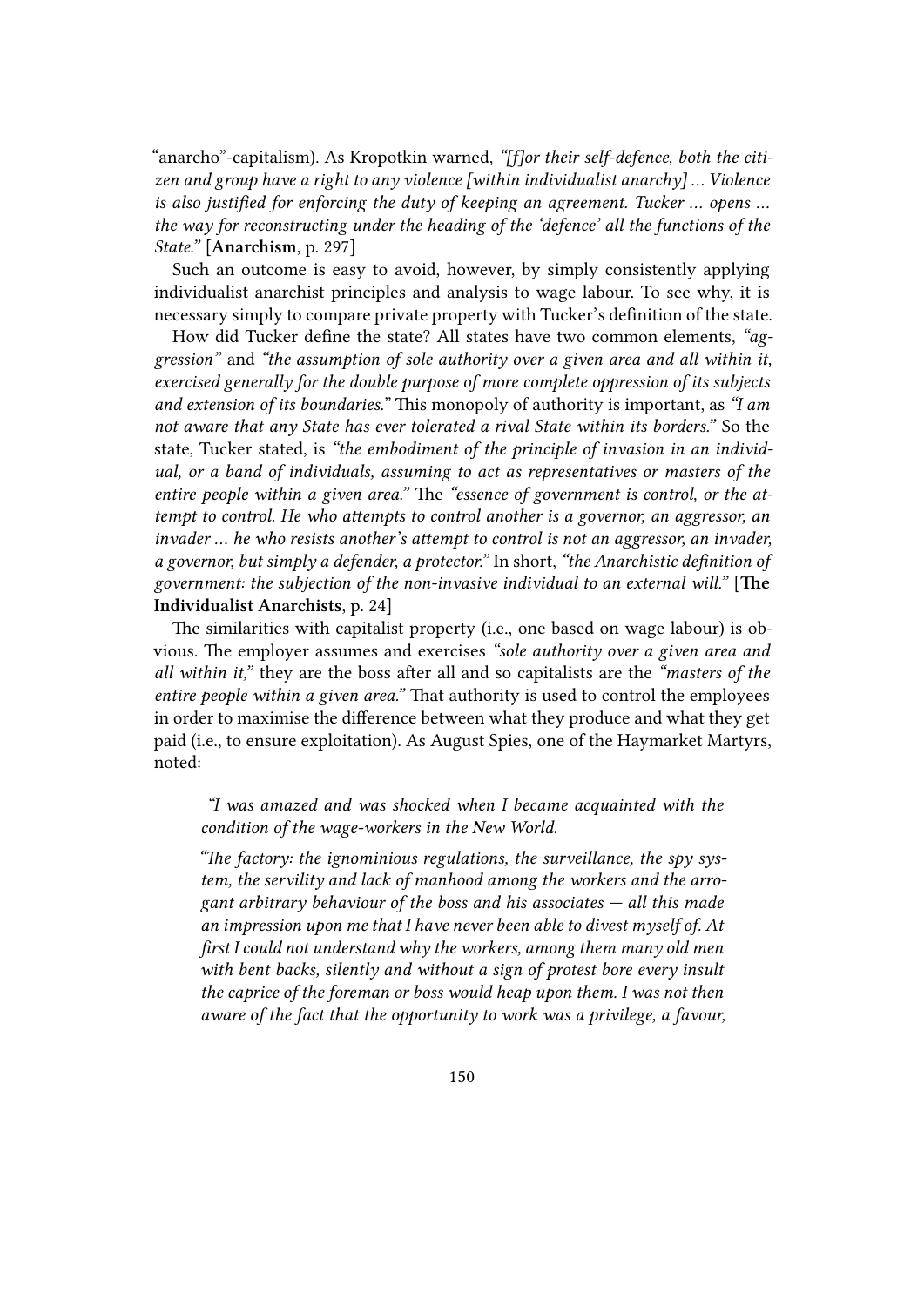"anarcho"-capitalism). As Kropotkin warned, *"[f]or their self-defence, both the citizen and group have a right to any violence [within individualist anarchy] … Violence is also justified for enforcing the duty of keeping an agreement. Tucker … opens … the way for reconstructing under the heading of the 'defence' all the functions of the State."* [**Anarchism**, p. 297]

Such an outcome is easy to avoid, however, by simply consistently applying individualist anarchist principles and analysis to wage labour. To see why, it is necessary simply to compare private property with Tucker's definition of the state.

How did Tucker define the state? All states have two common elements, *"aggression"* and *"the assumption of sole authority over a given area and all within it, exercised generally for the double purpose of more complete oppression of its subjects and extension of its boundaries."* This monopoly of authority is important, as *"I am not aware that any State has ever tolerated a rival State within its borders."* So the state, Tucker stated, is *"the embodiment of the principle of invasion in an individual, or a band of individuals, assuming to act as representatives or masters of the entire people within a given area."* The *"essence of government is control, or the attempt to control. He who attempts to control another is a governor, an aggressor, an invader … he who resists another's attempt to control is not an aggressor, an invader, a governor, but simply a defender, a protector."* In short, *"the Anarchistic definition of government: the subjection of the non-invasive individual to an external will."* [**The Individualist Anarchists**, p. 24]

The similarities with capitalist property (i.e., one based on wage labour) is obvious. The employer assumes and exercises *"sole authority over a given area and all within it,"* they are the boss after all and so capitalists are the *"masters of the entire people within a given area."* That authority is used to control the employees in order to maximise the difference between what they produce and what they get paid (i.e., to ensure exploitation). As August Spies, one of the Haymarket Martyrs, noted:

> *"I was amazed and was shocked when I became acquainted with the condition of the wage-workers in the New World.*
>
> *"The factory: the ignominious regulations, the surveillance, the spy system, the servility and lack of manhood among the workers and the arrogant arbitrary behaviour of the boss and his associates — all this made an impression upon me that I have never been able to divest myself of. At first I could not understand why the workers, among them many old men with bent backs, silently and without a sign of protest bore every insult the caprice of the foreman or boss would heap upon them. I was not then aware of the fact that the opportunity to work was a privilege, a favour,*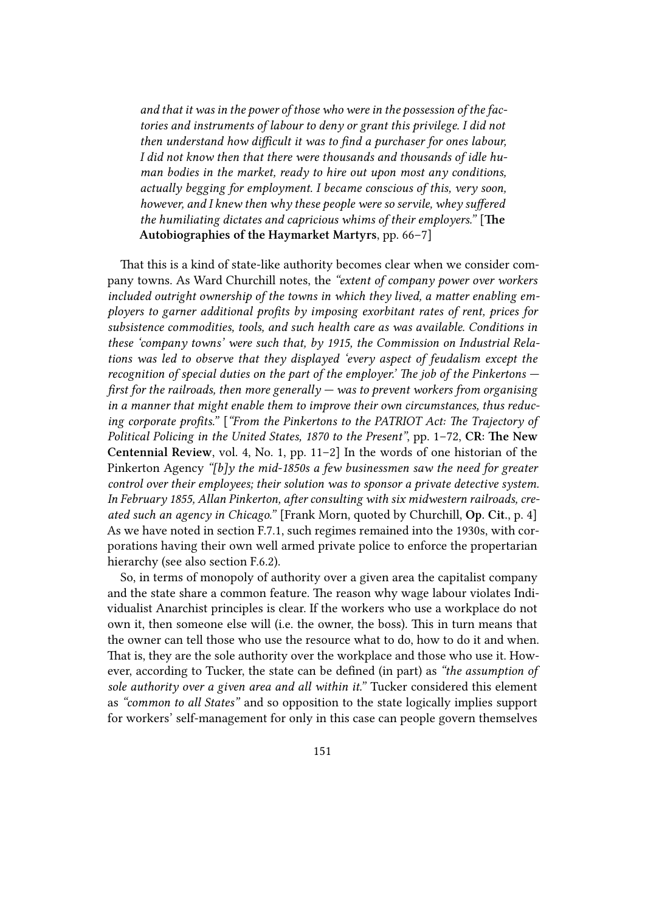> *and that it was in the power of those who were in the possession of the factories and instruments of labour to deny or grant this privilege. I did not then understand how difficult it was to find a purchaser for ones labour, I did not know then that there were thousands and thousands of idle human bodies in the market, ready to hire out upon most any conditions, actually begging for employment. I became conscious of this, very soon, however, and I knew then why these people were so servile, whey suffered the humiliating dictates and capricious whims of their employers."* [**The Autobiographies of the Haymarket Martyrs**, pp. 66–7]

That this is a kind of state-like authority becomes clear when we consider company towns. As Ward Churchill notes, the *"extent of company power over workers included outright ownership of the towns in which they lived, a matter enabling employers to garner additional profits by imposing exorbitant rates of rent, prices for subsistence commodities, tools, and such health care as was available. Conditions in these 'company towns' were such that, by 1915, the Commission on Industrial Relations was led to observe that they displayed 'every aspect of feudalism except the recognition of special duties on the part of the employer.' The job of the Pinkertons — first for the railroads, then more generally — was to prevent workers from organising in a manner that might enable them to improve their own circumstances, thus reducing corporate profits."* [*"From the Pinkertons to the PATRIOT Act: The Trajectory of Political Policing in the United States, 1870 to the Present"*, pp. 1–72, **CR: The New Centennial Review**, vol. 4, No. 1, pp. 11–2] In the words of one historian of the Pinkerton Agency *"[b]y the mid-1850s a few businessmen saw the need for greater control over their employees; their solution was to sponsor a private detective system. In February 1855, Allan Pinkerton, after consulting with six midwestern railroads, created such an agency in Chicago."* [Frank Morn, quoted by Churchill, **Op. Cit.**, p. 4] As we have noted in section F.7.1, such regimes remained into the 1930s, with corporations having their own well armed private police to enforce the propertarian hierarchy (see also section F.6.2).

So, in terms of monopoly of authority over a given area the capitalist company and the state share a common feature. The reason why wage labour violates Individualist Anarchist principles is clear. If the workers who use a workplace do not own it, then someone else will (i.e. the owner, the boss). This in turn means that the owner can tell those who use the resource what to do, how to do it and when. That is, they are the sole authority over the workplace and those who use it. However, according to Tucker, the state can be defined (in part) as *"the assumption of sole authority over a given area and all within it."* Tucker considered this element as *"common to all States"* and so opposition to the state logically implies support for workers' self-management for only in this case can people govern themselves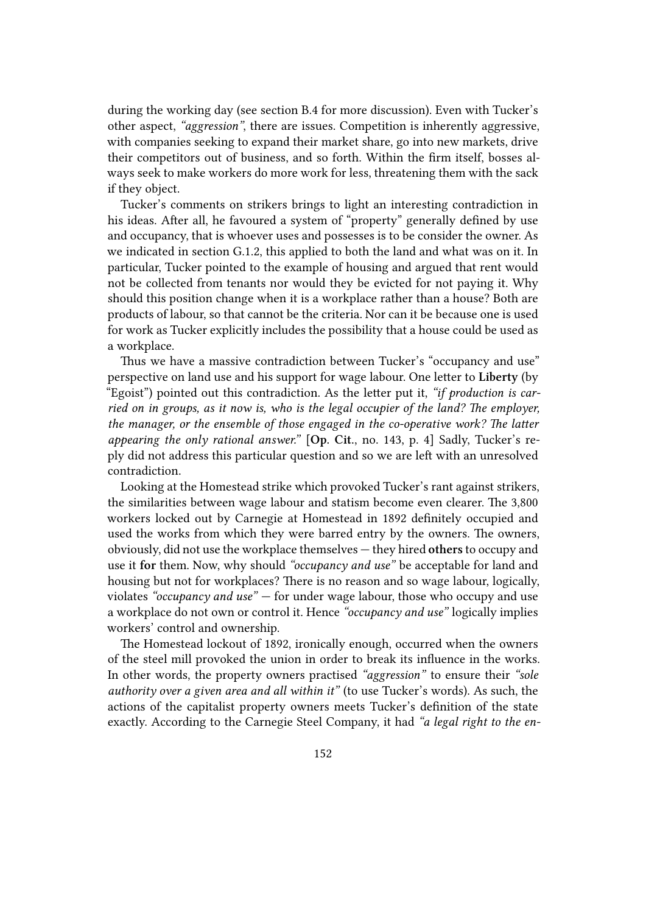during the working day (see section B.4 for more discussion). Even with Tucker's other aspect, *"aggression"*, there are issues. Competition is inherently aggressive, with companies seeking to expand their market share, go into new markets, drive their competitors out of business, and so forth. Within the firm itself, bosses always seek to make workers do more work for less, threatening them with the sack if they object.

Tucker's comments on strikers brings to light an interesting contradiction in his ideas. After all, he favoured a system of "property" generally defined by use and occupancy, that is whoever uses and possesses is to be consider the owner. As we indicated in section G.1.2, this applied to both the land and what was on it. In particular, Tucker pointed to the example of housing and argued that rent would not be collected from tenants nor would they be evicted for not paying it. Why should this position change when it is a workplace rather than a house? Both are products of labour, so that cannot be the criteria. Nor can it be because one is used for work as Tucker explicitly includes the possibility that a house could be used as a workplace.

Thus we have a massive contradiction between Tucker's "occupancy and use" perspective on land use and his support for wage labour. One letter to **Liberty** (by "Egoist") pointed out this contradiction. As the letter put it, *"if production is carried on in groups, as it now is, who is the legal occupier of the land? The employer, the manager, or the ensemble of those engaged in the co-operative work? The latter appearing the only rational answer."* [**Op. Cit.**, no. 143, p. 4] Sadly, Tucker's reply did not address this particular question and so we are left with an unresolved contradiction.

Looking at the Homestead strike which provoked Tucker's rant against strikers, the similarities between wage labour and statism become even clearer. The 3,800 workers locked out by Carnegie at Homestead in 1892 definitely occupied and used the works from which they were barred entry by the owners. The owners, obviously, did not use the workplace themselves — they hired **others** to occupy and use it **for** them. Now, why should *"occupancy and use"* be acceptable for land and housing but not for workplaces? There is no reason and so wage labour, logically, violates *"occupancy and use"* — for under wage labour, those who occupy and use a workplace do not own or control it. Hence *"occupancy and use"* logically implies workers' control and ownership.

The Homestead lockout of 1892, ironically enough, occurred when the owners of the steel mill provoked the union in order to break its influence in the works. In other words, the property owners practised *"aggression"* to ensure their *"sole authority over a given area and all within it"* (to use Tucker's words). As such, the actions of the capitalist property owners meets Tucker's definition of the state exactly. According to the Carnegie Steel Company, it had *"a legal right to the en-*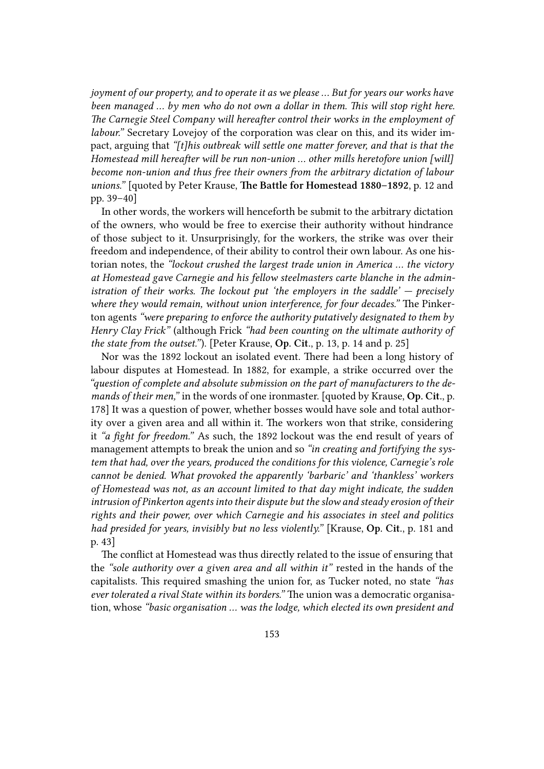*joyment of our property, and to operate it as we please … But for years our works have been managed … by men who do not own a dollar in them. This will stop right here. The Carnegie Steel Company will hereafter control their works in the employment of labour."* Secretary Lovejoy of the corporation was clear on this, and its wider impact, arguing that *"[t]his outbreak will settle one matter forever, and that is that the Homestead mill hereafter will be run non-union … other mills heretofore union [will] become non-union and thus free their owners from the arbitrary dictation of labour unions."* [quoted by Peter Krause, **The Battle for Homestead 1880–1892**, p. 12 and pp. 39–40]

In other words, the workers will henceforth be submit to the arbitrary dictation of the owners, who would be free to exercise their authority without hindrance of those subject to it. Unsurprisingly, for the workers, the strike was over their freedom and independence, of their ability to control their own labour. As one historian notes, the *"lockout crushed the largest trade union in America … the victory at Homestead gave Carnegie and his fellow steelmasters carte blanche in the administration of their works. The lockout put 'the employers in the saddle' — precisely where they would remain, without union interference, for four decades."* The Pinkerton agents *"were preparing to enforce the authority putatively designated to them by Henry Clay Frick"* (although Frick *"had been counting on the ultimate authority of the state from the outset."*). [Peter Krause, **Op. Cit.**, p. 13, p. 14 and p. 25]

Nor was the 1892 lockout an isolated event. There had been a long history of labour disputes at Homestead. In 1882, for example, a strike occurred over the *"question of complete and absolute submission on the part of manufacturers to the demands of their men,"* in the words of one ironmaster. [quoted by Krause, **Op. Cit.**, p. 178] It was a question of power, whether bosses would have sole and total authority over a given area and all within it. The workers won that strike, considering it *"a fight for freedom."* As such, the 1892 lockout was the end result of years of management attempts to break the union and so *"in creating and fortifying the system that had, over the years, produced the conditions for this violence, Carnegie's role cannot be denied. What provoked the apparently 'barbaric' and 'thankless' workers of Homestead was not, as an account limited to that day might indicate, the sudden intrusion of Pinkerton agents into their dispute but the slow and steady erosion of their rights and their power, over which Carnegie and his associates in steel and politics had presided for years, invisibly but no less violently."* [Krause, **Op. Cit.**, p. 181 and p. 43]

The conflict at Homestead was thus directly related to the issue of ensuring that the *"sole authority over a given area and all within it"* rested in the hands of the capitalists. This required smashing the union for, as Tucker noted, no state *"has ever tolerated a rival State within its borders."* The union was a democratic organisation, whose *"basic organisation … was the lodge, which elected its own president and*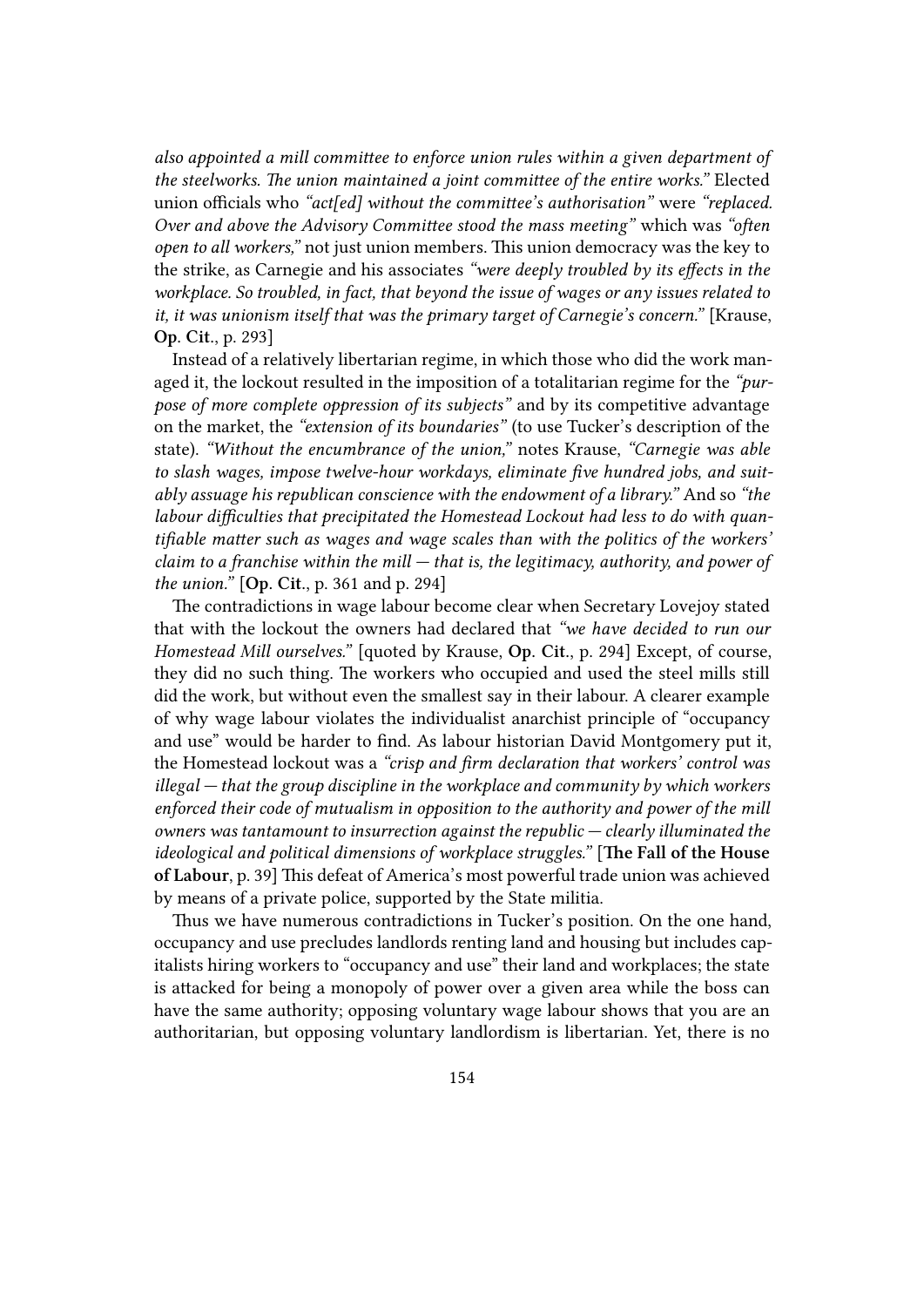*also appointed a mill committee to enforce union rules within a given department of the steelworks. The union maintained a joint committee of the entire works."* Elected union officials who *"act[ed] without the committee's authorisation"* were *"replaced. Over and above the Advisory Committee stood the mass meeting"* which was *"often open to all workers,"* not just union members. This union democracy was the key to the strike, as Carnegie and his associates *"were deeply troubled by its effects in the workplace. So troubled, in fact, that beyond the issue of wages or any issues related to it, it was unionism itself that was the primary target of Carnegie's concern."* [Krause, **Op. Cit.**, p. 293]

Instead of a relatively libertarian regime, in which those who did the work managed it, the lockout resulted in the imposition of a totalitarian regime for the *"purpose of more complete oppression of its subjects"* and by its competitive advantage on the market, the *"extension of its boundaries"* (to use Tucker's description of the state). *"Without the encumbrance of the union,"* notes Krause, *"Carnegie was able to slash wages, impose twelve-hour workdays, eliminate five hundred jobs, and suitably assuage his republican conscience with the endowment of a library."* And so *"the labour difficulties that precipitated the Homestead Lockout had less to do with quantifiable matter such as wages and wage scales than with the politics of the workers' claim to a franchise within the mill — that is, the legitimacy, authority, and power of the union."* [**Op. Cit.**, p. 361 and p. 294]

The contradictions in wage labour become clear when Secretary Lovejoy stated that with the lockout the owners had declared that *"we have decided to run our Homestead Mill ourselves."* [quoted by Krause, **Op. Cit.**, p. 294] Except, of course, they did no such thing. The workers who occupied and used the steel mills still did the work, but without even the smallest say in their labour. A clearer example of why wage labour violates the individualist anarchist principle of "occupancy and use" would be harder to find. As labour historian David Montgomery put it, the Homestead lockout was a *"crisp and firm declaration that workers' control was illegal — that the group discipline in the workplace and community by which workers enforced their code of mutualism in opposition to the authority and power of the mill owners was tantamount to insurrection against the republic — clearly illuminated the ideological and political dimensions of workplace struggles."* [**The Fall of the House of Labour**, p. 39] This defeat of America's most powerful trade union was achieved by means of a private police, supported by the State militia.

Thus we have numerous contradictions in Tucker's position. On the one hand, occupancy and use precludes landlords renting land and housing but includes capitalists hiring workers to "occupancy and use" their land and workplaces; the state is attacked for being a monopoly of power over a given area while the boss can have the same authority; opposing voluntary wage labour shows that you are an authoritarian, but opposing voluntary landlordism is libertarian. Yet, there is no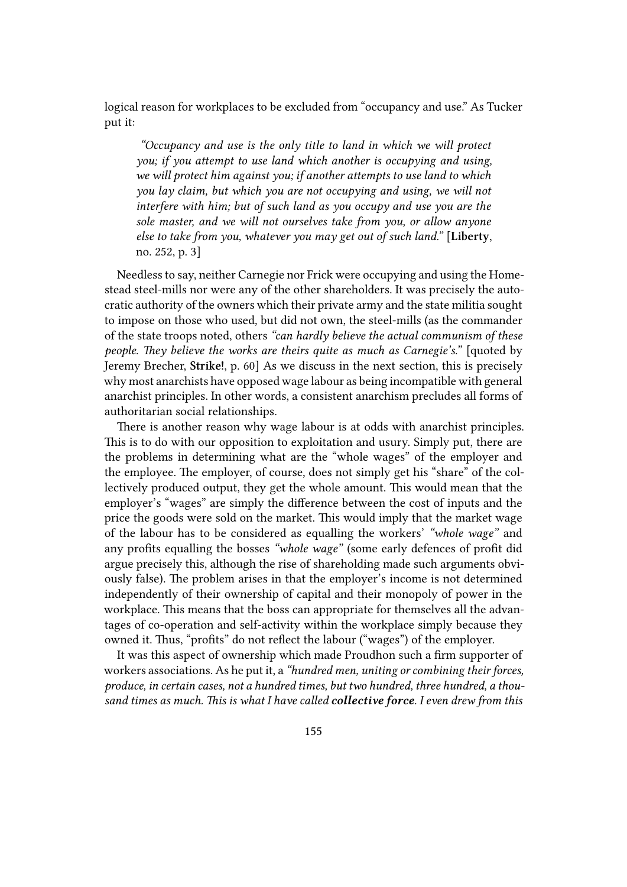logical reason for workplaces to be excluded from "occupancy and use." As Tucker put it:

> *"Occupancy and use is the only title to land in which we will protect you; if you attempt to use land which another is occupying and using, we will protect him against you; if another attempts to use land to which you lay claim, but which you are not occupying and using, we will not interfere with him; but of such land as you occupy and use you are the sole master, and we will not ourselves take from you, or allow anyone else to take from you, whatever you may get out of such land."* [**Liberty**, no. 252, p. 3]

Needless to say, neither Carnegie nor Frick were occupying and using the Homestead steel-mills nor were any of the other shareholders. It was precisely the autocratic authority of the owners which their private army and the state militia sought to impose on those who used, but did not own, the steel-mills (as the commander of the state troops noted, others *"can hardly believe the actual communism of these people. They believe the works are theirs quite as much as Carnegie's."* [quoted by Jeremy Brecher, **Strike!**, p. 60] As we discuss in the next section, this is precisely why most anarchists have opposed wage labour as being incompatible with general anarchist principles. In other words, a consistent anarchism precludes all forms of authoritarian social relationships.

There is another reason why wage labour is at odds with anarchist principles. This is to do with our opposition to exploitation and usury. Simply put, there are the problems in determining what are the "whole wages" of the employer and the employee. The employer, of course, does not simply get his "share" of the collectively produced output, they get the whole amount. This would mean that the employer's "wages" are simply the difference between the cost of inputs and the price the goods were sold on the market. This would imply that the market wage of the labour has to be considered as equalling the workers' *"whole wage"* and any profits equalling the bosses *"whole wage"* (some early defences of profit did argue precisely this, although the rise of shareholding made such arguments obviously false). The problem arises in that the employer's income is not determined independently of their ownership of capital and their monopoly of power in the workplace. This means that the boss can appropriate for themselves all the advantages of co-operation and self-activity within the workplace simply because they owned it. Thus, "profits" do not reflect the labour ("wages") of the employer.

It was this aspect of ownership which made Proudhon such a firm supporter of workers associations. As he put it, a *"hundred men, uniting or combining their forces, produce, in certain cases, not a hundred times, but two hundred, three hundred, a thousand times as much. This is what I have called **collective force**. I even drew from this*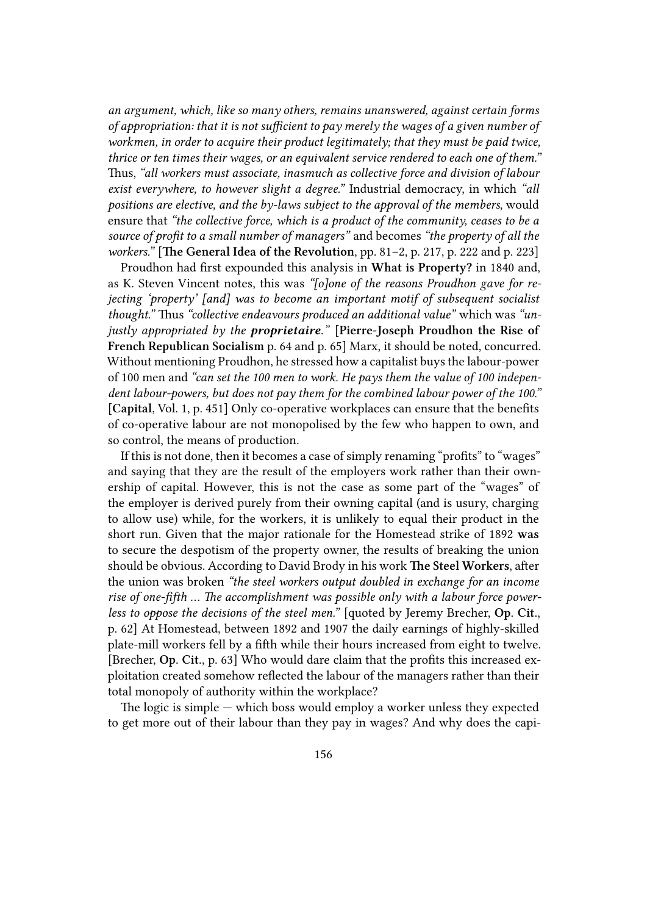*an argument, which, like so many others, remains unanswered, against certain forms of appropriation: that it is not sufficient to pay merely the wages of a given number of workmen, in order to acquire their product legitimately; that they must be paid twice, thrice or ten times their wages, or an equivalent service rendered to each one of them."* Thus, *"all workers must associate, inasmuch as collective force and division of labour exist everywhere, to however slight a degree."* Industrial democracy, in which *"all positions are elective, and the by-laws subject to the approval of the members*, would ensure that *"the collective force, which is a product of the community, ceases to be a source of profit to a small number of managers"* and becomes *"the property of all the workers."* [**The General Idea of the Revolution**, pp. 81–2, p. 217, p. 222 and p. 223]

Proudhon had first expounded this analysis in **What is Property?** in 1840 and, as K. Steven Vincent notes, this was *"[o]one of the reasons Proudhon gave for rejecting 'property' [and] was to become an important motif of subsequent socialist thought."* Thus *"collective endeavours produced an additional value"* which was *"unjustly appropriated by the* ***proprietaire****."* [**Pierre-Joseph Proudhon the Rise of French Republican Socialism** p. 64 and p. 65] Marx, it should be noted, concurred. Without mentioning Proudhon, he stressed how a capitalist buys the labour-power of 100 men and *"can set the 100 men to work. He pays them the value of 100 independent labour-powers, but does not pay them for the combined labour power of the 100."* [**Capital**, Vol. 1, p. 451] Only co-operative workplaces can ensure that the benefits of co-operative labour are not monopolised by the few who happen to own, and so control, the means of production.

If this is not done, then it becomes a case of simply renaming "profits" to "wages" and saying that they are the result of the employers work rather than their ownership of capital. However, this is not the case as some part of the "wages" of the employer is derived purely from their owning capital (and is usury, charging to allow use) while, for the workers, it is unlikely to equal their product in the short run. Given that the major rationale for the Homestead strike of 1892 **was** to secure the despotism of the property owner, the results of breaking the union should be obvious. According to David Brody in his work **The Steel Workers**, after the union was broken *"the steel workers output doubled in exchange for an income rise of one-fifth ... The accomplishment was possible only with a labour force powerless to oppose the decisions of the steel men."* [quoted by Jeremy Brecher, **Op. Cit.**, p. 62] At Homestead, between 1892 and 1907 the daily earnings of highly-skilled plate-mill workers fell by a fifth while their hours increased from eight to twelve. [Brecher, **Op. Cit.**, p. 63] Who would dare claim that the profits this increased exploitation created somehow reflected the labour of the managers rather than their total monopoly of authority within the workplace?

The logic is simple — which boss would employ a worker unless they expected to get more out of their labour than they pay in wages? And why does the capi-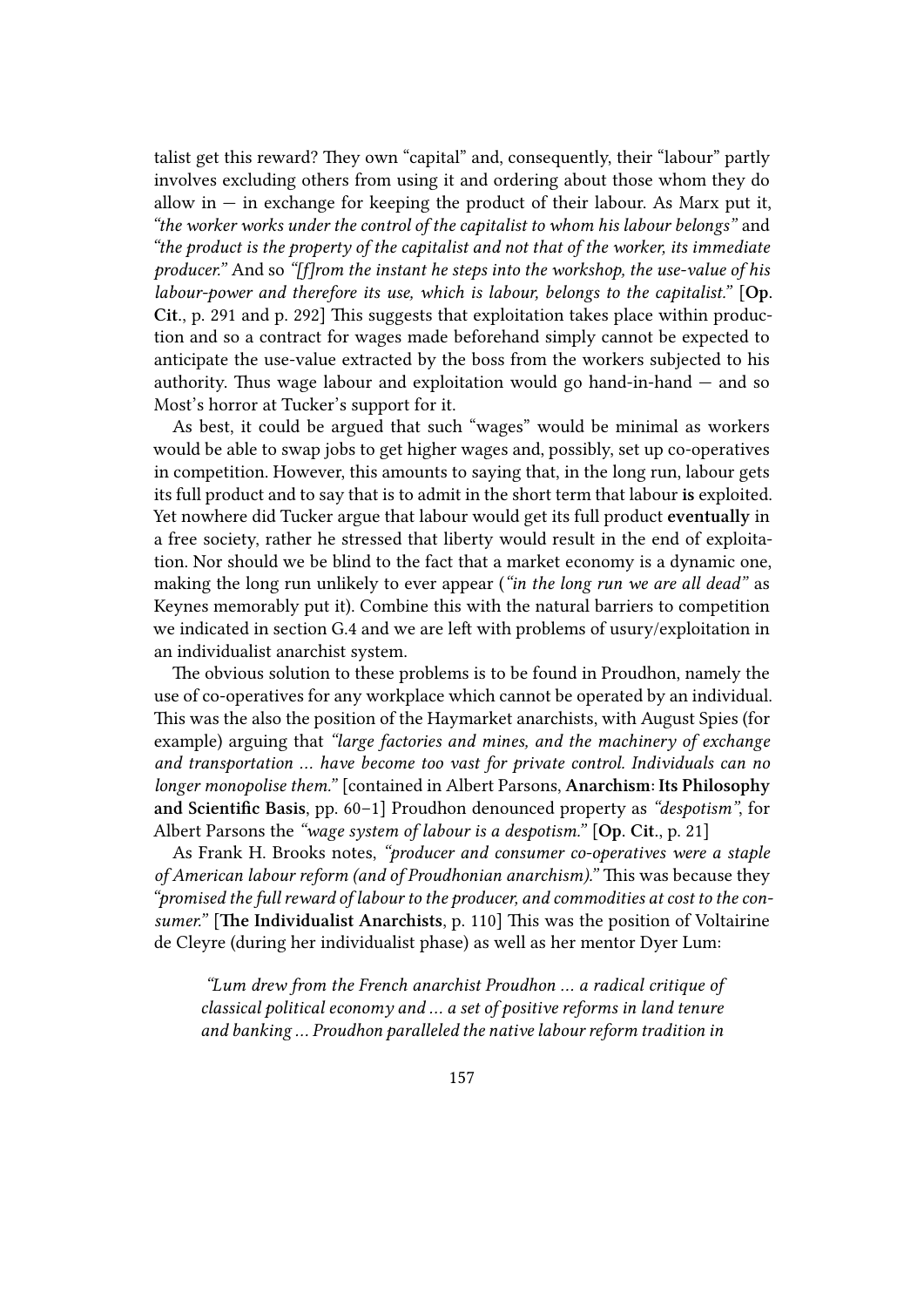talist get this reward? They own "capital" and, consequently, their "labour" partly involves excluding others from using it and ordering about those whom they do allow in — in exchange for keeping the product of their labour. As Marx put it, *"the worker works under the control of the capitalist to whom his labour belongs"* and *"the product is the property of the capitalist and not that of the worker, its immediate producer."* And so *"[f]rom the instant he steps into the workshop, the use-value of his labour-power and therefore its use, which is labour, belongs to the capitalist."* [**Op. Cit.**, p. 291 and p. 292] This suggests that exploitation takes place within production and so a contract for wages made beforehand simply cannot be expected to anticipate the use-value extracted by the boss from the workers subjected to his authority. Thus wage labour and exploitation would go hand-in-hand — and so Most's horror at Tucker's support for it.

As best, it could be argued that such "wages" would be minimal as workers would be able to swap jobs to get higher wages and, possibly, set up co-operatives in competition. However, this amounts to saying that, in the long run, labour gets its full product and to say that is to admit in the short term that labour **is** exploited. Yet nowhere did Tucker argue that labour would get its full product **eventually** in a free society, rather he stressed that liberty would result in the end of exploitation. Nor should we be blind to the fact that a market economy is a dynamic one, making the long run unlikely to ever appear (*"in the long run we are all dead"* as Keynes memorably put it). Combine this with the natural barriers to competition we indicated in section G.4 and we are left with problems of usury/exploitation in an individualist anarchist system.

The obvious solution to these problems is to be found in Proudhon, namely the use of co-operatives for any workplace which cannot be operated by an individual. This was the also the position of the Haymarket anarchists, with August Spies (for example) arguing that *"large factories and mines, and the machinery of exchange and transportation ... have become too vast for private control. Individuals can no longer monopolise them."* [contained in Albert Parsons, **Anarchism: Its Philosophy and Scientific Basis**, pp. 60–1] Proudhon denounced property as *"despotism"*, for Albert Parsons the *"wage system of labour is a despotism."* [**Op. Cit.**, p. 21]

As Frank H. Brooks notes, *"producer and consumer co-operatives were a staple of American labour reform (and of Proudhonian anarchism)."* This was because they *"promised the full reward of labour to the producer, and commodities at cost to the consumer."* [**The Individualist Anarchists**, p. 110] This was the position of Voltairine de Cleyre (during her individualist phase) as well as her mentor Dyer Lum:

> *"Lum drew from the French anarchist Proudhon ... a radical critique of classical political economy and ... a set of positive reforms in land tenure and banking ... Proudhon paralleled the native labour reform tradition in*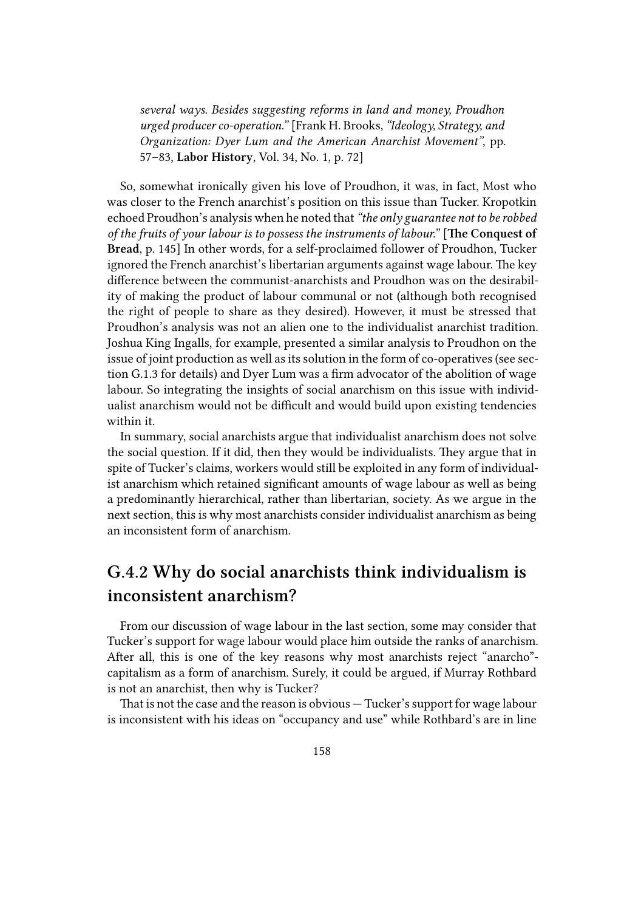*several ways. Besides suggesting reforms in land and money, Proudhon urged producer co-operation."* [Frank H. Brooks, *"Ideology, Strategy, and Organization: Dyer Lum and the American Anarchist Movement"*, pp. 57–83, **Labor History**, Vol. 34, No. 1, p. 72]

So, somewhat ironically given his love of Proudhon, it was, in fact, Most who was closer to the French anarchist's position on this issue than Tucker. Kropotkin echoed Proudhon's analysis when he noted that *"the only guarantee not to be robbed of the fruits of your labour is to possess the instruments of labour."* [**The Conquest of Bread**, p. 145] In other words, for a self-proclaimed follower of Proudhon, Tucker ignored the French anarchist's libertarian arguments against wage labour. The key difference between the communist-anarchists and Proudhon was on the desirability of making the product of labour communal or not (although both recognised the right of people to share as they desired). However, it must be stressed that Proudhon's analysis was not an alien one to the individualist anarchist tradition. Joshua King Ingalls, for example, presented a similar analysis to Proudhon on the issue of joint production as well as its solution in the form of co-operatives (see section G.1.3 for details) and Dyer Lum was a firm advocator of the abolition of wage labour. So integrating the insights of social anarchism on this issue with individualist anarchism would not be difficult and would build upon existing tendencies within it.

In summary, social anarchists argue that individualist anarchism does not solve the social question. If it did, then they would be individualists. They argue that in spite of Tucker's claims, workers would still be exploited in any form of individualist anarchism which retained significant amounts of wage labour as well as being a predominantly hierarchical, rather than libertarian, society. As we argue in the next section, this is why most anarchists consider individualist anarchism as being an inconsistent form of anarchism.

## G.4.2 Why do social anarchists think individualism is inconsistent anarchism?

From our discussion of wage labour in the last section, some may consider that Tucker's support for wage labour would place him outside the ranks of anarchism. After all, this is one of the key reasons why most anarchists reject "anarcho"-capitalism as a form of anarchism. Surely, it could be argued, if Murray Rothbard is not an anarchist, then why is Tucker?

That is not the case and the reason is obvious — Tucker's support for wage labour is inconsistent with his ideas on "occupancy and use" while Rothbard's are in line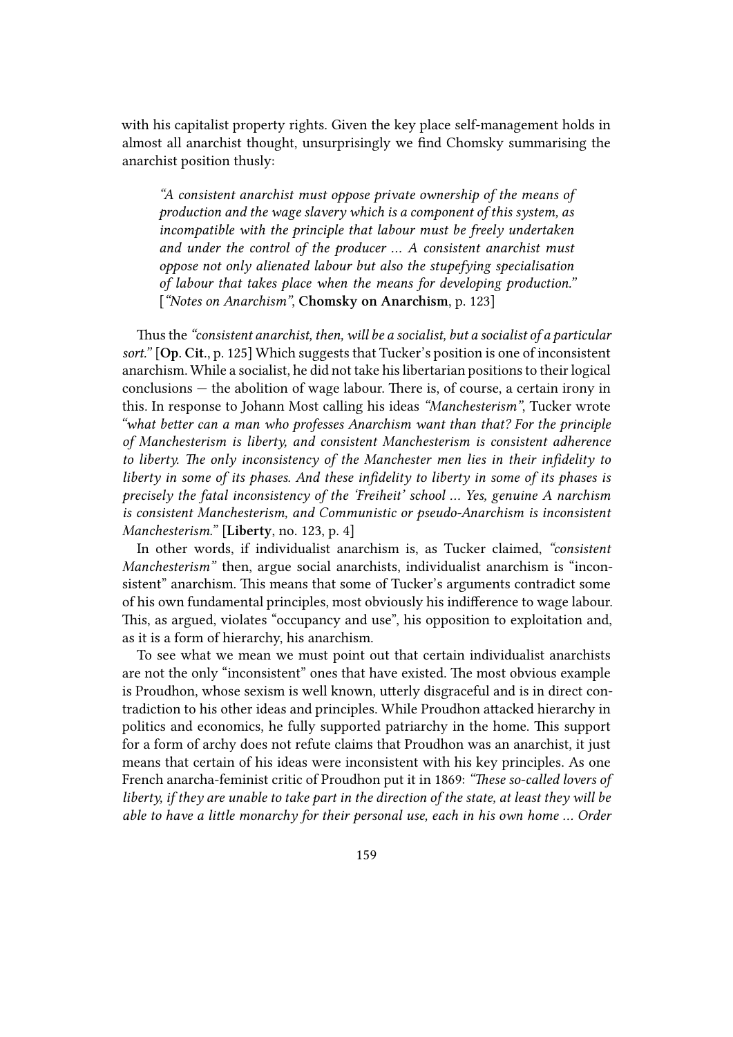with his capitalist property rights. Given the key place self-management holds in almost all anarchist thought, unsurprisingly we find Chomsky summarising the anarchist position thusly:

> *"A consistent anarchist must oppose private ownership of the means of production and the wage slavery which is a component of this system, as incompatible with the principle that labour must be freely undertaken and under the control of the producer … A consistent anarchist must oppose not only alienated labour but also the stupefying specialisation of labour that takes place when the means for developing production."* [*"Notes on Anarchism"*, **Chomsky on Anarchism**, p. 123]

Thus the *"consistent anarchist, then, will be a socialist, but a socialist of a particular sort."* [**Op. Cit.**, p. 125] Which suggests that Tucker's position is one of inconsistent anarchism. While a socialist, he did not take his libertarian positions to their logical conclusions — the abolition of wage labour. There is, of course, a certain irony in this. In response to Johann Most calling his ideas *"Manchesterism"*, Tucker wrote *"what better can a man who professes Anarchism want than that? For the principle of Manchesterism is liberty, and consistent Manchesterism is consistent adherence to liberty. The only inconsistency of the Manchester men lies in their infidelity to liberty in some of its phases. And these infidelity to liberty in some of its phases is precisely the fatal inconsistency of the 'Freiheit' school … Yes, genuine A narchism is consistent Manchesterism, and Communistic or pseudo-Anarchism is inconsistent Manchesterism."* [**Liberty**, no. 123, p. 4]

In other words, if individualist anarchism is, as Tucker claimed, *"consistent Manchesterism"* then, argue social anarchists, individualist anarchism is "inconsistent" anarchism. This means that some of Tucker's arguments contradict some of his own fundamental principles, most obviously his indifference to wage labour. This, as argued, violates "occupancy and use", his opposition to exploitation and, as it is a form of hierarchy, his anarchism.

To see what we mean we must point out that certain individualist anarchists are not the only "inconsistent" ones that have existed. The most obvious example is Proudhon, whose sexism is well known, utterly disgraceful and is in direct contradiction to his other ideas and principles. While Proudhon attacked hierarchy in politics and economics, he fully supported patriarchy in the home. This support for a form of archy does not refute claims that Proudhon was an anarchist, it just means that certain of his ideas were inconsistent with his key principles. As one French anarcha-feminist critic of Proudhon put it in 1869: *"These so-called lovers of liberty, if they are unable to take part in the direction of the state, at least they will be able to have a little monarchy for their personal use, each in his own home … Order*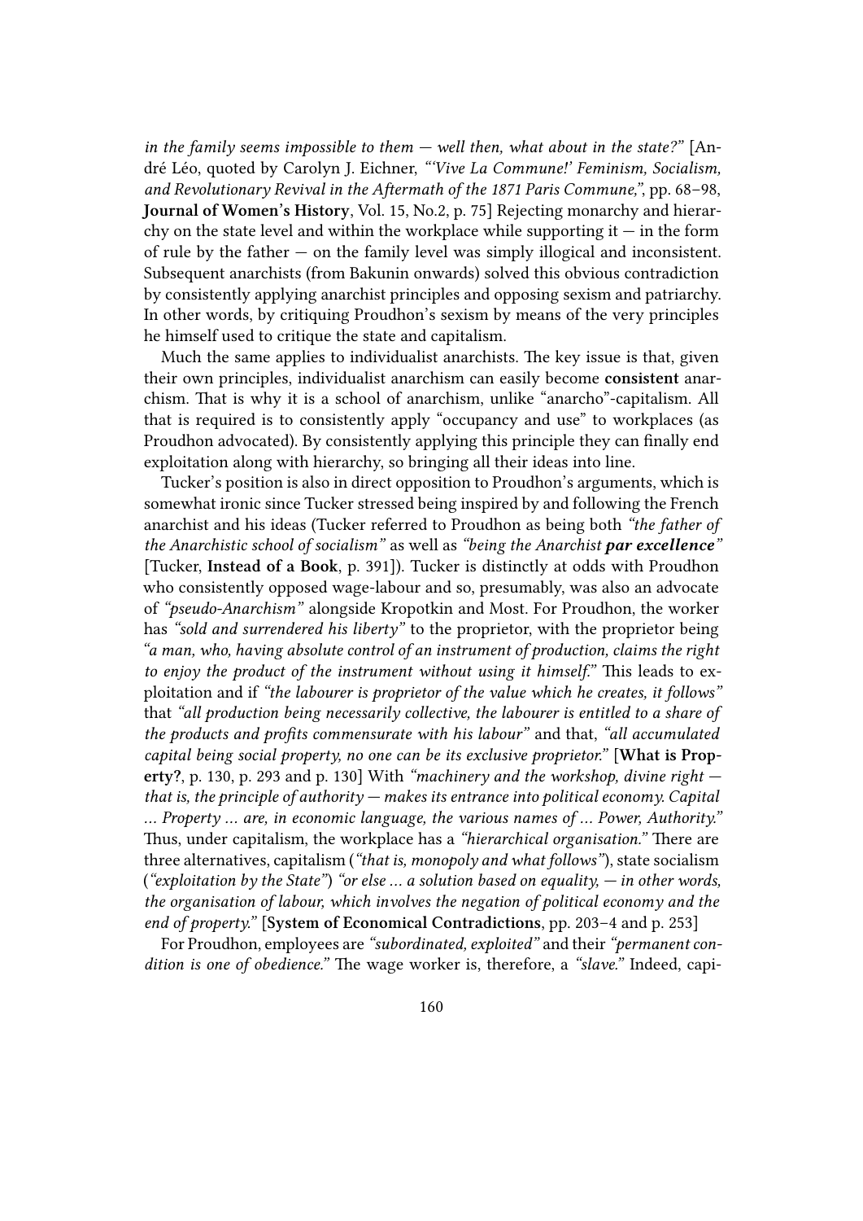*in the family seems impossible to them — well then, what about in the state?"* [André Léo, quoted by Carolyn J. Eichner, *"'Vive La Commune!' Feminism, Socialism, and Revolutionary Revival in the Aftermath of the 1871 Paris Commune,"*, pp. 68–98, **Journal of Women's History**, Vol. 15, No.2, p. 75] Rejecting monarchy and hierarchy on the state level and within the workplace while supporting it — in the form of rule by the father — on the family level was simply illogical and inconsistent. Subsequent anarchists (from Bakunin onwards) solved this obvious contradiction by consistently applying anarchist principles and opposing sexism and patriarchy. In other words, by critiquing Proudhon's sexism by means of the very principles he himself used to critique the state and capitalism.

Much the same applies to individualist anarchists. The key issue is that, given their own principles, individualist anarchism can easily become **consistent** anarchism. That is why it is a school of anarchism, unlike "anarcho"-capitalism. All that is required is to consistently apply "occupancy and use" to workplaces (as Proudhon advocated). By consistently applying this principle they can finally end exploitation along with hierarchy, so bringing all their ideas into line.

Tucker's position is also in direct opposition to Proudhon's arguments, which is somewhat ironic since Tucker stressed being inspired by and following the French anarchist and his ideas (Tucker referred to Proudhon as being both *"the father of the Anarchistic school of socialism"* as well as *"being the Anarchist **par excellence**"* [Tucker, **Instead of a Book**, p. 391]). Tucker is distinctly at odds with Proudhon who consistently opposed wage-labour and so, presumably, was also an advocate of *"pseudo-Anarchism"* alongside Kropotkin and Most. For Proudhon, the worker has *"sold and surrendered his liberty"* to the proprietor, with the proprietor being *"a man, who, having absolute control of an instrument of production, claims the right to enjoy the product of the instrument without using it himself."* This leads to exploitation and if *"the labourer is proprietor of the value which he creates, it follows"* that *"all production being necessarily collective, the labourer is entitled to a share of the products and profits commensurate with his labour"* and that, *"all accumulated capital being social property, no one can be its exclusive proprietor."* [**What is Property?**, p. 130, p. 293 and p. 130] With *"machinery and the workshop, divine right — that is, the principle of authority — makes its entrance into political economy. Capital … Property … are, in economic language, the various names of … Power, Authority."* Thus, under capitalism, the workplace has a *"hierarchical organisation."* There are three alternatives, capitalism (*"that is, monopoly and what follows"*), state socialism (*"exploitation by the State"*) *"or else … a solution based on equality, — in other words, the organisation of labour, which involves the negation of political economy and the end of property."* [**System of Economical Contradictions**, pp. 203–4 and p. 253]

For Proudhon, employees are *"subordinated, exploited"* and their *"permanent condition is one of obedience."* The wage worker is, therefore, a *"slave."* Indeed, capi-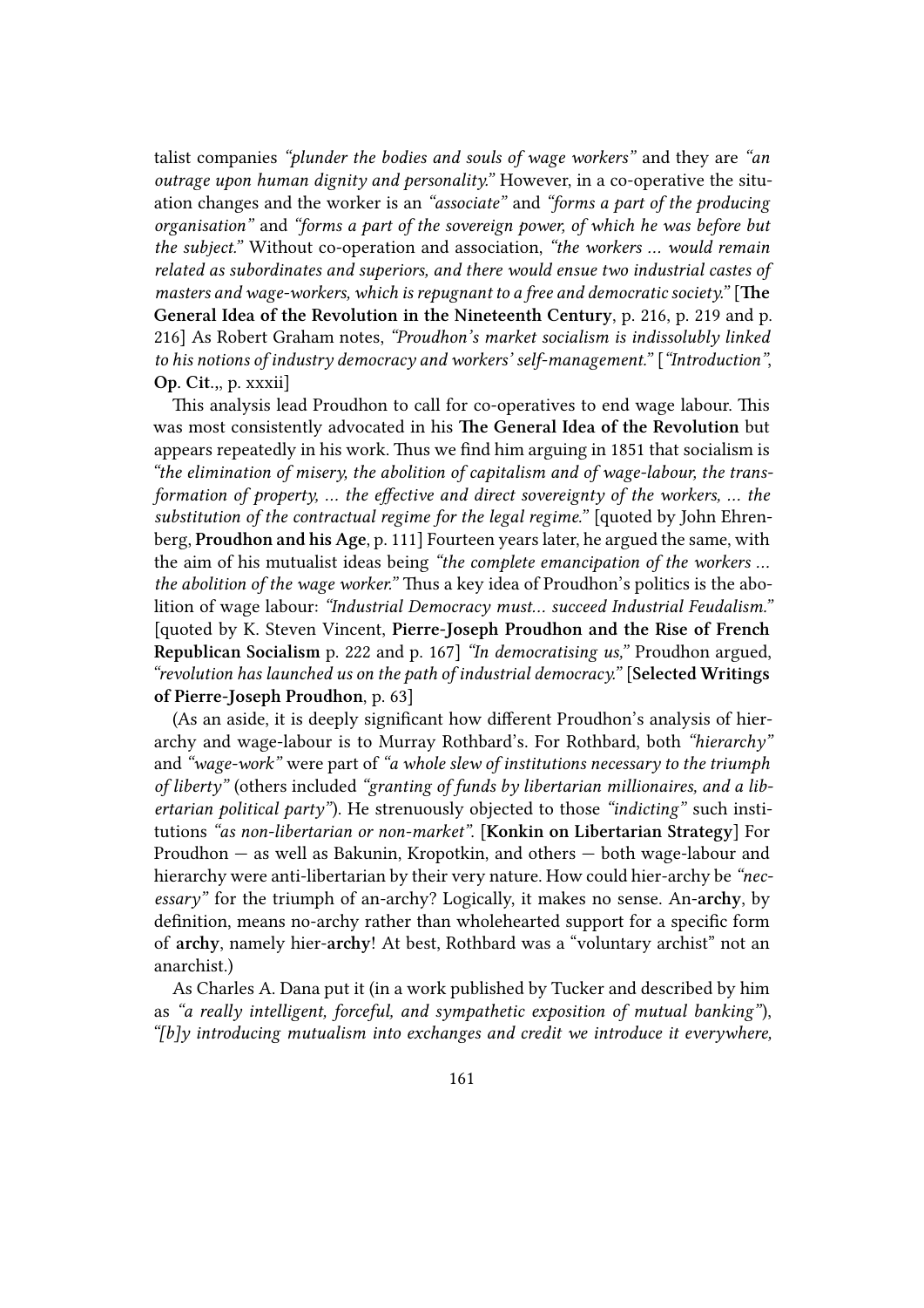talist companies *"plunder the bodies and souls of wage workers"* and they are *"an outrage upon human dignity and personality."* However, in a co-operative the situation changes and the worker is an *"associate"* and *"forms a part of the producing organisation"* and *"forms a part of the sovereign power, of which he was before but the subject."* Without co-operation and association, *"the workers … would remain related as subordinates and superiors, and there would ensue two industrial castes of masters and wage-workers, which is repugnant to a free and democratic society."* [**The General Idea of the Revolution in the Nineteenth Century**, p. 216, p. 219 and p. 216] As Robert Graham notes, *"Proudhon's market socialism is indissolubly linked to his notions of industry democracy and workers' self-management."* [*"Introduction"*, **Op. Cit.**,, p. xxxii]

This analysis lead Proudhon to call for co-operatives to end wage labour. This was most consistently advocated in his **The General Idea of the Revolution** but appears repeatedly in his work. Thus we find him arguing in 1851 that socialism is *"the elimination of misery, the abolition of capitalism and of wage-labour, the transformation of property, … the effective and direct sovereignty of the workers, … the substitution of the contractual regime for the legal regime."* [quoted by John Ehrenberg, **Proudhon and his Age**, p. 111] Fourteen years later, he argued the same, with the aim of his mutualist ideas being *"the complete emancipation of the workers … the abolition of the wage worker."* Thus a key idea of Proudhon's politics is the abolition of wage labour: *"Industrial Democracy must… succeed Industrial Feudalism."* [quoted by K. Steven Vincent, **Pierre-Joseph Proudhon and the Rise of French Republican Socialism** p. 222 and p. 167] *"In democratising us,"* Proudhon argued, *"revolution has launched us on the path of industrial democracy."* [**Selected Writings of Pierre-Joseph Proudhon**, p. 63]

(As an aside, it is deeply significant how different Proudhon's analysis of hierarchy and wage-labour is to Murray Rothbard's. For Rothbard, both *"hierarchy"* and *"wage-work"* were part of *"a whole slew of institutions necessary to the triumph of liberty"* (others included *"granting of funds by libertarian millionaires, and a libertarian political party"*). He strenuously objected to those *"indicting"* such institutions *"as non-libertarian or non-market"*. [**Konkin on Libertarian Strategy**] For Proudhon — as well as Bakunin, Kropotkin, and others — both wage-labour and hierarchy were anti-libertarian by their very nature. How could hier-archy be *"necessary"* for the triumph of an-archy? Logically, it makes no sense. An-**archy**, by definition, means no-archy rather than wholehearted support for a specific form of **archy**, namely hier-**archy**! At best, Rothbard was a "voluntary archist" not an anarchist.)

As Charles A. Dana put it (in a work published by Tucker and described by him as *"a really intelligent, forceful, and sympathetic exposition of mutual banking"*), *"[b]y introducing mutualism into exchanges and credit we introduce it everywhere,*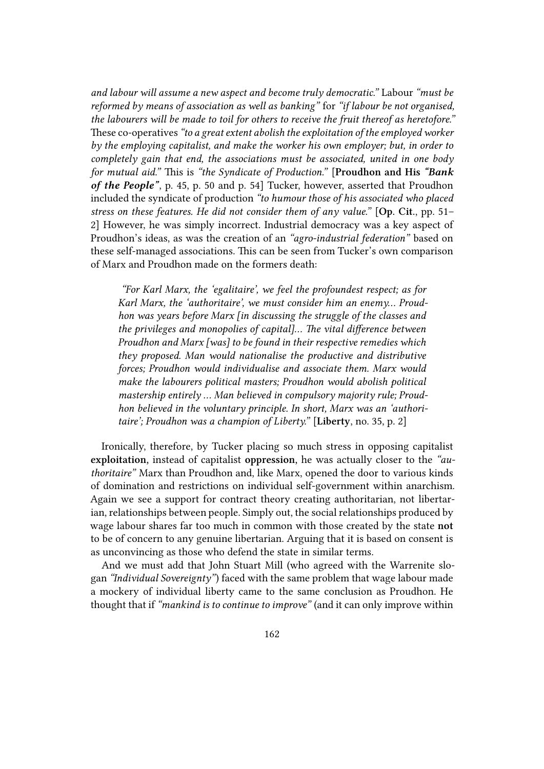*and labour will assume a new aspect and become truly democratic."* Labour *"must be reformed by means of association as well as banking"* for *"if labour be not organised, the labourers will be made to toil for others to receive the fruit thereof as heretofore."* These co-operatives *"to a great extent abolish the exploitation of the employed worker by the employing capitalist, and make the worker his own employer; but, in order to completely gain that end, the associations must be associated, united in one body for mutual aid."* This is *"the Syndicate of Production."* [**Proudhon and His *"Bank of the People"***, p. 45, p. 50 and p. 54] Tucker, however, asserted that Proudhon included the syndicate of production *"to humour those of his associated who placed stress on these features. He did not consider them of any value."* [**Op. Cit**., pp. 51–2] However, he was simply incorrect. Industrial democracy was a key aspect of Proudhon's ideas, as was the creation of an *"agro-industrial federation"* based on these self-managed associations. This can be seen from Tucker's own comparison of Marx and Proudhon made on the formers death:

> *"For Karl Marx, the 'egalitaire', we feel the profoundest respect; as for Karl Marx, the 'authoritaire', we must consider him an enemy… Proudhon was years before Marx [in discussing the struggle of the classes and the privileges and monopolies of capital]… The vital difference between Proudhon and Marx [was] to be found in their respective remedies which they proposed. Man would nationalise the productive and distributive forces; Proudhon would individualise and associate them. Marx would make the labourers political masters; Proudhon would abolish political mastership entirely … Man believed in compulsory majority rule; Proudhon believed in the voluntary principle. In short, Marx was an 'authoritaire'; Proudhon was a champion of Liberty."* [**Liberty**, no. 35, p. 2]

Ironically, therefore, by Tucker placing so much stress in opposing capitalist **exploitation**, instead of capitalist **oppression**, he was actually closer to the *"authoritaire"* Marx than Proudhon and, like Marx, opened the door to various kinds of domination and restrictions on individual self-government within anarchism. Again we see a support for contract theory creating authoritarian, not libertarian, relationships between people. Simply out, the social relationships produced by wage labour shares far too much in common with those created by the state **not** to be of concern to any genuine libertarian. Arguing that it is based on consent is as unconvincing as those who defend the state in similar terms.

And we must add that John Stuart Mill (who agreed with the Warrenite slogan *"Individual Sovereignty"*) faced with the same problem that wage labour made a mockery of individual liberty came to the same conclusion as Proudhon. He thought that if *"mankind is to continue to improve"* (and it can only improve within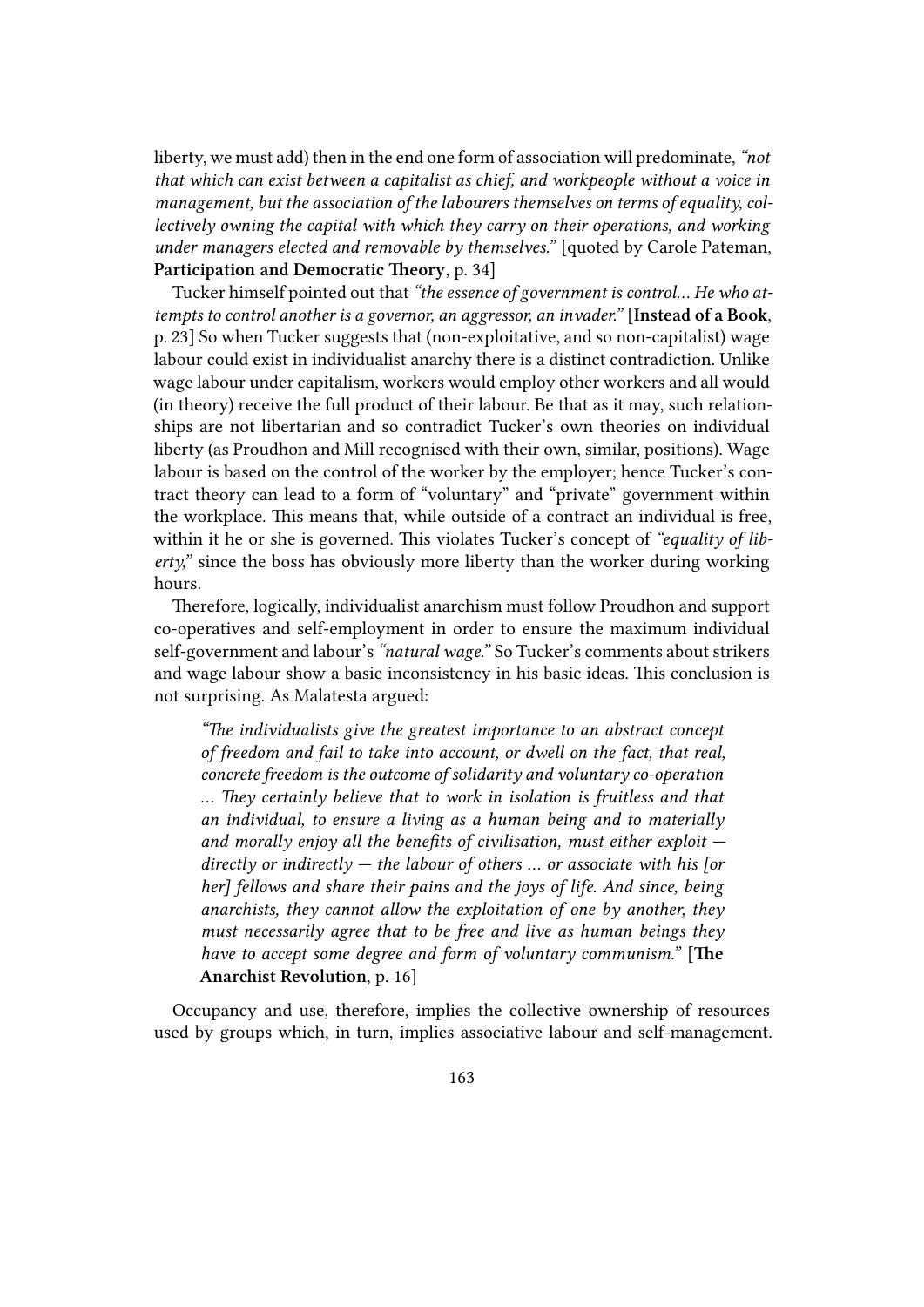liberty, we must add) then in the end one form of association will predominate, *"not that which can exist between a capitalist as chief, and workpeople without a voice in management, but the association of the labourers themselves on terms of equality, collectively owning the capital with which they carry on their operations, and working under managers elected and removable by themselves."* [quoted by Carole Pateman, **Participation and Democratic Theory**, p. 34]

Tucker himself pointed out that *"the essence of government is control… He who attempts to control another is a governor, an aggressor, an invader."* [**Instead of a Book**, p. 23] So when Tucker suggests that (non-exploitative, and so non-capitalist) wage labour could exist in individualist anarchy there is a distinct contradiction. Unlike wage labour under capitalism, workers would employ other workers and all would (in theory) receive the full product of their labour. Be that as it may, such relationships are not libertarian and so contradict Tucker's own theories on individual liberty (as Proudhon and Mill recognised with their own, similar, positions). Wage labour is based on the control of the worker by the employer; hence Tucker's contract theory can lead to a form of "voluntary" and "private" government within the workplace. This means that, while outside of a contract an individual is free, within it he or she is governed. This violates Tucker's concept of *"equality of liberty,"* since the boss has obviously more liberty than the worker during working hours.

Therefore, logically, individualist anarchism must follow Proudhon and support co-operatives and self-employment in order to ensure the maximum individual self-government and labour's *"natural wage."* So Tucker's comments about strikers and wage labour show a basic inconsistency in his basic ideas. This conclusion is not surprising. As Malatesta argued:

> *"The individualists give the greatest importance to an abstract concept of freedom and fail to take into account, or dwell on the fact, that real, concrete freedom is the outcome of solidarity and voluntary co-operation … They certainly believe that to work in isolation is fruitless and that an individual, to ensure a living as a human being and to materially and morally enjoy all the benefits of civilisation, must either exploit — directly or indirectly — the labour of others … or associate with his [or her] fellows and share their pains and the joys of life. And since, being anarchists, they cannot allow the exploitation of one by another, they must necessarily agree that to be free and live as human beings they have to accept some degree and form of voluntary communism."* [**The Anarchist Revolution**, p. 16]

Occupancy and use, therefore, implies the collective ownership of resources used by groups which, in turn, implies associative labour and self-management.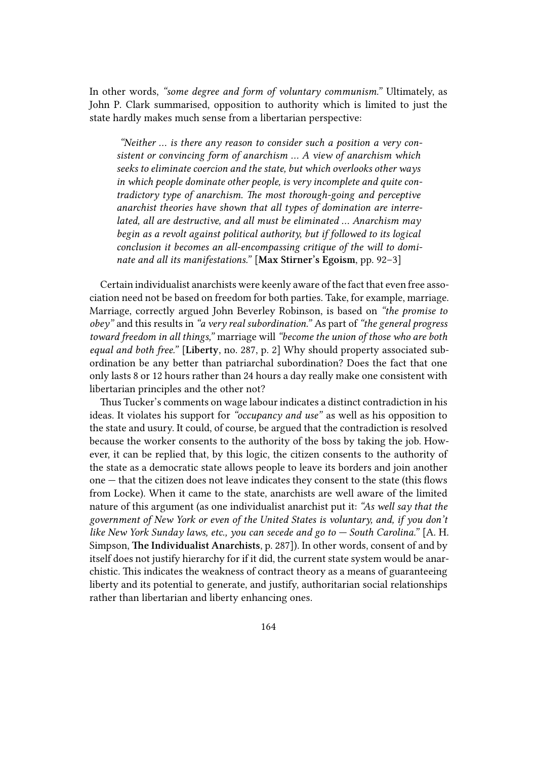In other words, *"some degree and form of voluntary communism."* Ultimately, as John P. Clark summarised, opposition to authority which is limited to just the state hardly makes much sense from a libertarian perspective:

> *"Neither ... is there any reason to consider such a position a very consistent or convincing form of anarchism ... A view of anarchism which seeks to eliminate coercion and the state, but which overlooks other ways in which people dominate other people, is very incomplete and quite contradictory type of anarchism. The most thorough-going and perceptive anarchist theories have shown that all types of domination are interrelated, all are destructive, and all must be eliminated ... Anarchism may begin as a revolt against political authority, but if followed to its logical conclusion it becomes an all-encompassing critique of the will to dominate and all its manifestations."* [**Max Stirner's Egoism**, pp. 92–3]

Certain individualist anarchists were keenly aware of the fact that even free association need not be based on freedom for both parties. Take, for example, marriage. Marriage, correctly argued John Beverley Robinson, is based on *"the promise to obey"* and this results in *"a very real subordination."* As part of *"the general progress toward freedom in all things,"* marriage will *"become the union of those who are both equal and both free."* [**Liberty**, no. 287, p. 2] Why should property associated subordination be any better than patriarchal subordination? Does the fact that one only lasts 8 or 12 hours rather than 24 hours a day really make one consistent with libertarian principles and the other not?

Thus Tucker's comments on wage labour indicates a distinct contradiction in his ideas. It violates his support for *"occupancy and use"* as well as his opposition to the state and usury. It could, of course, be argued that the contradiction is resolved because the worker consents to the authority of the boss by taking the job. However, it can be replied that, by this logic, the citizen consents to the authority of the state as a democratic state allows people to leave its borders and join another one — that the citizen does not leave indicates they consent to the state (this flows from Locke). When it came to the state, anarchists are well aware of the limited nature of this argument (as one individualist anarchist put it: *"As well say that the government of New York or even of the United States is voluntary, and, if you don't like New York Sunday laws, etc., you can secede and go to — South Carolina."* [A. H. Simpson, **The Individualist Anarchists**, p. 287]). In other words, consent of and by itself does not justify hierarchy for if it did, the current state system would be anarchistic. This indicates the weakness of contract theory as a means of guaranteeing liberty and its potential to generate, and justify, authoritarian social relationships rather than libertarian and liberty enhancing ones.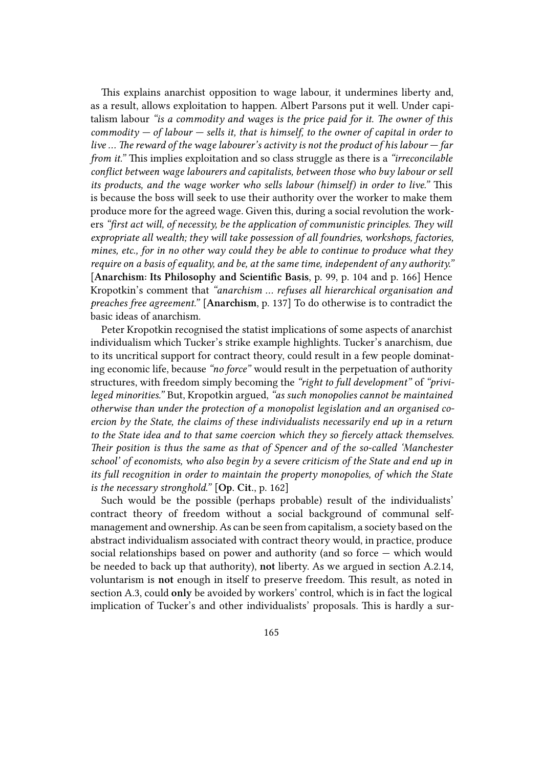This explains anarchist opposition to wage labour, it undermines liberty and, as a result, allows exploitation to happen. Albert Parsons put it well. Under capitalism labour *"is a commodity and wages is the price paid for it. The owner of this commodity — of labour — sells it, that is himself, to the owner of capital in order to live … The reward of the wage labourer's activity is not the product of his labour — far from it."* This implies exploitation and so class struggle as there is a *"irreconcilable conflict between wage labourers and capitalists, between those who buy labour or sell its products, and the wage worker who sells labour (himself) in order to live."* This is because the boss will seek to use their authority over the worker to make them produce more for the agreed wage. Given this, during a social revolution the workers *"first act will, of necessity, be the application of communistic principles. They will expropriate all wealth; they will take possession of all foundries, workshops, factories, mines, etc., for in no other way could they be able to continue to produce what they require on a basis of equality, and be, at the same time, independent of any authority."* [**Anarchism: Its Philosophy and Scientific Basis**, p. 99, p. 104 and p. 166] Hence Kropotkin's comment that *"anarchism … refuses all hierarchical organisation and preaches free agreement."* [**Anarchism**, p. 137] To do otherwise is to contradict the basic ideas of anarchism.

Peter Kropotkin recognised the statist implications of some aspects of anarchist individualism which Tucker's strike example highlights. Tucker's anarchism, due to its uncritical support for contract theory, could result in a few people dominating economic life, because *"no force"* would result in the perpetuation of authority structures, with freedom simply becoming the *"right to full development"* of *"privileged minorities."* But, Kropotkin argued, *"as such monopolies cannot be maintained otherwise than under the protection of a monopolist legislation and an organised coercion by the State, the claims of these individualists necessarily end up in a return to the State idea and to that same coercion which they so fiercely attack themselves. Their position is thus the same as that of Spencer and of the so-called 'Manchester school' of economists, who also begin by a severe criticism of the State and end up in its full recognition in order to maintain the property monopolies, of which the State is the necessary stronghold."* [**Op. Cit.**, p. 162]

Such would be the possible (perhaps probable) result of the individualists' contract theory of freedom without a social background of communal self-management and ownership. As can be seen from capitalism, a society based on the abstract individualism associated with contract theory would, in practice, produce social relationships based on power and authority (and so force — which would be needed to back up that authority), **not** liberty. As we argued in section A.2.14, voluntarism is **not** enough in itself to preserve freedom. This result, as noted in section A.3, could **only** be avoided by workers' control, which is in fact the logical implication of Tucker's and other individualists' proposals. This is hardly a sur-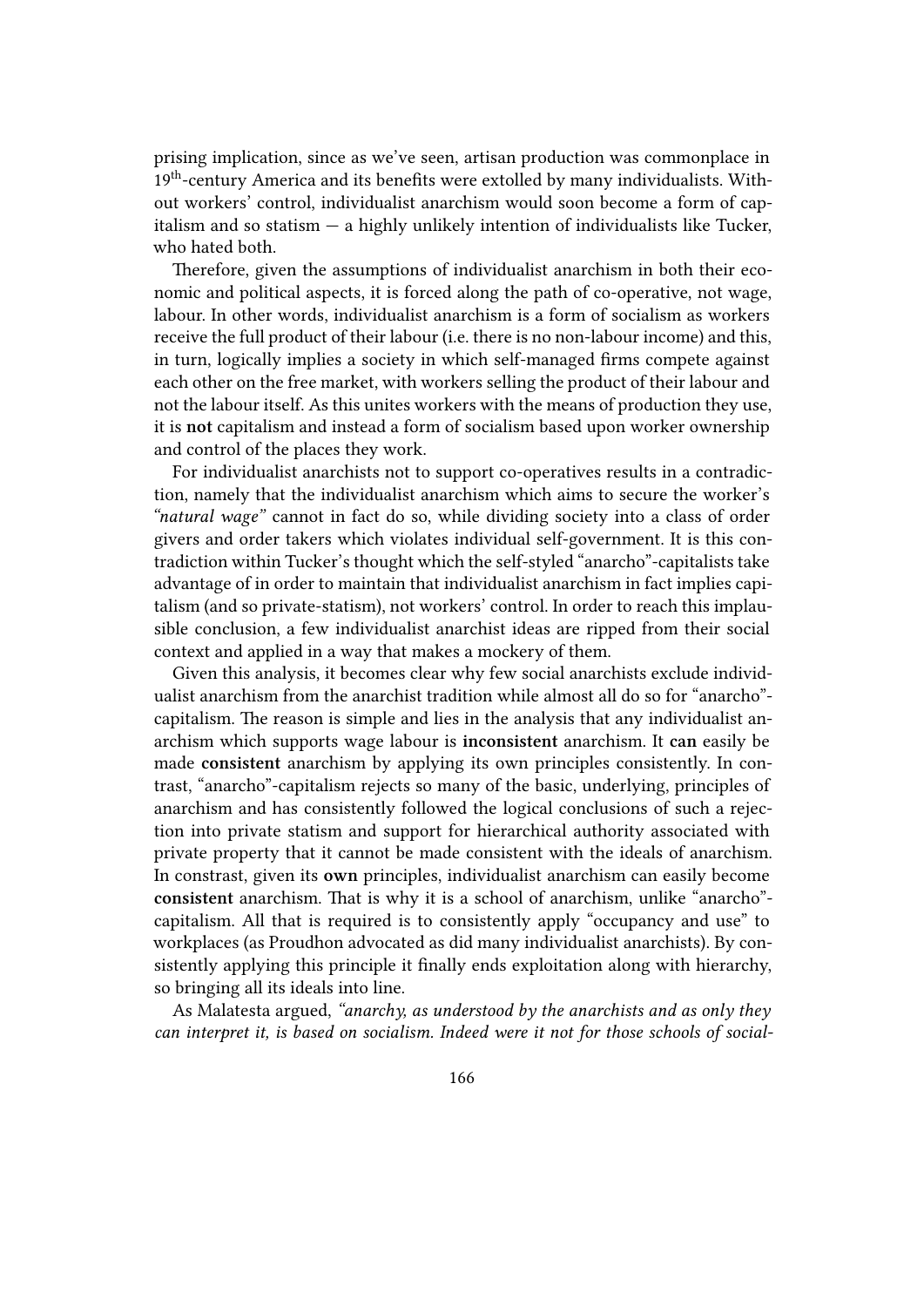prising implication, since as we've seen, artisan production was commonplace in 19th-century America and its benefits were extolled by many individualists. Without workers' control, individualist anarchism would soon become a form of capitalism and so statism — a highly unlikely intention of individualists like Tucker, who hated both.

Therefore, given the assumptions of individualist anarchism in both their economic and political aspects, it is forced along the path of co-operative, not wage, labour. In other words, individualist anarchism is a form of socialism as workers receive the full product of their labour (i.e. there is no non-labour income) and this, in turn, logically implies a society in which self-managed firms compete against each other on the free market, with workers selling the product of their labour and not the labour itself. As this unites workers with the means of production they use, it is **not** capitalism and instead a form of socialism based upon worker ownership and control of the places they work.

For individualist anarchists not to support co-operatives results in a contradiction, namely that the individualist anarchism which aims to secure the worker's *"natural wage"* cannot in fact do so, while dividing society into a class of order givers and order takers which violates individual self-government. It is this contradiction within Tucker's thought which the self-styled "anarcho"-capitalists take advantage of in order to maintain that individualist anarchism in fact implies capitalism (and so private-statism), not workers' control. In order to reach this implausible conclusion, a few individualist anarchist ideas are ripped from their social context and applied in a way that makes a mockery of them.

Given this analysis, it becomes clear why few social anarchists exclude individualist anarchism from the anarchist tradition while almost all do so for "anarcho"-capitalism. The reason is simple and lies in the analysis that any individualist anarchism which supports wage labour is **inconsistent** anarchism. It **can** easily be made **consistent** anarchism by applying its own principles consistently. In contrast, "anarcho"-capitalism rejects so many of the basic, underlying, principles of anarchism and has consistently followed the logical conclusions of such a rejection into private statism and support for hierarchical authority associated with private property that it cannot be made consistent with the ideals of anarchism. In constrast, given its **own** principles, individualist anarchism can easily become **consistent** anarchism. That is why it is a school of anarchism, unlike "anarcho"-capitalism. All that is required is to consistently apply "occupancy and use" to workplaces (as Proudhon advocated as did many individualist anarchists). By consistently applying this principle it finally ends exploitation along with hierarchy, so bringing all its ideals into line.

As Malatesta argued, *"anarchy, as understood by the anarchists and as only they can interpret it, is based on socialism. Indeed were it not for those schools of social-*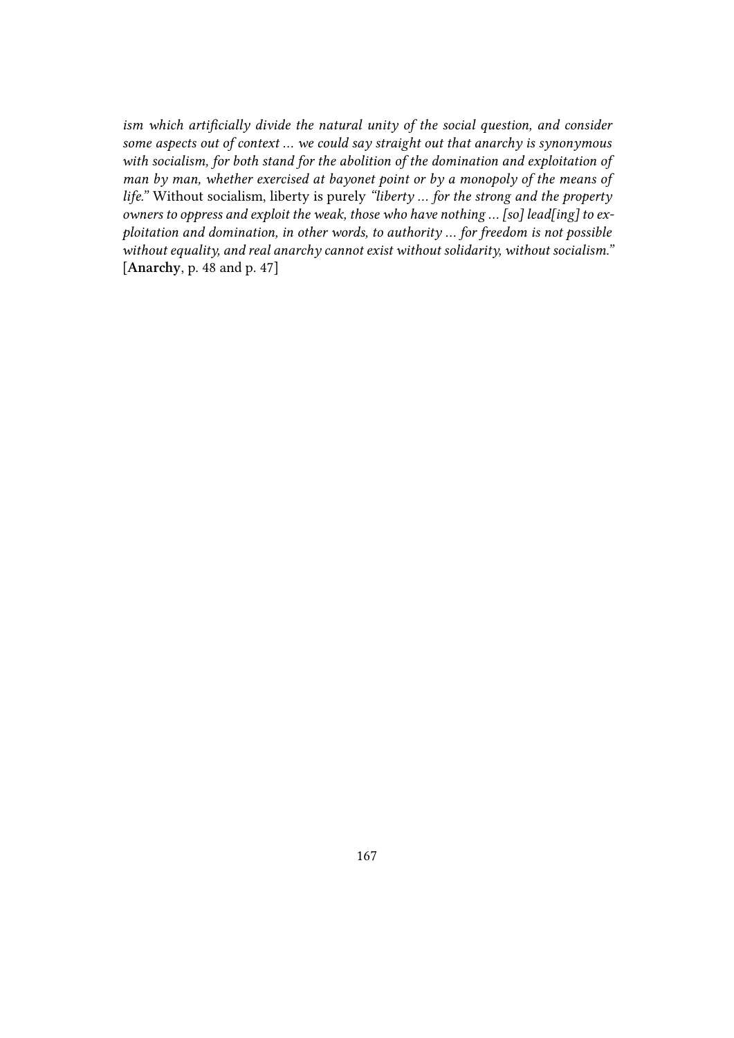*ism which artificially divide the natural unity of the social question, and consider some aspects out of context ... we could say straight out that anarchy is synonymous with socialism, for both stand for the abolition of the domination and exploitation of man by man, whether exercised at bayonet point or by a monopoly of the means of life."* Without socialism, liberty is purely *"liberty ... for the strong and the property owners to oppress and exploit the weak, those who have nothing ... [so] lead[ing] to exploitation and domination, in other words, to authority ... for freedom is not possible without equality, and real anarchy cannot exist without solidarity, without socialism."* [**Anarchy**, p. 48 and p. 47]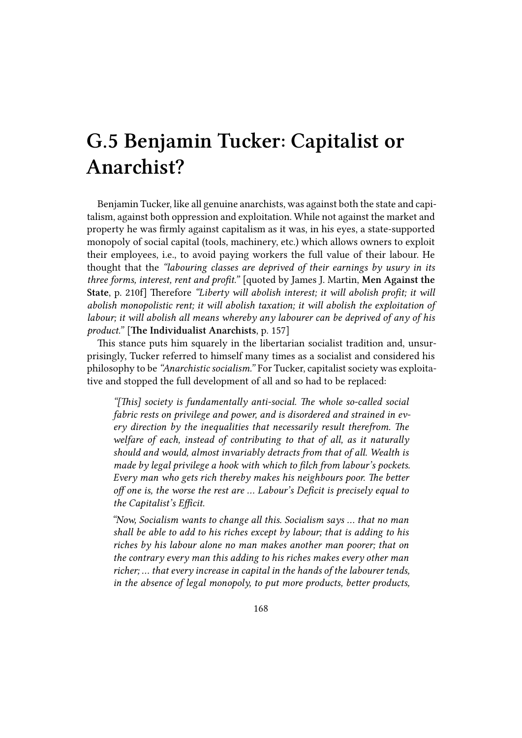# G.5 Benjamin Tucker: Capitalist or Anarchist?

Benjamin Tucker, like all genuine anarchists, was against both the state and capitalism, against both oppression and exploitation. While not against the market and property he was firmly against capitalism as it was, in his eyes, a state-supported monopoly of social capital (tools, machinery, etc.) which allows owners to exploit their employees, i.e., to avoid paying workers the full value of their labour. He thought that the *"labouring classes are deprived of their earnings by usury in its three forms, interest, rent and profit."* [quoted by James J. Martin, **Men Against the State**, p. 210f] Therefore *"Liberty will abolish interest; it will abolish profit; it will abolish monopolistic rent; it will abolish taxation; it will abolish the exploitation of labour; it will abolish all means whereby any labourer can be deprived of any of his product."* [**The Individualist Anarchists**, p. 157]

This stance puts him squarely in the libertarian socialist tradition and, unsurprisingly, Tucker referred to himself many times as a socialist and considered his philosophy to be *"Anarchistic socialism."* For Tucker, capitalist society was exploitative and stopped the full development of all and so had to be replaced:

> *"[This] society is fundamentally anti-social. The whole so-called social fabric rests on privilege and power, and is disordered and strained in every direction by the inequalities that necessarily result therefrom. The welfare of each, instead of contributing to that of all, as it naturally should and would, almost invariably detracts from that of all. Wealth is made by legal privilege a hook with which to filch from labour's pockets. Every man who gets rich thereby makes his neighbours poor. The better off one is, the worse the rest are … Labour's Deficit is precisely equal to the Capitalist's Efficit.*
>
> *"Now, Socialism wants to change all this. Socialism says … that no man shall be able to add to his riches except by labour; that is adding to his riches by his labour alone no man makes another man poorer; that on the contrary every man this adding to his riches makes every other man richer; … that every increase in capital in the hands of the labourer tends, in the absence of legal monopoly, to put more products, better products,*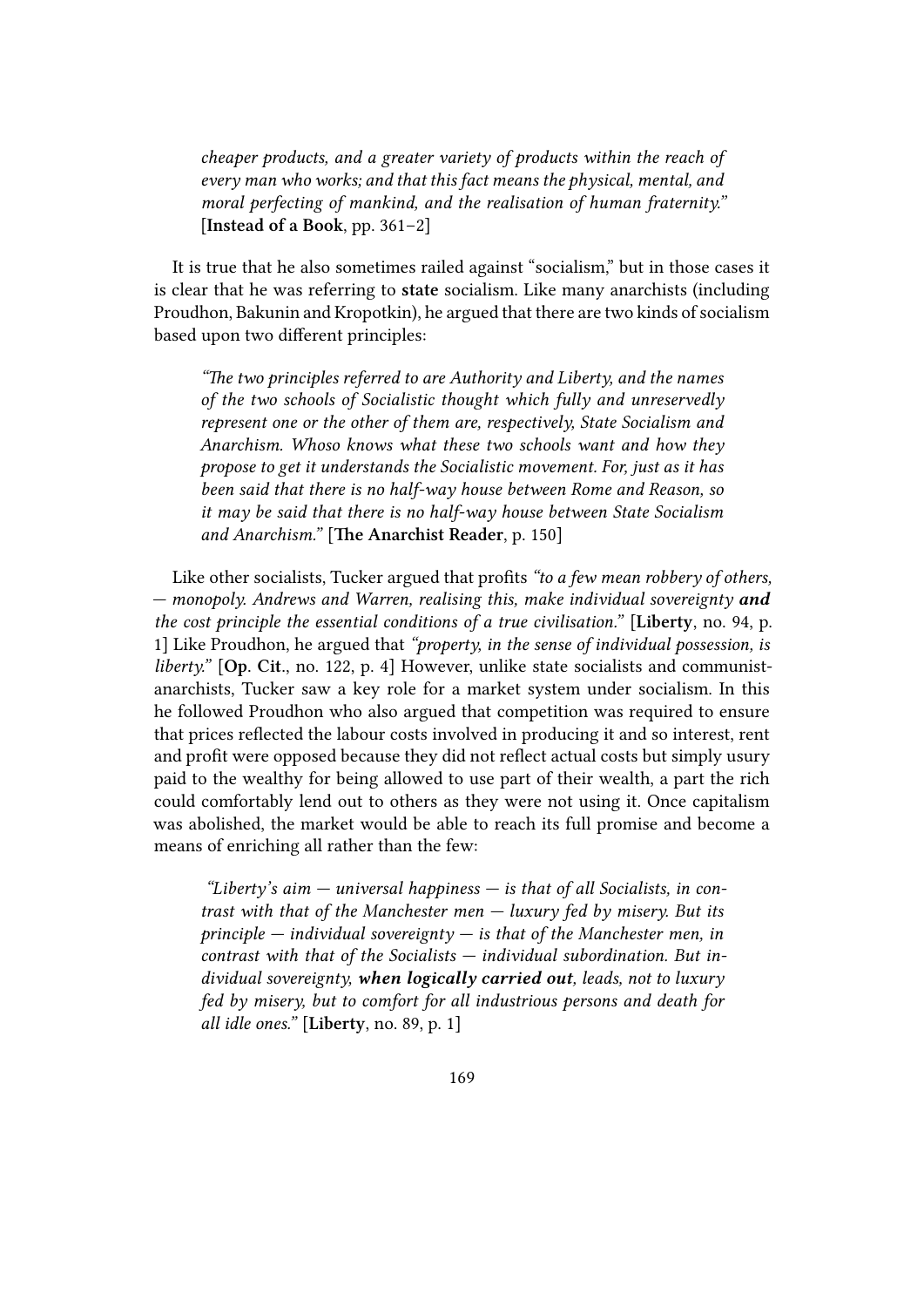> *cheaper products, and a greater variety of products within the reach of every man who works; and that this fact means the physical, mental, and moral perfecting of mankind, and the realisation of human fraternity."* [**Instead of a Book**, pp. 361–2]

It is true that he also sometimes railed against "socialism," but in those cases it is clear that he was referring to **state** socialism. Like many anarchists (including Proudhon, Bakunin and Kropotkin), he argued that there are two kinds of socialism based upon two different principles:

> *"The two principles referred to are Authority and Liberty, and the names of the two schools of Socialistic thought which fully and unreservedly represent one or the other of them are, respectively, State Socialism and Anarchism. Whoso knows what these two schools want and how they propose to get it understands the Socialistic movement. For, just as it has been said that there is no half-way house between Rome and Reason, so it may be said that there is no half-way house between State Socialism and Anarchism."* [**The Anarchist Reader**, p. 150]

Like other socialists, Tucker argued that profits *"to a few mean robbery of others, — monopoly. Andrews and Warren, realising this, make individual sovereignty **and** the cost principle the essential conditions of a true civilisation."* [**Liberty**, no. 94, p. 1] Like Proudhon, he argued that *"property, in the sense of individual possession, is liberty."* [**Op. Cit.**, no. 122, p. 4] However, unlike state socialists and communist-anarchists, Tucker saw a key role for a market system under socialism. In this he followed Proudhon who also argued that competition was required to ensure that prices reflected the labour costs involved in producing it and so interest, rent and profit were opposed because they did not reflect actual costs but simply usury paid to the wealthy for being allowed to use part of their wealth, a part the rich could comfortably lend out to others as they were not using it. Once capitalism was abolished, the market would be able to reach its full promise and become a means of enriching all rather than the few:

> *"Liberty's aim — universal happiness — is that of all Socialists, in contrast with that of the Manchester men — luxury fed by misery. But its principle — individual sovereignty — is that of the Manchester men, in contrast with that of the Socialists — individual subordination. But individual sovereignty, **when logically carried out**, leads, not to luxury fed by misery, but to comfort for all industrious persons and death for all idle ones."* [**Liberty**, no. 89, p. 1]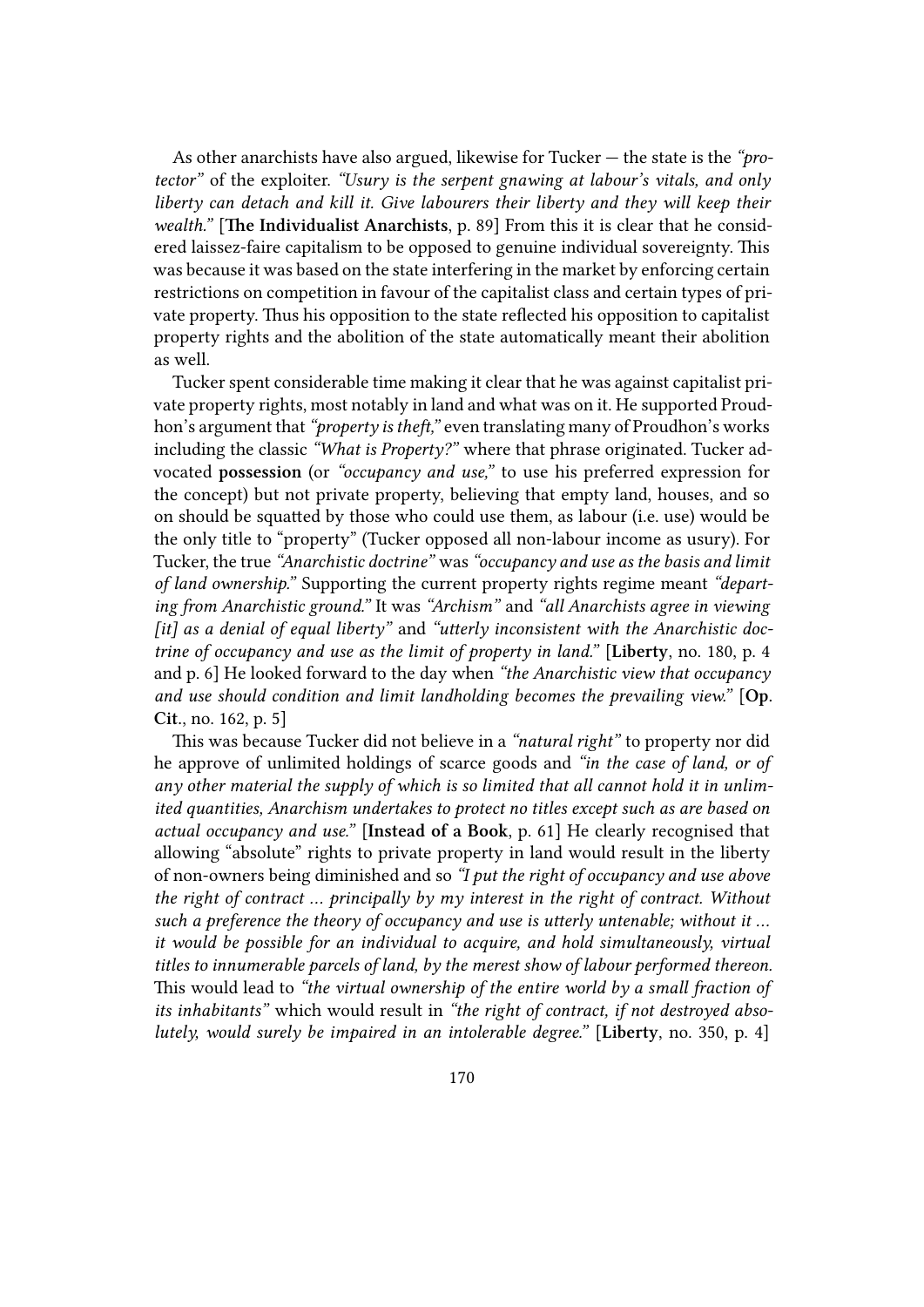As other anarchists have also argued, likewise for Tucker — the state is the *"protector"* of the exploiter. *"Usury is the serpent gnawing at labour's vitals, and only liberty can detach and kill it. Give labourers their liberty and they will keep their wealth."* [**The Individualist Anarchists**, p. 89] From this it is clear that he considered laissez-faire capitalism to be opposed to genuine individual sovereignty. This was because it was based on the state interfering in the market by enforcing certain restrictions on competition in favour of the capitalist class and certain types of private property. Thus his opposition to the state reflected his opposition to capitalist property rights and the abolition of the state automatically meant their abolition as well.

Tucker spent considerable time making it clear that he was against capitalist private property rights, most notably in land and what was on it. He supported Proudhon's argument that *"property is theft,"* even translating many of Proudhon's works including the classic *"What is Property?"* where that phrase originated. Tucker advocated **possession** (or *"occupancy and use,"* to use his preferred expression for the concept) but not private property, believing that empty land, houses, and so on should be squatted by those who could use them, as labour (i.e. use) would be the only title to "property" (Tucker opposed all non-labour income as usury). For Tucker, the true *"Anarchistic doctrine"* was *"occupancy and use as the basis and limit of land ownership."* Supporting the current property rights regime meant *"departing from Anarchistic ground."* It was *"Archism"* and *"all Anarchists agree in viewing [it] as a denial of equal liberty"* and *"utterly inconsistent with the Anarchistic doctrine of occupancy and use as the limit of property in land."* [**Liberty**, no. 180, p. 4 and p. 6] He looked forward to the day when *"the Anarchistic view that occupancy and use should condition and limit landholding becomes the prevailing view."* [**Op. Cit.**, no. 162, p. 5]

This was because Tucker did not believe in a *"natural right"* to property nor did he approve of unlimited holdings of scarce goods and *"in the case of land, or of any other material the supply of which is so limited that all cannot hold it in unlimited quantities, Anarchism undertakes to protect no titles except such as are based on actual occupancy and use."* [**Instead of a Book**, p. 61] He clearly recognised that allowing "absolute" rights to private property in land would result in the liberty of non-owners being diminished and so *"I put the right of occupancy and use above the right of contract ... principally by my interest in the right of contract. Without such a preference the theory of occupancy and use is utterly untenable; without it ... it would be possible for an individual to acquire, and hold simultaneously, virtual titles to innumerable parcels of land, by the merest show of labour performed thereon.* This would lead to *"the virtual ownership of the entire world by a small fraction of its inhabitants"* which would result in *"the right of contract, if not destroyed absolutely, would surely be impaired in an intolerable degree."* [**Liberty**, no. 350, p. 4]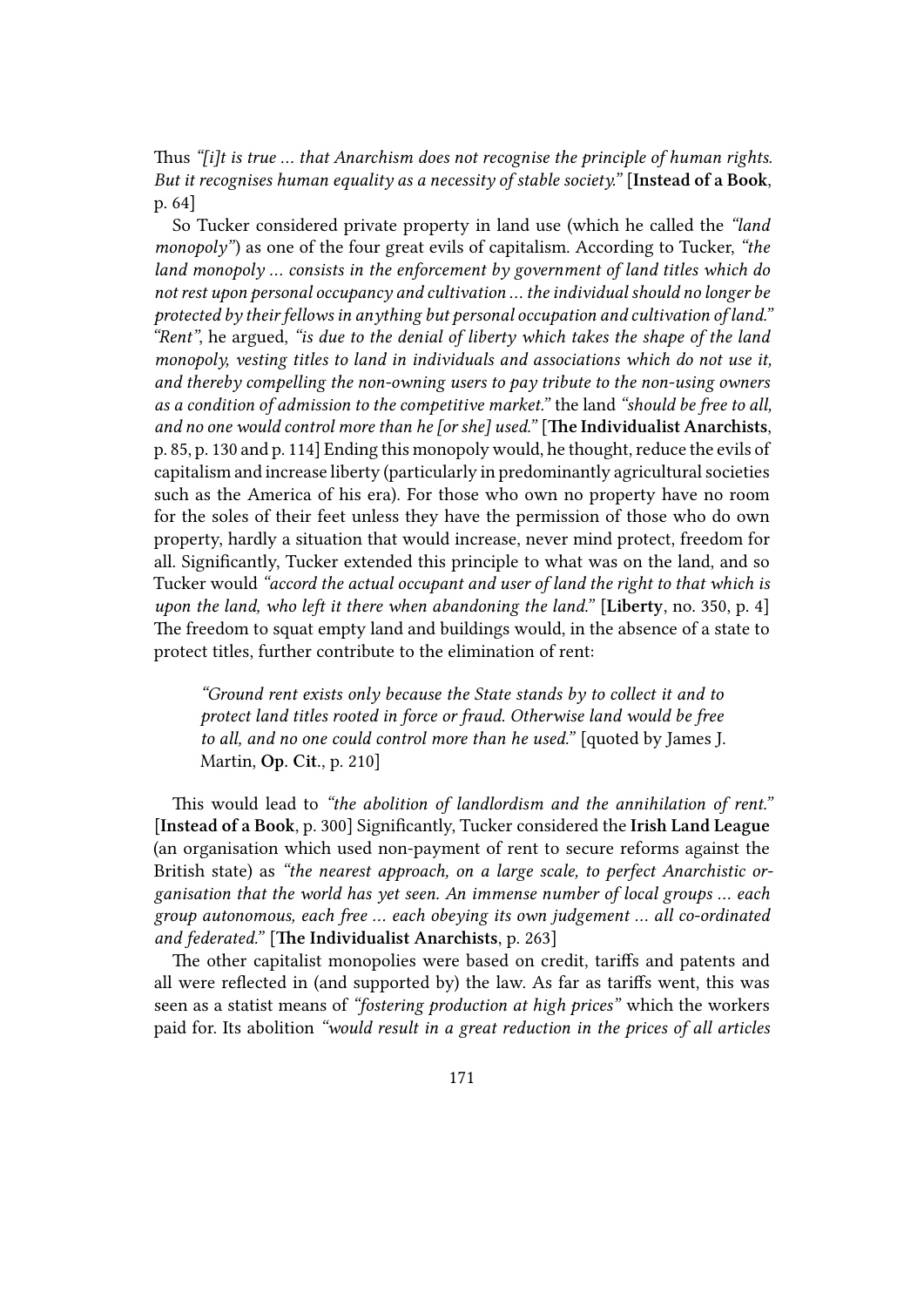Thus *"[i]t is true … that Anarchism does not recognise the principle of human rights. But it recognises human equality as a necessity of stable society."* [**Instead of a Book**, p. 64]

So Tucker considered private property in land use (which he called the *"land monopoly"*) as one of the four great evils of capitalism. According to Tucker, *"the land monopoly … consists in the enforcement by government of land titles which do not rest upon personal occupancy and cultivation … the individual should no longer be protected by their fellows in anything but personal occupation and cultivation of land." "Rent"*, he argued, *"is due to the denial of liberty which takes the shape of the land monopoly, vesting titles to land in individuals and associations which do not use it, and thereby compelling the non-owning users to pay tribute to the non-using owners as a condition of admission to the competitive market."* the land *"should be free to all, and no one would control more than he [or she] used."* [**The Individualist Anarchists**, p. 85, p. 130 and p. 114] Ending this monopoly would, he thought, reduce the evils of capitalism and increase liberty (particularly in predominantly agricultural societies such as the America of his era). For those who own no property have no room for the soles of their feet unless they have the permission of those who do own property, hardly a situation that would increase, never mind protect, freedom for all. Significantly, Tucker extended this principle to what was on the land, and so Tucker would *"accord the actual occupant and user of land the right to that which is upon the land, who left it there when abandoning the land."* [**Liberty**, no. 350, p. 4] The freedom to squat empty land and buildings would, in the absence of a state to protect titles, further contribute to the elimination of rent:

> *"Ground rent exists only because the State stands by to collect it and to protect land titles rooted in force or fraud. Otherwise land would be free to all, and no one could control more than he used."* [quoted by James J. Martin, **Op. Cit.**, p. 210]

This would lead to *"the abolition of landlordism and the annihilation of rent."* [**Instead of a Book**, p. 300] Significantly, Tucker considered the **Irish Land League** (an organisation which used non-payment of rent to secure reforms against the British state) as *"the nearest approach, on a large scale, to perfect Anarchistic organisation that the world has yet seen. An immense number of local groups … each group autonomous, each free … each obeying its own judgement … all co-ordinated and federated."* [**The Individualist Anarchists**, p. 263]

The other capitalist monopolies were based on credit, tariffs and patents and all were reflected in (and supported by) the law. As far as tariffs went, this was seen as a statist means of *"fostering production at high prices"* which the workers paid for. Its abolition *"would result in a great reduction in the prices of all articles*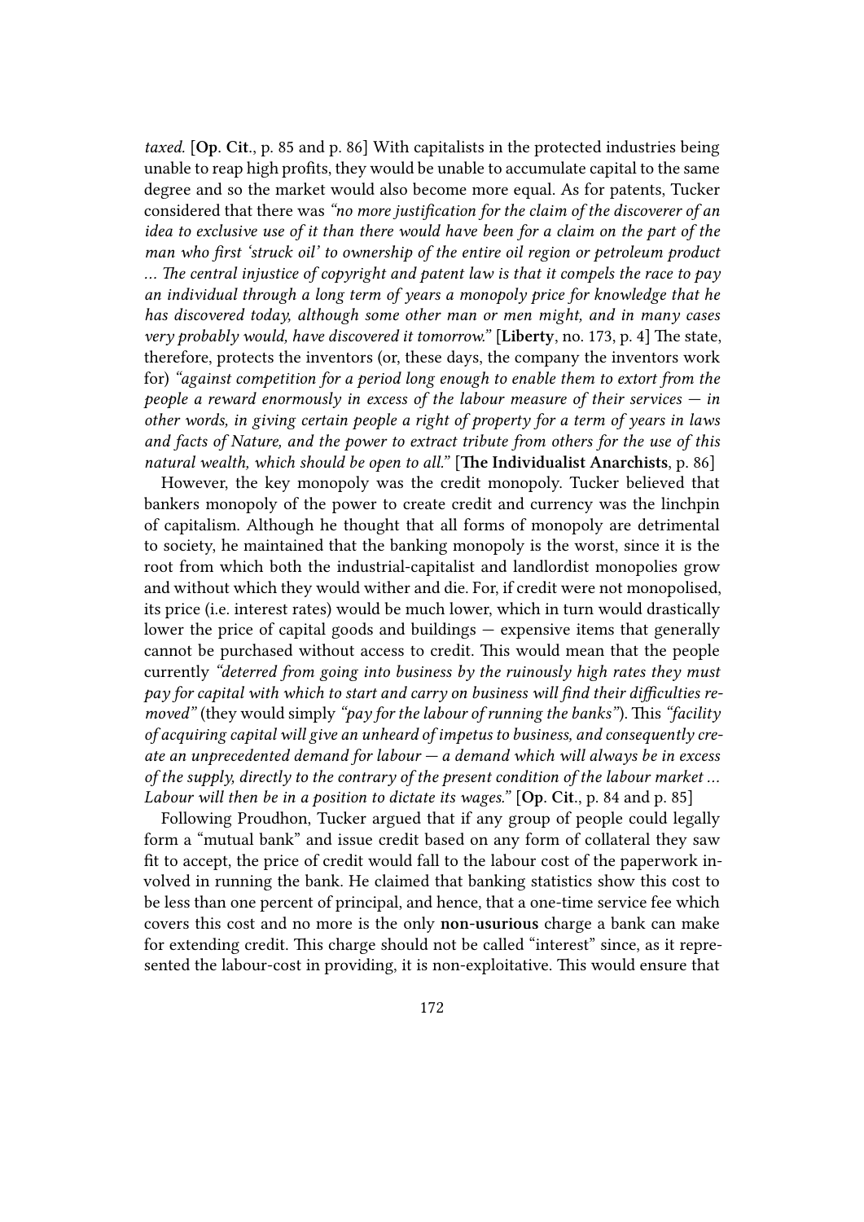*taxed.* [**Op. Cit.**, p. 85 and p. 86] With capitalists in the protected industries being unable to reap high profits, they would be unable to accumulate capital to the same degree and so the market would also become more equal. As for patents, Tucker considered that there was *"no more justification for the claim of the discoverer of an idea to exclusive use of it than there would have been for a claim on the part of the man who first 'struck oil' to ownership of the entire oil region or petroleum product … The central injustice of copyright and patent law is that it compels the race to pay an individual through a long term of years a monopoly price for knowledge that he has discovered today, although some other man or men might, and in many cases very probably would, have discovered it tomorrow."* [**Liberty**, no. 173, p. 4] The state, therefore, protects the inventors (or, these days, the company the inventors work for) *"against competition for a period long enough to enable them to extort from the people a reward enormously in excess of the labour measure of their services — in other words, in giving certain people a right of property for a term of years in laws and facts of Nature, and the power to extract tribute from others for the use of this natural wealth, which should be open to all."* [**The Individualist Anarchists**, p. 86]

However, the key monopoly was the credit monopoly. Tucker believed that bankers monopoly of the power to create credit and currency was the linchpin of capitalism. Although he thought that all forms of monopoly are detrimental to society, he maintained that the banking monopoly is the worst, since it is the root from which both the industrial-capitalist and landlordist monopolies grow and without which they would wither and die. For, if credit were not monopolised, its price (i.e. interest rates) would be much lower, which in turn would drastically lower the price of capital goods and buildings — expensive items that generally cannot be purchased without access to credit. This would mean that the people currently *"deterred from going into business by the ruinously high rates they must pay for capital with which to start and carry on business will find their difficulties removed"* (they would simply *"pay for the labour of running the banks"*). This *"facility of acquiring capital will give an unheard of impetus to business, and consequently create an unprecedented demand for labour — a demand which will always be in excess of the supply, directly to the contrary of the present condition of the labour market … Labour will then be in a position to dictate its wages."* [**Op. Cit.**, p. 84 and p. 85]

Following Proudhon, Tucker argued that if any group of people could legally form a "mutual bank" and issue credit based on any form of collateral they saw fit to accept, the price of credit would fall to the labour cost of the paperwork involved in running the bank. He claimed that banking statistics show this cost to be less than one percent of principal, and hence, that a one-time service fee which covers this cost and no more is the only **non-usurious** charge a bank can make for extending credit. This charge should not be called "interest" since, as it represented the labour-cost in providing, it is non-exploitative. This would ensure that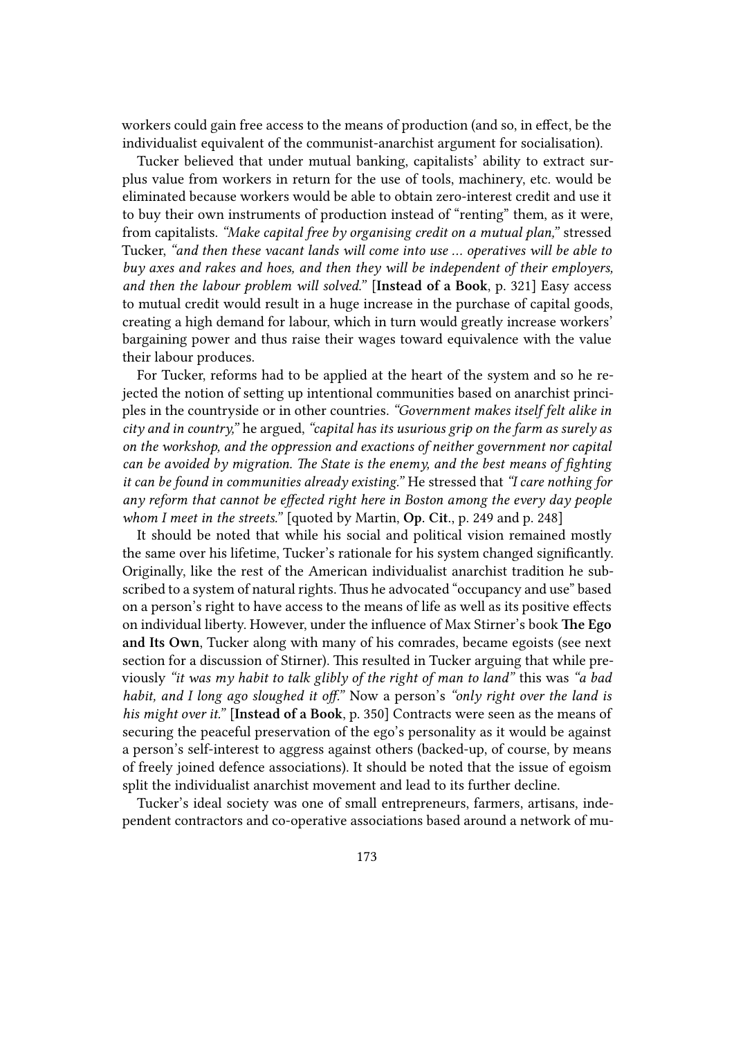workers could gain free access to the means of production (and so, in effect, be the individualist equivalent of the communist-anarchist argument for socialisation).

Tucker believed that under mutual banking, capitalists' ability to extract surplus value from workers in return for the use of tools, machinery, etc. would be eliminated because workers would be able to obtain zero-interest credit and use it to buy their own instruments of production instead of "renting" them, as it were, from capitalists. *"Make capital free by organising credit on a mutual plan,"* stressed Tucker, *"and then these vacant lands will come into use … operatives will be able to buy axes and rakes and hoes, and then they will be independent of their employers, and then the labour problem will solved."* [**Instead of a Book**, p. 321] Easy access to mutual credit would result in a huge increase in the purchase of capital goods, creating a high demand for labour, which in turn would greatly increase workers' bargaining power and thus raise their wages toward equivalence with the value their labour produces.

For Tucker, reforms had to be applied at the heart of the system and so he rejected the notion of setting up intentional communities based on anarchist principles in the countryside or in other countries. *"Government makes itself felt alike in city and in country,"* he argued, *"capital has its usurious grip on the farm as surely as on the workshop, and the oppression and exactions of neither government nor capital can be avoided by migration. The State is the enemy, and the best means of fighting it can be found in communities already existing."* He stressed that *"I care nothing for any reform that cannot be effected right here in Boston among the every day people whom I meet in the streets."* [quoted by Martin, **Op. Cit.**, p. 249 and p. 248]

It should be noted that while his social and political vision remained mostly the same over his lifetime, Tucker's rationale for his system changed significantly. Originally, like the rest of the American individualist anarchist tradition he subscribed to a system of natural rights. Thus he advocated "occupancy and use" based on a person's right to have access to the means of life as well as its positive effects on individual liberty. However, under the influence of Max Stirner's book **The Ego and Its Own**, Tucker along with many of his comrades, became egoists (see next section for a discussion of Stirner). This resulted in Tucker arguing that while previously *"it was my habit to talk glibly of the right of man to land"* this was *"a bad habit, and I long ago sloughed it off."* Now a person's *"only right over the land is his might over it."* [**Instead of a Book**, p. 350] Contracts were seen as the means of securing the peaceful preservation of the ego's personality as it would be against a person's self-interest to aggress against others (backed-up, of course, by means of freely joined defence associations). It should be noted that the issue of egoism split the individualist anarchist movement and lead to its further decline.

Tucker's ideal society was one of small entrepreneurs, farmers, artisans, independent contractors and co-operative associations based around a network of mu-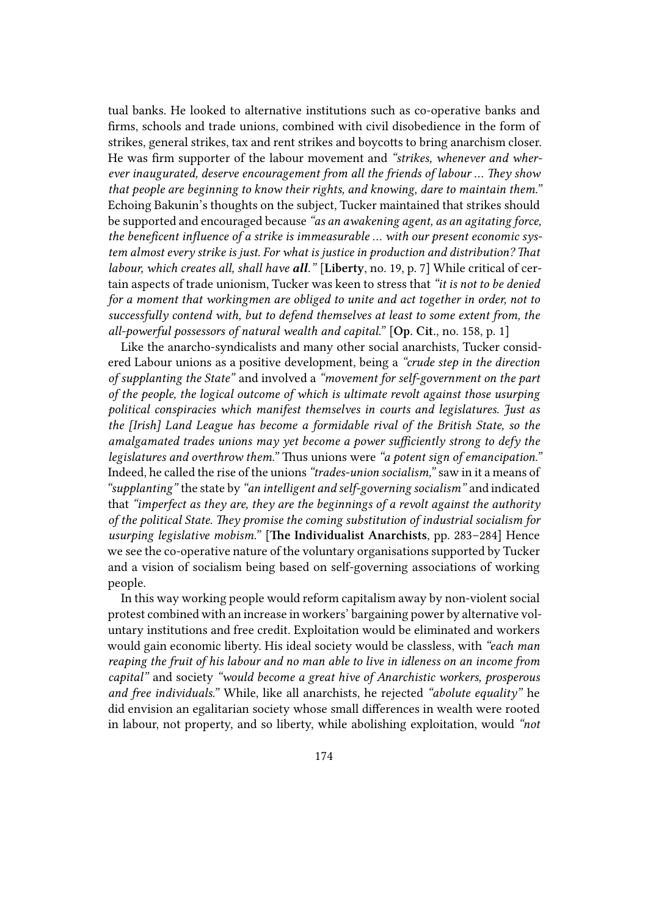tual banks. He looked to alternative institutions such as co-operative banks and firms, schools and trade unions, combined with civil disobedience in the form of strikes, general strikes, tax and rent strikes and boycotts to bring anarchism closer. He was firm supporter of the labour movement and *"strikes, whenever and wherever inaugurated, deserve encouragement from all the friends of labour … They show that people are beginning to know their rights, and knowing, dare to maintain them."* Echoing Bakunin's thoughts on the subject, Tucker maintained that strikes should be supported and encouraged because *"as an awakening agent, as an agitating force, the beneficent influence of a strike is immeasurable … with our present economic system almost every strike is just. For what is justice in production and distribution? That labour, which creates all, shall have **all**."* [**Liberty**, no. 19, p. 7] While critical of certain aspects of trade unionism, Tucker was keen to stress that *"it is not to be denied for a moment that workingmen are obliged to unite and act together in order, not to successfully contend with, but to defend themselves at least to some extent from, the all-powerful possessors of natural wealth and capital."* [**Op. Cit.**, no. 158, p. 1]

Like the anarcho-syndicalists and many other social anarchists, Tucker considered Labour unions as a positive development, being a *"crude step in the direction of supplanting the State"* and involved a *"movement for self-government on the part of the people, the logical outcome of which is ultimate revolt against those usurping political conspiracies which manifest themselves in courts and legislatures. Just as the [Irish] Land League has become a formidable rival of the British State, so the amalgamated trades unions may yet become a power sufficiently strong to defy the legislatures and overthrow them."* Thus unions were *"a potent sign of emancipation."* Indeed, he called the rise of the unions *"trades-union socialism,"* saw in it a means of *"supplanting"* the state by *"an intelligent and self-governing socialism"* and indicated that *"imperfect as they are, they are the beginnings of a revolt against the authority of the political State. They promise the coming substitution of industrial socialism for usurping legislative mobism."* [**The Individualist Anarchists**, pp. 283–284] Hence we see the co-operative nature of the voluntary organisations supported by Tucker and a vision of socialism being based on self-governing associations of working people.

In this way working people would reform capitalism away by non-violent social protest combined with an increase in workers' bargaining power by alternative voluntary institutions and free credit. Exploitation would be eliminated and workers would gain economic liberty. His ideal society would be classless, with *"each man reaping the fruit of his labour and no man able to live in idleness on an income from capital"* and society *"would become a great hive of Anarchistic workers, prosperous and free individuals."* While, like all anarchists, he rejected *"abolute equality"* he did envision an egalitarian society whose small differences in wealth were rooted in labour, not property, and so liberty, while abolishing exploitation, would *"not*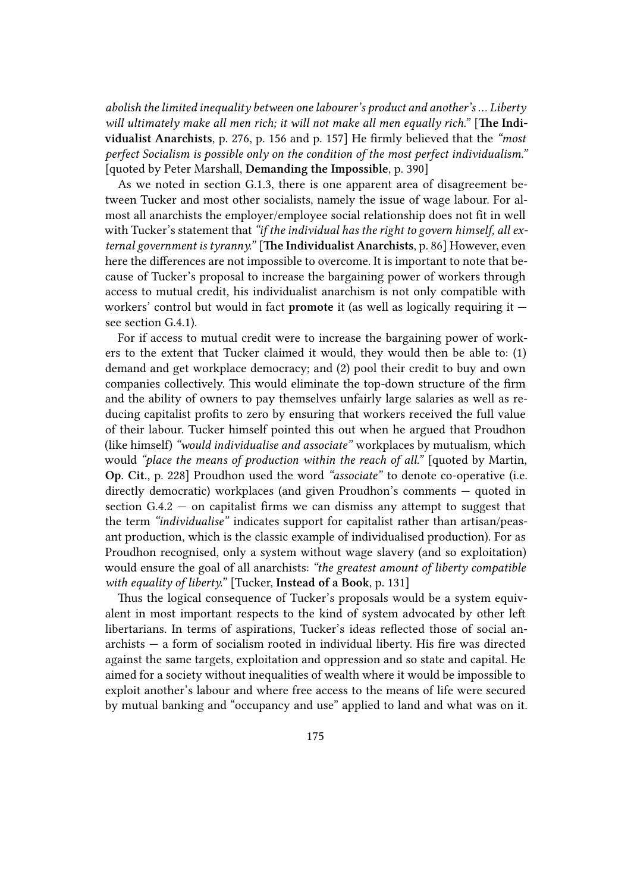*abolish the limited inequality between one labourer's product and another's … Liberty will ultimately make all men rich; it will not make all men equally rich."* [**The Individualist Anarchists**, p. 276, p. 156 and p. 157] He firmly believed that the *"most perfect Socialism is possible only on the condition of the most perfect individualism."* [quoted by Peter Marshall, **Demanding the Impossible**, p. 390]

As we noted in section G.1.3, there is one apparent area of disagreement between Tucker and most other socialists, namely the issue of wage labour. For almost all anarchists the employer/employee social relationship does not fit in well with Tucker's statement that *"if the individual has the right to govern himself, all external government is tyranny."* [**The Individualist Anarchists**, p. 86] However, even here the differences are not impossible to overcome. It is important to note that because of Tucker's proposal to increase the bargaining power of workers through access to mutual credit, his individualist anarchism is not only compatible with workers' control but would in fact **promote** it (as well as logically requiring it — see section G.4.1).

For if access to mutual credit were to increase the bargaining power of workers to the extent that Tucker claimed it would, they would then be able to: (1) demand and get workplace democracy; and (2) pool their credit to buy and own companies collectively. This would eliminate the top-down structure of the firm and the ability of owners to pay themselves unfairly large salaries as well as reducing capitalist profits to zero by ensuring that workers received the full value of their labour. Tucker himself pointed this out when he argued that Proudhon (like himself) *"would individualise and associate"* workplaces by mutualism, which would *"place the means of production within the reach of all."* [quoted by Martin, **Op. Cit.**, p. 228] Proudhon used the word *"associate"* to denote co-operative (i.e. directly democratic) workplaces (and given Proudhon's comments — quoted in section G.4.2 — on capitalist firms we can dismiss any attempt to suggest that the term *"individualise"* indicates support for capitalist rather than artisan/peasant production, which is the classic example of individualised production). For as Proudhon recognised, only a system without wage slavery (and so exploitation) would ensure the goal of all anarchists: *"the greatest amount of liberty compatible with equality of liberty."* [Tucker, **Instead of a Book**, p. 131]

Thus the logical consequence of Tucker's proposals would be a system equivalent in most important respects to the kind of system advocated by other left libertarians. In terms of aspirations, Tucker's ideas reflected those of social anarchists — a form of socialism rooted in individual liberty. His fire was directed against the same targets, exploitation and oppression and so state and capital. He aimed for a society without inequalities of wealth where it would be impossible to exploit another's labour and where free access to the means of life were secured by mutual banking and "occupancy and use" applied to land and what was on it.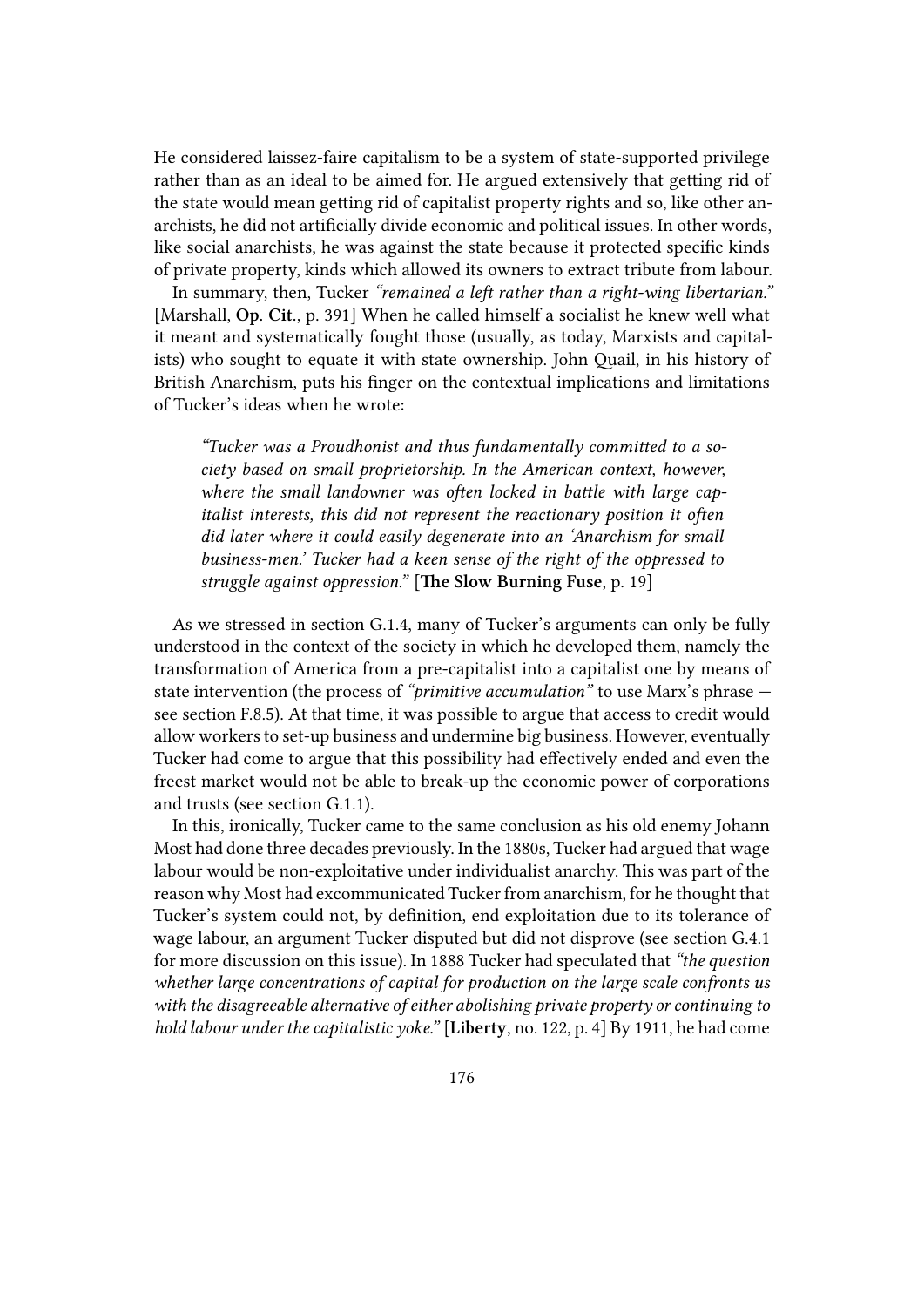He considered laissez-faire capitalism to be a system of state-supported privilege rather than as an ideal to be aimed for. He argued extensively that getting rid of the state would mean getting rid of capitalist property rights and so, like other anarchists, he did not artificially divide economic and political issues. In other words, like social anarchists, he was against the state because it protected specific kinds of private property, kinds which allowed its owners to extract tribute from labour.

In summary, then, Tucker *"remained a left rather than a right-wing libertarian."* [Marshall, **Op. Cit.**, p. 391] When he called himself a socialist he knew well what it meant and systematically fought those (usually, as today, Marxists and capitalists) who sought to equate it with state ownership. John Quail, in his history of British Anarchism, puts his finger on the contextual implications and limitations of Tucker's ideas when he wrote:

> *"Tucker was a Proudhonist and thus fundamentally committed to a society based on small proprietorship. In the American context, however, where the small landowner was often locked in battle with large capitalist interests, this did not represent the reactionary position it often did later where it could easily degenerate into an 'Anarchism for small business-men.' Tucker had a keen sense of the right of the oppressed to struggle against oppression."* [**The Slow Burning Fuse**, p. 19]

As we stressed in section G.1.4, many of Tucker's arguments can only be fully understood in the context of the society in which he developed them, namely the transformation of America from a pre-capitalist into a capitalist one by means of state intervention (the process of *"primitive accumulation"* to use Marx's phrase — see section F.8.5). At that time, it was possible to argue that access to credit would allow workers to set-up business and undermine big business. However, eventually Tucker had come to argue that this possibility had effectively ended and even the freest market would not be able to break-up the economic power of corporations and trusts (see section G.1.1).

In this, ironically, Tucker came to the same conclusion as his old enemy Johann Most had done three decades previously. In the 1880s, Tucker had argued that wage labour would be non-exploitative under individualist anarchy. This was part of the reason why Most had excommunicated Tucker from anarchism, for he thought that Tucker's system could not, by definition, end exploitation due to its tolerance of wage labour, an argument Tucker disputed but did not disprove (see section G.4.1 for more discussion on this issue). In 1888 Tucker had speculated that *"the question whether large concentrations of capital for production on the large scale confronts us with the disagreeable alternative of either abolishing private property or continuing to hold labour under the capitalistic yoke."* [**Liberty**, no. 122, p. 4] By 1911, he had come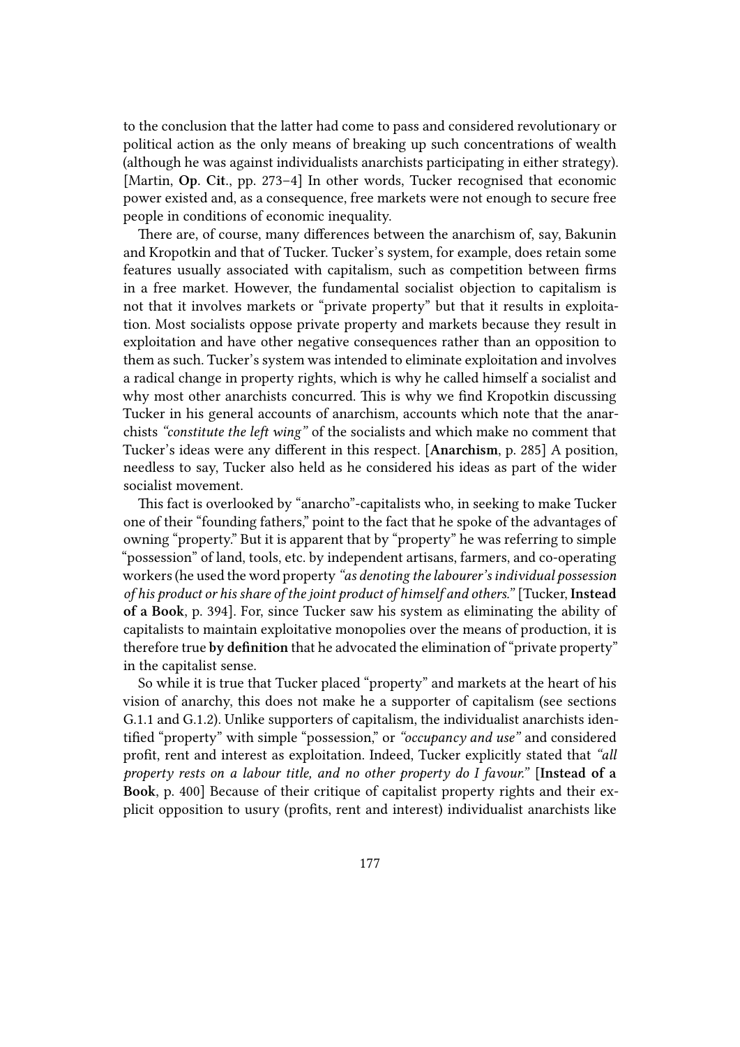to the conclusion that the latter had come to pass and considered revolutionary or political action as the only means of breaking up such concentrations of wealth (although he was against individualists anarchists participating in either strategy). [Martin, **Op. Cit.**, pp. 273–4] In other words, Tucker recognised that economic power existed and, as a consequence, free markets were not enough to secure free people in conditions of economic inequality.

There are, of course, many differences between the anarchism of, say, Bakunin and Kropotkin and that of Tucker. Tucker's system, for example, does retain some features usually associated with capitalism, such as competition between firms in a free market. However, the fundamental socialist objection to capitalism is not that it involves markets or "private property" but that it results in exploitation. Most socialists oppose private property and markets because they result in exploitation and have other negative consequences rather than an opposition to them as such. Tucker's system was intended to eliminate exploitation and involves a radical change in property rights, which is why he called himself a socialist and why most other anarchists concurred. This is why we find Kropotkin discussing Tucker in his general accounts of anarchism, accounts which note that the anarchists *"constitute the left wing"* of the socialists and which make no comment that Tucker's ideas were any different in this respect. [**Anarchism**, p. 285] A position, needless to say, Tucker also held as he considered his ideas as part of the wider socialist movement.

This fact is overlooked by "anarcho"-capitalists who, in seeking to make Tucker one of their "founding fathers," point to the fact that he spoke of the advantages of owning "property." But it is apparent that by "property" he was referring to simple "possession" of land, tools, etc. by independent artisans, farmers, and co-operating workers (he used the word property *"as denoting the labourer's individual possession of his product or his share of the joint product of himself and others."* [Tucker, **Instead of a Book**, p. 394]. For, since Tucker saw his system as eliminating the ability of capitalists to maintain exploitative monopolies over the means of production, it is therefore true **by definition** that he advocated the elimination of "private property" in the capitalist sense.

So while it is true that Tucker placed "property" and markets at the heart of his vision of anarchy, this does not make he a supporter of capitalism (see sections G.1.1 and G.1.2). Unlike supporters of capitalism, the individualist anarchists identified "property" with simple "possession," or *"occupancy and use"* and considered profit, rent and interest as exploitation. Indeed, Tucker explicitly stated that *"all property rests on a labour title, and no other property do I favour."* [**Instead of a Book**, p. 400] Because of their critique of capitalist property rights and their explicit opposition to usury (profits, rent and interest) individualist anarchists like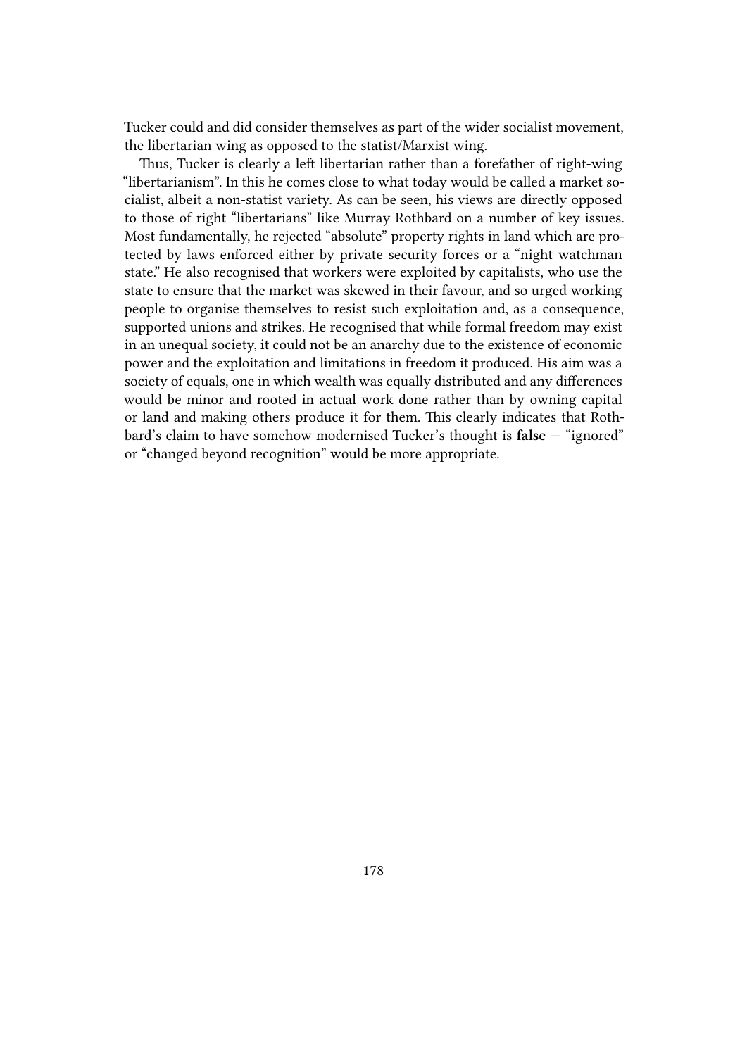Tucker could and did consider themselves as part of the wider socialist movement, the libertarian wing as opposed to the statist/Marxist wing.

Thus, Tucker is clearly a left libertarian rather than a forefather of right-wing "libertarianism". In this he comes close to what today would be called a market socialist, albeit a non-statist variety. As can be seen, his views are directly opposed to those of right "libertarians" like Murray Rothbard on a number of key issues. Most fundamentally, he rejected "absolute" property rights in land which are protected by laws enforced either by private security forces or a "night watchman state." He also recognised that workers were exploited by capitalists, who use the state to ensure that the market was skewed in their favour, and so urged working people to organise themselves to resist such exploitation and, as a consequence, supported unions and strikes. He recognised that while formal freedom may exist in an unequal society, it could not be an anarchy due to the existence of economic power and the exploitation and limitations in freedom it produced. His aim was a society of equals, one in which wealth was equally distributed and any differences would be minor and rooted in actual work done rather than by owning capital or land and making others produce it for them. This clearly indicates that Rothbard's claim to have somehow modernised Tucker's thought is **false** — "ignored" or "changed beyond recognition" would be more appropriate.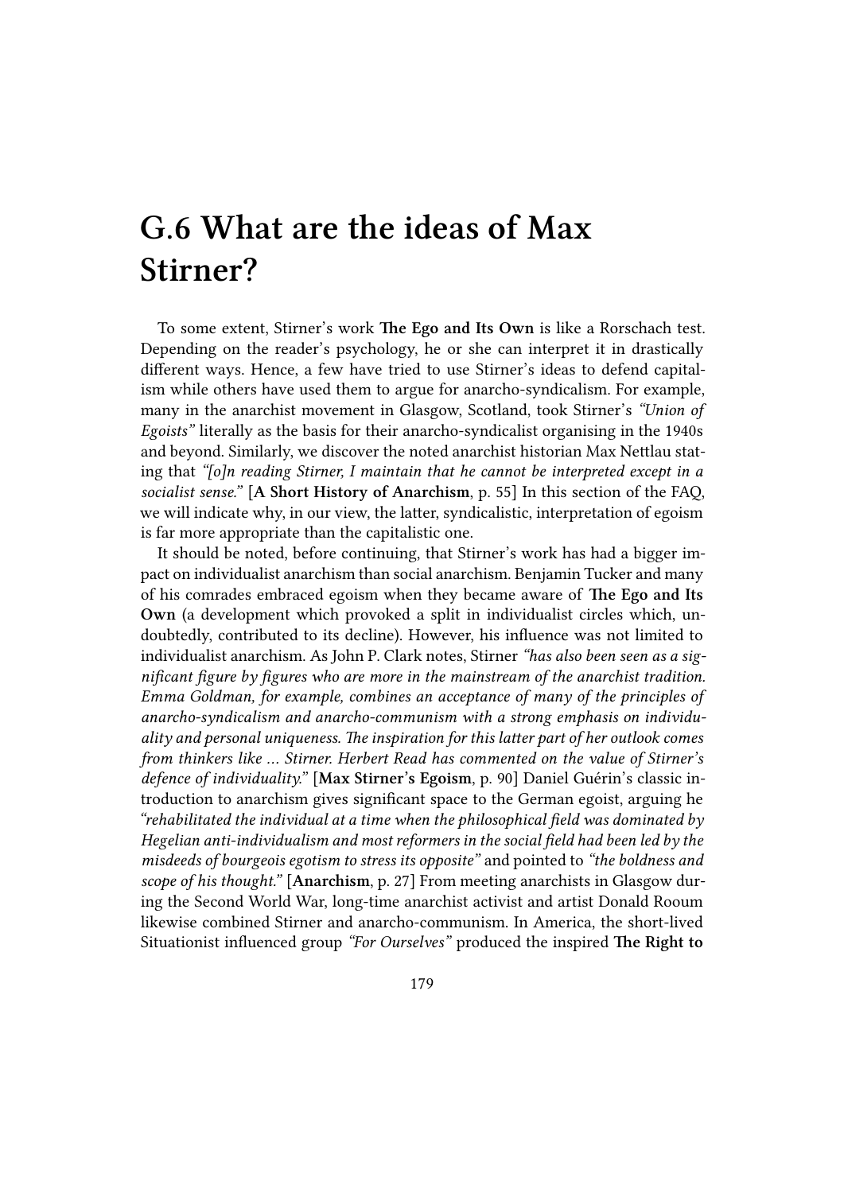# G.6 What are the ideas of Max Stirner?

To some extent, Stirner's work **The Ego and Its Own** is like a Rorschach test. Depending on the reader's psychology, he or she can interpret it in drastically different ways. Hence, a few have tried to use Stirner's ideas to defend capitalism while others have used them to argue for anarcho-syndicalism. For example, many in the anarchist movement in Glasgow, Scotland, took Stirner's *"Union of Egoists"* literally as the basis for their anarcho-syndicalist organising in the 1940s and beyond. Similarly, we discover the noted anarchist historian Max Nettlau stating that *"[o]n reading Stirner, I maintain that he cannot be interpreted except in a socialist sense."* [**A Short History of Anarchism**, p. 55] In this section of the FAQ, we will indicate why, in our view, the latter, syndicalistic, interpretation of egoism is far more appropriate than the capitalistic one.

It should be noted, before continuing, that Stirner's work has had a bigger impact on individualist anarchism than social anarchism. Benjamin Tucker and many of his comrades embraced egoism when they became aware of **The Ego and Its Own** (a development which provoked a split in individualist circles which, undoubtedly, contributed to its decline). However, his influence was not limited to individualist anarchism. As John P. Clark notes, Stirner *"has also been seen as a significant figure by figures who are more in the mainstream of the anarchist tradition. Emma Goldman, for example, combines an acceptance of many of the principles of anarcho-syndicalism and anarcho-communism with a strong emphasis on individuality and personal uniqueness. The inspiration for this latter part of her outlook comes from thinkers like … Stirner. Herbert Read has commented on the value of Stirner's defence of individuality."* [**Max Stirner's Egoism**, p. 90] Daniel Guérin's classic introduction to anarchism gives significant space to the German egoist, arguing he *"rehabilitated the individual at a time when the philosophical field was dominated by Hegelian anti-individualism and most reformers in the social field had been led by the misdeeds of bourgeois egotism to stress its opposite"* and pointed to *"the boldness and scope of his thought."* [**Anarchism**, p. 27] From meeting anarchists in Glasgow during the Second World War, long-time anarchist activist and artist Donald Rooum likewise combined Stirner and anarcho-communism. In America, the short-lived Situationist influenced group *"For Ourselves"* produced the inspired **The Right to**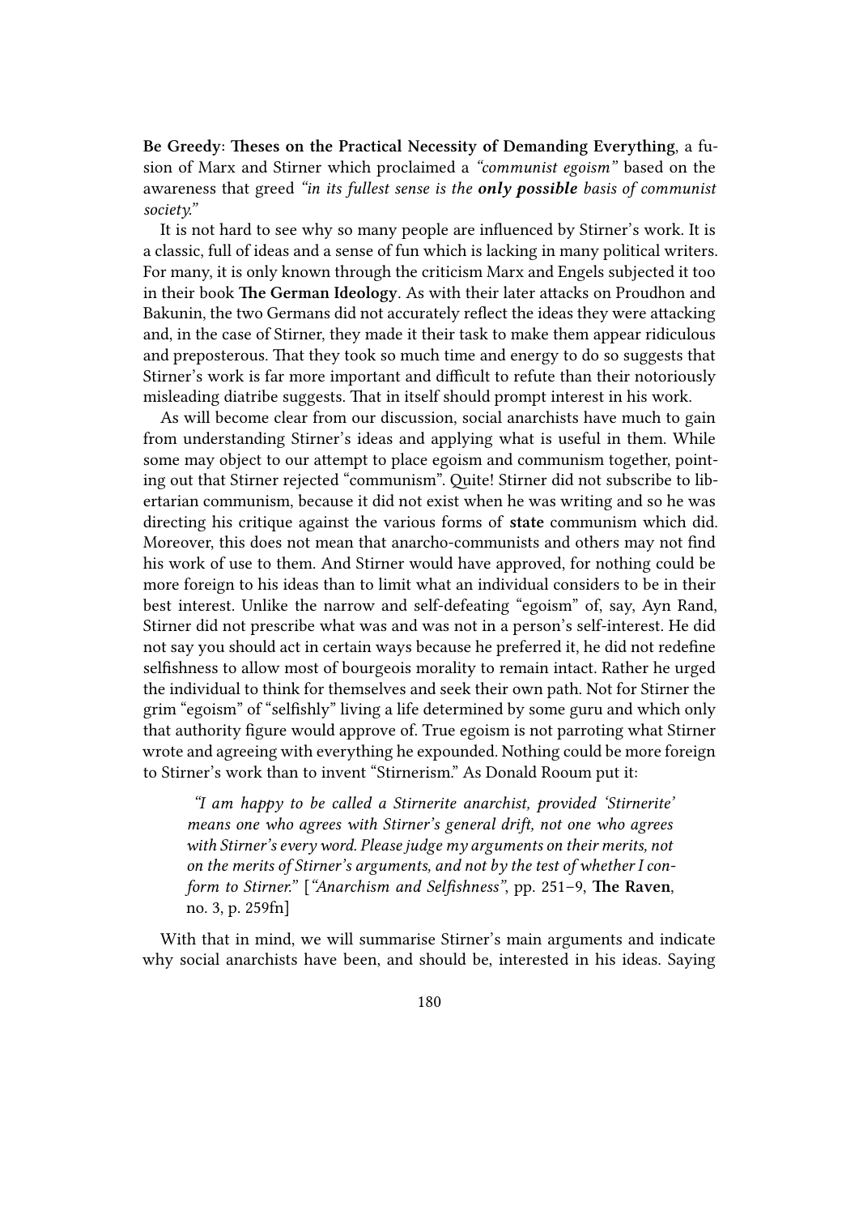**Be Greedy: Theses on the Practical Necessity of Demanding Everything**, a fusion of Marx and Stirner which proclaimed a *"communist egoism"* based on the awareness that greed *"in its fullest sense is the **only possible** basis of communist society."*

It is not hard to see why so many people are influenced by Stirner's work. It is a classic, full of ideas and a sense of fun which is lacking in many political writers. For many, it is only known through the criticism Marx and Engels subjected it too in their book **The German Ideology**. As with their later attacks on Proudhon and Bakunin, the two Germans did not accurately reflect the ideas they were attacking and, in the case of Stirner, they made it their task to make them appear ridiculous and preposterous. That they took so much time and energy to do so suggests that Stirner's work is far more important and difficult to refute than their notoriously misleading diatribe suggests. That in itself should prompt interest in his work.

As will become clear from our discussion, social anarchists have much to gain from understanding Stirner's ideas and applying what is useful in them. While some may object to our attempt to place egoism and communism together, pointing out that Stirner rejected "communism". Quite! Stirner did not subscribe to libertarian communism, because it did not exist when he was writing and so he was directing his critique against the various forms of **state** communism which did. Moreover, this does not mean that anarcho-communists and others may not find his work of use to them. And Stirner would have approved, for nothing could be more foreign to his ideas than to limit what an individual considers to be in their best interest. Unlike the narrow and self-defeating "egoism" of, say, Ayn Rand, Stirner did not prescribe what was and was not in a person's self-interest. He did not say you should act in certain ways because he preferred it, he did not redefine selfishness to allow most of bourgeois morality to remain intact. Rather he urged the individual to think for themselves and seek their own path. Not for Stirner the grim "egoism" of "selfishly" living a life determined by some guru and which only that authority figure would approve of. True egoism is not parroting what Stirner wrote and agreeing with everything he expounded. Nothing could be more foreign to Stirner's work than to invent "Stirnerism." As Donald Rooum put it:

> *"I am happy to be called a Stirnerite anarchist, provided 'Stirnerite' means one who agrees with Stirner's general drift, not one who agrees with Stirner's every word. Please judge my arguments on their merits, not on the merits of Stirner's arguments, and not by the test of whether I conform to Stirner."* [*"Anarchism and Selfishness"*, pp. 251–9, **The Raven**, no. 3, p. 259fn]

With that in mind, we will summarise Stirner's main arguments and indicate why social anarchists have been, and should be, interested in his ideas. Saying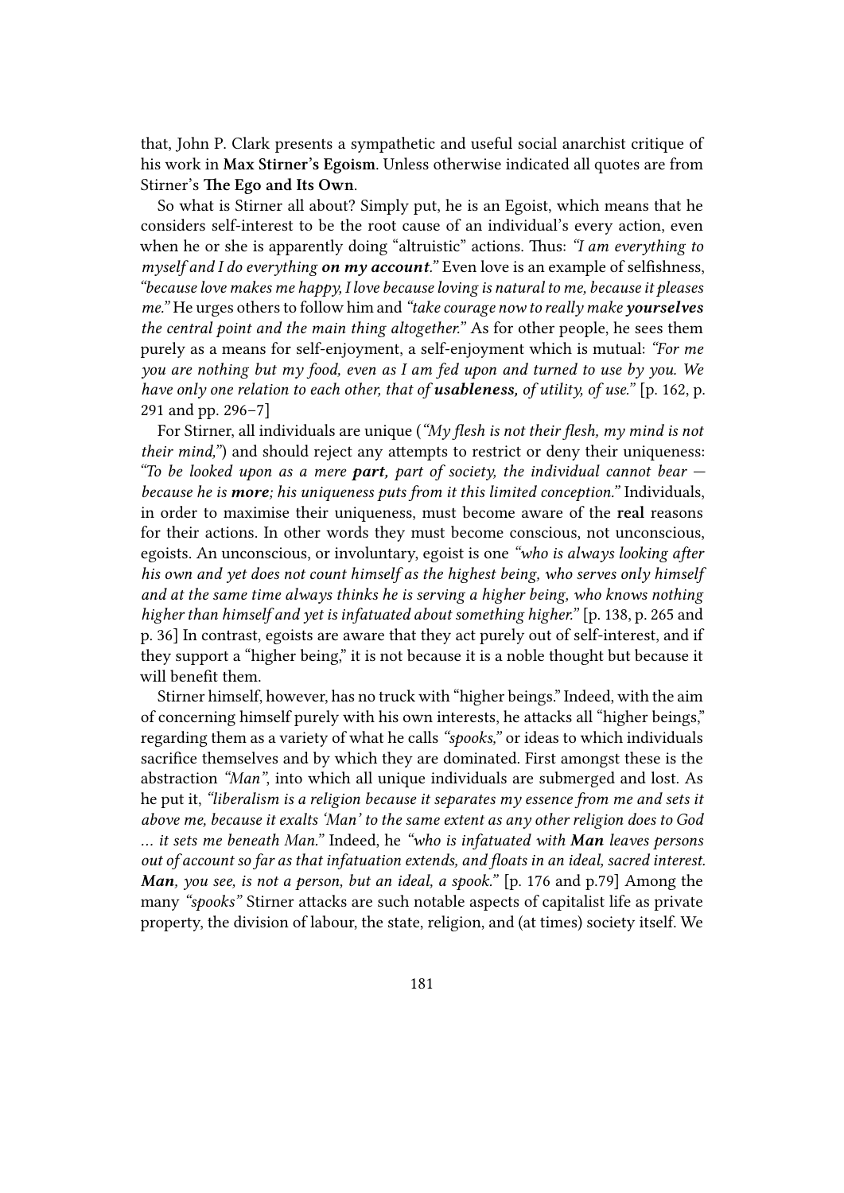that, John P. Clark presents a sympathetic and useful social anarchist critique of his work in **Max Stirner's Egoism**. Unless otherwise indicated all quotes are from Stirner's **The Ego and Its Own**.

So what is Stirner all about? Simply put, he is an Egoist, which means that he considers self-interest to be the root cause of an individual's every action, even when he or she is apparently doing "altruistic" actions. Thus: *"I am everything to myself and I do everything **on my account**."* Even love is an example of selfishness, *"because love makes me happy, I love because loving is natural to me, because it pleases me."* He urges others to follow him and *"take courage now to really make **yourselves** the central point and the main thing altogether."* As for other people, he sees them purely as a means for self-enjoyment, a self-enjoyment which is mutual: *"For me you are nothing but my food, even as I am fed upon and turned to use by you. We have only one relation to each other, that of **usableness,** of utility, of use."* [p. 162, p. 291 and pp. 296–7]

For Stirner, all individuals are unique (*"My flesh is not their flesh, my mind is not their mind,"*) and should reject any attempts to restrict or deny their uniqueness: *"To be looked upon as a mere **part,** part of society, the individual cannot bear — because he is **more**; his uniqueness puts from it this limited conception."* Individuals, in order to maximise their uniqueness, must become aware of the **real** reasons for their actions. In other words they must become conscious, not unconscious, egoists. An unconscious, or involuntary, egoist is one *"who is always looking after his own and yet does not count himself as the highest being, who serves only himself and at the same time always thinks he is serving a higher being, who knows nothing higher than himself and yet is infatuated about something higher."* [p. 138, p. 265 and p. 36] In contrast, egoists are aware that they act purely out of self-interest, and if they support a "higher being," it is not because it is a noble thought but because it will benefit them.

Stirner himself, however, has no truck with "higher beings." Indeed, with the aim of concerning himself purely with his own interests, he attacks all "higher beings," regarding them as a variety of what he calls *"spooks,"* or ideas to which individuals sacrifice themselves and by which they are dominated. First amongst these is the abstraction *"Man"*, into which all unique individuals are submerged and lost. As he put it, *"liberalism is a religion because it separates my essence from me and sets it above me, because it exalts 'Man' to the same extent as any other religion does to God … it sets me beneath Man."* Indeed, he *"who is infatuated with **Man** leaves persons out of account so far as that infatuation extends, and floats in an ideal, sacred interest. **Man**, you see, is not a person, but an ideal, a spook."* [p. 176 and p.79] Among the many *"spooks"* Stirner attacks are such notable aspects of capitalist life as private property, the division of labour, the state, religion, and (at times) society itself. We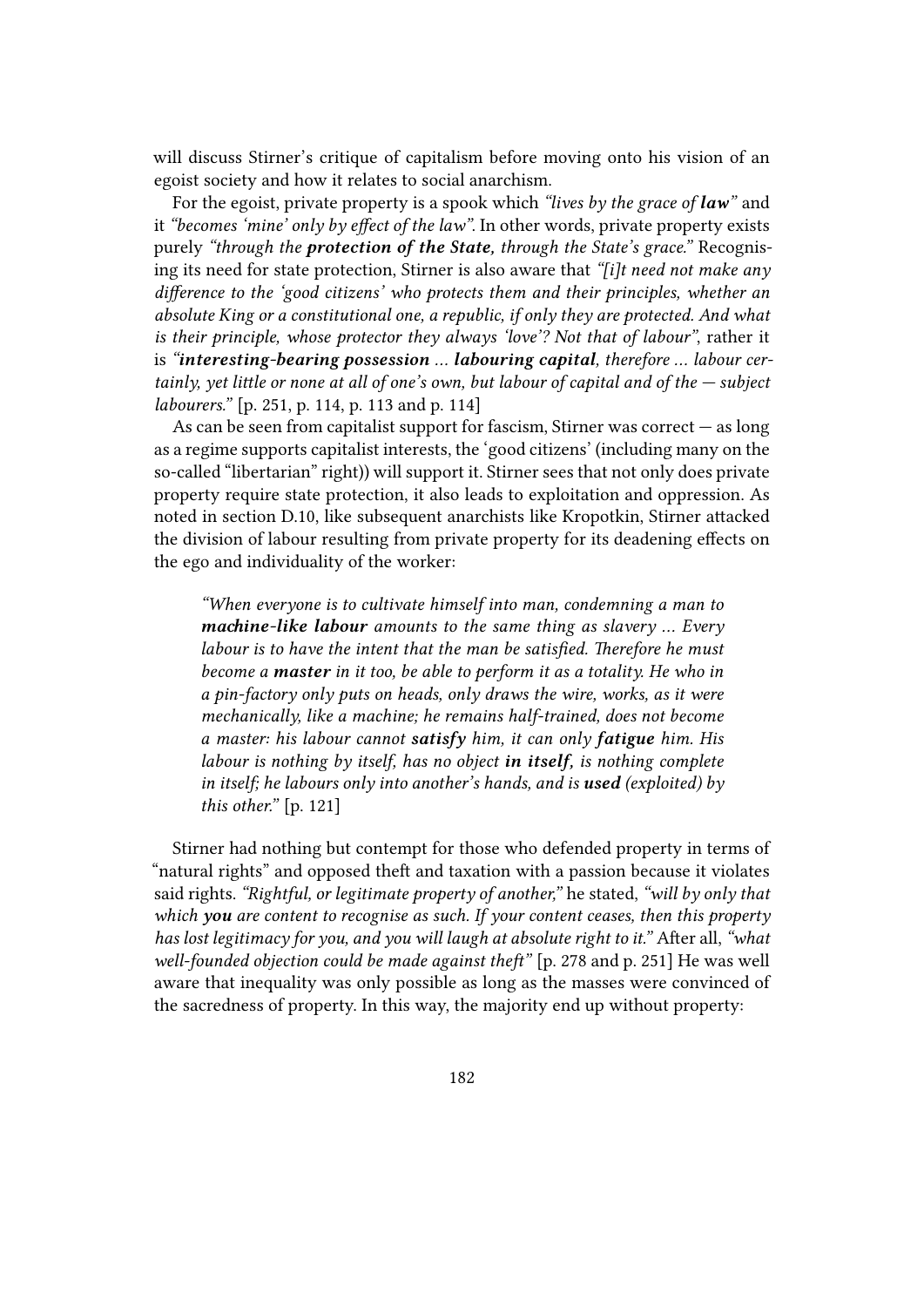will discuss Stirner's critique of capitalism before moving onto his vision of an egoist society and how it relates to social anarchism.

For the egoist, private property is a spook which *"lives by the grace of **law**"* and it *"becomes 'mine' only by effect of the law"*. In other words, private property exists purely *"through the **protection of the State**, through the State's grace."* Recognising its need for state protection, Stirner is also aware that *"[i]t need not make any difference to the 'good citizens' who protects them and their principles, whether an absolute King or a constitutional one, a republic, if only they are protected. And what is their principle, whose protector they always 'love'? Not that of labour"*, rather it is *"**interesting-bearing possession** ... **labouring capital**, therefore ... labour certainly, yet little or none at all of one's own, but labour of capital and of the — subject labourers."* [p. 251, p. 114, p. 113 and p. 114]

As can be seen from capitalist support for fascism, Stirner was correct — as long as a regime supports capitalist interests, the 'good citizens' (including many on the so-called "libertarian" right)) will support it. Stirner sees that not only does private property require state protection, it also leads to exploitation and oppression. As noted in section D.10, like subsequent anarchists like Kropotkin, Stirner attacked the division of labour resulting from private property for its deadening effects on the ego and individuality of the worker:

> *"When everyone is to cultivate himself into man, condemning a man to **machine-like labour** amounts to the same thing as slavery ... Every labour is to have the intent that the man be satisfied. Therefore he must become a **master** in it too, be able to perform it as a totality. He who in a pin-factory only puts on heads, only draws the wire, works, as it were mechanically, like a machine; he remains half-trained, does not become a master: his labour cannot **satisfy** him, it can only **fatigue** him. His labour is nothing by itself, has no object **in itself**, is nothing complete in itself; he labours only into another's hands, and is **used** (exploited) by this other."* [p. 121]

Stirner had nothing but contempt for those who defended property in terms of "natural rights" and opposed theft and taxation with a passion because it violates said rights. *"Rightful, or legitimate property of another,"* he stated, *"will by only that which **you** are content to recognise as such. If your content ceases, then this property has lost legitimacy for you, and you will laugh at absolute right to it."* After all, *"what well-founded objection could be made against theft"* [p. 278 and p. 251] He was well aware that inequality was only possible as long as the masses were convinced of the sacredness of property. In this way, the majority end up without property: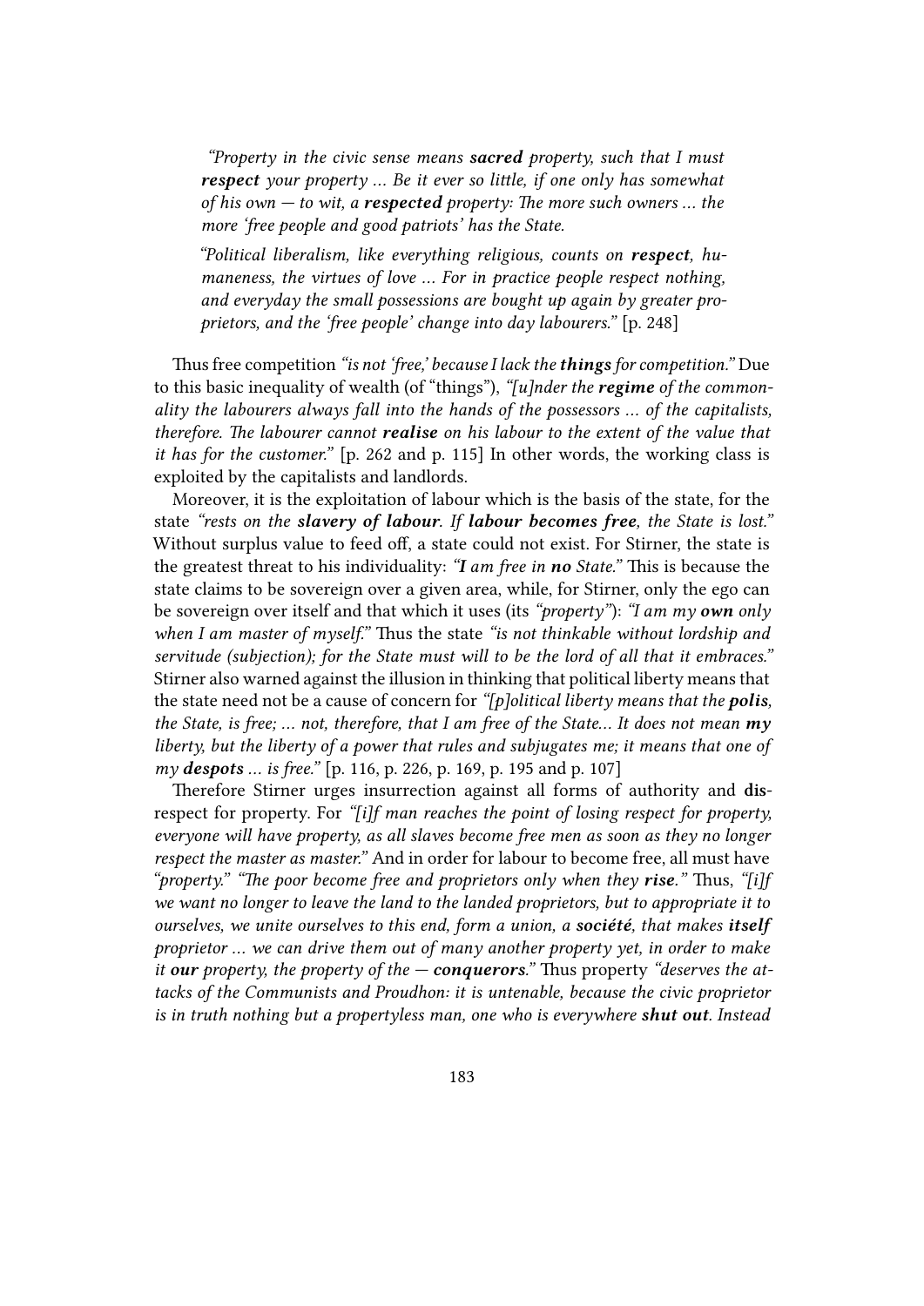> *"Property in the civic sense means **sacred** property, such that I must **respect** your property … Be it ever so little, if one only has somewhat of his own — to wit, a **respected** property: The more such owners … the more 'free people and good patriots' has the State.*
>
> *"Political liberalism, like everything religious, counts on **respect**, humaneness, the virtues of love … For in practice people respect nothing, and everyday the small possessions are bought up again by greater proprietors, and the 'free people' change into day labourers."* [p. 248]

Thus free competition *"is not 'free,' because I lack the **things** for competition."* Due to this basic inequality of wealth (of "things"), *"[u]nder the **regime** of the commonality the labourers always fall into the hands of the possessors … of the capitalists, therefore. The labourer cannot **realise** on his labour to the extent of the value that it has for the customer."* [p. 262 and p. 115] In other words, the working class is exploited by the capitalists and landlords.

Moreover, it is the exploitation of labour which is the basis of the state, for the state *"rests on the **slavery of labour**. If **labour becomes free**, the State is lost."* Without surplus value to feed off, a state could not exist. For Stirner, the state is the greatest threat to his individuality: *"**I** am free in **no** State."* This is because the state claims to be sovereign over a given area, while, for Stirner, only the ego can be sovereign over itself and that which it uses (its *"property"*): *"I am my **own** only when I am master of myself."* Thus the state *"is not thinkable without lordship and servitude (subjection); for the State must will to be the lord of all that it embraces."* Stirner also warned against the illusion in thinking that political liberty means that the state need not be a cause of concern for *"[p]olitical liberty means that the **polis**, the State, is free; … not, therefore, that I am free of the State… It does not mean **my** liberty, but the liberty of a power that rules and subjugates me; it means that one of my **despots** … is free."* [p. 116, p. 226, p. 169, p. 195 and p. 107]

Therefore Stirner urges insurrection against all forms of authority and **dis**respect for property. For *"[i]f man reaches the point of losing respect for property, everyone will have property, as all slaves become free men as soon as they no longer respect the master as master."* And in order for labour to become free, all must have *"property." "The poor become free and proprietors only when they **rise**."* Thus, *"[i]f we want no longer to leave the land to the landed proprietors, but to appropriate it to ourselves, we unite ourselves to this end, form a union, a **société**, that makes **itself** proprietor … we can drive them out of many another property yet, in order to make it **our** property, the property of the — **conquerors**."* Thus property *"deserves the attacks of the Communists and Proudhon: it is untenable, because the civic proprietor is in truth nothing but a propertyless man, one who is everywhere **shut out**. Instead*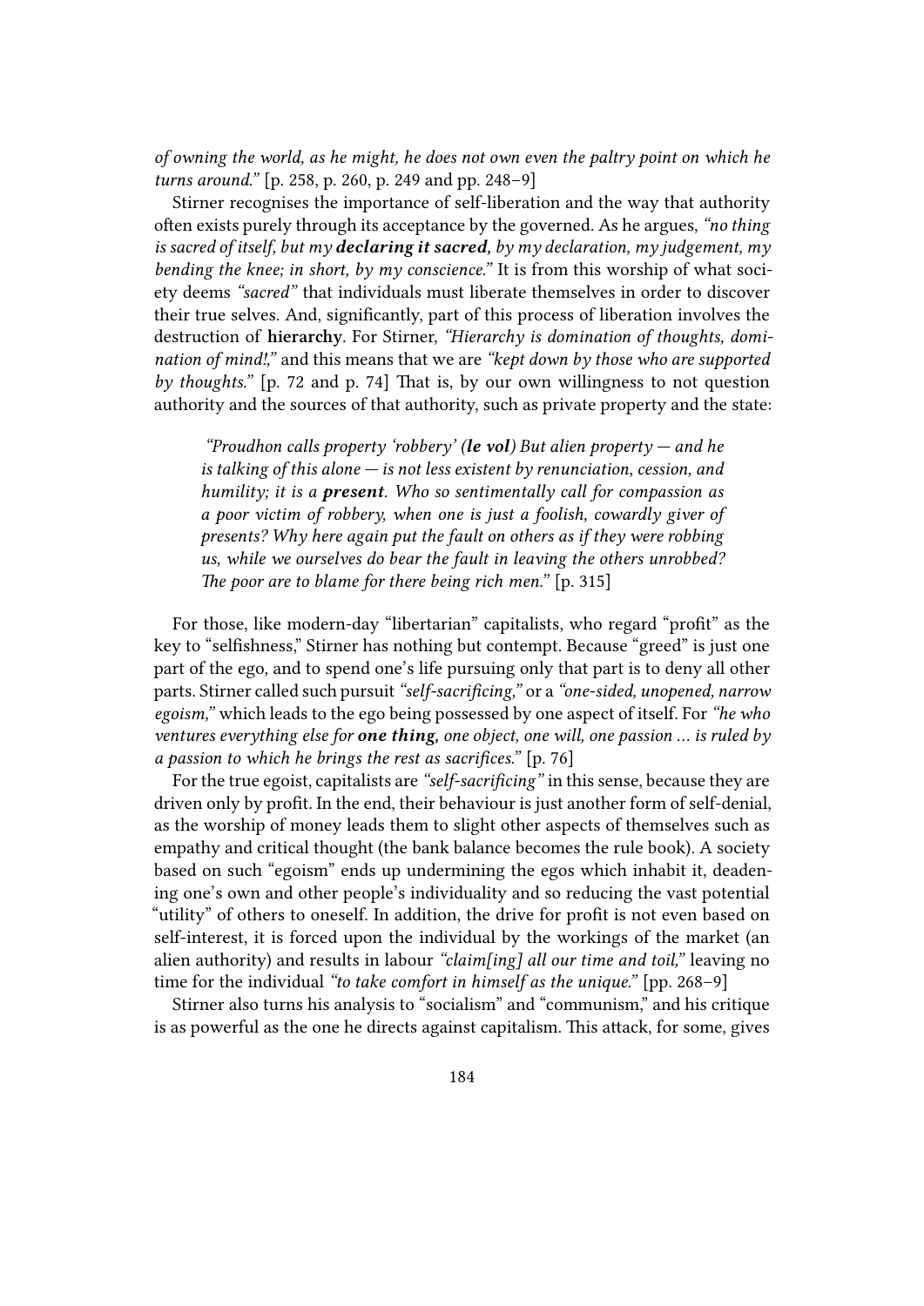*of owning the world, as he might, he does not own even the paltry point on which he turns around."* [p. 258, p. 260, p. 249 and pp. 248–9]

Stirner recognises the importance of self-liberation and the way that authority often exists purely through its acceptance by the governed. As he argues, *"no thing is sacred of itself, but my **declaring it sacred,** by my declaration, my judgement, my bending the knee; in short, by my conscience."* It is from this worship of what society deems *"sacred"* that individuals must liberate themselves in order to discover their true selves. And, significantly, part of this process of liberation involves the destruction of **hierarchy**. For Stirner, *"Hierarchy is domination of thoughts, domination of mind!,"* and this means that we are *"kept down by those who are supported by thoughts."* [p. 72 and p. 74] That is, by our own willingness to not question authority and the sources of that authority, such as private property and the state:

> *"Proudhon calls property 'robbery' (**le vol**) But alien property — and he is talking of this alone — is not less existent by renunciation, cession, and humility; it is a **present**. Who so sentimentally call for compassion as a poor victim of robbery, when one is just a foolish, cowardly giver of presents? Why here again put the fault on others as if they were robbing us, while we ourselves do bear the fault in leaving the others unrobbed? The poor are to blame for there being rich men."* [p. 315]

For those, like modern-day "libertarian" capitalists, who regard "profit" as the key to "selfishness," Stirner has nothing but contempt. Because "greed" is just one part of the ego, and to spend one's life pursuing only that part is to deny all other parts. Stirner called such pursuit *"self-sacrificing,"* or a *"one-sided, unopened, narrow egoism,"* which leads to the ego being possessed by one aspect of itself. For *"he who ventures everything else for **one thing,** one object, one will, one passion … is ruled by a passion to which he brings the rest as sacrifices."* [p. 76]

For the true egoist, capitalists are *"self-sacrificing"* in this sense, because they are driven only by profit. In the end, their behaviour is just another form of self-denial, as the worship of money leads them to slight other aspects of themselves such as empathy and critical thought (the bank balance becomes the rule book). A society based on such "egoism" ends up undermining the egos which inhabit it, deadening one's own and other people's individuality and so reducing the vast potential "utility" of others to oneself. In addition, the drive for profit is not even based on self-interest, it is forced upon the individual by the workings of the market (an alien authority) and results in labour *"claim[ing] all our time and toil,"* leaving no time for the individual *"to take comfort in himself as the unique."* [pp. 268–9]

Stirner also turns his analysis to "socialism" and "communism," and his critique is as powerful as the one he directs against capitalism. This attack, for some, gives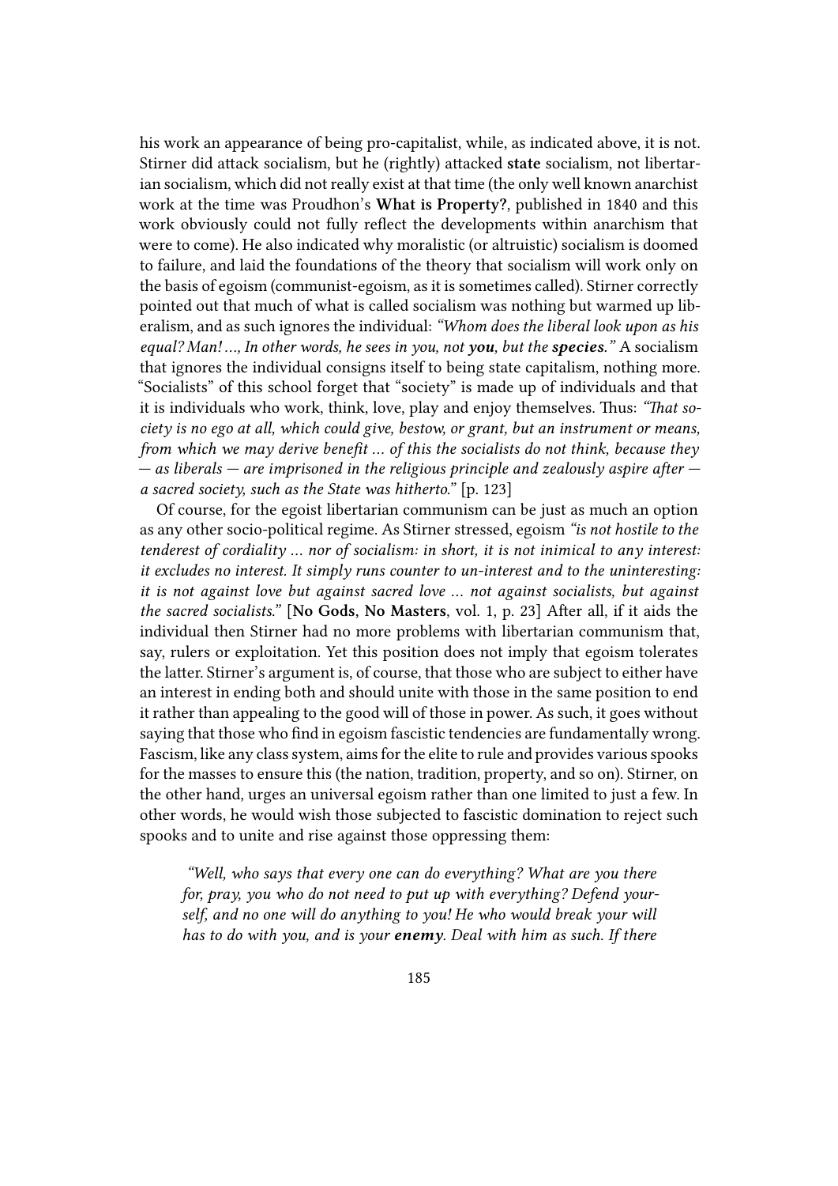his work an appearance of being pro-capitalist, while, as indicated above, it is not. Stirner did attack socialism, but he (rightly) attacked **state** socialism, not libertarian socialism, which did not really exist at that time (the only well known anarchist work at the time was Proudhon's **What is Property?**, published in 1840 and this work obviously could not fully reflect the developments within anarchism that were to come). He also indicated why moralistic (or altruistic) socialism is doomed to failure, and laid the foundations of the theory that socialism will work only on the basis of egoism (communist-egoism, as it is sometimes called). Stirner correctly pointed out that much of what is called socialism was nothing but warmed up liberalism, and as such ignores the individual: *"Whom does the liberal look upon as his equal? Man! …, In other words, he sees in you, not **you**, but the **species**."* A socialism that ignores the individual consigns itself to being state capitalism, nothing more. "Socialists" of this school forget that "society" is made up of individuals and that it is individuals who work, think, love, play and enjoy themselves. Thus: *"That society is no ego at all, which could give, bestow, or grant, but an instrument or means, from which we may derive benefit … of this the socialists do not think, because they — as liberals — are imprisoned in the religious principle and zealously aspire after — a sacred society, such as the State was hitherto."* [p. 123]

Of course, for the egoist libertarian communism can be just as much an option as any other socio-political regime. As Stirner stressed, egoism *"is not hostile to the tenderest of cordiality … nor of socialism: in short, it is not inimical to any interest: it excludes no interest. It simply runs counter to un-interest and to the uninteresting: it is not against love but against sacred love … not against socialists, but against the sacred socialists."* [**No Gods, No Masters**, vol. 1, p. 23] After all, if it aids the individual then Stirner had no more problems with libertarian communism that, say, rulers or exploitation. Yet this position does not imply that egoism tolerates the latter. Stirner's argument is, of course, that those who are subject to either have an interest in ending both and should unite with those in the same position to end it rather than appealing to the good will of those in power. As such, it goes without saying that those who find in egoism fascistic tendencies are fundamentally wrong. Fascism, like any class system, aims for the elite to rule and provides various spooks for the masses to ensure this (the nation, tradition, property, and so on). Stirner, on the other hand, urges an universal egoism rather than one limited to just a few. In other words, he would wish those subjected to fascistic domination to reject such spooks and to unite and rise against those oppressing them:

> *"Well, who says that every one can do everything? What are you there for, pray, you who do not need to put up with everything? Defend yourself, and no one will do anything to you! He who would break your will has to do with you, and is your **enemy**. Deal with him as such. If there*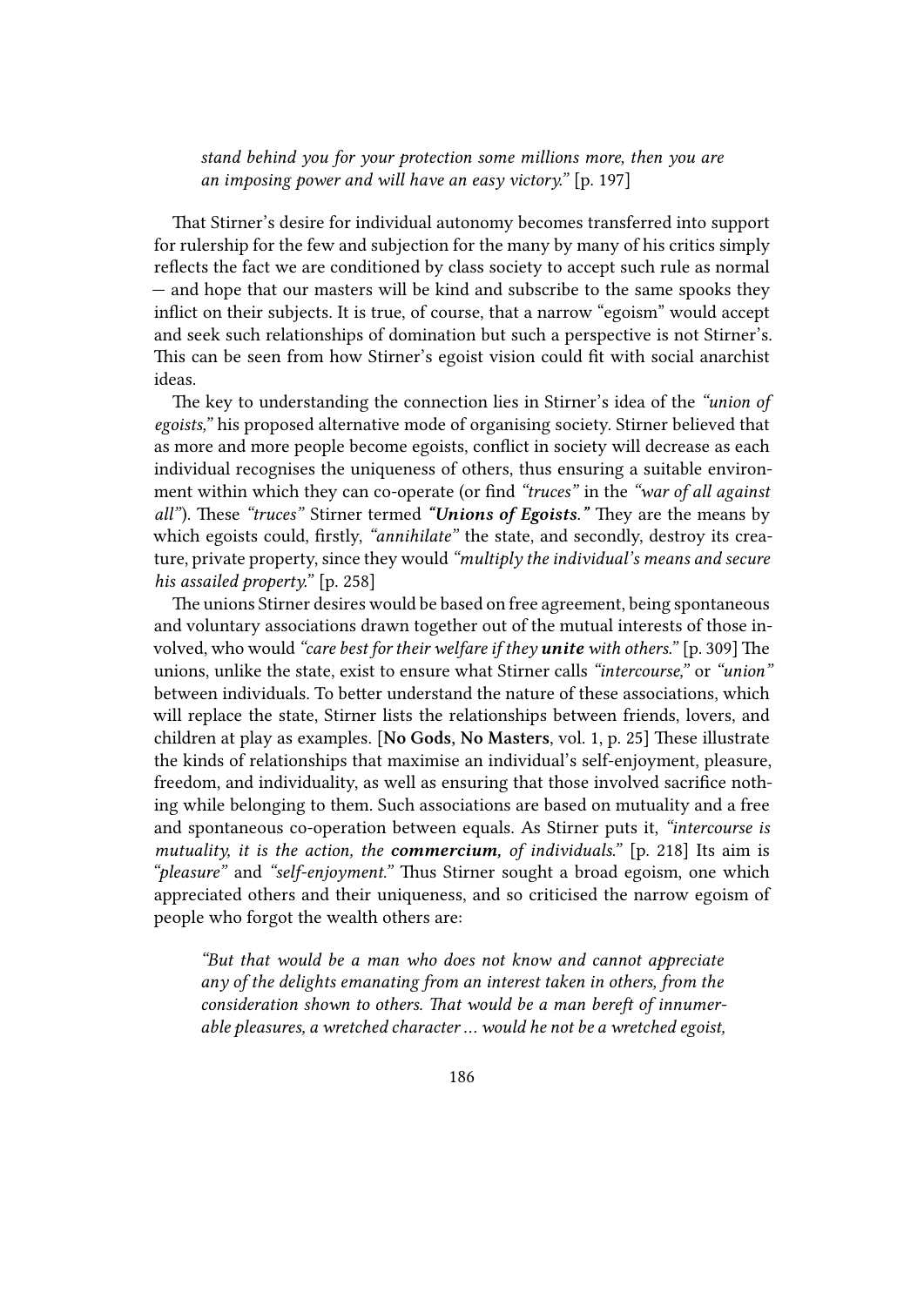*stand behind you for your protection some millions more, then you are an imposing power and will have an easy victory."* [p. 197]

That Stirner's desire for individual autonomy becomes transferred into support for rulership for the few and subjection for the many by many of his critics simply reflects the fact we are conditioned by class society to accept such rule as normal — and hope that our masters will be kind and subscribe to the same spooks they inflict on their subjects. It is true, of course, that a narrow "egoism" would accept and seek such relationships of domination but such a perspective is not Stirner's. This can be seen from how Stirner's egoist vision could fit with social anarchist ideas.

The key to understanding the connection lies in Stirner's idea of the *"union of egoists,"* his proposed alternative mode of organising society. Stirner believed that as more and more people become egoists, conflict in society will decrease as each individual recognises the uniqueness of others, thus ensuring a suitable environment within which they can co-operate (or find *"truces"* in the *"war of all against all"*). These *"truces"* Stirner termed ***"Unions of Egoists."*** They are the means by which egoists could, firstly, *"annihilate"* the state, and secondly, destroy its creature, private property, since they would *"multiply the individual's means and secure his assailed property."* [p. 258]

The unions Stirner desires would be based on free agreement, being spontaneous and voluntary associations drawn together out of the mutual interests of those involved, who would *"care best for their welfare if they **unite** with others."* [p. 309] The unions, unlike the state, exist to ensure what Stirner calls *"intercourse,"* or *"union"* between individuals. To better understand the nature of these associations, which will replace the state, Stirner lists the relationships between friends, lovers, and children at play as examples. [**No Gods, No Masters**, vol. 1, p. 25] These illustrate the kinds of relationships that maximise an individual's self-enjoyment, pleasure, freedom, and individuality, as well as ensuring that those involved sacrifice nothing while belonging to them. Such associations are based on mutuality and a free and spontaneous co-operation between equals. As Stirner puts it, *"intercourse is mutuality, it is the action, the **commercium,** of individuals."* [p. 218] Its aim is *"pleasure"* and *"self-enjoyment."* Thus Stirner sought a broad egoism, one which appreciated others and their uniqueness, and so criticised the narrow egoism of people who forgot the wealth others are:

*"But that would be a man who does not know and cannot appreciate any of the delights emanating from an interest taken in others, from the consideration shown to others. That would be a man bereft of innumerable pleasures, a wretched character … would he not be a wretched egoist,*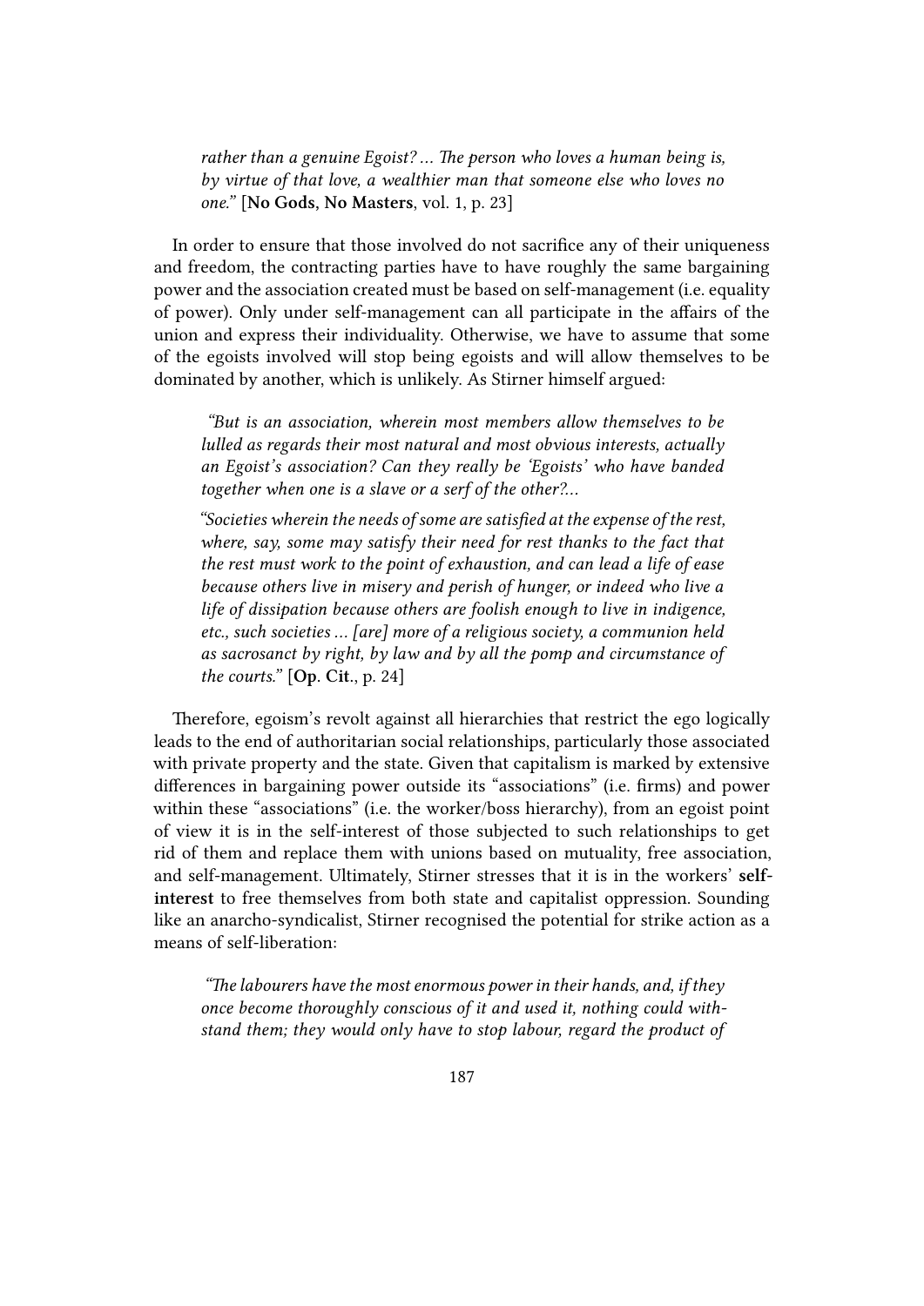> *rather than a genuine Egoist? … The person who loves a human being is, by virtue of that love, a wealthier man that someone else who loves no one."* [**No Gods, No Masters**, vol. 1, p. 23]

In order to ensure that those involved do not sacrifice any of their uniqueness and freedom, the contracting parties have to have roughly the same bargaining power and the association created must be based on self-management (i.e. equality of power). Only under self-management can all participate in the affairs of the union and express their individuality. Otherwise, we have to assume that some of the egoists involved will stop being egoists and will allow themselves to be dominated by another, which is unlikely. As Stirner himself argued:

> *"But is an association, wherein most members allow themselves to be lulled as regards their most natural and most obvious interests, actually an Egoist's association? Can they really be 'Egoists' who have banded together when one is a slave or a serf of the other?…*
>
> *"Societies wherein the needs of some are satisfied at the expense of the rest, where, say, some may satisfy their need for rest thanks to the fact that the rest must work to the point of exhaustion, and can lead a life of ease because others live in misery and perish of hunger, or indeed who live a life of dissipation because others are foolish enough to live in indigence, etc., such societies … [are] more of a religious society, a communion held as sacrosanct by right, by law and by all the pomp and circumstance of the courts."* [**Op. Cit.**, p. 24]

Therefore, egoism's revolt against all hierarchies that restrict the ego logically leads to the end of authoritarian social relationships, particularly those associated with private property and the state. Given that capitalism is marked by extensive differences in bargaining power outside its "associations" (i.e. firms) and power within these "associations" (i.e. the worker/boss hierarchy), from an egoist point of view it is in the self-interest of those subjected to such relationships to get rid of them and replace them with unions based on mutuality, free association, and self-management. Ultimately, Stirner stresses that it is in the workers' **self-interest** to free themselves from both state and capitalist oppression. Sounding like an anarcho-syndicalist, Stirner recognised the potential for strike action as a means of self-liberation:

> *"The labourers have the most enormous power in their hands, and, if they once become thoroughly conscious of it and used it, nothing could withstand them; they would only have to stop labour, regard the product of*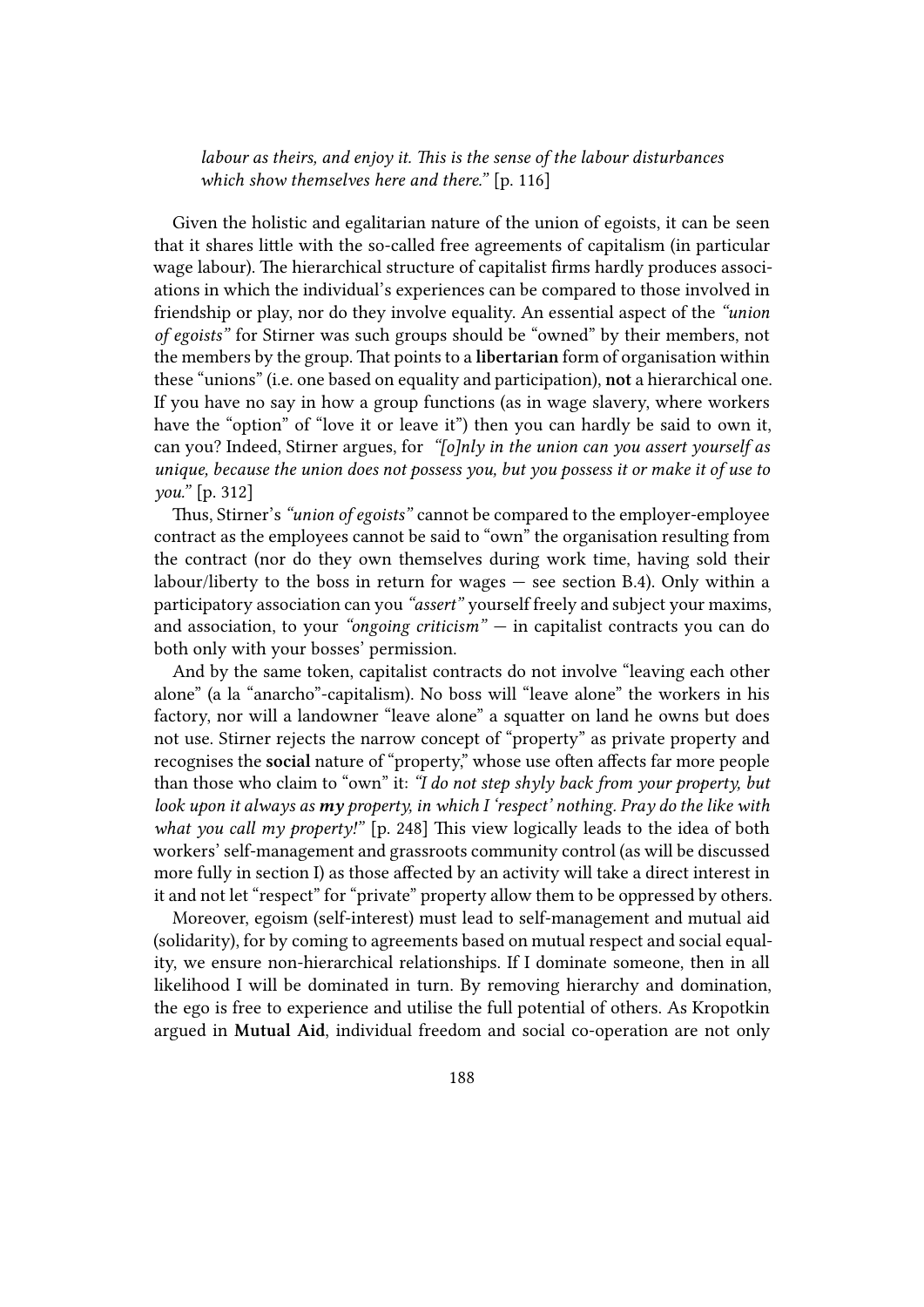*labour as theirs, and enjoy it. This is the sense of the labour disturbances which show themselves here and there."* [p. 116]

Given the holistic and egalitarian nature of the union of egoists, it can be seen that it shares little with the so-called free agreements of capitalism (in particular wage labour). The hierarchical structure of capitalist firms hardly produces associations in which the individual's experiences can be compared to those involved in friendship or play, nor do they involve equality. An essential aspect of the *"union of egoists"* for Stirner was such groups should be "owned" by their members, not the members by the group. That points to a **libertarian** form of organisation within these "unions" (i.e. one based on equality and participation), **not** a hierarchical one. If you have no say in how a group functions (as in wage slavery, where workers have the "option" of "love it or leave it") then you can hardly be said to own it, can you? Indeed, Stirner argues, for *"[o]nly in the union can you assert yourself as unique, because the union does not possess you, but you possess it or make it of use to you."* [p. 312]

Thus, Stirner's *"union of egoists"* cannot be compared to the employer-employee contract as the employees cannot be said to "own" the organisation resulting from the contract (nor do they own themselves during work time, having sold their labour/liberty to the boss in return for wages — see section B.4). Only within a participatory association can you *"assert"* yourself freely and subject your maxims, and association, to your *"ongoing criticism"* — in capitalist contracts you can do both only with your bosses' permission.

And by the same token, capitalist contracts do not involve "leaving each other alone" (a la "anarcho"-capitalism). No boss will "leave alone" the workers in his factory, nor will a landowner "leave alone" a squatter on land he owns but does not use. Stirner rejects the narrow concept of "property" as private property and recognises the **social** nature of "property," whose use often affects far more people than those who claim to "own" it: *"I do not step shyly back from your property, but look upon it always as* ***my*** *property, in which I 'respect' nothing. Pray do the like with what you call my property!"* [p. 248] This view logically leads to the idea of both workers' self-management and grassroots community control (as will be discussed more fully in section I) as those affected by an activity will take a direct interest in it and not let "respect" for "private" property allow them to be oppressed by others.

Moreover, egoism (self-interest) must lead to self-management and mutual aid (solidarity), for by coming to agreements based on mutual respect and social equality, we ensure non-hierarchical relationships. If I dominate someone, then in all likelihood I will be dominated in turn. By removing hierarchy and domination, the ego is free to experience and utilise the full potential of others. As Kropotkin argued in **Mutual Aid**, individual freedom and social co-operation are not only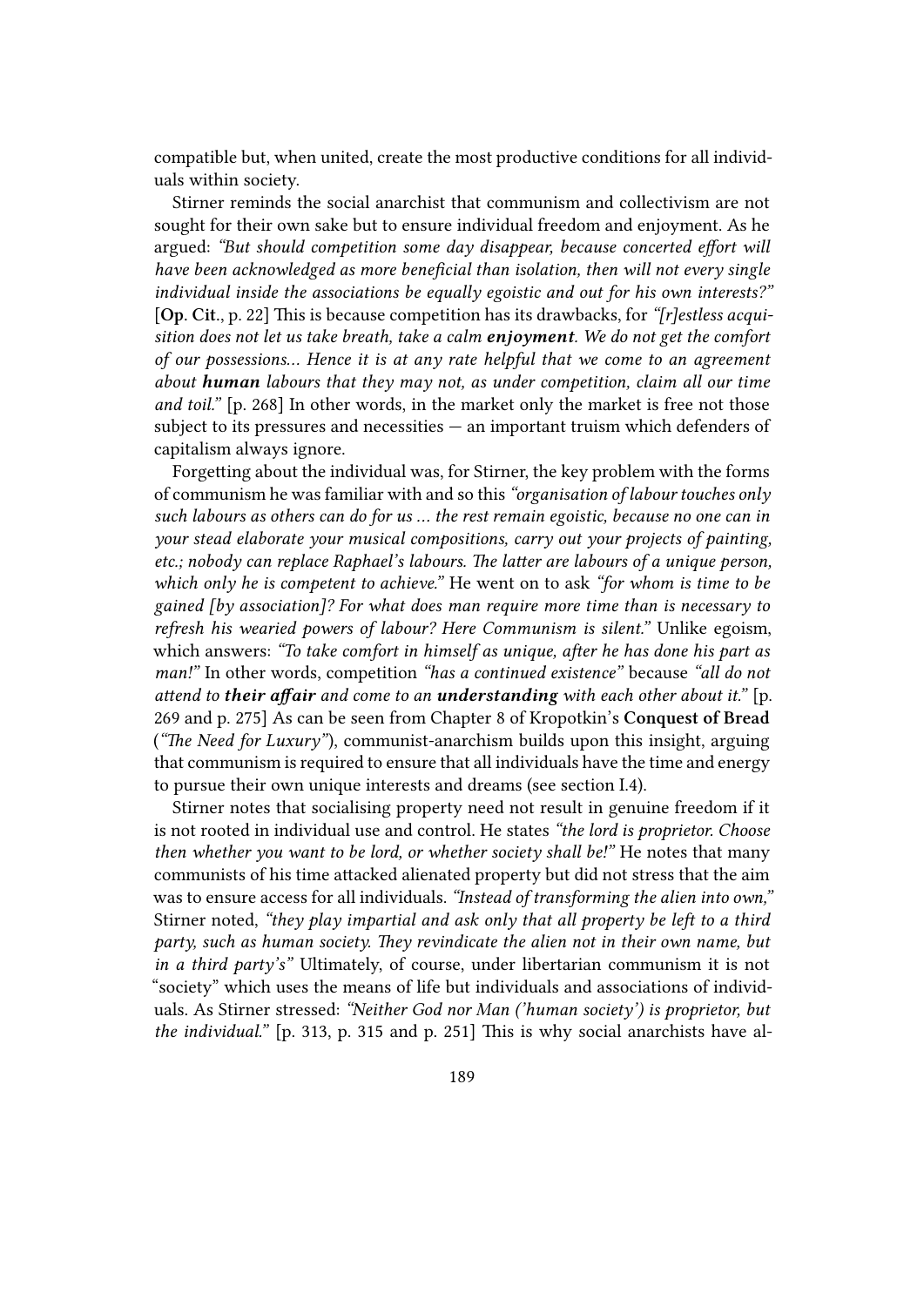compatible but, when united, create the most productive conditions for all individuals within society.

Stirner reminds the social anarchist that communism and collectivism are not sought for their own sake but to ensure individual freedom and enjoyment. As he argued: *"But should competition some day disappear, because concerted effort will have been acknowledged as more beneficial than isolation, then will not every single individual inside the associations be equally egoistic and out for his own interests?"* [**Op. Cit.**, p. 22] This is because competition has its drawbacks, for *"[r]estless acquisition does not let us take breath, take a calm **enjoyment**. We do not get the comfort of our possessions… Hence it is at any rate helpful that we come to an agreement about **human** labours that they may not, as under competition, claim all our time and toil."* [p. 268] In other words, in the market only the market is free not those subject to its pressures and necessities — an important truism which defenders of capitalism always ignore.

Forgetting about the individual was, for Stirner, the key problem with the forms of communism he was familiar with and so this *"organisation of labour touches only such labours as others can do for us … the rest remain egoistic, because no one can in your stead elaborate your musical compositions, carry out your projects of painting, etc.; nobody can replace Raphael's labours. The latter are labours of a unique person, which only he is competent to achieve."* He went on to ask *"for whom is time to be gained [by association]? For what does man require more time than is necessary to refresh his wearied powers of labour? Here Communism is silent."* Unlike egoism, which answers: *"To take comfort in himself as unique, after he has done his part as man!"* In other words, competition *"has a continued existence"* because *"all do not attend to **their affair** and come to an **understanding** with each other about it."* [p. 269 and p. 275] As can be seen from Chapter 8 of Kropotkin's **Conquest of Bread** (*"The Need for Luxury"*), communist-anarchism builds upon this insight, arguing that communism is required to ensure that all individuals have the time and energy to pursue their own unique interests and dreams (see section I.4).

Stirner notes that socialising property need not result in genuine freedom if it is not rooted in individual use and control. He states *"the lord is proprietor. Choose then whether you want to be lord, or whether society shall be!"* He notes that many communists of his time attacked alienated property but did not stress that the aim was to ensure access for all individuals. *"Instead of transforming the alien into own,"* Stirner noted, *"they play impartial and ask only that all property be left to a third party, such as human society. They revindicate the alien not in their own name, but in a third party's"* Ultimately, of course, under libertarian communism it is not "society" which uses the means of life but individuals and associations of individuals. As Stirner stressed: *"Neither God nor Man ('human society') is proprietor, but the individual."* [p. 313, p. 315 and p. 251] This is why social anarchists have al-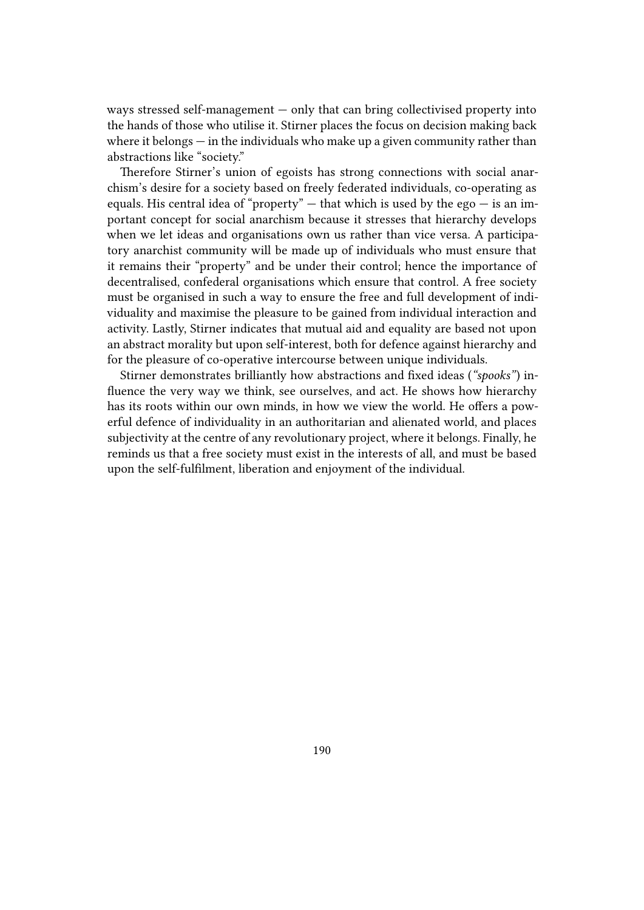ways stressed self-management — only that can bring collectivised property into the hands of those who utilise it. Stirner places the focus on decision making back where it belongs — in the individuals who make up a given community rather than abstractions like "society."

Therefore Stirner's union of egoists has strong connections with social anarchism's desire for a society based on freely federated individuals, co-operating as equals. His central idea of "property" — that which is used by the ego — is an important concept for social anarchism because it stresses that hierarchy develops when we let ideas and organisations own us rather than vice versa. A participatory anarchist community will be made up of individuals who must ensure that it remains their "property" and be under their control; hence the importance of decentralised, confederal organisations which ensure that control. A free society must be organised in such a way to ensure the free and full development of individuality and maximise the pleasure to be gained from individual interaction and activity. Lastly, Stirner indicates that mutual aid and equality are based not upon an abstract morality but upon self-interest, both for defence against hierarchy and for the pleasure of co-operative intercourse between unique individuals.

Stirner demonstrates brilliantly how abstractions and fixed ideas (*"spooks"*) influence the very way we think, see ourselves, and act. He shows how hierarchy has its roots within our own minds, in how we view the world. He offers a powerful defence of individuality in an authoritarian and alienated world, and places subjectivity at the centre of any revolutionary project, where it belongs. Finally, he reminds us that a free society must exist in the interests of all, and must be based upon the self-fulfilment, liberation and enjoyment of the individual.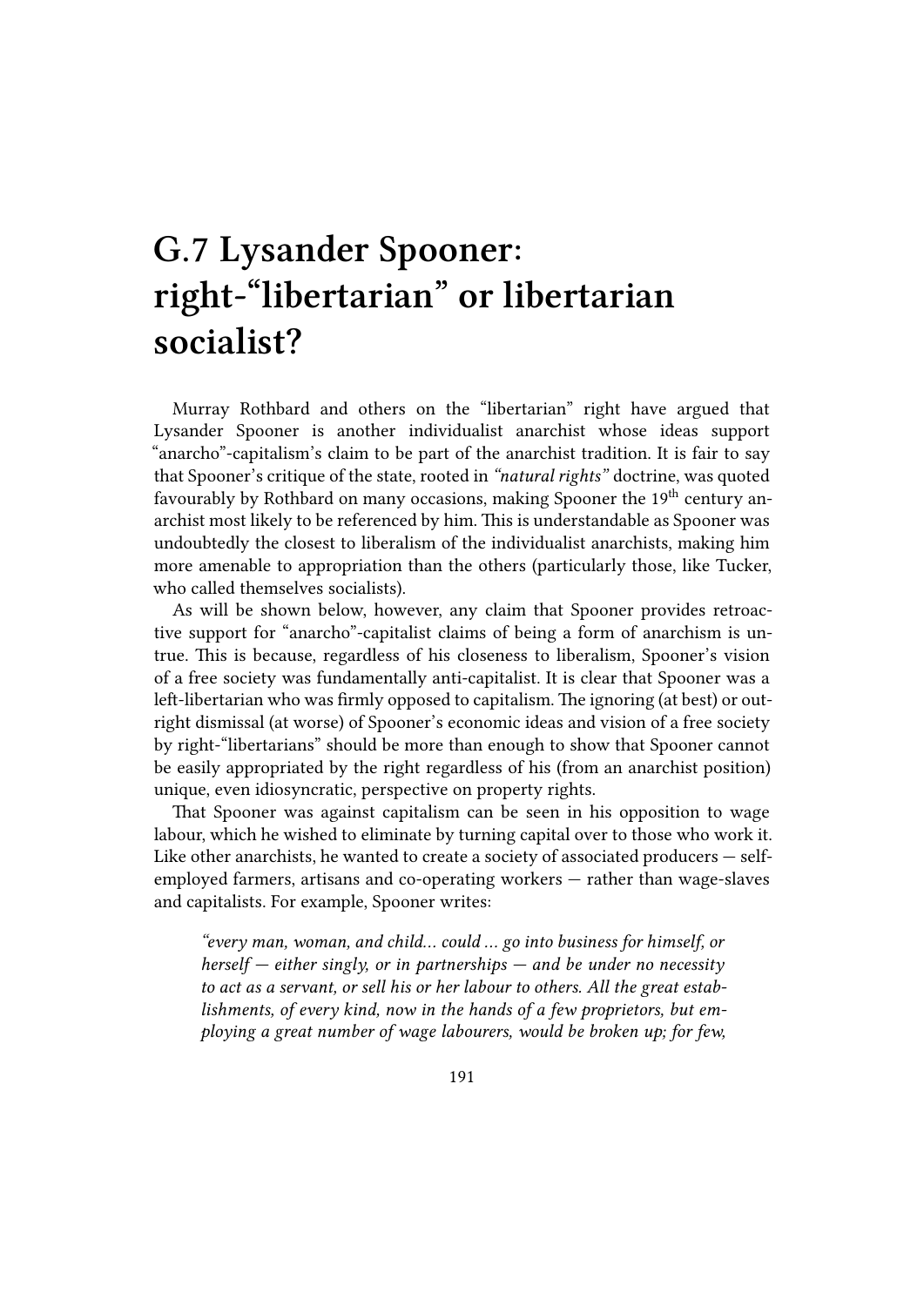# G.7 Lysander Spooner: right-"libertarian" or libertarian socialist?

Murray Rothbard and others on the "libertarian" right have argued that Lysander Spooner is another individualist anarchist whose ideas support "anarcho"-capitalism's claim to be part of the anarchist tradition. It is fair to say that Spooner's critique of the state, rooted in *"natural rights"* doctrine, was quoted favourably by Rothbard on many occasions, making Spooner the 19th century anarchist most likely to be referenced by him. This is understandable as Spooner was undoubtedly the closest to liberalism of the individualist anarchists, making him more amenable to appropriation than the others (particularly those, like Tucker, who called themselves socialists).

As will be shown below, however, any claim that Spooner provides retroactive support for "anarcho"-capitalist claims of being a form of anarchism is untrue. This is because, regardless of his closeness to liberalism, Spooner's vision of a free society was fundamentally anti-capitalist. It is clear that Spooner was a left-libertarian who was firmly opposed to capitalism. The ignoring (at best) or outright dismissal (at worse) of Spooner's economic ideas and vision of a free society by right-"libertarians" should be more than enough to show that Spooner cannot be easily appropriated by the right regardless of his (from an anarchist position) unique, even idiosyncratic, perspective on property rights.

That Spooner was against capitalism can be seen in his opposition to wage labour, which he wished to eliminate by turning capital over to those who work it. Like other anarchists, he wanted to create a society of associated producers — self-employed farmers, artisans and co-operating workers — rather than wage-slaves and capitalists. For example, Spooner writes:

> *"every man, woman, and child… could … go into business for himself, or herself — either singly, or in partnerships — and be under no necessity to act as a servant, or sell his or her labour to others. All the great establishments, of every kind, now in the hands of a few proprietors, but employing a great number of wage labourers, would be broken up; for few,*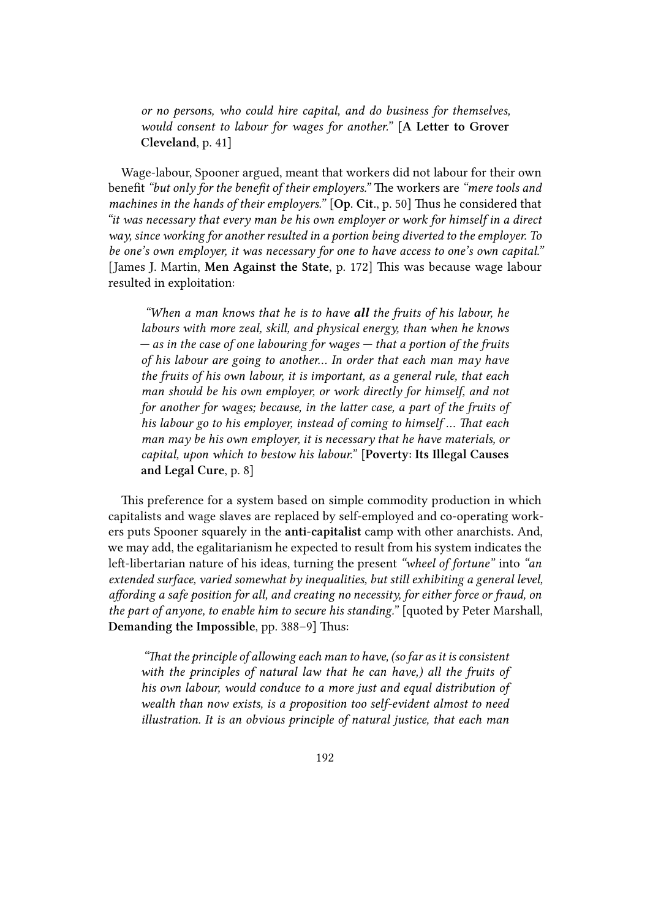> *or no persons, who could hire capital, and do business for themselves, would consent to labour for wages for another."* [**A Letter to Grover Cleveland**, p. 41]

Wage-labour, Spooner argued, meant that workers did not labour for their own benefit *"but only for the benefit of their employers."* The workers are *"mere tools and machines in the hands of their employers."* [**Op. Cit.**, p. 50] Thus he considered that *"it was necessary that every man be his own employer or work for himself in a direct way, since working for another resulted in a portion being diverted to the employer. To be one's own employer, it was necessary for one to have access to one's own capital."* [James J. Martin, **Men Against the State**, p. 172] This was because wage labour resulted in exploitation:

> *"When a man knows that he is to have **all** the fruits of his labour, he labours with more zeal, skill, and physical energy, than when he knows — as in the case of one labouring for wages — that a portion of the fruits of his labour are going to another… In order that each man may have the fruits of his own labour, it is important, as a general rule, that each man should be his own employer, or work directly for himself, and not for another for wages; because, in the latter case, a part of the fruits of his labour go to his employer, instead of coming to himself … That each man may be his own employer, it is necessary that he have materials, or capital, upon which to bestow his labour."* [**Poverty: Its Illegal Causes and Legal Cure**, p. 8]

This preference for a system based on simple commodity production in which capitalists and wage slaves are replaced by self-employed and co-operating workers puts Spooner squarely in the **anti-capitalist** camp with other anarchists. And, we may add, the egalitarianism he expected to result from his system indicates the left-libertarian nature of his ideas, turning the present *"wheel of fortune"* into *"an extended surface, varied somewhat by inequalities, but still exhibiting a general level, affording a safe position for all, and creating no necessity, for either force or fraud, on the part of anyone, to enable him to secure his standing."* [quoted by Peter Marshall, **Demanding the Impossible**, pp. 388–9] Thus:

> *"That the principle of allowing each man to have, (so far as it is consistent with the principles of natural law that he can have,) all the fruits of his own labour, would conduce to a more just and equal distribution of wealth than now exists, is a proposition too self-evident almost to need illustration. It is an obvious principle of natural justice, that each man*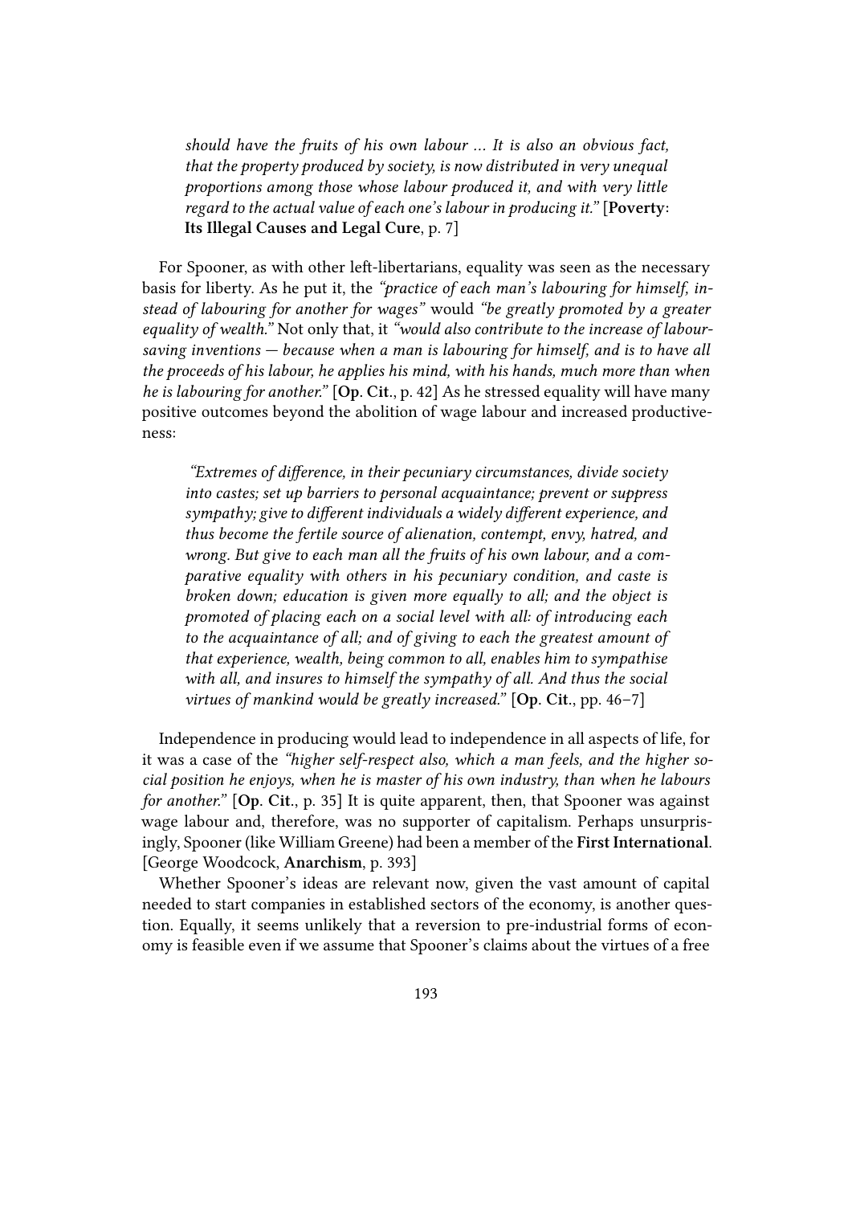> *should have the fruits of his own labour ... It is also an obvious fact, that the property produced by society, is now distributed in very unequal proportions among those whose labour produced it, and with very little regard to the actual value of each one's labour in producing it."* [**Poverty: Its Illegal Causes and Legal Cure**, p. 7]

For Spooner, as with other left-libertarians, equality was seen as the necessary basis for liberty. As he put it, the *"practice of each man's labouring for himself, instead of labouring for another for wages"* would *"be greatly promoted by a greater equality of wealth."* Not only that, it *"would also contribute to the increase of labour-saving inventions — because when a man is labouring for himself, and is to have all the proceeds of his labour, he applies his mind, with his hands, much more than when he is labouring for another."* [**Op. Cit.**, p. 42] As he stressed equality will have many positive outcomes beyond the abolition of wage labour and increased productiveness:

> *"Extremes of difference, in their pecuniary circumstances, divide society into castes; set up barriers to personal acquaintance; prevent or suppress sympathy; give to different individuals a widely different experience, and thus become the fertile source of alienation, contempt, envy, hatred, and wrong. But give to each man all the fruits of his own labour, and a comparative equality with others in his pecuniary condition, and caste is broken down; education is given more equally to all; and the object is promoted of placing each on a social level with all: of introducing each to the acquaintance of all; and of giving to each the greatest amount of that experience, wealth, being common to all, enables him to sympathise with all, and insures to himself the sympathy of all. And thus the social virtues of mankind would be greatly increased."* [**Op. Cit.**, pp. 46–7]

Independence in producing would lead to independence in all aspects of life, for it was a case of the *"higher self-respect also, which a man feels, and the higher social position he enjoys, when he is master of his own industry, than when he labours for another."* [**Op. Cit.**, p. 35] It is quite apparent, then, that Spooner was against wage labour and, therefore, was no supporter of capitalism. Perhaps unsurprisingly, Spooner (like William Greene) had been a member of the **First International**. [George Woodcock, **Anarchism**, p. 393]

Whether Spooner's ideas are relevant now, given the vast amount of capital needed to start companies in established sectors of the economy, is another question. Equally, it seems unlikely that a reversion to pre-industrial forms of economy is feasible even if we assume that Spooner's claims about the virtues of a free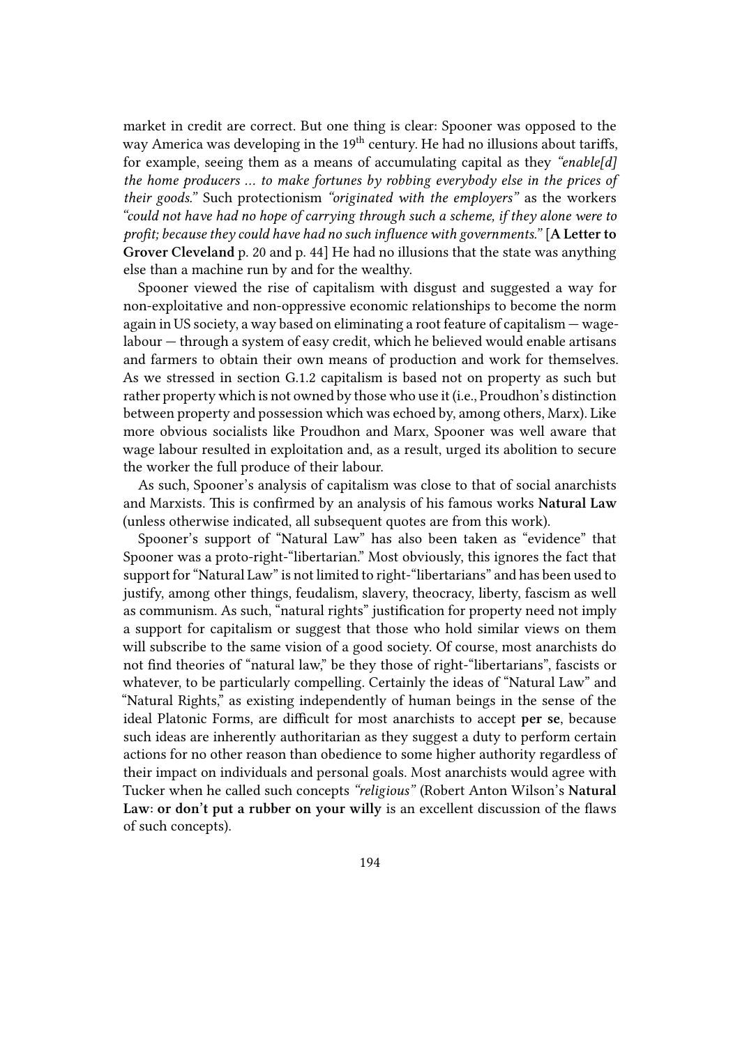market in credit are correct. But one thing is clear: Spooner was opposed to the way America was developing in the 19th century. He had no illusions about tariffs, for example, seeing them as a means of accumulating capital as they *"enable[d] the home producers … to make fortunes by robbing everybody else in the prices of their goods."* Such protectionism *"originated with the employers"* as the workers *"could not have had no hope of carrying through such a scheme, if they alone were to profit; because they could have had no such influence with governments."* [**A Letter to Grover Cleveland** p. 20 and p. 44] He had no illusions that the state was anything else than a machine run by and for the wealthy.

Spooner viewed the rise of capitalism with disgust and suggested a way for non-exploitative and non-oppressive economic relationships to become the norm again in US society, a way based on eliminating a root feature of capitalism — wage-labour — through a system of easy credit, which he believed would enable artisans and farmers to obtain their own means of production and work for themselves. As we stressed in section G.1.2 capitalism is based not on property as such but rather property which is not owned by those who use it (i.e., Proudhon's distinction between property and possession which was echoed by, among others, Marx). Like more obvious socialists like Proudhon and Marx, Spooner was well aware that wage labour resulted in exploitation and, as a result, urged its abolition to secure the worker the full produce of their labour.

As such, Spooner's analysis of capitalism was close to that of social anarchists and Marxists. This is confirmed by an analysis of his famous works **Natural Law** (unless otherwise indicated, all subsequent quotes are from this work).

Spooner's support of "Natural Law" has also been taken as "evidence" that Spooner was a proto-right-"libertarian." Most obviously, this ignores the fact that support for "Natural Law" is not limited to right-"libertarians" and has been used to justify, among other things, feudalism, slavery, theocracy, liberty, fascism as well as communism. As such, "natural rights" justification for property need not imply a support for capitalism or suggest that those who hold similar views on them will subscribe to the same vision of a good society. Of course, most anarchists do not find theories of "natural law," be they those of right-"libertarians", fascists or whatever, to be particularly compelling. Certainly the ideas of "Natural Law" and "Natural Rights," as existing independently of human beings in the sense of the ideal Platonic Forms, are difficult for most anarchists to accept **per se**, because such ideas are inherently authoritarian as they suggest a duty to perform certain actions for no other reason than obedience to some higher authority regardless of their impact on individuals and personal goals. Most anarchists would agree with Tucker when he called such concepts *"religious"* (Robert Anton Wilson's **Natural Law: or don't put a rubber on your willy** is an excellent discussion of the flaws of such concepts).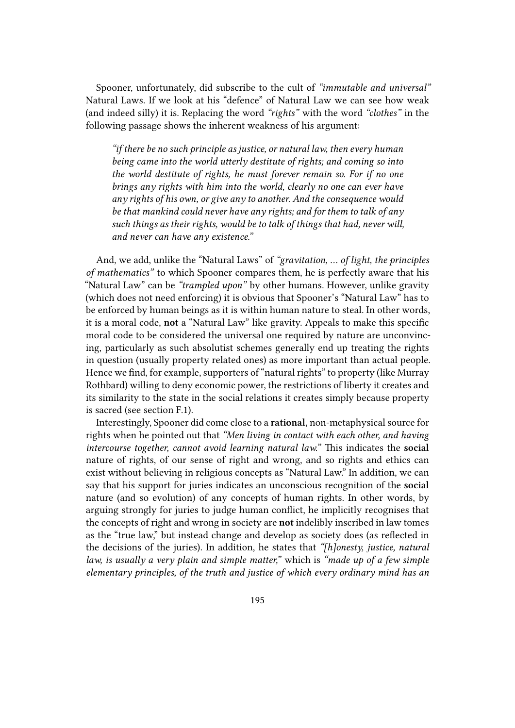Spooner, unfortunately, did subscribe to the cult of *"immutable and universal"* Natural Laws. If we look at his "defence" of Natural Law we can see how weak (and indeed silly) it is. Replacing the word *"rights"* with the word *"clothes"* in the following passage shows the inherent weakness of his argument:

> *"if there be no such principle as justice, or natural law, then every human being came into the world utterly destitute of rights; and coming so into the world destitute of rights, he must forever remain so. For if no one brings any rights with him into the world, clearly no one can ever have any rights of his own, or give any to another. And the consequence would be that mankind could never have any rights; and for them to talk of any such things as their rights, would be to talk of things that had, never will, and never can have any existence."*

And, we add, unlike the "Natural Laws" of *"gravitation, … of light, the principles of mathematics"* to which Spooner compares them, he is perfectly aware that his "Natural Law" can be *"trampled upon"* by other humans. However, unlike gravity (which does not need enforcing) it is obvious that Spooner's "Natural Law" has to be enforced by human beings as it is within human nature to steal. In other words, it is a moral code, **not** a "Natural Law" like gravity. Appeals to make this specific moral code to be considered the universal one required by nature are unconvincing, particularly as such absolutist schemes generally end up treating the rights in question (usually property related ones) as more important than actual people. Hence we find, for example, supporters of "natural rights" to property (like Murray Rothbard) willing to deny economic power, the restrictions of liberty it creates and its similarity to the state in the social relations it creates simply because property is sacred (see section F.1).

Interestingly, Spooner did come close to a **rational**, non-metaphysical source for rights when he pointed out that *"Men living in contact with each other, and having intercourse together, cannot avoid learning natural law."* This indicates the **social** nature of rights, of our sense of right and wrong, and so rights and ethics can exist without believing in religious concepts as "Natural Law." In addition, we can say that his support for juries indicates an unconscious recognition of the **social** nature (and so evolution) of any concepts of human rights. In other words, by arguing strongly for juries to judge human conflict, he implicitly recognises that the concepts of right and wrong in society are **not** indelibly inscribed in law tomes as the "true law," but instead change and develop as society does (as reflected in the decisions of the juries). In addition, he states that *"[h]onesty, justice, natural law, is usually a very plain and simple matter,"* which is *"made up of a few simple elementary principles, of the truth and justice of which every ordinary mind has an*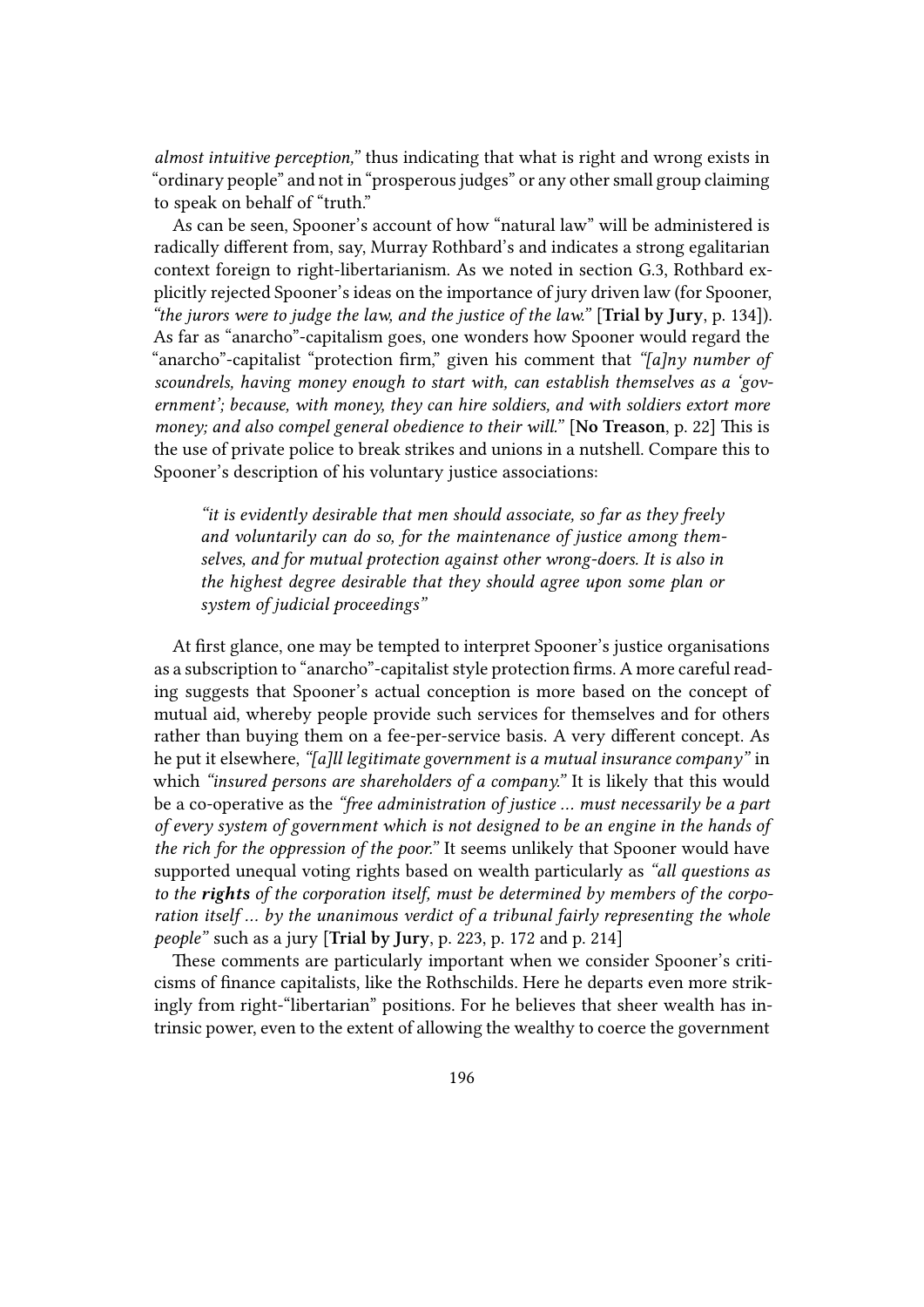*almost intuitive perception,"* thus indicating that what is right and wrong exists in "ordinary people" and not in "prosperous judges" or any other small group claiming to speak on behalf of "truth."

As can be seen, Spooner's account of how "natural law" will be administered is radically different from, say, Murray Rothbard's and indicates a strong egalitarian context foreign to right-libertarianism. As we noted in section G.3, Rothbard explicitly rejected Spooner's ideas on the importance of jury driven law (for Spooner, *"the jurors were to judge the law, and the justice of the law."* [**Trial by Jury**, p. 134]). As far as "anarcho"-capitalism goes, one wonders how Spooner would regard the "anarcho"-capitalist "protection firm," given his comment that *"[a]ny number of scoundrels, having money enough to start with, can establish themselves as a 'government'; because, with money, they can hire soldiers, and with soldiers extort more money; and also compel general obedience to their will."* [**No Treason**, p. 22] This is the use of private police to break strikes and unions in a nutshell. Compare this to Spooner's description of his voluntary justice associations:

> *"it is evidently desirable that men should associate, so far as they freely and voluntarily can do so, for the maintenance of justice among themselves, and for mutual protection against other wrong-doers. It is also in the highest degree desirable that they should agree upon some plan or system of judicial proceedings"*

At first glance, one may be tempted to interpret Spooner's justice organisations as a subscription to "anarcho"-capitalist style protection firms. A more careful reading suggests that Spooner's actual conception is more based on the concept of mutual aid, whereby people provide such services for themselves and for others rather than buying them on a fee-per-service basis. A very different concept. As he put it elsewhere, *"[a]ll legitimate government is a mutual insurance company"* in which *"insured persons are shareholders of a company."* It is likely that this would be a co-operative as the *"free administration of justice … must necessarily be a part of every system of government which is not designed to be an engine in the hands of the rich for the oppression of the poor."* It seems unlikely that Spooner would have supported unequal voting rights based on wealth particularly as *"all questions as to the **rights** of the corporation itself, must be determined by members of the corporation itself … by the unanimous verdict of a tribunal fairly representing the whole people"* such as a jury [**Trial by Jury**, p. 223, p. 172 and p. 214]

These comments are particularly important when we consider Spooner's criticisms of finance capitalists, like the Rothschilds. Here he departs even more strikingly from right-"libertarian" positions. For he believes that sheer wealth has intrinsic power, even to the extent of allowing the wealthy to coerce the government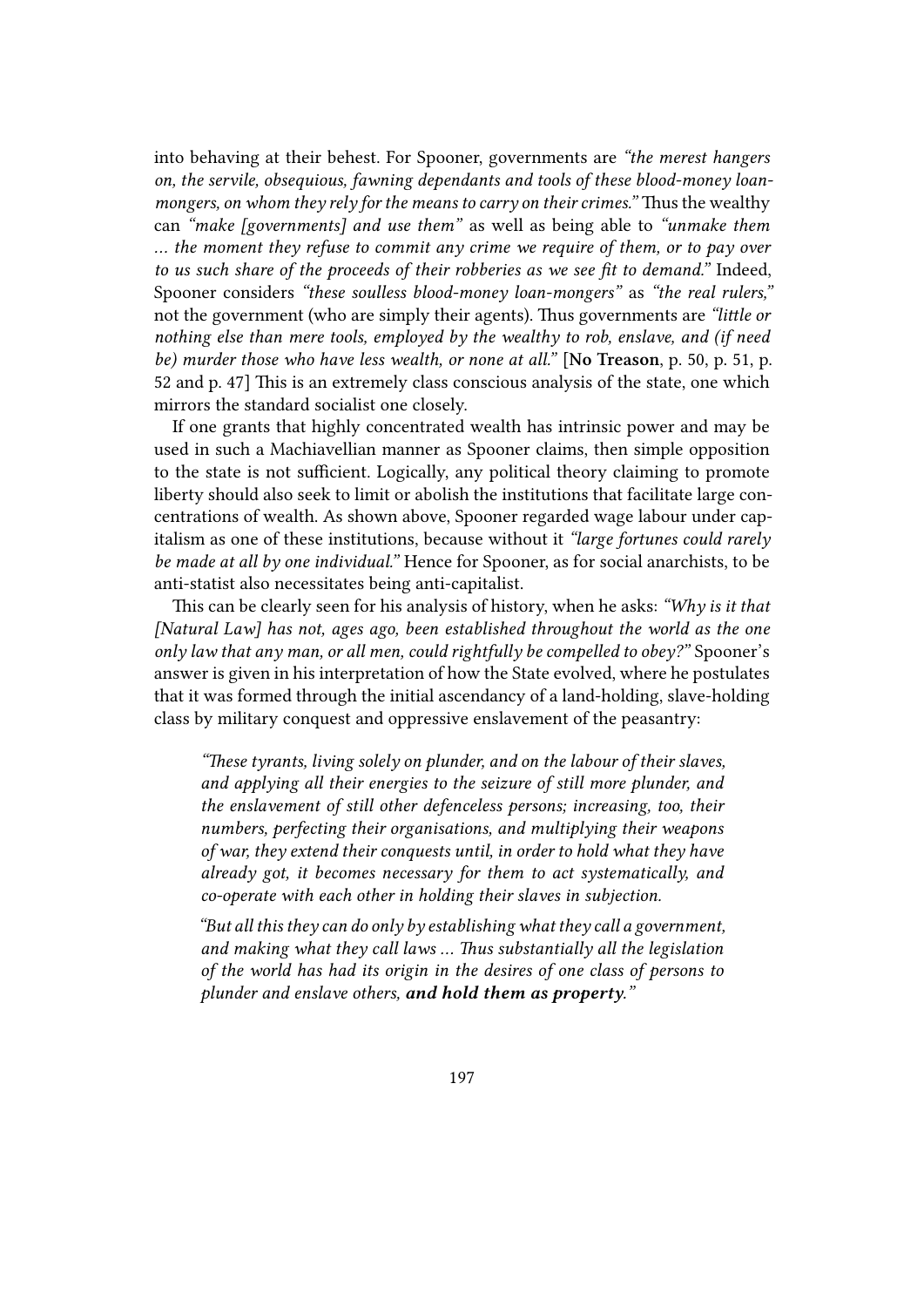into behaving at their behest. For Spooner, governments are *"the merest hangers on, the servile, obsequious, fawning dependants and tools of these blood-money loan-mongers, on whom they rely for the means to carry on their crimes."* Thus the wealthy can *"make [governments] and use them"* as well as being able to *"unmake them … the moment they refuse to commit any crime we require of them, or to pay over to us such share of the proceeds of their robberies as we see fit to demand."* Indeed, Spooner considers *"these soulless blood-money loan-mongers"* as *"the real rulers,"* not the government (who are simply their agents). Thus governments are *"little or nothing else than mere tools, employed by the wealthy to rob, enslave, and (if need be) murder those who have less wealth, or none at all."* [**No Treason**, p. 50, p. 51, p. 52 and p. 47] This is an extremely class conscious analysis of the state, one which mirrors the standard socialist one closely.

If one grants that highly concentrated wealth has intrinsic power and may be used in such a Machiavellian manner as Spooner claims, then simple opposition to the state is not sufficient. Logically, any political theory claiming to promote liberty should also seek to limit or abolish the institutions that facilitate large concentrations of wealth. As shown above, Spooner regarded wage labour under capitalism as one of these institutions, because without it *"large fortunes could rarely be made at all by one individual."* Hence for Spooner, as for social anarchists, to be anti-statist also necessitates being anti-capitalist.

This can be clearly seen for his analysis of history, when he asks: *"Why is it that [Natural Law] has not, ages ago, been established throughout the world as the one only law that any man, or all men, could rightfully be compelled to obey?"* Spooner's answer is given in his interpretation of how the State evolved, where he postulates that it was formed through the initial ascendancy of a land-holding, slave-holding class by military conquest and oppressive enslavement of the peasantry:

> *"These tyrants, living solely on plunder, and on the labour of their slaves, and applying all their energies to the seizure of still more plunder, and the enslavement of still other defenceless persons; increasing, too, their numbers, perfecting their organisations, and multiplying their weapons of war, they extend their conquests until, in order to hold what they have already got, it becomes necessary for them to act systematically, and co-operate with each other in holding their slaves in subjection.*
>
> *"But all this they can do only by establishing what they call a government, and making what they call laws … Thus substantially all the legislation of the world has had its origin in the desires of one class of persons to plunder and enslave others,* ***and hold them as property.****"*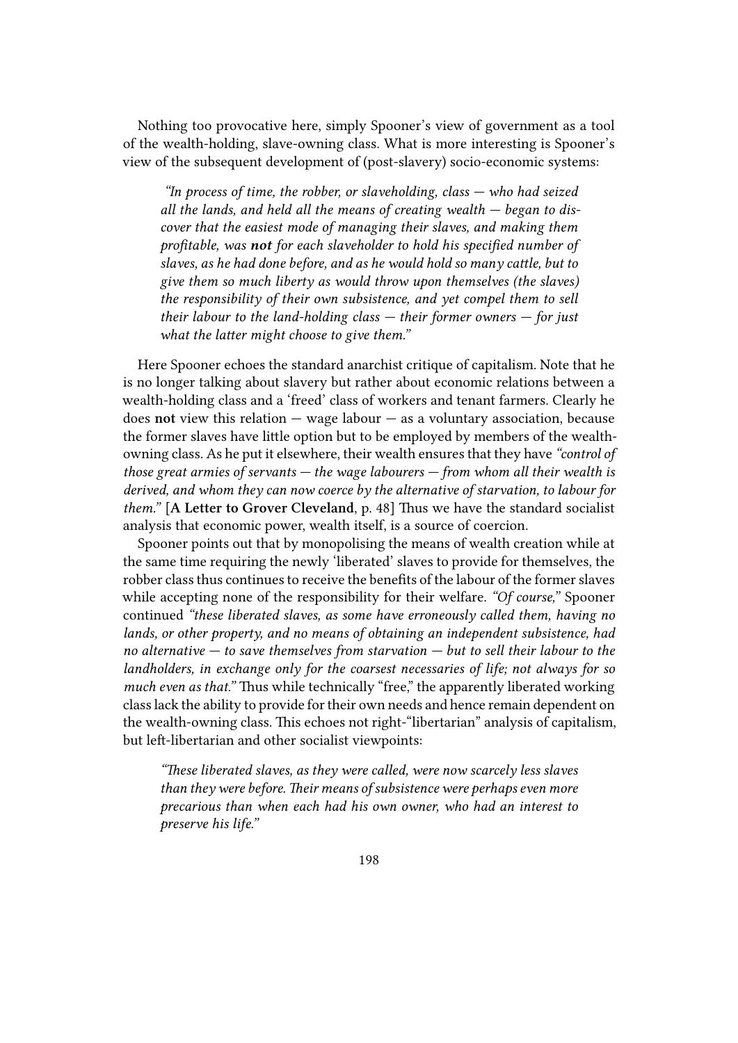Nothing too provocative here, simply Spooner's view of government as a tool of the wealth-holding, slave-owning class. What is more interesting is Spooner's view of the subsequent development of (post-slavery) socio-economic systems:

> *"In process of time, the robber, or slaveholding, class — who had seized all the lands, and held all the means of creating wealth — began to discover that the easiest mode of managing their slaves, and making them profitable, was* ***not*** *for each slaveholder to hold his specified number of slaves, as he had done before, and as he would hold so many cattle, but to give them so much liberty as would throw upon themselves (the slaves) the responsibility of their own subsistence, and yet compel them to sell their labour to the land-holding class — their former owners — for just what the latter might choose to give them."*

Here Spooner echoes the standard anarchist critique of capitalism. Note that he is no longer talking about slavery but rather about economic relations between a wealth-holding class and a 'freed' class of workers and tenant farmers. Clearly he does **not** view this relation — wage labour — as a voluntary association, because the former slaves have little option but to be employed by members of the wealth-owning class. As he put it elsewhere, their wealth ensures that they have *"control of those great armies of servants — the wage labourers — from whom all their wealth is derived, and whom they can now coerce by the alternative of starvation, to labour for them."* [**A Letter to Grover Cleveland**, p. 48] Thus we have the standard socialist analysis that economic power, wealth itself, is a source of coercion.

Spooner points out that by monopolising the means of wealth creation while at the same time requiring the newly 'liberated' slaves to provide for themselves, the robber class thus continues to receive the benefits of the labour of the former slaves while accepting none of the responsibility for their welfare. *"Of course,"* Spooner continued *"these liberated slaves, as some have erroneously called them, having no lands, or other property, and no means of obtaining an independent subsistence, had no alternative — to save themselves from starvation — but to sell their labour to the landholders, in exchange only for the coarsest necessaries of life; not always for so much even as that."* Thus while technically "free," the apparently liberated working class lack the ability to provide for their own needs and hence remain dependent on the wealth-owning class. This echoes not right-"libertarian" analysis of capitalism, but left-libertarian and other socialist viewpoints:

> *"These liberated slaves, as they were called, were now scarcely less slaves than they were before. Their means of subsistence were perhaps even more precarious than when each had his own owner, who had an interest to preserve his life."*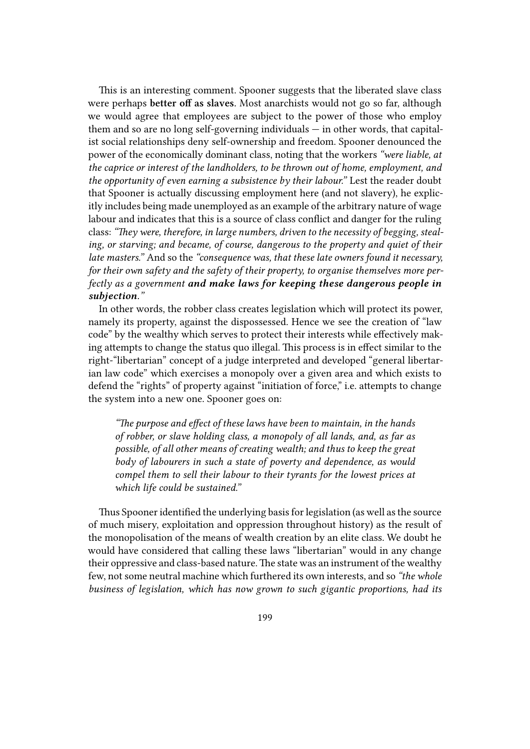This is an interesting comment. Spooner suggests that the liberated slave class were perhaps **better off as slaves**. Most anarchists would not go so far, although we would agree that employees are subject to the power of those who employ them and so are no long self-governing individuals — in other words, that capitalist social relationships deny self-ownership and freedom. Spooner denounced the power of the economically dominant class, noting that the workers *"were liable, at the caprice or interest of the landholders, to be thrown out of home, employment, and the opportunity of even earning a subsistence by their labour."* Lest the reader doubt that Spooner is actually discussing employment here (and not slavery), he explicitly includes being made unemployed as an example of the arbitrary nature of wage labour and indicates that this is a source of class conflict and danger for the ruling class: *"They were, therefore, in large numbers, driven to the necessity of begging, stealing, or starving; and became, of course, dangerous to the property and quiet of their late masters."* And so the *"consequence was, that these late owners found it necessary, for their own safety and the safety of their property, to organise themselves more perfectly as a government* ***and make laws for keeping these dangerous people in subjection.****"*

In other words, the robber class creates legislation which will protect its power, namely its property, against the dispossessed. Hence we see the creation of "law code" by the wealthy which serves to protect their interests while effectively making attempts to change the status quo illegal. This process is in effect similar to the right-"libertarian" concept of a judge interpreted and developed "general libertarian law code" which exercises a monopoly over a given area and which exists to defend the "rights" of property against "initiation of force," i.e. attempts to change the system into a new one. Spooner goes on:

> *"The purpose and effect of these laws have been to maintain, in the hands of robber, or slave holding class, a monopoly of all lands, and, as far as possible, of all other means of creating wealth; and thus to keep the great body of labourers in such a state of poverty and dependence, as would compel them to sell their labour to their tyrants for the lowest prices at which life could be sustained."*

Thus Spooner identified the underlying basis for legislation (as well as the source of much misery, exploitation and oppression throughout history) as the result of the monopolisation of the means of wealth creation by an elite class. We doubt he would have considered that calling these laws "libertarian" would in any change their oppressive and class-based nature. The state was an instrument of the wealthy few, not some neutral machine which furthered its own interests, and so *"the whole business of legislation, which has now grown to such gigantic proportions, had its*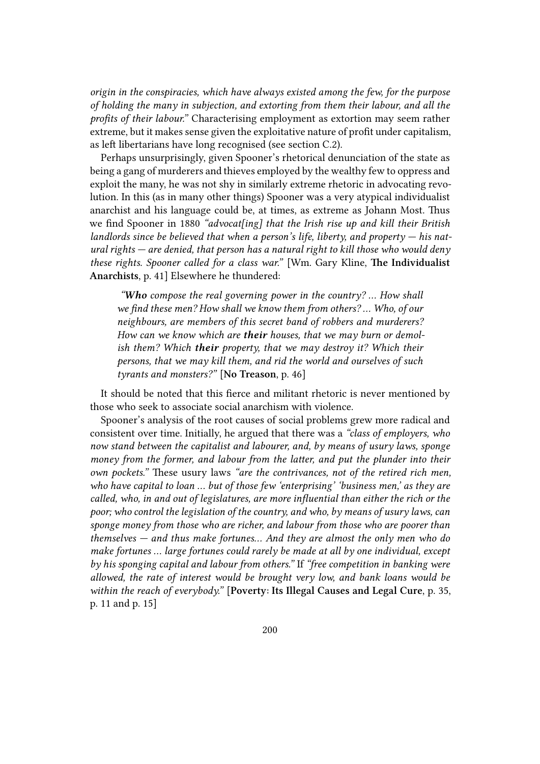*origin in the conspiracies, which have always existed among the few, for the purpose of holding the many in subjection, and extorting from them their labour, and all the profits of their labour."* Characterising employment as extortion may seem rather extreme, but it makes sense given the exploitative nature of profit under capitalism, as left libertarians have long recognised (see section C.2).

Perhaps unsurprisingly, given Spooner's rhetorical denunciation of the state as being a gang of murderers and thieves employed by the wealthy few to oppress and exploit the many, he was not shy in similarly extreme rhetoric in advocating revolution. In this (as in many other things) Spooner was a very atypical individualist anarchist and his language could be, at times, as extreme as Johann Most. Thus we find Spooner in 1880 *"advocat[ing] that the Irish rise up and kill their British landlords since be believed that when a person's life, liberty, and property — his natural rights — are denied, that person has a natural right to kill those who would deny these rights. Spooner called for a class war."* [Wm. Gary Kline, **The Individualist Anarchists**, p. 41] Elsewhere he thundered:

> *"**Who** compose the real governing power in the country? … How shall we find these men? How shall we know them from others? … Who, of our neighbours, are members of this secret band of robbers and murderers? How can we know which are **their** houses, that we may burn or demolish them? Which **their** property, that we may destroy it? Which their persons, that we may kill them, and rid the world and ourselves of such tyrants and monsters?"* [**No Treason**, p. 46]

It should be noted that this fierce and militant rhetoric is never mentioned by those who seek to associate social anarchism with violence.

Spooner's analysis of the root causes of social problems grew more radical and consistent over time. Initially, he argued that there was a *"class of employers, who now stand between the capitalist and labourer, and, by means of usury laws, sponge money from the former, and labour from the latter, and put the plunder into their own pockets."* These usury laws *"are the contrivances, not of the retired rich men, who have capital to loan … but of those few 'enterprising' 'business men,' as they are called, who, in and out of legislatures, are more influential than either the rich or the poor; who control the legislation of the country, and who, by means of usury laws, can sponge money from those who are richer, and labour from those who are poorer than themselves — and thus make fortunes… And they are almost the only men who do make fortunes … large fortunes could rarely be made at all by one individual, except by his sponging capital and labour from others."* If *"free competition in banking were allowed, the rate of interest would be brought very low, and bank loans would be within the reach of everybody."* [**Poverty: Its Illegal Causes and Legal Cure**, p. 35, p. 11 and p. 15]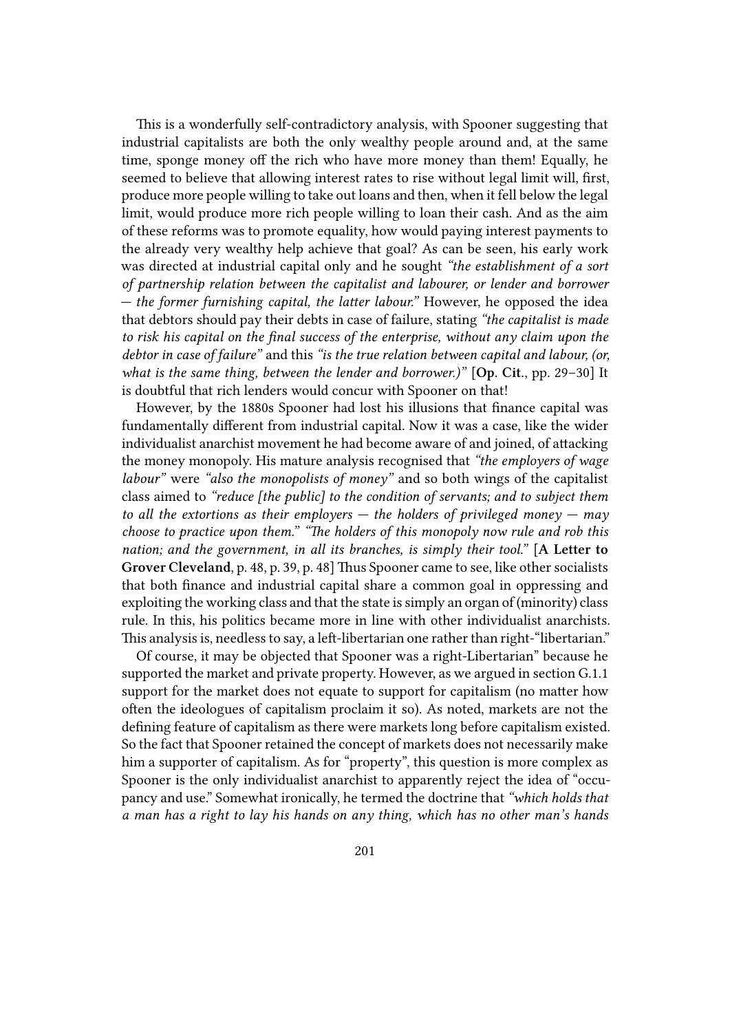This is a wonderfully self-contradictory analysis, with Spooner suggesting that industrial capitalists are both the only wealthy people around and, at the same time, sponge money off the rich who have more money than them! Equally, he seemed to believe that allowing interest rates to rise without legal limit will, first, produce more people willing to take out loans and then, when it fell below the legal limit, would produce more rich people willing to loan their cash. And as the aim of these reforms was to promote equality, how would paying interest payments to the already very wealthy help achieve that goal? As can be seen, his early work was directed at industrial capital only and he sought *"the establishment of a sort of partnership relation between the capitalist and labourer, or lender and borrower — the former furnishing capital, the latter labour."* However, he opposed the idea that debtors should pay their debts in case of failure, stating *"the capitalist is made to risk his capital on the final success of the enterprise, without any claim upon the debtor in case of failure"* and this *"is the true relation between capital and labour, (or, what is the same thing, between the lender and borrower.)"* [**Op. Cit.**, pp. 29–30] It is doubtful that rich lenders would concur with Spooner on that!

However, by the 1880s Spooner had lost his illusions that finance capital was fundamentally different from industrial capital. Now it was a case, like the wider individualist anarchist movement he had become aware of and joined, of attacking the money monopoly. His mature analysis recognised that *"the employers of wage labour"* were *"also the monopolists of money"* and so both wings of the capitalist class aimed to *"reduce [the public] to the condition of servants; and to subject them to all the extortions as their employers — the holders of privileged money — may choose to practice upon them." "The holders of this monopoly now rule and rob this nation; and the government, in all its branches, is simply their tool."* [**A Letter to Grover Cleveland**, p. 48, p. 39, p. 48] Thus Spooner came to see, like other socialists that both finance and industrial capital share a common goal in oppressing and exploiting the working class and that the state is simply an organ of (minority) class rule. In this, his politics became more in line with other individualist anarchists. This analysis is, needless to say, a left-libertarian one rather than right-"libertarian."

Of course, it may be objected that Spooner was a right-Libertarian" because he supported the market and private property. However, as we argued in section G.1.1 support for the market does not equate to support for capitalism (no matter how often the ideologues of capitalism proclaim it so). As noted, markets are not the defining feature of capitalism as there were markets long before capitalism existed. So the fact that Spooner retained the concept of markets does not necessarily make him a supporter of capitalism. As for "property", this question is more complex as Spooner is the only individualist anarchist to apparently reject the idea of "occupancy and use." Somewhat ironically, he termed the doctrine that *"which holds that a man has a right to lay his hands on any thing, which has no other man's hands*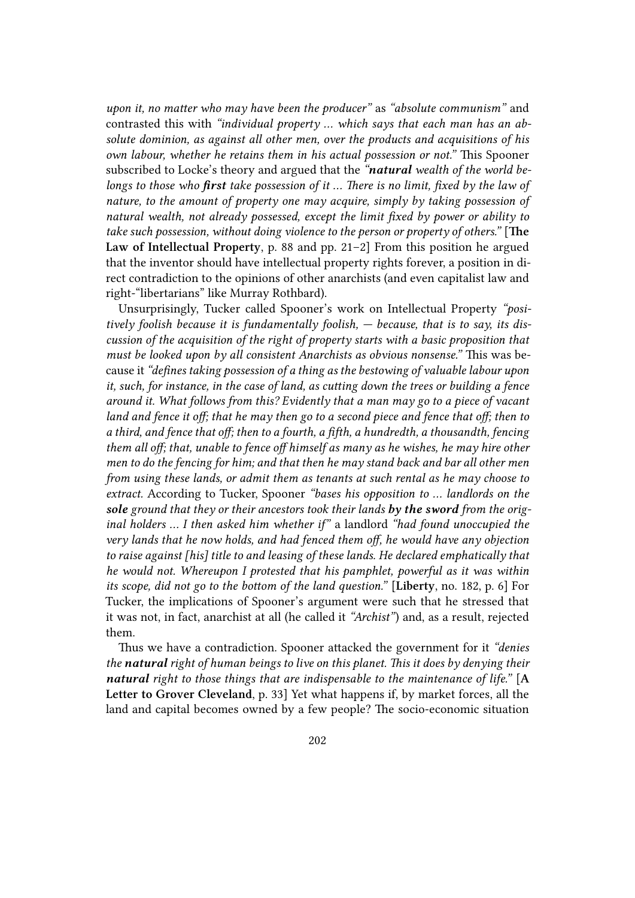*upon it, no matter who may have been the producer"* as *"absolute communism"* and contrasted this with *"individual property ... which says that each man has an absolute dominion, as against all other men, over the products and acquisitions of his own labour, whether he retains them in his actual possession or not."* This Spooner subscribed to Locke's theory and argued that the *"**natural** wealth of the world belongs to those who **first** take possession of it ... There is no limit, fixed by the law of nature, to the amount of property one may acquire, simply by taking possession of natural wealth, not already possessed, except the limit fixed by power or ability to take such possession, without doing violence to the person or property of others."* [**The Law of Intellectual Property**, p. 88 and pp. 21–2] From this position he argued that the inventor should have intellectual property rights forever, a position in direct contradiction to the opinions of other anarchists (and even capitalist law and right-"libertarians" like Murray Rothbard).

Unsurprisingly, Tucker called Spooner's work on Intellectual Property *"positively foolish because it is fundamentally foolish, — because, that is to say, its discussion of the acquisition of the right of property starts with a basic proposition that must be looked upon by all consistent Anarchists as obvious nonsense."* This was because it *"defines taking possession of a thing as the bestowing of valuable labour upon it, such, for instance, in the case of land, as cutting down the trees or building a fence around it. What follows from this? Evidently that a man may go to a piece of vacant land and fence it off; that he may then go to a second piece and fence that off; then to a third, and fence that off; then to a fourth, a fifth, a hundredth, a thousandth, fencing them all off; that, unable to fence off himself as many as he wishes, he may hire other men to do the fencing for him; and that then he may stand back and bar all other men from using these lands, or admit them as tenants at such rental as he may choose to extract.* According to Tucker, Spooner *"bases his opposition to ... landlords on the **sole** ground that they or their ancestors took their lands **by the sword** from the original holders ... I then asked him whether if"* a landlord *"had found unoccupied the very lands that he now holds, and had fenced them off, he would have any objection to raise against [his] title to and leasing of these lands. He declared emphatically that he would not. Whereupon I protested that his pamphlet, powerful as it was within its scope, did not go to the bottom of the land question."* [**Liberty**, no. 182, p. 6] For Tucker, the implications of Spooner's argument were such that he stressed that it was not, in fact, anarchist at all (he called it *"Archist"*) and, as a result, rejected them.

Thus we have a contradiction. Spooner attacked the government for it *"denies the **natural** right of human beings to live on this planet. This it does by denying their **natural** right to those things that are indispensable to the maintenance of life."* [**A Letter to Grover Cleveland**, p. 33] Yet what happens if, by market forces, all the land and capital becomes owned by a few people? The socio-economic situation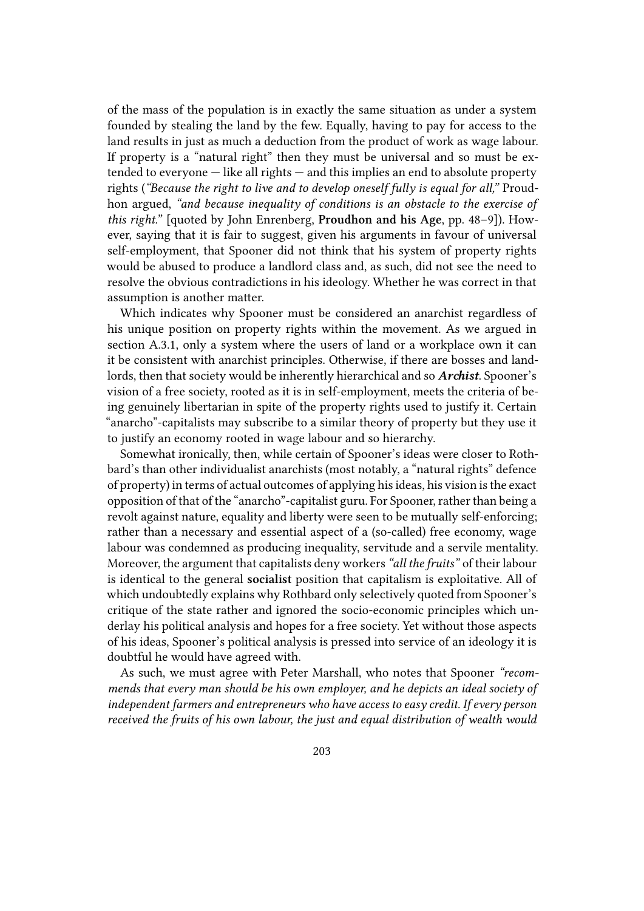of the mass of the population is in exactly the same situation as under a system founded by stealing the land by the few. Equally, having to pay for access to the land results in just as much a deduction from the product of work as wage labour. If property is a "natural right" then they must be universal and so must be extended to everyone — like all rights — and this implies an end to absolute property rights (*"Because the right to live and to develop oneself fully is equal for all,"* Proudhon argued, *"and because inequality of conditions is an obstacle to the exercise of this right."* [quoted by John Enrenberg, **Proudhon and his Age**, pp. 48–9]). However, saying that it is fair to suggest, given his arguments in favour of universal self-employment, that Spooner did not think that his system of property rights would be abused to produce a landlord class and, as such, did not see the need to resolve the obvious contradictions in his ideology. Whether he was correct in that assumption is another matter.

Which indicates why Spooner must be considered an anarchist regardless of his unique position on property rights within the movement. As we argued in section A.3.1, only a system where the users of land or a workplace own it can it be consistent with anarchist principles. Otherwise, if there are bosses and landlords, then that society would be inherently hierarchical and so ***Archist***. Spooner's vision of a free society, rooted as it is in self-employment, meets the criteria of being genuinely libertarian in spite of the property rights used to justify it. Certain "anarcho"-capitalists may subscribe to a similar theory of property but they use it to justify an economy rooted in wage labour and so hierarchy.

Somewhat ironically, then, while certain of Spooner's ideas were closer to Rothbard's than other individualist anarchists (most notably, a "natural rights" defence of property) in terms of actual outcomes of applying his ideas, his vision is the exact opposition of that of the "anarcho"-capitalist guru. For Spooner, rather than being a revolt against nature, equality and liberty were seen to be mutually self-enforcing; rather than a necessary and essential aspect of a (so-called) free economy, wage labour was condemned as producing inequality, servitude and a servile mentality. Moreover, the argument that capitalists deny workers *"all the fruits"* of their labour is identical to the general **socialist** position that capitalism is exploitative. All of which undoubtedly explains why Rothbard only selectively quoted from Spooner's critique of the state rather and ignored the socio-economic principles which underlay his political analysis and hopes for a free society. Yet without those aspects of his ideas, Spooner's political analysis is pressed into service of an ideology it is doubtful he would have agreed with.

As such, we must agree with Peter Marshall, who notes that Spooner *"recommends that every man should be his own employer, and he depicts an ideal society of independent farmers and entrepreneurs who have access to easy credit. If every person received the fruits of his own labour, the just and equal distribution of wealth would*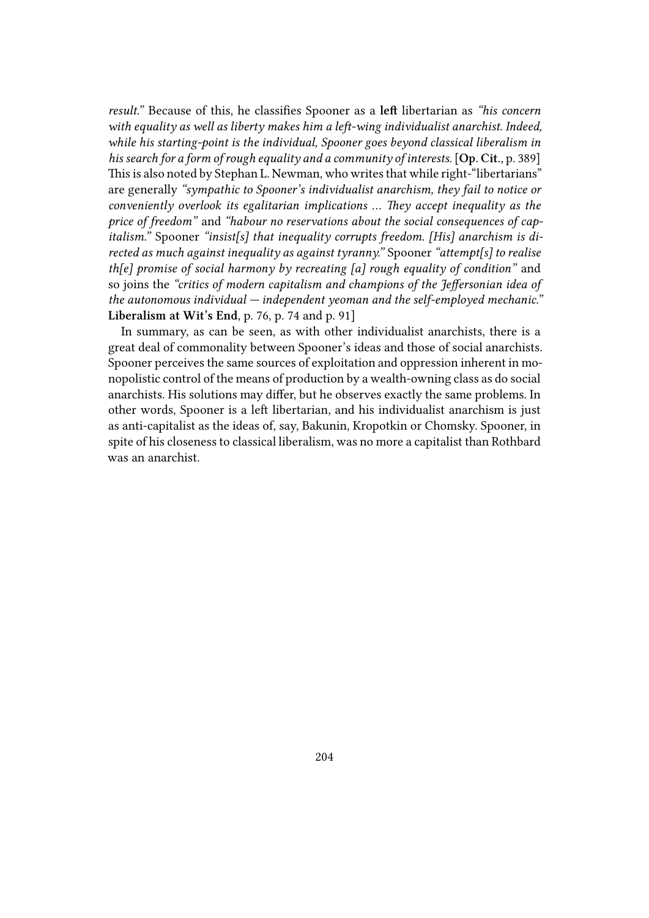*result."* Because of this, he classifies Spooner as a **left** libertarian as *"his concern with equality as well as liberty makes him a left-wing individualist anarchist. Indeed, while his starting-point is the individual, Spooner goes beyond classical liberalism in his search for a form of rough equality and a community of interests.* [**Op. Cit.**, p. 389] This is also noted by Stephan L. Newman, who writes that while right-"libertarians" are generally *"sympathic to Spooner's individualist anarchism, they fail to notice or conveniently overlook its egalitarian implications … They accept inequality as the price of freedom"* and *"habour no reservations about the social consequences of capitalism."* Spooner *"insist[s] that inequality corrupts freedom. [His] anarchism is directed as much against inequality as against tyranny."* Spooner *"attempt[s] to realise th[e] promise of social harmony by recreating [a] rough equality of condition"* and so joins the *"critics of modern capitalism and champions of the Jeffersonian idea of the autonomous individual — independent yeoman and the self-employed mechanic."* **Liberalism at Wit's End**, p. 76, p. 74 and p. 91]

In summary, as can be seen, as with other individualist anarchists, there is a great deal of commonality between Spooner's ideas and those of social anarchists. Spooner perceives the same sources of exploitation and oppression inherent in monopolistic control of the means of production by a wealth-owning class as do social anarchists. His solutions may differ, but he observes exactly the same problems. In other words, Spooner is a left libertarian, and his individualist anarchism is just as anti-capitalist as the ideas of, say, Bakunin, Kropotkin or Chomsky. Spooner, in spite of his closeness to classical liberalism, was no more a capitalist than Rothbard was an anarchist.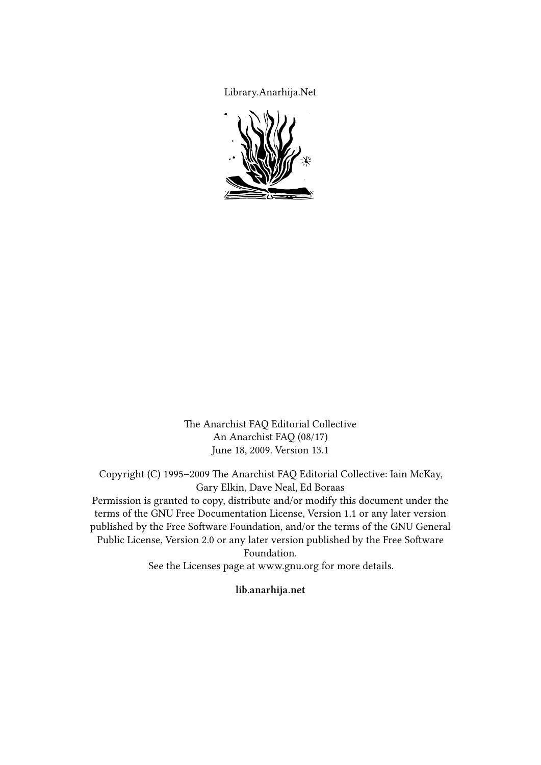Library.Anarhija.Net

The Anarchist FAQ Editorial Collective
An Anarchist FAQ (08/17)
June 18, 2009. Version 13.1

Copyright (C) 1995–2009 The Anarchist FAQ Editorial Collective: Iain McKay, Gary Elkin, Dave Neal, Ed Boraas
Permission is granted to copy, distribute and/or modify this document under the terms of the GNU Free Documentation License, Version 1.1 or any later version published by the Free Software Foundation, and/or the terms of the GNU General Public License, Version 2.0 or any later version published by the Free Software Foundation.
See the Licenses page at www.gnu.org for more details.

**lib.anarhija.net**